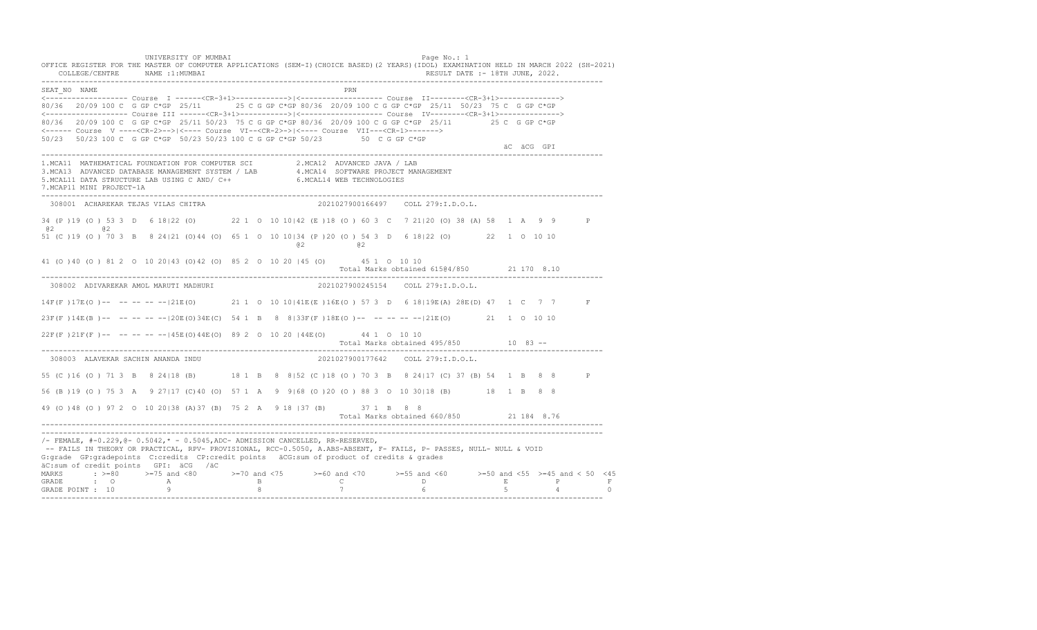UNIVERSITY OF MUMBAI

OFFICE REGISTER FOR THE MASTER OF COMPUTER APPLICATIONS (SEM-I)(CHOICE BASED)(2 YEARS)(IDOL) EXAMINATION HELD IN MARCH 2022 (SH-2021)

COLLEGE/CENTRE NAME :1:MUMBAI RESULT DATE :- 18TH JUNE, 2022.

```
SEAT_NO  NAME                                                          PRN
<------------------- Course  I ------<CR-3+1>------------>|<------------------- Course  II--------<CR-3+1>------------->
80/36  20/09 100 C  G GP C*GP  25/11     25 C G GP C*GP 80/36  20/09 100 C G GP C*GP  25/11  50/23  75 C  G GP C*GP
<------------------- Course III ------<CR-3+1>------------>|<------------------- Course  IV--------<CR-3+1>------------->
80/36  20/09 100 C  G GP C*GP  25/11 50/23  75 C G GP C*GP 80/36  20/09 100 C G GP C*GP  25/11         25 C  G GP C*GP
<------ Course  V ----<CR-2>-->|<---- Course  VI--<CR-2>-->|<---- Course  VII---<CR-1>------->
50/23  50/23 100 C  G GP C*GP  50/23 50/23 100 C G GP C*GP 50/23         50  C G GP C*GP
                                                                                                           äC  äCG  GPI
```

1.MCA11 MATHEMATICAL FOUNDATION FOR COMPUTER SCI
2.MCA12 ADVANCED JAVA / LAB
3.MCA13 ADVANCED DATABASE MANAGEMENT SYSTEM / LAB
4.MCA14 SOFTWARE PROJECT MANAGEMENT
5.MCAL11 DATA STRUCTURE LAB USING C AND/ C++
6.MCAL14 WEB TECHNOLOGIES
7.MCAP11 MINI PROJECT-1A

```
 308001  ACHAREKAR TEJAS VILAS CHITRA                    2021027900166497    COLL 279:I.D.O.L.

34 (P )19 (O ) 53 3  D   6 18|22 (O)       22 1  O  10 10|42 (E )18 (O ) 60 3  C   7 21|20 (O) 38 (A) 58  1  A   9  9       P
 @2         @2
51 (C )19 (O ) 70 3  B   8 24|21 (O)44 (O)  65 1  O  10 10|34 (P )20 (O ) 54 3  D   6 18|22 (O)       22  1  O  10 10
                                                         @2           @2

41 (O )40 (O ) 81 2  O  10 20|43 (O)42 (O)  85 2  O  10 20 |45 (O)       45 1  O  10 10
                                                                          Total Marks obtained 615@4/850        21 170  8.10
```

```
 308002  ADIVAREKAR AMOL MARUTI MADHURI                  2021027900245154    COLL 279:I.D.O.L.

14F(F )17E(O )--  -- -- -- --|21E(O)       21 1  O  10 10|41E(E )16E(O ) 57 3  D   6 18|19E(A) 28E(D) 47  1  C   7  7       F

23F(F )14E(B )--  -- -- -- --|20E(O)34E(C)  54 1  B   8  8|33F(F )18E(O )--  -- -- -- --|21E(O)       21  1  O  10 10

22F(F )21F(F )--  -- -- -- --|45E(O)44E(O)  89 2  O  10 20 |44E(O)       44 1  O  10 10
                                                                          Total Marks obtained 495/850          10  83 --
```

```
 308003  ALAVEKAR SACHIN ANANDA INDU                     2021027900177642    COLL 279:I.D.O.L.

55 (C )16 (O ) 71 3  B   8 24|18 (B)       18 1  B   8  8|52 (C )18 (O ) 70 3  B   8 24|17 (C) 37 (B) 54  1  B   8  8       P

56 (B )19 (O ) 75 3  A   9 27|17 (C)40 (O)  57 1  A   9  9|68 (O )20 (O ) 88 3  O  10 30|18 (B)       18  1  B   8  8

49 (O )48 (O ) 97 2  O  10 20|38 (A)37 (B)  75 2  A   9 18 |37 (B)       37 1  B   8  8
                                                                          Total Marks obtained 660/850          21 184  8.76
```

/- FEMALE, #-0.229,@- 0.5042,* - 0.5045,ADC- ADMISSION CANCELLED, RR-RESERVED,
-- FAILS IN THEORY OR PRACTICAL, RPV- PROVISIONAL, RCC-0.5050, A.ABS-ABSENT, F- FAILS, P- PASSES, NULL- NULL & VOID
G:grade GP:gradepoints C:credits CP:credit points äCG:sum of product of credits & grades
äC:sum of credit points GPI: äCG /äC

| MARKS | : >=80 | >=75 and <80 | >=70 and <75 | >=60 and <70 | >=55 and <60 | >=50 and <55 | >=45 and < 50 | <45 |
|---|---|---|---|---|---|---|---|---|
| GRADE | : O | A | B | C | D | E | P | F |
| GRADE POINT : | 10 | 9 | 8 | 7 | 6 | 5 | 4 | 0 |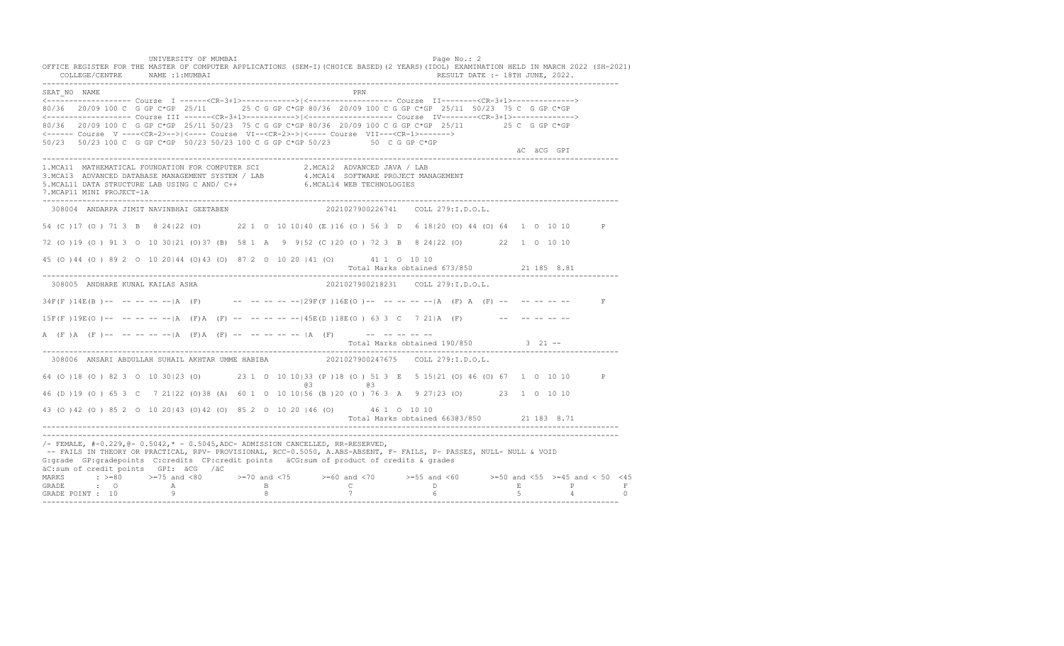UNIVERSITY OF MUMBAI

OFFICE REGISTER FOR THE MASTER OF COMPUTER APPLICATIONS (SEM-I)(CHOICE BASED)(2 YEARS)(IDOL) EXAMINATION HELD IN MARCH 2022 (SH-2021)

COLLEGE/CENTRE NAME :1:MUMBAI RESULT DATE :- 18TH JUNE, 2022.

```
SEAT_NO  NAME                                                          PRN
<------------------- Course  I ------<CR-3+1>------------>|<------------------- Course  II--------<CR-3+1>------------->
80/36  20/09 100 C  G GP C*GP  25/11     25 C G GP C*GP 80/36  20/09 100 C G GP C*GP  25/11  50/23  75 C  G GP C*GP
<------------------- Course III ------<CR-3+1>----------->|<------------------- Course  IV--------<CR-3+1>------------->
80/36   20/09 100 C  G GP C*GP  25/11 50/23  75 C G GP C*GP 80/36  20/09 100 C G GP C*GP  25/11          25 C  G GP C*GP
<------ Course  V ----<CR-2>-->|<---- Course  VI--<CR-2>->|<---- Course  VII---<CR-1>------->
50/23   50/23 100 C  G GP C*GP  50/23 50/23 100 C G GP C*GP 50/23         50  C G GP C*GP
                                                                                                      äC  äCG  GPI
-----------------------------------------------------------------------------------------------------------------------
1.MCA11  MATHEMATICAL FOUNDATION FOR COMPUTER SCI          2.MCA12  ADVANCED JAVA / LAB
3.MCA13  ADVANCED DATABASE MANAGEMENT SYSTEM / LAB         4.MCA14  SOFTWARE PROJECT MANAGEMENT
5.MCAL11 DATA STRUCTURE LAB USING C AND/ C++               6.MCAL14 WEB TECHNOLOGIES
7.MCAP11 MINI PROJECT-1A
-----------------------------------------------------------------------------------------------------------------------
 308004  ANDARPA JIMIT NAVINBHAI GEETABEN                    2021027900226741    COLL 279:I.D.O.L.

54 (C )17 (O ) 71 3  B   8 24|22 (O)        22 1  O  10 10|40 (E )16 (O ) 56 3  D   6 18|20 (O) 44 (O) 64  1  O  10 10       P

72 (O )19 (O ) 91 3  O  10 30|21 (O)37 (B)  58 1  A   9  9|52 (C )20 (O ) 72 3  B   8 24|22 (O)        22  1  O  10 10

45 (O )44 (O ) 89 2  O  10 20|44 (O)43 (O)  87 2  O  10 20 |41 (O)        41 1  O  10 10
                                                                  Total Marks obtained 673/850          21 185  8.81
-----------------------------------------------------------------------------------------------------------------------
 308005  ANDHARE KUNAL KAILAS ASHA                           2021027900218231    COLL 279:I.D.O.L.

34F(F )14E(B )--  -- -- -- --|A  (F)       --  -- -- -- --|29F(F )16E(O )--  -- -- -- --|A  (F) A  (F) --   -- -- -- --       F

15F(F )19E(O )--  -- -- -- --|A  (F)A  (F) --  -- -- -- --|45E(D )18E(O ) 63 3  C   7 21|A  (F)        --   -- -- -- --

A  (F )A  (F )--  -- -- -- --|A  (F)A  (F) --  -- -- -- -- |A  (F)        --  -- -- -- --
                                                                  Total Marks obtained 190/850           3  21 --
-----------------------------------------------------------------------------------------------------------------------
 308006  ANSARI ABDULLAH SUHAIL AKHTAR UMME HABIBA           2021027900247675    COLL 279:I.D.O.L.

64 (O )18 (O ) 82 3  O  10 30|23 (O)        23 1  O  10 10|33 (P )18 (O ) 51 3  E   5 15|21 (O) 46 (O) 67  1  O  10 10       P
                                                           @3            @3
46 (D )19 (O ) 65 3  C   7 21|22 (O)38 (A)  60 1  O  10 10|56 (B )20 (O ) 76 3  A   9 27|23 (O)        23  1  O  10 10

43 (O )42 (O ) 85 2  O  10 20|43 (O)42 (O)  85 2  O  10 20 |46 (O)        46 1  O  10 10
                                                                  Total Marks obtained 663@3/850        21 183  8.71
-----------------------------------------------------------------------------------------------------------------------
```

/- FEMALE, #-0.229,@- 0.5042,* - 0.5045,ADC- ADMISSION CANCELLED, RR-RESERVED,
-- FAILS IN THEORY OR PRACTICAL, RPV- PROVISIONAL, RCC-0.5050, A.ABS-ABSENT, F- FAILS, P- PASSES, NULL- NULL & VOID
G:grade GP:gradepoints C:credits CP:credit points äCG:sum of product of credits & grades
äC:sum of credit points GPI: äCG /äC

| MARKS | >=80 | >=75 and <80 | >=70 and <75 | >=60 and <70 | >=55 and <60 | >=50 and <55 | >=45 and < 50 | <45 |
|---|---|---|---|---|---|---|---|---|
| GRADE | O | A | B | C | D | E | P | F |
| GRADE POINT | 10 | 9 | 8 | 7 | 6 | 5 | 4 | 0 |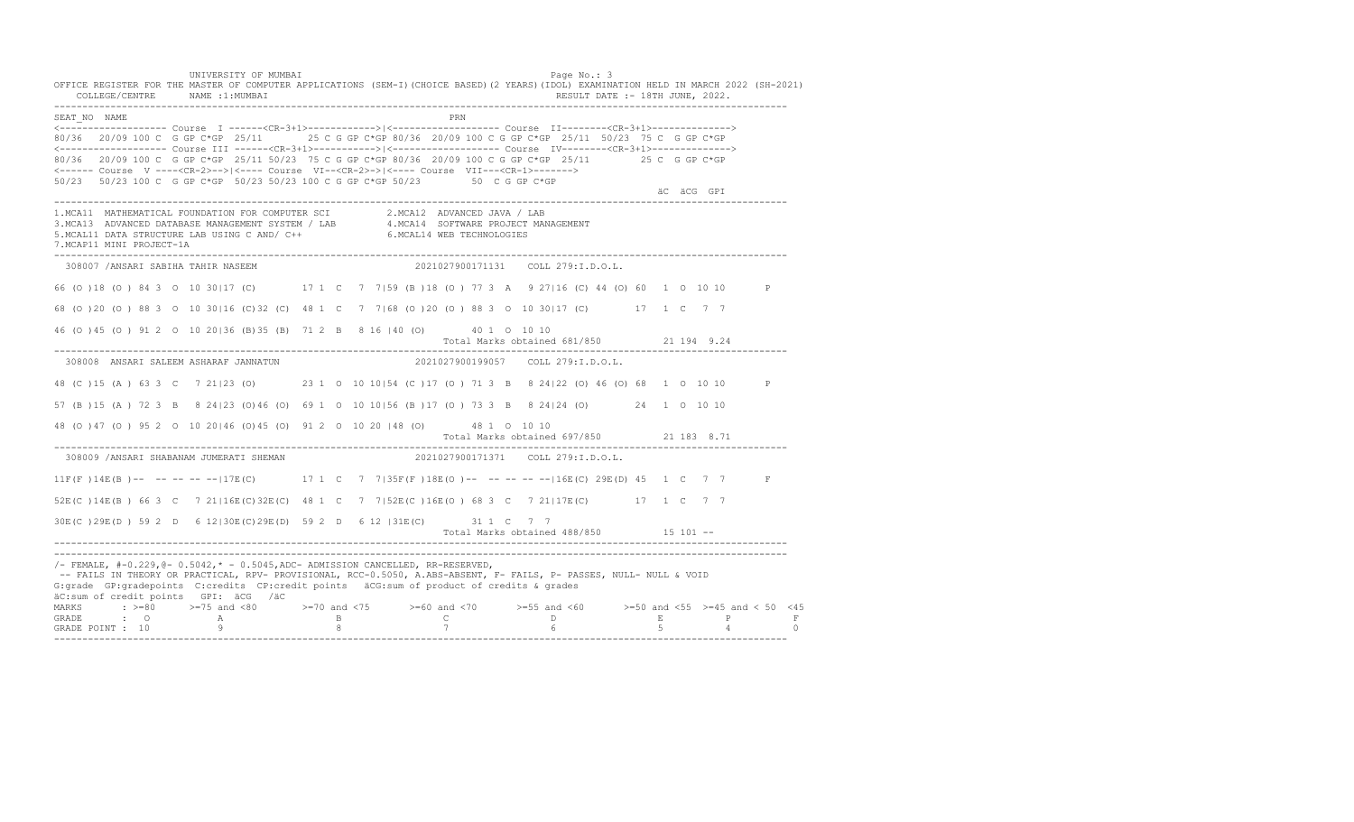UNIVERSITY OF MUMBAI

OFFICE REGISTER FOR THE MASTER OF COMPUTER APPLICATIONS (SEM-I)(CHOICE BASED)(2 YEARS)(IDOL) EXAMINATION HELD IN MARCH 2022 (SH-2021)

COLLEGE/CENTRE NAME :1:MUMBAI — RESULT DATE :- 18TH JUNE, 2022.

```
SEAT_NO NAME                                                              PRN
<------------------- Course  I ------<CR-3+1>------------>|<------------------- Course  II--------<CR-3+1>------------->
80/36  20/09 100 C  G GP C*GP  25/11        25 C G GP C*GP 80/36  20/09 100 C G GP C*GP  25/11  50/23  75 C  G GP C*GP
<------------------- Course III ------<CR-3+1>----------->|<------------------- Course  IV--------<CR-3+1>------------->
80/36   20/09 100 C  G GP C*GP  25/11 50/23  75 C G GP C*GP 80/36  20/09 100 C G GP C*GP  25/11         25 C  G GP C*GP
<------ Course  V ----<CR-2>-->|<---- Course  VI--<CR-2>->|<---- Course  VII---<CR-1>------->
50/23   50/23 100 C  G GP C*GP  50/23 50/23 100 C G GP C*GP 50/23         50  C G GP C*GP
                                                                                                              äC  äCG  GPI
```

1.MCA11 MATHEMATICAL FOUNDATION FOR COMPUTER SCI  2.MCA12 ADVANCED JAVA / LAB
3.MCA13 ADVANCED DATABASE MANAGEMENT SYSTEM / LAB  4.MCA14 SOFTWARE PROJECT MANAGEMENT
5.MCAL11 DATA STRUCTURE LAB USING C AND/ C++  6.MCAL14 WEB TECHNOLOGIES
7.MCAP11 MINI PROJECT-1A

```
 308007 /ANSARI SABIHA TAHIR NASEEM                         2021027900171131    COLL 279:I.D.O.L.

66 (O )18 (O ) 84 3  O  10 30|17 (C)       17 1  C   7  7|59 (B )18 (O ) 77 3  A   9 27|16 (C) 44 (O) 60  1  O  10 10       P

68 (O )20 (O ) 88 3  O  10 30|16 (C)32 (C)  48 1  C   7  7|68 (O )20 (O ) 88 3  O  10 30|17 (C)       17  1  C   7  7

46 (O )45 (O ) 91 2  O  10 20|36 (B)35 (B)  71 2  B   8 16 |40 (O)       40 1  O  10 10
                                                                    Total Marks obtained 681/850          21 194  9.24

 308008  ANSARI SALEEM ASHARAF JANNATUN                     2021027900199057    COLL 279:I.D.O.L.

48 (C )15 (A ) 63 3  C   7 21|23 (O)       23 1  O  10 10|54 (C )17 (O ) 71 3  B   8 24|22 (O) 46 (O) 68  1  O  10 10       P

57 (B )15 (A ) 72 3  B   8 24|23 (O)46 (O)  69 1  O  10 10|56 (B )17 (O ) 73 3  B   8 24|24 (O)       24  1  O  10 10

48 (O )47 (O ) 95 2  O  10 20|46 (O)45 (O)  91 2  O  10 20 |48 (O)       48 1  O  10 10
                                                                    Total Marks obtained 697/850          21 183  8.71

 308009 /ANSARI SHABANAM JUMERATI SHEMAN                    2021027900171371    COLL 279:I.D.O.L.

11F(F )14E(B )--  -- -- -- --|17E(C)       17 1  C   7  7|35F(F )18E(O )--  -- -- -- --|16E(C) 29E(D) 45  1  C   7  7       F

52E(C )14E(B ) 66 3  C   7 21|16E(C)32E(C)  48 1  C   7  7|52E(C )16E(O ) 68 3  C   7 21|17E(C)       17  1  C   7  7

30E(C )29E(D ) 59 2  D   6 12|30E(C)29E(D)  59 2  D   6 12 |31E(C)       31 1  C   7  7
                                                                    Total Marks obtained 488/850          15 101  --
```

/- FEMALE, #-0.229,@- 0.5042,* - 0.5045,ADC- ADMISSION CANCELLED, RR-RESERVED,
-- FAILS IN THEORY OR PRACTICAL, RPV- PROVISIONAL, RCC-0.5050, A.ABS-ABSENT, F- FAILS, P- PASSES, NULL- NULL & VOID
G:grade GP:gradepoints C:credits CP:credit points äCG:sum of product of credits & grades
äC:sum of credit points GPI: äCG /äC

| MARKS | >=80 | >=75 and <80 | >=70 and <75 | >=60 and <70 | >=55 and <60 | >=50 and <55 | >=45 and < 50 | <45 |
|---|---|---|---|---|---|---|---|---|
| GRADE | O | A | B | C | D | E | P | F |
| GRADE POINT | 10 | 9 | 8 | 7 | 6 | 5 | 4 | 0 |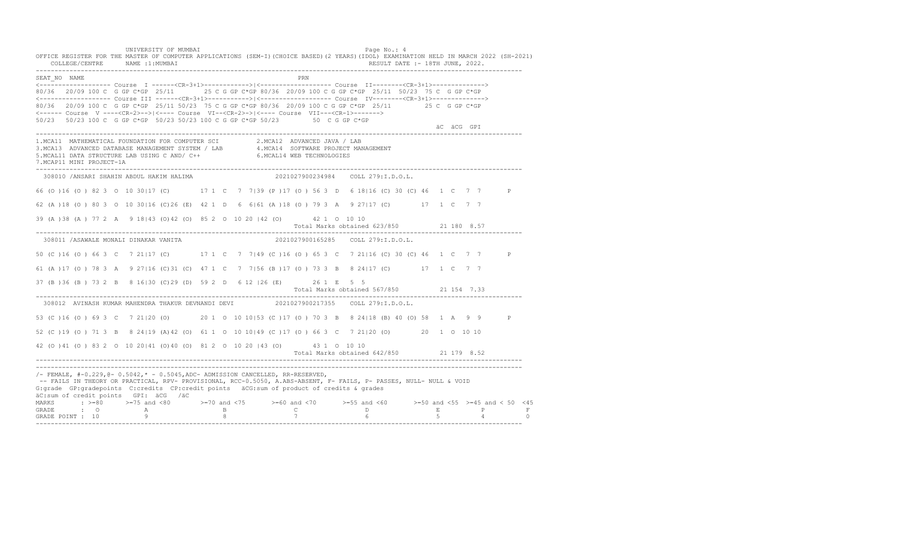UNIVERSITY OF MUMBAI

OFFICE REGISTER FOR THE MASTER OF COMPUTER APPLICATIONS (SEM-I)(CHOICE BASED)(2 YEARS)(IDOL) EXAMINATION HELD IN MARCH 2022 (SH-2021)

COLLEGE/CENTRE NAME :1:MUMBAI RESULT DATE :- 18TH JUNE, 2022.

```
SEAT_NO  NAME                                                        PRN
<------------------- Course  I ------<CR-3+1>------------>|<------------------- Course  II--------<CR-3+1>------------->
80/36  20/09 100 C  G GP C*GP  25/11       25 C G GP C*GP 80/36  20/09 100 C G GP C*GP  25/11  50/23  75 C  G GP C*GP
<------------------- Course III ------<CR-3+1>----------->|<------------------- Course  IV--------<CR-3+1>------------->
80/36  20/09 100 C  G GP C*GP  25/11 50/23  75 C G GP C*GP 80/36  20/09 100 C G GP C*GP  25/11          25 C  G GP C*GP
<------ Course  V ----<CR-2>-->|<---- Course  VI--<CR-2>->|<---- Course  VII---<CR-1>------->
50/23  50/23 100 C  G GP C*GP  50/23 50/23 100 C G GP C*GP 50/23          50  C  G GP C*GP
                                                                                                         äC  äCG  GPI
```

1.MCA11 MATHEMATICAL FOUNDATION FOR COMPUTER SCI  2.MCA12 ADVANCED JAVA / LAB
3.MCA13 ADVANCED DATABASE MANAGEMENT SYSTEM / LAB  4.MCA14 SOFTWARE PROJECT MANAGEMENT
5.MCAL11 DATA STRUCTURE LAB USING C AND/ C++  6.MCAL14 WEB TECHNOLOGIES
7.MCAP11 MINI PROJECT-1A

```
308010 /ANSARI SHAHIN ABDUL HAKIM HALIMA                    2021027900234984    COLL 279:I.D.O.L.

66 (O )16 (O ) 82 3  O  10 30|17 (C)       17 1  C   7  7|39 (P )17 (O ) 56 3  D   6 18|16 (C) 30 (C) 46  1  C   7  7       P

62 (A )18 (O ) 80 3  O  10 30|16 (C)26 (E)  42 1  D   6  6|61 (A )18 (O ) 79 3  A   9 27|17 (C)       17  1  C   7  7

39 (A )38 (A ) 77 2  A   9 18|43 (O)42 (O)  85 2  O  10 20 |42 (O)       42 1  O  10 10
                                                                  Total Marks obtained 623/850          21 180  8.57
```

```
308011 /ASAWALE MONALI DINAKAR VANITA                       2021027900165285    COLL 279:I.D.O.L.

50 (C )16 (O ) 66 3  C   7 21|17 (C)       17 1  C   7  7|49 (C )16 (O ) 65 3  C   7 21|16 (C) 30 (C) 46  1  C   7  7       P

61 (A )17 (O ) 78 3  A   9 27|16 (C)31 (C)  47 1  C   7  7|56 (B )17 (O ) 73 3  B   8 24|17 (C)       17  1  C   7  7

37 (B )36 (B ) 73 2  B   8 16|30 (C)29 (D)  59 2  D   6 12 |26 (E)       26 1  E   5  5
                                                                  Total Marks obtained 567/850          21 154  7.33
```

```
308012  AVINASH KUMAR MAHENDRA THAKUR DEVNANDI DEVI         2021027900217355    COLL 279:I.D.O.L.

53 (C )16 (O ) 69 3  C   7 21|20 (O)       20 1  O  10 10|53 (C )17 (O ) 70 3  B   8 24|18 (B) 40 (O) 58  1  A   9  9       P

52 (C )19 (O ) 71 3  B   8 24|19 (A)42 (O)  61 1  O  10 10|49 (C )17 (O ) 66 3  C   7 21|20 (O)       20  1  O  10 10

42 (O )41 (O ) 83 2  O  10 20|41 (O)40 (O)  81 2  O  10 20 |43 (O)       43 1  O  10 10
                                                                  Total Marks obtained 642/850          21 179  8.52
```

/- FEMALE, #-0.229,@- 0.5042,* - 0.5045,ADC- ADMISSION CANCELLED, RR-RESERVED,
-- FAILS IN THEORY OR PRACTICAL, RPV- PROVISIONAL, RCC-0.5050, A.ABS-ABSENT, F- FAILS, P- PASSES, NULL- NULL & VOID
G:grade GP:gradepoints C:credits CP:credit points äCG:sum of product of credits & grades
äC:sum of credit points GPI: äCG /äC

| MARKS | >=80 | >=75 and <80 | >=70 and <75 | >=60 and <70 | >=55 and <60 | >=50 and <55 | >=45 and < 50 | <45 |
|---|---|---|---|---|---|---|---|---|
| GRADE | O | A | B | C | D | E | P | F |
| GRADE POINT | 10 | 9 | 8 | 7 | 6 | 5 | 4 | 0 |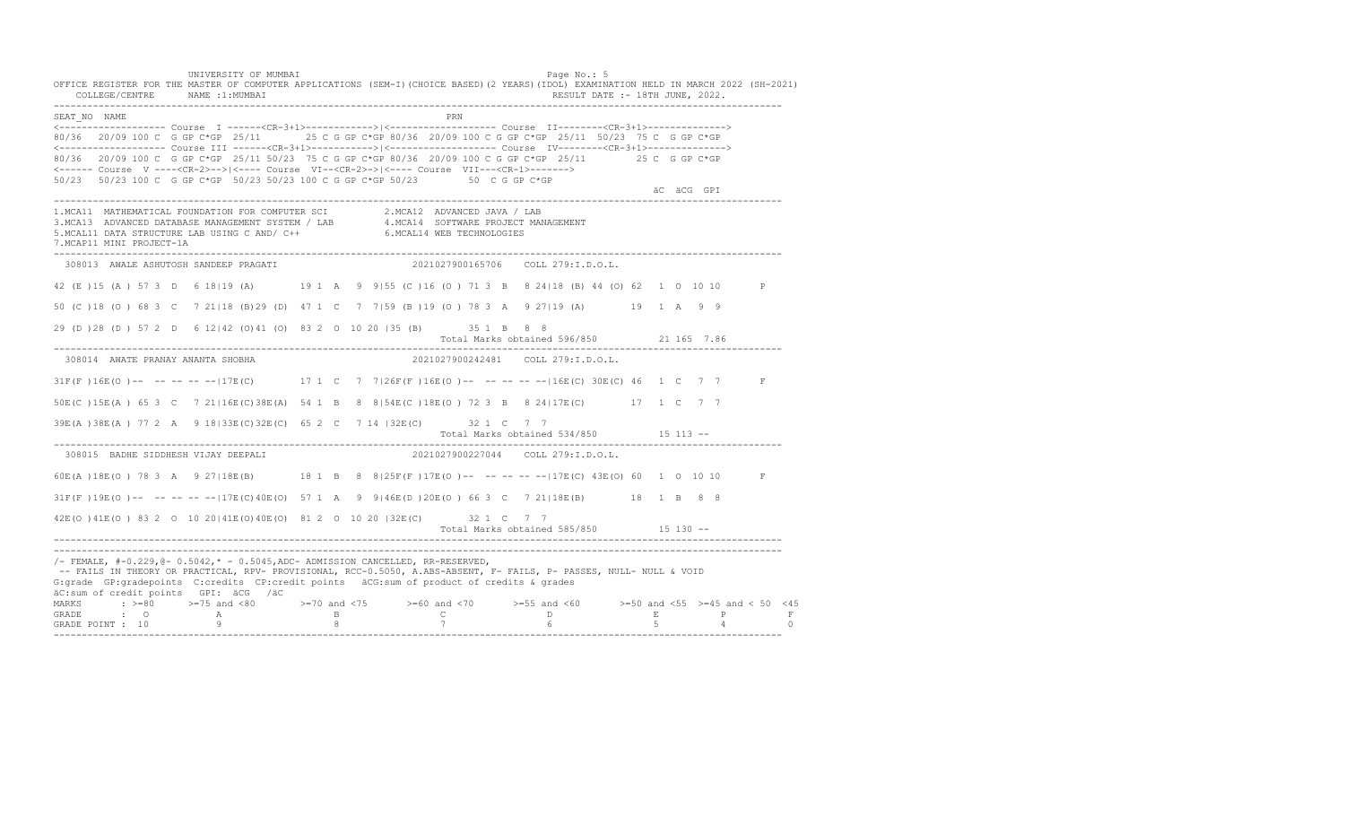UNIVERSITY OF MUMBAI

OFFICE REGISTER FOR THE MASTER OF COMPUTER APPLICATIONS (SEM-I)(CHOICE BASED)(2 YEARS)(IDOL) EXAMINATION HELD IN MARCH 2022 (SH-2021)

COLLEGE/CENTRE NAME :1:MUMBAI RESULT DATE :- 18TH JUNE, 2022.

```
SEAT_NO  NAME                                                          PRN
<------------------- Course  I ------<CR-3+1>------------>|<------------------- Course  II--------<CR-3+1>------------->
80/36  20/09 100 C  G GP C*GP  25/11       25 C G GP C*GP 80/36  20/09 100 C G GP C*GP  25/11  50/23  75 C  G GP C*GP
<------------------- Course III ------<CR-3+1>------------>|<------------------- Course  IV--------<CR-3+1>------------->
80/36  20/09 100 C  G GP C*GP  25/11 50/23  75 C G GP C*GP 80/36  20/09 100 C G GP C*GP  25/11         25 C  G GP C*GP
<------ Course  V ----<CR-2>-->|<---- Course  VI--<CR-2>->|<---- Course  VII---<CR-1>------->
50/23  50/23 100 C  G GP C*GP  50/23 50/23 100 C G GP C*GP 50/23         50  C G GP C*GP
                                                                                                    äC  äCG  GPI
```

1.MCA11 MATHEMATICAL FOUNDATION FOR COMPUTER SCI 2.MCA12 ADVANCED JAVA / LAB
3.MCA13 ADVANCED DATABASE MANAGEMENT SYSTEM / LAB 4.MCA14 SOFTWARE PROJECT MANAGEMENT
5.MCAL11 DATA STRUCTURE LAB USING C AND/ C++ 6.MCAL14 WEB TECHNOLOGIES
7.MCAP11 MINI PROJECT-1A

```
 308013  AWALE ASHUTOSH SANDEEP PRAGATI                    2021027900165706    COLL 279:I.D.O.L.

42 (E )15 (A ) 57 3  D   6 18|19 (A)       19 1  A   9  9|55 (C )16 (O ) 71 3  B   8 24|18 (B) 44 (O) 62  1  O  10 10       P

50 (C )18 (O ) 68 3  C   7 21|18 (B)29 (D)  47 1  C   7  7|59 (B )19 (O ) 78 3  A   9 27|19 (A)       19  1  A   9  9

29 (D )28 (D ) 57 2  D   6 12|42 (O)41 (O)  83 2  O  10 20 |35 (B)       35 1  B   8  8
                                                                   Total Marks obtained 596/850          21 165  7.86

 308014  AWATE PRANAY ANANTA SHOBHA                        2021027900242481    COLL 279:I.D.O.L.

31F(F )16E(O )--  -- -- -- --|17E(C)       17 1  C   7  7|26F(F )16E(O )--  -- -- -- --|16E(C) 30E(C) 46  1  C   7  7       F

50E(C )15E(A ) 65 3  C   7 21|16E(C)38E(A)  54 1  B   8  8|54E(C )18E(O ) 72 3  B   8 24|17E(C)       17  1  C   7  7

39E(A )38E(A ) 77 2  A   9 18|33E(C)32E(C)  65 2  C   7 14 |32E(C)       32 1  C   7  7
                                                                   Total Marks obtained 534/850          15 113 --

 308015  BADHE SIDDHESH VIJAY DEEPALI                      2021027900227044    COLL 279:I.D.O.L.

60E(A )18E(O ) 78 3  A   9 27|18E(B)       18 1  B   8  8|25F(F )17E(O )--  -- -- -- --|17E(C) 43E(O) 60  1  O  10 10       F

31F(F )19E(O )--  -- -- -- --|17E(C)40E(O)  57 1  A   9  9|46E(D )20E(O ) 66 3  C   7 21|18E(B)       18  1  B   8  8

42E(O )41E(O ) 83 2  O  10 20|41E(O)40E(O)  81 2  O  10 20 |32E(C)       32 1  C   7  7
                                                                   Total Marks obtained 585/850          15 130 --
```

/- FEMALE, #-0.229,@- 0.5042,* - 0.5045,ADC- ADMISSION CANCELLED, RR-RESERVED,
-- FAILS IN THEORY OR PRACTICAL, RPV- PROVISIONAL, RCC-0.5050, A.ABS-ABSENT, F- FAILS, P- PASSES, NULL- NULL & VOID
G:grade GP:gradepoints C:credits CP:credit points äCG:sum of product of credits & grades
äC:sum of credit points GPI: äCG /äC

| MARKS | >=80 | >=75 and <80 | >=70 and <75 | >=60 and <70 | >=55 and <60 | >=50 and <55 | >=45 and < 50 | <45 |
|---|---|---|---|---|---|---|---|---|
| GRADE | O | A | B | C | D | E | P | F |
| GRADE POINT | 10 | 9 | 8 | 7 | 6 | 5 | 4 | 0 |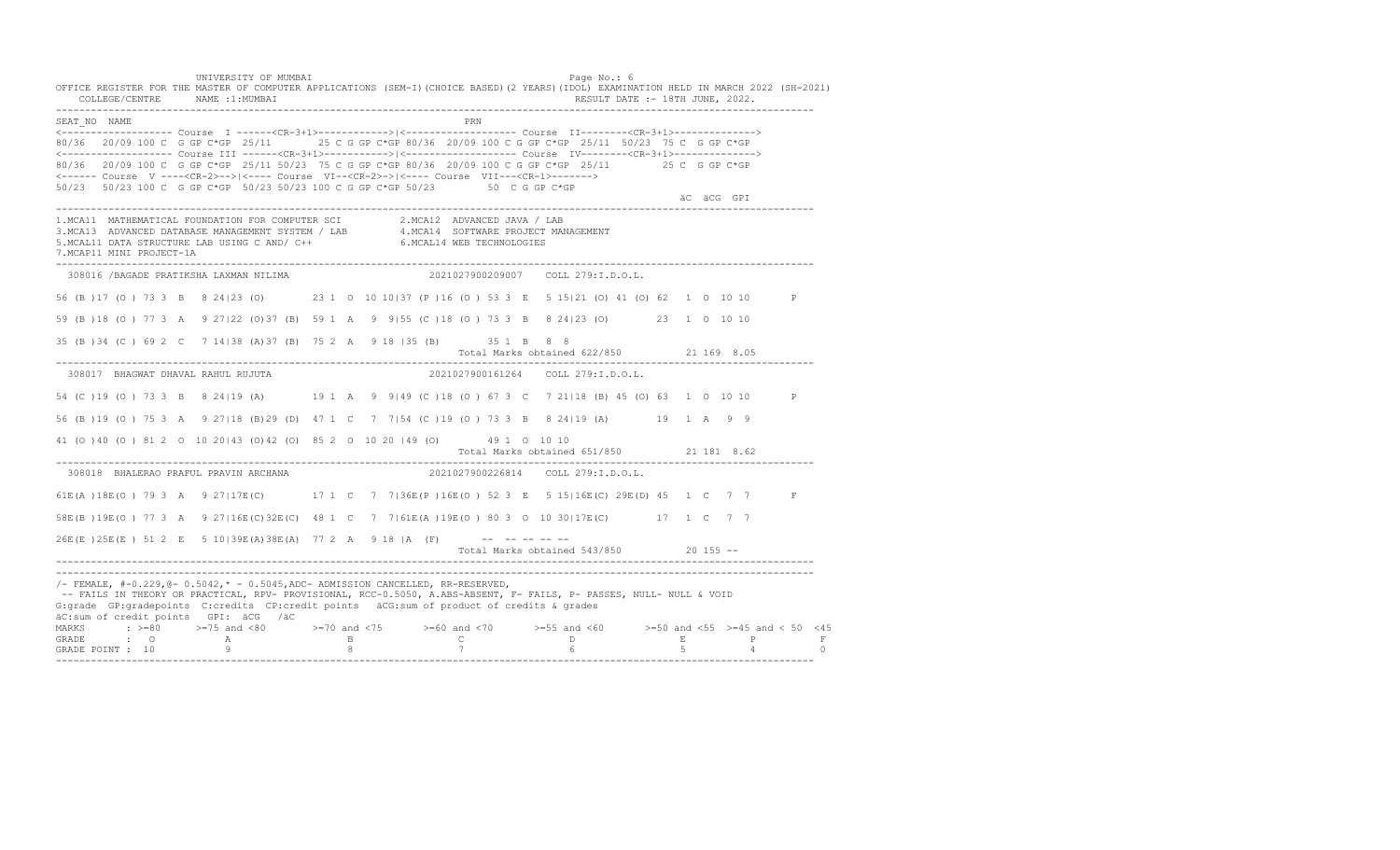UNIVERSITY OF MUMBAI

OFFICE REGISTER FOR THE MASTER OF COMPUTER APPLICATIONS (SEM-I)(CHOICE BASED)(2 YEARS)(IDOL) EXAMINATION HELD IN MARCH 2022 (SH-2021)

COLLEGE/CENTRE NAME :1:MUMBAI — RESULT DATE :- 18TH JUNE, 2022.

```
SEAT_NO  NAME                                                    PRN
<------------------- Course  I ------<CR-3+1>------------>|<------------------- Course  II--------<CR-3+1>------------->
80/36  20/09 100 C  G GP C*GP  25/11       25 C G GP C*GP 80/36  20/09 100 C G GP C*GP  25/11  50/23  75 C  G GP C*GP
<------------------- Course III ------<CR-3+1>------------>|<------------------- Course  IV--------<CR-3+1>------------->
80/36  20/09 100 C  G GP C*GP  25/11 50/23  75 C G GP C*GP 80/36  20/09 100 C G GP C*GP  25/11        25 C  G GP C*GP
<------ Course  V ----<CR-2>-->|<---- Course  VI--<CR-2>->|<---- Course  VII---<CR-1>------->
50/23  50/23 100 C  G GP C*GP  50/23 50/23 100 C G GP C*GP 50/23        50  C G GP C*GP
                                                                                                      äC  äCG  GPI
```

1.MCA11 MATHEMATICAL FOUNDATION FOR COMPUTER SCI  2.MCA12 ADVANCED JAVA / LAB
3.MCA13 ADVANCED DATABASE MANAGEMENT SYSTEM / LAB  4.MCA14 SOFTWARE PROJECT MANAGEMENT
5.MCAL11 DATA STRUCTURE LAB USING C AND/ C++  6.MCAL14 WEB TECHNOLOGIES
7.MCAP11 MINI PROJECT-1A

```
 308016 /BAGADE PRATIKSHA LAXMAN NILIMA                    2021027900209007    COLL 279:I.D.O.L.

56 (B )17 (O ) 73 3  B   8 24|23 (O)       23 1  O  10 10|37 (P )16 (O ) 53 3  E   5 15|21 (O) 41 (O) 62  1  O  10 10       P

59 (B )18 (O ) 77 3  A   9 27|22 (O)37 (B)  59 1  A   9  9|55 (C )18 (O ) 73 3  B   8 24|23 (O)        23  1  O  10 10

35 (B )34 (C ) 69 2  C   7 14|38 (A)37 (B)  75 2  A   9 18 |35 (B)        35 1  B   8  8
                                                                     Total Marks obtained 622/850          21 169  8.05

 308017  BHAGWAT DHAVAL RAHUL RUJUTA                       2021027900161264    COLL 279:I.D.O.L.

54 (C )19 (O ) 73 3  B   8 24|19 (A)       19 1  A   9  9|49 (C )18 (O ) 67 3  C   7 21|18 (B) 45 (O) 63  1  O  10 10       P

56 (B )19 (O ) 75 3  A   9 27|18 (B)29 (D)  47 1  C   7  7|54 (C )19 (O ) 73 3  B   8 24|19 (A)        19  1  A   9  9

41 (O )40 (O ) 81 2  O  10 20|43 (O)42 (O)  85 2  O  10 20 |49 (O)        49 1  O  10 10
                                                                     Total Marks obtained 651/850          21 181  8.62

 308018  BHALERAO PRAFUL PRAVIN ARCHANA                    2021027900226814    COLL 279:I.D.O.L.

61E(A )18E(O ) 79 3  A   9 27|17E(C)       17 1  C   7  7|36E(P )16E(O ) 52 3  E   5 15|16E(C) 29E(D) 45  1  C   7  7       F

58E(B )19E(O ) 77 3  A   9 27|16E(C)32E(C)  48 1  C   7  7|61E(A )19E(O ) 80 3  O  10 30|17E(C)        17  1  C   7  7

26E(E )25E(E ) 51 2  E   5 10|39E(A)38E(A)  77 2  A   9 18 |A  (F)        --  -- -- -- --
                                                                     Total Marks obtained 543/850          20 155  --
```

/- FEMALE, #-0.229,@- 0.5042,* - 0.5045,ADC- ADMISSION CANCELLED, RR-RESERVED,
-- FAILS IN THEORY OR PRACTICAL, RPV- PROVISIONAL, RCC-0.5050, A.ABS-ABSENT, F- FAILS, P- PASSES, NULL- NULL & VOID
G:grade GP:gradepoints C:credits CP:credit points äCG:sum of product of credits & grades
äC:sum of credit points GPI: äCG /äC

| MARKS | >=80 | >=75 and <80 | >=70 and <75 | >=60 and <70 | >=55 and <60 | >=50 and <55 | >=45 and < 50 | <45 |
|---|---|---|---|---|---|---|---|---|
| GRADE | O | A | B | C | D | E | P | F |
| GRADE POINT | 10 | 9 | 8 | 7 | 6 | 5 | 4 | 0 |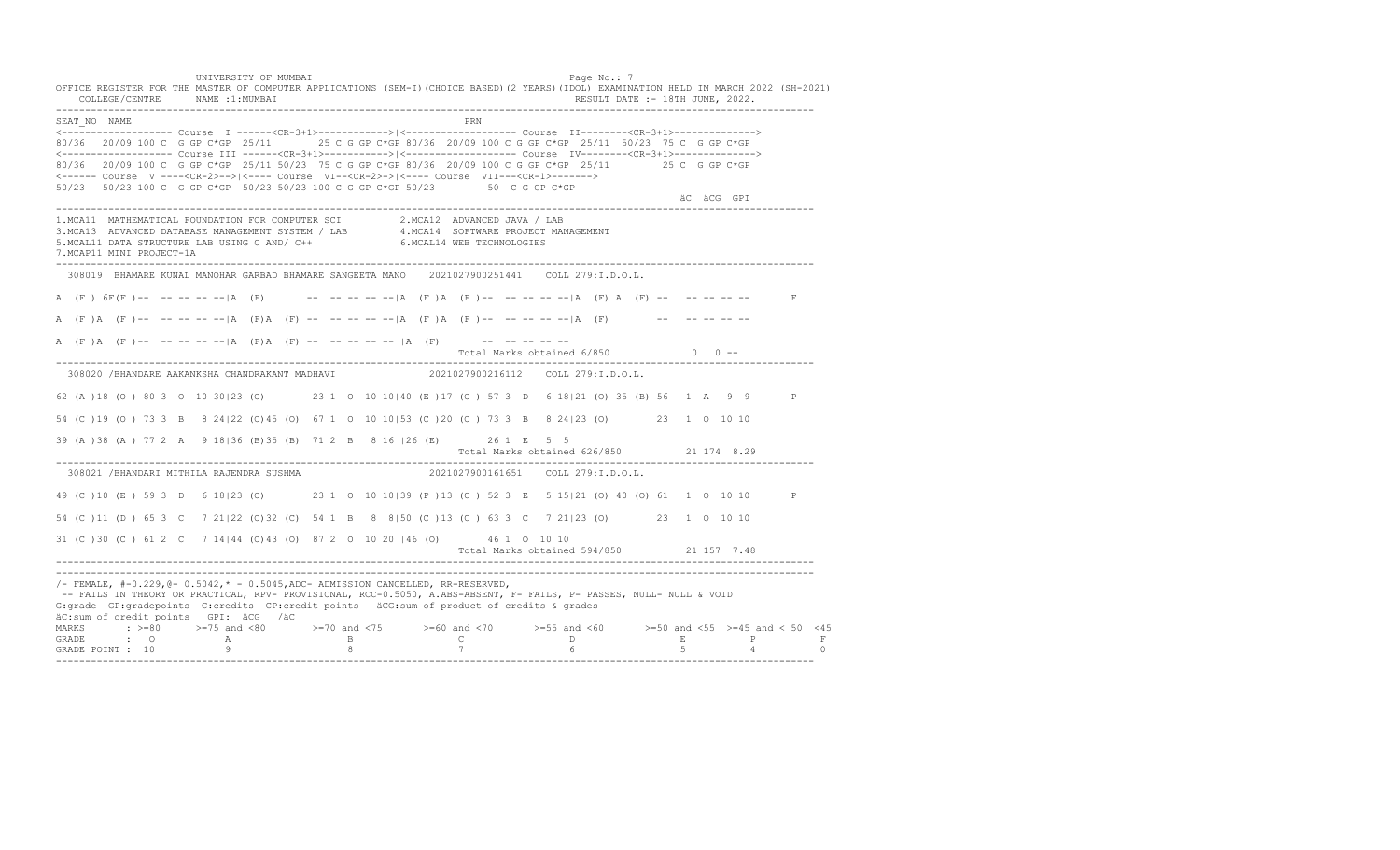UNIVERSITY OF MUMBAI

OFFICE REGISTER FOR THE MASTER OF COMPUTER APPLICATIONS (SEM-I)(CHOICE BASED)(2 YEARS)(IDOL) EXAMINATION HELD IN MARCH 2022 (SH-2021)

COLLEGE/CENTRE NAME :1:MUMBAI                                            RESULT DATE :- 18TH JUNE, 2022.

```
SEAT_NO  NAME                                                       PRN
<------------------- Course  I ------<CR-3+1>------------>|<------------------- Course  II--------<CR-3+1>------------->
80/36  20/09 100 C  G GP C*GP  25/11      25 C G GP C*GP 80/36  20/09 100 C G GP C*GP  25/11  50/23  75 C  G GP C*GP
<------------------- Course III ------<CR-3+1>------------>|<------------------- Course  IV--------<CR-3+1>------------->
80/36  20/09 100 C  G GP C*GP  25/11 50/23  75 C G GP C*GP 80/36  20/09 100 C G GP C*GP  25/11         25 C  G GP C*GP
<------ Course  V ----<CR-2>-->|<---- Course  VI--<CR-2>->|<---- Course  VII---<CR-1>------->
50/23  50/23 100 C  G GP C*GP  50/23 50/23 100 C G GP C*GP 50/23         50  C G GP C*GP
                                                                                                    äC  äCG  GPI
```

1.MCA11 MATHEMATICAL FOUNDATION FOR COMPUTER SCI   2.MCA12 ADVANCED JAVA / LAB
3.MCA13 ADVANCED DATABASE MANAGEMENT SYSTEM / LAB   4.MCA14 SOFTWARE PROJECT MANAGEMENT
5.MCAL11 DATA STRUCTURE LAB USING C AND/ C++   6.MCAL14 WEB TECHNOLOGIES
7.MCAP11 MINI PROJECT-1A

```
 308019  BHAMARE KUNAL MANOHAR GARBAD BHAMARE SANGEETA MANO    2021027900251441    COLL 279:I.D.O.L.

A  (F ) 6F(F )--  -- -- -- --|A  (F)       --  -- -- -- --|A  (F )A  (F )--  -- -- -- --|A  (F) A  (F) --   -- -- -- --       F

A  (F )A  (F )--  -- -- -- --|A  (F)A  (F) --  -- -- -- --|A  (F )A  (F )--  -- -- -- --|A  (F)        --   -- -- -- --

A  (F )A  (F )--  -- -- -- --|A  (F)A  (F) --  -- -- -- -- |A  (F)       --  -- -- -- --
                                                                Total Marks obtained 6/850             0  0 --

 308020 /BHANDARE AAKANKSHA CHANDRAKANT MADHAVI               2021027900216112    COLL 279:I.D.O.L.

62 (A )18 (O ) 80 3  O  10 30|23 (O)       23 1  O  10 10|40 (E )17 (O ) 57 3  D   6 18|21 (O) 35 (B) 56  1  A   9  9      P

54 (C )19 (O ) 73 3  B   8 24|22 (O)45 (O)  67 1  O  10 10|53 (C )20 (O ) 73 3  B   8 24|23 (O)       23  1  O  10 10

39 (A )38 (A ) 77 2  A   9 18|36 (B)35 (B)  71 2  B   8 16 |26 (E)        26 1  E   5  5
                                                                Total Marks obtained 626/850          21 174  8.29

 308021 /BHANDARI MITHILA RAJENDRA SUSHMA                     2021027900161651    COLL 279:I.D.O.L.

49 (C )10 (E ) 59 3  D   6 18|23 (O)       23 1  O  10 10|39 (P )13 (C ) 52 3  E   5 15|21 (O) 40 (O) 61  1  O  10 10      P

54 (C )11 (D ) 65 3  C   7 21|22 (O)32 (C)  54 1  B   8  8|50 (C )13 (C ) 63 3  C   7 21|23 (O)       23  1  O  10 10

31 (C )30 (C ) 61 2  C   7 14|44 (O)43 (O)  87 2  O  10 20 |46 (O)        46 1  O  10 10
                                                                Total Marks obtained 594/850          21 157  7.48
```

/- FEMALE, #-0.229,@- 0.5042,* - 0.5045,ADC- ADMISSION CANCELLED, RR-RESERVED,
-- FAILS IN THEORY OR PRACTICAL, RPV- PROVISIONAL, RCC-0.5050, A.ABS-ABSENT, F- FAILS, P- PASSES, NULL- NULL & VOID
G:grade GP:gradepoints C:credits CP:credit points äCG:sum of product of credits & grades
äC:sum of credit points GPI: äCG /äC

| MARKS | : >=80 | >=75 and <80 | >=70 and <75 | >=60 and <70 | >=55 and <60 | >=50 and <55 | >=45 and < 50 | <45 |
|---|---|---|---|---|---|---|---|---|
| GRADE | : O | A | B | C | D | E | P | F |
| GRADE POINT | : 10 | 9 | 8 | 7 | 6 | 5 | 4 | 0 |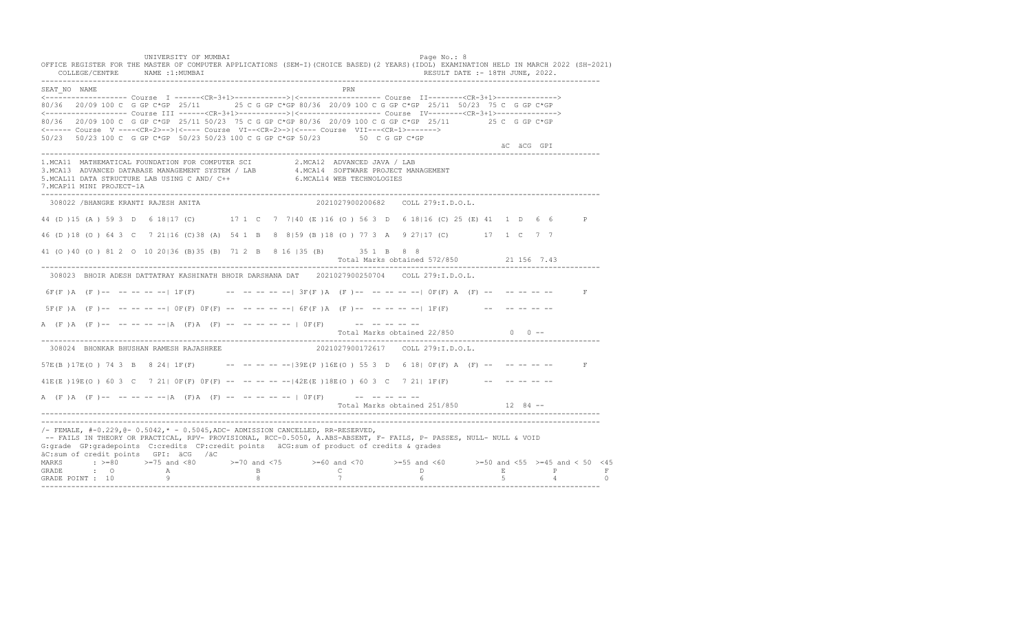UNIVERSITY OF MUMBAI

OFFICE REGISTER FOR THE MASTER OF COMPUTER APPLICATIONS (SEM-I)(CHOICE BASED)(2 YEARS)(IDOL) EXAMINATION HELD IN MARCH 2022 (SH-2021)

COLLEGE/CENTRE NAME :1:MUMBAI RESULT DATE :- 18TH JUNE, 2022.

```
SEAT_NO  NAME                                                    PRN
<------------------- Course  I ------<CR-3+1>------------>|<------------------- Course  II--------<CR-3+1>------------->
80/36  20/09 100 C  G GP C*GP  25/11       25 C G GP C*GP 80/36  20/09 100 C G GP C*GP  25/11  50/23  75 C  G GP C*GP
<------------------- Course III ------<CR-3+1>------------>|<------------------- Course  IV--------<CR-3+1>------------->
80/36  20/09 100 C  G GP C*GP  25/11 50/23  75 C G GP C*GP 80/36  20/09 100 C G GP C*GP  25/11        25 C  G GP C*GP
<------ Course  V ----<CR-2>-->|<---- Course  VI--<CR-2>->|<---- Course  VII---<CR-1>------->
50/23  50/23 100 C  G GP C*GP  50/23 50/23 100 C G GP C*GP 50/23         50  C G GP C*GP
                                                                                                    äC  äCG  GPI
```

1.MCA11 MATHEMATICAL FOUNDATION FOR COMPUTER SCI
2.MCA12 ADVANCED JAVA / LAB
3.MCA13 ADVANCED DATABASE MANAGEMENT SYSTEM / LAB
4.MCA14 SOFTWARE PROJECT MANAGEMENT
5.MCAL11 DATA STRUCTURE LAB USING C AND/ C++
6.MCAL14 WEB TECHNOLOGIES
7.MCAP11 MINI PROJECT-1A

```
 308022 /BHANGRE KRANTI RAJESH ANITA                           2021027900200682    COLL 279:I.D.O.L.

44 (D )15 (A ) 59 3  D   6 18|17 (C)        17 1  C   7  7|40 (E )16 (O ) 56 3  D   6 18|16 (C) 25 (E) 41  1  D   6  6       P

46 (D )18 (O ) 64 3  C   7 21|16 (C)38 (A)  54 1  B   8  8|59 (B )18 (O ) 77 3  A   9 27|17 (C)        17  1  C   7  7

41 (O )40 (O ) 81 2  O  10 20|36 (B)35 (B)  71 2  B   8 16 |35 (B)        35 1  B   8  8
                                                                    Total Marks obtained 572/850          21 156  7.43

 308023  BHOIR ADESH DATTATRAY KASHINATH BHOIR DARSHANA DAT    2021027900250704    COLL 279:I.D.O.L.

 6F(F )A  (F )--  -- -- -- --| 1F(F)        --  -- -- -- --| 3F(F )A  (F )--  -- -- -- --| 0F(F) A  (F) --   -- -- -- --       F

 5F(F )A  (F )--  -- -- -- --| 0F(F) 0F(F) --  -- -- -- --| 6F(F )A  (F )--  -- -- -- --| 1F(F)        --   -- -- -- --

A  (F )A  (F )--  -- -- -- --|A  (F)A  (F) --  -- -- -- -- | 0F(F)        --  -- -- -- --
                                                                    Total Marks obtained 22/850            0   0 --

 308024  BHONKAR BHUSHAN RAMESH RAJASHREE                      2021027900172617    COLL 279:I.D.O.L.

57E(B )17E(O ) 74 3  B   8 24| 1F(F)        --  -- -- -- --|39E(P )16E(O ) 55 3  D   6 18| 0F(F) A  (F) --   -- -- -- --       F

41E(E )19E(O ) 60 3  C   7 21| 0F(F) 0F(F) --  -- -- -- --|42E(E )18E(O ) 60 3  C   7 21| 1F(F)        --   -- -- -- --

A  (F )A  (F )--  -- -- -- --|A  (F)A  (F) --  -- -- -- -- | 0F(F)        --  -- -- -- --
                                                                    Total Marks obtained 251/850          12  84 --
```

/- FEMALE, #-0.229,@- 0.5042,* - 0.5045,ADC- ADMISSION CANCELLED, RR-RESERVED,
-- FAILS IN THEORY OR PRACTICAL, RPV- PROVISIONAL, RCC-0.5050, A.ABS-ABSENT, F- FAILS, P- PASSES, NULL- NULL & VOID
G:grade GP:gradepoints C:credits CP:credit points äCG:sum of product of credits & grades
äC:sum of credit points GPI: äCG /äC

| MARKS | : >=80 | >=75 and <80 | >=70 and <75 | >=60 and <70 | >=55 and <60 | >=50 and <55 | >=45 and < 50 | <45 |
|---|---|---|---|---|---|---|---|---|
| GRADE | : O | A | B | C | D | E | P | F |
| GRADE POINT | : 10 | 9 | 8 | 7 | 6 | 5 | 4 | 0 |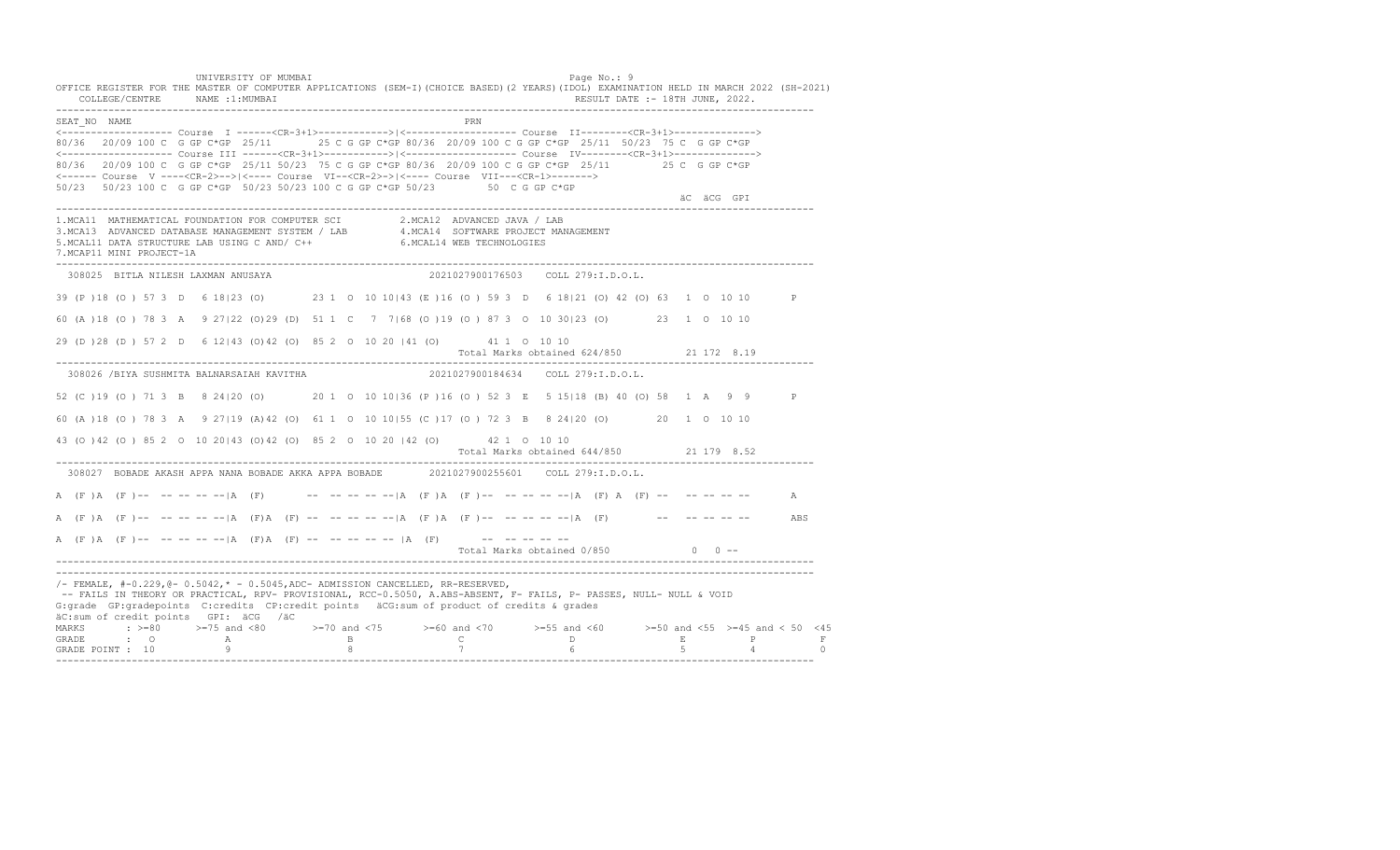UNIVERSITY OF MUMBAI

OFFICE REGISTER FOR THE MASTER OF COMPUTER APPLICATIONS (SEM-I)(CHOICE BASED)(2 YEARS)(IDOL) EXAMINATION HELD IN MARCH 2022 (SH-2021)

COLLEGE/CENTRE NAME :1:MUMBAI — RESULT DATE :- 18TH JUNE, 2022.

```
SEAT_NO  NAME                                                        PRN
<------------------- Course  I ------<CR-3+1>------------>|<------------------- Course  II--------<CR-3+1>------------->
80/36  20/09 100 C  G GP C*GP  25/11       25 C G GP C*GP 80/36  20/09 100 C G GP C*GP  25/11  50/23  75 C  G GP C*GP
<------------------- Course III ------<CR-3+1>------------>|<------------------- Course  IV--------<CR-3+1>------------->
80/36  20/09 100 C  G GP C*GP  25/11 50/23  75 C G GP C*GP 80/36  20/09 100 C G GP C*GP  25/11        25 C  G GP C*GP
<------ Course  V ----<CR-2>-->|<---- Course  VI--<CR-2>->|<---- Course  VII---<CR-1>------->
50/23  50/23 100 C  G GP C*GP  50/23 50/23 100 C G GP C*GP 50/23         50  C G GP C*GP
                                                                                                       äC  äCG  GPI
```

1.MCA11 MATHEMATICAL FOUNDATION FOR COMPUTER SCI
2.MCA12 ADVANCED JAVA / LAB
3.MCA13 ADVANCED DATABASE MANAGEMENT SYSTEM / LAB
4.MCA14 SOFTWARE PROJECT MANAGEMENT
5.MCAL11 DATA STRUCTURE LAB USING C AND/ C++
6.MCAL14 WEB TECHNOLOGIES
7.MCAP11 MINI PROJECT-1A

```
 308025  BITLA NILESH LAXMAN ANUSAYA                        2021027900176503    COLL 279:I.D.O.L.

39 (P )18 (O ) 57 3  D   6 18|23 (O)        23 1  O  10 10|43 (E )16 (O ) 59 3  D   6 18|21 (O) 42 (O) 63  1  O  10 10       P

60 (A )18 (O ) 78 3  A   9 27|22 (O)29 (D)  51 1  C   7  7|68 (O )19 (O ) 87 3  O  10 30|23 (O)        23  1  O  10 10

29 (D )28 (D ) 57 2  D   6 12|43 (O)42 (O)  85 2  O  10 20 |41 (O)        41 1  O  10 10
                                                                          Total Marks obtained 624/850          21 172  8.19
```

```
 308026 /BIYA SUSHMITA BALNARSAIAH KAVITHA                  2021027900184634    COLL 279:I.D.O.L.

52 (C )19 (O ) 71 3  B   8 24|20 (O)        20 1  O  10 10|36 (P )16 (O ) 52 3  E   5 15|18 (B) 40 (O) 58  1  A   9  9       P

60 (A )18 (O ) 78 3  A   9 27|19 (A)42 (O)  61 1  O  10 10|55 (C )17 (O ) 72 3  B   8 24|20 (O)        20  1  O  10 10

43 (O )42 (O ) 85 2  O  10 20|43 (O)42 (O)  85 2  O  10 20 |42 (O)        42 1  O  10 10
                                                                          Total Marks obtained 644/850          21 179  8.52
```

```
 308027  BOBADE AKASH APPA NANA BOBADE AKKA APPA BOBADE     2021027900255601    COLL 279:I.D.O.L.

A  (F )A  (F )--  -- -- -- --|A  (F)       --  -- -- -- --|A  (F )A  (F )--  -- -- -- --|A  (F) A  (F) --   -- -- -- --       A

A  (F )A  (F )--  -- -- -- --|A  (F)A  (F) --  -- -- -- --|A  (F )A  (F )--  -- -- -- --|A  (F)        --   -- -- -- --       ABS

A  (F )A  (F )--  -- -- -- --|A  (F)A  (F) --  -- -- -- -- |A  (F)        --  -- -- -- --
                                                                          Total Marks obtained 0/850             0   0 --
```

/- FEMALE, #-0.229,@- 0.5042,* - 0.5045,ADC- ADMISSION CANCELLED, RR-RESERVED,
-- FAILS IN THEORY OR PRACTICAL, RPV- PROVISIONAL, RCC-0.5050, A.ABS-ABSENT, F- FAILS, P- PASSES, NULL- NULL & VOID
G:grade GP:gradepoints C:credits CP:credit points äCG:sum of product of credits & grades
äC:sum of credit points GPI: äCG /äC

| MARKS | >=80 | >=75 and <80 | >=70 and <75 | >=60 and <70 | >=55 and <60 | >=50 and <55 | >=45 and < 50 | <45 |
|---|---|---|---|---|---|---|---|---|
| GRADE | O | A | B | C | D | E | P | F |
| GRADE POINT | 10 | 9 | 8 | 7 | 6 | 5 | 4 | 0 |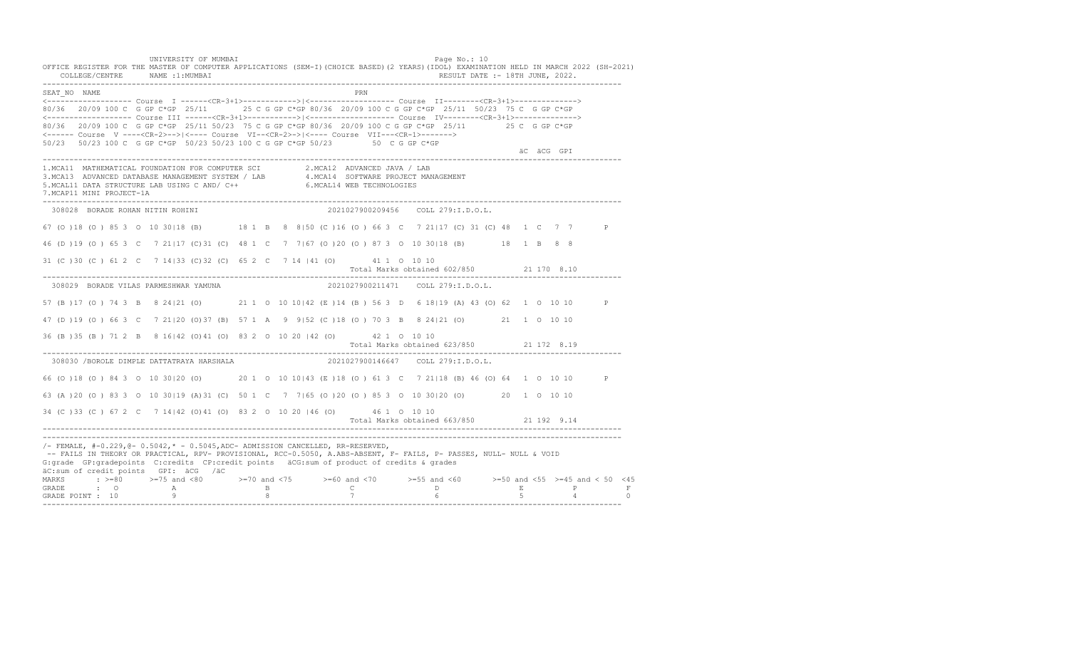UNIVERSITY OF MUMBAI

OFFICE REGISTER FOR THE MASTER OF COMPUTER APPLICATIONS (SEM-I)(CHOICE BASED)(2 YEARS)(IDOL) EXAMINATION HELD IN MARCH 2022 (SH-2021)

COLLEGE/CENTRE NAME :1:MUMBAI RESULT DATE :- 18TH JUNE, 2022.

```
SEAT_NO  NAME                                                    PRN
<------------------- Course  I ------<CR-3+1>------------>|<------------------- Course  II--------<CR-3+1>------------->
80/36  20/09 100 C  G GP C*GP  25/11       25 C G GP C*GP 80/36  20/09 100 C G GP C*GP  25/11  50/23  75 C  G GP C*GP
<------------------- Course III ------<CR-3+1>------------>|<------------------- Course  IV--------<CR-3+1>------------->
80/36   20/09 100 C  G GP C*GP  25/11 50/23  75 C G GP C*GP 80/36  20/09 100 C G GP C*GP  25/11         25 C  G GP C*GP
<------ Course  V ----<CR-2>-->|<---- Course  VI--<CR-2>->|<---- Course  VII---<CR-1>------->
50/23   50/23 100 C  G GP C*GP  50/23 50/23 100 C G GP C*GP 50/23         50  C G GP C*GP
                                                                                                        äC  äCG  GPI
```

1.MCA11 MATHEMATICAL FOUNDATION FOR COMPUTER SCI  
2.MCA12 ADVANCED JAVA / LAB  
3.MCA13 ADVANCED DATABASE MANAGEMENT SYSTEM / LAB  
4.MCA14 SOFTWARE PROJECT MANAGEMENT  
5.MCAL11 DATA STRUCTURE LAB USING C AND/ C++  
6.MCAL14 WEB TECHNOLOGIES  
7.MCAP11 MINI PROJECT-1A

```
 308028  BORADE ROHAN NITIN ROHINI                          2021027900209456    COLL 279:I.D.O.L.

67 (O )18 (O ) 85 3  O  10 30|18 (B)       18 1  B   8  8|50 (C )16 (O ) 66 3  C   7 21|17 (C) 31 (C) 48  1  C   7  7       P

46 (D )19 (O ) 65 3  C   7 21|17 (C)31 (C)  48 1  C   7  7|67 (O )20 (O ) 87 3  O  10 30|18 (B)       18  1  B   8  8

31 (C )30 (C ) 61 2  C   7 14|33 (C)32 (C)  65 2  C   7 14 |41 (O)       41 1  O  10 10
                                                               Total Marks obtained 602/850          21 170  8.10
```

```
 308029  BORADE VILAS PARMESHWAR YAMUNA                     2021027900211471    COLL 279:I.D.O.L.

57 (B )17 (O ) 74 3  B   8 24|21 (O)       21 1  O  10 10|42 (E )14 (B ) 56 3  D   6 18|19 (A) 43 (O) 62  1  O  10 10       P

47 (D )19 (O ) 66 3  C   7 21|20 (O)37 (B)  57 1  A   9  9|52 (C )18 (O ) 70 3  B   8 24|21 (O)       21  1  O  10 10

36 (B )35 (B ) 71 2  B   8 16|42 (O)41 (O)  83 2  O  10 20 |42 (O)       42 1  O  10 10
                                                               Total Marks obtained 623/850          21 172  8.19
```

```
 308030 /BOROLE DIMPLE DATTATRAYA HARSHALA                  2021027900146647    COLL 279:I.D.O.L.

66 (O )18 (O ) 84 3  O  10 30|20 (O)       20 1  O  10 10|43 (E )18 (O ) 61 3  C   7 21|18 (B) 46 (O) 64  1  O  10 10       P

63 (A )20 (O ) 83 3  O  10 30|19 (A)31 (C)  50 1  C   7  7|65 (O )20 (O ) 85 3  O  10 30|20 (O)       20  1  O  10 10

34 (C )33 (C ) 67 2  C   7 14|42 (O)41 (O)  83 2  O  10 20 |46 (O)       46 1  O  10 10
                                                               Total Marks obtained 663/850          21 192  9.14
```

/- FEMALE, #-0.229,@- 0.5042,* - 0.5045,ADC- ADMISSION CANCELLED, RR-RESERVED,  
-- FAILS IN THEORY OR PRACTICAL, RPV- PROVISIONAL, RCC-0.5050, A.ABS-ABSENT, F- FAILS, P- PASSES, NULL- NULL & VOID  
G:grade GP:gradepoints C:credits CP:credit points äCG:sum of product of credits & grades  
äC:sum of credit points GPI: äCG /äC

| MARKS | >=80 | >=75 and <80 | >=70 and <75 | >=60 and <70 | >=55 and <60 | >=50 and <55 | >=45 and < 50 | <45 |
|---|---|---|---|---|---|---|---|---|
| GRADE | O | A | B | C | D | E | P | F |
| GRADE POINT | 10 | 9 | 8 | 7 | 6 | 5 | 4 | 0 |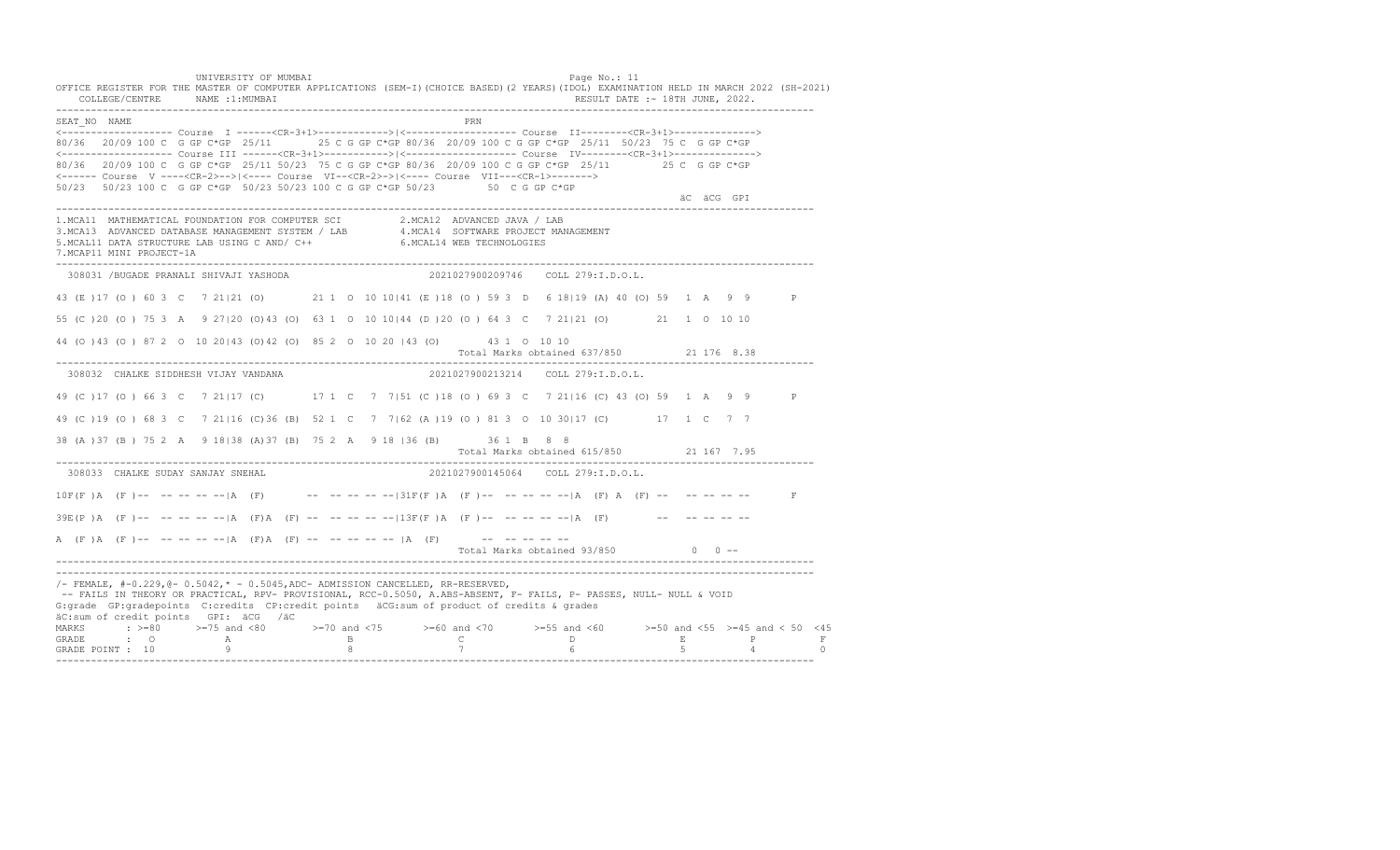UNIVERSITY OF MUMBAI

OFFICE REGISTER FOR THE MASTER OF COMPUTER APPLICATIONS (SEM-I)(CHOICE BASED)(2 YEARS)(IDOL) EXAMINATION HELD IN MARCH 2022 (SH-2021)

COLLEGE/CENTRE NAME :1:MUMBAI RESULT DATE :- 18TH JUNE, 2022.

```
SEAT_NO  NAME                                                       PRN
<------------------- Course  I ------<CR-3+1>----------->|<------------------- Course  II--------<CR-3+1>------------->
80/36  20/09 100 C  G GP C*GP  25/11     25 C G GP C*GP 80/36  20/09 100 C G GP C*GP  25/11  50/23  75 C  G GP C*GP
<------------------- Course III ------<CR-3+1>----------->|<------------------- Course  IV--------<CR-3+1>------------->
80/36  20/09 100 C  G GP C*GP  25/11 50/23  75 C G GP C*GP 80/36  20/09 100 C G GP C*GP  25/11        25 C  G GP C*GP
<------ Course  V ----<CR-2>-->|<---- Course  VI--<CR-2>->|<---- Course  VII---<CR-1>------->
50/23  50/23 100 C  G GP C*GP  50/23 50/23 100 C G GP C*GP 50/23        50  C G GP C*GP
                                                                                                   äC  äCG  GPI
-----------------------------------------------------------------------------------------------------------------------
1.MCA11  MATHEMATICAL FOUNDATION FOR COMPUTER SCI          2.MCA12  ADVANCED JAVA / LAB
3.MCA13  ADVANCED DATABASE MANAGEMENT SYSTEM / LAB         4.MCA14  SOFTWARE PROJECT MANAGEMENT
5.MCAL11 DATA STRUCTURE LAB USING C AND/ C++               6.MCAL14 WEB TECHNOLOGIES
7.MCAP11 MINI PROJECT-1A
-----------------------------------------------------------------------------------------------------------------------
 308031 /BUGADE PRANALI SHIVAJI YASHODA                    2021027900209746    COLL 279:I.D.O.L.

43 (E )17 (O ) 60 3  C   7 21|21 (O)       21 1  O  10 10|41 (E )18 (O ) 59 3  D   6 18|19 (A) 40 (O) 59  1  A   9  9       P

55 (C )20 (O ) 75 3  A   9 27|20 (O)43 (O)  63 1  O  10 10|44 (D )20 (O ) 64 3  C   7 21|21 (O)       21  1  O  10 10

44 (O )43 (O ) 87 2  O  10 20|43 (O)42 (O)  85 2  O  10 20 |43 (O)       43 1  O  10 10
                                                                  Total Marks obtained 637/850          21 176  8.38
-----------------------------------------------------------------------------------------------------------------------
 308032  CHALKE SIDDHESH VIJAY VANDANA                     2021027900213214    COLL 279:I.D.O.L.

49 (C )17 (O ) 66 3  C   7 21|17 (C)       17 1  C   7  7|51 (C )18 (O ) 69 3  C   7 21|16 (C) 43 (O) 59  1  A   9  9       P

49 (C )19 (O ) 68 3  C   7 21|16 (C)36 (B)  52 1  C   7  7|62 (A )19 (O ) 81 3  O  10 30|17 (C)       17  1  C   7  7

38 (A )37 (B ) 75 2  A   9 18|38 (A)37 (B)  75 2  A   9 18 |36 (B)       36 1  B   8  8
                                                                  Total Marks obtained 615/850          21 167  7.95
-----------------------------------------------------------------------------------------------------------------------
 308033  CHALKE SUDAY SANJAY SNEHAL                        2021027900145064    COLL 279:I.D.O.L.

10F(F )A  (F )--  -- -- -- --|A  (F)       --  -- -- -- --|31F(F )A  (F )--  -- -- -- --|A  (F) A  (F) --   -- -- -- --       F

39E(P )A  (F )--  -- -- -- --|A  (F)A  (F)  --  -- -- -- --|13F(F )A  (F )--  -- -- -- --|A  (F)        --   -- -- -- --

A  (F )A  (F )--  -- -- -- --|A  (F)A  (F)  --  -- -- -- -- |A  (F)       --  -- -- -- --
                                                                  Total Marks obtained 93/850            0   0 --
-----------------------------------------------------------------------------------------------------------------------
```

/- FEMALE, #-0.229,@- 0.5042,* - 0.5045,ADC- ADMISSION CANCELLED, RR-RESERVED,
-- FAILS IN THEORY OR PRACTICAL, RPV- PROVISIONAL, RCC-0.5050, A.ABS-ABSENT, F- FAILS, P- PASSES, NULL- NULL & VOID
G:grade GP:gradepoints C:credits CP:credit points äCG:sum of product of credits & grades
äC:sum of credit points GPI: äCG /äC

| MARKS | : >=80 | >=75 and <80 | >=70 and <75 | >=60 and <70 | >=55 and <60 | >=50 and <55 | >=45 and < 50 | <45 |
|---|---|---|---|---|---|---|---|---|
| GRADE | : O | A | B | C | D | E | P | F |
| GRADE POINT | : 10 | 9 | 8 | 7 | 6 | 5 | 4 | 0 |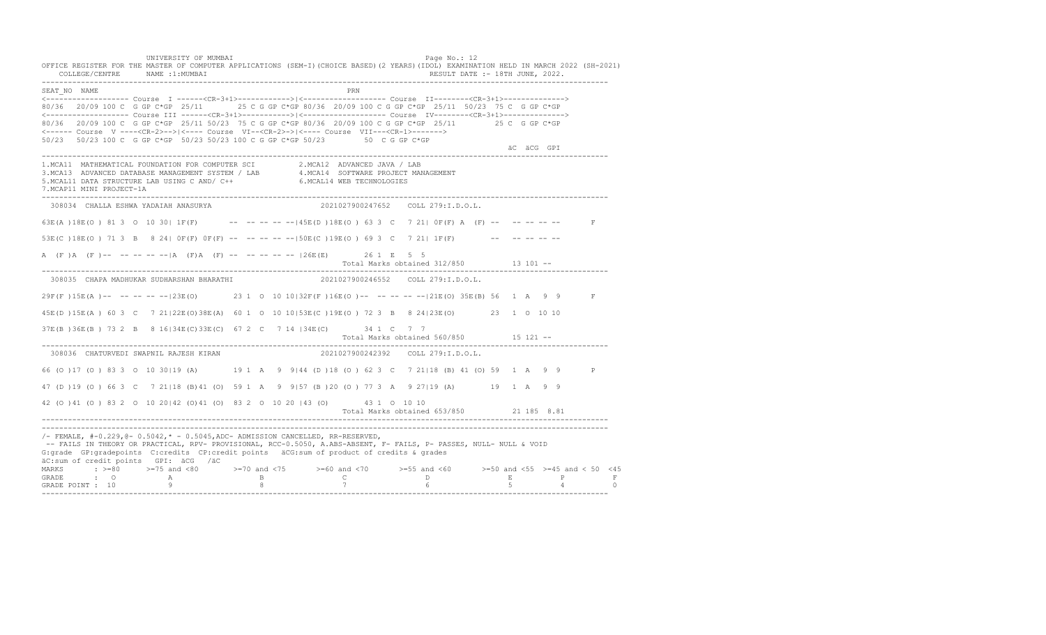UNIVERSITY OF MUMBAI

OFFICE REGISTER FOR THE MASTER OF COMPUTER APPLICATIONS (SEM-I)(CHOICE BASED)(2 YEARS)(IDOL) EXAMINATION HELD IN MARCH 2022 (SH-2021)

COLLEGE/CENTRE NAME :1:MUMBAI — RESULT DATE :- 18TH JUNE, 2022.

```
SEAT_NO  NAME                                                    PRN
<------------------- Course  I ------<CR-3+1>------------>|<------------------- Course  II--------<CR-3+1>------------->
80/36  20/09 100 C  G GP C*GP  25/11      25 C G GP C*GP 80/36  20/09 100 C G GP C*GP  25/11  50/23  75 C  G GP C*GP
<------------------- Course III ------<CR-3+1>----------->|<------------------- Course  IV--------<CR-3+1>------------->
80/36  20/09 100 C  G GP C*GP  25/11 50/23  75 C G GP C*GP 80/36  20/09 100 C G GP C*GP  25/11         25 C  G GP C*GP
<------ Course  V ----<CR-2>-->|<---- Course  VI--<CR-2>->|<---- Course  VII---<CR-1>------->
50/23  50/23 100 C  G GP C*GP  50/23 50/23 100 C G GP C*GP 50/23         50  C G GP C*GP
                                                                                                  äC  äCG  GPI
```

1.MCA11 MATHEMATICAL FOUNDATION FOR COMPUTER SCI  
2.MCA12 ADVANCED JAVA / LAB  
3.MCA13 ADVANCED DATABASE MANAGEMENT SYSTEM / LAB  
4.MCA14 SOFTWARE PROJECT MANAGEMENT  
5.MCAL11 DATA STRUCTURE LAB USING C AND/ C++  
6.MCAL14 WEB TECHNOLOGIES  
7.MCAP11 MINI PROJECT-1A

```
308034  CHALLA ESHWA YADAIAH ANASURYA                     2021027900247652    COLL 279:I.D.O.L.

63E(A )18E(O ) 81 3  O  10 30| 1F(F)       --  -- -- -- --|45E(D )18E(O ) 63 3  C   7 21| 0F(F) A  (F) --  -- -- -- --       F

53E(C )18E(O ) 71 3  B   8 24| 0F(F) 0F(F) --  -- -- -- --|50E(C )19E(O ) 69 3  C   7 21| 1F(F)        --  -- -- -- --

A  (F )A  (F )--  -- -- -- --|A  (F)A  (F) --  -- -- -- -- |26E(E)       26 1  E   5  5
                                                                   Total Marks obtained 312/850          13 101 --
```

```
308035  CHAPA MADHUKAR SUDHARSHAN BHARATHI                2021027900246552    COLL 279:I.D.O.L.

29F(F )15E(A )--  -- -- -- --|23E(O)       23 1  O  10 10|32F(F )16E(O )--  -- -- -- --|21E(O) 35E(B) 56  1  A   9  9      F

45E(D )15E(A ) 60 3  C   7 21|22E(O)38E(A)  60 1  O  10 10|53E(C )19E(O ) 72 3  B   8 24|23E(O)       23  1  O  10 10

37E(B )36E(B ) 73 2  B   8 16|34E(C)33E(C)  67 2  C   7 14 |34E(C)       34 1  C   7  7
                                                                   Total Marks obtained 560/850          15 121 --
```

```
308036  CHATURVEDI SWAPNIL RAJESH KIRAN                   2021027900242392    COLL 279:I.D.O.L.

66 (O )17 (O ) 83 3  O  10 30|19 (A)       19 1  A   9  9|44 (D )18 (O ) 62 3  C   7 21|18 (B) 41 (O) 59  1  A   9  9      P

47 (D )19 (O ) 66 3  C   7 21|18 (B)41 (O)  59 1  A   9  9|57 (B )20 (O ) 77 3  A   9 27|19 (A)       19  1  A   9  9

42 (O )41 (O ) 83 2  O  10 20|42 (O)41 (O)  83 2  O  10 20 |43 (O)       43 1  O  10 10
                                                                   Total Marks obtained 653/850          21 185  8.81
```

/- FEMALE, #-0.229,@- 0.5042,* - 0.5045,ADC- ADMISSION CANCELLED, RR-RESERVED,  
-- FAILS IN THEORY OR PRACTICAL, RPV- PROVISIONAL, RCC-0.5050, A.ABS-ABSENT, F- FAILS, P- PASSES, NULL- NULL & VOID  
G:grade GP:gradepoints C:credits CP:credit points äCG:sum of product of credits & grades  
äC:sum of credit points GPI: äCG /äC

| MARKS | >=80 | >=75 and <80 | >=70 and <75 | >=60 and <70 | >=55 and <60 | >=50 and <55 | >=45 and < 50 | <45 |
|---|---|---|---|---|---|---|---|---|
| GRADE | O | A | B | C | D | E | P | F |
| GRADE POINT | 10 | 9 | 8 | 7 | 6 | 5 | 4 | 0 |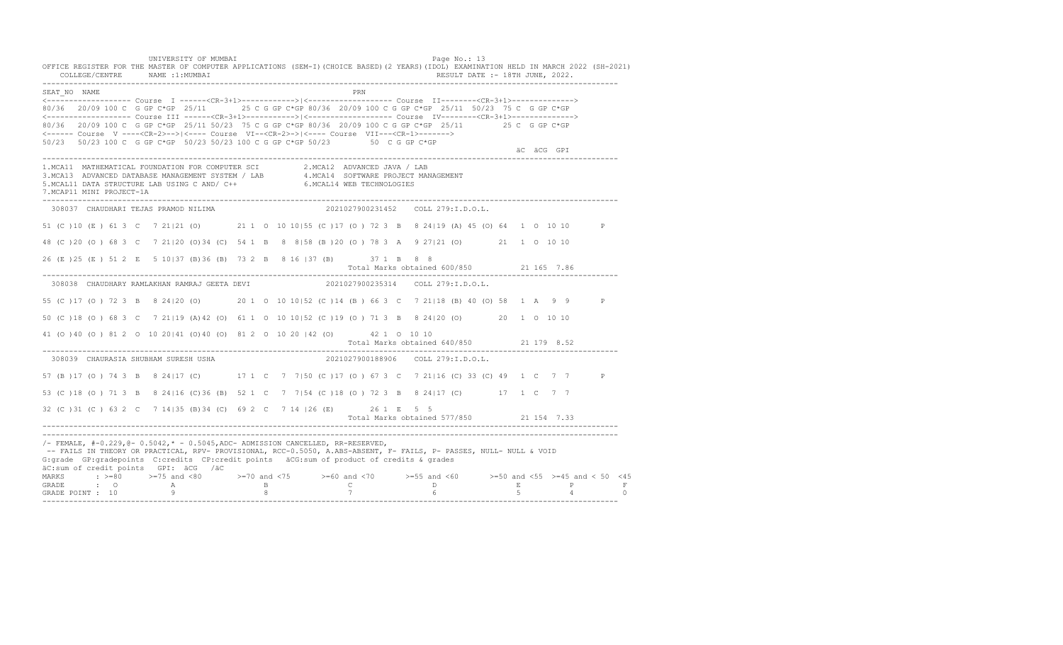UNIVERSITY OF MUMBAI

OFFICE REGISTER FOR THE MASTER OF COMPUTER APPLICATIONS (SEM-I)(CHOICE BASED)(2 YEARS)(IDOL) EXAMINATION HELD IN MARCH 2022 (SH-2021)

COLLEGE/CENTRE NAME :1:MUMBAI RESULT DATE :- 18TH JUNE, 2022.

```
SEAT_NO NAME                                                          PRN
<------------------- Course  I ------<CR-3+1>------------>|<------------------- Course  II--------<CR-3+1>------------->
80/36  20/09 100 C  G GP C*GP  25/11      25 C G GP C*GP 80/36  20/09 100 C G GP C*GP  25/11  50/23  75 C  G GP C*GP
<------------------- Course III ------<CR-3+1>------------>|<------------------- Course  IV--------<CR-3+1>------------->
80/36  20/09 100 C  G GP C*GP  25/11 50/23  75 C G GP C*GP 80/36  20/09 100 C G GP C*GP  25/11         25 C  G GP C*GP
<------ Course  V ----<CR-2>-->|<---- Course  VI--<CR-2>->|<---- Course  VII---<CR-1>------->
50/23  50/23 100 C  G GP C*GP  50/23 50/23 100 C G GP C*GP 50/23        50  C G GP C*GP
                                                                                                          äC  äCG  GPI
```

1.MCA11 MATHEMATICAL FOUNDATION FOR COMPUTER SCI  2.MCA12 ADVANCED JAVA / LAB
3.MCA13 ADVANCED DATABASE MANAGEMENT SYSTEM / LAB  4.MCA14 SOFTWARE PROJECT MANAGEMENT
5.MCAL11 DATA STRUCTURE LAB USING C AND/ C++  6.MCAL14 WEB TECHNOLOGIES
7.MCAP11 MINI PROJECT-1A

```
 308037  CHAUDHARI TEJAS PRAMOD NILIMA                        2021027900231452    COLL 279:I.D.O.L.

51 (C )10 (E ) 61 3  C   7 21|21 (O)       21 1  O  10 10|55 (C )17 (O ) 72 3  B   8 24|19 (A) 45 (O) 64   1  O  10 10       P

48 (C )20 (O ) 68 3  C   7 21|20 (O)34 (C)  54 1  B   8  8|58 (B )20 (O ) 78 3  A   9 27|21 (O)        21  1  O  10 10

26 (E )25 (E ) 51 2  E   5 10|37 (B)36 (B)  73 2  B   8 16 |37 (B)        37 1  B   8  8
                                                                    Total Marks obtained 600/850          21 165  7.86

 308038  CHAUDHARY RAMLAKHAN RAMRAJ GEETA DEVI                2021027900235314    COLL 279:I.D.O.L.

55 (C )17 (O ) 72 3  B   8 24|20 (O)       20 1  O  10 10|52 (C )14 (B ) 66 3  C   7 21|18 (B) 40 (O) 58   1  A   9  9       P

50 (C )18 (O ) 68 3  C   7 21|19 (A)42 (O)  61 1  O  10 10|52 (C )19 (O ) 71 3  B   8 24|20 (O)        20  1  O  10 10

41 (O )40 (O ) 81 2  O  10 20|41 (O)40 (O)  81 2  O  10 20 |42 (O)        42 1  O  10 10
                                                                    Total Marks obtained 640/850          21 179  8.52

 308039  CHAURASIA SHUBHAM SURESH USHA                        2021027900188906    COLL 279:I.D.O.L.

57 (B )17 (O ) 74 3  B   8 24|17 (C)       17 1  C   7  7|50 (C )17 (O ) 67 3  C   7 21|16 (C) 33 (C) 49   1  C   7  7       P

53 (C )18 (O ) 71 3  B   8 24|16 (C)36 (B)  52 1  C   7  7|54 (C )18 (O ) 72 3  B   8 24|17 (C)        17  1  C   7  7

32 (C )31 (C ) 63 2  C   7 14|35 (B)34 (C)  69 2  C   7 14 |26 (E)        26 1  E   5  5
                                                                    Total Marks obtained 577/850          21 154  7.33
```

/- FEMALE, #-0.229,@- 0.5042,* - 0.5045,ADC- ADMISSION CANCELLED, RR-RESERVED,
-- FAILS IN THEORY OR PRACTICAL, RPV- PROVISIONAL, RCC-0.5050, A.ABS-ABSENT, F- FAILS, P- PASSES, NULL- NULL & VOID
G:grade GP:gradepoints C:credits CP:credit points äCG:sum of product of credits & grades
äC:sum of credit points GPI: äCG /äC

| MARKS | >=80 | >=75 and <80 | >=70 and <75 | >=60 and <70 | >=55 and <60 | >=50 and <55 | >=45 and < 50 | <45 |
|---|---|---|---|---|---|---|---|---|
| GRADE | O | A | B | C | D | E | P | F |
| GRADE POINT | 10 | 9 | 8 | 7 | 6 | 5 | 4 | 0 |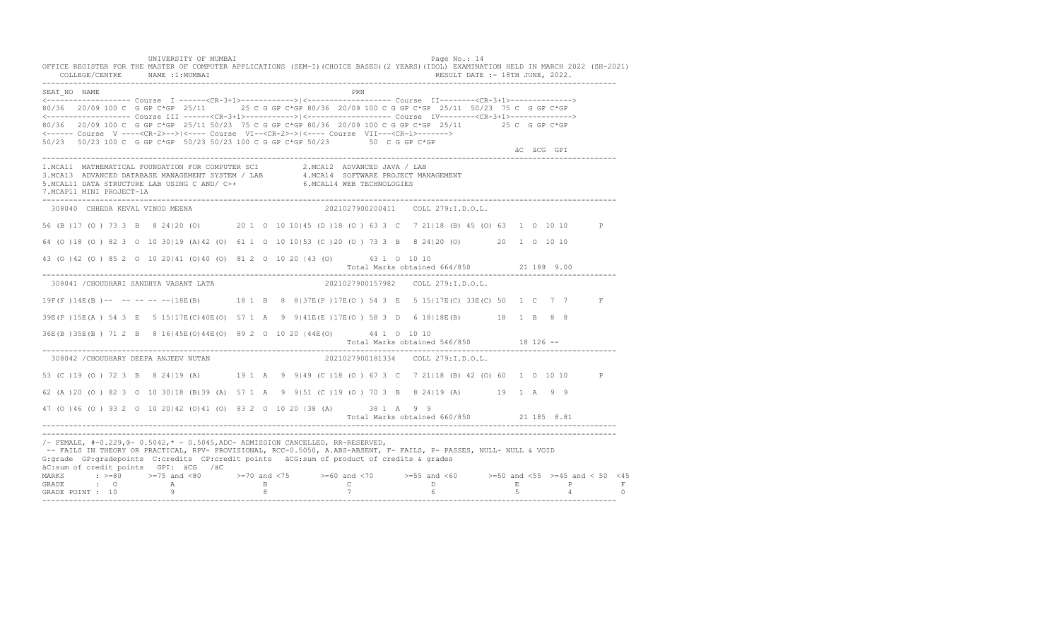UNIVERSITY OF MUMBAI

OFFICE REGISTER FOR THE MASTER OF COMPUTER APPLICATIONS (SEM-I)(CHOICE BASED)(2 YEARS)(IDOL) EXAMINATION HELD IN MARCH 2022 (SH-2021)

COLLEGE/CENTRE NAME :1:MUMBAI — RESULT DATE :- 18TH JUNE, 2022.

```
SEAT_NO  NAME                                                   PRN
<------------------- Course  I ------<CR-3+1>------------>|<------------------- Course  II--------<CR-3+1>------------->
80/36  20/09 100 C  G GP C*GP  25/11      25 C G GP C*GP 80/36  20/09 100 C G GP C*GP  25/11  50/23  75 C  G GP C*GP
<------------------- Course III ------<CR-3+1>------------>|<------------------- Course  IV--------<CR-3+1>------------->
80/36  20/09 100 C  G GP C*GP  25/11 50/23  75 C G GP C*GP 80/36  20/09 100 C G GP C*GP  25/11         25 C  G GP C*GP
<------ Course  V ----<CR-2>-->|<---- Course  VI--<CR-2>->|<---- Course  VII---<CR-1>------->
50/23  50/23 100 C  G GP C*GP  50/23 50/23 100 C G GP C*GP 50/23         50  C G GP C*GP
                                                                                                  äC  äCG  GPI
```

1.MCA11 MATHEMATICAL FOUNDATION FOR COMPUTER SCI    2.MCA12 ADVANCED JAVA / LAB
3.MCA13 ADVANCED DATABASE MANAGEMENT SYSTEM / LAB    4.MCA14 SOFTWARE PROJECT MANAGEMENT
5.MCAL11 DATA STRUCTURE LAB USING C AND/ C++    6.MCAL14 WEB TECHNOLOGIES
7.MCAP11 MINI PROJECT-1A

```
 308040  CHHEDA KEVAL VINOD MEENA                           2021027900200411    COLL 279:I.D.O.L.

56 (B )17 (O ) 73 3  B   8 24|20 (O)       20 1  O  10 10|45 (D )18 (O ) 63 3  C   7 21|18 (B) 45 (O) 63  1  O  10 10       P

64 (O )18 (O ) 82 3  O  10 30|19 (A)42 (O)  61 1  O  10 10|53 (C )20 (O ) 73 3  B   8 24|20 (O)       20  1  O  10 10

43 (O )42 (O ) 85 2  O  10 20|41 (O)40 (O)  81 2  O  10 20 |43 (O)       43 1  O  10 10
                                                                     Total Marks obtained 664/850          21 189  9.00

 308041 /CHOUDHARI SANDHYA VASANT LATA                      2021027900157982    COLL 279:I.D.O.L.

19F(F )14E(B )--  -- -- -- --|18E(B)       18 1  B   8  8|37E(P )17E(O ) 54 3  E   5 15|17E(C) 33E(C) 50  1  C   7  7       F

39E(P )15E(A ) 54 3  E   5 15|17E(C)40E(O)  57 1  A   9  9|41E(E )17E(O ) 58 3  D   6 18|18E(B)       18  1  B   8  8

36E(B )35E(B ) 71 2  B   8 16|45E(O)44E(O)  89 2  O  10 20 |44E(O)       44 1  O  10 10
                                                                     Total Marks obtained 546/850          18 126 --

 308042 /CHOUDHARY DEEPA ANJEEV NUTAN                       2021027900181334    COLL 279:I.D.O.L.

53 (C )19 (O ) 72 3  B   8 24|19 (A)       19 1  A   9  9|49 (C )18 (O ) 67 3  C   7 21|18 (B) 42 (O) 60  1  O  10 10       P

62 (A )20 (O ) 82 3  O  10 30|18 (B)39 (A)  57 1  A   9  9|51 (C )19 (O ) 70 3  B   8 24|19 (A)       19  1  A   9  9

47 (O )46 (O ) 93 2  O  10 20|42 (O)41 (O)  83 2  O  10 20 |38 (A)       38 1  A   9  9
                                                                     Total Marks obtained 660/850          21 185  8.81
```

/- FEMALE, #-0.229,@- 0.5042,* - 0.5045,ADC- ADMISSION CANCELLED, RR-RESERVED,
-- FAILS IN THEORY OR PRACTICAL, RPV- PROVISIONAL, RCC-0.5050, A.ABS-ABSENT, F- FAILS, P- PASSES, NULL- NULL & VOID
G:grade GP:gradepoints C:credits CP:credit points äCG:sum of product of credits & grades
äC:sum of credit points GPI: äCG /äC

| MARKS | >=80 | >=75 and <80 | >=70 and <75 | >=60 and <70 | >=55 and <60 | >=50 and <55 | >=45 and < 50 | <45 |
|---|---|---|---|---|---|---|---|---|
| GRADE | O | A | B | C | D | E | P | F |
| GRADE POINT | 10 | 9 | 8 | 7 | 6 | 5 | 4 | 0 |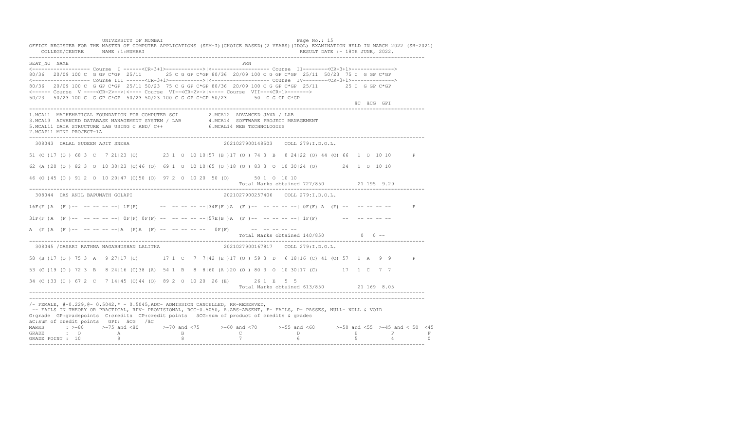UNIVERSITY OF MUMBAI

OFFICE REGISTER FOR THE MASTER OF COMPUTER APPLICATIONS (SEM-I)(CHOICE BASED)(2 YEARS)(IDOL) EXAMINATION HELD IN MARCH 2022 (SH-2021)

COLLEGE/CENTRE NAME :1:MUMBAI — RESULT DATE :- 18TH JUNE, 2022.

```
SEAT_NO  NAME                                                         PRN
<------------------- Course  I ------<CR-3+1>------------>|<------------------- Course  II--------<CR-3+1>------------->
80/36  20/09 100 C  G GP C*GP  25/11       25 C G GP C*GP 80/36  20/09 100 C G GP C*GP  25/11  50/23  75 C  G GP C*GP
<------------------- Course III ------<CR-3+1>----------->|<------------------- Course  IV--------<CR-3+1>------------->
80/36   20/09 100 C  G GP C*GP  25/11 50/23  75 C G GP C*GP 80/36  20/09 100 C G GP C*GP  25/11        25 C  G GP C*GP
<------ Course  V ----<CR-2>-->|<---- Course  VI--<CR-2>->|<---- Course  VII---<CR-1>------->
50/23   50/23 100 C  G GP C*GP  50/23 50/23 100 C G GP C*GP 50/23        50  C G GP C*GP
                                                                                                    äC  äCG  GPI
```

1.MCA11 MATHEMATICAL FOUNDATION FOR COMPUTER SCI   2.MCA12 ADVANCED JAVA / LAB
3.MCA13 ADVANCED DATABASE MANAGEMENT SYSTEM / LAB   4.MCA14 SOFTWARE PROJECT MANAGEMENT
5.MCAL11 DATA STRUCTURE LAB USING C AND/ C++   6.MCAL14 WEB TECHNOLOGIES
7.MCAP11 MINI PROJECT-1A

```
 308043  DALAL SUDEEN AJIT SNEHA                              2021027900148503    COLL 279:I.D.O.L.

51 (C )17 (O ) 68 3  C   7 21|23 (O)        23 1  O  10 10|57 (B )17 (O ) 74 3  B   8 24|22 (O) 44 (O) 66  1  O  10 10       P

62 (A )20 (O ) 82 3  O  10 30|23 (O)46 (O)  69 1  O  10 10|65 (O )18 (O ) 83 3  O  10 30|24 (O)        24  1  O  10 10

46 (O )45 (O ) 91 2  O  10 20|47 (O)50 (O)  97 2  O  10 20 |50 (O)       50 1  O  10 10
                                                                    Total Marks obtained 727/850          21 195  9.29
```

```
 308044  DAS ANIL BAPUNATH GOLAPI                             2021027900257406    COLL 279:I.D.O.L.

16F(F )A  (F )--  -- -- -- --| 1F(F)       --  -- -- -- --|34F(F )A  (F )--  -- -- -- --| 0F(F) A  (F) --   -- -- -- --       F

31F(F )A  (F )--  -- -- -- --| 0F(F) 0F(F) --  -- -- -- --|57E(B )A  (F )--  -- -- -- --| 1F(F)        --   -- -- -- --

A  (F )A  (F )--  -- -- -- --|A  (F)A  (F) --  -- -- -- -- | 0F(F)       --  -- -- -- --
                                                                    Total Marks obtained 140/850           0   0 --
```

```
 308045 /DASARI RATHNA NAGABHUSHAN LALITHA                   2021027900167817    COLL 279:I.D.O.L.

58 (B )17 (O ) 75 3  A   9 27|17 (C)        17 1  C   7  7|42 (E )17 (O ) 59 3  D   6 18|16 (C) 41 (O) 57  1  A   9  9       P

53 (C )19 (O ) 72 3  B   8 24|16 (C)38 (A)  54 1  B   8  8|60 (A )20 (O ) 80 3  O  10 30|17 (C)        17  1  C   7  7

34 (C )33 (C ) 67 2  C   7 14|45 (O)44 (O)  89 2  O  10 20 |26 (E)       26 1  E   5  5
                                                                    Total Marks obtained 613/850          21 169  8.05
```

/- FEMALE, #-0.229,@- 0.5042,* - 0.5045,ADC- ADMISSION CANCELLED, RR-RESERVED,
-- FAILS IN THEORY OR PRACTICAL, RPV- PROVISIONAL, RCC-0.5050, A.ABS-ABSENT, F- FAILS, P- PASSES, NULL- NULL & VOID
G:grade GP:gradepoints C:credits CP:credit points äCG:sum of product of credits & grades
äC:sum of credit points GPI: äCG /äC

| MARKS | >=80 | >=75 and <80 | >=70 and <75 | >=60 and <70 | >=55 and <60 | >=50 and <55 | >=45 and < 50 | <45 |
|---|---|---|---|---|---|---|---|---|
| GRADE | O | A | B | C | D | E | P | F |
| GRADE POINT | 10 | 9 | 8 | 7 | 6 | 5 | 4 | 0 |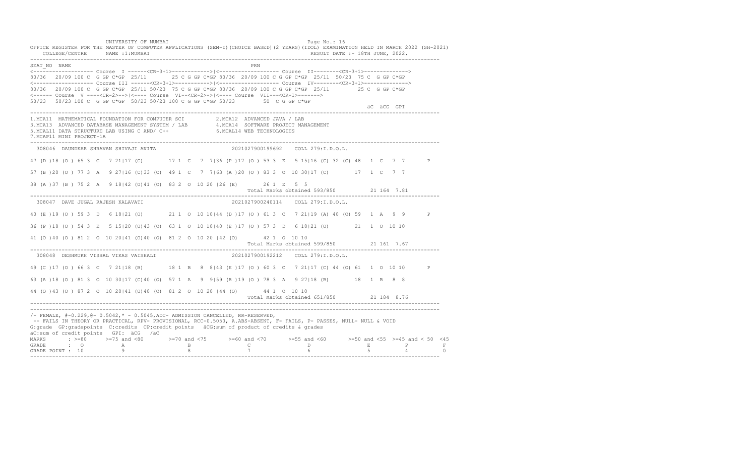UNIVERSITY OF MUMBAI

OFFICE REGISTER FOR THE MASTER OF COMPUTER APPLICATIONS (SEM-I)(CHOICE BASED)(2 YEARS)(IDOL) EXAMINATION HELD IN MARCH 2022 (SH-2021)

COLLEGE/CENTRE NAME :1:MUMBAI RESULT DATE :- 18TH JUNE, 2022.

```
SEAT_NO  NAME                                                          PRN
<------------------- Course  I ------<CR-3+1>------------>|<------------------- Course  II--------<CR-3+1>------------->
80/36  20/09 100 C  G GP C*GP  25/11      25 C G GP C*GP 80/36  20/09 100 C G GP C*GP  25/11  50/23  75 C  G GP C*GP
<------------------- Course III ------<CR-3+1>------------>|<------------------- Course  IV--------<CR-3+1>------------->
80/36  20/09 100 C  G GP C*GP  25/11 50/23  75 C G GP C*GP 80/36  20/09 100 C G GP C*GP  25/11         25 C  G GP C*GP
<------ Course  V ----<CR-2>-->|<---- Course  VI--<CR-2>->|<---- Course  VII---<CR-1>------->
50/23  50/23 100 C  G GP C*GP  50/23 50/23 100 C G GP C*GP 50/23         50  C G GP C*GP
                                                                                                  äC  äCG  GPI
```

1.MCA11 MATHEMATICAL FOUNDATION FOR COMPUTER SCI 2.MCA12 ADVANCED JAVA / LAB
3.MCA13 ADVANCED DATABASE MANAGEMENT SYSTEM / LAB 4.MCA14 SOFTWARE PROJECT MANAGEMENT
5.MCAL11 DATA STRUCTURE LAB USING C AND/ C++ 6.MCAL14 WEB TECHNOLOGIES
7.MCAP11 MINI PROJECT-1A

```
 308046  DAUNDKAR SHRAVAN SHIVAJI ANITA                     2021027900199692    COLL 279:I.D.O.L.

47 (D )18 (O ) 65 3  C   7 21|17 (C)       17 1  C   7  7|36 (P )17 (O ) 53 3  E   5 15|16 (C) 32 (C) 48  1  C   7  7       P

57 (B )20 (O ) 77 3  A   9 27|16 (C)33 (C)  49 1  C   7  7|63 (A )20 (O ) 83 3  O  10 30|17 (C)        17  1  C   7  7

38 (A )37 (B ) 75 2  A   9 18|42 (O)41 (O)  83 2  O  10 20 |26 (E)       26 1  E   5  5
                                                                    Total Marks obtained 593/850          21 164  7.81
-----------------------------------------------------------------------------------------------------------------------
 308047  DAVE JUGAL RAJESH KALAVATI                         2021027900240114    COLL 279:I.D.O.L.

40 (E )19 (O ) 59 3  D   6 18|21 (O)       21 1  O  10 10|44 (D )17 (O ) 61 3  C   7 21|19 (A) 40 (O) 59  1  A   9  9       P

36 (P )18 (O ) 54 3  E   5 15|20 (O)43 (O)  63 1  O  10 10|40 (E )17 (O ) 57 3  D   6 18|21 (O)        21  1  O  10 10

41 (O )40 (O ) 81 2  O  10 20|41 (O)40 (O)  81 2  O  10 20 |42 (O)       42 1  O  10 10
                                                                    Total Marks obtained 599/850          21 161  7.67
-----------------------------------------------------------------------------------------------------------------------
 308048  DESHMUKH VISHAL VIKAS VAISHALI                     2021027900192212    COLL 279:I.D.O.L.

49 (C )17 (O ) 66 3  C   7 21|18 (B)       18 1  B   8  8|43 (E )17 (O ) 60 3  C   7 21|17 (C) 44 (O) 61  1  O  10 10       P

63 (A )18 (O ) 81 3  O  10 30|17 (C)40 (O)  57 1  A   9  9|59 (B )19 (O ) 78 3  A   9 27|18 (B)        18  1  B   8  8

44 (O )43 (O ) 87 2  O  10 20|41 (O)40 (O)  81 2  O  10 20 |44 (O)       44 1  O  10 10
                                                                    Total Marks obtained 651/850          21 184  8.76
```

/- FEMALE, #-0.229,@- 0.5042,* - 0.5045,ADC- ADMISSION CANCELLED, RR-RESERVED,
-- FAILS IN THEORY OR PRACTICAL, RPV- PROVISIONAL, RCC-0.5050, A.ABS-ABSENT, F- FAILS, P- PASSES, NULL- NULL & VOID
G:grade GP:gradepoints C:credits CP:credit points äCG:sum of product of credits & grades
äC:sum of credit points GPI: äCG /äC

| MARKS | : >=80 | >=75 and <80 | >=70 and <75 | >=60 and <70 | >=55 and <60 | >=50 and <55 | >=45 and < 50 | <45 |
|---|---|---|---|---|---|---|---|---|
| GRADE | : O | A | B | C | D | E | P | F |
| GRADE POINT | : 10 | 9 | 8 | 7 | 6 | 5 | 4 | 0 |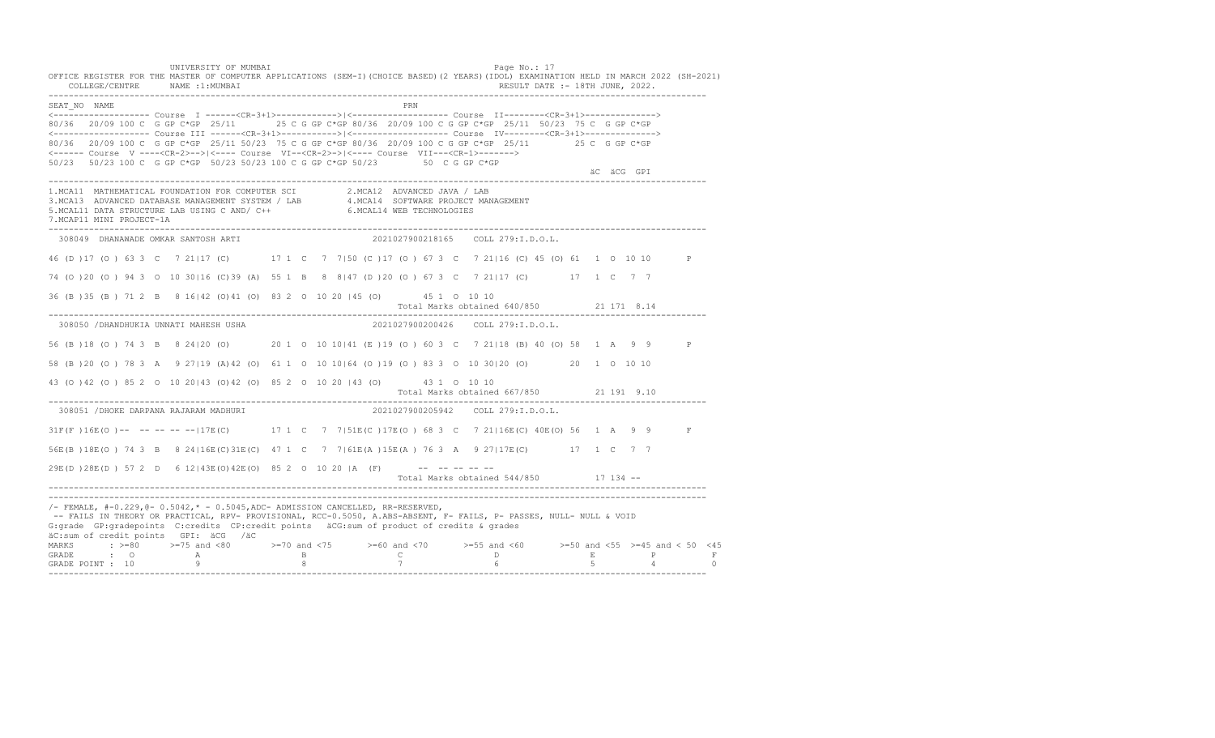UNIVERSITY OF MUMBAI

OFFICE REGISTER FOR THE MASTER OF COMPUTER APPLICATIONS (SEM-I)(CHOICE BASED)(2 YEARS)(IDOL) EXAMINATION HELD IN MARCH 2022 (SH-2021)

COLLEGE/CENTRE NAME :1:MUMBAI — RESULT DATE :- 18TH JUNE, 2022.

```
SEAT_NO  NAME                                                       PRN
<------------------- Course  I ------<CR-3+1>------------>|<------------------- Course  II--------<CR-3+1>------------->
80/36  20/09 100 C  G GP C*GP  25/11      25 C G GP C*GP 80/36  20/09 100 C G GP C*GP  25/11  50/23  75 C  G GP C*GP
<------------------- Course III ------<CR-3+1>------------>|<------------------- Course  IV--------<CR-3+1>------------->
80/36   20/09 100 C  G GP C*GP  25/11 50/23  75 C G GP C*GP 80/36  20/09 100 C G GP C*GP  25/11        25 C  G GP C*GP
<------ Course  V ----<CR-2>-->|<---- Course  VI--<CR-2>->|<---- Course  VII---<CR-1>------->
50/23   50/23 100 C  G GP C*GP  50/23 50/23 100 C G GP C*GP 50/23        50  C G GP C*GP
                                                                                                        äC  äCG  GPI
```

1.MCA11 MATHEMATICAL FOUNDATION FOR COMPUTER SCI
2.MCA12 ADVANCED JAVA / LAB
3.MCA13 ADVANCED DATABASE MANAGEMENT SYSTEM / LAB
4.MCA14 SOFTWARE PROJECT MANAGEMENT
5.MCAL11 DATA STRUCTURE LAB USING C AND/ C++
6.MCAL14 WEB TECHNOLOGIES
7.MCAP11 MINI PROJECT-1A

```
308049  DHANAWADE OMKAR SANTOSH ARTI                        2021027900218165    COLL 279:I.D.O.L.

46 (D )17 (O ) 63 3  C   7 21|17 (C)       17 1  C   7  7|50 (C )17 (O ) 67 3  C   7 21|16 (C) 45 (O) 61  1  O  10 10       P

74 (O )20 (O ) 94 3  O  10 30|16 (C)39 (A)  55 1  B   8  8|47 (D )20 (O ) 67 3  C   7 21|17 (C)        17  1  C   7  7

36 (B )35 (B ) 71 2  B   8 16|42 (O)41 (O)  83 2  O  10 20 |45 (O)        45 1  O  10 10
                                                                      Total Marks obtained 640/850          21 171  8.14

308050 /DHANDHUKIA UNNATI MAHESH USHA                       2021027900200426    COLL 279:I.D.O.L.

56 (B )18 (O ) 74 3  B   8 24|20 (O)       20 1  O  10 10|41 (E )19 (O ) 60 3  C   7 21|18 (B) 40 (O) 58  1  A   9  9       P

58 (B )20 (O ) 78 3  A   9 27|19 (A)42 (O)  61 1  O  10 10|64 (O )19 (O ) 83 3  O  10 30|20 (O)        20  1  O  10 10

43 (O )42 (O ) 85 2  O  10 20|43 (O)42 (O)  85 2  O  10 20 |43 (O)        43 1  O  10 10
                                                                      Total Marks obtained 667/850          21 191  9.10

308051 /DHOKE DARPANA RAJARAM MADHURI                       2021027900205942    COLL 279:I.D.O.L.

31F(F )16E(O )--  -- -- -- --|17E(C)       17 1  C   7  7|51E(C )17E(O ) 68 3  C   7 21|16E(C) 40E(O) 56  1  A   9  9       F

56E(B )18E(O ) 74 3  B   8 24|16E(C)31E(C)  47 1  C   7  7|61E(A )15E(A ) 76 3  A   9 27|17E(C)        17  1  C   7  7

29E(D )28E(D ) 57 2  D   6 12|43E(O)42E(O)  85 2  O  10 20 |A  (F)       --  -- -- -- --
                                                                      Total Marks obtained 544/850          17 134  --
```

/- FEMALE, #-0.229,@- 0.5042,* - 0.5045,ADC- ADMISSION CANCELLED, RR-RESERVED,
-- FAILS IN THEORY OR PRACTICAL, RPV- PROVISIONAL, RCC-0.5050, A.ABS-ABSENT, F- FAILS, P- PASSES, NULL- NULL & VOID
G:grade GP:gradepoints C:credits CP:credit points äCG:sum of product of credits & grades
äC:sum of credit points GPI: äCG /äC

| MARKS | >=80 | >=75 and <80 | >=70 and <75 | >=60 and <70 | >=55 and <60 | >=50 and <55 | >=45 and < 50 | <45 |
|---|---|---|---|---|---|---|---|---|
| GRADE | O | A | B | C | D | E | P | F |
| GRADE POINT | 10 | 9 | 8 | 7 | 6 | 5 | 4 | 0 |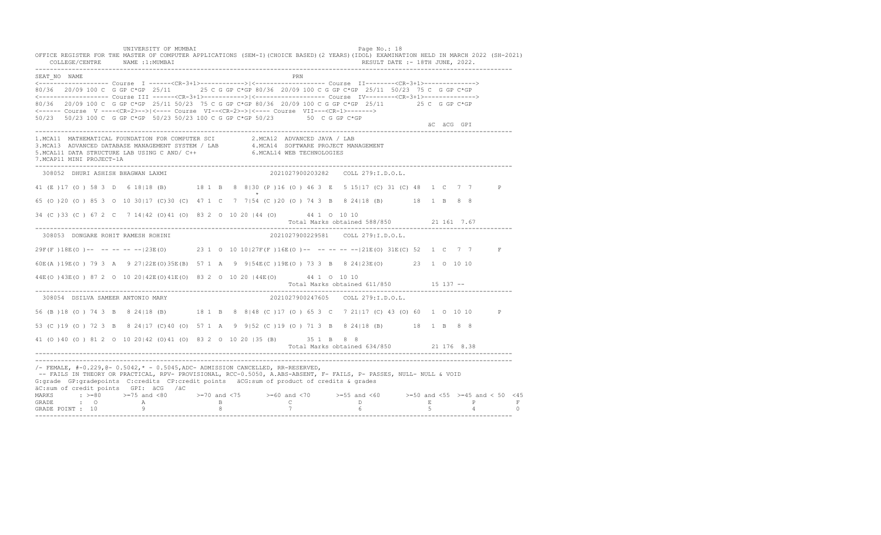UNIVERSITY OF MUMBAI

OFFICE REGISTER FOR THE MASTER OF COMPUTER APPLICATIONS (SEM-I)(CHOICE BASED)(2 YEARS)(IDOL) EXAMINATION HELD IN MARCH 2022 (SH-2021)

COLLEGE/CENTRE NAME :1:MUMBAI — RESULT DATE :- 18TH JUNE, 2022.

```
SEAT_NO  NAME                                                       PRN
<------------------- Course  I ------<CR-3+1>------------>|<------------------- Course  II--------<CR-3+1>------------->
80/36  20/09 100 C  G GP C*GP  25/11      25 C G GP C*GP 80/36  20/09 100 C G GP C*GP  25/11  50/23  75 C  G GP C*GP
<------------------- Course III ------<CR-3+1>----------->|<------------------- Course  IV--------<CR-3+1>------------->
80/36   20/09 100 C  G GP C*GP  25/11 50/23  75 C G GP C*GP 80/36  20/09 100 C G GP C*GP  25/11         25 C  G GP C*GP
<------ Course  V ----<CR-2>-->|<---- Course  VI--<CR-2>->|<---- Course  VII---<CR-1>------->
50/23   50/23 100 C  G GP C*GP  50/23 50/23 100 C G GP C*GP 50/23         50  C G GP C*GP
                                                                                                        äC  äCG  GPI
```

1.MCA11 MATHEMATICAL FOUNDATION FOR COMPUTER SCI  2.MCA12 ADVANCED JAVA / LAB
3.MCA13 ADVANCED DATABASE MANAGEMENT SYSTEM / LAB  4.MCA14 SOFTWARE PROJECT MANAGEMENT
5.MCAL11 DATA STRUCTURE LAB USING C AND/ C++  6.MCAL14 WEB TECHNOLOGIES
7.MCAP11 MINI PROJECT-1A

```
 308052  DHURI ASHISH BHAGWAN LAXMI                          2021027900203282    COLL 279:I.D.O.L.

41 (E )17 (O ) 58 3  D   6 18|18 (B)       18 1  B   8  8|30 (P )16 (O ) 46 3  E   5 15|17 (C) 31 (C) 48  1  C   7  7       P
                                                               *
65 (O )20 (O ) 85 3  O  10 30|17 (C)30 (C)  47 1  C   7  7|54 (C )20 (O ) 74 3  B   8 24|18 (B)       18  1  B   8  8

34 (C )33 (C ) 67 2  C   7 14|42 (O)41 (O)  83 2  O  10 20 |44 (O)       44 1  O  10 10
                                                                      Total Marks obtained 588/850          21 161  7.67
```

```
 308053  DONGARE ROHIT RAMESH ROHINI                         2021027900229581    COLL 279:I.D.O.L.

29F(F )18E(O )--  -- -- -- --|23E(O)       23 1  O  10 10|27F(F )16E(O )--  -- -- -- --|21E(O) 31E(C) 52  1  C   7  7       F

60E(A )19E(O ) 79 3  A   9 27|22E(O)35E(B)  57 1  A   9  9|54E(C )19E(O ) 73 3  B   8 24|23E(O)       23  1  O  10 10

44E(O )43E(O ) 87 2  O  10 20|42E(O)41E(O)  83 2  O  10 20 |44E(O)       44 1  O  10 10
                                                                      Total Marks obtained 611/850          15 137  --
```

```
 308054  DSILVA SAMEER ANTONIO MARY                          2021027900247605    COLL 279:I.D.O.L.

56 (B )18 (O ) 74 3  B   8 24|18 (B)       18 1  B   8  8|48 (C )17 (O ) 65 3  C   7 21|17 (C) 43 (O) 60  1  O  10 10       P

53 (C )19 (O ) 72 3  B   8 24|17 (C)40 (O)  57 1  A   9  9|52 (C )19 (O ) 71 3  B   8 24|18 (B)       18  1  B   8  8

41 (O )40 (O ) 81 2  O  10 20|42 (O)41 (O)  83 2  O  10 20 |35 (B)       35 1  B   8  8
                                                                      Total Marks obtained 634/850          21 176  8.38
```

/- FEMALE, #-0.229,@- 0.5042,* - 0.5045,ADC- ADMISSION CANCELLED, RR-RESERVED,
-- FAILS IN THEORY OR PRACTICAL, RPV- PROVISIONAL, RCC-0.5050, A.ABS-ABSENT, F- FAILS, P- PASSES, NULL- NULL & VOID
G:grade GP:gradepoints C:credits CP:credit points äCG:sum of product of credits & grades
äC:sum of credit points GPI: äCG /äC

| MARKS | >=80 | >=75 and <80 | >=70 and <75 | >=60 and <70 | >=55 and <60 | >=50 and <55 | >=45 and < 50 | <45 |
|---|---|---|---|---|---|---|---|---|
| GRADE | O | A | B | C | D | E | P | F |
| GRADE POINT | 10 | 9 | 8 | 7 | 6 | 5 | 4 | 0 |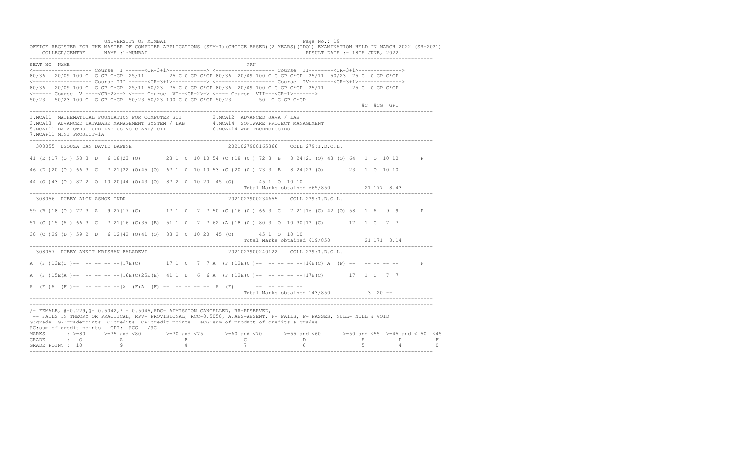UNIVERSITY OF MUMBAI

OFFICE REGISTER FOR THE MASTER OF COMPUTER APPLICATIONS (SEM-I)(CHOICE BASED)(2 YEARS)(IDOL) EXAMINATION HELD IN MARCH 2022 (SH-2021)

COLLEGE/CENTRE NAME :1:MUMBAI    RESULT DATE :- 18TH JUNE, 2022.

```
SEAT_NO  NAME                                                      PRN
<------------------- Course  I ------<CR-3+1>------------>|<------------------- Course  II--------<CR-3+1>------------->
80/36  20/09 100 C  G GP C*GP  25/11      25 C G GP C*GP 80/36  20/09 100 C G GP C*GP  25/11  50/23  75 C  G GP C*GP
<------------------- Course III ------<CR-3+1>------------>|<------------------- Course  IV--------<CR-3+1>------------->
80/36  20/09 100 C  G GP C*GP  25/11 50/23  75 C G GP C*GP 80/36  20/09 100 C G GP C*GP  25/11        25 C  G GP C*GP
<------ Course  V ----<CR-2>-->|<---- Course  VI--<CR-2>->|<---- Course  VII---<CR-1>------->
50/23  50/23 100 C  G GP C*GP  50/23 50/23 100 C G GP C*GP 50/23        50  C G GP C*GP
                                                                                                   äC  äCG  GPI
```

1.MCA11 MATHEMATICAL FOUNDATION FOR COMPUTER SCI    2.MCA12 ADVANCED JAVA / LAB
3.MCA13 ADVANCED DATABASE MANAGEMENT SYSTEM / LAB    4.MCA14 SOFTWARE PROJECT MANAGEMENT
5.MCAL11 DATA STRUCTURE LAB USING C AND/ C++    6.MCAL14 WEB TECHNOLOGIES
7.MCAP11 MINI PROJECT-1A

```
 308055  DSOUZA DAN DAVID DAPHNE                              2021027900165366    COLL 279:I.D.O.L.

41 (E )17 (O ) 58 3  D   6 18|23 (O)        23 1  O  10 10|54 (C )18 (O ) 72 3  B   8 24|21 (O) 43 (O) 64  1  O  10 10       P

46 (D )20 (O ) 66 3  C   7 21|22 (O)45 (O)  67 1  O  10 10|53 (C )20 (O ) 73 3  B   8 24|23 (O)        23  1  O  10 10

44 (O )43 (O ) 87 2  O  10 20|44 (O)43 (O)  87 2  O  10 20 |45 (O)        45 1  O  10 10
                                                                          Total Marks obtained 665/850          21 177  8.43

 308056  DUBEY ALOK ASHOK INDU                                2021027900234655    COLL 279:I.D.O.L.

59 (B )18 (O ) 77 3  A   9 27|17 (C)        17 1  C   7  7|50 (C )16 (O ) 66 3  C   7 21|16 (C) 42 (O) 58  1  A   9  9       P

51 (C )15 (A ) 66 3  C   7 21|16 (C)35 (B)  51 1  C   7  7|62 (A )18 (O ) 80 3  O  10 30|17 (C)        17  1  C   7  7

30 (C )29 (D ) 59 2  D   6 12|42 (O)41 (O)  83 2  O  10 20 |45 (O)        45 1  O  10 10
                                                                          Total Marks obtained 619/850          21 171  8.14

 308057  DUBEY ANKIT KRISHAN BALADEVI                         2021027900240122    COLL 279:I.D.O.L.

A  (F )13E(C )--  -- -- -- --|17E(C)        17 1  C   7  7|A  (F )12E(C )--  -- -- -- --|16E(C) A  (F) --   -- -- -- --       F

A  (F )15E(A )--  -- -- -- --|16E(C)25E(E)  41 1  D   6  6|A  (F )12E(C )--  -- -- -- --|17E(C)        17  1  C   7  7

A  (F )A  (F )--  -- -- -- --|A  (F)A  (F)  --  -- -- -- -- |A  (F)        --  -- -- -- --
                                                                          Total Marks obtained 143/850           3  20 --
```

/- FEMALE, #-0.229,@- 0.5042,* - 0.5045,ADC- ADMISSION CANCELLED, RR-RESERVED,
-- FAILS IN THEORY OR PRACTICAL, RPV- PROVISIONAL, RCC-0.5050, A.ABS-ABSENT, F- FAILS, P- PASSES, NULL- NULL & VOID
G:grade GP:gradepoints C:credits CP:credit points äCG:sum of product of credits & grades
äC:sum of credit points GPI: äCG /äC

| MARKS | : >=80 | >=75 and <80 | >=70 and <75 | >=60 and <70 | >=55 and <60 | >=50 and <55 | >=45 and < 50 | <45 |
|---|---|---|---|---|---|---|---|---|
| GRADE | : O | A | B | C | D | E | P | F |
| GRADE POINT | : 10 | 9 | 8 | 7 | 6 | 5 | 4 | 0 |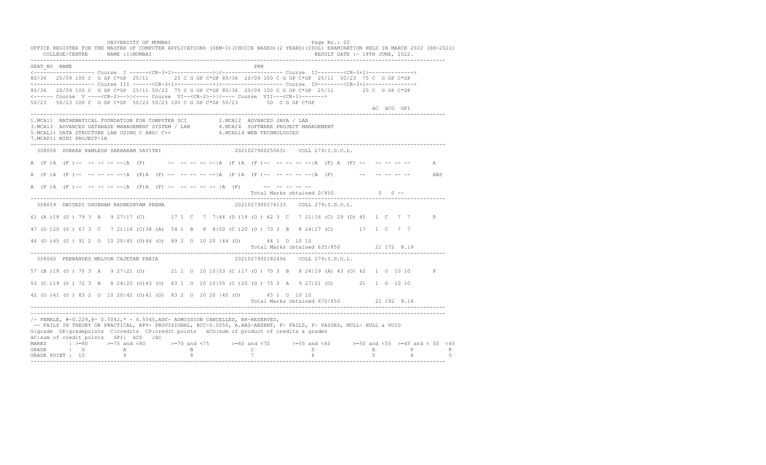UNIVERSITY OF MUMBAI

OFFICE REGISTER FOR THE MASTER OF COMPUTER APPLICATIONS (SEM-I)(CHOICE BASED)(2 YEARS)(IDOL) EXAMINATION HELD IN MARCH 2022 (SH-2021)

COLLEGE/CENTRE NAME :1:MUMBAI RESULT DATE :- 18TH JUNE, 2022.

```
SEAT_NO  NAME                                                    PRN
<------------------- Course  I ------<CR-3+1>------------>|<------------------- Course  II--------<CR-3+1>------------->
80/36  20/09 100 C  G GP C*GP  25/11      25 C G GP C*GP 80/36  20/09 100 C G GP C*GP  25/11  50/23  75 C  G GP C*GP
<------------------- Course III ------<CR-3+1>----------->|<------------------- Course  IV--------<CR-3+1>------------->
80/36  20/09 100 C  G GP C*GP  25/11 50/23  75 C G GP C*GP 80/36  20/09 100 C G GP C*GP  25/11        25 C  G GP C*GP
<------ Course  V ----<CR-2>-->|<---- Course  VI--<CR-2>->|<---- Course  VII---<CR-1>------->
50/23  50/23 100 C  G GP C*GP  50/23 50/23 100 C G GP C*GP 50/23         50  C G GP C*GP
                                                                                                   äC  äCG  GPI
```

1.MCA11 MATHEMATICAL FOUNDATION FOR COMPUTER SCI 2.MCA12 ADVANCED JAVA / LAB
3.MCA13 ADVANCED DATABASE MANAGEMENT SYSTEM / LAB 4.MCA14 SOFTWARE PROJECT MANAGEMENT
5.MCAL11 DATA STRUCTURE LAB USING C AND/ C++ 6.MCAL14 WEB TECHNOLOGIES
7.MCAP11 MINI PROJECT-1A

```
 308058  DURKAR KAMLESH SAKHARAM SAVITRI                     2021027900250631    COLL 279:I.D.O.L.

A  (F )A  (F )-- -- -- -- --|A  (F)       -- -- -- -- --|A  (F )A  (F )-- -- -- -- --|A  (F) A  (F) --  -- -- -- --       A

A  (F )A  (F )-- -- -- -- --|A  (F)A  (F) -- -- -- -- --|A  (F )A  (F )-- -- -- -- --|A  (F)        --  -- -- -- --       ABS

A  (F )A  (F )-- -- -- -- --|A  (F)A  (F) -- -- -- -- -- |A  (F)       -- -- -- -- --
                                                                   Total Marks obtained 0/850             0  0 --
```

```
 308059  DWIVEDI SHUBHAM RADHESHYAM PREMA                    2021027900174133    COLL 279:I.D.O.L.

61 (A )18 (O ) 79 3  A   9 27|17 (C)        17 1  C   7  7|44 (D )18 (O ) 62 3  C   7 21|16 (C) 29 (D) 45  1  C   7  7       P

47 (D )20 (O ) 67 3  C   7 21|16 (C)38 (A)  54 1  B   8  8|50 (C )20 (O ) 70 3  B   8 24|17 (C)        17  1  C   7  7

46 (O )45 (O ) 91 2  O  10 20|45 (O)44 (O)  89 2  O  10 20 |44 (O)        44 1  O  10 10
                                                                   Total Marks obtained 635/850           21 172  8.19
```

```
 308060  FERNANDES MELVON CAJETAN FARIA                      2021027900182496    COLL 279:I.D.O.L.

57 (B )18 (O ) 75 3  A   9 27|21 (O)        21 1  O  10 10|53 (C )17 (O ) 70 3  B   8 24|19 (A) 43 (O) 62  1  O  10 10       P

53 (C )19 (O ) 72 3  B   8 24|20 (O)43 (O)  63 1  O  10 10|55 (C )20 (O ) 75 3  A   9 27|21 (O)        21  1  O  10 10

42 (O )41 (O ) 83 2  O  10 20|42 (O)41 (O)  83 2  O  10 20 |45 (O)        45 1  O  10 10
                                                                   Total Marks obtained 670/850           21 192  9.14
```

/- FEMALE, #-0.229,@- 0.5042,* - 0.5045,ADC- ADMISSION CANCELLED, RR-RESERVED,
-- FAILS IN THEORY OR PRACTICAL, RPV- PROVISIONAL, RCC-0.5050, A.ABS-ABSENT, F- FAILS, P- PASSES, NULL- NULL & VOID
G:grade GP:gradepoints C:credits CP:credit points äCG:sum of product of credits & grades
äC:sum of credit points GPI: äCG /äC

| MARKS | : >=80 | >=75 and <80 | >=70 and <75 | >=60 and <70 | >=55 and <60 | >=50 and <55 | >=45 and < 50 | <45 |
|---|---|---|---|---|---|---|---|---|
| GRADE | : O | A | B | C | D | E | P | F |
| GRADE POINT | : 10 | 9 | 8 | 7 | 6 | 5 | 4 | 0 |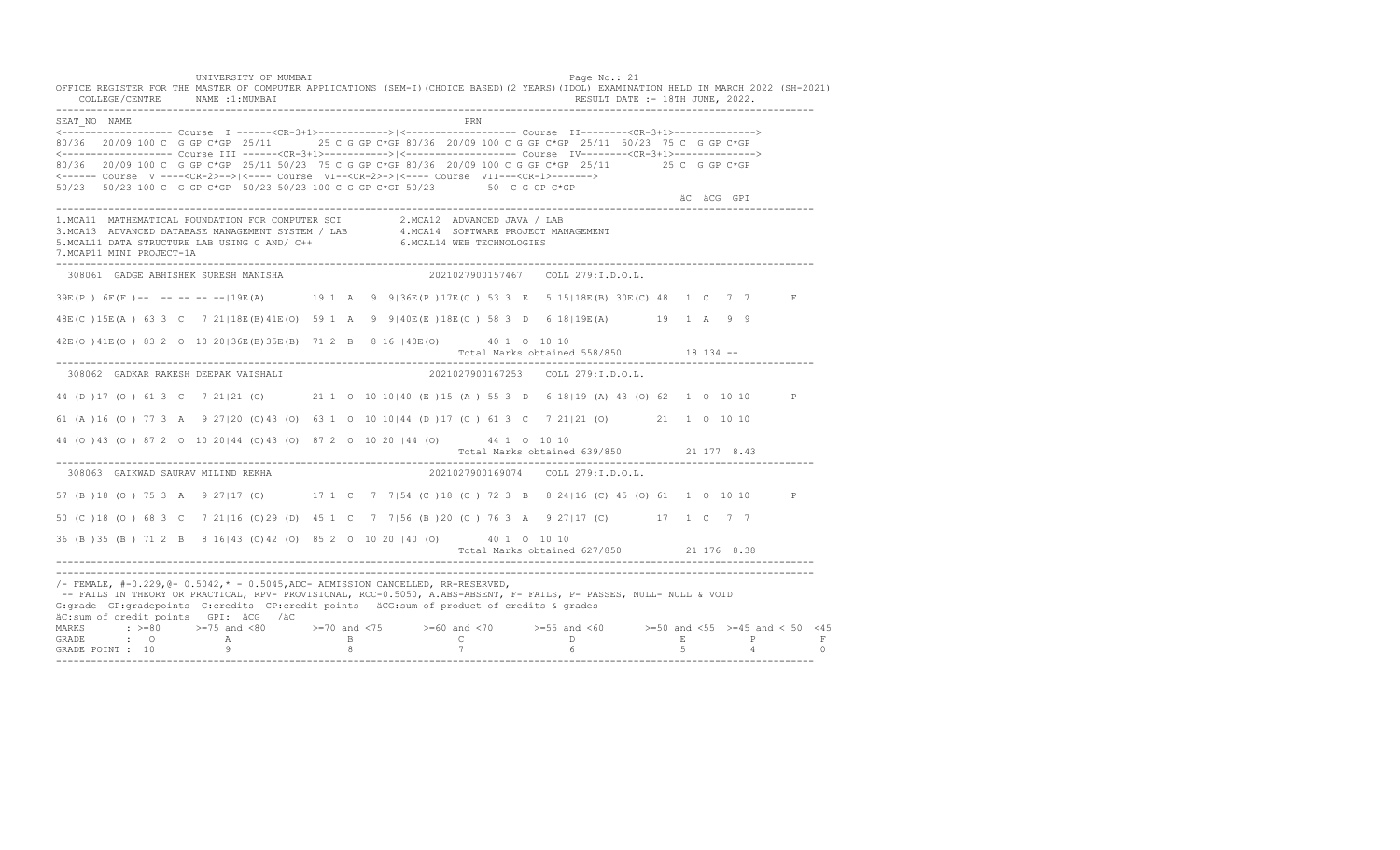UNIVERSITY OF MUMBAI

OFFICE REGISTER FOR THE MASTER OF COMPUTER APPLICATIONS (SEM-I)(CHOICE BASED)(2 YEARS)(IDOL) EXAMINATION HELD IN MARCH 2022 (SH-2021)

COLLEGE/CENTRE NAME :1:MUMBAI — RESULT DATE :- 18TH JUNE, 2022.

```
SEAT_NO  NAME                                                    PRN
<------------------- Course  I ------<CR-3+1>------------>|<------------------- Course  II--------<CR-3+1>------------->
80/36  20/09 100 C  G GP C*GP  25/11      25 C G GP C*GP 80/36  20/09 100 C G GP C*GP  25/11  50/23  75 C  G GP C*GP
<------------------- Course III ------<CR-3+1>------------>|<------------------- Course  IV--------<CR-3+1>------------->
80/36  20/09 100 C  G GP C*GP  25/11 50/23  75 C G GP C*GP 80/36  20/09 100 C G GP C*GP  25/11        25 C  G GP C*GP
<------ Course  V ----<CR-2>-->|<---- Course  VI--<CR-2>->|<---- Course  VII---<CR-1>------->
50/23  50/23 100 C  G GP C*GP  50/23 50/23 100 C G GP C*GP 50/23        50  C G GP C*GP
                                                                                                   äC  äCG  GPI
```

1.MCA11 MATHEMATICAL FOUNDATION FOR COMPUTER SCI  2.MCA12 ADVANCED JAVA / LAB
3.MCA13 ADVANCED DATABASE MANAGEMENT SYSTEM / LAB  4.MCA14 SOFTWARE PROJECT MANAGEMENT
5.MCAL11 DATA STRUCTURE LAB USING C AND/ C++  6.MCAL14 WEB TECHNOLOGIES
7.MCAP11 MINI PROJECT-1A

```
 308061  GADGE ABHISHEK SURESH MANISHA                    2021027900157467    COLL 279:I.D.O.L.

39E(P ) 6F(F )--  -- -- -- --|19E(A)       19 1  A   9  9|36E(P )17E(O ) 53 3  E   5 15|18E(B) 30E(C) 48  1  C   7  7       F

48E(C )15E(A ) 63 3  C   7 21|18E(B)41E(O)  59 1  A   9  9|40E(E )18E(O ) 58 3  D   6 18|19E(A)       19  1  A   9  9

42E(O )41E(O ) 83 2  O  10 20|36E(B)35E(B)  71 2  B   8 16 |40E(O)       40 1  O  10 10
                                                                    Total Marks obtained 558/850          18 134 --

 308062  GADKAR RAKESH DEEPAK VAISHALI                    2021027900167253    COLL 279:I.D.O.L.

44 (D )17 (O ) 61 3  C   7 21|21 (O)       21 1  O  10 10|40 (E )15 (A ) 55 3  D   6 18|19 (A) 43 (O) 62  1  O  10 10       P

61 (A )16 (O ) 77 3  A   9 27|20 (O)43 (O)  63 1  O  10 10|44 (D )17 (O ) 61 3  C   7 21|21 (O)       21  1  O  10 10

44 (O )43 (O ) 87 2  O  10 20|44 (O)43 (O)  87 2  O  10 20 |44 (O)       44 1  O  10 10
                                                                    Total Marks obtained 639/850          21 177  8.43

 308063  GAIKWAD SAURAV MILIND REKHA                      2021027900169074    COLL 279:I.D.O.L.

57 (B )18 (O ) 75 3  A   9 27|17 (C)       17 1  C   7  7|54 (C )18 (O ) 72 3  B   8 24|16 (C) 45 (O) 61  1  O  10 10       P

50 (C )18 (O ) 68 3  C   7 21|16 (C)29 (D)  45 1  C   7  7|56 (B )20 (O ) 76 3  A   9 27|17 (C)       17  1  C   7  7

36 (B )35 (B ) 71 2  B   8 16|43 (O)42 (O)  85 2  O  10 20 |40 (O)       40 1  O  10 10
                                                                    Total Marks obtained 627/850          21 176  8.38
```

/- FEMALE, #-0.229,@- 0.5042,* - 0.5045,ADC- ADMISSION CANCELLED, RR-RESERVED,
-- FAILS IN THEORY OR PRACTICAL, RPV- PROVISIONAL, RCC-0.5050, A.ABS-ABSENT, F- FAILS, P- PASSES, NULL- NULL & VOID
G:grade GP:gradepoints C:credits CP:credit points äCG:sum of product of credits & grades
äC:sum of credit points GPI: äCG /äC

| MARKS | >=80 | >=75 and <80 | >=70 and <75 | >=60 and <70 | >=55 and <60 | >=50 and <55 | >=45 and < 50 | <45 |
|---|---|---|---|---|---|---|---|---|
| GRADE | O | A | B | C | D | E | P | F |
| GRADE POINT | 10 | 9 | 8 | 7 | 6 | 5 | 4 | 0 |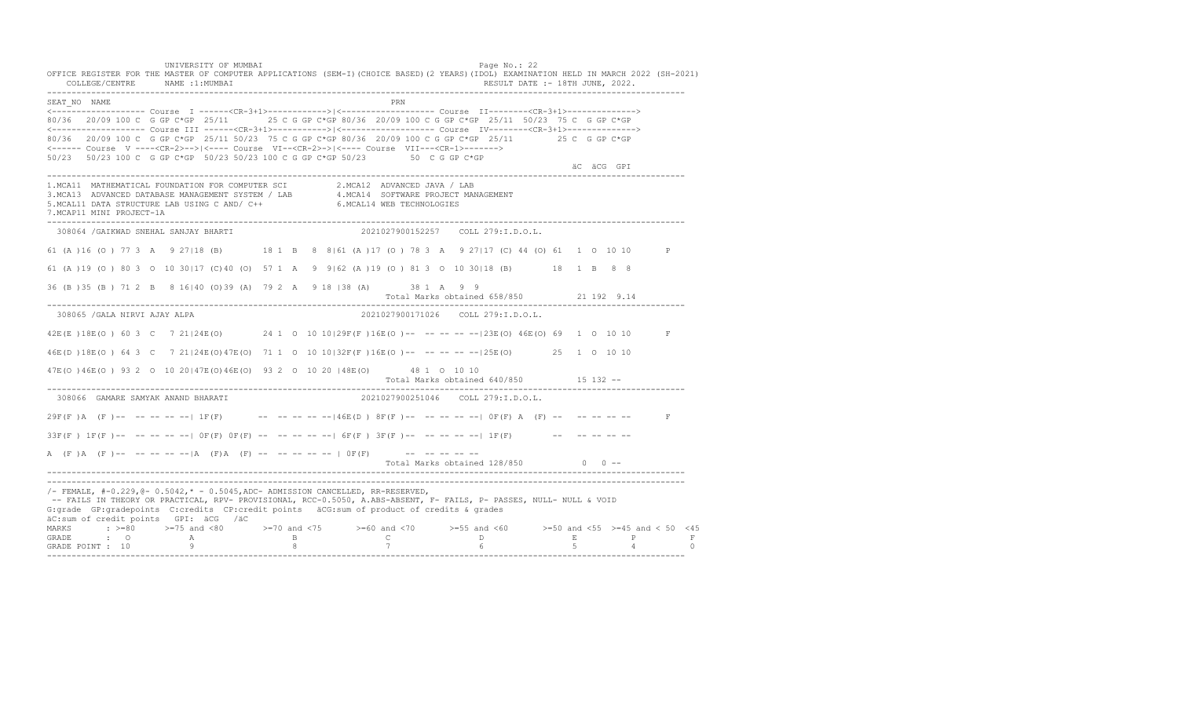UNIVERSITY OF MUMBAI

OFFICE REGISTER FOR THE MASTER OF COMPUTER APPLICATIONS (SEM-I)(CHOICE BASED)(2 YEARS)(IDOL) EXAMINATION HELD IN MARCH 2022 (SH-2021)

COLLEGE/CENTRE NAME :1:MUMBAI RESULT DATE :- 18TH JUNE, 2022.

```
SEAT_NO  NAME                                                             PRN
<------------------- Course  I ------<CR-3+1>------------>|<------------------- Course  II--------<CR-3+1>------------->
80/36  20/09 100 C  G GP C*GP  25/11      25 C G GP C*GP 80/36  20/09 100 C G GP C*GP  25/11  50/23  75 C  G GP C*GP
<------------------- Course III ------<CR-3+1>------------>|<------------------- Course  IV--------<CR-3+1>------------->
80/36  20/09 100 C  G GP C*GP  25/11 50/23  75 C G GP C*GP 80/36  20/09 100 C G GP C*GP  25/11         25 C  G GP C*GP
<------ Course  V ----<CR-2>-->|<---- Course  VI--<CR-2>->|<---- Course  VII---<CR-1>------->
50/23  50/23 100 C  G GP C*GP  50/23 50/23 100 C G GP C*GP 50/23         50  C G GP C*GP
                                                                                                    äC  äCG  GPI
1.MCA11  MATHEMATICAL FOUNDATION FOR COMPUTER SCI          2.MCA12  ADVANCED JAVA / LAB
3.MCA13  ADVANCED DATABASE MANAGEMENT SYSTEM / LAB         4.MCA14  SOFTWARE PROJECT MANAGEMENT
5.MCAL11 DATA STRUCTURE LAB USING C AND/ C++               6.MCAL14 WEB TECHNOLOGIES
7.MCAP11 MINI PROJECT-1A

 308064 /GAIKWAD SNEHAL SANJAY BHARTI                         2021027900152257    COLL 279:I.D.O.L.

61 (A )16 (O ) 77 3  A   9 27|18 (B)       18 1  B   8  8|61 (A )17 (O ) 78 3  A   9 27|17 (C) 44 (O) 61  1  O  10 10      P

61 (A )19 (O ) 80 3  O  10 30|17 (C)40 (O)  57 1  A   9  9|62 (A )19 (O ) 81 3  O  10 30|18 (B)       18  1  B   8  8

36 (B )35 (B ) 71 2  B   8 16|40 (O)39 (A)  79 2  A   9 18 |38 (A)       38 1  A   9  9
                                                                 Total Marks obtained 658/850          21 192  9.14

 308065 /GALA NIRVI AJAY ALPA                                 2021027900171026    COLL 279:I.D.O.L.

42E(E )18E(O ) 60 3  C   7 21|24E(O)       24 1  O  10 10|29F(F )16E(O )--  -- -- -- --|23E(O) 46E(O) 69  1  O  10 10      F

46E(D )18E(O ) 64 3  C   7 21|24E(O)47E(O)  71 1  O  10 10|32F(F )16E(O )--  -- -- -- --|25E(O)       25  1  O  10 10

47E(O )46E(O ) 93 2  O  10 20|47E(O)46E(O)  93 2  O  10 20 |48E(O)       48 1  O  10 10
                                                                 Total Marks obtained 640/850          15 132 --

 308066  GAMARE SAMYAK ANAND BHARATI                          2021027900251046    COLL 279:I.D.O.L.

29F(F )A  (F )--  -- -- -- --| 1F(F)       --  -- -- -- --|46E(D ) 8F(F )--  -- -- -- --| 0F(F) A  (F) --  -- -- -- --      F

33F(F ) 1F(F )--  -- -- -- --| 0F(F) 0F(F) --  -- -- -- --| 6F(F ) 3F(F )--  -- -- -- --| 1F(F)        --  -- -- -- --

A  (F )A  (F )--  -- -- -- --|A  (F)A  (F) --  -- -- -- -- | 0F(F)       --  -- -- -- --
                                                                 Total Marks obtained 128/850           0   0 --
```

/- FEMALE, #-0.229,@- 0.5042,* - 0.5045,ADC- ADMISSION CANCELLED, RR-RESERVED,
-- FAILS IN THEORY OR PRACTICAL, RPV- PROVISIONAL, RCC-0.5050, A.ABS-ABSENT, F- FAILS, P- PASSES, NULL- NULL & VOID
G:grade GP:gradepoints C:credits CP:credit points äCG:sum of product of credits & grades
äC:sum of credit points GPI: äCG /äC

| MARKS | >=80 | >=75 and <80 | >=70 and <75 | >=60 and <70 | >=55 and <60 | >=50 and <55 | >=45 and < 50 | <45 |
|---|---|---|---|---|---|---|---|---|
| GRADE | O | A | B | C | D | E | P | F |
| GRADE POINT | 10 | 9 | 8 | 7 | 6 | 5 | 4 | 0 |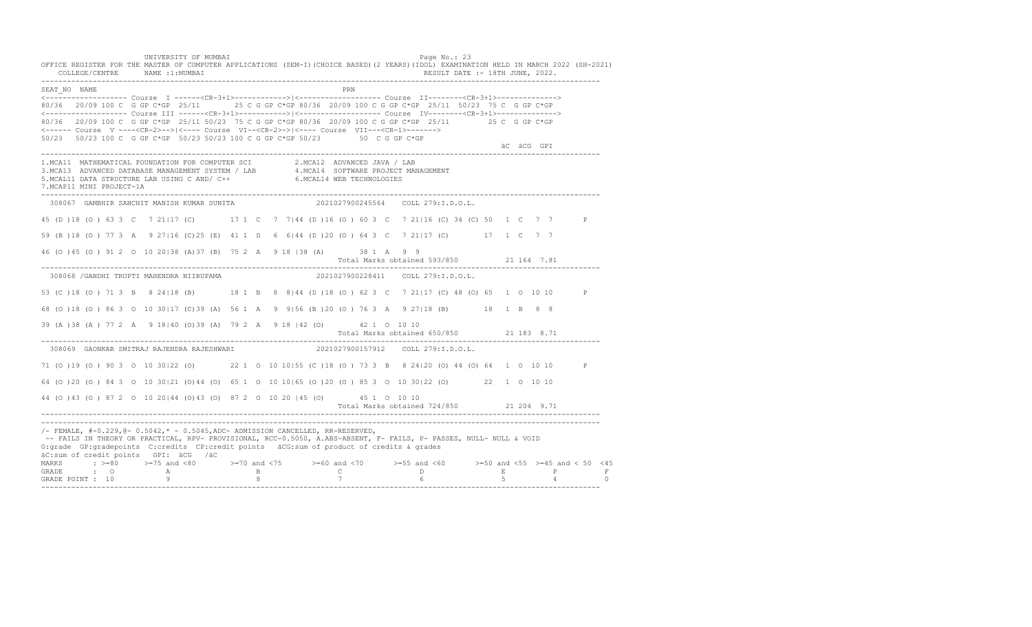UNIVERSITY OF MUMBAI

OFFICE REGISTER FOR THE MASTER OF COMPUTER APPLICATIONS (SEM-I)(CHOICE BASED)(2 YEARS)(IDOL) EXAMINATION HELD IN MARCH 2022 (SH-2021)

COLLEGE/CENTRE NAME :1:MUMBAI RESULT DATE :- 18TH JUNE, 2022.

```
SEAT_NO  NAME                                                        PRN
<------------------- Course  I ------<CR-3+1>------------>|<------------------- Course  II--------<CR-3+1>------------->
80/36  20/09 100 C  G GP C*GP  25/11     25 C G GP C*GP 80/36  20/09 100 C G GP C*GP  25/11  50/23  75 C  G GP C*GP
<------------------- Course III ------<CR-3+1>------------>|<------------------- Course  IV--------<CR-3+1>------------->
80/36  20/09 100 C  G GP C*GP  25/11 50/23  75 C G GP C*GP 80/36  20/09 100 C G GP C*GP  25/11         25 C  G GP C*GP
<------ Course  V ----<CR-2>-->|<---- Course  VI--<CR-2>->|<---- Course  VII---<CR-1>------->
50/23  50/23 100 C  G GP C*GP  50/23 50/23 100 C G GP C*GP 50/23         50  C G GP C*GP
                                                                                                        äC  äCG  GPI
```

1.MCA11 MATHEMATICAL FOUNDATION FOR COMPUTER SCI    2.MCA12 ADVANCED JAVA / LAB
3.MCA13 ADVANCED DATABASE MANAGEMENT SYSTEM / LAB    4.MCA14 SOFTWARE PROJECT MANAGEMENT
5.MCAL11 DATA STRUCTURE LAB USING C AND/ C++    6.MCAL14 WEB TECHNOLOGIES
7.MCAP11 MINI PROJECT-1A

```
 308067  GAMBHIR SANCHIT MANISH KUMAR SUNITA                  2021027900245564    COLL 279:I.D.O.L.

45 (D )18 (O ) 63 3  C   7 21|17 (C)      17 1  C   7  7|44 (D )16 (O ) 60 3  C   7 21|16 (C) 34 (C) 50   1  C   7  7      P

59 (B )18 (O ) 77 3  A   9 27|16 (C)25 (E)  41 1  D   6  6|44 (D )20 (O ) 64 3  C   7 21|17 (C)       17  1  C   7  7

46 (O )45 (O ) 91 2  O  10 20|38 (A)37 (B)  75 2  A   9 18 |38 (A)       38 1  A   9  9
                                                                   Total Marks obtained 593/850          21 164  7.81

 308068 /GANDHI TRUPTI MAHENDRA NIIRUPAMA                     2021027900228411    COLL 279:I.D.O.L.

53 (C )18 (O ) 71 3  B   8 24|18 (B)      18 1  B   8  8|44 (D )18 (O ) 62 3  C   7 21|17 (C) 48 (O) 65   1  O  10 10      P

68 (O )18 (O ) 86 3  O  10 30|17 (C)39 (A)  56 1  A   9  9|56 (B )20 (O ) 76 3  A   9 27|18 (B)       18  1  B   8  8

39 (A )38 (A ) 77 2  A   9 18|40 (O)39 (A)  79 2  A   9 18 |42 (O)       42 1  O  10 10
                                                                   Total Marks obtained 650/850          21 183  8.71

 308069  GAONKAR SMITRAJ RAJENDRA RAJESHWARI                  2021027900157912    COLL 279:I.D.O.L.

71 (O )19 (O ) 90 3  O  10 30|22 (O)      22 1  O  10 10|55 (C )18 (O ) 73 3  B   8 24|20 (O) 44 (O) 64   1  O  10 10      P

64 (O )20 (O ) 84 3  O  10 30|21 (O)44 (O)  65 1  O  10 10|65 (O )20 (O ) 85 3  O  10 30|22 (O)       22  1  O  10 10

44 (O )43 (O ) 87 2  O  10 20|44 (O)43 (O)  87 2  O  10 20 |45 (O)       45 1  O  10 10
                                                                   Total Marks obtained 724/850          21 204  9.71
```

/- FEMALE, #-0.229,@- 0.5042,* - 0.5045,ADC- ADMISSION CANCELLED, RR-RESERVED,
-- FAILS IN THEORY OR PRACTICAL, RPV- PROVISIONAL, RCC-0.5050, A.ABS-ABSENT, F- FAILS, P- PASSES, NULL- NULL & VOID
G:grade GP:gradepoints C:credits CP:credit points äCG:sum of product of credits & grades
äC:sum of credit points GPI: äCG /äC

| MARKS | : >=80 | >=75 and <80 | >=70 and <75 | >=60 and <70 | >=55 and <60 | >=50 and <55 | >=45 and < 50 | <45 |
|---|---|---|---|---|---|---|---|---|
| GRADE | : O | A | B | C | D | E | P | F |
| GRADE POINT | : 10 | 9 | 8 | 7 | 6 | 5 | 4 | 0 |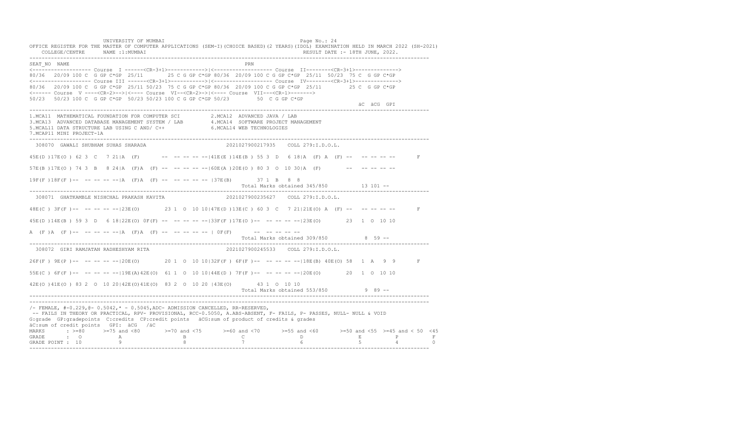UNIVERSITY OF MUMBAI

OFFICE REGISTER FOR THE MASTER OF COMPUTER APPLICATIONS (SEM-I)(CHOICE BASED)(2 YEARS)(IDOL) EXAMINATION HELD IN MARCH 2022 (SH-2021)

COLLEGE/CENTRE NAME :1:MUMBAI — RESULT DATE :- 18TH JUNE, 2022.

```
SEAT_NO  NAME                                                       PRN
<------------------- Course  I ------<CR-3+1>------------>|<------------------- Course  II--------<CR-3+1>------------->
80/36  20/09 100 C  G GP C*GP  25/11     25 C G GP C*GP 80/36  20/09 100 C G GP C*GP  25/11  50/23  75 C  G GP C*GP
<------------------- Course III ------<CR-3+1>----------->|<------------------- Course  IV--------<CR-3+1>------------->
80/36   20/09 100 C  G GP C*GP  25/11 50/23  75 C G GP C*GP 80/36  20/09 100 C G GP C*GP  25/11        25 C  G GP C*GP
<------ Course  V ----<CR-2>-->|<---- Course  VI--<CR-2>->|<---- Course  VII---<CR-1>------->
50/23   50/23 100 C  G GP C*GP  50/23 50/23 100 C G GP C*GP 50/23         50  C G GP C*GP
                                                                                                          äC  äCG  GPI
```

1.MCA11 MATHEMATICAL FOUNDATION FOR COMPUTER SCI
2.MCA12 ADVANCED JAVA / LAB
3.MCA13 ADVANCED DATABASE MANAGEMENT SYSTEM / LAB
4.MCA14 SOFTWARE PROJECT MANAGEMENT
5.MCAL11 DATA STRUCTURE LAB USING C AND/ C++
6.MCAL14 WEB TECHNOLOGIES
7.MCAP11 MINI PROJECT-1A

```
 308070  GAWALI SHUBHAM SUHAS SHARADA                         2021027900217935    COLL 279:I.D.O.L.

45E(D )17E(O ) 62 3  C   7 21|A  (F)       --  -- -- -- --|41E(E )14E(B ) 55 3  D   6 18|A  (F) A  (F) --   -- -- -- --       F

57E(B )17E(O ) 74 3  B   8 24|A  (F)A  (F) --  -- -- -- --|60E(A )20E(O ) 80 3  O  10 30|A  (F)        --   -- -- -- --

19F(F )18F(F )--  -- -- -- --|A  (F)A  (F) --  -- -- -- -- |37E(B)       37 1  B   8  8
                                                                 Total Marks obtained 345/850          13 101 --

 308071  GHATKAMBLE NISHCHAL PRAKASH KAVITA                   2021027900235627    COLL 279:I.D.O.L.

48E(C ) 3F(F )--  -- -- -- --|23E(O)        23 1  O  10 10|47E(D )13E(C ) 60 3  C   7 21|21E(O) A  (F) --   -- -- -- --       F

45E(D )14E(B ) 59 3  D   6 18|22E(O) 0F(F) --  -- -- -- --|33F(F )17E(O )--  -- -- -- --|23E(O)        23  1  O  10 10

A  (F )A  (F )--  -- -- -- --|A  (F)A  (F) --  -- -- -- -- | 0F(F)       --  -- -- -- --
                                                                 Total Marks obtained 309/850           8  59 --

 308072  GIRI RAMJATAN RADHESHYAM RITA                        2021027900245533    COLL 279:I.D.O.L.

26F(F ) 9E(P )--  -- -- -- --|20E(O)        20 1  O  10 10|32F(F ) 6F(F )--  -- -- -- --|18E(B) 40E(O) 58  1  A   9  9       F

55E(C ) 6F(F )--  -- -- -- --|19E(A)42E(O)  61 1  O  10 10|44E(D ) 7F(F )--  -- -- -- --|20E(O)        20  1  O  10 10

42E(O )41E(O ) 83 2  O  10 20|42E(O)41E(O)  83 2  O  10 20 |43E(O)       43 1  O  10 10
                                                                 Total Marks obtained 553/850           9  89 --
```

/- FEMALE, #-0.229,@- 0.5042,* - 0.5045,ADC- ADMISSION CANCELLED, RR-RESERVED,
-- FAILS IN THEORY OR PRACTICAL, RPV- PROVISIONAL, RCC-0.5050, A.ABS-ABSENT, F- FAILS, P- PASSES, NULL- NULL & VOID
G:grade GP:gradepoints C:credits CP:credit points äCG:sum of product of credits & grades
äC:sum of credit points GPI: äCG /äC

| MARKS | >=80 | >=75 and <80 | >=70 and <75 | >=60 and <70 | >=55 and <60 | >=50 and <55 | >=45 and < 50 | <45 |
|---|---|---|---|---|---|---|---|---|
| GRADE | O | A | B | C | D | E | P | F |
| GRADE POINT | 10 | 9 | 8 | 7 | 6 | 5 | 4 | 0 |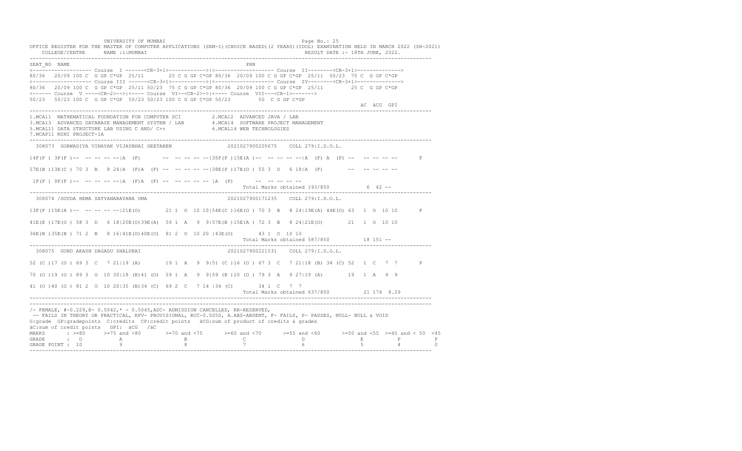UNIVERSITY OF MUMBAI

OFFICE REGISTER FOR THE MASTER OF COMPUTER APPLICATIONS (SEM-I)(CHOICE BASED)(2 YEARS)(IDOL) EXAMINATION HELD IN MARCH 2022 (SH-2021)

COLLEGE/CENTRE NAME :1:MUMBAI RESULT DATE :- 18TH JUNE, 2022.

```
SEAT_NO  NAME                                                     PRN
<------------------- Course  I ------<CR-3+1>------------>|<------------------- Course  II--------<CR-3+1>------------->
80/36  20/09 100 C  G GP C*GP  25/11      25 C G GP C*GP 80/36  20/09 100 C G GP C*GP  25/11  50/23  75 C  G GP C*GP
<------------------- Course III ------<CR-3+1>----------->|<------------------- Course  IV--------<CR-3+1>------------->
80/36  20/09 100 C  G GP C*GP  25/11 50/23  75 C G GP C*GP 80/36  20/09 100 C G GP C*GP  25/11        25 C  G GP C*GP
<------ Course  V ----<CR-2>-->|<---- Course  VI--<CR-2>->|<---- Course  VII---<CR-1>------->
50/23  50/23 100 C  G GP C*GP  50/23 50/23 100 C G GP C*GP 50/23         50  C G GP C*GP
                                                                                                     äC  äCG  GPI
```

1.MCA11 MATHEMATICAL FOUNDATION FOR COMPUTER SCI  2.MCA12 ADVANCED JAVA / LAB
3.MCA13 ADVANCED DATABASE MANAGEMENT SYSTEM / LAB  4.MCA14 SOFTWARE PROJECT MANAGEMENT
5.MCAL11 DATA STRUCTURE LAB USING C AND/ C++  6.MCAL14 WEB TECHNOLOGIES
7.MCAP11 MINI PROJECT-1A

```
 308073  GORWADIYA VINAYAK VIJAYBHAI GEETABEN                2021027900205675    COLL 279:I.D.O.L.

14F(F ) 3F(F )--  -- -- -- --|A  (F)       --  -- -- -- --|35F(F )15E(A )--  -- -- -- --|A  (F) A  (F) --   -- -- -- --       F

57E(B )13E(C ) 70 3  B   8 24|A  (F)A  (F) --  -- -- -- --|38E(P )17E(O ) 55 3  D   6 18|A  (F)        --   -- -- -- --

 1F(F ) 0F(F )--  -- -- -- --|A  (F)A  (F) --  -- -- -- -- |A  (F)       --  -- -- -- --
                                                                 Total Marks obtained 193/850           6  42 --

 308074 /GOUDA HEMA SATYANARAYANA UMA                        2021027900171235    COLL 279:I.D.O.L.

13F(F )15E(A )--  -- -- -- --|21E(O)        21 1  O  10 10|54E(C )16E(O ) 70 3  B   8 24|19E(A) 44E(O) 63   1  O  10 10       F

41E(E )17E(O ) 58 3  D   6 18|20E(O)39E(A)  59 1  A   9  9|57E(B )15E(A ) 72 3  B   8 24|21E(O)        21   1  O  10 10

36E(B )35E(B ) 71 2  B   8 16|41E(O)40E(O)  81 2  O  10 20 |43E(O)       43 1  O  10 10
                                                                 Total Marks obtained 587/850          18 151 --

 308075  GUND AKASH DAGADU SHALUBAI                          2021027900221531    COLL 279:I.D.O.L.

52 (C )17 (O ) 69 3  C   7 21|19 (A)        19 1  A   9  9|51 (C )16 (O ) 67 3  C   7 21|18 (B) 34 (C) 52   1  C   7  7       P

70 (O )19 (O ) 89 3  O  10 30|18 (B)41 (O)  59 1  A   9  9|59 (B )20 (O ) 79 3  A   9 27|19 (A)        19   1  A   9  9

41 (O )40 (O ) 81 2  O  10 20|35 (B)34 (C)  69 2  C   7 14 |34 (C)       34 1  C   7  7
                                                                 Total Marks obtained 637/850          21 174  8.29
```

/- FEMALE, #-0.229,@- 0.5042,* - 0.5045,ADC- ADMISSION CANCELLED, RR-RESERVED,
-- FAILS IN THEORY OR PRACTICAL, RPV- PROVISIONAL, RCC-0.5050, A.ABS-ABSENT, F- FAILS, P- PASSES, NULL- NULL & VOID
G:grade GP:gradepoints C:credits CP:credit points äCG:sum of product of credits & grades
äC:sum of credit points GPI: äCG /äC

| MARKS | >=80 | >=75 and <80 | >=70 and <75 | >=60 and <70 | >=55 and <60 | >=50 and <55 | >=45 and < 50 | <45 |
|---|---|---|---|---|---|---|---|---|
| GRADE | O | A | B | C | D | E | P | F |
| GRADE POINT | 10 | 9 | 8 | 7 | 6 | 5 | 4 | 0 |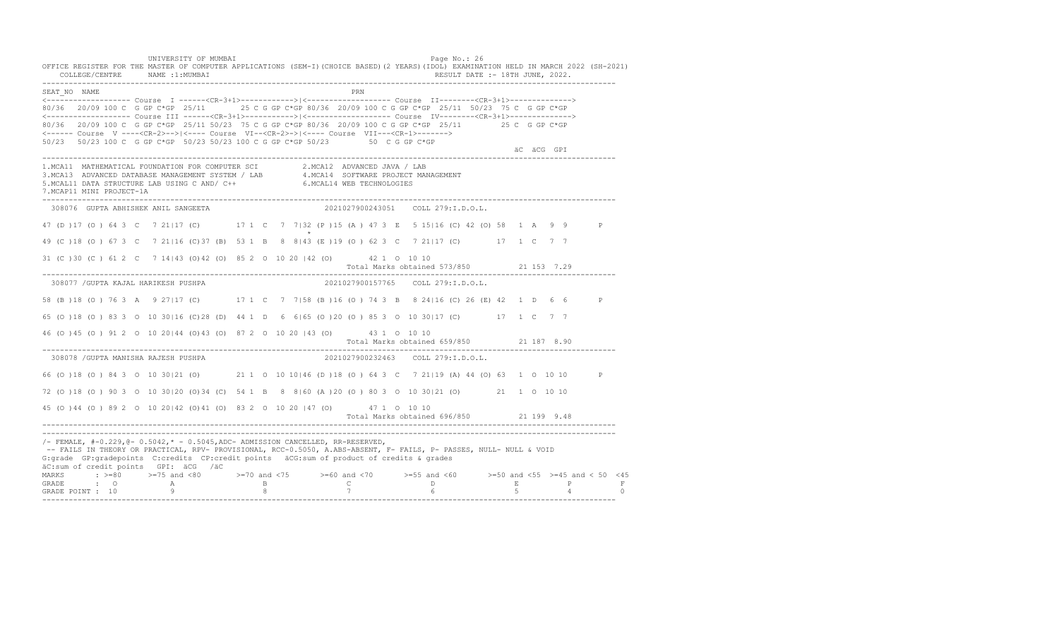UNIVERSITY OF MUMBAI

OFFICE REGISTER FOR THE MASTER OF COMPUTER APPLICATIONS (SEM-I)(CHOICE BASED)(2 YEARS)(IDOL) EXAMINATION HELD IN MARCH 2022 (SH-2021)

COLLEGE/CENTRE NAME :1:MUMBAI RESULT DATE :- 18TH JUNE, 2022.

```
SEAT_NO  NAME                                                          PRN
<------------------- Course  I ------<CR-3+1>------------>|<------------------- Course  II--------<CR-3+1>------------->
80/36  20/09 100 C  G GP C*GP  25/11       25 C G GP C*GP 80/36  20/09 100 C G GP C*GP  25/11  50/23  75 C  G GP C*GP
<------------------- Course III ------<CR-3+1>------------>|<------------------- Course  IV--------<CR-3+1>------------->
80/36  20/09 100 C  G GP C*GP  25/11 50/23  75 C G GP C*GP 80/36  20/09 100 C G GP C*GP  25/11        25 C  G GP C*GP
<------ Course  V ----<CR-2>-->|<---- Course  VI--<CR-2>->|<---- Course  VII---<CR-1>------->
50/23  50/23 100 C  G GP C*GP  50/23 50/23 100 C G GP C*GP 50/23        50  C G GP C*GP
                                                                                                            äC  äCG  GPI
------------------------------------------------------------------------------------------------------------------------
1.MCA11  MATHEMATICAL FOUNDATION FOR COMPUTER SCI          2.MCA12  ADVANCED JAVA / LAB
3.MCA13  ADVANCED DATABASE MANAGEMENT SYSTEM / LAB         4.MCA14  SOFTWARE PROJECT MANAGEMENT
5.MCAL11 DATA STRUCTURE LAB USING C AND/ C++               6.MCAL14 WEB TECHNOLOGIES
7.MCAP11 MINI PROJECT-1A
------------------------------------------------------------------------------------------------------------------------
 308076  GUPTA ABHISHEK ANIL SANGEETA                         2021027900243051    COLL 279:I.D.O.L.

47 (D )17 (O ) 64 3  C   7 21|17 (C)       17 1  C   7  7|32 (P )15 (A ) 47 3  E   5 15|16 (C) 42 (O) 58  1  A   9  9       P
                                                          *
49 (C )18 (O ) 67 3  C   7 21|16 (C)37 (B)  53 1  B   8  8|43 (E )19 (O ) 62 3  C   7 21|17 (C)        17  1  C   7  7

31 (C )30 (C ) 61 2  C   7 14|43 (O)42 (O)  85 2  O  10 20 |42 (O)       42 1  O  10 10
                                                                       Total Marks obtained 573/850          21 153  7.29
------------------------------------------------------------------------------------------------------------------------
 308077 /GUPTA KAJAL HARIKESH PUSHPA                          2021027900157765    COLL 279:I.D.O.L.

58 (B )18 (O ) 76 3  A   9 27|17 (C)       17 1  C   7  7|58 (B )16 (O ) 74 3  B   8 24|16 (C) 26 (E) 42  1  D   6  6       P

65 (O )18 (O ) 83 3  O  10 30|16 (C)28 (D)  44 1  D   6  6|65 (O )20 (O ) 85 3  O  10 30|17 (C)        17  1  C   7  7

46 (O )45 (O ) 91 2  O  10 20|44 (O)43 (O)  87 2  O  10 20 |43 (O)       43 1  O  10 10
                                                                       Total Marks obtained 659/850          21 187  8.90
------------------------------------------------------------------------------------------------------------------------
 308078 /GUPTA MANISHA RAJESH PUSHPA                          2021027900232463    COLL 279:I.D.O.L.

66 (O )18 (O ) 84 3  O  10 30|21 (O)       21 1  O  10 10|46 (D )18 (O ) 64 3  C   7 21|19 (A) 44 (O) 63  1  O  10 10       P

72 (O )18 (O ) 90 3  O  10 30|20 (O)34 (C)  54 1  B   8  8|60 (A )20 (O ) 80 3  O  10 30|21 (O)        21  1  O  10 10

45 (O )44 (O ) 89 2  O  10 20|42 (O)41 (O)  83 2  O  10 20 |47 (O)       47 1  O  10 10
                                                                       Total Marks obtained 696/850          21 199  9.48
------------------------------------------------------------------------------------------------------------------------
```

/- FEMALE, #-0.229,@- 0.5042,* - 0.5045,ADC- ADMISSION CANCELLED, RR-RESERVED,
-- FAILS IN THEORY OR PRACTICAL, RPV- PROVISIONAL, RCC-0.5050, A.ABS-ABSENT, F- FAILS, P- PASSES, NULL- NULL & VOID
G:grade GP:gradepoints C:credits CP:credit points äCG:sum of product of credits & grades
äC:sum of credit points GPI: äCG /äC

| MARKS | : >=80 | >=75 and <80 | >=70 and <75 | >=60 and <70 | >=55 and <60 | >=50 and <55 | >=45 and < 50 | <45 |
|---|---|---|---|---|---|---|---|---|
| GRADE | : O | A | B | C | D | E | P | F |
| GRADE POINT | : 10 | 9 | 8 | 7 | 6 | 5 | 4 | 0 |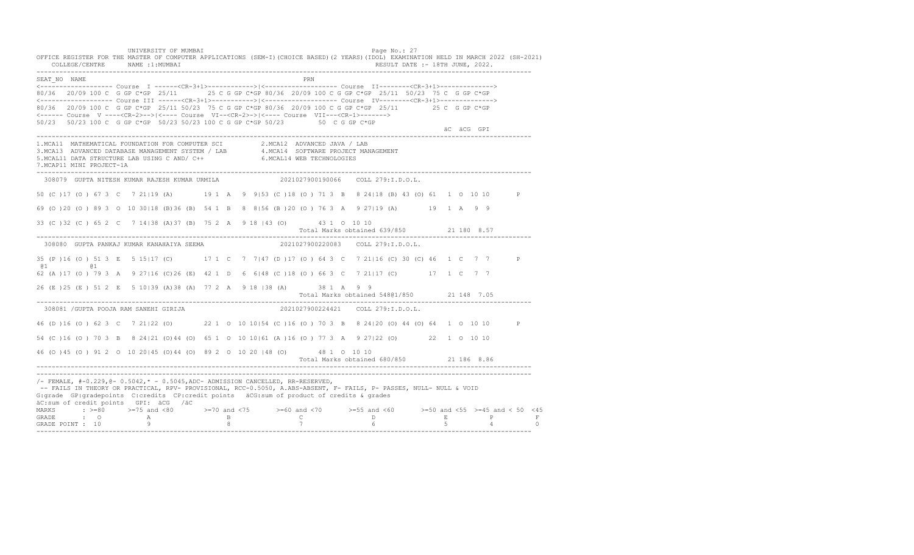UNIVERSITY OF MUMBAI

OFFICE REGISTER FOR THE MASTER OF COMPUTER APPLICATIONS (SEM-I)(CHOICE BASED)(2 YEARS)(IDOL) EXAMINATION HELD IN MARCH 2022 (SH-2021)

COLLEGE/CENTRE NAME :1:MUMBAI — RESULT DATE :- 18TH JUNE, 2022.

```
SEAT_NO  NAME                                                       PRN
<------------------- Course  I ------<CR-3+1>------------>|<------------------- Course  II--------<CR-3+1>------------->
80/36  20/09 100 C  G GP C*GP  25/11      25 C G GP C*GP 80/36  20/09 100 C G GP C*GP  25/11  50/23  75 C  G GP C*GP
<------------------- Course III ------<CR-3+1>------------>|<------------------- Course  IV--------<CR-3+1>------------->
80/36  20/09 100 C  G GP C*GP  25/11 50/23  75 C G GP C*GP 80/36  20/09 100 C G GP C*GP  25/11        25 C  G GP C*GP
<------ Course  V ----<CR-2>-->|<---- Course  VI--<CR-2>->|<---- Course  VII---<CR-1>------->
50/23  50/23 100 C  G GP C*GP  50/23 50/23 100 C G GP C*GP 50/23        50  C G GP C*GP
                                                                                                    äC  äCG  GPI
```

1.MCA11 MATHEMATICAL FOUNDATION FOR COMPUTER SCI
2.MCA12 ADVANCED JAVA / LAB
3.MCA13 ADVANCED DATABASE MANAGEMENT SYSTEM / LAB
4.MCA14 SOFTWARE PROJECT MANAGEMENT
5.MCAL11 DATA STRUCTURE LAB USING C AND/ C++
6.MCAL14 WEB TECHNOLOGIES
7.MCAP11 MINI PROJECT-1A

```
 308079  GUPTA NITESH KUMAR RAJESH KUMAR URMILA              2021027900190066    COLL 279:I.D.O.L.

50 (C )17 (O ) 67 3  C   7 21|19 (A)       19 1  A   9  9|53 (C )18 (O ) 71 3  B   8 24|18 (B) 43 (O) 61  1  O  10 10       P

69 (O )20 (O ) 89 3  O  10 30|18 (B)36 (B)  54 1  B   8  8|56 (B )20 (O ) 76 3  A   9 27|19 (A)       19  1  A   9  9

33 (C )32 (C ) 65 2  C   7 14|38 (A)37 (B)  75 2  A   9 18 |43 (O)       43 1  O  10 10
                                                                         Total Marks obtained 639/850          21 180  8.57
---------------------------------------------------------------------------------------------------------------------------
 308080  GUPTA PANKAJ KUMAR KANAHAIYA SEEMA                  2021027900220083    COLL 279:I.D.O.L.

35 (P )16 (O ) 51 3  E   5 15|17 (C)       17 1  C   7  7|47 (D )17 (O ) 64 3  C   7 21|16 (C) 30 (C) 46  1  C   7  7       P
 @1          @1
62 (A )17 (O ) 79 3  A   9 27|16 (C)26 (E)  42 1  D   6  6|48 (C )18 (O ) 66 3  C   7 21|17 (C)       17  1  C   7  7

26 (E )25 (E ) 51 2  E   5 10|39 (A)38 (A)  77 2  A   9 18 |38 (A)       38 1  A   9  9
                                                                         Total Marks obtained 548@1/850        21 148  7.05
---------------------------------------------------------------------------------------------------------------------------
 308081 /GUPTA POOJA RAM SANEHI GIRIJA                       2021027900224421    COLL 279:I.D.O.L.

46 (D )16 (O ) 62 3  C   7 21|22 (O)       22 1  O  10 10|54 (C )16 (O ) 70 3  B   8 24|20 (O) 44 (O) 64  1  O  10 10       P

54 (C )16 (O ) 70 3  B   8 24|21 (O)44 (O)  65 1  O  10 10|61 (A )16 (O ) 77 3  A   9 27|22 (O)       22  1  O  10 10

46 (O )45 (O ) 91 2  O  10 20|45 (O)44 (O)  89 2  O  10 20 |48 (O)       48 1  O  10 10
                                                                         Total Marks obtained 680/850          21 186  8.86
```

/- FEMALE, #-0.229,@- 0.5042,* - 0.5045,ADC- ADMISSION CANCELLED, RR-RESERVED,
-- FAILS IN THEORY OR PRACTICAL, RPV- PROVISIONAL, RCC-0.5050, A.ABS-ABSENT, F- FAILS, P- PASSES, NULL- NULL & VOID
G:grade GP:gradepoints C:credits CP:credit points äCG:sum of product of credits & grades
äC:sum of credit points GPI: äCG /äC

| MARKS | >=80 | >=75 and <80 | >=70 and <75 | >=60 and <70 | >=55 and <60 | >=50 and <55 | >=45 and < 50 | <45 |
|---|---|---|---|---|---|---|---|---|
| GRADE | O | A | B | C | D | E | P | F |
| GRADE POINT | 10 | 9 | 8 | 7 | 6 | 5 | 4 | 0 |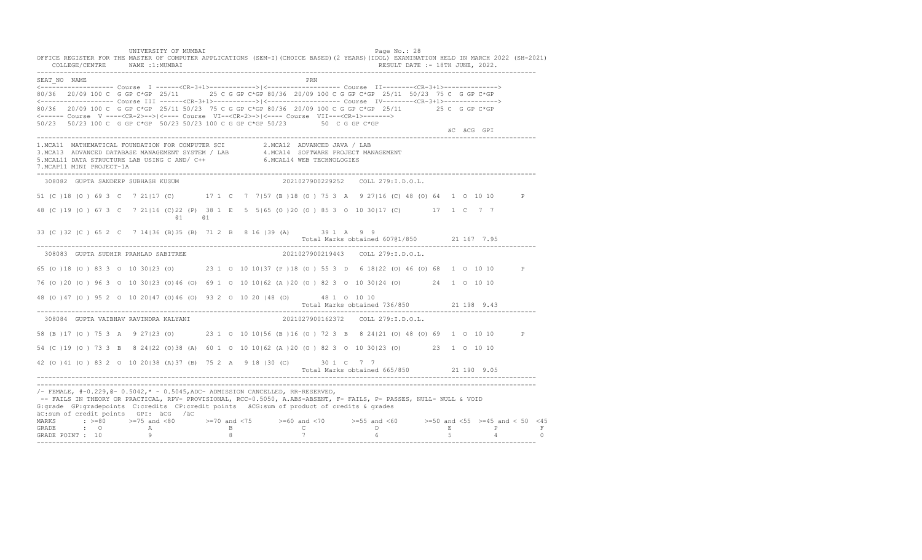UNIVERSITY OF MUMBAI

OFFICE REGISTER FOR THE MASTER OF COMPUTER APPLICATIONS (SEM-I)(CHOICE BASED)(2 YEARS)(IDOL) EXAMINATION HELD IN MARCH 2022 (SH-2021)

COLLEGE/CENTRE NAME :1:MUMBAI RESULT DATE :- 18TH JUNE, 2022.

```
SEAT_NO  NAME                                                         PRN
<------------------- Course  I ------<CR-3+1>------------>|<------------------- Course  II--------<CR-3+1>------------->
80/36  20/09 100 C  G GP C*GP  25/11       25 C G GP C*GP 80/36  20/09 100 C G GP C*GP  25/11  50/23  75 C  G GP C*GP
<------------------- Course III ------<CR-3+1>------------>|<------------------- Course  IV--------<CR-3+1>------------->
80/36  20/09 100 C  G GP C*GP  25/11 50/23  75 C G GP C*GP 80/36  20/09 100 C G GP C*GP  25/11        25 C  G GP C*GP
<------ Course  V ----<CR-2>-->|<---- Course  VI--<CR-2>->|<---- Course  VII---<CR-1>------->
50/23  50/23 100 C  G GP C*GP  50/23 50/23 100 C G GP C*GP 50/23         50  C G GP C*GP
                                                                                                          äC  äCG  GPI
```

1.MCA11 MATHEMATICAL FOUNDATION FOR COMPUTER SCI  2.MCA12 ADVANCED JAVA / LAB
3.MCA13 ADVANCED DATABASE MANAGEMENT SYSTEM / LAB  4.MCA14 SOFTWARE PROJECT MANAGEMENT
5.MCAL11 DATA STRUCTURE LAB USING C AND/ C++  6.MCAL14 WEB TECHNOLOGIES
7.MCAP11 MINI PROJECT-1A

```
 308082  GUPTA SANDEEP SUBHASH KUSUM                          2021027900229252    COLL 279:I.D.O.L.

51 (C )18 (O ) 69 3  C   7 21|17 (C)        17 1  C   7  7|57 (B )18 (O ) 75 3  A   9 27|16 (C) 48 (O) 64  1  O  10 10       P

48 (C )19 (O ) 67 3  C   7 21|16 (C)22 (P)  38 1  E   5  5|65 (O )20 (O ) 85 3  O  10 30|17 (C)        17  1  C   7  7
                                   @1     @1

33 (C )32 (C ) 65 2  C   7 14|36 (B)35 (B)  71 2  B   8 16 |39 (A)        39 1  A   9  9
                                                                      Total Marks obtained 607@1/850        21 167  7.95
```

```
 308083  GUPTA SUDHIR PRAHLAD SABITREE                        2021027900219443    COLL 279:I.D.O.L.

65 (O )18 (O ) 83 3  O  10 30|23 (O)        23 1  O  10 10|37 (P )18 (O ) 55 3  D   6 18|22 (O) 46 (O) 68  1  O  10 10       P

76 (O )20 (O ) 96 3  O  10 30|23 (O)46 (O)  69 1  O  10 10|62 (A )20 (O ) 82 3  O  10 30|24 (O)        24  1  O  10 10

48 (O )47 (O ) 95 2  O  10 20|47 (O)46 (O)  93 2  O  10 20 |48 (O)        48 1  O  10 10
                                                                      Total Marks obtained 736/850          21 198  9.43
```

```
 308084  GUPTA VAIBHAV RAVINDRA KALYANI                       2021027900162372    COLL 279:I.D.O.L.

58 (B )17 (O ) 75 3  A   9 27|23 (O)        23 1  O  10 10|56 (B )16 (O ) 72 3  B   8 24|21 (O) 48 (O) 69  1  O  10 10       P

54 (C )19 (O ) 73 3  B   8 24|22 (O)38 (A)  60 1  O  10 10|62 (A )20 (O ) 82 3  O  10 30|23 (O)        23  1  O  10 10

42 (O )41 (O ) 83 2  O  10 20|38 (A)37 (B)  75 2  A   9 18 |30 (C)        30 1  C   7  7
                                                                      Total Marks obtained 665/850          21 190  9.05
```

/- FEMALE, #-0.229,@- 0.5042,* - 0.5045,ADC- ADMISSION CANCELLED, RR-RESERVED,
-- FAILS IN THEORY OR PRACTICAL, RPV- PROVISIONAL, RCC-0.5050, A.ABS-ABSENT, F- FAILS, P- PASSES, NULL- NULL & VOID
G:grade GP:gradepoints C:credits CP:credit points äCG:sum of product of credits & grades
äC:sum of credit points GPI: äCG /äC

| MARKS | : >=80 | >=75 and <80 | >=70 and <75 | >=60 and <70 | >=55 and <60 | >=50 and <55 | >=45 and < 50 | <45 |
|---|---|---|---|---|---|---|---|---|
| GRADE | : O | A | B | C | D | E | P | F |
| GRADE POINT | : 10 | 9 | 8 | 7 | 6 | 5 | 4 | 0 |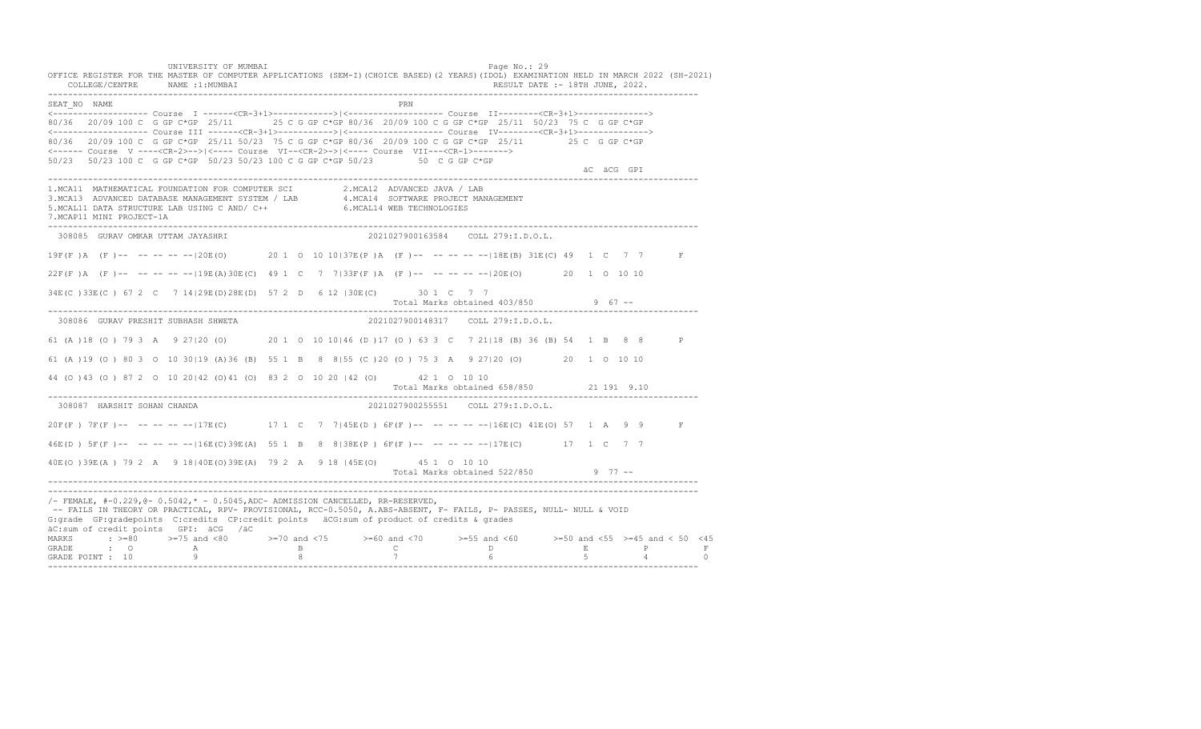UNIVERSITY OF MUMBAI

OFFICE REGISTER FOR THE MASTER OF COMPUTER APPLICATIONS (SEM-I)(CHOICE BASED)(2 YEARS)(IDOL) EXAMINATION HELD IN MARCH 2022 (SH-2021)

COLLEGE/CENTRE NAME :1:MUMBAI — RESULT DATE :- 18TH JUNE, 2022.

```
SEAT_NO  NAME                                                        PRN
<------------------- Course  I ------<CR-3+1>------------>|<------------------- Course  II--------<CR-3+1>------------->
80/36  20/09 100 C  G GP C*GP  25/11       25 C G GP C*GP 80/36  20/09 100 C G GP C*GP  25/11  50/23  75 C  G GP C*GP
<------------------- Course III ------<CR-3+1>------------>|<------------------- Course  IV--------<CR-3+1>------------->
80/36  20/09 100 C  G GP C*GP  25/11 50/23  75 C G GP C*GP 80/36  20/09 100 C G GP C*GP  25/11        25 C  G GP C*GP
<------ Course  V ----<CR-2>-->|<---- Course  VI--<CR-2>->|<---- Course  VII---<CR-1>------->
50/23  50/23 100 C  G GP C*GP  50/23 50/23 100 C G GP C*GP 50/23        50  C G GP C*GP
                                                                                                        äC  äCG  GPI
```

1.MCA11 MATHEMATICAL FOUNDATION FOR COMPUTER SCI    2.MCA12 ADVANCED JAVA / LAB
3.MCA13 ADVANCED DATABASE MANAGEMENT SYSTEM / LAB    4.MCA14 SOFTWARE PROJECT MANAGEMENT
5.MCAL11 DATA STRUCTURE LAB USING C AND/ C++    6.MCAL14 WEB TECHNOLOGIES
7.MCAP11 MINI PROJECT-1A

```
 308085  GURAV OMKAR UTTAM JAYASHRI                          2021027900163584    COLL 279:I.D.O.L.

19F(F )A  (F )--  -- -- -- --|20E(O)       20 1  O  10 10|37E(P )A  (F )--  -- -- -- --|18E(B) 31E(C) 49  1  C   7  7       F

22F(F )A  (F )--  -- -- -- --|19E(A)30E(C)  49 1  C   7  7|33F(F )A  (F )--  -- -- -- --|20E(O)       20   1  O  10 10

34E(C )33E(C ) 67 2  C   7 14|29E(D)28E(D)  57 2  D   6 12 |30E(C)       30 1  C   7  7
                                                              Total Marks obtained 403/850           9  67 --
 308086  GURAV PRESHIT SUBHASH SHWETA                        2021027900148317    COLL 279:I.D.O.L.

61 (A )18 (O ) 79 3  A   9 27|20 (O)       20 1  O  10 10|46 (D )17 (O ) 63 3  C   7 21|18 (B) 36 (B) 54  1  B   8  8       P

61 (A )19 (O ) 80 3  O  10 30|19 (A)36 (B)  55 1  B   8  8|55 (C )20 (O ) 75 3  A   9 27|20 (O)       20   1  O  10 10

44 (O )43 (O ) 87 2  O  10 20|42 (O)41 (O)  83 2  O  10 20 |42 (O)       42 1  O  10 10
                                                              Total Marks obtained 658/850          21 191  9.10
 308087  HARSHIT SOHAN CHANDA                                2021027900255551    COLL 279:I.D.O.L.

20F(F ) 7F(F )--  -- -- -- --|17E(C)       17 1  C   7  7|45E(D ) 6F(F )--  -- -- -- --|16E(C) 41E(O) 57  1  A   9  9       F

46E(D ) 5F(F )--  -- -- -- --|16E(C)39E(A)  55 1  B   8  8|38E(P ) 6F(F )--  -- -- -- --|17E(C)       17   1  C   7  7

40E(O )39E(A ) 79 2  A   9 18|40E(O)39E(A)  79 2  A   9 18 |45E(O)       45 1  O  10 10
                                                              Total Marks obtained 522/850           9  77 --
```

/- FEMALE, #-0.229,@- 0.5042,* - 0.5045,ADC- ADMISSION CANCELLED, RR-RESERVED,
-- FAILS IN THEORY OR PRACTICAL, RPV- PROVISIONAL, RCC-0.5050, A.ABS-ABSENT, F- FAILS, P- PASSES, NULL- NULL & VOID
G:grade GP:gradepoints C:credits CP:credit points äCG:sum of product of credits & grades
äC:sum of credit points GPI: äCG /äC

| MARKS | >=80 | >=75 and <80 | >=70 and <75 | >=60 and <70 | >=55 and <60 | >=50 and <55 | >=45 and < 50 | <45 |
|---|---|---|---|---|---|---|---|---|
| GRADE | O | A | B | C | D | E | P | F |
| GRADE POINT | 10 | 9 | 8 | 7 | 6 | 5 | 4 | 0 |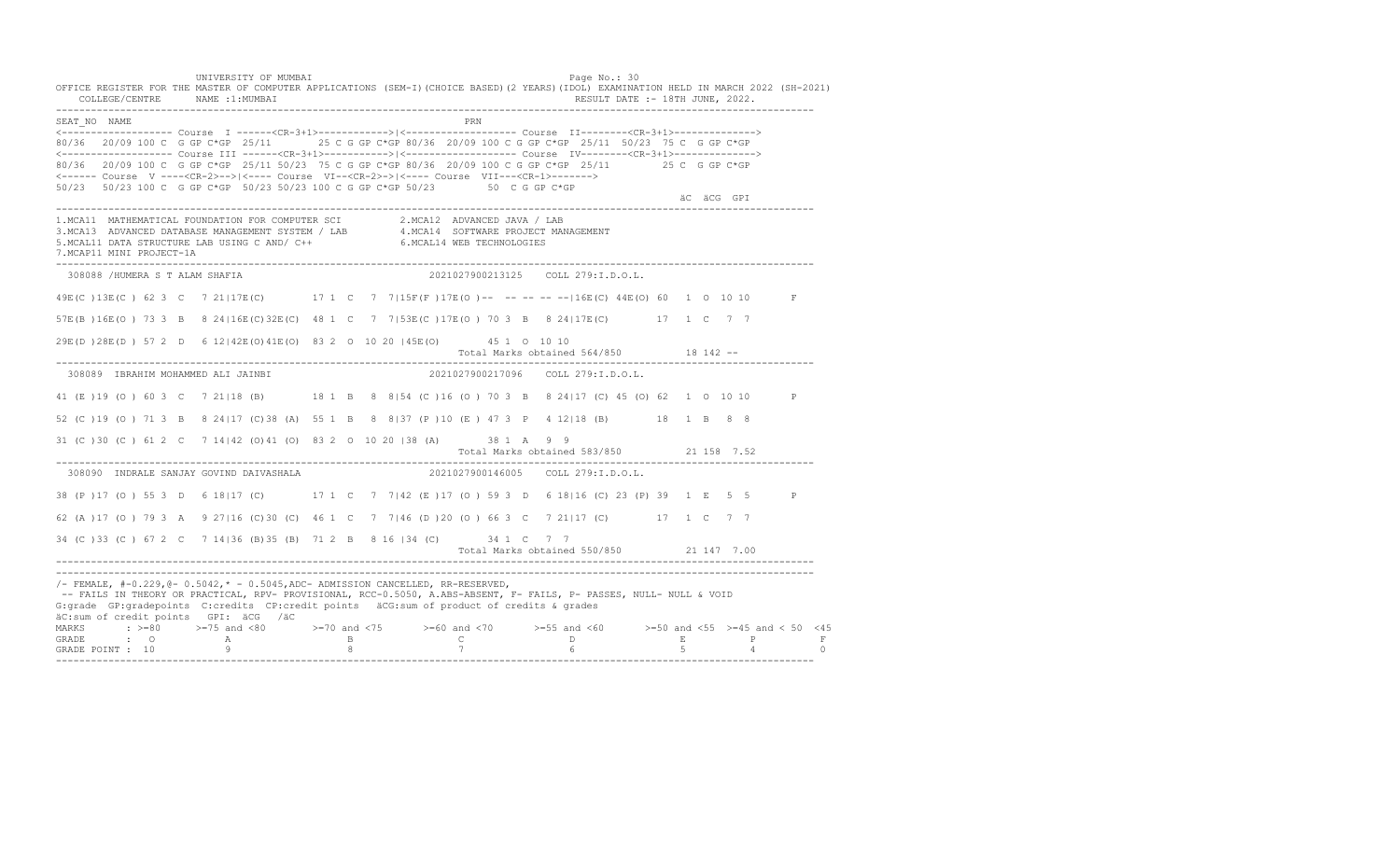UNIVERSITY OF MUMBAI

OFFICE REGISTER FOR THE MASTER OF COMPUTER APPLICATIONS (SEM-I)(CHOICE BASED)(2 YEARS)(IDOL) EXAMINATION HELD IN MARCH 2022 (SH-2021)

COLLEGE/CENTRE NAME :1:MUMBAI RESULT DATE :- 18TH JUNE, 2022.

```
SEAT_NO  NAME                                                   PRN
<------------------- Course  I ------<CR-3+1>------------>|<------------------- Course  II--------<CR-3+1>------------->
80/36  20/09 100 C  G GP C*GP  25/11       25 C G GP C*GP 80/36  20/09 100 C G GP C*GP  25/11  50/23  75 C  G GP C*GP
<------------------- Course III ------<CR-3+1>------------>|<------------------- Course  IV--------<CR-3+1>------------->
80/36  20/09 100 C  G GP C*GP  25/11 50/23  75 C G GP C*GP 80/36  20/09 100 C G GP C*GP  25/11           25 C  G GP C*GP
<------ Course  V ----<CR-2>-->|<---- Course  VI--<CR-2>->|<---- Course  VII---<CR-1>------->
50/23  50/23 100 C  G GP C*GP  50/23 50/23 100 C G GP C*GP 50/23          50  C G GP C*GP
                                                                                                   äC  äCG  GPI

1.MCA11  MATHEMATICAL FOUNDATION FOR COMPUTER SCI        2.MCA12  ADVANCED JAVA / LAB
3.MCA13  ADVANCED DATABASE MANAGEMENT SYSTEM / LAB       4.MCA14  SOFTWARE PROJECT MANAGEMENT
5.MCAL11 DATA STRUCTURE LAB USING C AND/ C++             6.MCAL14 WEB TECHNOLOGIES
7.MCAP11 MINI PROJECT-1A

 308088 /HUMERA S T ALAM SHAFIA                          2021027900213125    COLL 279:I.D.O.L.

49E(C )13E(C ) 62 3  C   7 21|17E(C)      17 1  C   7  7|15F(F )17E(O )--  -- -- -- --|16E(C) 44E(O) 60  1  O  10 10       F

57E(B )16E(O ) 73 3  B   8 24|16E(C)32E(C)  48 1  C   7  7|53E(C )17E(O ) 70 3  B   8 24|17E(C)        17  1  C   7  7

29E(D )28E(D ) 57 2  D   6 12|42E(O)41E(O)  83 2  O  10 20 |45E(O)        45 1  O  10 10
                                                                         Total Marks obtained 564/850          18 142 --

 308089  IBRAHIM MOHAMMED ALI JAINBI                     2021027900217096    COLL 279:I.D.O.L.

41 (E )19 (O ) 60 3  C   7 21|18 (B)       18 1  B   8  8|54 (C )16 (O ) 70 3  B   8 24|17 (C) 45 (O) 62  1  O  10 10       P

52 (C )19 (O ) 71 3  B   8 24|17 (C)38 (A)  55 1  B   8  8|37 (P )10 (E ) 47 3  P   4 12|18 (B)        18  1  B   8  8

31 (C )30 (C ) 61 2  C   7 14|42 (O)41 (O)  83 2  O  10 20 |38 (A)        38 1  A   9  9
                                                                         Total Marks obtained 583/850          21 158  7.52

 308090  INDRALE SANJAY GOVIND DAIVASHALA                2021027900146005    COLL 279:I.D.O.L.

38 (P )17 (O ) 55 3  D   6 18|17 (C)       17 1  C   7  7|42 (E )17 (O ) 59 3  D   6 18|16 (C) 23 (P) 39  1  E   5  5       P

62 (A )17 (O ) 79 3  A   9 27|16 (C)30 (C)  46 1  C   7  7|46 (D )20 (O ) 66 3  C   7 21|17 (C)        17  1  C   7  7

34 (C )33 (C ) 67 2  C   7 14|36 (B)35 (B)  71 2  B   8 16 |34 (C)        34 1  C   7  7
                                                                         Total Marks obtained 550/850          21 147  7.00
```

/- FEMALE, #-0.229,@- 0.5042,* - 0.5045,ADC- ADMISSION CANCELLED, RR-RESERVED,
-- FAILS IN THEORY OR PRACTICAL, RPV- PROVISIONAL, RCC-0.5050, A.ABS-ABSENT, F- FAILS, P- PASSES, NULL- NULL & VOID
G:grade GP:gradepoints C:credits CP:credit points äCG:sum of product of credits & grades
äC:sum of credit points GPI: äCG /äC

| MARKS | >=80 | >=75 and <80 | >=70 and <75 | >=60 and <70 | >=55 and <60 | >=50 and <55 | >=45 and < 50 | <45 |
|---|---|---|---|---|---|---|---|---|
| GRADE | O | A | B | C | D | E | P | F |
| GRADE POINT | 10 | 9 | 8 | 7 | 6 | 5 | 4 | 0 |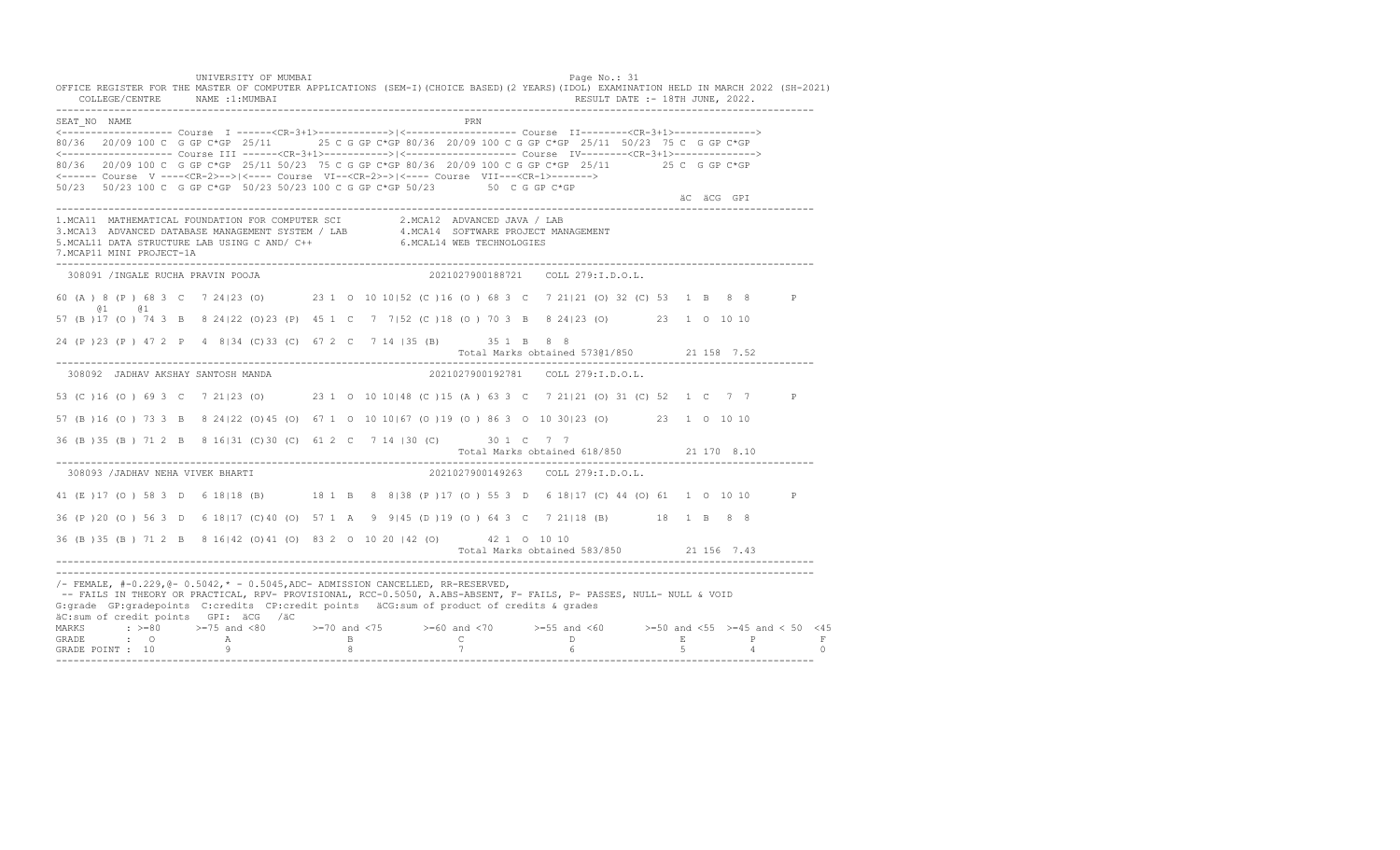UNIVERSITY OF MUMBAI

OFFICE REGISTER FOR THE MASTER OF COMPUTER APPLICATIONS (SEM-I)(CHOICE BASED)(2 YEARS)(IDOL) EXAMINATION HELD IN MARCH 2022 (SH-2021)

COLLEGE/CENTRE NAME :1:MUMBAI RESULT DATE :- 18TH JUNE, 2022.

```
SEAT_NO  NAME                                                         PRN
<------------------- Course  I ------<CR-3+1>------------>|<------------------- Course  II--------<CR-3+1>------------->
80/36  20/09 100 C  G GP C*GP  25/11     25 C G GP C*GP 80/36  20/09 100 C G GP C*GP  25/11  50/23  75 C  G GP C*GP
<------------------- Course III ------<CR-3+1>------------>|<------------------- Course  IV--------<CR-3+1>------------->
80/36  20/09 100 C  G GP C*GP  25/11 50/23  75 C G GP C*GP 80/36  20/09 100 C G GP C*GP  25/11         25 C  G GP C*GP
<------ Course  V ----<CR-2>-->|<---- Course  VI--<CR-2>->|<---- Course  VII---<CR-1>------->
50/23  50/23 100 C  G GP C*GP  50/23 50/23 100 C G GP C*GP 50/23         50  C G GP C*GP
                                                                                                     äC  äCG  GPI
```

1.MCA11 MATHEMATICAL FOUNDATION FOR COMPUTER SCI 2.MCA12 ADVANCED JAVA / LAB
3.MCA13 ADVANCED DATABASE MANAGEMENT SYSTEM / LAB 4.MCA14 SOFTWARE PROJECT MANAGEMENT
5.MCAL11 DATA STRUCTURE LAB USING C AND/ C++ 6.MCAL14 WEB TECHNOLOGIES
7.MCAP11 MINI PROJECT-1A

```
 308091 /INGALE RUCHA PRAVIN POOJA                          2021027900188721    COLL 279:I.D.O.L.

60 (A ) 8 (P ) 68 3  C   7 24|23 (O)       23 1  O  10 10|52 (C )16 (O ) 68 3  C   7 21|21 (O) 32 (C) 53  1  B   8  8       P
      @1     @1
57 (B )17 (O ) 74 3  B   8 24|22 (O)23 (P)  45 1  C   7  7|52 (C )18 (O ) 70 3  B   8 24|23 (O)        23  1  O  10 10

24 (P )23 (P ) 47 2  P   4  8|34 (C)33 (C)  67 2  C   7 14 |35 (B)        35 1  B   8  8
                                                                    Total Marks obtained 573@1/850        21 158  7.52

 308092  JADHAV AKSHAY SANTOSH MANDA                         2021027900192781    COLL 279:I.D.O.L.

53 (C )16 (O ) 69 3  C   7 21|23 (O)       23 1  O  10 10|48 (C )15 (A ) 63 3  C   7 21|21 (O) 31 (C) 52  1  C   7  7       P

57 (B )16 (O ) 73 3  B   8 24|22 (O)45 (O)  67 1  O  10 10|67 (O )19 (O ) 86 3  O  10 30|23 (O)        23  1  O  10 10

36 (B )35 (B ) 71 2  B   8 16|31 (C)30 (C)  61 2  C   7 14 |30 (C)        30 1  C   7  7
                                                                    Total Marks obtained 618/850          21 170  8.10

 308093 /JADHAV NEHA VIVEK BHARTI                            2021027900149263    COLL 279:I.D.O.L.

41 (E )17 (O ) 58 3  D   6 18|18 (B)       18 1  B   8  8|38 (P )17 (O ) 55 3  D   6 18|17 (C) 44 (O) 61  1  O  10 10       P

36 (P )20 (O ) 56 3  D   6 18|17 (C)40 (O)  57 1  A   9  9|45 (D )19 (O ) 64 3  C   7 21|18 (B)        18  1  B   8  8

36 (B )35 (B ) 71 2  B   8 16|42 (O)41 (O)  83 2  O  10 20 |42 (O)        42 1  O  10 10
                                                                    Total Marks obtained 583/850          21 156  7.43
```

/- FEMALE, #-0.229,@- 0.5042,* - 0.5045,ADC- ADMISSION CANCELLED, RR-RESERVED,
-- FAILS IN THEORY OR PRACTICAL, RPV- PROVISIONAL, RCC-0.5050, A.ABS-ABSENT, F- FAILS, P- PASSES, NULL- NULL & VOID
G:grade GP:gradepoints C:credits CP:credit points äCG:sum of product of credits & grades
äC:sum of credit points GPI: äCG /äC

| MARKS | >=80 | >=75 and <80 | >=70 and <75 | >=60 and <70 | >=55 and <60 | >=50 and <55 | >=45 and < 50 | <45 |
|---|---|---|---|---|---|---|---|---|
| GRADE | O | A | B | C | D | E | P | F |
| GRADE POINT | 10 | 9 | 8 | 7 | 6 | 5 | 4 | 0 |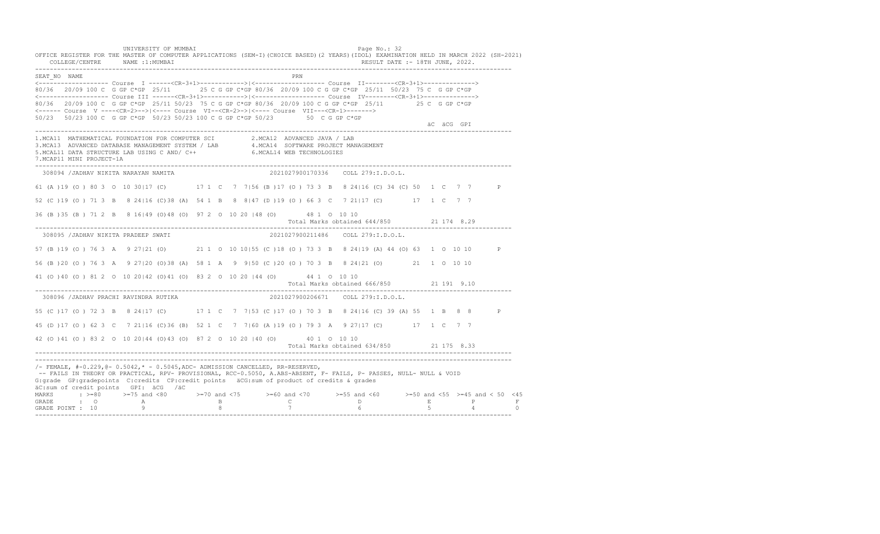UNIVERSITY OF MUMBAI

OFFICE REGISTER FOR THE MASTER OF COMPUTER APPLICATIONS (SEM-I)(CHOICE BASED)(2 YEARS)(IDOL) EXAMINATION HELD IN MARCH 2022 (SH-2021)

COLLEGE/CENTRE NAME :1:MUMBAI RESULT DATE :- 18TH JUNE, 2022.

```
SEAT_NO  NAME                                                     PRN
<------------------- Course  I ------<CR-3+1>------------>|<------------------- Course  II--------<CR-3+1>------------->
80/36  20/09 100 C  G GP C*GP  25/11        25 C G GP C*GP 80/36  20/09 100 C G GP C*GP  25/11  50/23  75 C  G GP C*GP
<------------------- Course III ------<CR-3+1>------------>|<------------------- Course  IV--------<CR-3+1>------------->
80/36  20/09 100 C  G GP C*GP  25/11 50/23  75 C G GP C*GP 80/36  20/09 100 C G GP C*GP  25/11        25 C  G GP C*GP
<------ Course  V ----<CR-2>-->|<---- Course  VI--<CR-2>->|<---- Course  VII---<CR-1>------->
50/23  50/23 100 C  G GP C*GP  50/23 50/23 100 C G GP C*GP 50/23        50  C G GP C*GP
                                                                                                  äC  äCG  GPI
```

1.MCA11 MATHEMATICAL FOUNDATION FOR COMPUTER SCI
2.MCA12 ADVANCED JAVA / LAB
3.MCA13 ADVANCED DATABASE MANAGEMENT SYSTEM / LAB
4.MCA14 SOFTWARE PROJECT MANAGEMENT
5.MCAL11 DATA STRUCTURE LAB USING C AND/ C++
6.MCAL14 WEB TECHNOLOGIES
7.MCAP11 MINI PROJECT-1A

```
308094 /JADHAV NIKITA NARAYAN NAMITA                    2021027900170336    COLL 279:I.D.O.L.

61 (A )19 (O ) 80 3  O  10 30|17 (C)       17 1  C   7  7|56 (B )17 (O ) 73 3  B   8 24|16 (C) 34 (C) 50  1  C   7  7       P

52 (C )19 (O ) 71 3  B   8 24|16 (C)38 (A)  54 1  B   8  8|47 (D )19 (O ) 66 3  C   7 21|17 (C)       17  1  C   7  7

36 (B )35 (B ) 71 2  B   8 16|49 (O)48 (O)  97 2  O  10 20 |48 (O)       48 1  O  10 10
                                                                   Total Marks obtained 644/850          21 174  8.29
```

```
308095 /JADHAV NIKITA PRADEEP SWATI                     2021027900211486    COLL 279:I.D.O.L.

57 (B )19 (O ) 76 3  A   9 27|21 (O)       21 1  O  10 10|55 (C )18 (O ) 73 3  B   8 24|19 (A) 44 (O) 63  1  O  10 10       P

56 (B )20 (O ) 76 3  A   9 27|20 (O)38 (A)  58 1  A   9  9|50 (C )20 (O ) 70 3  B   8 24|21 (O)       21  1  O  10 10

41 (O )40 (O ) 81 2  O  10 20|42 (O)41 (O)  83 2  O  10 20 |44 (O)       44 1  O  10 10
                                                                   Total Marks obtained 666/850          21 191  9.10
```

```
308096 /JADHAV PRACHI RAVINDRA RUTIKA                   2021027900206671    COLL 279:I.D.O.L.

55 (C )17 (O ) 72 3  B   8 24|17 (C)       17 1  C   7  7|53 (C )17 (O ) 70 3  B   8 24|16 (C) 39 (A) 55  1  B   8  8       P

45 (D )17 (O ) 62 3  C   7 21|16 (C)36 (B)  52 1  C   7  7|60 (A )19 (O ) 79 3  A   9 27|17 (C)       17  1  C   7  7

42 (O )41 (O ) 83 2  O  10 20|44 (O)43 (O)  87 2  O  10 20 |40 (O)       40 1  O  10 10
                                                                   Total Marks obtained 634/850          21 175  8.33
```

/- FEMALE, #-0.229,@- 0.5042,* - 0.5045,ADC- ADMISSION CANCELLED, RR-RESERVED,
-- FAILS IN THEORY OR PRACTICAL, RPV- PROVISIONAL, RCC-0.5050, A.ABS-ABSENT, F- FAILS, P- PASSES, NULL- NULL & VOID
G:grade GP:gradepoints C:credits CP:credit points äCG:sum of product of credits & grades
äC:sum of credit points GPI: äCG /äC

| MARKS | >=80 | >=75 and <80 | >=70 and <75 | >=60 and <70 | >=55 and <60 | >=50 and <55 | >=45 and < 50 | <45 |
|---|---|---|---|---|---|---|---|---|
| GRADE | O | A | B | C | D | E | P | F |
| GRADE POINT | 10 | 9 | 8 | 7 | 6 | 5 | 4 | 0 |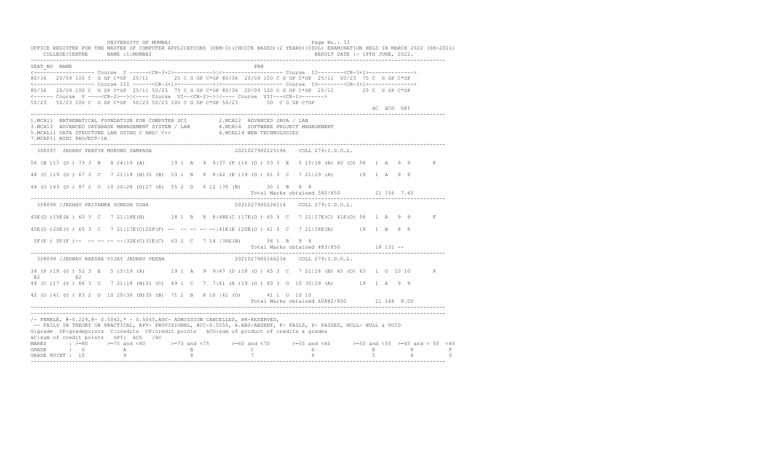UNIVERSITY OF MUMBAI

OFFICE REGISTER FOR THE MASTER OF COMPUTER APPLICATIONS (SEM-I)(CHOICE BASED)(2 YEARS)(IDOL) EXAMINATION HELD IN MARCH 2022 (SH-2021)

COLLEGE/CENTRE NAME :1:MUMBAI RESULT DATE :- 18TH JUNE, 2022.

```
SEAT_NO NAME                                                    PRN
<------------------- Course  I ------<CR-3+1>------------>|<------------------- Course  II--------<CR-3+1>------------->
80/36  20/09 100 C  G GP C*GP  25/11     25 C G GP C*GP 80/36  20/09 100 C G GP C*GP  25/11  50/23  75 C  G GP C*GP
<------------------- Course III ------<CR-3+1>------------>|<------------------- Course  IV--------<CR-3+1>------------->
80/36  20/09 100 C  G GP C*GP  25/11 50/23  75 C G GP C*GP 80/36  20/09 100 C G GP C*GP  25/11        25 C  G GP C*GP
<------ Course  V ----<CR-2>-->|<---- Course  VI--<CR-2>->|<---- Course  VII---<CR-1>------->
50/23  50/23 100 C  G GP C*GP  50/23 50/23 100 C G GP C*GP 50/23        50  C G GP C*GP
                                                                                                    äC  äCG  GPI
```

1.MCA11 MATHEMATICAL FOUNDATION FOR COMPUTER SCI  
2.MCA12 ADVANCED JAVA / LAB  
3.MCA13 ADVANCED DATABASE MANAGEMENT SYSTEM / LAB  
4.MCA14 SOFTWARE PROJECT MANAGEMENT  
5.MCAL11 DATA STRUCTURE LAB USING C AND/ C++  
6.MCAL14 WEB TECHNOLOGIES  
7.MCAP11 MINI PROJECT-1A

```
308097  JADHAV PRATIK MUKUND SAMPADA                       2021027900225196    COLL 279:I.D.O.L.

56 (B )17 (O ) 73 3  B   8 24|19 (A)       19 1  A   9  9|37 (P )16 (O ) 53 3  E   5 15|18 (B) 40 (O) 58  1  A   9  9       P

48 (C )19 (O ) 67 3  C   7 21|18 (B)35 (B)  53 1  B   8  8|42 (E )19 (O ) 61 3  C   7 21|19 (A)       19  1  A   9  9

44 (O )43 (O ) 87 2  O  10 20|28 (D)27 (E)  55 2  D   6 12 |35 (B)       35 1  B   8  8
                                                                  Total Marks obtained 580/850          21 156  7.43

308098 /JADHAV PRIYANKA SURESH USHA                        2021027900226114    COLL 279:I.D.O.L.

45E(D )15E(A ) 60 3  C   7 21|18E(B)       18 1  B   8  8|48E(C )17E(O ) 65 3  C   7 21|17E(C) 41E(O) 58  1  A   9  9       F

45E(D )20E(O ) 65 3  C   7 21|17E(C)22F(F) --  -- -- -- --|41E(E )20E(O ) 61 3  C   7 21|18E(B)       18  1  B   8  8

 0F(F ) 0F(F )--  -- -- -- --|32E(C)31E(C)  63 2  C   7 14 |36E(B)       36 1  B   8  8
                                                                  Total Marks obtained 483/850          18 131 --

308099 /JADHAV RAKSHA VIJAY JADHAV VEENA                   2021027900166234    COLL 279:I.D.O.L.

34 (P )18 (O ) 52 3  E   5 15|19 (A)       19 1  A   9  9|47 (D )18 (O ) 65 3  C   7 21|18 (B) 45 (O) 63  1  O  10 10       P
 @2          @2
49 (C )17 (O ) 66 3  C   7 21|18 (B)31 (C)  49 1  C   7  7|61 (A )19 (O ) 80 3  O  10 30|19 (A)       19  1  A   9  9

42 (O )41 (O ) 83 2  O  10 20|36 (B)35 (B)  71 2  B   8 16 |41 (O)       41 1  O  10 10
                                                                  Total Marks obtained 608@2/850        21 168  8.00
```

/- FEMALE, #-0.229,@- 0.5042,* - 0.5045,ADC- ADMISSION CANCELLED, RR-RESERVED,  
-- FAILS IN THEORY OR PRACTICAL, RPV- PROVISIONAL, RCC-0.5050, A.ABS-ABSENT, F- FAILS, P- PASSES, NULL- NULL & VOID  
G:grade GP:gradepoints C:credits CP:credit points äCG:sum of product of credits & grades  
äC:sum of credit points GPI: äCG /äC

| MARKS | >=80 | >=75 and <80 | >=70 and <75 | >=60 and <70 | >=55 and <60 | >=50 and <55 | >=45 and < 50 | <45 |
|---|---|---|---|---|---|---|---|---|
| GRADE | O | A | B | C | D | E | P | F |
| GRADE POINT | 10 | 9 | 8 | 7 | 6 | 5 | 4 | 0 |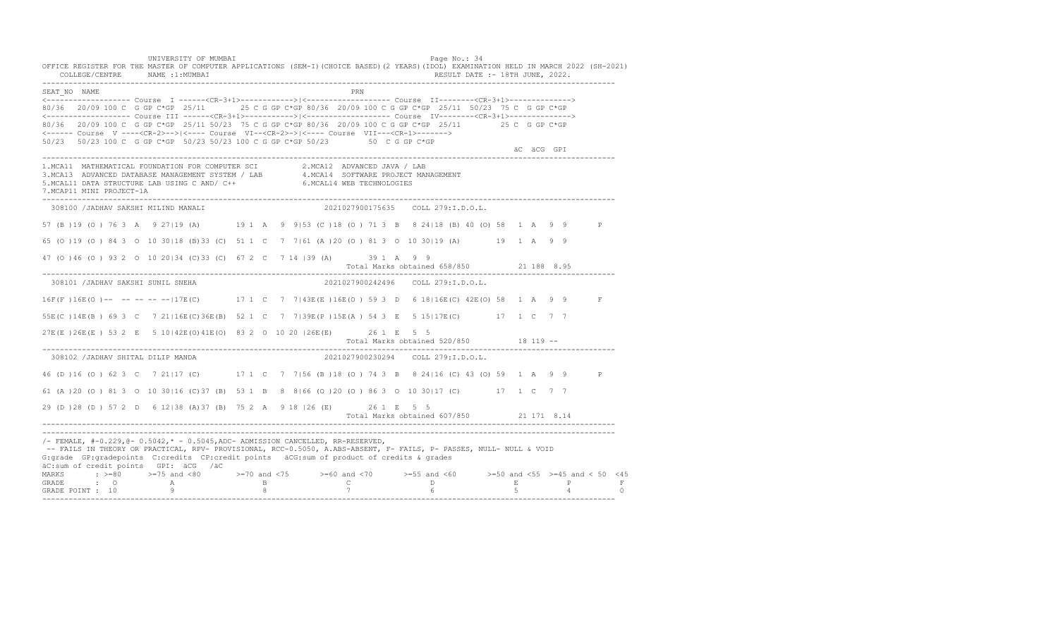UNIVERSITY OF MUMBAI

OFFICE REGISTER FOR THE MASTER OF COMPUTER APPLICATIONS (SEM-I)(CHOICE BASED)(2 YEARS)(IDOL) EXAMINATION HELD IN MARCH 2022 (SH-2021)

COLLEGE/CENTRE NAME :1:MUMBAI RESULT DATE :- 18TH JUNE, 2022.

```
SEAT_NO  NAME                                                          PRN
<------------------- Course  I ------<CR-3+1>------------>|<------------------- Course  II--------<CR-3+1>------------->
80/36  20/09 100 C  G GP C*GP  25/11      25 C G GP C*GP 80/36  20/09 100 C G GP C*GP  25/11  50/23  75 C  G GP C*GP
<------------------- Course III ------<CR-3+1>------------>|<------------------- Course  IV--------<CR-3+1>------------->
80/36  20/09 100 C  G GP C*GP  25/11 50/23  75 C G GP C*GP 80/36  20/09 100 C G GP C*GP  25/11        25 C  G GP C*GP
<------ Course  V ----<CR-2>-->|<---- Course  VI--<CR-2>->|<---- Course  VII---<CR-1>------->
50/23  50/23 100 C  G GP C*GP  50/23 50/23 100 C G GP C*GP 50/23        50  C G GP C*GP
                                                                                                    äC  äCG  GPI
```

1.MCA11 MATHEMATICAL FOUNDATION FOR COMPUTER SCI  
2.MCA12 ADVANCED JAVA / LAB  
3.MCA13 ADVANCED DATABASE MANAGEMENT SYSTEM / LAB  
4.MCA14 SOFTWARE PROJECT MANAGEMENT  
5.MCAL11 DATA STRUCTURE LAB USING C AND/ C++  
6.MCAL14 WEB TECHNOLOGIES  
7.MCAP11 MINI PROJECT-1A

```
308100 /JADHAV SAKSHI MILIND MANALI                    2021027900175635    COLL 279:I.D.O.L.

57 (B )19 (O ) 76 3  A   9 27|19 (A)       19 1  A   9  9|53 (C )18 (O ) 71 3  B   8 24|18 (B) 40 (O) 58  1  A   9  9       P

65 (O )19 (O ) 84 3  O  10 30|18 (B)33 (C)  51 1  C   7  7|61 (A )20 (O ) 81 3  O  10 30|19 (A)       19  1  A   9  9

47 (O )46 (O ) 93 2  O  10 20|34 (C)33 (C)  67 2  C   7 14 |39 (A)       39 1  A   9  9
                                                                   Total Marks obtained 658/850          21 188  8.95

308101 /JADHAV SAKSHI SUNIL SNEHA                      2021027900242496    COLL 279:I.D.O.L.

16F(F )16E(O )--  -- -- -- --|17E(C)       17 1  C   7  7|43E(E )16E(O ) 59 3  D   6 18|16E(C) 42E(O) 58  1  A   9  9       F

55E(C )14E(B ) 69 3  C   7 21|16E(C)36E(B)  52 1  C   7  7|39E(P )15E(A ) 54 3  E   5 15|17E(C)       17  1  C   7  7

27E(E )26E(E ) 53 2  E   5 10|42E(O)41E(O)  83 2  O  10 20 |26E(E)       26 1  E   5  5
                                                                   Total Marks obtained 520/850          18 119  --

308102 /JADHAV SHITAL DILIP MANDA                      2021027900230294    COLL 279:I.D.O.L.

46 (D )16 (O ) 62 3  C   7 21|17 (C)       17 1  C   7  7|56 (B )18 (O ) 74 3  B   8 24|16 (C) 43 (O) 59  1  A   9  9       P

61 (A )20 (O ) 81 3  O  10 30|16 (C)37 (B)  53 1  B   8  8|66 (O )20 (O ) 86 3  O  10 30|17 (C)       17  1  C   7  7

29 (D )28 (D ) 57 2  D   6 12|38 (A)37 (B)  75 2  A   9 18 |26 (E)       26 1  E   5  5
                                                                   Total Marks obtained 607/850          21 171  8.14
```

/- FEMALE, #-0.229,@- 0.5042,* - 0.5045,ADC- ADMISSION CANCELLED, RR-RESERVED,  
-- FAILS IN THEORY OR PRACTICAL, RPV- PROVISIONAL, RCC-0.5050, A.ABS-ABSENT, F- FAILS, P- PASSES, NULL- NULL & VOID  
G:grade GP:gradepoints C:credits CP:credit points äCG:sum of product of credits & grades  
äC:sum of credit points GPI: äCG /äC

| MARKS | >=80 | >=75 and <80 | >=70 and <75 | >=60 and <70 | >=55 and <60 | >=50 and <55 | >=45 and < 50 | <45 |
|---|---|---|---|---|---|---|---|---|
| GRADE | O | A | B | C | D | E | P | F |
| GRADE POINT | 10 | 9 | 8 | 7 | 6 | 5 | 4 | 0 |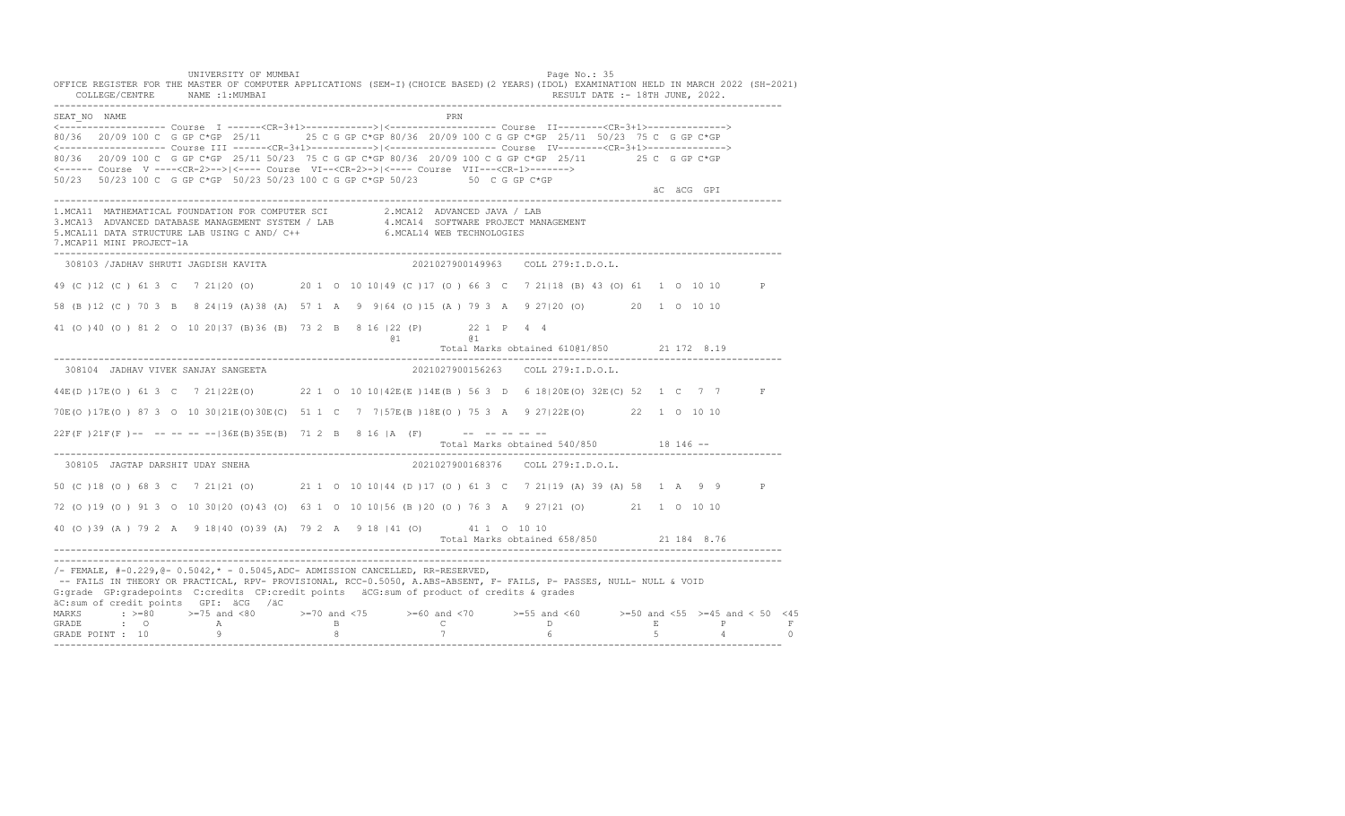UNIVERSITY OF MUMBAI

OFFICE REGISTER FOR THE MASTER OF COMPUTER APPLICATIONS (SEM-I)(CHOICE BASED)(2 YEARS)(IDOL) EXAMINATION HELD IN MARCH 2022 (SH-2021)

COLLEGE/CENTRE NAME :1:MUMBAI RESULT DATE :- 18TH JUNE, 2022.

```
SEAT_NO  NAME                                                              PRN
<------------------- Course  I ------<CR-3+1>------------>|<------------------- Course  II--------<CR-3+1>------------->
80/36  20/09 100 C  G GP C*GP  25/11       25 C G GP C*GP 80/36  20/09 100 C G GP C*GP  25/11  50/23  75 C  G GP C*GP
<------------------- Course III ------<CR-3+1>------------>|<------------------- Course  IV--------<CR-3+1>------------->
80/36  20/09 100 C  G GP C*GP  25/11 50/23  75 C G GP C*GP 80/36  20/09 100 C G GP C*GP  25/11          25 C  G GP C*GP
<------ Course  V ----<CR-2>-->|<---- Course  VI--<CR-2>->|<---- Course  VII---<CR-1>------->
50/23  50/23 100 C  G GP C*GP  50/23 50/23 100 C G GP C*GP 50/23         50  C G GP C*GP
                                                                                                         äC  äCG  GPI
```

1.MCA11 MATHEMATICAL FOUNDATION FOR COMPUTER SCI 2.MCA12 ADVANCED JAVA / LAB
3.MCA13 ADVANCED DATABASE MANAGEMENT SYSTEM / LAB 4.MCA14 SOFTWARE PROJECT MANAGEMENT
5.MCAL11 DATA STRUCTURE LAB USING C AND/ C++ 6.MCAL14 WEB TECHNOLOGIES
7.MCAP11 MINI PROJECT-1A

```
 308103 /JADHAV SHRUTI JAGDISH KAVITA                         2021027900149963    COLL 279:I.D.O.L.

49 (C )12 (C ) 61 3  C   7 21|20 (O)       20 1  O  10 10|49 (C )17 (O ) 66 3  C   7 21|18 (B) 43 (O) 61  1  O  10 10      P

58 (B )12 (C ) 70 3  B   8 24|19 (A)38 (A)  57 1  A   9  9|64 (O )15 (A ) 79 3  A   9 27|20 (O)       20  1  O  10 10

41 (O )40 (O ) 81 2  O  10 20|37 (B)36 (B)  73 2  B   8 16 |22 (P)       22 1  P   4  4
                                                    @1           @1
                                                         Total Marks obtained 610@1/850        21 172  8.19
```

```
 308104  JADHAV VIVEK SANJAY SANGEETA                         2021027900156263    COLL 279:I.D.O.L.

44E(D )17E(O ) 61 3  C   7 21|22E(O)       22 1  O  10 10|42E(E )14E(B ) 56 3  D   6 18|20E(O) 32E(C) 52  1  C   7  7      F

70E(O )17E(O ) 87 3  O  10 30|21E(O)30E(C)  51 1  C   7  7|57E(B )18E(O ) 75 3  A   9 27|22E(O)       22  1  O  10 10

22F(F )21F(F )--  -- -- -- --|36E(B)35E(B)  71 2  B   8 16 |A  (F)       --  -- -- -- --
                                                         Total Marks obtained 540/850          18 146  --
```

```
 308105  JAGTAP DARSHIT UDAY SNEHA                            2021027900168376    COLL 279:I.D.O.L.

50 (C )18 (O ) 68 3  C   7 21|21 (O)       21 1  O  10 10|44 (D )17 (O ) 61 3  C   7 21|19 (A) 39 (A) 58  1  A   9  9      P

72 (O )19 (O ) 91 3  O  10 30|20 (O)43 (O)  63 1  O  10 10|56 (B )20 (O ) 76 3  A   9 27|21 (O)       21  1  O  10 10

40 (O )39 (A ) 79 2  A   9 18|40 (O)39 (A)  79 2  A   9 18 |41 (O)       41 1  O  10 10
                                                         Total Marks obtained 658/850          21 184  8.76
```

/- FEMALE, #-0.229,@- 0.5042,* - 0.5045,ADC- ADMISSION CANCELLED, RR-RESERVED,
-- FAILS IN THEORY OR PRACTICAL, RPV- PROVISIONAL, RCC-0.5050, A.ABS-ABSENT, F- FAILS, P- PASSES, NULL- NULL & VOID
G:grade GP:gradepoints C:credits CP:credit points äCG:sum of product of credits & grades
äC:sum of credit points GPI: äCG /äC

| MARKS | >=80 | >=75 and <80 | >=70 and <75 | >=60 and <70 | >=55 and <60 | >=50 and <55 | >=45 and < 50 | <45 |
|---|---|---|---|---|---|---|---|---|
| GRADE | O | A | B | C | D | E | P | F |
| GRADE POINT | 10 | 9 | 8 | 7 | 6 | 5 | 4 | 0 |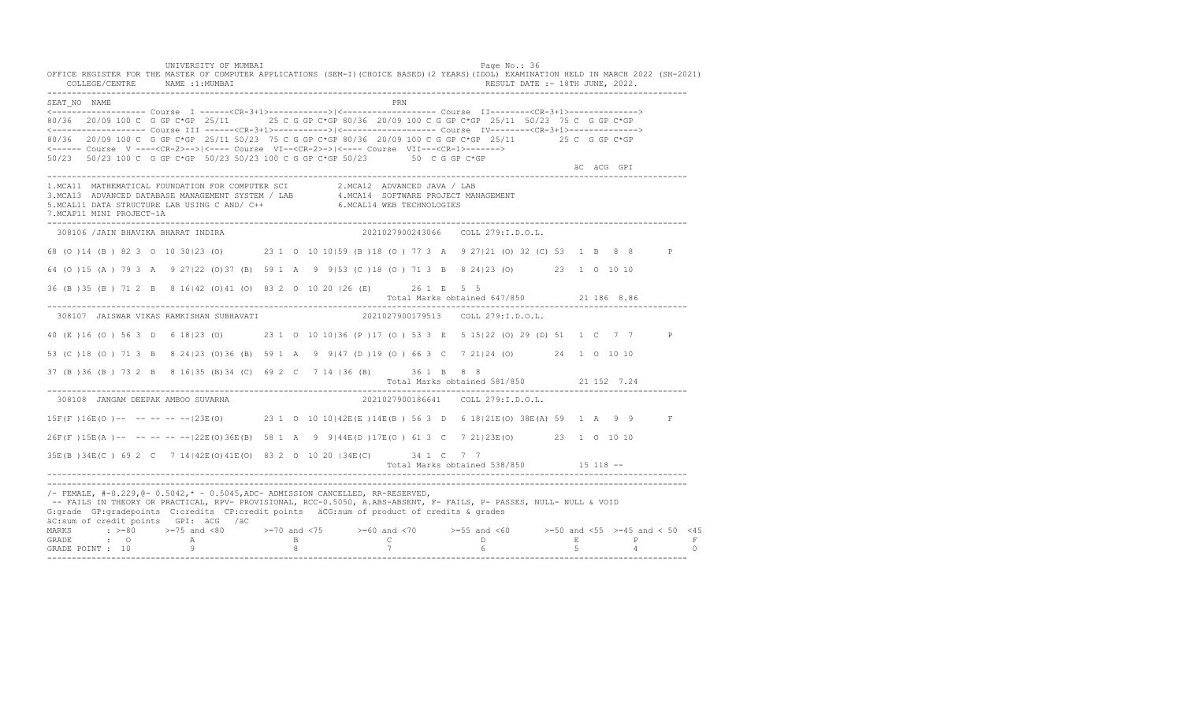UNIVERSITY OF MUMBAI

OFFICE REGISTER FOR THE MASTER OF COMPUTER APPLICATIONS (SEM-I)(CHOICE BASED)(2 YEARS)(IDOL) EXAMINATION HELD IN MARCH 2022 (SH-2021)

COLLEGE/CENTRE NAME :1:MUMBAI RESULT DATE :- 18TH JUNE, 2022.

```
SEAT_NO  NAME                                                          PRN
<------------------- Course  I ------<CR-3+1>------------>|<------------------- Course  II--------<CR-3+1>------------->
80/36  20/09 100 C  G GP C*GP  25/11       25 C G GP C*GP 80/36  20/09 100 C G GP C*GP  25/11  50/23  75 C  G GP C*GP
<------------------- Course III ------<CR-3+1>------------>|<------------------- Course  IV--------<CR-3+1>------------->
80/36  20/09 100 C  G GP C*GP  25/11 50/23  75 C G GP C*GP 80/36  20/09 100 C G GP C*GP  25/11        25 C  G GP C*GP
<------ Course  V ----<CR-2>-->|<---- Course  VI--<CR-2>->|<---- Course  VII---<CR-1>------->
50/23  50/23 100 C  G GP C*GP  50/23 50/23 100 C G GP C*GP 50/23        50  C G GP C*GP
                                                                                                    äC  äCG  GPI
```

1.MCA11 MATHEMATICAL FOUNDATION FOR COMPUTER SCI 2.MCA12 ADVANCED JAVA / LAB
3.MCA13 ADVANCED DATABASE MANAGEMENT SYSTEM / LAB 4.MCA14 SOFTWARE PROJECT MANAGEMENT
5.MCAL11 DATA STRUCTURE LAB USING C AND/ C++ 6.MCAL14 WEB TECHNOLOGIES
7.MCAP11 MINI PROJECT-1A

```
 308106 /JAIN BHAVIKA BHARAT INDIRA                          2021027900243066    COLL 279:I.D.O.L.

68 (O )14 (B ) 82 3  O  10 30|23 (O)       23 1  O  10 10|59 (B )18 (O ) 77 3  A   9 27|21 (O) 32 (C) 53  1  B   8  8       P

64 (O )15 (A ) 79 3  A   9 27|22 (O)37 (B)  59 1  A   9  9|53 (C )18 (O ) 71 3  B   8 24|23 (O)       23  1  O  10 10

36 (B )35 (B ) 71 2  B   8 16|42 (O)41 (O)  83 2  O  10 20 |26 (E)       26 1  E   5  5
                                                                       Total Marks obtained 647/850          21 186  8.86
```

```
 308107  JAISWAR VIKAS RAMKISHAN SUBHAVATI                   2021027900179513    COLL 279:I.D.O.L.

40 (E )16 (O ) 56 3  D   6 18|23 (O)       23 1  O  10 10|36 (P )17 (O ) 53 3  E   5 15|22 (O) 29 (D) 51  1  C   7  7       P

53 (C )18 (O ) 71 3  B   8 24|23 (O)36 (B)  59 1  A   9  9|47 (D )19 (O ) 66 3  C   7 21|24 (O)       24  1  O  10 10

37 (B )36 (B ) 73 2  B   8 16|35 (B)34 (C)  69 2  C   7 14 |36 (B)       36 1  B   8  8
                                                                       Total Marks obtained 581/850          21 152  7.24
```

```
 308108  JANGAM DEEPAK AMBOO SUVARNA                         2021027900186641    COLL 279:I.D.O.L.

15F(F )16E(O )--  -- -- -- --|23E(O)       23 1  O  10 10|42E(E )14E(B ) 56 3  D   6 18|21E(O) 38E(A) 59  1  A   9  9       F

26F(F )15E(A )--  -- -- -- --|22E(O)36E(B)  58 1  A   9  9|44E(D )17E(O ) 61 3  C   7 21|23E(O)       23  1  O  10 10

35E(B )34E(C ) 69 2  C   7 14|42E(O)41E(O)  83 2  O  10 20 |34E(C)       34 1  C   7  7
                                                                       Total Marks obtained 538/850          15 118  --
```

/- FEMALE, #-0.229,@- 0.5042,* - 0.5045,ADC- ADMISSION CANCELLED, RR-RESERVED,
-- FAILS IN THEORY OR PRACTICAL, RPV- PROVISIONAL, RCC-0.5050, A.ABS-ABSENT, F- FAILS, P- PASSES, NULL- NULL & VOID
G:grade GP:gradepoints C:credits CP:credit points äCG:sum of product of credits & grades
äC:sum of credit points GPI: äCG /äC

| MARKS | >=80 | >=75 and <80 | >=70 and <75 | >=60 and <70 | >=55 and <60 | >=50 and <55 | >=45 and < 50 | <45 |
|---|---|---|---|---|---|---|---|---|
| GRADE | O | A | B | C | D | E | P | F |
| GRADE POINT | 10 | 9 | 8 | 7 | 6 | 5 | 4 | 0 |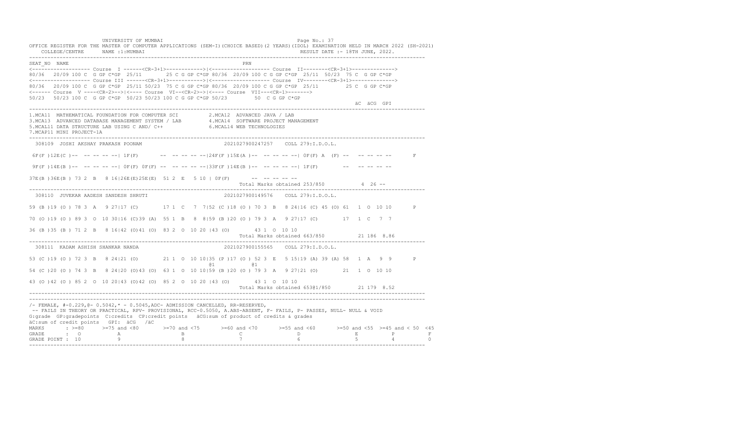UNIVERSITY OF MUMBAI

OFFICE REGISTER FOR THE MASTER OF COMPUTER APPLICATIONS (SEM-I)(CHOICE BASED)(2 YEARS)(IDOL) EXAMINATION HELD IN MARCH 2022 (SH-2021)

COLLEGE/CENTRE NAME :1:MUMBAI RESULT DATE :- 18TH JUNE, 2022.

```
SEAT_NO  NAME                                                          PRN
<------------------- Course  I ------<CR-3+1>------------>|<------------------- Course  II--------<CR-3+1>------------->
80/36  20/09 100 C  G GP C*GP  25/11      25 C G GP C*GP 80/36  20/09 100 C G GP C*GP  25/11  50/23  75 C  G GP C*GP
<------------------- Course III ------<CR-3+1>----------->|<------------------- Course  IV--------<CR-3+1>------------->
80/36  20/09 100 C  G GP C*GP  25/11 50/23  75 C G GP C*GP 80/36  20/09 100 C G GP C*GP  25/11        25 C  G GP C*GP
<------ Course  V ----<CR-2>-->|<---- Course  VI--<CR-2>->|<---- Course  VII---<CR-1>------->
50/23  50/23 100 C  G GP C*GP  50/23 50/23 100 C G GP C*GP 50/23        50  C G GP C*GP
                                                                                                      äC  äCG  GPI
------------------------------------------------------------------------------------------------------------------------
1.MCA11  MATHEMATICAL FOUNDATION FOR COMPUTER SCI          2.MCA12  ADVANCED JAVA / LAB
3.MCA13  ADVANCED DATABASE MANAGEMENT SYSTEM / LAB         4.MCA14  SOFTWARE PROJECT MANAGEMENT
5.MCAL11 DATA STRUCTURE LAB USING C AND/ C++               6.MCAL14 WEB TECHNOLOGIES
7.MCAP11 MINI PROJECT-1A
------------------------------------------------------------------------------------------------------------------------
 308109  JOSHI AKSHAY PRAKASH POONAM                         2021027900247257    COLL 279:I.D.O.L.

 6F(F )12E(C )--  -- -- -- --| 1F(F)       --  -- -- -- --|24F(F )15E(A )--  -- -- -- --| 0F(F) A  (F) --  -- -- -- --       F

 9F(F )14E(B )--  -- -- -- --| 0F(F) 0F(F) --  -- -- -- --|33F(F )14E(B )--  -- -- -- --| 1F(F)        --  -- -- -- --

37E(B )36E(B ) 73 2  B   8 16|26E(E)25E(E)  51 2  E   5 10 | 0F(F)       --  -- -- -- --
                                                                Total Marks obtained 253/850           4  26 --
------------------------------------------------------------------------------------------------------------------------
 308110  JUVEKAR AADESH SANDESH SHRUTI                       2021027900149576    COLL 279:I.D.O.L.

59 (B )19 (O ) 78 3  A   9 27|17 (C)        17 1  C   7  7|52 (C )18 (O ) 70 3  B   8 24|16 (C) 45 (O) 61  1  O  10 10      P

70 (O )19 (O ) 89 3  O  10 30|16 (C)39 (A)  55 1  B   8  8|59 (B )20 (O ) 79 3  A   9 27|17 (C)        17  1  C   7  7

36 (B )35 (B ) 71 2  B   8 16|42 (O)41 (O)  83 2  O  10 20 |43 (O)        43 1  O  10 10
                                                                Total Marks obtained 663/850          21 186  8.86
------------------------------------------------------------------------------------------------------------------------
 308111  KADAM ASHISH SHANKAR NANDA                          2021027900155565    COLL 279:I.D.O.L.

53 (C )19 (O ) 72 3  B   8 24|21 (O)        21 1  O  10 10|35 (P )17 (O ) 52 3  E   5 15|19 (A) 39 (A) 58  1  A   9  9      P
                                                         @1          @1
54 (C )20 (O ) 74 3  B   8 24|20 (O)43 (O)  63 1  O  10 10|59 (B )20 (O ) 79 3  A   9 27|21 (O)        21  1  O  10 10

43 (O )42 (O ) 85 2  O  10 20|43 (O)42 (O)  85 2  O  10 20 |43 (O)        43 1  O  10 10
                                                                Total Marks obtained 653@1/850        21 179  8.52
------------------------------------------------------------------------------------------------------------------------
```

/- FEMALE, #-0.229,@- 0.5042,* - 0.5045,ADC- ADMISSION CANCELLED, RR-RESERVED,
-- FAILS IN THEORY OR PRACTICAL, RPV- PROVISIONAL, RCC-0.5050, A.ABS-ABSENT, F- FAILS, P- PASSES, NULL- NULL & VOID
G:grade GP:gradepoints C:credits CP:credit points äCG:sum of product of credits & grades
äC:sum of credit points GPI: äCG /äC

| MARKS | : >=80 | >=75 and <80 | >=70 and <75 | >=60 and <70 | >=55 and <60 | >=50 and <55 | >=45 and < 50 | <45 |
|---|---|---|---|---|---|---|---|---|
| GRADE | : O | A | B | C | D | E | P | F |
| GRADE POINT | : 10 | 9 | 8 | 7 | 6 | 5 | 4 | 0 |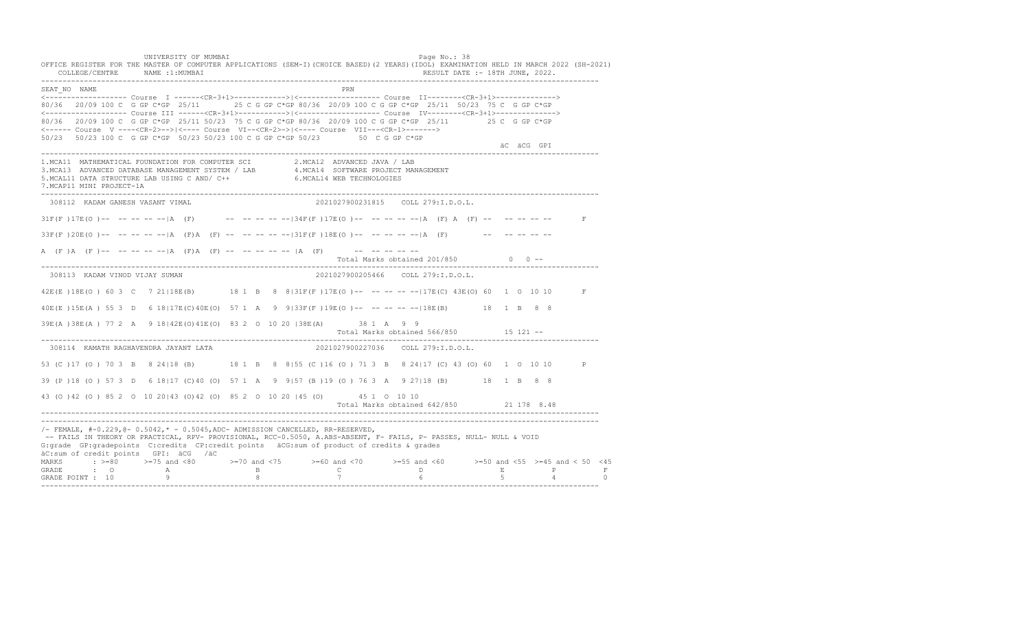UNIVERSITY OF MUMBAI

OFFICE REGISTER FOR THE MASTER OF COMPUTER APPLICATIONS (SEM-I)(CHOICE BASED)(2 YEARS)(IDOL) EXAMINATION HELD IN MARCH 2022 (SH-2021)

COLLEGE/CENTRE NAME :1:MUMBAI RESULT DATE :- 18TH JUNE, 2022.

```
SEAT_NO  NAME                                                          PRN
<------------------- Course  I ------<CR-3+1>------------>|<------------------- Course  II--------<CR-3+1>------------->
80/36  20/09 100 C  G GP C*GP  25/11     25 C G GP C*GP 80/36  20/09 100 C G GP C*GP  25/11  50/23  75 C  G GP C*GP
<------------------- Course III ------<CR-3+1>----------->|<------------------- Course  IV--------<CR-3+1>------------->
80/36  20/09 100 C  G GP C*GP  25/11 50/23  75 C G GP C*GP 80/36  20/09 100 C G GP C*GP  25/11        25 C  G GP C*GP
<------ Course  V ----<CR-2>-->|<---- Course  VI--<CR-2>->|<---- Course  VII---<CR-1>------->
50/23  50/23 100 C  G GP C*GP  50/23 50/23 100 C G GP C*GP 50/23        50  C G GP C*GP
                                                                                                        äC  äCG  GPI
```

1.MCA11 MATHEMATICAL FOUNDATION FOR COMPUTER SCI 2.MCA12 ADVANCED JAVA / LAB
3.MCA13 ADVANCED DATABASE MANAGEMENT SYSTEM / LAB 4.MCA14 SOFTWARE PROJECT MANAGEMENT
5.MCAL11 DATA STRUCTURE LAB USING C AND/ C++ 6.MCAL14 WEB TECHNOLOGIES
7.MCAP11 MINI PROJECT-1A

```
 308112  KADAM GANESH VASANT VIMAL                          2021027900231815    COLL 279:I.D.O.L.

31F(F )17E(O )--  -- -- -- --|A  (F)       --  -- -- -- --|34F(F )17E(O )--  -- -- -- --|A  (F) A  (F) --  -- -- -- --       F

33F(F )20E(O )--  -- -- -- --|A  (F)A  (F) --  -- -- -- --|31F(F )18E(O )--  -- -- -- --|A  (F)        --  -- -- -- --

A  (F )A  (F )--  -- -- -- --|A  (F)A  (F) --  -- -- -- -- |A  (F)       --  -- -- -- --
                                                                  Total Marks obtained 201/850           0  0 --

 308113  KADAM VINOD VIJAY SUMAN                            2021027900205466    COLL 279:I.D.O.L.

42E(E )18E(O ) 60 3  C   7 21|18E(B)       18 1  B   8  8|31F(F )17E(O )--  -- -- -- --|17E(C) 43E(O) 60  1  O  10 10       F

40E(E )15E(A ) 55 3  D   6 18|17E(C)40E(O)  57 1  A   9  9|33F(F )19E(O )--  -- -- -- --|18E(B)       18  1  B   8  8

39E(A )38E(A ) 77 2  A   9 18|42E(O)41E(O)  83 2  O  10 20 |38E(A)       38 1  A   9  9
                                                                  Total Marks obtained 566/850          15 121 --

 308114  KAMATH RAGHAVENDRA JAYANT LATA                     2021027900227036    COLL 279:I.D.O.L.

53 (C )17 (O ) 70 3  B   8 24|18 (B)       18 1  B   8  8|55 (C )16 (O ) 71 3  B   8 24|17 (C) 43 (O) 60  1  O  10 10       P

39 (P )18 (O ) 57 3  D   6 18|17 (C)40 (O)  57 1  A   9  9|57 (B )19 (O ) 76 3  A   9 27|18 (B)       18  1  B   8  8

43 (O )42 (O ) 85 2  O  10 20|43 (O)42 (O)  85 2  O  10 20 |45 (O)       45 1  O  10 10
                                                                  Total Marks obtained 642/850          21 178  8.48
```

/- FEMALE, #-0.229,@- 0.5042,* - 0.5045,ADC- ADMISSION CANCELLED, RR-RESERVED,
-- FAILS IN THEORY OR PRACTICAL, RPV- PROVISIONAL, RCC-0.5050, A.ABS-ABSENT, F- FAILS, P- PASSES, NULL- NULL & VOID
G:grade GP:gradepoints C:credits CP:credit points äCG:sum of product of credits & grades
äC:sum of credit points GPI: äCG /äC

| MARKS | : >=80 | >=75 and <80 | >=70 and <75 | >=60 and <70 | >=55 and <60 | >=50 and <55 | >=45 and < 50 | <45 |
|---|---|---|---|---|---|---|---|---|
| GRADE | : O | A | B | C | D | E | P | F |
| GRADE POINT | : 10 | 9 | 8 | 7 | 6 | 5 | 4 | 0 |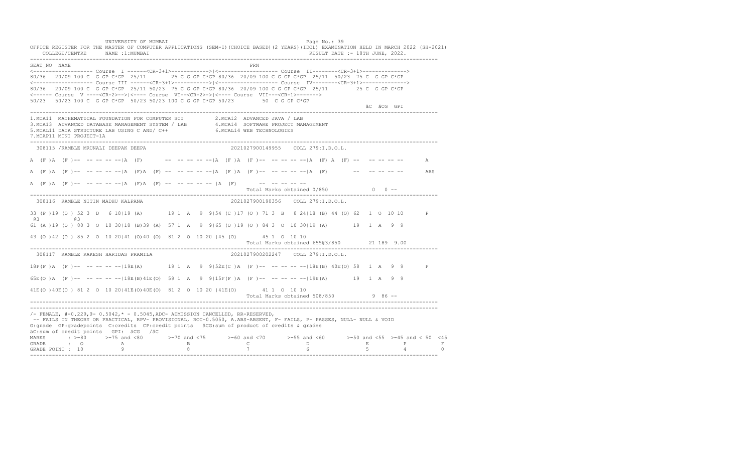UNIVERSITY OF MUMBAI

OFFICE REGISTER FOR THE MASTER OF COMPUTER APPLICATIONS (SEM-I)(CHOICE BASED)(2 YEARS)(IDOL) EXAMINATION HELD IN MARCH 2022 (SH-2021)

COLLEGE/CENTRE NAME :1:MUMBAI RESULT DATE :- 18TH JUNE, 2022.

```
SEAT_NO  NAME                                                        PRN
<------------------- Course  I ------<CR-3+1>------------>|<------------------- Course  II--------<CR-3+1>------------->
80/36  20/09 100 C  G GP C*GP  25/11      25 C G GP C*GP 80/36  20/09 100 C G GP C*GP  25/11  50/23  75 C  G GP C*GP
<------------------- Course III ------<CR-3+1>----------->|<------------------- Course  IV--------<CR-3+1>------------->
80/36   20/09 100 C  G GP C*GP  25/11 50/23  75 C G GP C*GP 80/36  20/09 100 C G GP C*GP  25/11        25 C  G GP C*GP
<------ Course  V ----<CR-2>-->|<---- Course  VI--<CR-2>->|<---- Course  VII---<CR-1>------->
50/23   50/23 100 C  G GP C*GP  50/23 50/23 100 C G GP C*GP 50/23        50  C G GP C*GP
                                                                                                           äC  äCG  GPI
```

1.MCA11 MATHEMATICAL FOUNDATION FOR COMPUTER SCI 2.MCA12 ADVANCED JAVA / LAB
3.MCA13 ADVANCED DATABASE MANAGEMENT SYSTEM / LAB 4.MCA14 SOFTWARE PROJECT MANAGEMENT
5.MCAL11 DATA STRUCTURE LAB USING C AND/ C++ 6.MCAL14 WEB TECHNOLOGIES
7.MCAP11 MINI PROJECT-1A

```
 308115 /KAMBLE MRUNALI DEEPAK DEEPA                         2021027900149955    COLL 279:I.D.O.L.

A  (F )A  (F )--  -- -- -- --|A  (F)       --  -- -- -- --|A  (F )A  (F )--  -- -- -- --|A  (F) A  (F) --   -- -- -- --       A

A  (F )A  (F )--  -- -- -- --|A  (F)A  (F) --  -- -- -- --|A  (F )A  (F )--  -- -- -- --|A  (F)        --   -- -- -- --       ABS

A  (F )A  (F )--  -- -- -- --|A  (F)A  (F) --  -- -- -- -- |A  (F)       --  -- -- -- --
                                                                  Total Marks obtained 0/850              0  0 --

 308116  KAMBLE NITIN MADHU KALPANA                          2021027900190356    COLL 279:I.D.O.L.

33 (P )19 (O ) 52 3  D   6 18|19 (A)        19 1  A   9  9|54 (C )17 (O ) 71 3  B   8 24|18 (B) 44 (O) 62   1  O  10 10       P
 @3          @3
61 (A )19 (O ) 80 3  O  10 30|18 (B)39 (A)  57 1  A   9  9|65 (O )19 (O ) 84 3  O  10 30|19 (A)        19   1  A   9  9

43 (O )42 (O ) 85 2  O  10 20|41 (O)40 (O)  81 2  O  10 20 |45 (O)        45 1  O  10 10
                                                                  Total Marks obtained 655@3/850         21 189  9.00

 308117  KAMBLE RAKESH HARIDAS PRAMILA                       2021027900202247    COLL 279:I.D.O.L.

18F(F )A  (F )--  -- -- -- --|19E(A)        19 1  A   9  9|52E(C )A  (F )--  -- -- -- --|18E(B) 40E(O) 58   1  A   9  9       F

65E(O )A  (F )--  -- -- -- --|18E(B)41E(O)  59 1  A   9  9|15F(F )A  (F )--  -- -- -- --|19E(A)        19   1  A   9  9

41E(O )40E(O ) 81 2  O  10 20|41E(O)40E(O)  81 2  O  10 20 |41E(O)        41 1  O  10 10
                                                                  Total Marks obtained 508/850            9  86 --
```

/- FEMALE, #-0.229,@- 0.5042,* - 0.5045,ADC- ADMISSION CANCELLED, RR-RESERVED,
-- FAILS IN THEORY OR PRACTICAL, RPV- PROVISIONAL, RCC-0.5050, A.ABS-ABSENT, F- FAILS, P- PASSES, NULL- NULL & VOID
G:grade GP:gradepoints C:credits CP:credit points äCG:sum of product of credits & grades
äC:sum of credit points GPI: äCG /äC

| MARKS | : >=80 | >=75 and <80 | >=70 and <75 | >=60 and <70 | >=55 and <60 | >=50 and <55 | >=45 and < 50 | <45 |
|---|---|---|---|---|---|---|---|---|
| GRADE | : O | A | B | C | D | E | P | F |
| GRADE POINT | : 10 | 9 | 8 | 7 | 6 | 5 | 4 | 0 |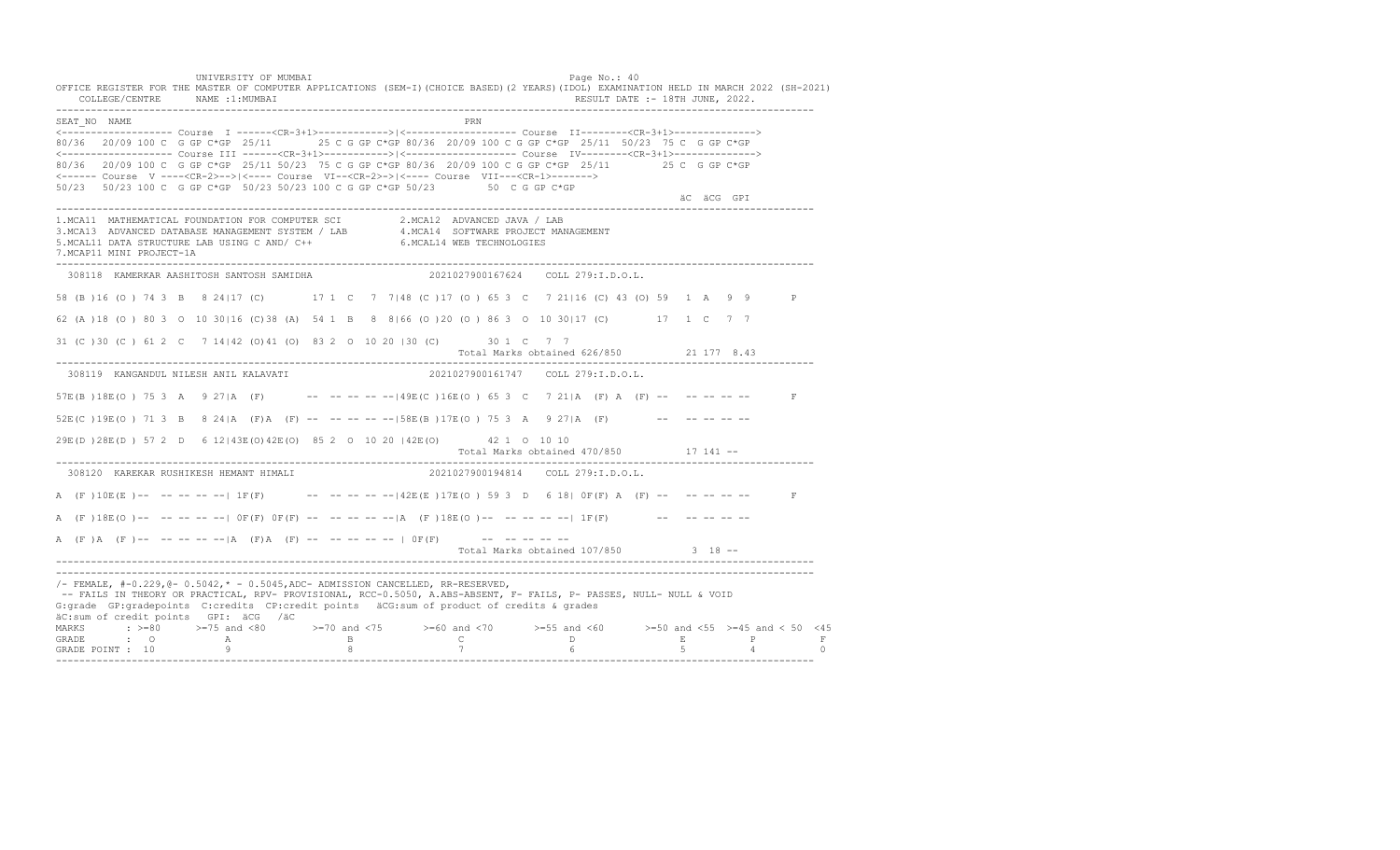UNIVERSITY OF MUMBAI

OFFICE REGISTER FOR THE MASTER OF COMPUTER APPLICATIONS (SEM-I)(CHOICE BASED)(2 YEARS)(IDOL) EXAMINATION HELD IN MARCH 2022 (SH-2021)

COLLEGE/CENTRE NAME :1:MUMBAI — RESULT DATE :- 18TH JUNE, 2022.

```
SEAT_NO  NAME                                                         PRN
<------------------- Course  I ------<CR-3+1>------------>|<------------------- Course  II--------<CR-3+1>------------->
80/36  20/09 100 C  G GP C*GP  25/11      25 C G GP C*GP 80/36  20/09 100 C G GP C*GP  25/11  50/23  75 C  G GP C*GP
<------------------- Course III ------<CR-3+1>------------>|<------------------- Course  IV--------<CR-3+1>------------->
80/36  20/09 100 C  G GP C*GP  25/11 50/23  75 C G GP C*GP 80/36  20/09 100 C G GP C*GP  25/11         25 C  G GP C*GP
<------ Course  V ----<CR-2>-->|<---- Course  VI--<CR-2>->|<---- Course  VII---<CR-1>------->
50/23  50/23 100 C  G GP C*GP  50/23 50/23 100 C G GP C*GP 50/23         50  C G GP C*GP
                                                                                                   äC  äCG  GPI

1.MCA11  MATHEMATICAL FOUNDATION FOR COMPUTER SCI          2.MCA12  ADVANCED JAVA / LAB
3.MCA13  ADVANCED DATABASE MANAGEMENT SYSTEM / LAB         4.MCA14  SOFTWARE PROJECT MANAGEMENT
5.MCAL11 DATA STRUCTURE LAB USING C AND/ C++               6.MCAL14 WEB TECHNOLOGIES
7.MCAP11 MINI PROJECT-1A

 308118  KAMERKAR AASHITOSH SANTOSH SAMIDHA                   2021027900167624    COLL 279:I.D.O.L.

58 (B )16 (O ) 74 3  B   8 24|17 (C)       17 1  C   7  7|48 (C )17 (O ) 65 3  C   7 21|16 (C) 43 (O) 59  1  A   9  9       P

62 (A )18 (O ) 80 3  O  10 30|16 (C)38 (A)  54 1  B   8  8|66 (O )20 (O ) 86 3  O  10 30|17 (C)        17  1  C   7  7

31 (C )30 (C ) 61 2  C   7 14|42 (O)41 (O)  83 2  O  10 20 |30 (C)       30 1  C   7  7
                                                                          Total Marks obtained 626/850          21 177  8.43

 308119  KANGANDUL NILESH ANIL KALAVATI                       2021027900161747    COLL 279:I.D.O.L.

57E(B )18E(O ) 75 3  A   9 27|A  (F)       --  -- -- -- --|49E(C )16E(O ) 65 3  C   7 21|A  (F) A  (F) --   -- -- -- --       F

52E(C )19E(O ) 71 3  B   8 24|A  (F)A  (F) --  -- -- -- --|58E(B )17E(O ) 75 3  A   9 27|A  (F)        --   -- -- -- --

29E(D )28E(D ) 57 2  D   6 12|43E(O)42E(O)  85 2  O  10 20 |42E(O)       42 1  O  10 10
                                                                          Total Marks obtained 470/850          17 141 --

 308120  KAREKAR RUSHIKESH HEMANT HIMALI                      2021027900194814    COLL 279:I.D.O.L.

A  (F )10E(E )--  -- -- -- --| 1F(F)       --  -- -- -- --|42E(E )17E(O ) 59 3  D   6 18| 0F(F) A  (F) --   -- -- -- --       F

A  (F )18E(O )--  -- -- -- --| 0F(F) 0F(F) --  -- -- -- --|A  (F )18E(O )--  -- -- -- --| 1F(F)        --   -- -- -- --

A  (F )A  (F )--  -- -- -- --|A  (F)A  (F) --  -- -- -- -- | 0F(F)       --  -- -- -- --
                                                                          Total Marks obtained 107/850           3  18 --
```

/- FEMALE, #-0.229,@- 0.5042,* - 0.5045,ADC- ADMISSION CANCELLED, RR-RESERVED,
-- FAILS IN THEORY OR PRACTICAL, RPV- PROVISIONAL, RCC-0.5050, A.ABS-ABSENT, F- FAILS, P- PASSES, NULL- NULL & VOID
G:grade GP:gradepoints C:credits CP:credit points äCG:sum of product of credits & grades
äC:sum of credit points GPI: äCG /äC

| MARKS | >=80 | >=75 and <80 | >=70 and <75 | >=60 and <70 | >=55 and <60 | >=50 and <55 | >=45 and < 50 | <45 |
|---|---|---|---|---|---|---|---|---|
| GRADE | O | A | B | C | D | E | P | F |
| GRADE POINT | 10 | 9 | 8 | 7 | 6 | 5 | 4 | 0 |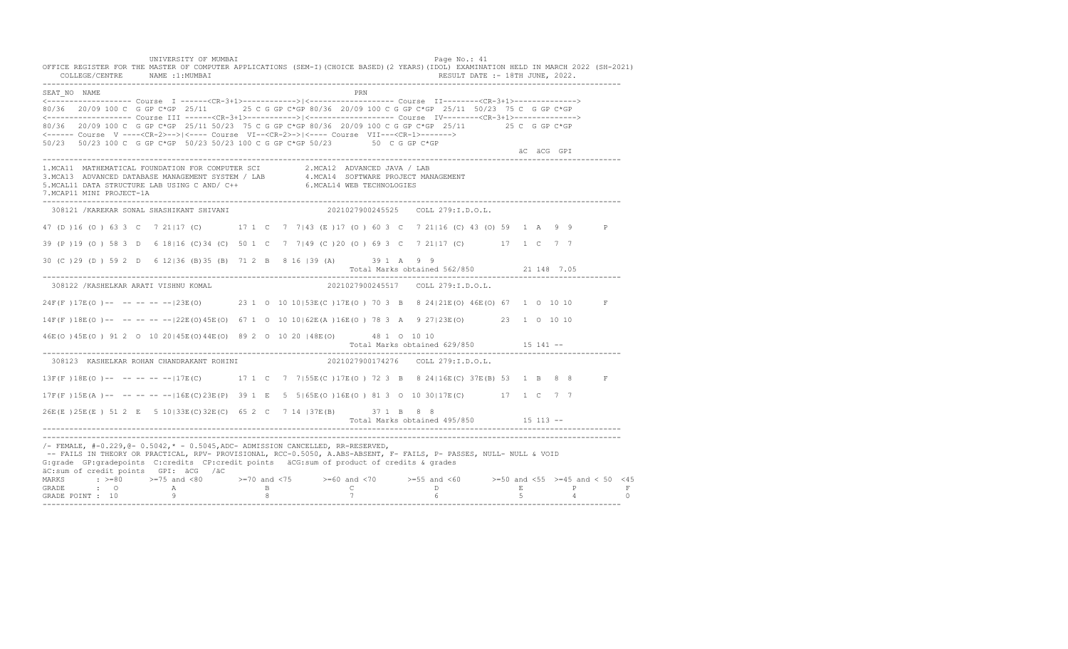UNIVERSITY OF MUMBAI

OFFICE REGISTER FOR THE MASTER OF COMPUTER APPLICATIONS (SEM-I)(CHOICE BASED)(2 YEARS)(IDOL) EXAMINATION HELD IN MARCH 2022 (SH-2021)

COLLEGE/CENTRE NAME :1:MUMBAI RESULT DATE :- 18TH JUNE, 2022.

```
SEAT_NO  NAME                                                     PRN
<------------------- Course  I ------<CR-3+1>------------>|<------------------- Course  II--------<CR-3+1>------------->
80/36  20/09 100 C  G GP C*GP  25/11       25 C G GP C*GP 80/36  20/09 100 C G GP C*GP  25/11  50/23  75 C  G GP C*GP
<------------------- Course III ------<CR-3+1>------------>|<------------------- Course  IV--------<CR-3+1>------------->
80/36  20/09 100 C  G GP C*GP  25/11 50/23  75 C G GP C*GP 80/36  20/09 100 C G GP C*GP  25/11       25 C  G GP C*GP
<------ Course  V ----<CR-2>-->|<---- Course  VI--<CR-2>->|<---- Course  VII---<CR-1>------->
50/23  50/23 100 C  G GP C*GP  50/23 50/23 100 C G GP C*GP 50/23        50  C G GP C*GP
                                                                                                    äC  äCG  GPI
```

1.MCA11 MATHEMATICAL FOUNDATION FOR COMPUTER SCI  
2.MCA12 ADVANCED JAVA / LAB  
3.MCA13 ADVANCED DATABASE MANAGEMENT SYSTEM / LAB  
4.MCA14 SOFTWARE PROJECT MANAGEMENT  
5.MCAL11 DATA STRUCTURE LAB USING C AND/ C++  
6.MCAL14 WEB TECHNOLOGIES  
7.MCAP11 MINI PROJECT-1A

```
308121 /KAREKAR SONAL SHASHIKANT SHIVANI                  2021027900245525    COLL 279:I.D.O.L.

47 (D )16 (O ) 63 3  C   7 21|17 (C)       17 1  C   7  7|43 (E )17 (O ) 60 3  C   7 21|16 (C) 43 (O) 59  1  A   9  9       P

39 (P )19 (O ) 58 3  D   6 18|16 (C)34 (C)  50 1  C   7  7|49 (C )20 (O ) 69 3  C   7 21|17 (C)       17  1  C   7  7

30 (C )29 (D ) 59 2  D   6 12|36 (B)35 (B)  71 2  B   8 16 |39 (A)       39 1  A   9  9
                                                                    Total Marks obtained 562/850          21 148  7.05
```

```
308122 /KASHELKAR ARATI VISHNU KOMAL                      2021027900245517    COLL 279:I.D.O.L.

24F(F )17E(O )--  -- -- -- --|23E(O)       23 1  O  10 10|53E(C )17E(O ) 70 3  B   8 24|21E(O) 46E(O) 67  1  O  10 10       F

14F(F )18E(O )--  -- -- -- --|22E(O)45E(O)  67 1  O  10 10|62E(A )16E(O ) 78 3  A   9 27|23E(O)       23  1  O  10 10

46E(O )45E(O ) 91 2  O  10 20|45E(O)44E(O)  89 2  O  10 20 |48E(O)       48 1  O  10 10
                                                                    Total Marks obtained 629/850          15 141 --
```

```
308123  KASHELKAR ROHAN CHANDRAKANT ROHINI                2021027900174276    COLL 279:I.D.O.L.

13F(F )18E(O )--  -- -- -- --|17E(C)       17 1  C   7  7|55E(C )17E(O ) 72 3  B   8 24|16E(C) 37E(B) 53  1  B   8  8       F

17F(F )15E(A )--  -- -- -- --|16E(C)23E(P)  39 1  E   5  5|65E(O )16E(O ) 81 3  O  10 30|17E(C)       17  1  C   7  7

26E(E )25E(E ) 51 2  E   5 10|33E(C)32E(C)  65 2  C   7 14 |37E(B)       37 1  B   8  8
                                                                    Total Marks obtained 495/850          15 113 --
```

/- FEMALE, #-0.229,@- 0.5042,* - 0.5045,ADC- ADMISSION CANCELLED, RR-RESERVED,
-- FAILS IN THEORY OR PRACTICAL, RPV- PROVISIONAL, RCC-0.5050, A.ABS-ABSENT, F- FAILS, P- PASSES, NULL- NULL & VOID
G:grade GP:gradepoints C:credits CP:credit points äCG:sum of product of credits & grades
äC:sum of credit points GPI: äCG /äC

| MARKS | >=80 | >=75 and <80 | >=70 and <75 | >=60 and <70 | >=55 and <60 | >=50 and <55 | >=45 and < 50 | <45 |
|---|---|---|---|---|---|---|---|---|
| GRADE | O | A | B | C | D | E | P | F |
| GRADE POINT | 10 | 9 | 8 | 7 | 6 | 5 | 4 | 0 |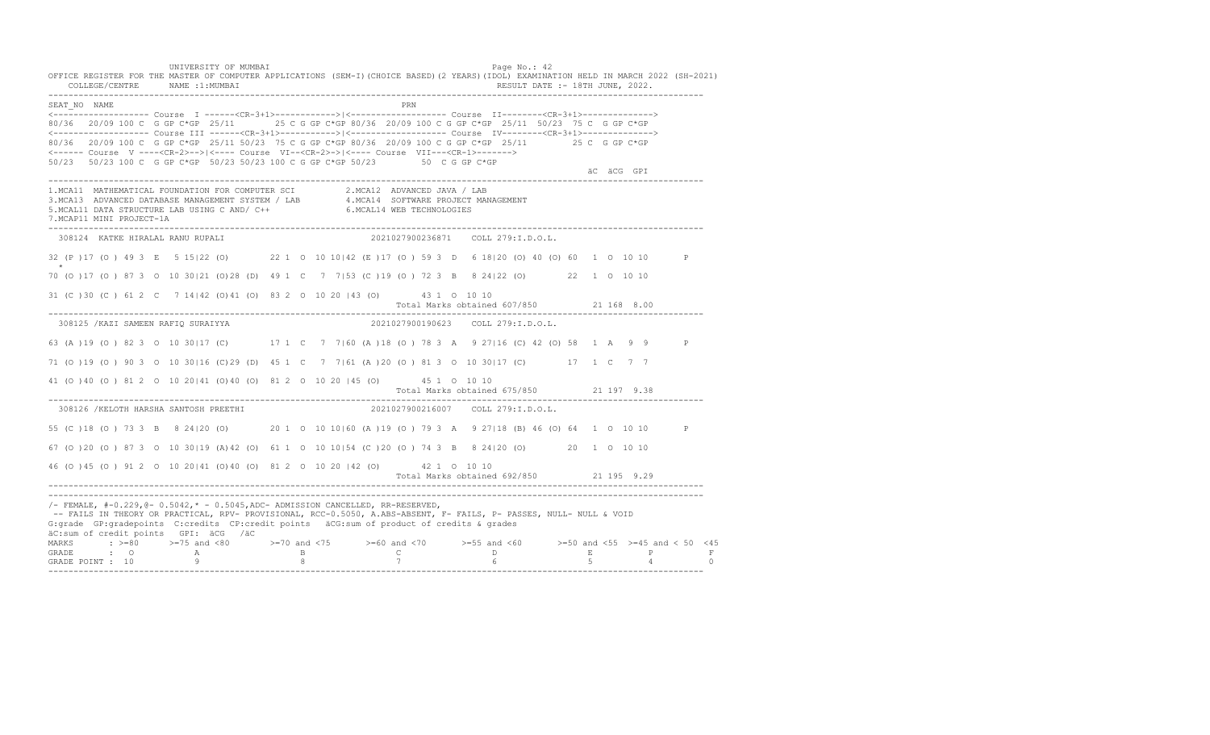UNIVERSITY OF MUMBAI

OFFICE REGISTER FOR THE MASTER OF COMPUTER APPLICATIONS (SEM-I)(CHOICE BASED)(2 YEARS)(IDOL) EXAMINATION HELD IN MARCH 2022 (SH-2021)

COLLEGE/CENTRE NAME :1:MUMBAI RESULT DATE :- 18TH JUNE, 2022.

```
SEAT_NO  NAME                                                    PRN
<------------------- Course  I ------<CR-3+1>------------>|<------------------- Course  II--------<CR-3+1>------------->
80/36  20/09 100 C  G GP C*GP  25/11     25 C G GP C*GP 80/36  20/09 100 C G GP C*GP  25/11  50/23  75 C  G GP C*GP
<------------------- Course III ------<CR-3+1>------------>|<------------------- Course  IV--------<CR-3+1>------------->
80/36  20/09 100 C  G GP C*GP  25/11 50/23  75 C G GP C*GP 80/36  20/09 100 C G GP C*GP  25/11        25 C  G GP C*GP
<------ Course  V ----<CR-2>-->|<---- Course  VI--<CR-2>->|<---- Course  VII---<CR-1>------->
50/23  50/23 100 C  G GP C*GP  50/23 50/23 100 C G GP C*GP 50/23        50  C G GP C*GP
                                                                                                    äC  äCG  GPI
```

1.MCA11 MATHEMATICAL FOUNDATION FOR COMPUTER SCI  2.MCA12 ADVANCED JAVA / LAB
3.MCA13 ADVANCED DATABASE MANAGEMENT SYSTEM / LAB  4.MCA14 SOFTWARE PROJECT MANAGEMENT
5.MCAL11 DATA STRUCTURE LAB USING C AND/ C++  6.MCAL14 WEB TECHNOLOGIES
7.MCAP11 MINI PROJECT-1A

```
 308124  KATKE HIRALAL RANU RUPALI                          2021027900236871    COLL 279:I.D.O.L.

32 (P )17 (O ) 49 3  E   5 15|22 (O)        22 1  O  10 10|42 (E )17 (O ) 59 3  D   6 18|20 (O) 40 (O) 60  1  O  10 10       P
 *
70 (O )17 (O ) 87 3  O  10 30|21 (O)28 (D)  49 1  C   7  7|53 (C )19 (O ) 72 3  B   8 24|22 (O)        22  1  O  10 10

31 (C )30 (C ) 61 2  C   7 14|42 (O)41 (O)  83 2  O  10 20 |43 (O)       43 1  O  10 10
                                                                  Total Marks obtained 607/850          21 168  8.00

 308125 /KAZI SAMEEN RAFIQ SURAIYYA                          2021027900190623    COLL 279:I.D.O.L.

63 (A )19 (O ) 82 3  O  10 30|17 (C)        17 1  C   7  7|60 (A )18 (O ) 78 3  A   9 27|16 (C) 42 (O) 58  1  A   9  9       P

71 (O )19 (O ) 90 3  O  10 30|16 (C)29 (D)  45 1  C   7  7|61 (A )20 (O ) 81 3  O  10 30|17 (C)        17  1  C   7  7

41 (O )40 (O ) 81 2  O  10 20|41 (O)40 (O)  81 2  O  10 20 |45 (O)       45 1  O  10 10
                                                                  Total Marks obtained 675/850          21 197  9.38

 308126 /KELOTH HARSHA SANTOSH PREETHI                       2021027900216007    COLL 279:I.D.O.L.

55 (C )18 (O ) 73 3  B   8 24|20 (O)        20 1  O  10 10|60 (A )19 (O ) 79 3  A   9 27|18 (B) 46 (O) 64  1  O  10 10       P

67 (O )20 (O ) 87 3  O  10 30|19 (A)42 (O)  61 1  O  10 10|54 (C )20 (O ) 74 3  B   8 24|20 (O)        20  1  O  10 10

46 (O )45 (O ) 91 2  O  10 20|41 (O)40 (O)  81 2  O  10 20 |42 (O)       42 1  O  10 10
                                                                  Total Marks obtained 692/850          21 195  9.29
```

/- FEMALE, #-0.229,@- 0.5042,* - 0.5045,ADC- ADMISSION CANCELLED, RR-RESERVED,
-- FAILS IN THEORY OR PRACTICAL, RPV- PROVISIONAL, RCC-0.5050, A.ABS-ABSENT, F- FAILS, P- PASSES, NULL- NULL & VOID
G:grade GP:gradepoints C:credits CP:credit points äCG:sum of product of credits & grades
äC:sum of credit points GPI: äCG /äC

| MARKS | >=80 | >=75 and <80 | >=70 and <75 | >=60 and <70 | >=55 and <60 | >=50 and <55 | >=45 and < 50 | <45 |
|---|---|---|---|---|---|---|---|---|
| GRADE | O | A | B | C | D | E | P | F |
| GRADE POINT | 10 | 9 | 8 | 7 | 6 | 5 | 4 | 0 |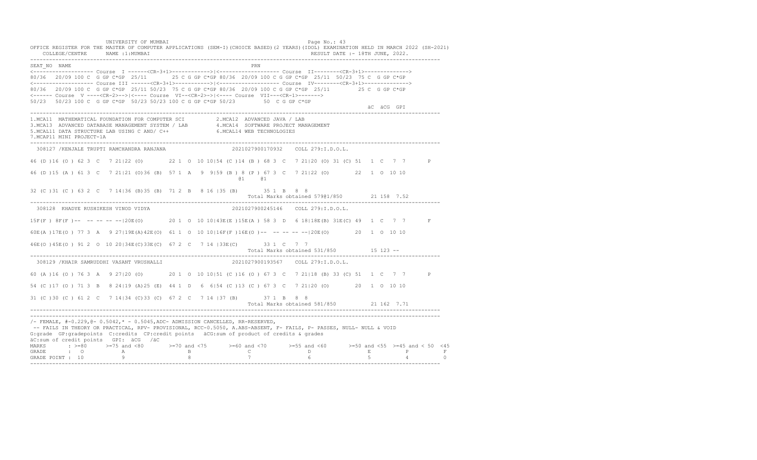UNIVERSITY OF MUMBAI

OFFICE REGISTER FOR THE MASTER OF COMPUTER APPLICATIONS (SEM-I)(CHOICE BASED)(2 YEARS)(IDOL) EXAMINATION HELD IN MARCH 2022 (SH-2021)

COLLEGE/CENTRE NAME :1:MUMBAI RESULT DATE :- 18TH JUNE, 2022.

```
SEAT_NO  NAME                                                      PRN
<------------------- Course  I ------<CR-3+1>------------>|<------------------- Course  II--------<CR-3+1>------------->
80/36  20/09 100 C  G GP C*GP  25/11       25 C G GP C*GP 80/36  20/09 100 C G GP C*GP  25/11  50/23  75 C  G GP C*GP
<------------------- Course III ------<CR-3+1>------------>|<------------------- Course  IV--------<CR-3+1>------------->
80/36  20/09 100 C  G GP C*GP  25/11 50/23  75 C G GP C*GP 80/36  20/09 100 C G GP C*GP  25/11         25 C  G GP C*GP
<------ Course  V ----<CR-2>-->|<---- Course  VI--<CR-2>->|<---- Course  VII---<CR-1>------->
50/23  50/23 100 C  G GP C*GP  50/23 50/23 100 C G GP C*GP 50/23         50  C G GP C*GP
                                                                                                    äC  äCG  GPI
```

1.MCA11 MATHEMATICAL FOUNDATION FOR COMPUTER SCI  2.MCA12 ADVANCED JAVA / LAB
3.MCA13 ADVANCED DATABASE MANAGEMENT SYSTEM / LAB  4.MCA14 SOFTWARE PROJECT MANAGEMENT
5.MCAL11 DATA STRUCTURE LAB USING C AND/ C++  6.MCAL14 WEB TECHNOLOGIES
7.MCAP11 MINI PROJECT-1A

```
 308127 /KENJALE TRUPTI RAMCHANDRA RANJANA                  2021027900170932    COLL 279:I.D.O.L.

46 (D )16 (O ) 62 3  C   7 21|22 (O)       22 1  O  10 10|54 (C )14 (B ) 68 3  C   7 21|20 (O) 31 (C) 51  1  C   7  7       P

46 (D )15 (A ) 61 3  C   7 21|21 (O)36 (B)  57 1  A   9  9|59 (B ) 8 (P ) 67 3  C   7 21|22 (O)       22  1  O  10 10
                                                                 @1     @1

32 (C )31 (C ) 63 2  C   7 14|36 (B)35 (B)  71 2  B   8 16 |35 (B)       35 1  B   8  8
                                                                    Total Marks obtained 579@1/850        21 158  7.52

 308128  KHADYE RUSHIKESH VINOD VIDYA                       2021027900245146    COLL 279:I.D.O.L.

15F(F ) 8F(F )--  -- -- -- --|20E(O)       20 1  O  10 10|43E(E )15E(A ) 58 3  D   6 18|18E(B) 31E(C) 49  1  C   7  7       F

60E(A )17E(O ) 77 3  A   9 27|19E(A)42E(O)  61 1  O  10 10|16F(F )16E(O )--  -- -- -- --|20E(O)       20  1  O  10 10

46E(O )45E(O ) 91 2  O  10 20|34E(C)33E(C)  67 2  C   7 14 |33E(C)       33 1  C   7  7
                                                                    Total Marks obtained 531/850          15 123  --

 308129 /KHAIR SAMRUDDHI VASANT VRUSHALLI                   2021027900193567    COLL 279:I.D.O.L.

60 (A )16 (O ) 76 3  A   9 27|20 (O)       20 1  O  10 10|51 (C )16 (O ) 67 3  C   7 21|18 (B) 33 (C) 51  1  C   7  7       P

54 (C )17 (O ) 71 3  B   8 24|19 (A)25 (E)  44 1  D   6  6|54 (C )13 (C ) 67 3  C   7 21|20 (O)       20  1  O  10 10

31 (C )30 (C ) 61 2  C   7 14|34 (C)33 (C)  67 2  C   7 14 |37 (B)       37 1  B   8  8
                                                                    Total Marks obtained 581/850          21 162  7.71
```

/- FEMALE, #-0.229,@- 0.5042,* - 0.5045,ADC- ADMISSION CANCELLED, RR-RESERVED,
-- FAILS IN THEORY OR PRACTICAL, RPV- PROVISIONAL, RCC-0.5050, A.ABS-ABSENT, F- FAILS, P- PASSES, NULL- NULL & VOID
G:grade GP:gradepoints C:credits CP:credit points äCG:sum of product of credits & grades
äC:sum of credit points GPI: äCG /äC

| MARKS | : >=80 | >=75 and <80 | >=70 and <75 | >=60 and <70 | >=55 and <60 | >=50 and <55 | >=45 and < 50 | <45 |
|---|---|---|---|---|---|---|---|---|
| GRADE | : O | A | B | C | D | E | P | F |
| GRADE POINT | : 10 | 9 | 8 | 7 | 6 | 5 | 4 | 0 |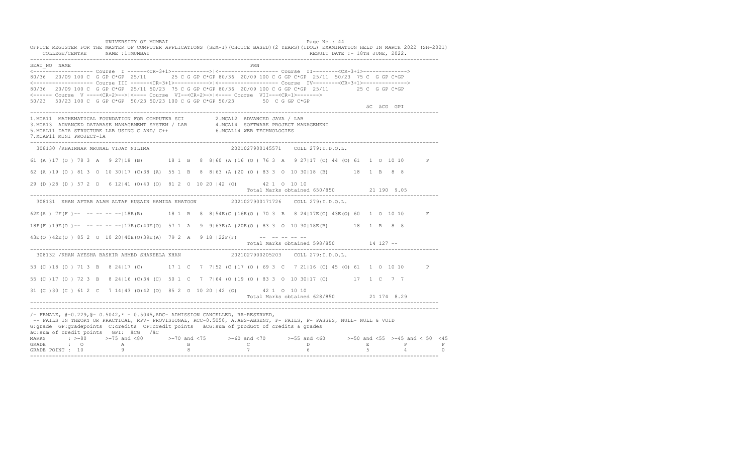UNIVERSITY OF MUMBAI

OFFICE REGISTER FOR THE MASTER OF COMPUTER APPLICATIONS (SEM-I)(CHOICE BASED)(2 YEARS)(IDOL) EXAMINATION HELD IN MARCH 2022 (SH-2021)

COLLEGE/CENTRE NAME :1:MUMBAI — RESULT DATE :- 18TH JUNE, 2022.

```
SEAT_NO  NAME                                                    PRN
<------------------- Course  I ------<CR-3+1>------------>|<------------------- Course  II--------<CR-3+1>------------->
80/36  20/09 100 C  G GP C*GP  25/11      25 C G GP C*GP 80/36  20/09 100 C G GP C*GP  25/11  50/23  75 C  G GP C*GP
<------------------- Course III ------<CR-3+1>------------>|<------------------- Course  IV--------<CR-3+1>------------->
80/36  20/09 100 C  G GP C*GP  25/11 50/23  75 C G GP C*GP 80/36  20/09 100 C G GP C*GP  25/11         25 C  G GP C*GP
<------ Course  V ----<CR-2>-->|<---- Course  VI--<CR-2>->|<---- Course  VII---<CR-1>------->
50/23  50/23 100 C  G GP C*GP  50/23 50/23 100 C G GP C*GP 50/23         50  C G GP C*GP
                                                                                                     äC  äCG  GPI
```

1.MCA11 MATHEMATICAL FOUNDATION FOR COMPUTER SCI — 2.MCA12 ADVANCED JAVA / LAB
3.MCA13 ADVANCED DATABASE MANAGEMENT SYSTEM / LAB — 4.MCA14 SOFTWARE PROJECT MANAGEMENT
5.MCAL11 DATA STRUCTURE LAB USING C AND/ C++ — 6.MCAL14 WEB TECHNOLOGIES
7.MCAP11 MINI PROJECT-1A

```
 308130 /KHAIRNAR MRUNAL VIJAY NILIMA                          2021027900145571    COLL 279:I.D.O.L.

61 (A )17 (O ) 78 3  A   9 27|18 (B)       18 1  B   8  8|60 (A )16 (O ) 76 3  A   9 27|17 (C) 44 (O) 61  1  O  10 10       P

62 (A )19 (O ) 81 3  O  10 30|17 (C)38 (A)  55 1  B   8  8|63 (A )20 (O ) 83 3  O  10 30|18 (B)       18  1  B   8  8

29 (D )28 (D ) 57 2  D   6 12|41 (O)40 (O)  81 2  O  10 20 |42 (O)       42 1  O  10 10
                                                                    Total Marks obtained 650/850          21 190  9.05

 308131  KHAN AFTAB ALAM ALTAF HUSAIN HAMIDA KHATOON          2021027900171726    COLL 279:I.D.O.L.

62E(A ) 7F(F )--  -- -- -- --|18E(B)       18 1  B   8  8|54E(C )16E(O ) 70 3  B   8 24|17E(C) 43E(O) 60  1  O  10 10       F

18F(F )19E(O )--  -- -- -- --|17E(C)40E(O)  57 1  A   9  9|63E(A )20E(O ) 83 3  O  10 30|18E(B)       18  1  B   8  8

43E(O )42E(O ) 85 2  O  10 20|40E(O)39E(A)  79 2  A   9 18 |22F(F)       --  -- -- -- --
                                                                    Total Marks obtained 598/850          14 127 --

 308132 /KHAN AYESHA BASHIR AHMED SHAKEELA KHAN               2021027900205203    COLL 279:I.D.O.L.

53 (C )18 (O ) 71 3  B   8 24|17 (C)       17 1  C   7  7|52 (C )17 (O ) 69 3  C   7 21|16 (C) 45 (O) 61  1  O  10 10       P

55 (C )17 (O ) 72 3  B   8 24|16 (C)34 (C)  50 1  C   7  7|64 (O )19 (O ) 83 3  O  10 30|17 (C)       17  1  C   7  7

31 (C )30 (C ) 61 2  C   7 14|43 (O)42 (O)  85 2  O  10 20 |42 (O)       42 1  O  10 10
                                                                    Total Marks obtained 628/850          21 174  8.29
```

/- FEMALE, #-0.229,@- 0.5042,* - 0.5045,ADC- ADMISSION CANCELLED, RR-RESERVED,
-- FAILS IN THEORY OR PRACTICAL, RPV- PROVISIONAL, RCC-0.5050, A.ABS-ABSENT, F- FAILS, P- PASSES, NULL- NULL & VOID
G:grade GP:gradepoints C:credits CP:credit points äCG:sum of product of credits & grades
äC:sum of credit points GPI: äCG /äC

| MARKS | >=80 | >=75 and <80 | >=70 and <75 | >=60 and <70 | >=55 and <60 | >=50 and <55 | >=45 and < 50 | <45 |
|---|---|---|---|---|---|---|---|---|
| GRADE | O | A | B | C | D | E | P | F |
| GRADE POINT | 10 | 9 | 8 | 7 | 6 | 5 | 4 | 0 |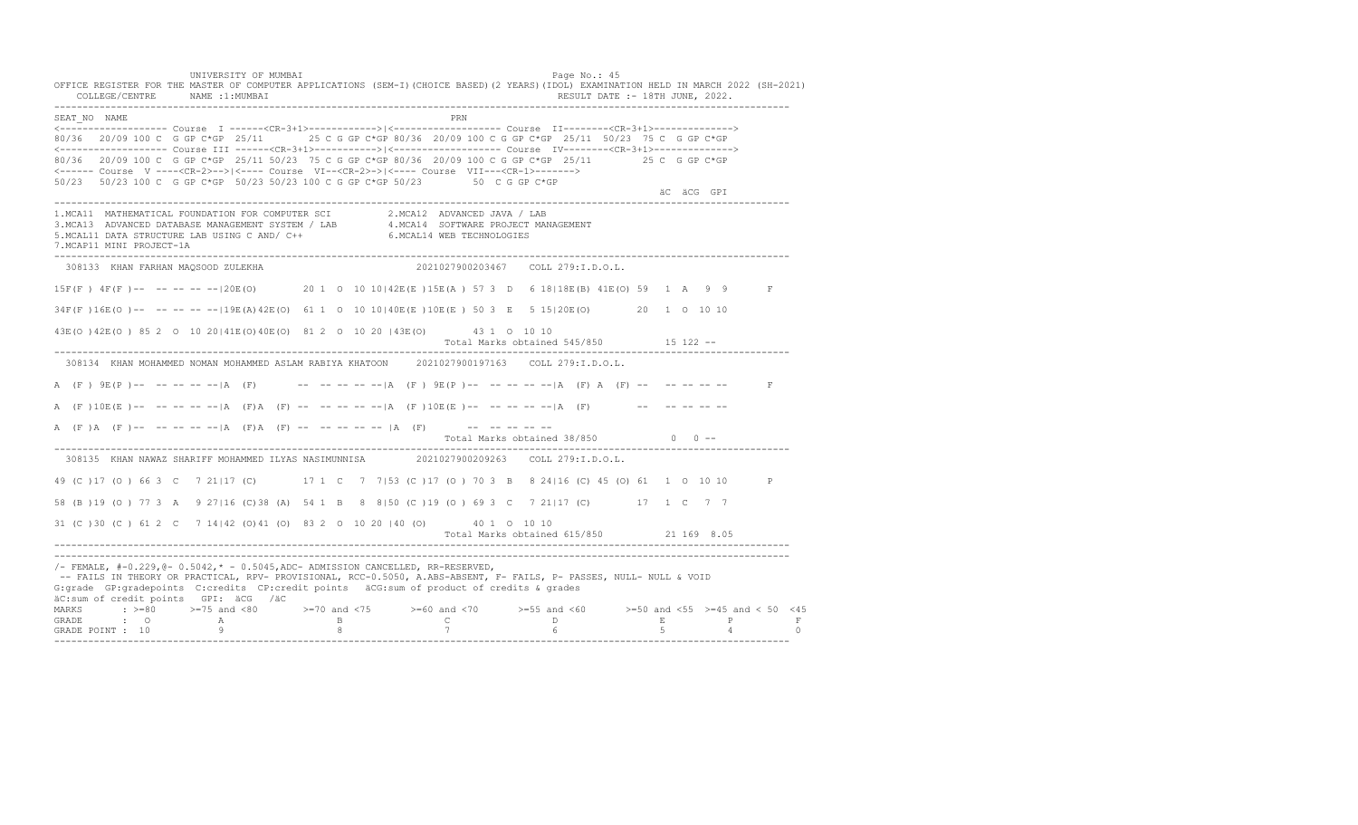UNIVERSITY OF MUMBAI

OFFICE REGISTER FOR THE MASTER OF COMPUTER APPLICATIONS (SEM-I)(CHOICE BASED)(2 YEARS)(IDOL) EXAMINATION HELD IN MARCH 2022 (SH-2021)

COLLEGE/CENTRE NAME :1:MUMBAI RESULT DATE :- 18TH JUNE, 2022.

```
SEAT_NO  NAME                                                        PRN
<------------------- Course  I ------<CR-3+1>------------>|<------------------- Course  II--------<CR-3+1>------------->
80/36  20/09 100 C  G GP C*GP  25/11      25 C G GP C*GP 80/36  20/09 100 C G GP C*GP  25/11  50/23  75 C  G GP C*GP
<------------------- Course III ------<CR-3+1>------------>|<------------------- Course  IV--------<CR-3+1>------------->
80/36  20/09 100 C  G GP C*GP  25/11 50/23  75 C G GP C*GP 80/36  20/09 100 C G GP C*GP  25/11         25 C  G GP C*GP
<------ Course  V ----<CR-2>-->|<---- Course  VI--<CR-2>-->|<---- Course  VII---<CR-1>------->
50/23  50/23 100 C  G GP C*GP  50/23 50/23 100 C G GP C*GP 50/23         50  C G GP C*GP
                                                                                                      äC  äCG  GPI

1.MCA11  MATHEMATICAL FOUNDATION FOR COMPUTER SCI          2.MCA12  ADVANCED JAVA / LAB
3.MCA13  ADVANCED DATABASE MANAGEMENT SYSTEM / LAB         4.MCA14  SOFTWARE PROJECT MANAGEMENT
5.MCAL11 DATA STRUCTURE LAB USING C AND/ C++               6.MCAL14 WEB TECHNOLOGIES
7.MCAP11 MINI PROJECT-1A

 308133  KHAN FARHAN MAQSOOD ZULEKHA                          2021027900203467    COLL 279:I.D.O.L.

15F(F ) 4F(F )--  -- -- -- --|20E(O)       20 1  O  10 10|42E(E )15E(A ) 57 3  D   6 18|18E(B) 41E(O) 59   1  A   9  9       F

34F(F )16E(O )--  -- -- -- --|19E(A)42E(O)  61 1  O  10 10|40E(E )10E(E ) 50 3  E   5 15|20E(O)       20   1  O  10 10

43E(O )42E(O ) 85 2  O  10 20|41E(O)40E(O)  81 2  O  10 20 |43E(O)       43 1  O  10 10
                                                                     Total Marks obtained 545/850          15 122 --

 308134  KHAN MOHAMMED NOMAN MOHAMMED ASLAM RABIYA KHATOON    2021027900197163    COLL 279:I.D.O.L.

A  (F ) 9E(P )--  -- -- -- --|A  (F)       --  -- -- -- --|A  (F ) 9E(P )--  -- -- -- --|A  (F) A  (F) --  -- -- -- --       F

A  (F )10E(E )--  -- -- -- --|A  (F)A  (F) --  -- -- -- --|A  (F )10E(E )--  -- -- -- --|A  (F)        --  -- -- -- --

A  (F )A  (F )--  -- -- -- --|A  (F)A  (F) --  -- -- -- -- |A  (F)       --  -- -- -- --
                                                                     Total Marks obtained 38/850            0   0 --

 308135  KHAN NAWAZ SHARIFF MOHAMMED ILYAS NASIMUNNISA        2021027900209263    COLL 279:I.D.O.L.

49 (C )17 (O ) 66 3  C   7 21|17 (C)       17 1  C   7  7|53 (C )17 (O ) 70 3  B   8 24|16 (C) 45 (O) 61   1  O  10 10       P

58 (B )19 (O ) 77 3  A   9 27|16 (C)38 (A)  54 1  B   8  8|50 (C )19 (O ) 69 3  C   7 21|17 (C)       17   1  C   7  7

31 (C )30 (C ) 61 2  C   7 14|42 (O)41 (O)  83 2  O  10 20 |40 (O)       40 1  O  10 10
                                                                     Total Marks obtained 615/850          21 169  8.05
```

/- FEMALE, #-0.229,@- 0.5042,* - 0.5045,ADC- ADMISSION CANCELLED, RR-RESERVED,
-- FAILS IN THEORY OR PRACTICAL, RPV- PROVISIONAL, RCC-0.5050, A.ABS-ABSENT, F- FAILS, P- PASSES, NULL- NULL & VOID
G:grade GP:gradepoints C:credits CP:credit points äCG:sum of product of credits & grades
äC:sum of credit points GPI: äCG /äC

| MARKS | >=80 | >=75 and <80 | >=70 and <75 | >=60 and <70 | >=55 and <60 | >=50 and <55 | >=45 and < 50 | <45 |
|---|---|---|---|---|---|---|---|---|
| GRADE | O | A | B | C | D | E | P | F |
| GRADE POINT | 10 | 9 | 8 | 7 | 6 | 5 | 4 | 0 |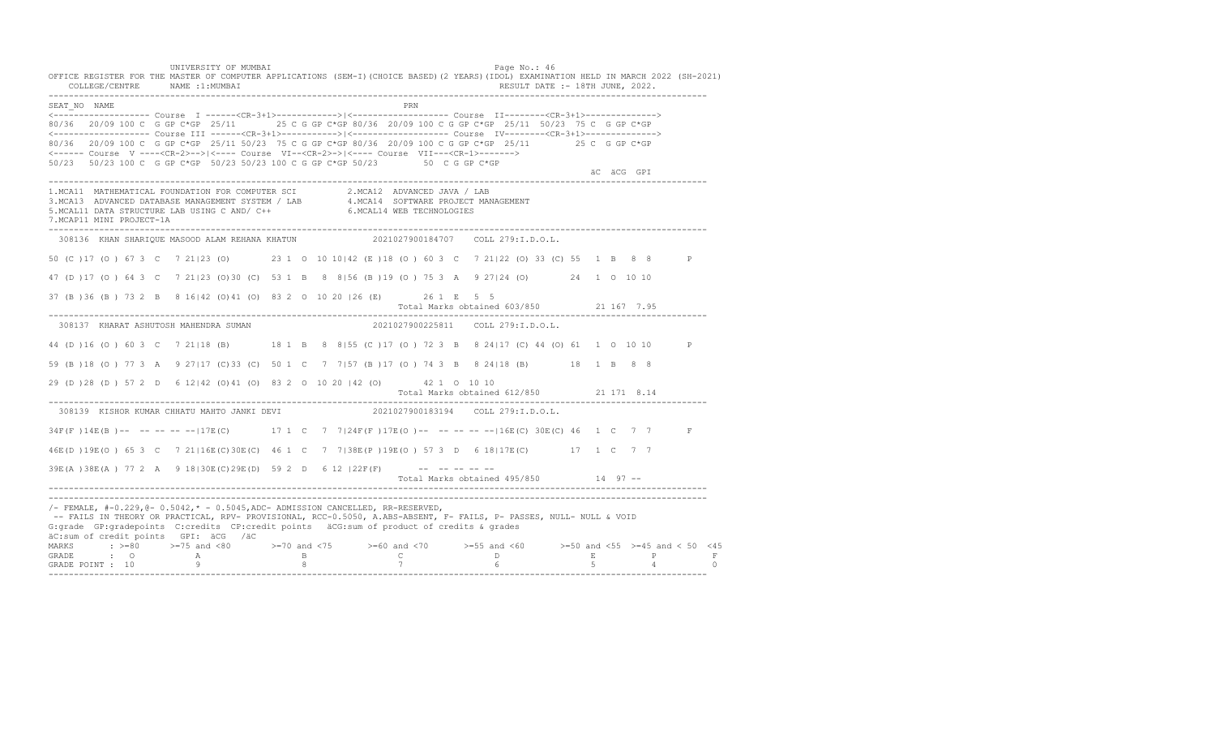UNIVERSITY OF MUMBAI

OFFICE REGISTER FOR THE MASTER OF COMPUTER APPLICATIONS (SEM-I)(CHOICE BASED)(2 YEARS)(IDOL) EXAMINATION HELD IN MARCH 2022 (SH-2021)

COLLEGE/CENTRE NAME :1:MUMBAI RESULT DATE :- 18TH JUNE, 2022.

```
SEAT_NO  NAME                                                           PRN
<------------------- Course  I ------<CR-3+1>------------>|<------------------- Course  II--------<CR-3+1>------------->
80/36  20/09 100 C  G GP C*GP  25/11      25 C G GP C*GP 80/36  20/09 100 C G GP C*GP  25/11  50/23  75 C  G GP C*GP
<------------------- Course III ------<CR-3+1>------------>|<------------------- Course  IV--------<CR-3+1>------------->
80/36  20/09 100 C  G GP C*GP  25/11 50/23  75 C G GP C*GP 80/36  20/09 100 C G GP C*GP  25/11        25 C  G GP C*GP
<------ Course  V ----<CR-2>-->|<---- Course  VI--<CR-2>->|<---- Course  VII---<CR-1>------->
50/23  50/23 100 C  G GP C*GP  50/23 50/23 100 C G GP C*GP 50/23        50  C G GP C*GP
                                                                                                      äC  äCG  GPI
```

1.MCA11 MATHEMATICAL FOUNDATION FOR COMPUTER SCI
2.MCA12 ADVANCED JAVA / LAB
3.MCA13 ADVANCED DATABASE MANAGEMENT SYSTEM / LAB
4.MCA14 SOFTWARE PROJECT MANAGEMENT
5.MCAL11 DATA STRUCTURE LAB USING C AND/ C++
6.MCAL14 WEB TECHNOLOGIES
7.MCAP11 MINI PROJECT-1A

```
308136  KHAN SHARIQUE MASOOD ALAM REHANA KHATUN              2021027900184707    COLL 279:I.D.O.L.

50 (C )17 (O ) 67 3  C   7 21|23 (O)       23 1  O  10 10|42 (E )18 (O ) 60 3  C   7 21|22 (O) 33 (C) 55  1  B   8  8       P

47 (D )17 (O ) 64 3  C   7 21|23 (O)30 (C)  53 1  B   8  8|56 (B )19 (O ) 75 3  A   9 27|24 (O)       24  1  O  10 10

37 (B )36 (B ) 73 2  B   8 16|42 (O)41 (O)  83 2  O  10 20 |26 (E)       26 1  E   5  5
                                                                  Total Marks obtained 603/850          21 167  7.95

308137  KHARAT ASHUTOSH MAHENDRA SUMAN                      2021027900225811    COLL 279:I.D.O.L.

44 (D )16 (O ) 60 3  C   7 21|18 (B)       18 1  B   8  8|55 (C )17 (O ) 72 3  B   8 24|17 (C) 44 (O) 61  1  O  10 10       P

59 (B )18 (O ) 77 3  A   9 27|17 (C)33 (C)  50 1  C   7  7|57 (B )17 (O ) 74 3  B   8 24|18 (B)       18  1  B   8  8

29 (D )28 (D ) 57 2  D   6 12|42 (O)41 (O)  83 2  O  10 20 |42 (O)       42 1  O  10 10
                                                                  Total Marks obtained 612/850          21 171  8.14

308139  KISHOR KUMAR CHHATU MAHTO JANKI DEVI                2021027900183194    COLL 279:I.D.O.L.

34F(F )14E(B )--  -- -- -- --|17E(C)       17 1  C   7  7|24F(F )17E(O )--  -- -- -- --|16E(C) 30E(C) 46  1  C   7  7      F

46E(D )19E(O ) 65 3  C   7 21|16E(C)30E(C)  46 1  C   7  7|38E(P )19E(O ) 57 3  D   6 18|17E(C)       17  1  C   7  7

39E(A )38E(A ) 77 2  A   9 18|30E(C)29E(D)  59 2  D   6 12 |22F(F)       --  -- -- -- --
                                                                  Total Marks obtained 495/850          14  97  --
```

/- FEMALE, #-0.229,@- 0.5042,* - 0.5045,ADC- ADMISSION CANCELLED, RR-RESERVED,
-- FAILS IN THEORY OR PRACTICAL, RPV- PROVISIONAL, RCC-0.5050, A.ABS-ABSENT, F- FAILS, P- PASSES, NULL- NULL & VOID
G:grade GP:gradepoints C:credits CP:credit points äCG:sum of product of credits & grades
äC:sum of credit points GPI: äCG /äC

| MARKS | >=80 | >=75 and <80 | >=70 and <75 | >=60 and <70 | >=55 and <60 | >=50 and <55 | >=45 and < 50 | <45 |
|---|---|---|---|---|---|---|---|---|
| GRADE | O | A | B | C | D | E | P | F |
| GRADE POINT | 10 | 9 | 8 | 7 | 6 | 5 | 4 | 0 |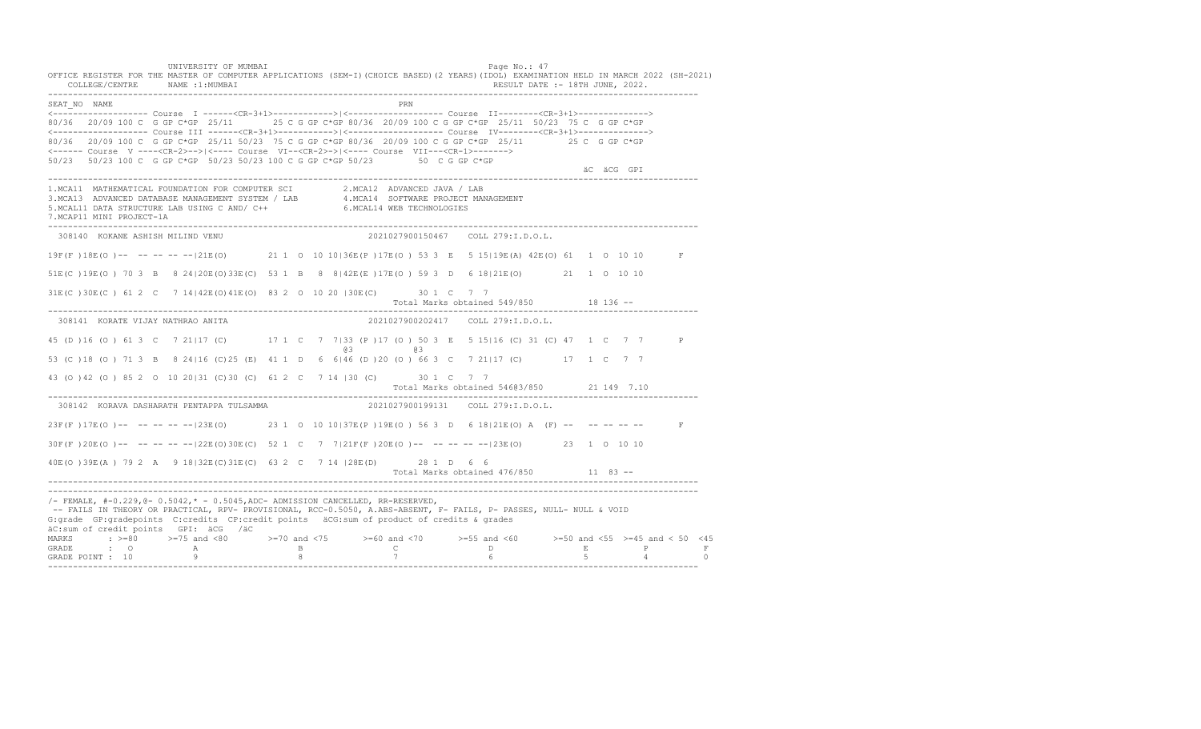UNIVERSITY OF MUMBAI

OFFICE REGISTER FOR THE MASTER OF COMPUTER APPLICATIONS (SEM-I)(CHOICE BASED)(2 YEARS)(IDOL) EXAMINATION HELD IN MARCH 2022 (SH-2021)

COLLEGE/CENTRE NAME :1:MUMBAI RESULT DATE :- 18TH JUNE, 2022.

```
SEAT_NO  NAME                                                   PRN
<------------------- Course  I ------<CR-3+1>------------>|<------------------- Course  II--------<CR-3+1>------------->
80/36  20/09 100 C  G GP C*GP  25/11       25 C G GP C*GP 80/36  20/09 100 C G GP C*GP  25/11  50/23  75 C  G GP C*GP
<------------------- Course III ------<CR-3+1>------------>|<------------------- Course  IV--------<CR-3+1>------------->
80/36  20/09 100 C  G GP C*GP  25/11 50/23  75 C G GP C*GP 80/36  20/09 100 C G GP C*GP  25/11        25 C  G GP C*GP
<------ Course  V ----<CR-2>-->|<---- Course  VI--<CR-2>-->|<---- Course  VII---<CR-1>------->
50/23  50/23 100 C  G GP C*GP  50/23 50/23 100 C G GP C*GP 50/23        50  C G GP C*GP
                                                                                                    äC  äCG  GPI

1.MCA11  MATHEMATICAL FOUNDATION FOR COMPUTER SCI          2.MCA12  ADVANCED JAVA / LAB
3.MCA13  ADVANCED DATABASE MANAGEMENT SYSTEM / LAB         4.MCA14  SOFTWARE PROJECT MANAGEMENT
5.MCAL11 DATA STRUCTURE LAB USING C AND/ C++               6.MCAL14 WEB TECHNOLOGIES
7.MCAP11 MINI PROJECT-1A

 308140  KOKANE ASHISH MILIND VENU                            2021027900150467    COLL 279:I.D.O.L.

19F(F )18E(O )--  -- -- -- --|21E(O)       21 1  O  10 10|36E(P )17E(O ) 53 3  E   5 15|19E(A) 42E(O) 61  1  O  10 10       F

51E(C )19E(O ) 70 3  B   8 24|20E(O)33E(C)  53 1  B   8  8|42E(E )17E(O ) 59 3  D   6 18|21E(O)       21  1  O  10 10

31E(C )30E(C ) 61 2  C   7 14|42E(O)41E(O)  83 2  O  10 20 |30E(C)       30 1  C   7  7
                                                                           Total Marks obtained 549/850          18 136 --

 308141  KORATE VIJAY NATHRAO ANITA                           2021027900202417    COLL 279:I.D.O.L.

45 (D )16 (O ) 61 3  C   7 21|17 (C)       17 1  C   7  7|33 (P )17 (O ) 50 3  E   5 15|16 (C) 31 (C) 47  1  C   7  7       P
                                                      @3           @3
53 (C )18 (O ) 71 3  B   8 24|16 (C)25 (E)  41 1  D   6  6|46 (D )20 (O ) 66 3  C   7 21|17 (C)       17  1  C   7  7

43 (O )42 (O ) 85 2  O  10 20|31 (C)30 (C)  61 2  C   7 14 |30 (C)       30 1  C   7  7
                                                                           Total Marks obtained 546@3/850        21 149  7.10

 308142  KORAVA DASHARATH PENTAPPA TULSAMMA                   2021027900199131    COLL 279:I.D.O.L.

23F(F )17E(O )--  -- -- -- --|23E(O)       23 1  O  10 10|37E(P )19E(O ) 56 3  D   6 18|21E(O) A  (F) --   -- -- -- --       F

30F(F )20E(O )--  -- -- -- --|22E(O)30E(C)  52 1  C   7  7|21F(F )20E(O )--  -- -- -- --|23E(O)       23  1  O  10 10

40E(O )39E(A ) 79 2  A   9 18|32E(C)31E(C)  63 2  C   7 14 |28E(D)       28 1  D   6  6
                                                                           Total Marks obtained 476/850          11  83 --
```

/- FEMALE, #-0.229,@- 0.5042,* - 0.5045,ADC- ADMISSION CANCELLED, RR-RESERVED,
-- FAILS IN THEORY OR PRACTICAL, RPV- PROVISIONAL, RCC-0.5050, A.ABS-ABSENT, F- FAILS, P- PASSES, NULL- NULL & VOID
G:grade GP:gradepoints C:credits CP:credit points äCG:sum of product of credits & grades
äC:sum of credit points GPI: äCG /äC

| MARKS | : >=80 | >=75 and <80 | >=70 and <75 | >=60 and <70 | >=55 and <60 | >=50 and <55 | >=45 and < 50 | <45 |
|---|---|---|---|---|---|---|---|---|
| GRADE | : O | A | B | C | D | E | P | F |
| GRADE POINT | : 10 | 9 | 8 | 7 | 6 | 5 | 4 | 0 |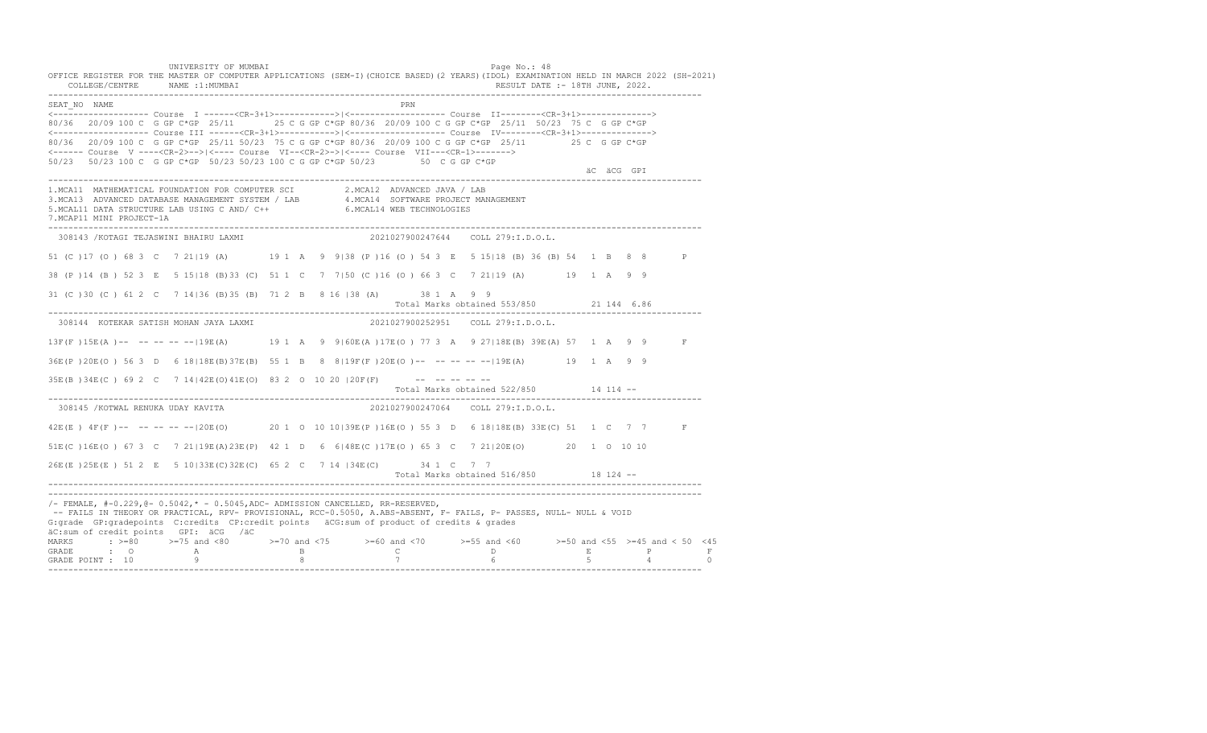UNIVERSITY OF MUMBAI

OFFICE REGISTER FOR THE MASTER OF COMPUTER APPLICATIONS (SEM-I)(CHOICE BASED)(2 YEARS)(IDOL) EXAMINATION HELD IN MARCH 2022 (SH-2021)

COLLEGE/CENTRE NAME :1:MUMBAI RESULT DATE :- 18TH JUNE, 2022.

```
SEAT_NO NAME                                                        PRN
<------------------- Course  I ------<CR-3+1>------------>|<------------------- Course  II--------<CR-3+1>------------->
80/36  20/09 100 C  G GP C*GP  25/11       25 C G GP C*GP 80/36  20/09 100 C G GP C*GP  25/11  50/23  75 C  G GP C*GP
<------------------- Course III ------<CR-3+1>------------>|<------------------- Course  IV--------<CR-3+1>------------->
80/36  20/09 100 C  G GP C*GP  25/11 50/23  75 C G GP C*GP 80/36  20/09 100 C G GP C*GP  25/11         25 C  G GP C*GP
<------ Course  V ----<CR-2>-->|<---- Course  VI--<CR-2>->|<---- Course  VII---<CR-1>------->
50/23  50/23 100 C  G GP C*GP  50/23 50/23 100 C G GP C*GP 50/23         50  C G GP C*GP
                                                                                                        äC  äCG  GPI
```

1.MCA11 MATHEMATICAL FOUNDATION FOR COMPUTER SCI 2.MCA12 ADVANCED JAVA / LAB
3.MCA13 ADVANCED DATABASE MANAGEMENT SYSTEM / LAB 4.MCA14 SOFTWARE PROJECT MANAGEMENT
5.MCAL11 DATA STRUCTURE LAB USING C AND/ C++ 6.MCAL14 WEB TECHNOLOGIES
7.MCAP11 MINI PROJECT-1A

```
 308143 /KOTAGI TEJASWINI BHAIRU LAXMI                      2021027900247644    COLL 279:I.D.O.L.

51 (C )17 (O ) 68 3  C   7 21|19 (A)       19 1  A   9  9|38 (P )16 (O ) 54 3  E   5 15|18 (B) 36 (B) 54   1  B   8  8       P

38 (P )14 (B ) 52 3  E   5 15|18 (B)33 (C)  51 1  C   7  7|50 (C )16 (O ) 66 3  C   7 21|19 (A)       19   1  A   9  9

31 (C )30 (C ) 61 2  C   7 14|36 (B)35 (B)  71 2  B   8 16 |38 (A)       38 1  A   9  9
                                                                      Total Marks obtained 553/850          21 144  6.86
```

```
 308144  KOTEKAR SATISH MOHAN JAYA LAXMI                    2021027900252951    COLL 279:I.D.O.L.

13F(F )15E(A )--  -- -- -- --|19E(A)       19 1  A   9  9|60E(A )17E(O ) 77 3  A   9 27|18E(B) 39E(A) 57   1  A   9  9       F

36E(P )20E(O ) 56 3  D   6 18|18E(B)37E(B)  55 1  B   8  8|19F(F )20E(O )--  -- -- -- --|19E(A)       19   1  A   9  9

35E(B )34E(C ) 69 2  C   7 14|42E(O)41E(O)  83 2  O  10 20 |20F(F)       --  -- -- -- --
                                                                      Total Marks obtained 522/850          14 114  --
```

```
 308145 /KOTWAL RENUKA UDAY KAVITA                          2021027900247064    COLL 279:I.D.O.L.

42E(E ) 4F(F )--  -- -- -- --|20E(O)       20 1  O  10 10|39E(P )16E(O ) 55 3  D   6 18|18E(B) 33E(C) 51   1  C   7  7       F

51E(C )16E(O ) 67 3  C   7 21|19E(A)23E(P)  42 1  D   6  6|48E(C )17E(O ) 65 3  C   7 21|20E(O)       20   1  O  10 10

26E(E )25E(E ) 51 2  E   5 10|33E(C)32E(C)  65 2  C   7 14 |34E(C)       34 1  C   7  7
                                                                      Total Marks obtained 516/850          18 124  --
```

/- FEMALE, #-0.229,@- 0.5042,* - 0.5045,ADC- ADMISSION CANCELLED, RR-RESERVED,
-- FAILS IN THEORY OR PRACTICAL, RPV- PROVISIONAL, RCC-0.5050, A.ABS-ABSENT, F- FAILS, P- PASSES, NULL- NULL & VOID
G:grade GP:gradepoints C:credits CP:credit points äCG:sum of product of credits & grades
äC:sum of credit points GPI: äCG /äC

| MARKS | >=80 | >=75 and <80 | >=70 and <75 | >=60 and <70 | >=55 and <60 | >=50 and <55 | >=45 and < 50 | <45 |
|---|---|---|---|---|---|---|---|---|
| GRADE | O | A | B | C | D | E | P | F |
| GRADE POINT | 10 | 9 | 8 | 7 | 6 | 5 | 4 | 0 |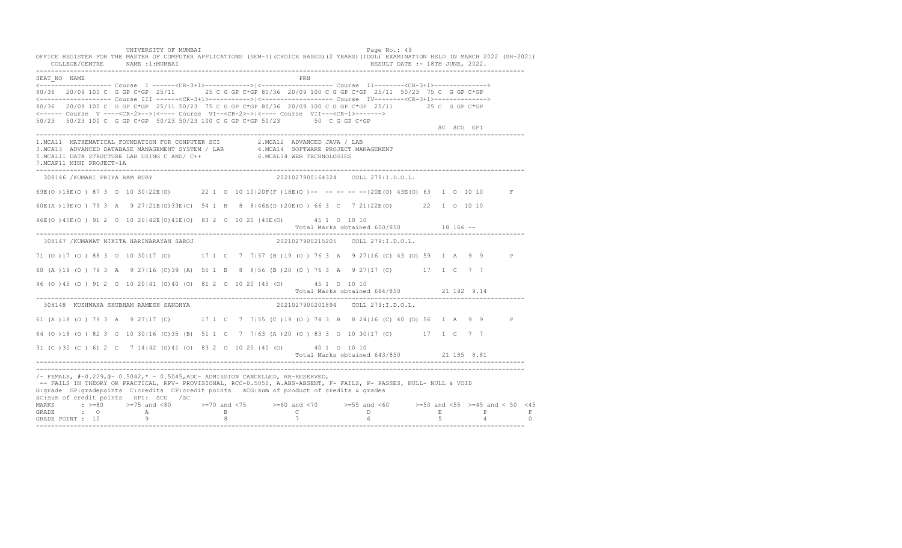UNIVERSITY OF MUMBAI

OFFICE REGISTER FOR THE MASTER OF COMPUTER APPLICATIONS (SEM-I)(CHOICE BASED)(2 YEARS)(IDOL) EXAMINATION HELD IN MARCH 2022 (SH-2021)

COLLEGE/CENTRE NAME :1:MUMBAI RESULT DATE :- 18TH JUNE, 2022.

```
SEAT_NO  NAME                                                   PRN
<-------------------- Course  I ------<CR-3+1>------------>|<-------------------- Course  II--------<CR-3+1>------------->
80/36  20/09 100 C  G GP C*GP  25/11     25 C G GP C*GP 80/36  20/09 100 C G GP C*GP  25/11  50/23  75 C  G GP C*GP
<-------------------- Course III ------<CR-3+1>------------>|<-------------------- Course  IV--------<CR-3+1>------------->
80/36  20/09 100 C  G GP C*GP  25/11 50/23  75 C G GP C*GP 80/36  20/09 100 C G GP C*GP  25/11        25 C  G GP C*GP
<------ Course  V ----<CR-2>-->|<---- Course  VI--<CR-2>->|<---- Course  VII---<CR-1>------->
50/23  50/23 100 C  G GP C*GP  50/23 50/23 100 C G GP C*GP 50/23         50  C G GP C*GP
                                                                                                    äC  äCG  GPI
-------------------------------------------------------------------------------------------------------------------------
1.MCA11  MATHEMATICAL FOUNDATION FOR COMPUTER SCI        2.MCA12  ADVANCED JAVA / LAB
3.MCA13  ADVANCED DATABASE MANAGEMENT SYSTEM / LAB       4.MCA14  SOFTWARE PROJECT MANAGEMENT
5.MCAL11 DATA STRUCTURE LAB USING C AND/ C++             6.MCAL14 WEB TECHNOLOGIES
7.MCAP11 MINI PROJECT-1A
-------------------------------------------------------------------------------------------------------------------------
 308146 /KUMARI PRIYA RAM RUBY                              2021027900164324    COLL 279:I.D.O.L.

69E(O )18E(O ) 87 3  O  10 30|22E(O)       22 1  O  10 10|20F(F )18E(O )--  -- -- -- --|20E(O) 43E(O) 63  1  O  10 10      F

60E(A )19E(O ) 79 3  A   9 27|21E(O)33E(C)  54 1  B   8  8|46E(D )20E(O ) 66 3  C   7 21|22E(O)       22  1  O  10 10

46E(O )45E(O ) 91 2  O  10 20|42E(O)41E(O)  83 2  O  10 20 |45E(O)       45 1  O  10 10
                                                                  Total Marks obtained 650/850          18 166 --
-------------------------------------------------------------------------------------------------------------------------
 308147 /KUMAWAT NIKITA HARINARAYAN SAROJ                   2021027900215205    COLL 279:I.D.O.L.

71 (O )17 (O ) 88 3  O  10 30|17 (C)       17 1  C   7  7|57 (B )19 (O ) 76 3  A   9 27|16 (C) 43 (O) 59  1  A   9  9      P

60 (A )19 (O ) 79 3  A   9 27|16 (C)39 (A)  55 1  B   8  8|56 (B )20 (O ) 76 3  A   9 27|17 (C)       17  1  C   7  7

46 (O )45 (O ) 91 2  O  10 20|41 (O)40 (O)  81 2  O  10 20 |45 (O)       45 1  O  10 10
                                                                  Total Marks obtained 684/850          21 192  9.14
-------------------------------------------------------------------------------------------------------------------------
 308148  KUSHWAHA SHUBHAM RAMESH SANDHYA                    2021027900201894    COLL 279:I.D.O.L.

61 (A )18 (O ) 79 3  A   9 27|17 (C)       17 1  C   7  7|55 (C )19 (O ) 74 3  B   8 24|16 (C) 40 (O) 56  1  A   9  9      P

64 (O )18 (O ) 82 3  O  10 30|16 (C)35 (B)  51 1  C   7  7|63 (A )20 (O ) 83 3  O  10 30|17 (C)       17  1  C   7  7

31 (C )30 (C ) 61 2  C   7 14|42 (O)41 (O)  83 2  O  10 20 |40 (O)       40 1  O  10 10
                                                                  Total Marks obtained 643/850          21 185  8.81
-------------------------------------------------------------------------------------------------------------------------
```

/- FEMALE, #-0.229,@- 0.5042,* - 0.5045,ADC- ADMISSION CANCELLED, RR-RESERVED,
-- FAILS IN THEORY OR PRACTICAL, RPV- PROVISIONAL, RCC-0.5050, A.ABS-ABSENT, F- FAILS, P- PASSES, NULL- NULL & VOID
G:grade GP:gradepoints C:credits CP:credit points äCG:sum of product of credits & grades
äC:sum of credit points GPI: äCG /äC

| MARKS | : >=80 | >=75 and <80 | >=70 and <75 | >=60 and <70 | >=55 and <60 | >=50 and <55 | >=45 and < 50 | <45 |
|---|---|---|---|---|---|---|---|---|
| GRADE | : O | A | B | C | D | E | P | F |
| GRADE POINT | : 10 | 9 | 8 | 7 | 6 | 5 | 4 | 0 |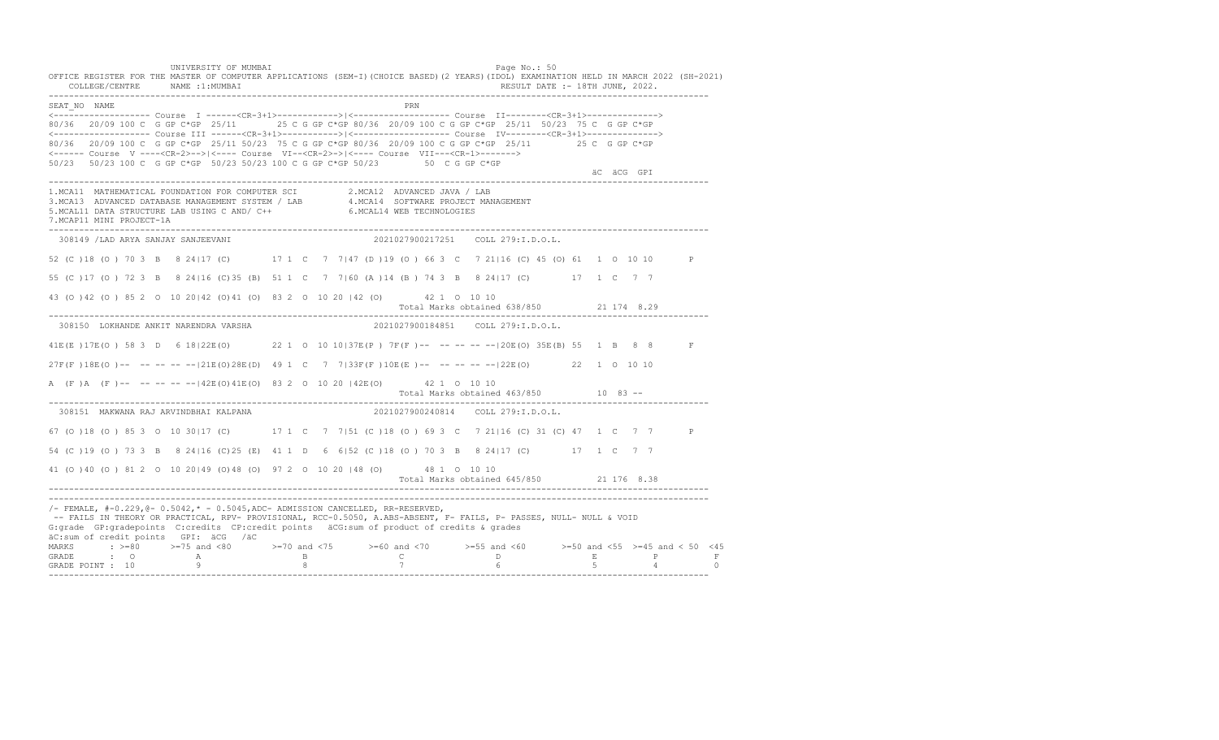UNIVERSITY OF MUMBAI

OFFICE REGISTER FOR THE MASTER OF COMPUTER APPLICATIONS (SEM-I)(CHOICE BASED)(2 YEARS)(IDOL) EXAMINATION HELD IN MARCH 2022 (SH-2021)

COLLEGE/CENTRE NAME :1:MUMBAI — RESULT DATE :- 18TH JUNE, 2022.

```
SEAT_NO  NAME                                                          PRN
<------------------- Course  I ------<CR-3+1>------------>|<------------------- Course  II--------<CR-3+1>------------->
80/36  20/09 100 C  G GP C*GP  25/11      25 C G GP C*GP 80/36  20/09 100 C G GP C*GP  25/11  50/23  75 C  G GP C*GP
<------------------- Course III ------<CR-3+1>------------>|<------------------- Course  IV--------<CR-3+1>------------->
80/36  20/09 100 C  G GP C*GP  25/11 50/23  75 C G GP C*GP 80/36  20/09 100 C G GP C*GP  25/11        25 C  G GP C*GP
<------ Course  V ----<CR-2>-->|<---- Course  VI--<CR-2>->|<---- Course  VII---<CR-1>------->
50/23  50/23 100 C  G GP C*GP  50/23 50/23 100 C G GP C*GP 50/23         50  C G GP C*GP
                                                                                                    äC  äCG  GPI
```

1.MCA11 MATHEMATICAL FOUNDATION FOR COMPUTER SCI  
2.MCA12 ADVANCED JAVA / LAB  
3.MCA13 ADVANCED DATABASE MANAGEMENT SYSTEM / LAB  
4.MCA14 SOFTWARE PROJECT MANAGEMENT  
5.MCAL11 DATA STRUCTURE LAB USING C AND/ C++  
6.MCAL14 WEB TECHNOLOGIES  
7.MCAP11 MINI PROJECT-1A

```
 308149 /LAD ARYA SANJAY SANJEEVANI                          2021027900217251    COLL 279:I.D.O.L.

52 (C )18 (O ) 70 3  B   8 24|17 (C)       17 1  C   7  7|47 (D )19 (O ) 66 3  C   7 21|16 (C) 45 (O) 61   1  O  10 10       P

55 (C )17 (O ) 72 3  B   8 24|16 (C)35 (B)  51 1  C   7  7|60 (A )14 (B ) 74 3  B   8 24|17 (C)        17  1  C   7  7

43 (O )42 (O ) 85 2  O  10 20|42 (O)41 (O)  83 2  O  10 20 |42 (O)        42 1  O  10 10
                                                                     Total Marks obtained 638/850          21 174  8.29
```

```
 308150  LOKHANDE ANKIT NARENDRA VARSHA                      2021027900184851    COLL 279:I.D.O.L.

41E(E )17E(O ) 58 3  D   6 18|22E(O)       22 1  O  10 10|37E(P ) 7F(F )--  -- -- -- --|20E(O) 35E(B) 55   1  B   8  8       F

27F(F )18E(O )--  -- -- -- --|21E(O)28E(D)  49 1  C   7  7|33F(F )10E(E )--  -- -- -- --|22E(O)        22  1  O  10 10

A  (F )A  (F )--  -- -- -- --|42E(O)41E(O)  83 2  O  10 20 |42E(O)        42 1  O  10 10
                                                                     Total Marks obtained 463/850          10  83 --
```

```
 308151  MAKWANA RAJ ARVINDBHAI KALPANA                      2021027900240814    COLL 279:I.D.O.L.

67 (O )18 (O ) 85 3  O  10 30|17 (C)       17 1  C   7  7|51 (C )18 (O ) 69 3  C   7 21|16 (C) 31 (C) 47   1  C   7  7       P

54 (C )19 (O ) 73 3  B   8 24|16 (C)25 (E)  41 1  D   6  6|52 (C )18 (O ) 70 3  B   8 24|17 (C)        17  1  C   7  7

41 (O )40 (O ) 81 2  O  10 20|49 (O)48 (O)  97 2  O  10 20 |48 (O)        48 1  O  10 10
                                                                     Total Marks obtained 645/850          21 176  8.38
```

/- FEMALE, #-0.229,@- 0.5042,* - 0.5045,ADC- ADMISSION CANCELLED, RR-RESERVED,  
-- FAILS IN THEORY OR PRACTICAL, RPV- PROVISIONAL, RCC-0.5050, A.ABS-ABSENT, F- FAILS, P- PASSES, NULL- NULL & VOID  
G:grade GP:gradepoints C:credits CP:credit points äCG:sum of product of credits & grades  
äC:sum of credit points GPI: äCG /äC

| MARKS | >=80 | >=75 and <80 | >=70 and <75 | >=60 and <70 | >=55 and <60 | >=50 and <55 | >=45 and < 50 | <45 |
|---|---|---|---|---|---|---|---|---|
| GRADE | O | A | B | C | D | E | P | F |
| GRADE POINT | 10 | 9 | 8 | 7 | 6 | 5 | 4 | 0 |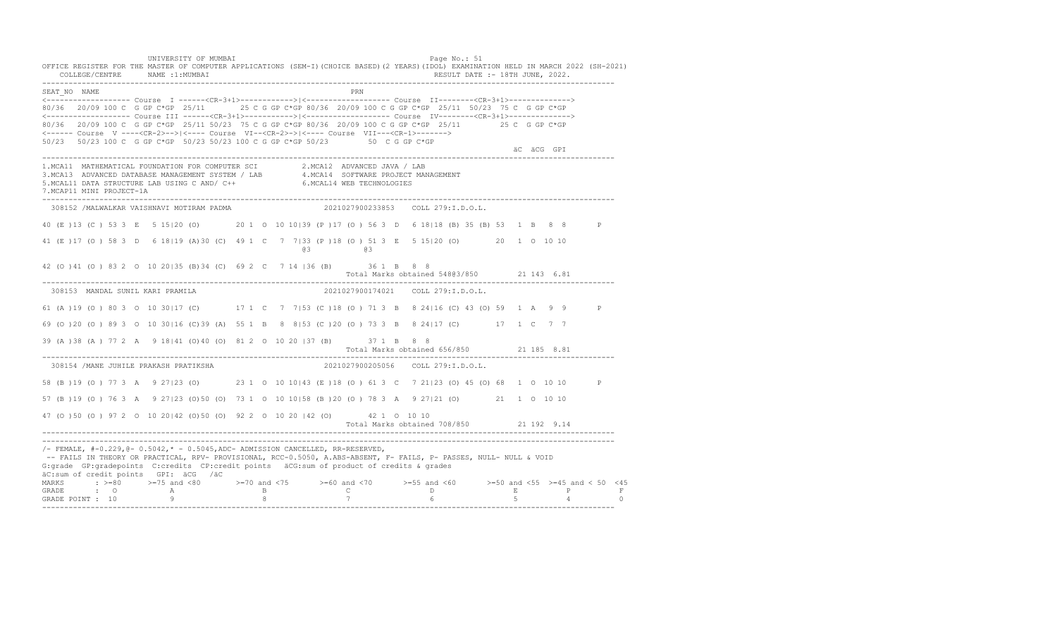UNIVERSITY OF MUMBAI

OFFICE REGISTER FOR THE MASTER OF COMPUTER APPLICATIONS (SEM-I)(CHOICE BASED)(2 YEARS)(IDOL) EXAMINATION HELD IN MARCH 2022 (SH-2021)

COLLEGE/CENTRE NAME :1:MUMBAI RESULT DATE :- 18TH JUNE, 2022.

```
SEAT_NO  NAME                                                              PRN
<------------------- Course  I ------<CR-3+1>------------>|<------------------- Course  II--------<CR-3+1>------------->
80/36  20/09 100 C  G GP C*GP  25/11      25 C G GP C*GP 80/36  20/09 100 C G GP C*GP  25/11  50/23  75 C  G GP C*GP
<------------------- Course III ------<CR-3+1>----------->|<------------------- Course  IV--------<CR-3+1>------------->
80/36  20/09 100 C  G GP C*GP  25/11 50/23  75 C G GP C*GP 80/36  20/09 100 C G GP C*GP  25/11         25 C  G GP C*GP
<------ Course  V ----<CR-2>-->|<---- Course  VI--<CR-2>->|<---- Course  VII---<CR-1>------->
50/23  50/23 100 C  G GP C*GP  50/23 50/23 100 C G GP C*GP 50/23         50  C G GP C*GP
                                                                                                           äC  äCG  GPI
```

1.MCA11 MATHEMATICAL FOUNDATION FOR COMPUTER SCI
2.MCA12 ADVANCED JAVA / LAB
3.MCA13 ADVANCED DATABASE MANAGEMENT SYSTEM / LAB
4.MCA14 SOFTWARE PROJECT MANAGEMENT
5.MCAL11 DATA STRUCTURE LAB USING C AND/ C++
6.MCAL14 WEB TECHNOLOGIES
7.MCAP11 MINI PROJECT-1A

```
 308152 /MALWALKAR VAISHNAVI MOTIRAM PADMA                    2021027900233853    COLL 279:I.D.O.L.

40 (E )13 (C ) 53 3  E   5 15|20 (O)       20 1  O  10 10|39 (P )17 (O ) 56 3  D   6 18|18 (B) 35 (B) 53  1  B   8  8      P

41 (E )17 (O ) 58 3  D   6 18|19 (A)30 (C)  49 1  C   7  7|33 (P )18 (O ) 51 3  E   5 15|20 (O)       20  1  O  10 10
                                                @3            @3

42 (O )41 (O ) 83 2  O  10 20|35 (B)34 (C)  69 2  C   7 14 |36 (B)       36 1  B   8  8
                                                                   Total Marks obtained 548@3/850        21 143  6.81

 308153  MANDAL SUNIL KARI PRAMILA                            2021027900174021    COLL 279:I.D.O.L.

61 (A )19 (O ) 80 3  O  10 30|17 (C)       17 1  C   7  7|53 (C )18 (O ) 71 3  B   8 24|16 (C) 43 (O) 59  1  A   9  9      P

69 (O )20 (O ) 89 3  O  10 30|16 (C)39 (A)  55 1  B   8  8|53 (C )20 (O ) 73 3  B   8 24|17 (C)       17  1  C   7  7

39 (A )38 (A ) 77 2  A   9 18|41 (O)40 (O)  81 2  O  10 20 |37 (B)       37 1  B   8  8
                                                                   Total Marks obtained 656/850          21 185  8.81

 308154 /MANE JUHILE PRAKASH PRATIKSHA                        2021027900205056    COLL 279:I.D.O.L.

58 (B )19 (O ) 77 3  A   9 27|23 (O)       23 1  O  10 10|43 (E )18 (O ) 61 3  C   7 21|23 (O) 45 (O) 68  1  O  10 10      P

57 (B )19 (O ) 76 3  A   9 27|23 (O)50 (O)  73 1  O  10 10|58 (B )20 (O ) 78 3  A   9 27|21 (O)       21  1  O  10 10

47 (O )50 (O ) 97 2  O  10 20|42 (O)50 (O)  92 2  O  10 20 |42 (O)       42 1  O  10 10
                                                                   Total Marks obtained 708/850          21 192  9.14
```

/- FEMALE, #-0.229,@- 0.5042,* - 0.5045,ADC- ADMISSION CANCELLED, RR-RESERVED,
-- FAILS IN THEORY OR PRACTICAL, RPV- PROVISIONAL, RCC-0.5050, A.ABS-ABSENT, F- FAILS, P- PASSES, NULL- NULL & VOID
G:grade GP:gradepoints C:credits CP:credit points äCG:sum of product of credits & grades
äC:sum of credit points GPI: äCG /äC

| MARKS | : >=80 | >=75 and <80 | >=70 and <75 | >=60 and <70 | >=55 and <60 | >=50 and <55 | >=45 and < 50 | <45 |
|---|---|---|---|---|---|---|---|---|
| GRADE | : O | A | B | C | D | E | P | F |
| GRADE POINT | : 10 | 9 | 8 | 7 | 6 | 5 | 4 | 0 |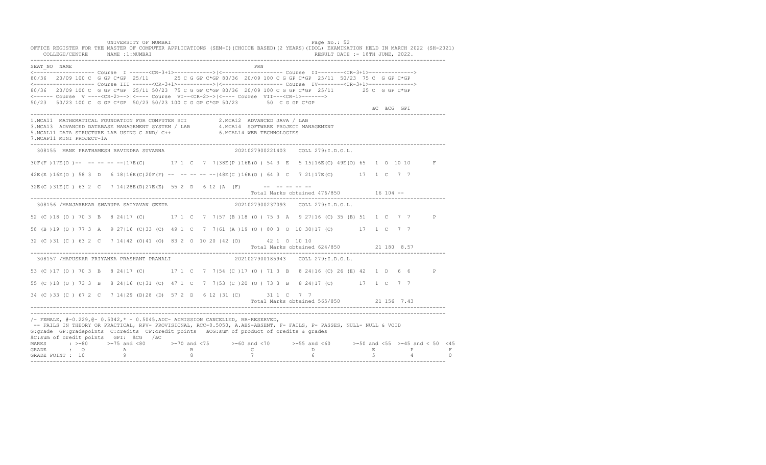UNIVERSITY OF MUMBAI

OFFICE REGISTER FOR THE MASTER OF COMPUTER APPLICATIONS (SEM-I)(CHOICE BASED)(2 YEARS)(IDOL) EXAMINATION HELD IN MARCH 2022 (SH-2021)

COLLEGE/CENTRE NAME :1:MUMBAI RESULT DATE :- 18TH JUNE, 2022.

```
SEAT_NO  NAME                                                        PRN
<------------------- Course  I ------<CR-3+1>------------>|<------------------- Course  II--------<CR-3+1>------------->
80/36  20/09 100 C  G GP C*GP  25/11       25 C G GP C*GP 80/36  20/09 100 C G GP C*GP  25/11  50/23  75 C  G GP C*GP
<------------------- Course III ------<CR-3+1>------------>|<------------------- Course  IV--------<CR-3+1>------------->
80/36  20/09 100 C  G GP C*GP  25/11 50/23  75 C G GP C*GP 80/36  20/09 100 C G GP C*GP  25/11        25 C  G GP C*GP
<------ Course  V ----<CR-2>-->|<---- Course  VI--<CR-2>->|<---- Course  VII---<CR-1>------->
50/23  50/23 100 C  G GP C*GP  50/23 50/23 100 C G GP C*GP 50/23        50  C G GP C*GP
                                                                                                       äC  äCG  GPI
```

1.MCA11 MATHEMATICAL FOUNDATION FOR COMPUTER SCI
2.MCA12 ADVANCED JAVA / LAB
3.MCA13 ADVANCED DATABASE MANAGEMENT SYSTEM / LAB
4.MCA14 SOFTWARE PROJECT MANAGEMENT
5.MCAL11 DATA STRUCTURE LAB USING C AND/ C++
6.MCAL14 WEB TECHNOLOGIES
7.MCAP11 MINI PROJECT-1A

```
 308155  MANE PRATHAMESH RAVINDRA SUVARNA                    2021027900221403    COLL 279:I.D.O.L.

30F(F )17E(O )--  -- -- -- --|17E(C)       17 1  C   7  7|38E(P )16E(O ) 54 3  E   5 15|16E(C) 49E(O) 65  1  O  10 10       F

42E(E )16E(O ) 58 3  D   6 18|16E(C)20F(F) --  -- -- -- --|48E(C )16E(O ) 64 3  C   7 21|17E(C)       17  1  C   7  7

32E(C )31E(C ) 63 2  C   7 14|28E(D)27E(E)  55 2  D   6 12 |A  (F)       --  -- -- -- --
                                                                   Total Marks obtained 476/850          16 104 --

 308156 /MANJAREKAR SWARUPA SATYAVAN GEETA                   2021027900237093    COLL 279:I.D.O.L.

52 (C )18 (O ) 70 3  B   8 24|17 (C)       17 1  C   7  7|57 (B )18 (O ) 75 3  A   9 27|16 (C) 35 (B) 51  1  C   7  7       P

58 (B )19 (O ) 77 3  A   9 27|16 (C)33 (C)  49 1  C   7  7|61 (A )19 (O ) 80 3  O  10 30|17 (C)       17  1  C   7  7

32 (C )31 (C ) 63 2  C   7 14|42 (O)41 (O)  83 2  O  10 20 |42 (O)        42 1  O  10 10
                                                                   Total Marks obtained 624/850          21 180  8.57

 308157 /MAPUSKAR PRIYANKA PRASHANT PRANALI                  2021027900185943    COLL 279:I.D.O.L.

53 (C )17 (O ) 70 3  B   8 24|17 (C)       17 1  C   7  7|54 (C )17 (O ) 71 3  B   8 24|16 (C) 26 (E) 42  1  D   6  6       P

55 (C )18 (O ) 73 3  B   8 24|16 (C)31 (C)  47 1  C   7  7|53 (C )20 (O ) 73 3  B   8 24|17 (C)       17  1  C   7  7

34 (C )33 (C ) 67 2  C   7 14|29 (D)28 (D)  57 2  D   6 12 |31 (C)        31 1  C   7  7
                                                                   Total Marks obtained 565/850          21 156  7.43
```

/- FEMALE, #-0.229,@- 0.5042,* - 0.5045,ADC- ADMISSION CANCELLED, RR-RESERVED,
-- FAILS IN THEORY OR PRACTICAL, RPV- PROVISIONAL, RCC-0.5050, A.ABS-ABSENT, F- FAILS, P- PASSES, NULL- NULL & VOID
G:grade GP:gradepoints C:credits CP:credit points äCG:sum of product of credits & grades
äC:sum of credit points GPI: äCG /äC

| MARKS | >=80 | >=75 and <80 | >=70 and <75 | >=60 and <70 | >=55 and <60 | >=50 and <55 | >=45 and < 50 | <45 |
|---|---|---|---|---|---|---|---|---|
| GRADE | O | A | B | C | D | E | P | F |
| GRADE POINT | 10 | 9 | 8 | 7 | 6 | 5 | 4 | 0 |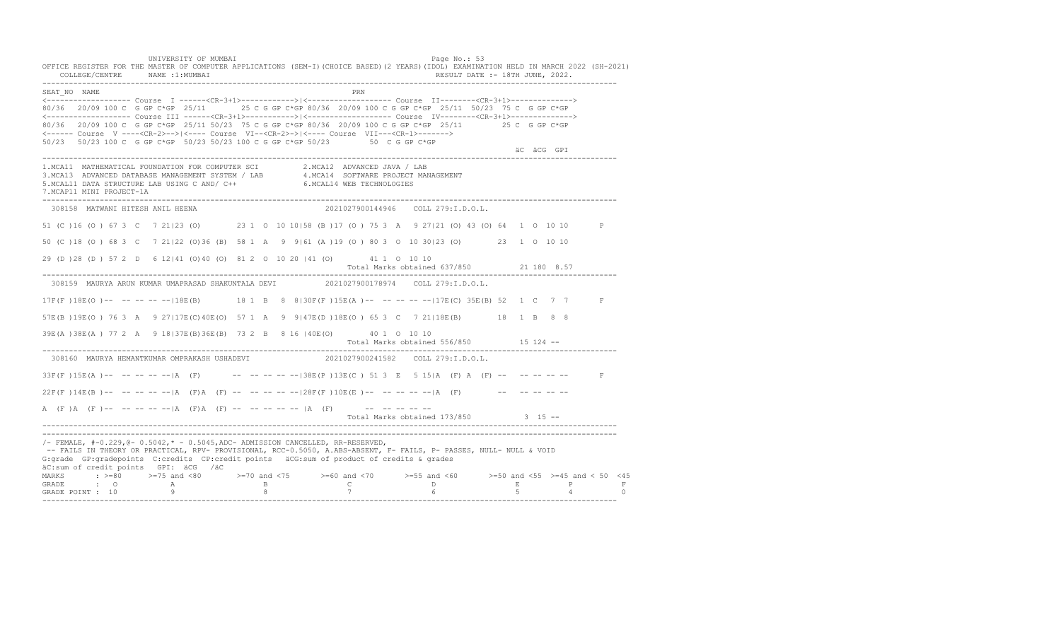UNIVERSITY OF MUMBAI

OFFICE REGISTER FOR THE MASTER OF COMPUTER APPLICATIONS (SEM-I)(CHOICE BASED)(2 YEARS)(IDOL) EXAMINATION HELD IN MARCH 2022 (SH-2021)

COLLEGE/CENTRE NAME :1:MUMBAI RESULT DATE :- 18TH JUNE, 2022.

```
SEAT_NO  NAME                                                       PRN
<------------------- Course  I ------<CR-3+1>------------>|<------------------- Course  II--------<CR-3+1>------------->
80/36  20/09 100 C  G GP C*GP  25/11     25 C G GP C*GP 80/36  20/09 100 C G GP C*GP  25/11  50/23  75 C  G GP C*GP
<------------------- Course III ------<CR-3+1>------------>|<------------------- Course  IV--------<CR-3+1>------------->
80/36  20/09 100 C  G GP C*GP  25/11 50/23  75 C G GP C*GP 80/36  20/09 100 C G GP C*GP  25/11         25 C  G GP C*GP
<------ Course  V ----<CR-2>-->|<---- Course  VI--<CR-2>-->|<---- Course  VII---<CR-1>------->
50/23  50/23 100 C  G GP C*GP  50/23 50/23 100 C G GP C*GP 50/23        50  C G GP C*GP
                                                                                                    äC  äCG  GPI
```

1.MCA11 MATHEMATICAL FOUNDATION FOR COMPUTER SCI
2.MCA12 ADVANCED JAVA / LAB
3.MCA13 ADVANCED DATABASE MANAGEMENT SYSTEM / LAB
4.MCA14 SOFTWARE PROJECT MANAGEMENT
5.MCAL11 DATA STRUCTURE LAB USING C AND/ C++
6.MCAL14 WEB TECHNOLOGIES
7.MCAP11 MINI PROJECT-1A

```
 308158  MATWANI HITESH ANIL HEENA                          2021027900144946    COLL 279:I.D.O.L.

51 (C )16 (O ) 67 3  C   7 21|23 (O)       23 1  O  10 10|58 (B )17 (O ) 75 3  A   9 27|21 (O) 43 (O) 64  1  O  10 10       P

50 (C )18 (O ) 68 3  C   7 21|22 (O)36 (B)  58 1  A   9  9|61 (A )19 (O ) 80 3  O  10 30|23 (O)       23  1  O  10 10

29 (D )28 (D ) 57 2  D   6 12|41 (O)40 (O)  81 2  O  10 20 |41 (O)       41 1  O  10 10
                                                                          Total Marks obtained 637/850          21 180  8.57

 308159  MAURYA ARUN KUMAR UMAPRASAD SHAKUNTALA DEVI        2021027900178974    COLL 279:I.D.O.L.

17F(F )18E(O )--  -- -- -- --|18E(B)       18 1  B   8  8|30F(F )15E(A )--  -- -- -- --|17E(C) 35E(B) 52  1  C   7  7       F

57E(B )19E(O ) 76 3  A   9 27|17E(C)40E(O)  57 1  A   9  9|47E(D )18E(O ) 65 3  C   7 21|18E(B)       18  1  B   8  8

39E(A )38E(A ) 77 2  A   9 18|37E(B)36E(B)  73 2  B   8 16 |40E(O)       40 1  O  10 10
                                                                          Total Marks obtained 556/850          15 124 --

 308160  MAURYA HEMANTKUMAR OMPRAKASH USHADEVI              2021027900241582    COLL 279:I.D.O.L.

33F(F )15E(A )--  -- -- -- --|A  (F)       --  -- -- -- --|38E(F )13E(C ) 51 3  E   5 15|A  (F) A  (F) --  -- -- -- --       F

22F(F )14E(B )--  -- -- -- --|A  (F)A  (F) --  -- -- -- --|28F(F )10E(E )--  -- -- -- --|A  (F)       --  -- -- -- --

A  (F )A  (F )--  -- -- -- --|A  (F)A  (F) --  -- -- -- -- |A  (F)       --  -- -- -- --
                                                                          Total Marks obtained 173/850           3  15 --
```

/- FEMALE, #-0.229,@- 0.5042,* - 0.5045,ADC- ADMISSION CANCELLED, RR-RESERVED,
-- FAILS IN THEORY OR PRACTICAL, RPV- PROVISIONAL, RCC-0.5050, A.ABS-ABSENT, F- FAILS, P- PASSES, NULL- NULL & VOID
G:grade GP:gradepoints C:credits CP:credit points äCG:sum of product of credits & grades
äC:sum of credit points GPI: äCG /äC

| MARKS | >=80 | >=75 and <80 | >=70 and <75 | >=60 and <70 | >=55 and <60 | >=50 and <55 | >=45 and < 50 | <45 |
|---|---|---|---|---|---|---|---|---|
| GRADE | O | A | B | C | D | E | P | F |
| GRADE POINT | 10 | 9 | 8 | 7 | 6 | 5 | 4 | 0 |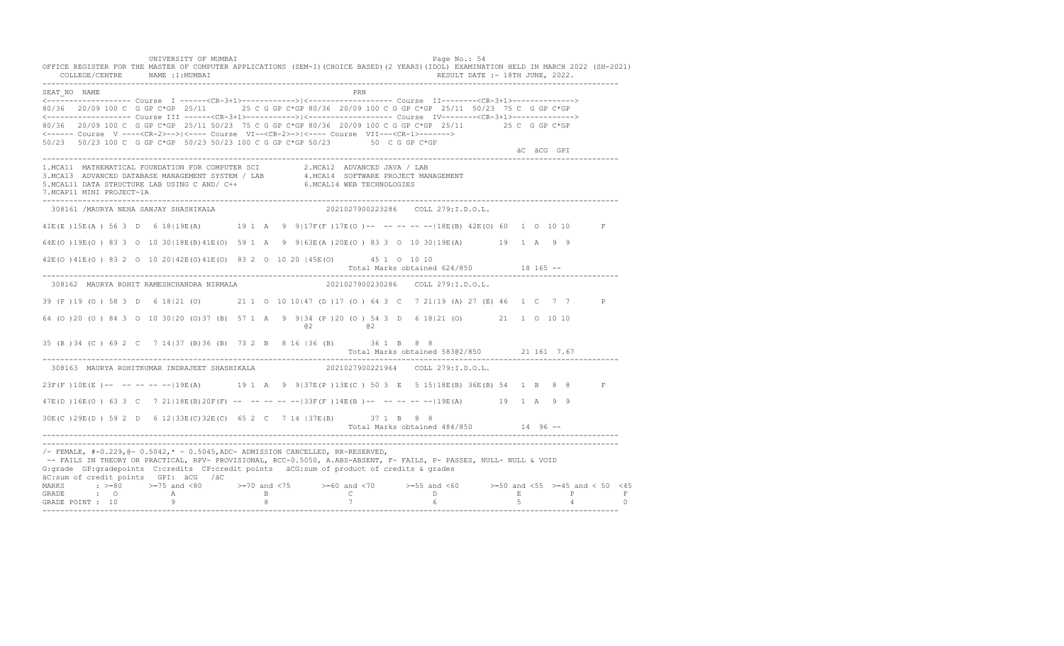UNIVERSITY OF MUMBAI

OFFICE REGISTER FOR THE MASTER OF COMPUTER APPLICATIONS (SEM-I)(CHOICE BASED)(2 YEARS)(IDOL) EXAMINATION HELD IN MARCH 2022 (SH-2021)

COLLEGE/CENTRE NAME :1:MUMBAI RESULT DATE :- 18TH JUNE, 2022.

```
SEAT_NO  NAME                                                          PRN
<------------------- Course  I ------<CR-3+1>------------>|<------------------- Course  II--------<CR-3+1>------------->
80/36  20/09 100 C  G GP C*GP  25/11      25 C G GP C*GP 80/36  20/09 100 C G GP C*GP  25/11  50/23  75 C  G GP C*GP
<------------------- Course III ------<CR-3+1>------------>|<------------------- Course  IV--------<CR-3+1>------------->
80/36  20/09 100 C  G GP C*GP  25/11 50/23  75 C G GP C*GP 80/36  20/09 100 C G GP C*GP  25/11         25 C  G GP C*GP
<------ Course  V ----<CR-2>-->|<---- Course  VI--<CR-2>->|<---- Course  VII---<CR-1>------->
50/23  50/23 100 C  G GP C*GP  50/23 50/23 100 C G GP C*GP 50/23         50  C G GP C*GP
                                                                                                     äC  äCG  GPI
```

1.MCA11 MATHEMATICAL FOUNDATION FOR COMPUTER SCI
2.MCA12 ADVANCED JAVA / LAB
3.MCA13 ADVANCED DATABASE MANAGEMENT SYSTEM / LAB
4.MCA14 SOFTWARE PROJECT MANAGEMENT
5.MCAL11 DATA STRUCTURE LAB USING C AND/ C++
6.MCAL14 WEB TECHNOLOGIES
7.MCAP11 MINI PROJECT-1A

```
 308161 /MAURYA NEHA SANJAY SHASHIKALA                    2021027900223286    COLL 279:I.D.O.L.

41E(E )15E(A ) 56 3  D   6 18|19E(A)       19 1  A   9  9|17F(F )17E(O )--  -- -- -- --|18E(B) 42E(O) 60  1  O  10 10       F

64E(O )19E(O ) 83 3  O  10 30|18E(B)41E(O)  59 1  A   9  9|63E(A )20E(O ) 83 3  O  10 30|19E(A)       19  1  A   9  9

42E(O )41E(O ) 83 2  O  10 20|42E(O)41E(O)  83 2  O  10 20 |45E(O)       45 1  O  10 10
                                                                 Total Marks obtained 624/850          18 165 --
```

```
 308162  MAURYA ROHIT RAMESHCHANDRA NIRMALA               2021027900230286    COLL 279:I.D.O.L.

39 (P )19 (O ) 58 3  D   6 18|21 (O)       21 1  O  10 10|47 (D )17 (O ) 64 3  C   7 21|19 (A) 27 (E) 46  1  C   7  7       P

64 (O )20 (O ) 84 3  O  10 30|20 (O)37 (B)  57 1  A   9  9|34 (P )20 (O ) 54 3  D   6 18|21 (O)       21  1  O  10 10
                                                  @2           @2

35 (B )34 (C ) 69 2  C   7 14|37 (B)36 (B)  73 2  B   8 16 |36 (B)       36 1  B   8  8
                                                                 Total Marks obtained 583@2/850        21 161  7.67
```

```
 308163  MAURYA ROHITKUMAR INDRAJEET SHASHIKALA            2021027900221964    COLL 279:I.D.O.L.

23F(F )10E(E )--  -- -- -- --|19E(A)       19 1  A   9  9|37E(P )13E(C ) 50 3  E   5 15|18E(B) 36E(B) 54  1  B   8  8       F

47E(D )16E(O ) 63 3  C   7 21|18E(B)20F(F)  --  -- -- -- --|33F(F )14E(B )--  -- -- -- --|19E(A)       19  1  A   9  9

30E(C )29E(D ) 59 2  D   6 12|33E(C)32E(C)  65 2  C   7 14 |37E(B)       37 1  B   8  8
                                                                 Total Marks obtained 484/850          14  96 --
```

/- FEMALE, #-0.229,@- 0.5042,* - 0.5045,ADC- ADMISSION CANCELLED, RR-RESERVED,
-- FAILS IN THEORY OR PRACTICAL, RPV- PROVISIONAL, RCC-0.5050, A.ABS-ABSENT, F- FAILS, P- PASSES, NULL- NULL & VOID
G:grade GP:gradepoints C:credits CP:credit points äCG:sum of product of credits & grades
äC:sum of credit points GPI: äCG /äC

| MARKS | : >=80 | >=75 and <80 | >=70 and <75 | >=60 and <70 | >=55 and <60 | >=50 and <55 | >=45 and < 50 | <45 |
|---|---|---|---|---|---|---|---|---|
| GRADE | : O | A | B | C | D | E | P | F |
| GRADE POINT | : 10 | 9 | 8 | 7 | 6 | 5 | 4 | 0 |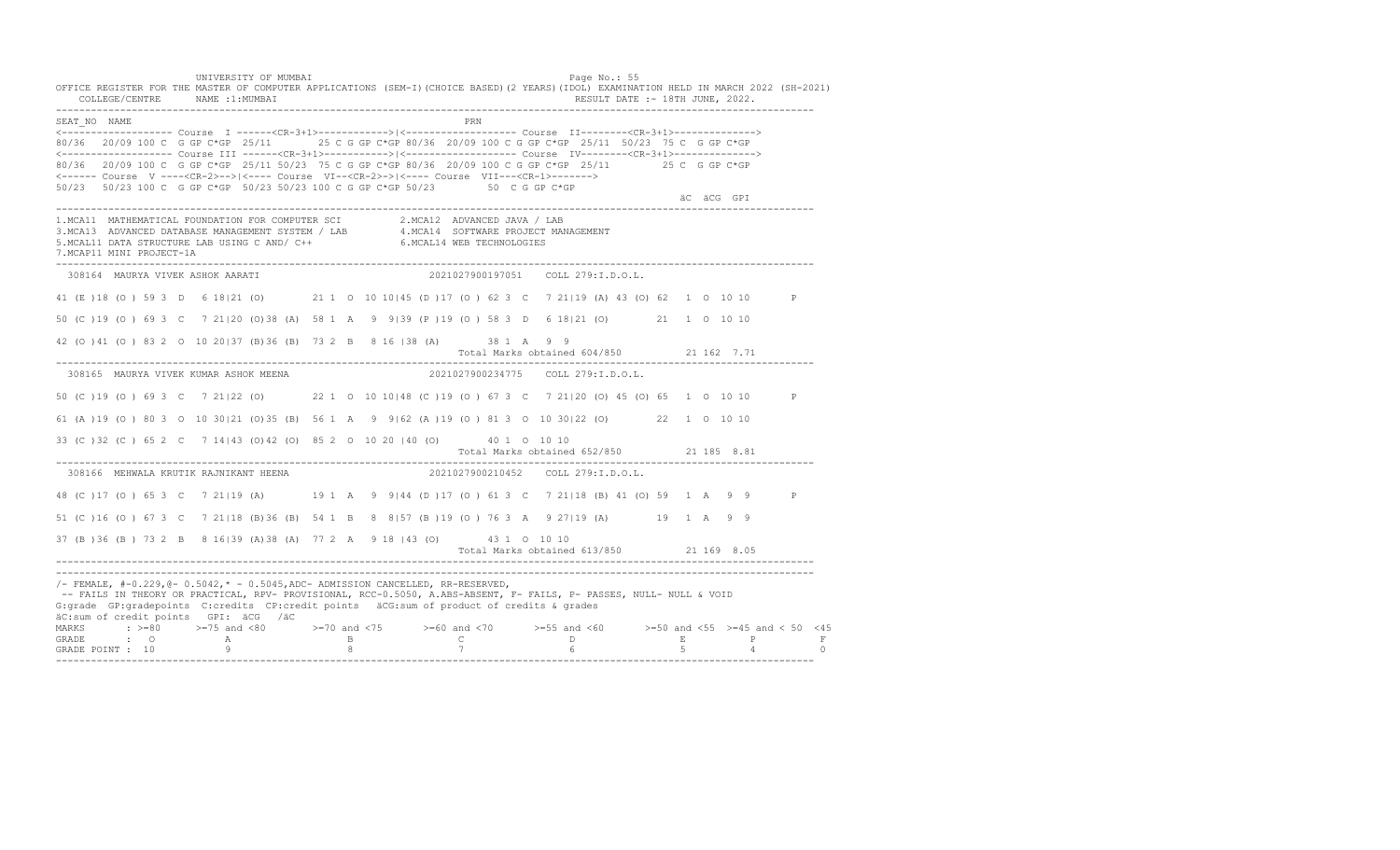UNIVERSITY OF MUMBAI

OFFICE REGISTER FOR THE MASTER OF COMPUTER APPLICATIONS (SEM-I)(CHOICE BASED)(2 YEARS)(IDOL) EXAMINATION HELD IN MARCH 2022 (SH-2021)

COLLEGE/CENTRE NAME :1:MUMBAI RESULT DATE :- 18TH JUNE, 2022.

```
SEAT_NO  NAME                                                    PRN
<------------------- Course  I ------<CR-3+1>------------>|<------------------- Course  II--------<CR-3+1>------------->
80/36  20/09 100 C  G GP C*GP  25/11      25 C G GP C*GP 80/36  20/09 100 C G GP C*GP  25/11  50/23  75 C  G GP C*GP
<------------------- Course III ------<CR-3+1>------------>|<------------------- Course  IV--------<CR-3+1>------------->
80/36  20/09 100 C  G GP C*GP  25/11 50/23  75 C G GP C*GP 80/36  20/09 100 C G GP C*GP  25/11         25 C  G GP C*GP
<------ Course  V ----<CR-2>-->|<---- Course  VI--<CR-2>->|<---- Course  VII---<CR-1>------->
50/23  50/23 100 C  G GP C*GP  50/23 50/23 100 C G GP C*GP 50/23         50  C G GP C*GP
                                                                                                  äC  äCG  GPI
```

1.MCA11 MATHEMATICAL FOUNDATION FOR COMPUTER SCI 2.MCA12 ADVANCED JAVA / LAB
3.MCA13 ADVANCED DATABASE MANAGEMENT SYSTEM / LAB 4.MCA14 SOFTWARE PROJECT MANAGEMENT
5.MCAL11 DATA STRUCTURE LAB USING C AND/ C++ 6.MCAL14 WEB TECHNOLOGIES
7.MCAP11 MINI PROJECT-1A

```
 308164  MAURYA VIVEK ASHOK AARATI                          2021027900197051    COLL 279:I.D.O.L.

41 (E )18 (O ) 59 3  D   6 18|21 (O)       21 1  O  10 10|45 (D )17 (O ) 62 3  C   7 21|19 (A) 43 (O) 62  1  O  10 10       P

50 (C )19 (O ) 69 3  C   7 21|20 (O)38 (A)  58 1  A   9  9|39 (P )19 (O ) 58 3  D   6 18|21 (O)       21  1  O  10 10

42 (O )41 (O ) 83 2  O  10 20|37 (B)36 (B)  73 2  B   8 16 |38 (A)       38 1  A   9  9
                                                                   Total Marks obtained 604/850          21 162  7.71

 308165  MAURYA VIVEK KUMAR ASHOK MEENA                     2021027900234775    COLL 279:I.D.O.L.

50 (C )19 (O ) 69 3  C   7 21|22 (O)       22 1  O  10 10|48 (C )19 (O ) 67 3  C   7 21|20 (O) 45 (O) 65  1  O  10 10       P

61 (A )19 (O ) 80 3  O  10 30|21 (O)35 (B)  56 1  A   9  9|62 (A )19 (O ) 81 3  O  10 30|22 (O)       22  1  O  10 10

33 (C )32 (C ) 65 2  C   7 14|43 (O)42 (O)  85 2  O  10 20 |40 (O)       40 1  O  10 10
                                                                   Total Marks obtained 652/850          21 185  8.81

 308166  MEHWALA KRUTIK RAJNIKANT HEENA                     2021027900210452    COLL 279:I.D.O.L.

48 (C )17 (O ) 65 3  C   7 21|19 (A)       19 1  A   9  9|44 (D )17 (O ) 61 3  C   7 21|18 (B) 41 (O) 59  1  A   9  9       P

51 (C )16 (O ) 67 3  C   7 21|18 (B)36 (B)  54 1  B   8  8|57 (B )19 (O ) 76 3  A   9 27|19 (A)       19  1  A   9  9

37 (B )36 (B ) 73 2  B   8 16|39 (A)38 (A)  77 2  A   9 18 |43 (O)       43 1  O  10 10
                                                                   Total Marks obtained 613/850          21 169  8.05
```

/- FEMALE, #-0.229,@- 0.5042,* - 0.5045,ADC- ADMISSION CANCELLED, RR-RESERVED,
-- FAILS IN THEORY OR PRACTICAL, RPV- PROVISIONAL, RCC-0.5050, A.ABS-ABSENT, F- FAILS, P- PASSES, NULL- NULL & VOID
G:grade GP:gradepoints C:credits CP:credit points äCG:sum of product of credits & grades
äC:sum of credit points GPI: äCG /äC

| MARKS | >=80 | >=75 and <80 | >=70 and <75 | >=60 and <70 | >=55 and <60 | >=50 and <55 | >=45 and < 50 | <45 |
|---|---|---|---|---|---|---|---|---|
| GRADE | O | A | B | C | D | E | P | F |
| GRADE POINT | 10 | 9 | 8 | 7 | 6 | 5 | 4 | 0 |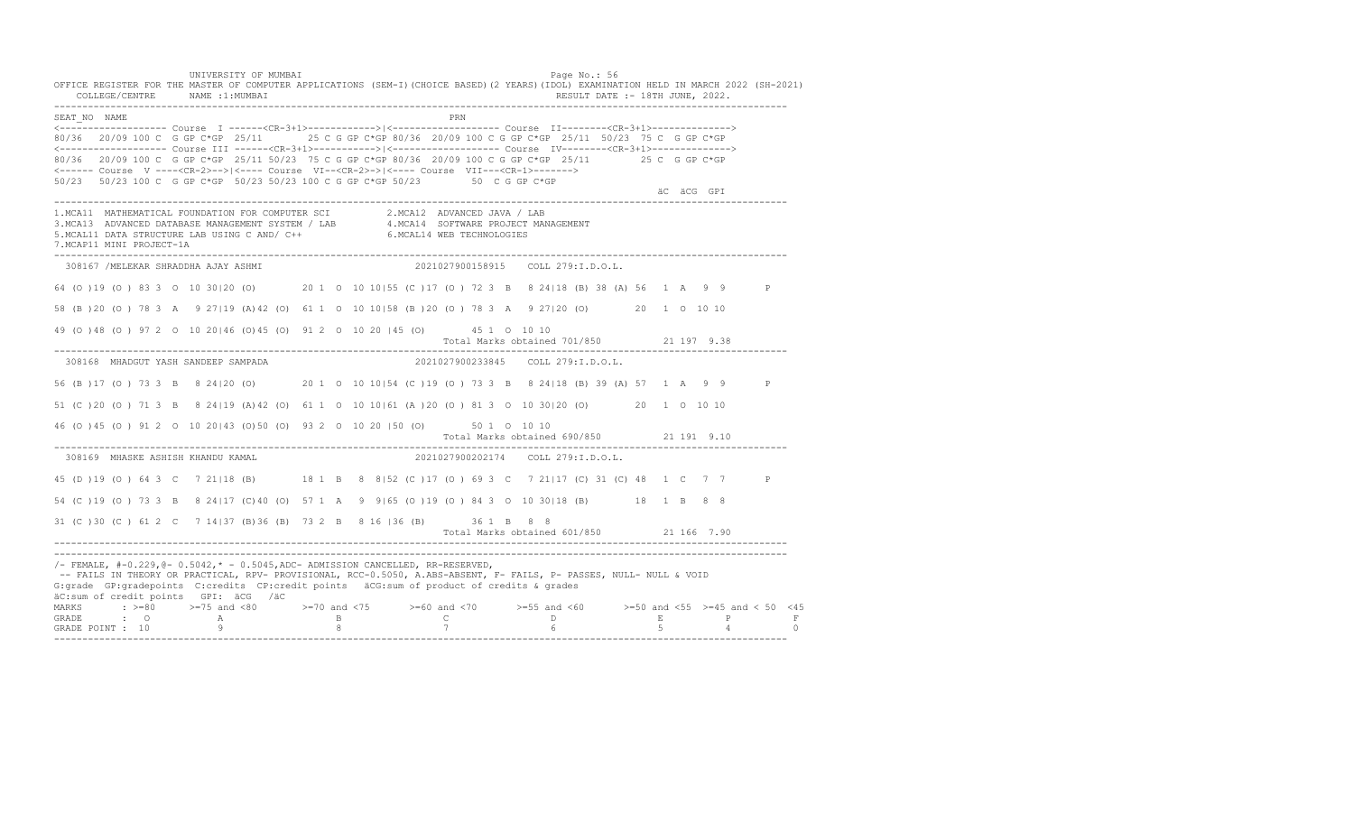UNIVERSITY OF MUMBAI

OFFICE REGISTER FOR THE MASTER OF COMPUTER APPLICATIONS (SEM-I)(CHOICE BASED)(2 YEARS)(IDOL) EXAMINATION HELD IN MARCH 2022 (SH-2021)

COLLEGE/CENTRE NAME :1:MUMBAI RESULT DATE :- 18TH JUNE, 2022.

```
SEAT_NO NAME                                                         PRN
<------------------- Course  I ------<CR-3+1>------------>|<------------------- Course  II--------<CR-3+1>------------->
80/36  20/09 100 C  G GP C*GP  25/11     25 C G GP C*GP 80/36  20/09 100 C G GP C*GP  25/11  50/23  75 C  G GP C*GP
<------------------- Course III ------<CR-3+1>------------>|<------------------- Course  IV--------<CR-3+1>------------->
80/36  20/09 100 C  G GP C*GP  25/11 50/23  75 C G GP C*GP 80/36  20/09 100 C G GP C*GP  25/11         25 C  G GP C*GP
<------ Course  V ----<CR-2>-->|<---- Course  VI--<CR-2>->|<---- Course  VII---<CR-1>------->
50/23  50/23 100 C  G GP C*GP  50/23 50/23 100 C G GP C*GP 50/23         50  C G GP C*GP
                                                                                                         äC  äCG  GPI
```

1.MCA11 MATHEMATICAL FOUNDATION FOR COMPUTER SCI  2.MCA12 ADVANCED JAVA / LAB
3.MCA13 ADVANCED DATABASE MANAGEMENT SYSTEM / LAB  4.MCA14 SOFTWARE PROJECT MANAGEMENT
5.MCAL11 DATA STRUCTURE LAB USING C AND/ C++  6.MCAL14 WEB TECHNOLOGIES
7.MCAP11 MINI PROJECT-1A

```
 308167 /MELEKAR SHRADDHA AJAY ASHMI                         2021027900158915    COLL 279:I.D.O.L.

64 (O )19 (O ) 83 3  O  10 30|20 (O)       20 1  O  10 10|55 (C )17 (O ) 72 3  B   8 24|18 (B) 38 (A) 56  1  A   9  9       P

58 (B )20 (O ) 78 3  A   9 27|19 (A)42 (O)  61 1  O  10 10|58 (B )20 (O ) 78 3  A   9 27|20 (O)       20  1  O  10 10

49 (O )48 (O ) 97 2  O  10 20|46 (O)45 (O)  91 2  O  10 20 |45 (O)        45 1  O  10 10
                                                                  Total Marks obtained 701/850          21 197  9.38

 308168  MHADGUT YASH SANDEEP SAMPADA                        2021027900233845    COLL 279:I.D.O.L.

56 (B )17 (O ) 73 3  B   8 24|20 (O)       20 1  O  10 10|54 (C )19 (O ) 73 3  B   8 24|18 (B) 39 (A) 57  1  A   9  9       P

51 (C )20 (O ) 71 3  B   8 24|19 (A)42 (O)  61 1  O  10 10|61 (A )20 (O ) 81 3  O  10 30|20 (O)       20  1  O  10 10

46 (O )45 (O ) 91 2  O  10 20|43 (O)50 (O)  93 2  O  10 20 |50 (O)        50 1  O  10 10
                                                                  Total Marks obtained 690/850          21 191  9.10

 308169  MHASKE ASHISH KHANDU KAMAL                          2021027900202174    COLL 279:I.D.O.L.

45 (D )19 (O ) 64 3  C   7 21|18 (B)       18 1  B   8  8|52 (C )17 (O ) 69 3  C   7 21|17 (C) 31 (C) 48  1  C   7  7       P

54 (C )19 (O ) 73 3  B   8 24|17 (C)40 (O)  57 1  A   9  9|65 (O )19 (O ) 84 3  O  10 30|18 (B)       18  1  B   8  8

31 (C )30 (C ) 61 2  C   7 14|37 (B)36 (B)  73 2  B   8 16 |36 (B)        36 1  B   8  8
                                                                  Total Marks obtained 601/850          21 166  7.90
```

/- FEMALE, #-0.229,@- 0.5042,* - 0.5045,ADC- ADMISSION CANCELLED, RR-RESERVED,
-- FAILS IN THEORY OR PRACTICAL, RPV- PROVISIONAL, RCC-0.5050, A.ABS-ABSENT, F- FAILS, P- PASSES, NULL- NULL & VOID
G:grade GP:gradepoints C:credits CP:credit points äCG:sum of product of credits & grades
äC:sum of credit points GPI: äCG /äC

| MARKS | : >=80 | >=75 and <80 | >=70 and <75 | >=60 and <70 | >=55 and <60 | >=50 and <55 | >=45 and < 50 | <45 |
|---|---|---|---|---|---|---|---|---|
| GRADE | : O | A | B | C | D | E | P | F |
| GRADE POINT | : 10 | 9 | 8 | 7 | 6 | 5 | 4 | 0 |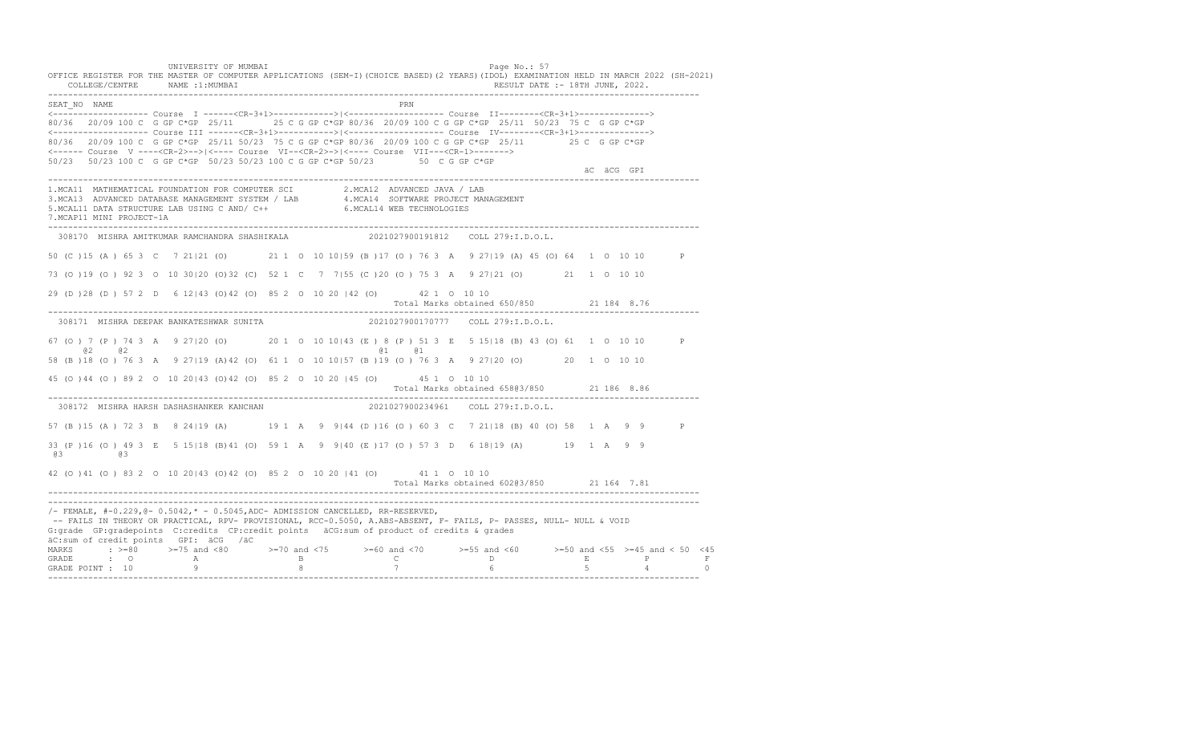UNIVERSITY OF MUMBAI

OFFICE REGISTER FOR THE MASTER OF COMPUTER APPLICATIONS (SEM-I)(CHOICE BASED)(2 YEARS)(IDOL) EXAMINATION HELD IN MARCH 2022 (SH-2021)

COLLEGE/CENTRE NAME :1:MUMBAI RESULT DATE :- 18TH JUNE, 2022.

```
SEAT_NO NAME                                                         PRN
<------------------- Course  I ------<CR-3+1>------------>|<------------------- Course  II--------<CR-3+1>------------->
80/36  20/09 100 C  G GP C*GP  25/11      25 C G GP C*GP 80/36  20/09 100 C G GP C*GP  25/11  50/23  75 C  G GP C*GP
<------------------- Course III ------<CR-3+1>------------>|<------------------- Course  IV--------<CR-3+1>------------->
80/36  20/09 100 C  G GP C*GP  25/11 50/23  75 C G GP C*GP 80/36  20/09 100 C G GP C*GP  25/11         25 C  G GP C*GP
<------ Course  V ----<CR-2>-->|<---- Course  VI--<CR-2>->|<---- Course  VII---<CR-1>------->
50/23  50/23 100 C  G GP C*GP  50/23 50/23 100 C G GP C*GP 50/23         50  C G GP C*GP
                                                                                                      äC  äCG  GPI
```

1.MCA11 MATHEMATICAL FOUNDATION FOR COMPUTER SCI 2.MCA12 ADVANCED JAVA / LAB
3.MCA13 ADVANCED DATABASE MANAGEMENT SYSTEM / LAB 4.MCA14 SOFTWARE PROJECT MANAGEMENT
5.MCAL11 DATA STRUCTURE LAB USING C AND/ C++ 6.MCAL14 WEB TECHNOLOGIES
7.MCAP11 MINI PROJECT-1A

```
 308170  MISHRA AMITKUMAR RAMCHANDRA SHASHIKALA              2021027900191812    COLL 279:I.D.O.L.

50 (C )15 (A ) 65 3  C   7 21|21 (O)       21 1  O  10 10|59 (B )17 (O ) 76 3  A   9 27|19 (A) 45 (O) 64  1  O  10 10      P

73 (O )19 (O ) 92 3  O  10 30|20 (O)32 (C)  52 1  C   7  7|55 (C )20 (O ) 75 3  A   9 27|21 (O)       21  1  O  10 10

29 (D )28 (D ) 57 2  D   6 12|43 (O)42 (O)  85 2  O  10 20 |42 (O)       42 1  O  10 10
                                                                        Total Marks obtained 650/850         21 184  8.76

 308171  MISHRA DEEPAK BANKATESHWAR SUNITA                   2021027900170777    COLL 279:I.D.O.L.

67 (O ) 7 (P ) 74 3  A   9 27|20 (O)       20 1  O  10 10|43 (E ) 8 (P ) 51 3  E   5 15|18 (B) 43 (O) 61  1  O  10 10      P
      @2     @2                                          @1     @1
58 (B )18 (O ) 76 3  A   9 27|19 (A)42 (O)  61 1  O  10 10|57 (B )19 (O ) 76 3  A   9 27|20 (O)       20  1  O  10 10

45 (O )44 (O ) 89 2  O  10 20|43 (O)42 (O)  85 2  O  10 20 |45 (O)       45 1  O  10 10
                                                                        Total Marks obtained 658@3/850       21 186  8.86

 308172  MISHRA HARSH DASHASHANKER KANCHAN                   2021027900234961    COLL 279:I.D.O.L.

57 (B )15 (A ) 72 3  B   8 24|19 (A)       19 1  A   9  9|44 (D )16 (O ) 60 3  C   7 21|18 (B) 40 (O) 58  1  A   9  9      P

33 (P )16 (O ) 49 3  E   5 15|18 (B)41 (O)  59 1  A   9  9|40 (E )17 (O ) 57 3  D   6 18|19 (A)       19  1  A   9  9
 @3          @3
42 (O )41 (O ) 83 2  O  10 20|43 (O)42 (O)  85 2  O  10 20 |41 (O)       41 1  O  10 10
                                                                        Total Marks obtained 602@3/850       21 164  7.81
```

/- FEMALE, #-0.229,@- 0.5042,* - 0.5045,ADC- ADMISSION CANCELLED, RR-RESERVED,
-- FAILS IN THEORY OR PRACTICAL, RPV- PROVISIONAL, RCC-0.5050, A.ABS-ABSENT, F- FAILS, P- PASSES, NULL- NULL & VOID
G:grade GP:gradepoints C:credits CP:credit points äCG:sum of product of credits & grades
äC:sum of credit points GPI: äCG /äC

| MARKS | : >=80 | >=75 and <80 | >=70 and <75 | >=60 and <70 | >=55 and <60 | >=50 and <55 | >=45 and < 50 | <45 |
|---|---|---|---|---|---|---|---|---|
| GRADE | : O | A | B | C | D | E | P | F |
| GRADE POINT | : 10 | 9 | 8 | 7 | 6 | 5 | 4 | 0 |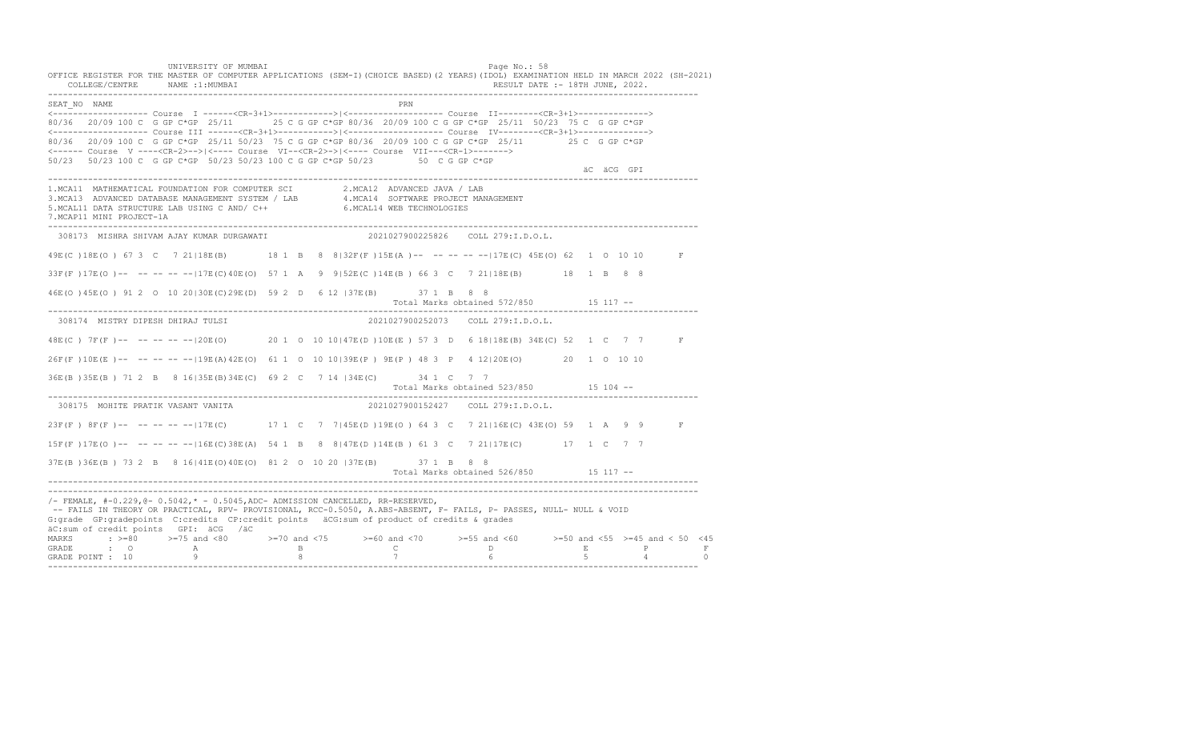UNIVERSITY OF MUMBAI

OFFICE REGISTER FOR THE MASTER OF COMPUTER APPLICATIONS (SEM-I)(CHOICE BASED)(2 YEARS)(IDOL) EXAMINATION HELD IN MARCH 2022 (SH-2021)

COLLEGE/CENTRE NAME :1:MUMBAI — RESULT DATE :- 18TH JUNE, 2022.

```
SEAT_NO NAME                                                          PRN
<------------------- Course  I ------<CR-3+1>------------>|<------------------- Course  II--------<CR-3+1>------------->
80/36  20/09 100 C  G GP C*GP  25/11      25 C G GP C*GP 80/36  20/09 100 C G GP C*GP  25/11  50/23  75 C  G GP C*GP
<------------------- Course III ------<CR-3+1>----------->|<------------------- Course  IV--------<CR-3+1>------------->
80/36   20/09 100 C  G GP C*GP  25/11 50/23  75 C G GP C*GP 80/36  20/09 100 C G GP C*GP  25/11        25 C  G GP C*GP
<------ Course  V ----<CR-2>-->|<---- Course  VI--<CR-2>->|<---- Course  VII---<CR-1>------->
50/23   50/23 100 C  G GP C*GP  50/23 50/23 100 C G GP C*GP 50/23         50  C G GP C*GP
                                                                                                        äC  äCG  GPI
```

1.MCA11 MATHEMATICAL FOUNDATION FOR COMPUTER SCI  
2.MCA12 ADVANCED JAVA / LAB  
3.MCA13 ADVANCED DATABASE MANAGEMENT SYSTEM / LAB  
4.MCA14 SOFTWARE PROJECT MANAGEMENT  
5.MCAL11 DATA STRUCTURE LAB USING C AND/ C++  
6.MCAL14 WEB TECHNOLOGIES  
7.MCAP11 MINI PROJECT-1A

```
308173  MISHRA SHIVAM AJAY KUMAR DURGAWATI                   2021027900225826    COLL 279:I.D.O.L.

49E(C )18E(O ) 67 3  C   7 21|18E(B)       18 1  B   8  8|32F(F )15E(A )--  -- -- -- --|17E(C) 45E(O) 62   1  O  10 10       F

33F(F )17E(O )--  -- -- -- --|17E(C)40E(O)  57 1  A   9  9|52E(C )14E(B ) 66 3  C   7 21|18E(B)       18  1  B   8  8

46E(O )45E(O ) 91 2  O  10 20|30E(C)29E(D)  59 2  D   6 12 |37E(B)       37 1  B   8  8
                                                                   Total Marks obtained 572/850          15 117 --
```

```
308174  MISTRY DIPESH DHIRAJ TULSI                           2021027900252073    COLL 279:I.D.O.L.

48E(C ) 7F(F )--  -- -- -- --|20E(O)       20 1  O  10 10|47E(D )10E(E ) 57 3  D   6 18|18E(B) 34E(C) 52   1  C   7  7       F

26F(F )10E(E )--  -- -- -- --|19E(A)42E(O)  61 1  O  10 10|39E(P ) 9E(P ) 48 3  P   4 12|20E(O)       20  1  O  10 10

36E(B )35E(B ) 71 2  B   8 16|35E(B)34E(C)  69 2  C   7 14 |34E(C)       34 1  C   7  7
                                                                   Total Marks obtained 523/850          15 104 --
```

```
308175  MOHITE PRATIK VASANT VANITA                          2021027900152427    COLL 279:I.D.O.L.

23F(F ) 8F(F )--  -- -- -- --|17E(C)       17 1  C   7  7|45E(D )19E(O ) 64 3  C   7 21|16E(C) 43E(O) 59   1  A   9  9       F

15F(F )17E(O )--  -- -- -- --|16E(C)38E(A)  54 1  B   8  8|47E(D )14E(B ) 61 3  C   7 21|17E(C)       17  1  C   7  7

37E(B )36E(B ) 73 2  B   8 16|41E(O)40E(O)  81 2  O  10 20 |37E(B)       37 1  B   8  8
                                                                   Total Marks obtained 526/850          15 117 --
```

/- FEMALE, #-0.229,@- 0.5042,* - 0.5045,ADC- ADMISSION CANCELLED, RR-RESERVED,  
-- FAILS IN THEORY OR PRACTICAL, RPV- PROVISIONAL, RCC-0.5050, A.ABS-ABSENT, F- FAILS, P- PASSES, NULL- NULL & VOID  
G:grade GP:gradepoints C:credits CP:credit points äCG:sum of product of credits & grades  
äC:sum of credit points GPI: äCG /äC

| MARKS | >=80 | >=75 and <80 | >=70 and <75 | >=60 and <70 | >=55 and <60 | >=50 and <55 | >=45 and < 50 | <45 |
|---|---|---|---|---|---|---|---|---|
| GRADE | O | A | B | C | D | E | P | F |
| GRADE POINT | 10 | 9 | 8 | 7 | 6 | 5 | 4 | 0 |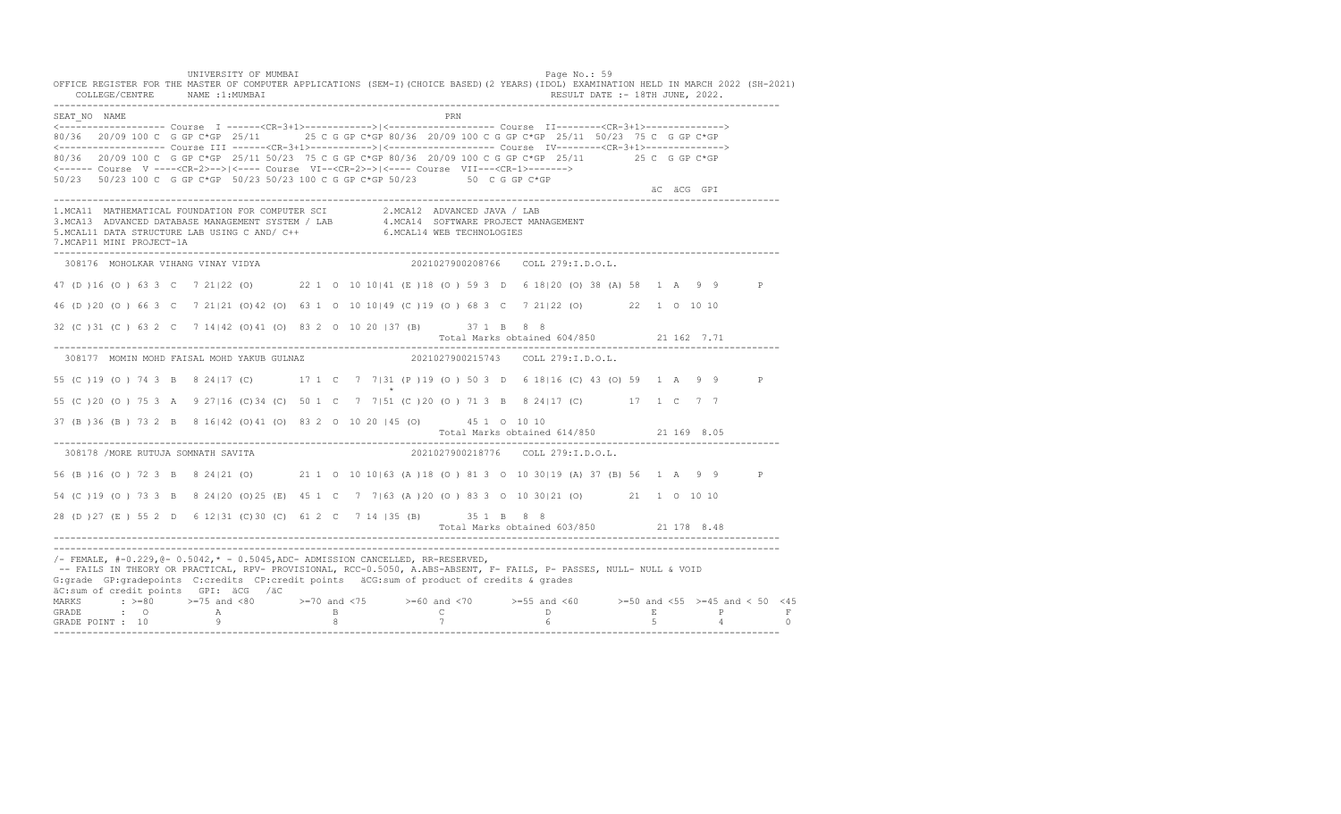UNIVERSITY OF MUMBAI

OFFICE REGISTER FOR THE MASTER OF COMPUTER APPLICATIONS (SEM-I)(CHOICE BASED)(2 YEARS)(IDOL) EXAMINATION HELD IN MARCH 2022 (SH-2021)

COLLEGE/CENTRE NAME :1:MUMBAI — RESULT DATE :- 18TH JUNE, 2022.

```
SEAT_NO  NAME                                                         PRN
<------------------- Course  I ------<CR-3+1>------------>|<------------------- Course  II--------<CR-3+1>------------->
80/36  20/09 100 C  G GP C*GP  25/11      25 C G GP C*GP 80/36  20/09 100 C G GP C*GP  25/11  50/23  75 C  G GP C*GP
<------------------- Course III ------<CR-3+1>------------>|<------------------- Course  IV--------<CR-3+1>------------->
80/36  20/09 100 C  G GP C*GP  25/11 50/23  75 C G GP C*GP 80/36  20/09 100 C G GP C*GP  25/11         25 C  G GP C*GP
<------ Course  V ----<CR-2>-->|<---- Course  VI--<CR-2>->|<---- Course  VII---<CR-1>------->
50/23  50/23 100 C  G GP C*GP  50/23 50/23 100 C G GP C*GP 50/23        50  C G GP C*GP
                                                                                                       äC  äCG  GPI
```

1.MCA11 MATHEMATICAL FOUNDATION FOR COMPUTER SCI
2.MCA12 ADVANCED JAVA / LAB
3.MCA13 ADVANCED DATABASE MANAGEMENT SYSTEM / LAB
4.MCA14 SOFTWARE PROJECT MANAGEMENT
5.MCAL11 DATA STRUCTURE LAB USING C AND/ C++
6.MCAL14 WEB TECHNOLOGIES
7.MCAP11 MINI PROJECT-1A

```
 308176  MOHOLKAR VIHANG VINAY VIDYA                          2021027900208766    COLL 279:I.D.O.L.

47 (D )16 (O ) 63 3  C   7 21|22 (O)        22 1  O  10 10|41 (E )18 (O ) 59 3  D   6 18|20 (O) 38 (A) 58  1  A   9  9       P

46 (D )20 (O ) 66 3  C   7 21|21 (O)42 (O)  63 1  O  10 10|49 (C )19 (O ) 68 3  C   7 21|22 (O)        22  1  O  10 10

32 (C )31 (C ) 63 2  C   7 14|42 (O)41 (O)  83 2  O  10 20 |37 (B)       37 1  B   8  8
                                                                    Total Marks obtained 604/850          21 162  7.71

 308177  MOMIN MOHD FAISAL MOHD YAKUB GULNAZ                  2021027900215743    COLL 279:I.D.O.L.

55 (C )19 (O ) 74 3  B   8 24|17 (C)        17 1  C   7  7|31 (P )19 (O ) 50 3  D   6 18|16 (C) 43 (O) 59  1  A   9  9       P
                                                            *
55 (C )20 (O ) 75 3  A   9 27|16 (C)34 (C)  50 1  C   7  7|51 (C )20 (O ) 71 3  B   8 24|17 (C)        17  1  C   7  7

37 (B )36 (B ) 73 2  B   8 16|42 (O)41 (O)  83 2  O  10 20 |45 (O)       45 1  O  10 10
                                                                    Total Marks obtained 614/850          21 169  8.05

 308178 /MORE RUTUJA SOMNATH SAVITA                           2021027900218776    COLL 279:I.D.O.L.

56 (B )16 (O ) 72 3  B   8 24|21 (O)        21 1  O  10 10|63 (A )18 (O ) 81 3  O  10 30|19 (A) 37 (B) 56  1  A   9  9       P

54 (C )19 (O ) 73 3  B   8 24|20 (O)25 (E)  45 1  C   7  7|63 (A )20 (O ) 83 3  O  10 30|21 (O)        21  1  O  10 10

28 (D )27 (E ) 55 2  D   6 12|31 (C)30 (C)  61 2  C   7 14 |35 (B)       35 1  B   8  8
                                                                    Total Marks obtained 603/850          21 178  8.48
```

/- FEMALE, #-0.229,@- 0.5042,* - 0.5045,ADC- ADMISSION CANCELLED, RR-RESERVED,
-- FAILS IN THEORY OR PRACTICAL, RPV- PROVISIONAL, RCC-0.5050, A.ABS-ABSENT, F- FAILS, P- PASSES, NULL- NULL & VOID
G:grade GP:gradepoints C:credits CP:credit points äCG:sum of product of credits & grades
äC:sum of credit points GPI: äCG /äC

| MARKS | >=80 | >=75 and <80 | >=70 and <75 | >=60 and <70 | >=55 and <60 | >=50 and <55 | >=45 and < 50 | <45 |
|---|---|---|---|---|---|---|---|---|
| GRADE | O | A | B | C | D | E | P | F |
| GRADE POINT | 10 | 9 | 8 | 7 | 6 | 5 | 4 | 0 |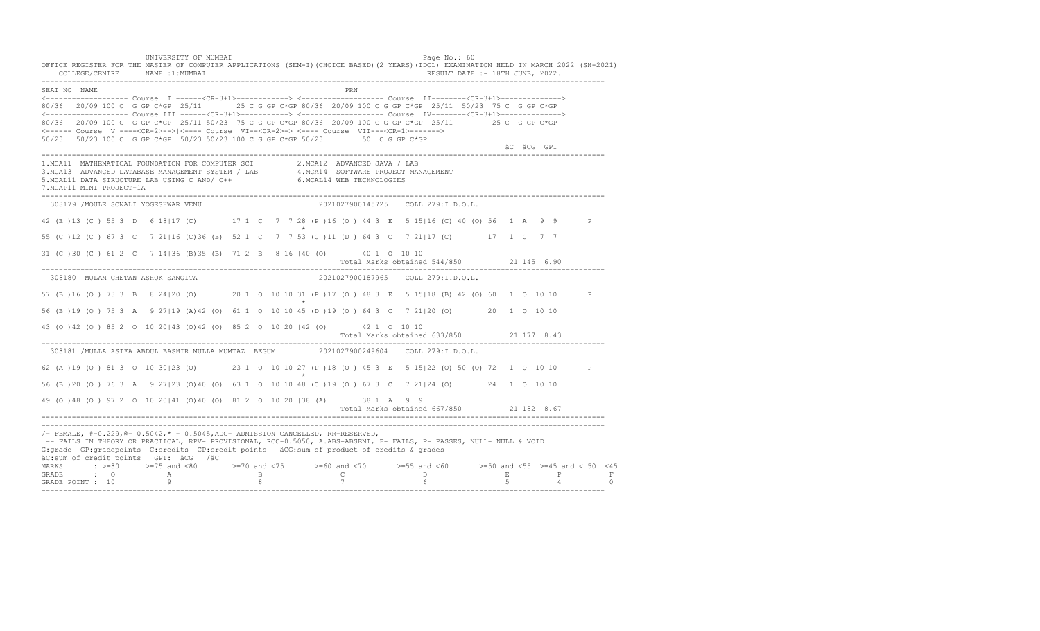UNIVERSITY OF MUMBAI

OFFICE REGISTER FOR THE MASTER OF COMPUTER APPLICATIONS (SEM-I)(CHOICE BASED)(2 YEARS)(IDOL) EXAMINATION HELD IN MARCH 2022 (SH-2021)

COLLEGE/CENTRE NAME :1:MUMBAI RESULT DATE :- 18TH JUNE, 2022.

```
SEAT_NO NAME                                                          PRN
<------------------- Course  I ------<CR-3+1>------------>|<------------------- Course  II--------<CR-3+1>------------->
80/36  20/09 100 C  G GP C*GP  25/11     25 C G GP C*GP 80/36  20/09 100 C G GP C*GP  25/11  50/23  75 C  G GP C*GP
<------------------- Course III ------<CR-3+1>------------>|<------------------- Course  IV--------<CR-3+1>------------->
80/36  20/09 100 C  G GP C*GP  25/11 50/23  75 C G GP C*GP 80/36  20/09 100 C G GP C*GP  25/11        25 C  G GP C*GP
<------ Course  V ----<CR-2>-->|<---- Course  VI--<CR-2>->|<---- Course  VII---<CR-1>------->
50/23  50/23 100 C  G GP C*GP  50/23 50/23 100 C G GP C*GP 50/23        50  C G GP C*GP
                                                                                                          äC  äCG  GPI
```

1.MCA11 MATHEMATICAL FOUNDATION FOR COMPUTER SCI 2.MCA12 ADVANCED JAVA / LAB
3.MCA13 ADVANCED DATABASE MANAGEMENT SYSTEM / LAB 4.MCA14 SOFTWARE PROJECT MANAGEMENT
5.MCAL11 DATA STRUCTURE LAB USING C AND/ C++ 6.MCAL14 WEB TECHNOLOGIES
7.MCAP11 MINI PROJECT-1A

```
 308179 /MOULE SONALI YOGESHWAR VENU                         2021027900145725    COLL 279:I.D.O.L.

42 (E )13 (C ) 55 3  D   6 18|17 (C)       17 1  C   7  7|28 (P )16 (O ) 44 3  E   5 15|16 (C) 40 (O) 56  1  A   9  9       P
                                                                    *
55 (C )12 (C ) 67 3  C   7 21|16 (C)36 (B)  52 1  C   7  7|53 (C )11 (D ) 64 3  C   7 21|17 (C)        17  1  C   7  7

31 (C )30 (C ) 61 2  C   7 14|36 (B)35 (B)  71 2  B   8 16 |40 (O)       40 1  O  10 10
                                                                        Total Marks obtained 544/850          21 145  6.90

 308180  MULAM CHETAN ASHOK SANGITA                          2021027900187965    COLL 279:I.D.O.L.

57 (B )16 (O ) 73 3  B   8 24|20 (O)       20 1  O  10 10|31 (P )17 (O ) 48 3  E   5 15|18 (B) 42 (O) 60  1  O  10 10       P
                                                                    *
56 (B )19 (O ) 75 3  A   9 27|19 (A)42 (O)  61 1  O  10 10|45 (D )19 (O ) 64 3  C   7 21|20 (O)        20  1  O  10 10

43 (O )42 (O ) 85 2  O  10 20|43 (O)42 (O)  85 2  O  10 20 |42 (O)       42 1  O  10 10
                                                                        Total Marks obtained 633/850          21 177  8.43

 308181 /MULLA ASIFA ABDUL BASHIR MULLA MUMTAZ  BEGUM        2021027900249604    COLL 279:I.D.O.L.

62 (A )19 (O ) 81 3  O  10 30|23 (O)       23 1  O  10 10|27 (P )18 (O ) 45 3  E   5 15|22 (O) 50 (O) 72  1  O  10 10       P
                                                                    *
56 (B )20 (O ) 76 3  A   9 27|23 (O)40 (O)  63 1  O  10 10|48 (C )19 (O ) 67 3  C   7 21|24 (O)        24  1  O  10 10

49 (O )48 (O ) 97 2  O  10 20|41 (O)40 (O)  81 2  O  10 20 |38 (A)       38 1  A   9  9
                                                                        Total Marks obtained 667/850          21 182  8.67
```

/- FEMALE, #-0.229,@- 0.5042,* - 0.5045,ADC- ADMISSION CANCELLED, RR-RESERVED,
-- FAILS IN THEORY OR PRACTICAL, RPV- PROVISIONAL, RCC-0.5050, A.ABS-ABSENT, F- FAILS, P- PASSES, NULL- NULL & VOID
G:grade GP:gradepoints C:credits CP:credit points äCG:sum of product of credits & grades
äC:sum of credit points GPI: äCG /äC

| MARKS | >=80 | >=75 and <80 | >=70 and <75 | >=60 and <70 | >=55 and <60 | >=50 and <55 | >=45 and < 50 | <45 |
|---|---|---|---|---|---|---|---|---|
| GRADE | O | A | B | C | D | E | P | F |
| GRADE POINT | 10 | 9 | 8 | 7 | 6 | 5 | 4 | 0 |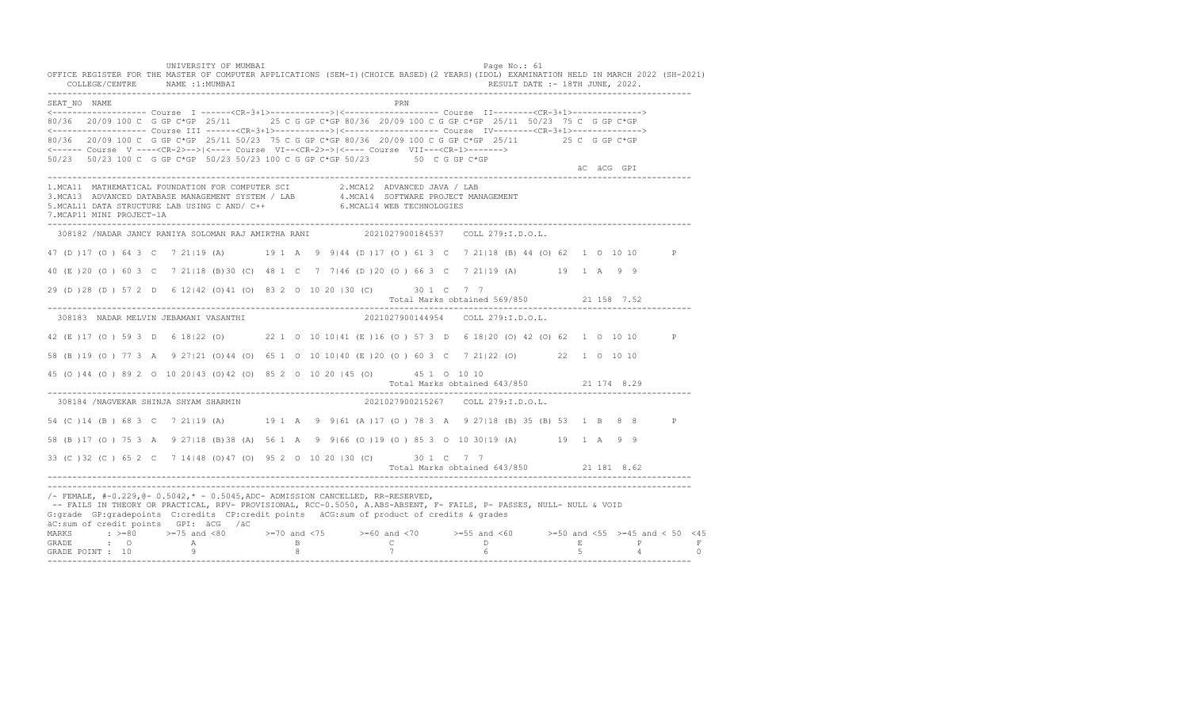UNIVERSITY OF MUMBAI

OFFICE REGISTER FOR THE MASTER OF COMPUTER APPLICATIONS (SEM-I)(CHOICE BASED)(2 YEARS)(IDOL) EXAMINATION HELD IN MARCH 2022 (SH-2021)

COLLEGE/CENTRE NAME :1:MUMBAI RESULT DATE :- 18TH JUNE, 2022.

```
SEAT_NO  NAME                                                          PRN
<------------------- Course  I ------<CR-3+1>------------>|<------------------- Course  II--------<CR-3+1>------------->
80/36  20/09 100 C  G GP C*GP  25/11      25 C G GP C*GP 80/36  20/09 100 C G GP C*GP  25/11  50/23  75 C  G GP C*GP
<------------------- Course III ------<CR-3+1>------------>|<------------------- Course  IV--------<CR-3+1>------------->
80/36  20/09 100 C  G GP C*GP  25/11 50/23  75 C G GP C*GP 80/36  20/09 100 C G GP C*GP  25/11        25 C  G GP C*GP
<------ Course  V ----<CR-2>-->|<---- Course  VI--<CR-2>->|<---- Course  VII---<CR-1>------->
50/23  50/23 100 C  G GP C*GP  50/23 50/23 100 C G GP C*GP 50/23        50  C G GP C*GP
                                                                                                         äC  äCG  GPI
```

1.MCA11 MATHEMATICAL FOUNDATION FOR COMPUTER SCI  
2.MCA12 ADVANCED JAVA / LAB  
3.MCA13 ADVANCED DATABASE MANAGEMENT SYSTEM / LAB  
4.MCA14 SOFTWARE PROJECT MANAGEMENT  
5.MCAL11 DATA STRUCTURE LAB USING C AND/ C++  
6.MCAL14 WEB TECHNOLOGIES  
7.MCAP11 MINI PROJECT-1A

```
 308182 /NADAR JANCY RANIYA SOLOMAN RAJ AMIRTHA RANI          2021027900184537    COLL 279:I.D.O.L.

47 (D )17 (O ) 64 3  C   7 21|19 (A)       19 1  A   9  9|44 (D )17 (O ) 61 3  C   7 21|18 (B) 44 (O) 62  1  O  10 10       P

40 (E )20 (O ) 60 3  C   7 21|18 (B)30 (C)  48 1  C   7  7|46 (D )20 (O ) 66 3  C   7 21|19 (A)       19  1  A   9  9

29 (D )28 (D ) 57 2  D   6 12|42 (O)41 (O)  83 2  O  10 20 |30 (C)       30 1  C   7  7
                                                                         Total Marks obtained 569/850          21 158  7.52

 308183  NADAR MELVIN JEBAMANI VASANTHI                       2021027900144954    COLL 279:I.D.O.L.

42 (E )17 (O ) 59 3  D   6 18|22 (O)       22 1  O  10 10|41 (E )16 (O ) 57 3  D   6 18|20 (O) 42 (O) 62  1  O  10 10       P

58 (B )19 (O ) 77 3  A   9 27|21 (O)44 (O)  65 1  O  10 10|40 (E )20 (O ) 60 3  C   7 21|22 (O)       22  1  O  10 10

45 (O )44 (O ) 89 2  O  10 20|43 (O)42 (O)  85 2  O  10 20 |45 (O)       45 1  O  10 10
                                                                         Total Marks obtained 643/850          21 174  8.29

 308184 /NAGVEKAR SHINJA SHYAM SHARMIN                        2021027900215267    COLL 279:I.D.O.L.

54 (C )14 (B ) 68 3  C   7 21|19 (A)       19 1  A   9  9|61 (A )17 (O ) 78 3  A   9 27|18 (B) 35 (B) 53  1  B   8  8       P

58 (B )17 (O ) 75 3  A   9 27|18 (B)38 (A)  56 1  A   9  9|66 (O )19 (O ) 85 3  O  10 30|19 (A)       19  1  A   9  9

33 (C )32 (C ) 65 2  C   7 14|48 (O)47 (O)  95 2  O  10 20 |30 (C)       30 1  C   7  7
                                                                         Total Marks obtained 643/850          21 181  8.62
```

/- FEMALE, #-0.229,@- 0.5042,* - 0.5045,ADC- ADMISSION CANCELLED, RR-RESERVED,  
-- FAILS IN THEORY OR PRACTICAL, RPV- PROVISIONAL, RCC-0.5050, A.ABS-ABSENT, F- FAILS, P- PASSES, NULL- NULL & VOID  
G:grade GP:gradepoints C:credits CP:credit points äCG:sum of product of credits & grades  
äC:sum of credit points GPI: äCG /äC

| MARKS | >=80 | >=75 and <80 | >=70 and <75 | >=60 and <70 | >=55 and <60 | >=50 and <55 | >=45 and < 50 | <45 |
|---|---|---|---|---|---|---|---|---|
| GRADE | O | A | B | C | D | E | P | F |
| GRADE POINT | 10 | 9 | 8 | 7 | 6 | 5 | 4 | 0 |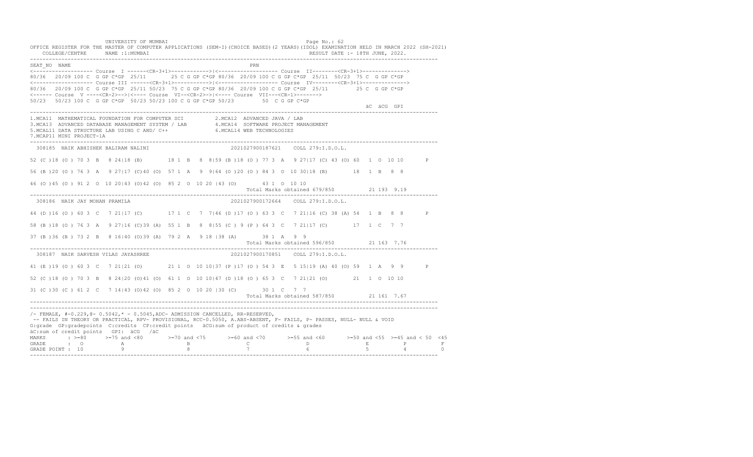UNIVERSITY OF MUMBAI

OFFICE REGISTER FOR THE MASTER OF COMPUTER APPLICATIONS (SEM-I)(CHOICE BASED)(2 YEARS)(IDOL) EXAMINATION HELD IN MARCH 2022 (SH-2021)

COLLEGE/CENTRE NAME :1:MUMBAI RESULT DATE :- 18TH JUNE, 2022.

```
SEAT_NO  NAME                                                    PRN
<------------------- Course  I ------<CR-3+1>------------>|<------------------- Course  II--------<CR-3+1>------------->
80/36  20/09 100 C  G GP C*GP  25/11      25 C G GP C*GP 80/36  20/09 100 C G GP C*GP  25/11  50/23  75 C  G GP C*GP
<------------------- Course III ------<CR-3+1>------------>|<------------------- Course  IV--------<CR-3+1>------------->
80/36  20/09 100 C  G GP C*GP  25/11 50/23  75 C G GP C*GP 80/36  20/09 100 C G GP C*GP  25/11        25 C  G GP C*GP
<------ Course  V ----<CR-2>-->|<---- Course  VI--<CR-2>->|<---- Course  VII---<CR-1>------->
50/23  50/23 100 C  G GP C*GP  50/23 50/23 100 C G GP C*GP 50/23        50  C G GP C*GP
                                                                                                     äC  äCG  GPI
```

1.MCA11 MATHEMATICAL FOUNDATION FOR COMPUTER SCI  2.MCA12 ADVANCED JAVA / LAB
3.MCA13 ADVANCED DATABASE MANAGEMENT SYSTEM / LAB  4.MCA14 SOFTWARE PROJECT MANAGEMENT
5.MCAL11 DATA STRUCTURE LAB USING C AND/ C++  6.MCAL14 WEB TECHNOLOGIES
7.MCAP11 MINI PROJECT-1A

```
 308185  NAIK ABHISHEK BALIRAM NALINI                        2021027900187621    COLL 279:I.D.O.L.

52 (C )18 (O ) 70 3  B   8 24|18 (B)       18 1  B   8  8|59 (B )18 (O ) 77 3  A   9 27|17 (C) 43 (O) 60  1  O  10 10       P

56 (B )20 (O ) 76 3  A   9 27|17 (C)40 (O)  57 1  A   9  9|64 (O )20 (O ) 84 3  O  10 30|18 (B)        18  1  B   8  8

46 (O )45 (O ) 91 2  O  10 20|43 (O)42 (O)  85 2  O  10 20 |43 (O)        43 1  O  10 10
                                                                          Total Marks obtained 679/850          21 193  9.19

 308186  NAIK JAY MOHAN PRAMILA                              2021027900172664    COLL 279:I.D.O.L.

44 (D )16 (O ) 60 3  C   7 21|17 (C)       17 1  C   7  7|46 (D )17 (O ) 63 3  C   7 21|16 (C) 38 (A) 54  1  B   8  8       P

58 (B )18 (O ) 76 3  A   9 27|16 (C)39 (A)  55 1  B   8  8|55 (C ) 9 (P ) 64 3  C   7 21|17 (C)        17  1  C   7  7

37 (B )36 (B ) 73 2  B   8 16|40 (O)39 (A)  79 2  A   9 18 |38 (A)        38 1  A   9  9
                                                                          Total Marks obtained 596/850          21 163  7.76

 308187  NAIK SARVESH VILAS JAYASHREE                        2021027900170851    COLL 279:I.D.O.L.

41 (E )19 (O ) 60 3  C   7 21|21 (O)       21 1  O  10 10|37 (P )17 (O ) 54 3  E   5 15|19 (A) 40 (O) 59  1  A   9  9       P

52 (C )18 (O ) 70 3  B   8 24|20 (O)41 (O)  61 1  O  10 10|47 (D )18 (O ) 65 3  C   7 21|21 (O)        21  1  O  10 10

31 (C )30 (C ) 61 2  C   7 14|43 (O)42 (O)  85 2  O  10 20 |30 (C)        30 1  C   7  7
                                                                          Total Marks obtained 587/850          21 161  7.67
```

/- FEMALE, #-0.229,@- 0.5042,* - 0.5045,ADC- ADMISSION CANCELLED, RR-RESERVED,
-- FAILS IN THEORY OR PRACTICAL, RPV- PROVISIONAL, RCC-0.5050, A.ABS-ABSENT, F- FAILS, P- PASSES, NULL- NULL & VOID
G:grade GP:gradepoints C:credits CP:credit points äCG:sum of product of credits & grades
äC:sum of credit points GPI: äCG /äC

| MARKS | >=80 | >=75 and <80 | >=70 and <75 | >=60 and <70 | >=55 and <60 | >=50 and <55 | >=45 and < 50 | <45 |
|---|---|---|---|---|---|---|---|---|
| GRADE | O | A | B | C | D | E | P | F |
| GRADE POINT | 10 | 9 | 8 | 7 | 6 | 5 | 4 | 0 |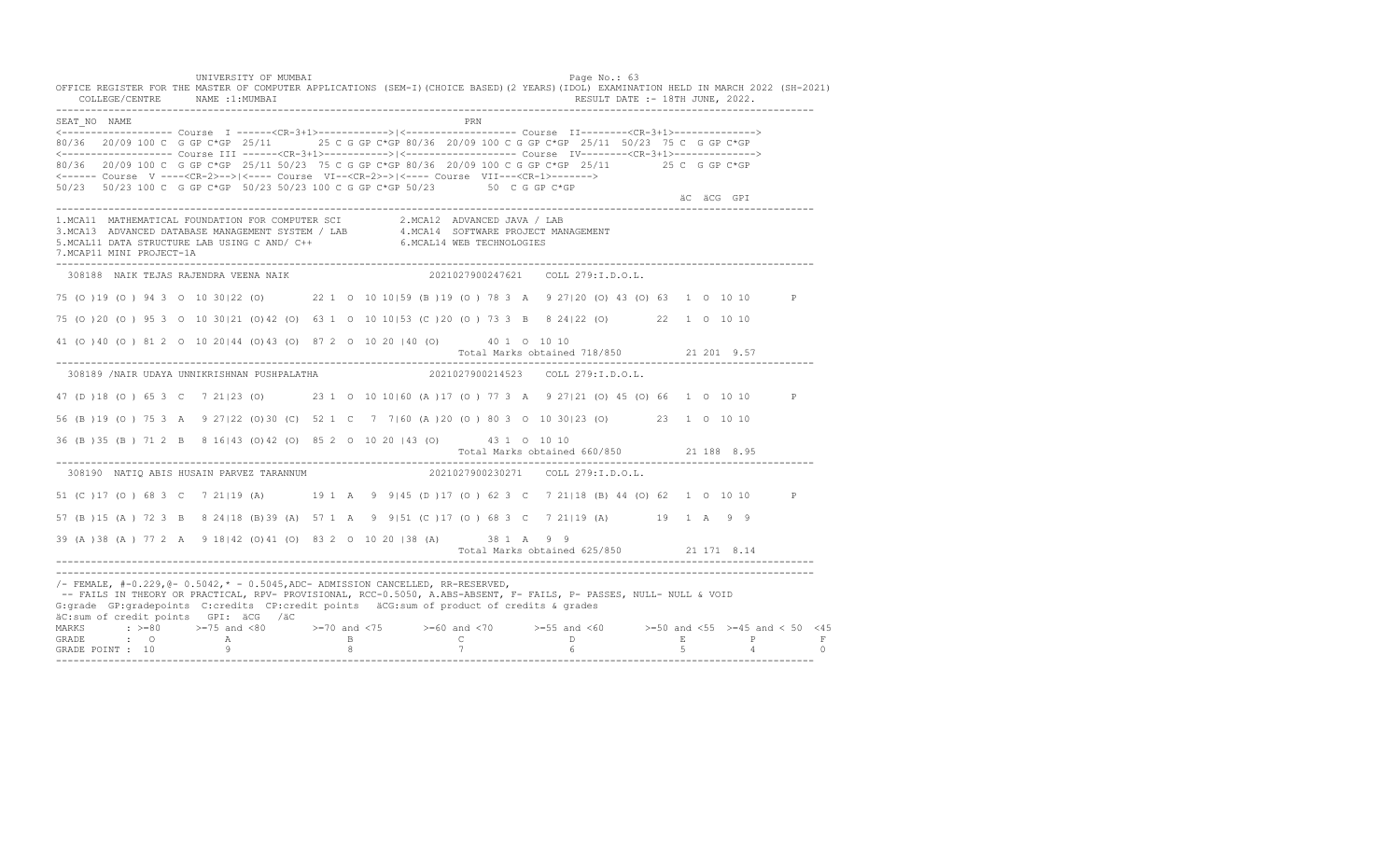UNIVERSITY OF MUMBAI

OFFICE REGISTER FOR THE MASTER OF COMPUTER APPLICATIONS (SEM-I)(CHOICE BASED)(2 YEARS)(IDOL) EXAMINATION HELD IN MARCH 2022 (SH-2021)

COLLEGE/CENTRE NAME :1:MUMBAI    RESULT DATE :- 18TH JUNE, 2022.

```
SEAT_NO  NAME                                                        PRN
<------------------- Course  I ------<CR-3+1>------------>|<------------------- Course  II--------<CR-3+1>------------->
80/36  20/09 100 C  G GP C*GP  25/11       25 C G GP C*GP 80/36  20/09 100 C G GP C*GP  25/11  50/23  75 C  G GP C*GP
<------------------- Course III ------<CR-3+1>------------>|<------------------- Course  IV--------<CR-3+1>------------->
80/36  20/09 100 C  G GP C*GP  25/11 50/23  75 C G GP C*GP 80/36  20/09 100 C G GP C*GP  25/11        25 C  G GP C*GP
<------ Course  V ----<CR-2>-->|<---- Course  VI--<CR-2>->|<---- Course  VII---<CR-1>------->
50/23  50/23 100 C  G GP C*GP  50/23 50/23 100 C G GP C*GP 50/23         50  C G GP C*GP
                                                                                                   äC  äCG  GPI
```

1.MCA11 MATHEMATICAL FOUNDATION FOR COMPUTER SCI    2.MCA12 ADVANCED JAVA / LAB
3.MCA13 ADVANCED DATABASE MANAGEMENT SYSTEM / LAB    4.MCA14 SOFTWARE PROJECT MANAGEMENT
5.MCAL11 DATA STRUCTURE LAB USING C AND/ C++    6.MCAL14 WEB TECHNOLOGIES
7.MCAP11 MINI PROJECT-1A

```
 308188  NAIK TEJAS RAJENDRA VEENA NAIK                      2021027900247621    COLL 279:I.D.O.L.

75 (O )19 (O ) 94 3  O  10 30|22 (O)       22 1  O  10 10|59 (B )19 (O ) 78 3  A   9 27|20 (O) 43 (O) 63  1  O  10 10       P

75 (O )20 (O ) 95 3  O  10 30|21 (O)42 (O)  63 1  O  10 10|53 (C )20 (O ) 73 3  B   8 24|22 (O)       22  1  O  10 10

41 (O )40 (O ) 81 2  O  10 20|44 (O)43 (O)  87 2  O  10 20 |40 (O)       40 1  O  10 10
                                                                Total Marks obtained 718/850          21 201  9.57
```

```
 308189 /NAIR UDAYA UNNIKRISHNAN PUSHPALATHA                 2021027900214523    COLL 279:I.D.O.L.

47 (D )18 (O ) 65 3  C   7 21|23 (O)       23 1  O  10 10|60 (A )17 (O ) 77 3  A   9 27|21 (O) 45 (O) 66  1  O  10 10       P

56 (B )19 (O ) 75 3  A   9 27|22 (O)30 (C)  52 1  C   7  7|60 (A )20 (O ) 80 3  O  10 30|23 (O)       23  1  O  10 10

36 (B )35 (B ) 71 2  B   8 16|43 (O)42 (O)  85 2  O  10 20 |43 (O)       43 1  O  10 10
                                                                Total Marks obtained 660/850          21 188  8.95
```

```
 308190  NATIQ ABIS HUSAIN PARVEZ TARANNUM                   2021027900230271    COLL 279:I.D.O.L.

51 (C )17 (O ) 68 3  C   7 21|19 (A)       19 1  A   9  9|45 (D )17 (O ) 62 3  C   7 21|18 (B) 44 (O) 62  1  O  10 10       P

57 (B )15 (A ) 72 3  B   8 24|18 (B)39 (A)  57 1  A   9  9|51 (C )17 (O ) 68 3  C   7 21|19 (A)       19  1  A   9  9

39 (A )38 (A ) 77 2  A   9 18|42 (O)41 (O)  83 2  O  10 20 |38 (A)       38 1  A   9  9
                                                                Total Marks obtained 625/850          21 171  8.14
```

/- FEMALE, #-0.229,@- 0.5042,* - 0.5045,ADC- ADMISSION CANCELLED, RR-RESERVED,
-- FAILS IN THEORY OR PRACTICAL, RPV- PROVISIONAL, RCC-0.5050, A.ABS-ABSENT, F- FAILS, P- PASSES, NULL- NULL & VOID
G:grade GP:gradepoints C:credits CP:credit points äCG:sum of product of credits & grades
äC:sum of credit points GPI: äCG /äC

| MARKS | >=80 | >=75 and <80 | >=70 and <75 | >=60 and <70 | >=55 and <60 | >=50 and <55 | >=45 and < 50 | <45 |
|---|---|---|---|---|---|---|---|---|
| GRADE | O | A | B | C | D | E | P | F |
| GRADE POINT | 10 | 9 | 8 | 7 | 6 | 5 | 4 | 0 |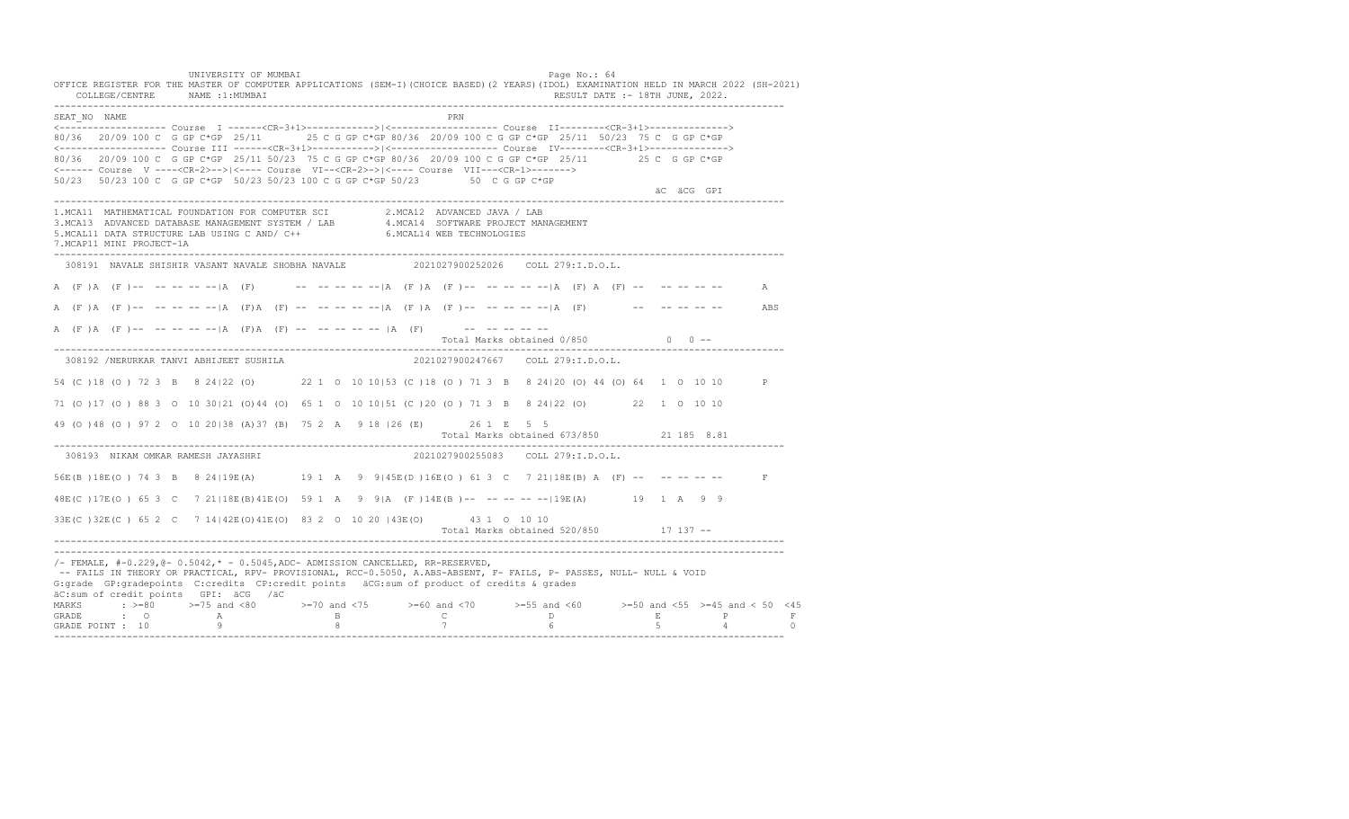UNIVERSITY OF MUMBAI

OFFICE REGISTER FOR THE MASTER OF COMPUTER APPLICATIONS (SEM-I)(CHOICE BASED)(2 YEARS)(IDOL) EXAMINATION HELD IN MARCH 2022 (SH-2021)

COLLEGE/CENTRE NAME :1:MUMBAI RESULT DATE :- 18TH JUNE, 2022.

```
SEAT_NO  NAME                                                    PRN
<------------------- Course  I ------<CR-3+1>------------>|<------------------- Course  II--------<CR-3+1>------------->
80/36  20/09 100 C  G GP C*GP  25/11      25 C G GP C*GP 80/36  20/09 100 C G GP C*GP  25/11  50/23  75 C  G GP C*GP
<------------------- Course III ------<CR-3+1>------------>|<------------------- Course  IV--------<CR-3+1>------------->
80/36  20/09 100 C  G GP C*GP  25/11 50/23  75 C G GP C*GP 80/36  20/09 100 C G GP C*GP  25/11        25 C  G GP C*GP
<------ Course  V ----<CR-2>-->|<---- Course  VI--<CR-2>->|<---- Course  VII---<CR-1>------->
50/23  50/23 100 C  G GP C*GP  50/23 50/23 100 C G GP C*GP 50/23        50  C G GP C*GP
                                                                                                   äC  äCG  GPI
```

1.MCA11 MATHEMATICAL FOUNDATION FOR COMPUTER SCI
2.MCA12 ADVANCED JAVA / LAB
3.MCA13 ADVANCED DATABASE MANAGEMENT SYSTEM / LAB
4.MCA14 SOFTWARE PROJECT MANAGEMENT
5.MCAL11 DATA STRUCTURE LAB USING C AND/ C++
6.MCAL14 WEB TECHNOLOGIES
7.MCAP11 MINI PROJECT-1A

```
 308191  NAVALE SHISHIR VASANT NAVALE SHOBHA NAVALE           2021027900252026    COLL 279:I.D.O.L.

A  (F )A  (F )--  -- -- -- --|A  (F)       --  -- -- -- --|A  (F )A  (F )--  -- -- -- --|A  (F) A  (F) --   -- -- -- --       A

A  (F )A  (F )--  -- -- -- --|A  (F)A  (F) --  -- -- -- --|A  (F )A  (F )--  -- -- -- --|A  (F)        --   -- -- -- --       ABS

A  (F )A  (F )--  -- -- -- --|A  (F)A  (F) --  -- -- -- -- |A  (F)       --  -- -- -- --
                                                                  Total Marks obtained 0/850              0  0 --
-------------------------------------------------------------------------------------------------------------------------
 308192 /NERURKAR TANVI ABHIJEET SUSHILA                     2021027900247667    COLL 279:I.D.O.L.

54 (C )18 (O ) 72 3  B   8 24|22 (O)       22 1  O  10 10|53 (C )18 (O ) 71 3  B   8 24|20 (O) 44 (O) 64  1  O  10 10       P

71 (O )17 (O ) 88 3  O  10 30|21 (O)44 (O)  65 1  O  10 10|51 (C )20 (O ) 71 3  B   8 24|22 (O)        22  1  O  10 10

49 (O )48 (O ) 97 2  O  10 20|38 (A)37 (B)  75 2  A   9 18 |26 (E)        26 1  E   5  5
                                                                  Total Marks obtained 673/850           21 185  8.81
-------------------------------------------------------------------------------------------------------------------------
 308193  NIKAM OMKAR RAMESH JAYASHRI                         2021027900255083    COLL 279:I.D.O.L.

56E(B )18E(O ) 74 3  B   8 24|19E(A)       19 1  A   9  9|45E(D )16E(O ) 61 3  C   7 21|18E(B) A  (F) --   -- -- -- --       F

48E(C )17E(O ) 65 3  C   7 21|18E(B)41E(O)  59 1  A   9  9|A  (F )14E(B )--  -- -- -- --|19E(A)        19  1  A   9  9

33E(C )32E(C ) 65 2  C   7 14|42E(O)41E(O)  83 2  O  10 20 |43E(O)       43 1  O  10 10
                                                                  Total Marks obtained 520/850           17 137 --
```

/- FEMALE, #-0.229,@- 0.5042,* - 0.5045,ADC- ADMISSION CANCELLED, RR-RESERVED,
-- FAILS IN THEORY OR PRACTICAL, RPV- PROVISIONAL, RCC-0.5050, A.ABS-ABSENT, F- FAILS, P- PASSES, NULL- NULL & VOID
G:grade GP:gradepoints C:credits CP:credit points äCG:sum of product of credits & grades
äC:sum of credit points GPI: äCG /äC

| MARKS | >=80 | >=75 and <80 | >=70 and <75 | >=60 and <70 | >=55 and <60 | >=50 and <55 | >=45 and < 50 | <45 |
|---|---|---|---|---|---|---|---|---|
| GRADE | O | A | B | C | D | E | P | F |
| GRADE POINT | 10 | 9 | 8 | 7 | 6 | 5 | 4 | 0 |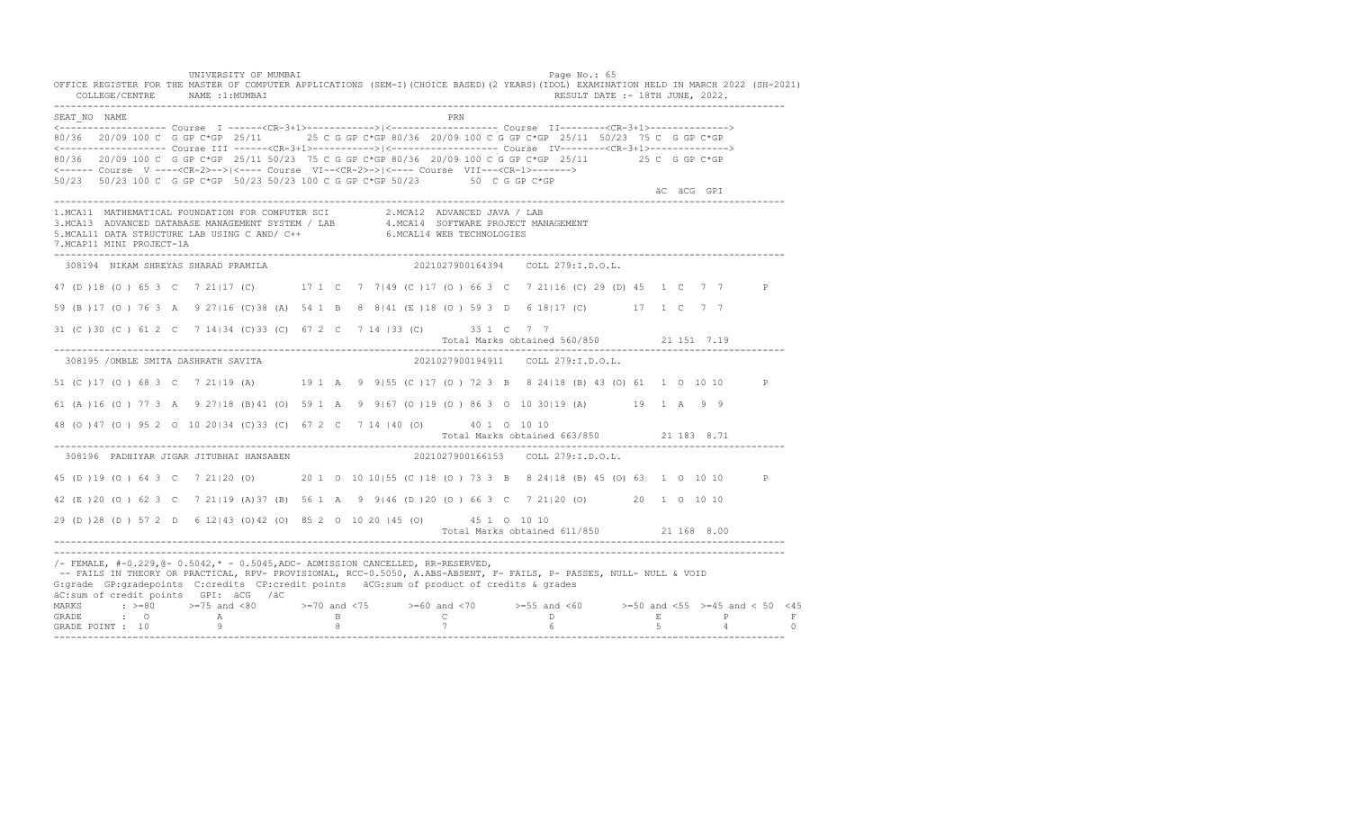UNIVERSITY OF MUMBAI

OFFICE REGISTER FOR THE MASTER OF COMPUTER APPLICATIONS (SEM-I)(CHOICE BASED)(2 YEARS)(IDOL) EXAMINATION HELD IN MARCH 2022 (SH-2021)

COLLEGE/CENTRE NAME :1:MUMBAI RESULT DATE :- 18TH JUNE, 2022.

```
SEAT_NO  NAME                                                          PRN
<------------------- Course  I ------<CR-3+1>------------>|<------------------- Course  II--------<CR-3+1>------------->
80/36  20/09 100 C  G GP C*GP  25/11       25 C G GP C*GP 80/36  20/09 100 C G GP C*GP  25/11  50/23  75 C  G GP C*GP
<------------------- Course III ------<CR-3+1>------------>|<------------------- Course  IV--------<CR-3+1>------------->
80/36  20/09 100 C  G GP C*GP  25/11 50/23  75 C G GP C*GP 80/36  20/09 100 C G GP C*GP  25/11        25 C  G GP C*GP
<------ Course  V ----<CR-2>-->|<---- Course  VI--<CR-2>->|<---- Course  VII---<CR-1>------->
50/23  50/23 100 C  G GP C*GP  50/23 50/23 100 C G GP C*GP 50/23        50  C G GP C*GP
                                                                                                    äC  äCG  GPI
```

1.MCA11 MATHEMATICAL FOUNDATION FOR COMPUTER SCI  2.MCA12 ADVANCED JAVA / LAB
3.MCA13 ADVANCED DATABASE MANAGEMENT SYSTEM / LAB  4.MCA14 SOFTWARE PROJECT MANAGEMENT
5.MCAL11 DATA STRUCTURE LAB USING C AND/ C++  6.MCAL14 WEB TECHNOLOGIES
7.MCAP11 MINI PROJECT-1A

```
 308194  NIKAM SHREYAS SHARAD PRAMILA                        2021027900164394    COLL 279:I.D.O.L.

47 (D )18 (O ) 65 3  C   7 21|17 (C)        17 1  C   7  7|49 (C )17 (O ) 66 3  C   7 21|16 (C) 29 (D) 45  1  C   7  7       P

59 (B )17 (O ) 76 3  A   9 27|16 (C)38 (A)  54 1  B   8  8|41 (E )18 (O ) 59 3  D   6 18|17 (C)        17  1  C   7  7

31 (C )30 (C ) 61 2  C   7 14|34 (C)33 (C)  67 2  C   7 14 |33 (C)        33 1  C   7  7
                                                                   Total Marks obtained 560/850          21 151  7.19
------------------------------------------------------------------------------------------------------------------------
 308195 /OMBLE SMITA DASHRATH SAVITA                         2021027900194911    COLL 279:I.D.O.L.

51 (C )17 (O ) 68 3  C   7 21|19 (A)        19 1  A   9  9|55 (C )17 (O ) 72 3  B   8 24|18 (B) 43 (O) 61  1  O  10 10       P

61 (A )16 (O ) 77 3  A   9 27|18 (B)41 (O)  59 1  A   9  9|67 (O )19 (O ) 86 3  O  10 30|19 (A)        19  1  A   9  9

48 (O )47 (O ) 95 2  O  10 20|34 (C)33 (C)  67 2  C   7 14 |40 (O)        40 1  O  10 10
                                                                   Total Marks obtained 663/850          21 183  8.71
------------------------------------------------------------------------------------------------------------------------
 308196  PADHIYAR JIGAR JITUBHAI HANSABEN                    2021027900166153    COLL 279:I.D.O.L.

45 (D )19 (O ) 64 3  C   7 21|20 (O)        20 1  O  10 10|55 (C )18 (O ) 73 3  B   8 24|18 (B) 45 (O) 63  1  O  10 10       P

42 (E )20 (O ) 62 3  C   7 21|19 (A)37 (B)  56 1  A   9  9|46 (D )20 (O ) 66 3  C   7 21|20 (O)        20  1  O  10 10

29 (D )28 (D ) 57 2  D   6 12|43 (O)42 (O)  85 2  O  10 20 |45 (O)        45 1  O  10 10
                                                                   Total Marks obtained 611/850          21 168  8.00
```

/- FEMALE, #-0.229,@- 0.5042,* - 0.5045,ADC- ADMISSION CANCELLED, RR-RESERVED,
-- FAILS IN THEORY OR PRACTICAL, RPV- PROVISIONAL, RCC-0.5050, A.ABS-ABSENT, F- FAILS, P- PASSES, NULL- NULL & VOID
G:grade GP:gradepoints C:credits CP:credit points äCG:sum of product of credits & grades
äC:sum of credit points GPI: äCG /äC

| MARKS | >=80 | >=75 and <80 | >=70 and <75 | >=60 and <70 | >=55 and <60 | >=50 and <55 | >=45 and < 50 | <45 |
|---|---|---|---|---|---|---|---|---|
| GRADE | O | A | B | C | D | E | P | F |
| GRADE POINT | 10 | 9 | 8 | 7 | 6 | 5 | 4 | 0 |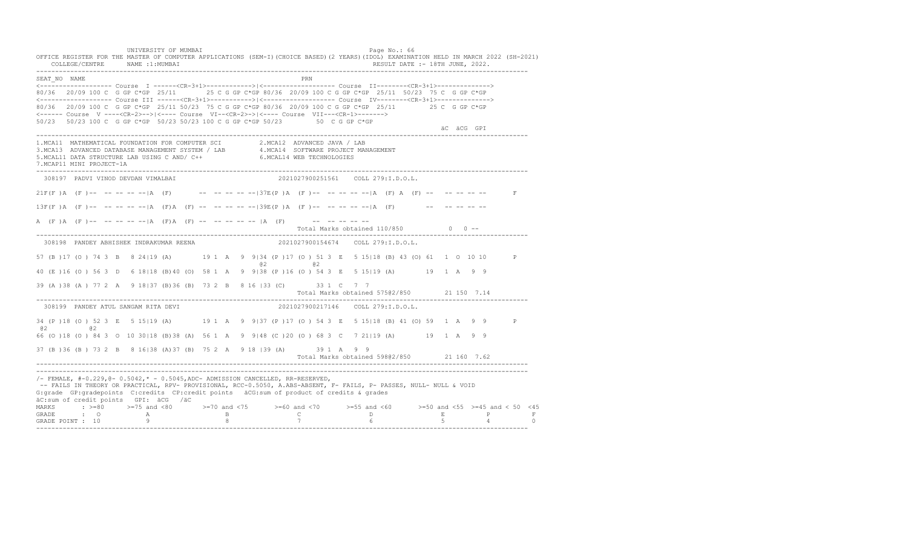```
UNIVERSITY OF MUMBAI                                                      Page No.: 66
OFFICE REGISTER FOR THE MASTER OF COMPUTER APPLICATIONS (SEM-I)(CHOICE BASED)(2 YEARS)(IDOL) EXAMINATION HELD IN MARCH 2022 (SH-2021)
    COLLEGE/CENTRE      NAME :1:MUMBAI                                                     RESULT DATE :- 18TH JUNE, 2022.
-----------------------------------------------------------------------------------------------------------------------------------
SEAT_NO  NAME                                                             PRN
<------------------- Course  I ------<CR-3+1>------------>|<------------------- Course  II--------<CR-3+1>------------->
80/36  20/09 100 C  G GP C*GP  25/11      25 C G GP C*GP 80/36  20/09 100 C G GP C*GP  25/11  50/23  75 C  G GP C*GP
<------------------- Course III ------<CR-3+1>------------>|<------------------- Course  IV--------<CR-3+1>------------->
80/36   20/09 100 C  G GP C*GP  25/11 50/23  75 C G GP C*GP 80/36  20/09 100 C G GP C*GP  25/11         25 C  G GP C*GP
<------ Course  V ----<CR-2>-->|<---- Course  VI--<CR-2>->|<---- Course  VII---<CR-1>------->
50/23   50/23 100 C  G GP C*GP  50/23 50/23 100 C G GP C*GP 50/23         50  C G GP C*GP
                                                                                                          äC  äCG  GPI
-----------------------------------------------------------------------------------------------------------------------------------
1.MCA11  MATHEMATICAL FOUNDATION FOR COMPUTER SCI          2.MCA12  ADVANCED JAVA / LAB
3.MCA13  ADVANCED DATABASE MANAGEMENT SYSTEM / LAB         4.MCA14  SOFTWARE PROJECT MANAGEMENT
5.MCAL11 DATA STRUCTURE LAB USING C AND/ C++               6.MCAL14 WEB TECHNOLOGIES
7.MCAP11 MINI PROJECT-1A
-----------------------------------------------------------------------------------------------------------------------------------
  308197  PADVI VINOD DEVDAN VIMALBAI                            2021027900251561    COLL 279:I.D.O.L.

21F(F )A  (F )--  -- -- -- --|A  (F)       --  -- -- -- --|37E(P )A  (F )--  -- -- -- --|A  (F) A  (F) --   -- -- -- --       F

13F(F )A  (F )--  -- -- -- --|A  (F)A  (F)  --  -- -- -- --|39E(P )A  (F )--  -- -- -- --|A  (F)        --   -- -- -- --

A  (F )A  (F )--  -- -- -- --|A  (F)A  (F)  --  -- -- -- -- |A  (F)       --  -- -- -- --
                                                                 Total Marks obtained 110/850           0  0 --
-----------------------------------------------------------------------------------------------------------------------------------
  308198  PANDEY ABHISHEK INDRAKUMAR REENA                       2021027900154674    COLL 279:I.D.O.L.

57 (B )17 (O ) 74 3  B   8 24|19 (A)        19 1  A   9  9|34 (P )17 (O ) 51 3  E   5 15|18 (B) 43 (O) 61   1  O  10 10       P
                                                           @2           @2
40 (E )16 (O ) 56 3  D   6 18|18 (B)40 (O)  58 1  A   9  9|38 (P )16 (O ) 54 3  E   5 15|19 (A)        19   1  A   9  9

39 (A )38 (A ) 77 2  A   9 18|37 (B)36 (B)  73 2  B   8 16 |33 (C)        33 1  C   7  7
                                                                 Total Marks obtained 575@2/850        21 150  7.14
-----------------------------------------------------------------------------------------------------------------------------------
  308199  PANDEY ATUL SANGAM RITA DEVI                           2021027900217146    COLL 279:I.D.O.L.

34 (P )18 (O ) 52 3  E   5 15|19 (A)        19 1  A   9  9|37 (P )17 (O ) 54 3  E   5 15|18 (B) 41 (O) 59   1  A   9  9       P
 @2          @2
66 (O )18 (O ) 84 3  O  10 30|18 (B)38 (A)  56 1  A   9  9|48 (C )20 (O ) 68 3  C   7 21|19 (A)        19   1  A   9  9

37 (B )36 (B ) 73 2  B   8 16|38 (A)37 (B)  75 2  A   9 18 |39 (A)        39 1  A   9  9
                                                                 Total Marks obtained 598@2/850        21 160  7.62
-----------------------------------------------------------------------------------------------------------------------------------
-----------------------------------------------------------------------------------------------------------------------------------
/- FEMALE, #-0.229,@- 0.5042,* - 0.5045,ADC- ADMISSION CANCELLED, RR-RESERVED,
 -- FAILS IN THEORY OR PRACTICAL, RPV- PROVISIONAL, RCC-0.5050, A.ABS-ABSENT, F- FAILS, P- PASSES, NULL- NULL & VOID
G:grade  GP:gradepoints  C:credits  CP:credit points   äCG:sum of product of credits & grades
äC:sum of credit points   GPI:  äCG   /äC
MARKS       : >=80      >=75 and <80        >=70 and <75       >=60 and <70       >=55 and <60       >=50 and <55  >=45 and < 50  <45
GRADE       :  O             A                   B                  C                  D                  E             P            F
GRADE POINT : 10             9                   8                  7                  6                  5             4            0
-----------------------------------------------------------------------------------------------------------------------------------
```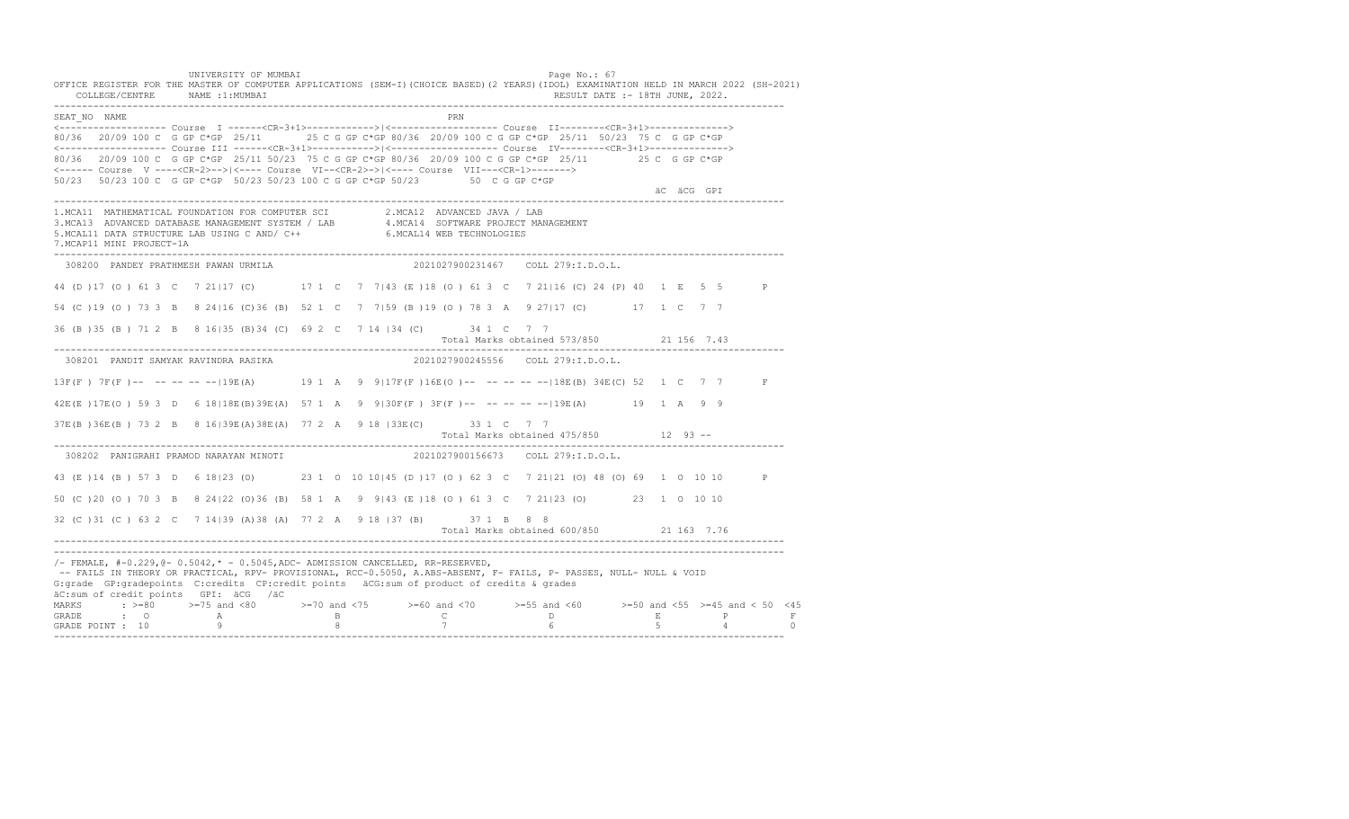```
UNIVERSITY OF MUMBAI                                                          Page No.: 67
OFFICE REGISTER FOR THE MASTER OF COMPUTER APPLICATIONS (SEM-I)(CHOICE BASED)(2 YEARS)(IDOL) EXAMINATION HELD IN MARCH 2022 (SH-2021)
    COLLEGE/CENTRE      NAME :1:MUMBAI                                                    RESULT DATE :- 18TH JUNE, 2022.
-------------------------------------------------------------------------------------------------------------------------------------
SEAT_NO  NAME                                                       PRN
<-------------------- Course  I ------<CR-3+1>------------>|<------------------- Course  II--------<CR-3+1>-------------->
80/36  20/09 100 C  G GP C*GP  25/11      25 C G GP C*GP 80/36  20/09 100 C G GP C*GP  25/11  50/23  75 C  G GP C*GP
<-------------------- Course III ------<CR-3+1>----------->|<------------------- Course  IV--------<CR-3+1>-------------->
80/36  20/09 100 C  G GP C*GP  25/11 50/23  75 C G GP C*GP 80/36  20/09 100 C G GP C*GP  25/11         25 C  G GP C*GP
<------ Course  V ----<CR-2>-->|<---- Course  VI--<CR-2>->|<---- Course  VII---<CR-1>------->
50/23  50/23 100 C  G GP C*GP  50/23 50/23 100 C G GP C*GP 50/23         50  C G GP C*GP
                                                                                                        äC  äCG  GPI
-------------------------------------------------------------------------------------------------------------------------------------
1.MCA11  MATHEMATICAL FOUNDATION FOR COMPUTER SCI          2.MCA12  ADVANCED JAVA / LAB
3.MCA13  ADVANCED DATABASE MANAGEMENT SYSTEM / LAB         4.MCA14  SOFTWARE PROJECT MANAGEMENT
5.MCAL11 DATA STRUCTURE LAB USING C AND/ C++               6.MCAL14 WEB TECHNOLOGIES
7.MCAP11 MINI PROJECT-1A
-------------------------------------------------------------------------------------------------------------------------------------
  308200  PANDEY PRATHMESH PAWAN URMILA                        2021027900231467    COLL 279:I.D.O.L.

44 (D )17 (O ) 61 3  C   7 21|17 (C)       17 1  C   7  7|43 (E )18 (O ) 61 3  C   7 21|16 (C) 24 (P) 40  1  E   5  5       P

54 (C )19 (O ) 73 3  B   8 24|16 (C)36 (B)  52 1  C   7  7|59 (B )19 (O ) 78 3  A   9 27|17 (C)       17  1  C   7  7

36 (B )35 (B ) 71 2  B   8 16|35 (B)34 (C)  69 2  C   7 14 |34 (C)       34 1  C   7  7
                                                                     Total Marks obtained 573/850          21 156  7.43
-------------------------------------------------------------------------------------------------------------------------------------
  308201  PANDIT SAMYAK RAVINDRA RASIKA                        2021027900245556    COLL 279:I.D.O.L.

13F(F ) 7F(F )--  -- -- -- --|19E(A)       19 1  A   9  9|17F(F )16E(O )--  -- -- -- --|18E(B) 34E(C) 52  1  C   7  7       F

42E(E )17E(O ) 59 3  D   6 18|18E(B)39E(A)  57 1  A   9  9|30F(F ) 3F(F )--  -- -- -- --|19E(A)       19  1  A   9  9

37E(B )36E(B ) 73 2  B   8 16|39E(A)38E(A)  77 2  A   9 18 |33E(C)       33 1  C   7  7
                                                                     Total Marks obtained 475/850          12  93 --
-------------------------------------------------------------------------------------------------------------------------------------
  308202  PANIGRAHI PRAMOD NARAYAN MINOTI                      2021027900156673    COLL 279:I.D.O.L.

43 (E )14 (B ) 57 3  D   6 18|23 (O)       23 1  O  10 10|45 (D )17 (O ) 62 3  C   7 21|21 (O) 48 (O) 69  1  O  10 10       P

50 (C )20 (O ) 70 3  B   8 24|22 (O)36 (B)  58 1  A   9  9|43 (E )18 (O ) 61 3  C   7 21|23 (O)       23  1  O  10 10

32 (C )31 (C ) 63 2  C   7 14|39 (A)38 (A)  77 2  A   9 18 |37 (B)       37 1  B   8  8
                                                                     Total Marks obtained 600/850          21 163  7.76
-------------------------------------------------------------------------------------------------------------------------------------
-------------------------------------------------------------------------------------------------------------------------------------
/- FEMALE, #-0.229,@- 0.5042,* - 0.5045,ADC- ADMISSION CANCELLED, RR-RESERVED,
 -- FAILS IN THEORY OR PRACTICAL, RPV- PROVISIONAL, RCC-0.5050, A.ABS-ABSENT, F- FAILS, P- PASSES, NULL- NULL & VOID
G:grade  GP:gradepoints  C:credits  CP:credit points  äCG:sum of product of credits & grades
äC:sum of credit points   GPI:  äCG   /äC
MARKS       : >=80      >=75 and <80       >=70 and <75       >=60 and <70       >=55 and <60       >=50 and <55  >=45 and < 50  <45
GRADE       :  O             A                  B                  C                  D                  E             P            F
GRADE POINT : 10             9                  8                  7                  6                  5             4            0
-------------------------------------------------------------------------------------------------------------------------------------
```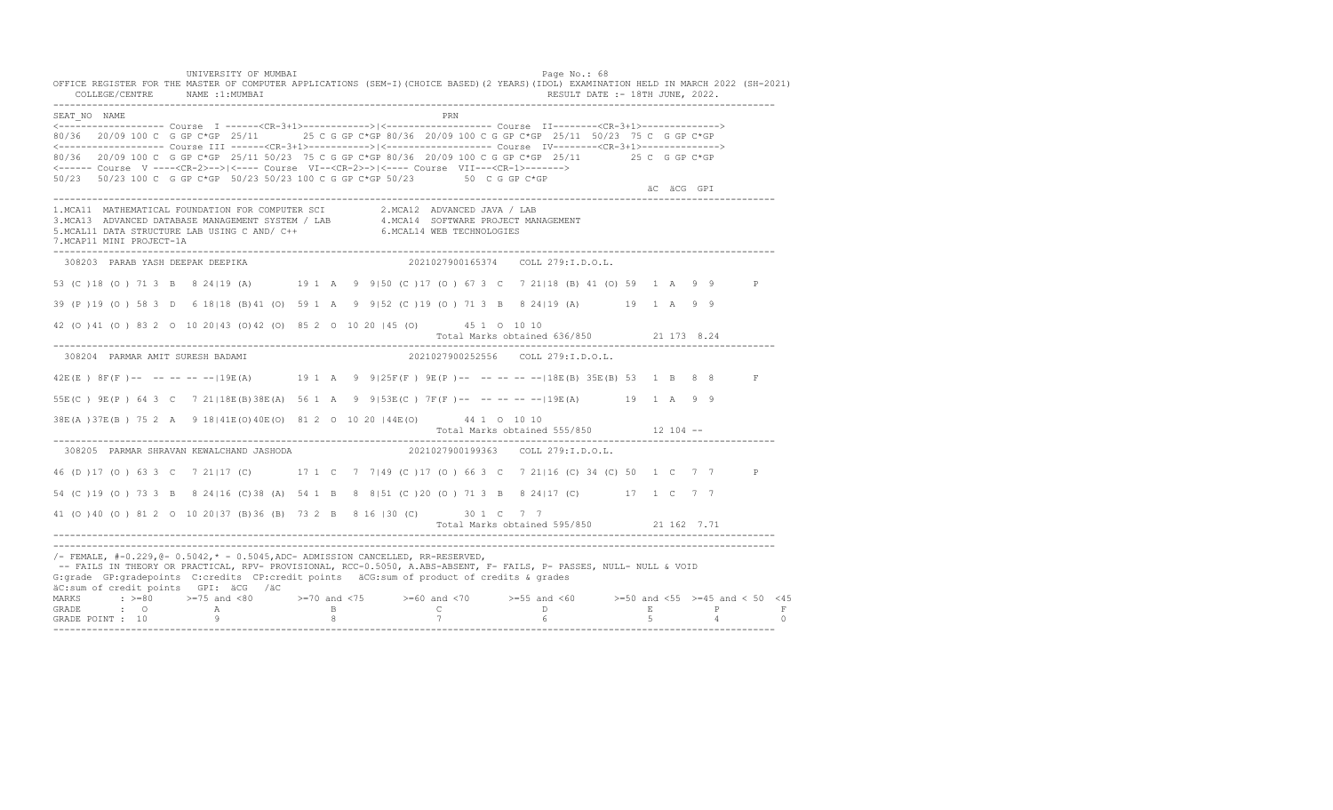UNIVERSITY OF MUMBAI

OFFICE REGISTER FOR THE MASTER OF COMPUTER APPLICATIONS (SEM-I)(CHOICE BASED)(2 YEARS)(IDOL) EXAMINATION HELD IN MARCH 2022 (SH-2021)

COLLEGE/CENTRE NAME :1:MUMBAI RESULT DATE :- 18TH JUNE, 2022.

```
SEAT_NO  NAME                                                    PRN
<------------------- Course  I ------<CR-3+1>------------>|<------------------- Course  II--------<CR-3+1>------------->
80/36  20/09 100 C  G GP C*GP  25/11       25 C G GP C*GP 80/36  20/09 100 C G GP C*GP  25/11  50/23  75 C  G GP C*GP
<------------------- Course III ------<CR-3+1>------------>|<------------------- Course  IV--------<CR-3+1>------------->
80/36  20/09 100 C  G GP C*GP  25/11 50/23  75 C G GP C*GP 80/36  20/09 100 C G GP C*GP  25/11        25 C  G GP C*GP
<------ Course  V ----<CR-2>-->|<---- Course  VI--<CR-2>->|<---- Course  VII---<CR-1>------->
50/23  50/23 100 C  G GP C*GP  50/23 50/23 100 C G GP C*GP 50/23        50  C G GP C*GP
                                                                                                        äC  äCG  GPI
---------------------------------------------------------------------------------------------------------------------
1.MCA11  MATHEMATICAL FOUNDATION FOR COMPUTER SCI          2.MCA12  ADVANCED JAVA / LAB
3.MCA13  ADVANCED DATABASE MANAGEMENT SYSTEM / LAB         4.MCA14  SOFTWARE PROJECT MANAGEMENT
5.MCAL11 DATA STRUCTURE LAB USING C AND/ C++               6.MCAL14 WEB TECHNOLOGIES
7.MCAP11 MINI PROJECT-1A
---------------------------------------------------------------------------------------------------------------------
 308203  PARAB YASH DEEPAK DEEPIKA                             2021027900165374    COLL 279:I.D.O.L.

53 (C )18 (O ) 71 3  B   8 24|19 (A)       19 1  A   9  9|50 (C )17 (O ) 67 3  C   7 21|18 (B) 41 (O) 59  1  A   9  9       P

39 (P )19 (O ) 58 3  D   6 18|18 (B)41 (O)  59 1  A   9  9|52 (C )19 (O ) 71 3  B   8 24|19 (A)       19  1  A   9  9

42 (O )41 (O ) 83 2  O  10 20|43 (O)42 (O)  85 2  O  10 20 |45 (O)       45 1  O  10 10
                                                                       Total Marks obtained 636/850          21 173  8.24
---------------------------------------------------------------------------------------------------------------------
 308204  PARMAR AMIT SURESH BADAMI                             2021027900252556    COLL 279:I.D.O.L.

42E(E ) 8F(F )--  -- -- -- --|19E(A)       19 1  A   9  9|25F(F ) 9E(P )--  -- -- -- --|18E(B) 35E(B) 53  1  B   8  8       F

55E(C ) 9E(P ) 64 3  C   7 21|18E(B)38E(A)  56 1  A   9  9|53E(C ) 7F(F )--  -- -- -- --|19E(A)       19  1  A   9  9

38E(A )37E(B ) 75 2  A   9 18|41E(O)40E(O)  81 2  O  10 20 |44E(O)       44 1  O  10 10
                                                                       Total Marks obtained 555/850          12 104 --
---------------------------------------------------------------------------------------------------------------------
 308205  PARMAR SHRAVAN KEWALCHAND JASHODA                     2021027900199363    COLL 279:I.D.O.L.

46 (D )17 (O ) 63 3  C   7 21|17 (C)       17 1  C   7  7|49 (C )17 (O ) 66 3  C   7 21|16 (C) 34 (C) 50  1  C   7  7       P

54 (C )19 (O ) 73 3  B   8 24|16 (C)38 (A)  54 1  B   8  8|51 (C )20 (O ) 71 3  B   8 24|17 (C)       17  1  C   7  7

41 (O )40 (O ) 81 2  O  10 20|37 (B)36 (B)  73 2  B   8 16 |30 (C)       30 1  C   7  7
                                                                       Total Marks obtained 595/850          21 162  7.71
---------------------------------------------------------------------------------------------------------------------
```

/- FEMALE, #-0.229,@- 0.5042,* - 0.5045,ADC- ADMISSION CANCELLED, RR-RESERVED,
 -- FAILS IN THEORY OR PRACTICAL, RPV- PROVISIONAL, RCC-0.5050, A.ABS-ABSENT, F- FAILS, P- PASSES, NULL- NULL & VOID
G:grade GP:gradepoints C:credits CP:credit points äCG:sum of product of credits & grades
äC:sum of credit points GPI: äCG /äC

| MARKS | >=80 | >=75 and <80 | >=70 and <75 | >=60 and <70 | >=55 and <60 | >=50 and <55 | >=45 and < 50 | <45 |
|---|---|---|---|---|---|---|---|---|
| GRADE | O | A | B | C | D | E | P | F |
| GRADE POINT | 10 | 9 | 8 | 7 | 6 | 5 | 4 | 0 |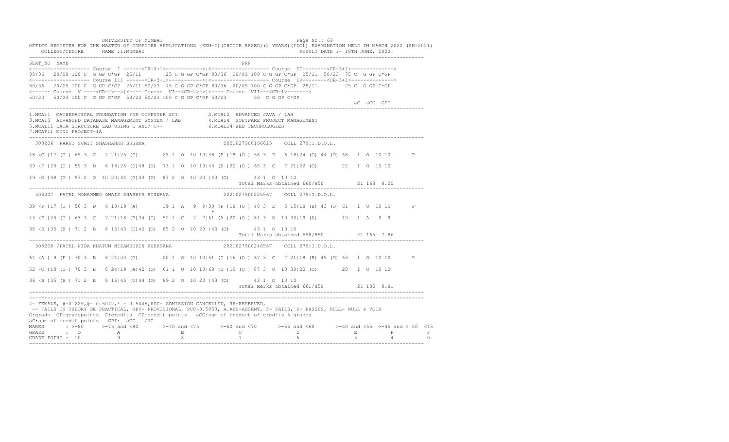UNIVERSITY OF MUMBAI

OFFICE REGISTER FOR THE MASTER OF COMPUTER APPLICATIONS (SEM-I)(CHOICE BASED)(2 YEARS)(IDOL) EXAMINATION HELD IN MARCH 2022 (SH-2021)

COLLEGE/CENTRE NAME :1:MUMBAI RESULT DATE :- 18TH JUNE, 2022.

```
SEAT_NO  NAME                                                        PRN
<------------------- Course  I ------<CR-3+1>------------>|<------------------- Course  II--------<CR-3+1>------------->
80/36  20/09 100 C  G GP C*GP  25/11     25 C G GP C*GP 80/36  20/09 100 C G GP C*GP  25/11  50/23  75 C  G GP C*GP
<------------------- Course III ------<CR-3+1>----------->|<------------------- Course  IV--------<CR-3+1>------------->
80/36  20/09 100 C  G GP C*GP  25/11 50/23  75 C G GP C*GP 80/36  20/09 100 C G GP C*GP  25/11        25 C  G GP C*GP
<------ Course  V ----<CR-2>-->|<---- Course  VI--<CR-2>->|<---- Course  VII---<CR-1>------->
50/23  50/23 100 C  G GP C*GP  50/23 50/23 100 C G GP C*GP 50/23         50  C G GP C*GP
                                                                                                    äC  äCG  GPI
```

1.MCA11 MATHEMATICAL FOUNDATION FOR COMPUTER SCI 2.MCA12 ADVANCED JAVA / LAB
3.MCA13 ADVANCED DATABASE MANAGEMENT SYSTEM / LAB 4.MCA14 SOFTWARE PROJECT MANAGEMENT
5.MCAL11 DATA STRUCTURE LAB USING C AND/ C++ 6.MCAL14 WEB TECHNOLOGIES
7.MCAP11 MINI PROJECT-1A

```
 308206  PARUI SUMIT SHASHANKH SUSHMA                          2021027900166025    COLL 279:I.D.O.L.

48 (C )17 (O ) 65 3  C   7 21|25 (O)       25 1  O  10 10|38 (P )18 (O ) 56 3  D   6 18|24 (O) 44 (O) 68  1  O  10 10      P

39 (P )20 (O ) 59 3  D   6 18|25 (O)48 (O)  73 1  O  10 10|45 (D )20 (O ) 65 3  C   7 21|22 (O)       22  1  O  10 10

49 (O )48 (O ) 97 2  O  10 20|44 (O)43 (O)  87 2  O  10 20 |43 (O)       43 1  O  10 10
                                                                Total Marks obtained 660/850          21 168  8.00

 308207  PATEL MOHAMMED OWAIS SHABBIR RIZWANA                  2021027900225567    COLL 279:I.D.O.L.

39 (P )17 (O ) 56 3  D   6 18|19 (A)       19 1  A   9  9|30 (P )18 (O ) 48 3  E   5 15|18 (B) 43 (O) 61  1  O  10 10      P
                                                           *
43 (E )20 (O ) 63 3  C   7 21|18 (B)34 (C)  52 1  C   7  7|61 (A )20 (O ) 81 3  O  10 30|19 (A)       19  1  A   9  9

36 (B )35 (B ) 71 2  B   8 16|43 (O)42 (O)  85 2  O  10 20 |43 (O)       43 1  O  10 10
                                                                Total Marks obtained 598/850          21 165  7.86

 308208 /PATEL NIDA KHATUN NIZAMUDDIN RUKHSANA                 2021027900246567    COLL 279:I.D.O.L.

61 (A ) 9 (P ) 70 3  B   8 24|20 (O)       20 1  O  10 10|51 (C )16 (O ) 67 3  C   7 21|18 (B) 45 (O) 63  1  O  10 10      P

52 (C )18 (O ) 70 3  B   8 24|19 (A)42 (O)  61 1  O  10 10|68 (O )19 (O ) 87 3  O  10 30|20 (O)       20  1  O  10 10

36 (B )35 (B ) 71 2  B   8 16|45 (O)44 (O)  89 2  O  10 20 |43 (O)       43 1  O  10 10
                                                                Total Marks obtained 661/850          21 185  8.81
```

/- FEMALE, #-0.229,@- 0.5042,* - 0.5045,ADC- ADMISSION CANCELLED, RR-RESERVED,
-- FAILS IN THEORY OR PRACTICAL, RPV- PROVISIONAL, RCC-0.5050, A.ABS-ABSENT, F- FAILS, P- PASSES, NULL- NULL & VOID
G:grade GP:gradepoints C:credits CP:credit points äCG:sum of product of credits & grades
äC:sum of credit points GPI: äCG /äC

| MARKS | >=80 | >=75 and <80 | >=70 and <75 | >=60 and <70 | >=55 and <60 | >=50 and <55 | >=45 and < 50 | <45 |
|---|---|---|---|---|---|---|---|---|
| GRADE | O | A | B | C | D | E | P | F |
| GRADE POINT | 10 | 9 | 8 | 7 | 6 | 5 | 4 | 0 |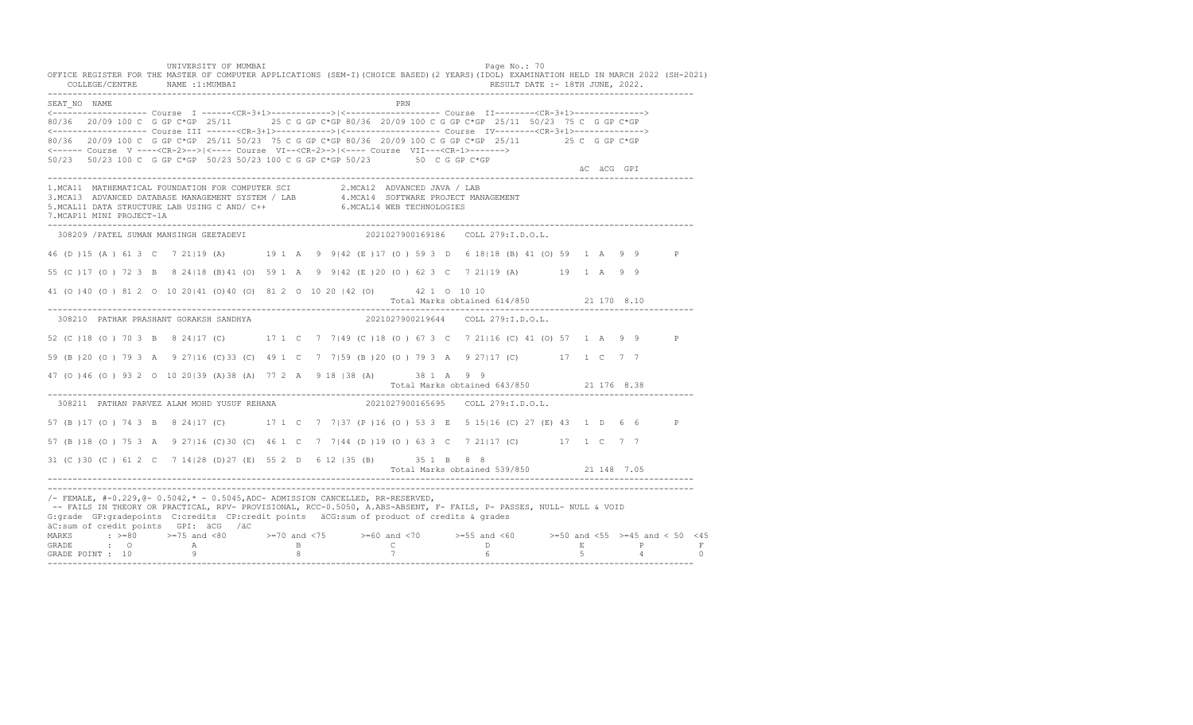UNIVERSITY OF MUMBAI

OFFICE REGISTER FOR THE MASTER OF COMPUTER APPLICATIONS (SEM-I)(CHOICE BASED)(2 YEARS)(IDOL) EXAMINATION HELD IN MARCH 2022 (SH-2021)

COLLEGE/CENTRE NAME :1:MUMBAI RESULT DATE :- 18TH JUNE, 2022.

```
SEAT_NO  NAME                                                          PRN
<------------------- Course  I ------<CR-3+1>------------>|<------------------- Course  II--------<CR-3+1>------------->
80/36  20/09 100 C  G GP C*GP  25/11       25 C G GP C*GP 80/36  20/09 100 C G GP C*GP  25/11  50/23  75 C  G GP C*GP
<------------------- Course III ------<CR-3+1>------------>|<------------------- Course  IV--------<CR-3+1>------------->
80/36  20/09 100 C  G GP C*GP  25/11 50/23  75 C G GP C*GP 80/36  20/09 100 C G GP C*GP  25/11        25 C  G GP C*GP
<------ Course  V ----<CR-2>-->|<---- Course  VI--<CR-2>->|<---- Course  VII---<CR-1>------->
50/23  50/23 100 C  G GP C*GP  50/23 50/23 100 C G GP C*GP 50/23         50  C G GP C*GP
                                                                                                        äC  äCG  GPI
```

1.MCA11 MATHEMATICAL FOUNDATION FOR COMPUTER SCI  2.MCA12 ADVANCED JAVA / LAB
3.MCA13 ADVANCED DATABASE MANAGEMENT SYSTEM / LAB  4.MCA14 SOFTWARE PROJECT MANAGEMENT
5.MCAL11 DATA STRUCTURE LAB USING C AND/ C++  6.MCAL14 WEB TECHNOLOGIES
7.MCAP11 MINI PROJECT-1A

```
 308209 /PATEL SUMAN MANSINGH GEETADEVI                     2021027900169186    COLL 279:I.D.O.L.

46 (D )15 (A ) 61 3  C   7 21|19 (A)       19 1  A   9  9|42 (E )17 (O ) 59 3  D   6 18|18 (B) 41 (O) 59  1  A   9  9       P

55 (C )17 (O ) 72 3  B   8 24|18 (B)41 (O)  59 1  A   9  9|42 (E )20 (O ) 62 3  C   7 21|19 (A)       19  1  A   9  9

41 (O )40 (O ) 81 2  O  10 20|41 (O)40 (O)  81 2  O  10 20 |42 (O)       42 1  O  10 10
                                                                   Total Marks obtained 614/850          21 170  8.10

 308210  PATHAK PRASHANT GORAKSH SANDHYA                    2021027900219644    COLL 279:I.D.O.L.

52 (C )18 (O ) 70 3  B   8 24|17 (C)       17 1  C   7  7|49 (C )18 (O ) 67 3  C   7 21|16 (C) 41 (O) 57  1  A   9  9       P

59 (B )20 (O ) 79 3  A   9 27|16 (C)33 (C)  49 1  C   7  7|59 (B )20 (O ) 79 3  A   9 27|17 (C)       17  1  C   7  7

47 (O )46 (O ) 93 2  O  10 20|39 (A)38 (A)  77 2  A   9 18 |38 (A)       38 1  A   9  9
                                                                   Total Marks obtained 643/850          21 176  8.38

 308211  PATHAN PARVEZ ALAM MOHD YUSUF REHANA               2021027900165695    COLL 279:I.D.O.L.

57 (B )17 (O ) 74 3  B   8 24|17 (C)       17 1  C   7  7|37 (P )16 (O ) 53 3  E   5 15|16 (C) 27 (E) 43  1  D   6  6       P

57 (B )18 (O ) 75 3  A   9 27|16 (C)30 (C)  46 1  C   7  7|44 (D )19 (O ) 63 3  C   7 21|17 (C)       17  1  C   7  7

31 (C )30 (C ) 61 2  C   7 14|28 (D)27 (E)  55 2  D   6 12 |35 (B)       35 1  B   8  8
                                                                   Total Marks obtained 539/850          21 148  7.05
```

/- FEMALE, #-0.229,@- 0.5042,* - 0.5045,ADC- ADMISSION CANCELLED, RR-RESERVED,
-- FAILS IN THEORY OR PRACTICAL, RPV- PROVISIONAL, RCC-0.5050, A.ABS-ABSENT, F- FAILS, P- PASSES, NULL- NULL & VOID
G:grade GP:gradepoints C:credits CP:credit points äCG:sum of product of credits & grades
äC:sum of credit points GPI: äCG /äC

| MARKS | >=80 | >=75 and <80 | >=70 and <75 | >=60 and <70 | >=55 and <60 | >=50 and <55 | >=45 and < 50 | <45 |
|---|---|---|---|---|---|---|---|---|
| GRADE | O | A | B | C | D | E | P | F |
| GRADE POINT | 10 | 9 | 8 | 7 | 6 | 5 | 4 | 0 |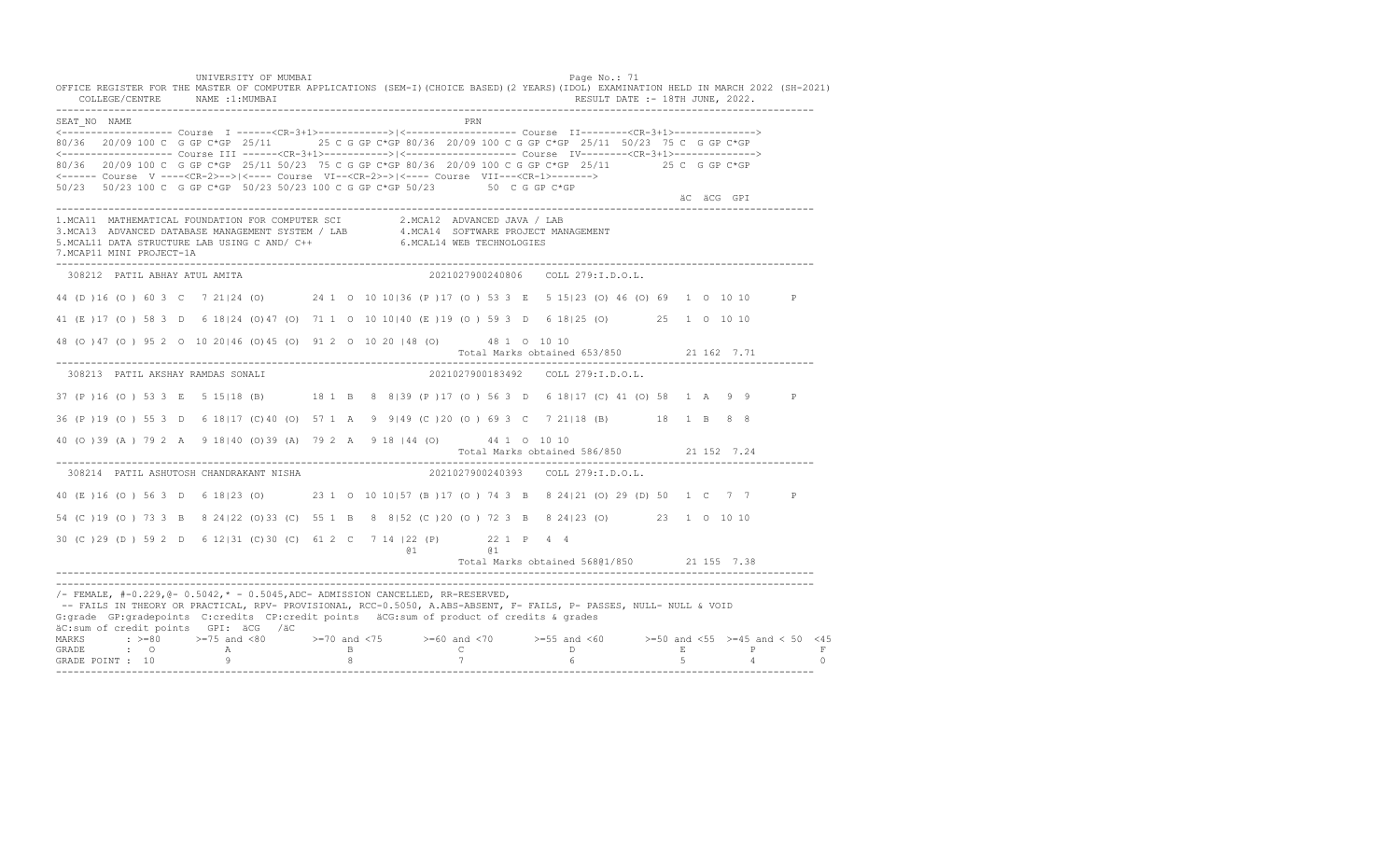```
UNIVERSITY OF MUMBAI                                                    Page No.: 71
OFFICE REGISTER FOR THE MASTER OF COMPUTER APPLICATIONS (SEM-I)(CHOICE BASED)(2 YEARS)(IDOL) EXAMINATION HELD IN MARCH 2022 (SH-2021)
    COLLEGE/CENTRE      NAME :1:MUMBAI                                                   RESULT DATE :- 18TH JUNE, 2022.
-------------------------------------------------------------------------------------------------------------------------------
SEAT_NO  NAME                                                       PRN
<------------------- Course  I ------<CR-3+1>------------>|<------------------- Course  II--------<CR-3+1>------------->
80/36  20/09 100 C  G GP C*GP  25/11      25 C G GP C*GP 80/36  20/09 100 C G GP C*GP  25/11  50/23  75 C  G GP C*GP
<------------------- Course III ------<CR-3+1>------------>|<------------------- Course  IV--------<CR-3+1>------------->
80/36   20/09 100 C  G GP C*GP  25/11 50/23  75 C G GP C*GP 80/36  20/09 100 C G GP C*GP  25/11        25 C  G GP C*GP
<------ Course  V ----<CR-2>-->|<---- Course  VI--<CR-2>->|<---- Course  VII---<CR-1>------->
50/23   50/23 100 C  G GP C*GP  50/23 50/23 100 C G GP C*GP 50/23         50  C G GP C*GP
                                                                                                        äC  äCG  GPI
-------------------------------------------------------------------------------------------------------------------------------
1.MCA11  MATHEMATICAL FOUNDATION FOR COMPUTER SCI          2.MCA12  ADVANCED JAVA / LAB
3.MCA13  ADVANCED DATABASE MANAGEMENT SYSTEM / LAB         4.MCA14  SOFTWARE PROJECT MANAGEMENT
5.MCAL11 DATA STRUCTURE LAB USING C AND/ C++               6.MCAL14 WEB TECHNOLOGIES
7.MCAP11 MINI PROJECT-1A
-------------------------------------------------------------------------------------------------------------------------------
  308212  PATIL ABHAY ATUL AMITA                               2021027900240806    COLL 279:I.D.O.L.

44 (D )16 (O ) 60 3  C   7 21|24 (O)       24 1  O  10 10|36 (P )17 (O ) 53 3  E   5 15|23 (O) 46 (O) 69  1  O  10 10       P

41 (E )17 (O ) 58 3  D   6 18|24 (O)47 (O)  71 1  O  10 10|40 (E )19 (O ) 59 3  D   6 18|25 (O)       25  1  O  10 10

48 (O )47 (O ) 95 2  O  10 20|46 (O)45 (O)  91 2  O  10 20 |48 (O)       48 1  O  10 10
                                                                   Total Marks obtained 653/850          21 162  7.71
-------------------------------------------------------------------------------------------------------------------------------
  308213  PATIL AKSHAY RAMDAS SONALI                           2021027900183492    COLL 279:I.D.O.L.

37 (P )16 (O ) 53 3  E   5 15|18 (B)       18 1  B   8  8|39 (P )17 (O ) 56 3  D   6 18|17 (C) 41 (O) 58  1  A   9  9       P

36 (P )19 (O ) 55 3  D   6 18|17 (C)40 (O)  57 1  A   9  9|49 (C )20 (O ) 69 3  C   7 21|18 (B)       18  1  B   8  8

40 (O )39 (A ) 79 2  A   9 18|40 (O)39 (A)  79 2  A   9 18 |44 (O)       44 1  O  10 10
                                                                   Total Marks obtained 586/850          21 152  7.24
-------------------------------------------------------------------------------------------------------------------------------
  308214  PATIL ASHUTOSH CHANDRAKANT NISHA                     2021027900240393    COLL 279:I.D.O.L.

40 (E )16 (O ) 56 3  D   6 18|23 (O)       23 1  O  10 10|57 (B )17 (O ) 74 3  B   8 24|21 (O) 29 (D) 50  1  C   7  7       P

54 (C )19 (O ) 73 3  B   8 24|22 (O)33 (C)  55 1  B   8  8|52 (C )20 (O ) 72 3  B   8 24|23 (O)       23  1  O  10 10

30 (C )29 (D ) 59 2  D   6 12|31 (C)30 (C)  61 2  C   7 14 |22 (P)       22 1  P   4  4
                                                          @1            @1
                                                                   Total Marks obtained 568@1/850        21 155  7.38
-------------------------------------------------------------------------------------------------------------------------------
-------------------------------------------------------------------------------------------------------------------------------
/- FEMALE, #-0.229,@- 0.5042,* - 0.5045,ADC- ADMISSION CANCELLED, RR-RESERVED,
 -- FAILS IN THEORY OR PRACTICAL, RPV- PROVISIONAL, RCC-0.5050, A.ABS-ABSENT, F- FAILS, P- PASSES, NULL- NULL & VOID
G:grade  GP:gradepoints  C:credits  CP:credit points  äCG:sum of product of credits & grades
äC:sum of credit points  GPI:  äCG  /äC
MARKS       : >=80      >=75 and <80       >=70 and <75      >=60 and <70      >=55 and <60      >=50 and <55  >=45 and < 50  <45
GRADE       :  O            A                  B                 C                 D                 E            P            F
GRADE POINT : 10            9                  8                 7                 6                 5            4            0
-------------------------------------------------------------------------------------------------------------------------------
```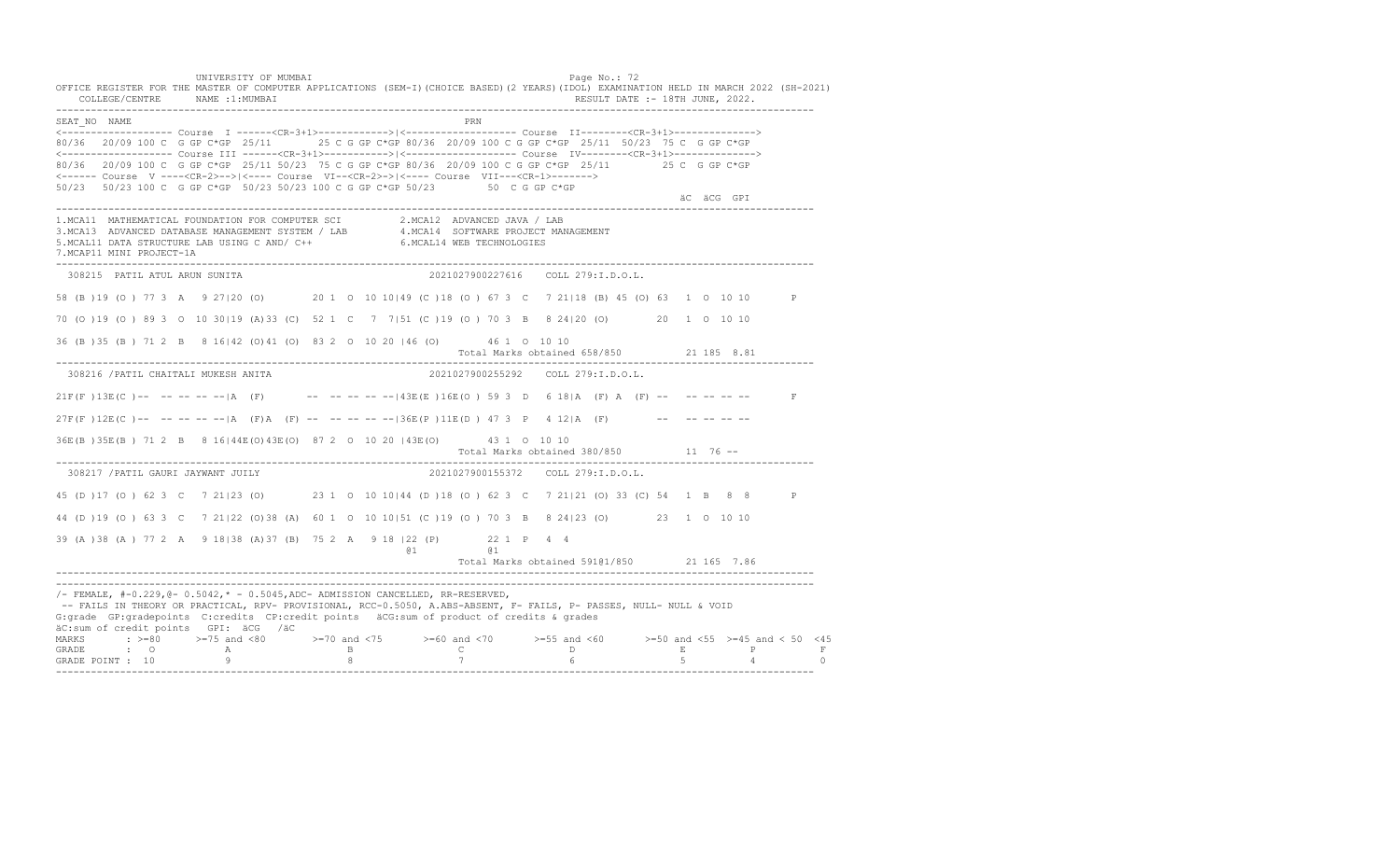UNIVERSITY OF MUMBAI

OFFICE REGISTER FOR THE MASTER OF COMPUTER APPLICATIONS (SEM-I)(CHOICE BASED)(2 YEARS)(IDOL) EXAMINATION HELD IN MARCH 2022 (SH-2021)

COLLEGE/CENTRE NAME :1:MUMBAI RESULT DATE :- 18TH JUNE, 2022.

```
SEAT_NO  NAME                                                         PRN
<------------------- Course  I ------<CR-3+1>------------>|<------------------- Course  II--------<CR-3+1>------------->
80/36  20/09 100 C  G GP C*GP  25/11      25 C G GP C*GP 80/36  20/09 100 C G GP C*GP  25/11  50/23  75 C  G GP C*GP
<------------------- Course III ------<CR-3+1>------------>|<------------------- Course  IV--------<CR-3+1>------------->
80/36  20/09 100 C  G GP C*GP  25/11 50/23  75 C G GP C*GP 80/36  20/09 100 C G GP C*GP  25/11        25 C  G GP C*GP
<------ Course  V ----<CR-2>-->|<---- Course  VI--<CR-2>->|<---- Course  VII---<CR-1>------->
50/23  50/23 100 C  G GP C*GP  50/23 50/23 100 C G GP C*GP 50/23        50  C G GP C*GP
                                                                                                          äC  äCG  GPI
```

1.MCA11 MATHEMATICAL FOUNDATION FOR COMPUTER SCI  
2.MCA12 ADVANCED JAVA / LAB  
3.MCA13 ADVANCED DATABASE MANAGEMENT SYSTEM / LAB  
4.MCA14 SOFTWARE PROJECT MANAGEMENT  
5.MCAL11 DATA STRUCTURE LAB USING C AND/ C++  
6.MCAL14 WEB TECHNOLOGIES  
7.MCAP11 MINI PROJECT-1A

```
 308215  PATIL ATUL ARUN SUNITA                              2021027900227616    COLL 279:I.D.O.L.

58 (B )19 (O ) 77 3  A   9 27|20 (O)        20 1  O  10 10|49 (C )18 (O ) 67 3  C   7 21|18 (B) 45 (O) 63  1  O  10 10       P

70 (O )19 (O ) 89 3  O  10 30|19 (A)33 (C)  52 1  C   7  7|51 (C )19 (O ) 70 3  B   8 24|20 (O)        20  1  O  10 10

36 (B )35 (B ) 71 2  B   8 16|42 (O)41 (O)  83 2  O  10 20 |46 (O)        46 1  O  10 10
                                                                   Total Marks obtained 658/850          21 185  8.81
```

```
 308216 /PATIL CHAITALI MUKESH ANITA                         2021027900255292    COLL 279:I.D.O.L.

21F(F )13E(C )--  -- -- -- --|A  (F)       --  -- -- -- --|43E(E )16E(O ) 59 3  D   6 18|A  (F) A  (F) --   -- -- -- --       F

27F(F )12E(C )--  -- -- -- --|A  (F)A  (F) --  -- -- -- --|36E(P )11E(D ) 47 3  P   4 12|A  (F)        --   -- -- -- --

36E(B )35E(B ) 71 2  B   8 16|44E(O)43E(O)  87 2  O  10 20 |43E(O)        43 1  O  10 10
                                                                   Total Marks obtained 380/850          11  76 --
```

```
 308217 /PATIL GAURI JAYWANT JUILY                           2021027900155372    COLL 279:I.D.O.L.

45 (D )17 (O ) 62 3  C   7 21|23 (O)        23 1  O  10 10|44 (D )18 (O ) 62 3  C   7 21|21 (O) 33 (C) 54  1  B   8  8       P

44 (D )19 (O ) 63 3  C   7 21|22 (O)38 (A)  60 1  O  10 10|51 (C )19 (O ) 70 3  B   8 24|23 (O)        23  1  O  10 10

39 (A )38 (A ) 77 2  A   9 18|38 (A)37 (B)  75 2  A   9 18 |22 (P)        22 1  P   4  4
                                                       @1            @1
                                                                   Total Marks obtained 591@1/850        21 165  7.86
```

/- FEMALE, #-0.229,@- 0.5042,* - 0.5045,ADC- ADMISSION CANCELLED, RR-RESERVED,  
-- FAILS IN THEORY OR PRACTICAL, RPV- PROVISIONAL, RCC-0.5050, A.ABS-ABSENT, F- FAILS, P- PASSES, NULL- NULL & VOID  
G:grade GP:gradepoints C:credits CP:credit points äCG:sum of product of credits & grades  
äC:sum of credit points GPI: äCG /äC

| MARKS | : >=80 | >=75 and <80 | >=70 and <75 | >=60 and <70 | >=55 and <60 | >=50 and <55 | >=45 and < 50 | <45 |
|---|---|---|---|---|---|---|---|---|
| GRADE | : O | A | B | C | D | E | P | F |
| GRADE POINT | : 10 | 9 | 8 | 7 | 6 | 5 | 4 | 0 |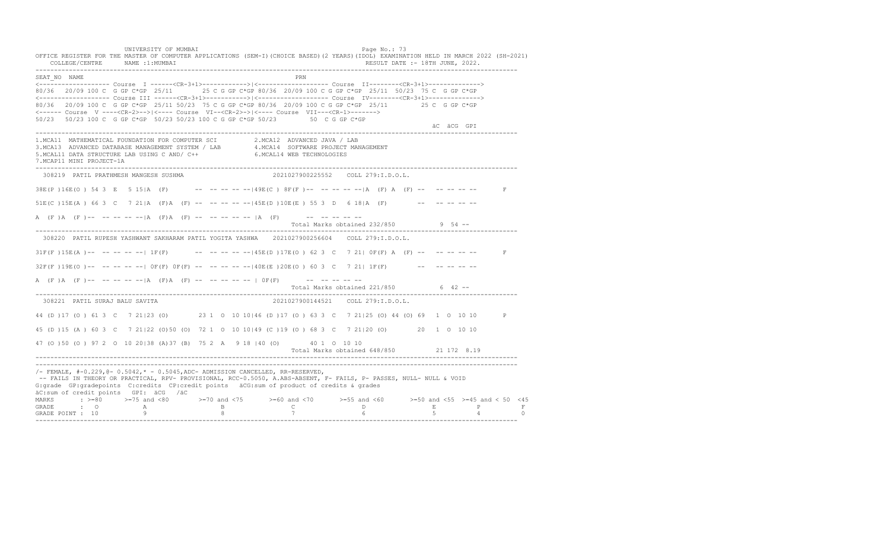UNIVERSITY OF MUMBAI

OFFICE REGISTER FOR THE MASTER OF COMPUTER APPLICATIONS (SEM-I)(CHOICE BASED)(2 YEARS)(IDOL) EXAMINATION HELD IN MARCH 2022 (SH-2021)

COLLEGE/CENTRE NAME :1:MUMBAI — RESULT DATE :- 18TH JUNE, 2022.

```
SEAT_NO  NAME                                                    PRN
<------------------- Course  I ------<CR-3+1>------------>|<------------------- Course  II--------<CR-3+1>------------->
80/36  20/09 100 C  G GP C*GP  25/11      25 C G GP C*GP 80/36  20/09 100 C G GP C*GP  25/11  50/23  75 C  G GP C*GP
<------------------- Course III ------<CR-3+1>------------>|<------------------- Course  IV--------<CR-3+1>------------->
80/36  20/09 100 C  G GP C*GP  25/11 50/23  75 C G GP C*GP 80/36  20/09 100 C G GP C*GP  25/11         25 C  G GP C*GP
<------ Course  V ----<CR-2>-->|<---- Course  VI--<CR-2>->|<---- Course  VII---<CR-1>------->
50/23  50/23 100 C  G GP C*GP  50/23 50/23 100 C G GP C*GP 50/23         50  C G GP C*GP
                                                                                                      äC  äCG  GPI
```

1.MCA11 MATHEMATICAL FOUNDATION FOR COMPUTER SCI
2.MCA12 ADVANCED JAVA / LAB
3.MCA13 ADVANCED DATABASE MANAGEMENT SYSTEM / LAB
4.MCA14 SOFTWARE PROJECT MANAGEMENT
5.MCAL11 DATA STRUCTURE LAB USING C AND/ C++
6.MCAL14 WEB TECHNOLOGIES
7.MCAP11 MINI PROJECT-1A

```
 308219  PATIL PRATHMESH MANGESH SUSHMA                        2021027900225552    COLL 279:I.D.O.L.

38E(P )16E(O ) 54 3  E   5 15|A  (F)       --  -- -- -- --|49E(C ) 8F(F )--  -- -- -- --|A  (F) A  (F) --   -- -- -- --       F

51E(C )15E(A ) 66 3  C   7 21|A  (F)A  (F) --  -- -- -- --|45E(D )10E(E ) 55 3  D   6 18|A  (F)        --   -- -- -- --

A  (F )A  (F )--  -- -- -- --|A  (F)A  (F) --  -- -- -- -- |A  (F)       --  -- -- -- --
                                                                  Total Marks obtained 232/850           9  54 --
```

```
 308220  PATIL RUPESH YASHWANT SAKHARAM PATIL YOGITA YASHWA    2021027900256604    COLL 279:I.D.O.L.

31F(F )15E(A )--  -- -- -- --| 1F(F)       --  -- -- -- --|45E(D )17E(O ) 62 3  C   7 21| 0F(F) A  (F) --   -- -- -- --       F

32F(F )19E(O )--  -- -- -- --| 0F(F) 0F(F) --  -- -- -- --|40E(E )20E(O ) 60 3  C   7 21| 1F(F)        --   -- -- -- --

A  (F )A  (F )--  -- -- -- --|A  (F)A  (F) --  -- -- -- -- | 0F(F)       --  -- -- -- --
                                                                  Total Marks obtained 221/850           6  42 --
```

```
 308221  PATIL SURAJ BALU SAVITA                               2021027900144521    COLL 279:I.D.O.L.

44 (D )17 (O ) 61 3  C   7 21|23 (O)        23 1  O  10 10|46 (D )17 (O ) 63 3  C   7 21|25 (O) 44 (O) 69  1  O  10 10       P

45 (D )15 (A ) 60 3  C   7 21|22 (O)50 (O)  72 1  O  10 10|49 (C )19 (O ) 68 3  C   7 21|20 (O)        20  1  O  10 10

47 (O )50 (O ) 97 2  O  10 20|38 (A)37 (B)  75 2  A   9 18 |40 (O)       40 1  O  10 10
                                                                  Total Marks obtained 648/850          21 172  8.19
```

/- FEMALE, #-0.229,@- 0.5042,* - 0.5045,ADC- ADMISSION CANCELLED, RR-RESERVED,
-- FAILS IN THEORY OR PRACTICAL, RPV- PROVISIONAL, RCC-0.5050, A.ABS-ABSENT, F- FAILS, P- PASSES, NULL- NULL & VOID
G:grade GP:gradepoints C:credits CP:credit points äCG:sum of product of credits & grades
äC:sum of credit points GPI: äCG /äC

| MARKS | >=80 | >=75 and <80 | >=70 and <75 | >=60 and <70 | >=55 and <60 | >=50 and <55 | >=45 and < 50 | <45 |
|---|---|---|---|---|---|---|---|---|
| GRADE | O | A | B | C | D | E | P | F |
| GRADE POINT | 10 | 9 | 8 | 7 | 6 | 5 | 4 | 0 |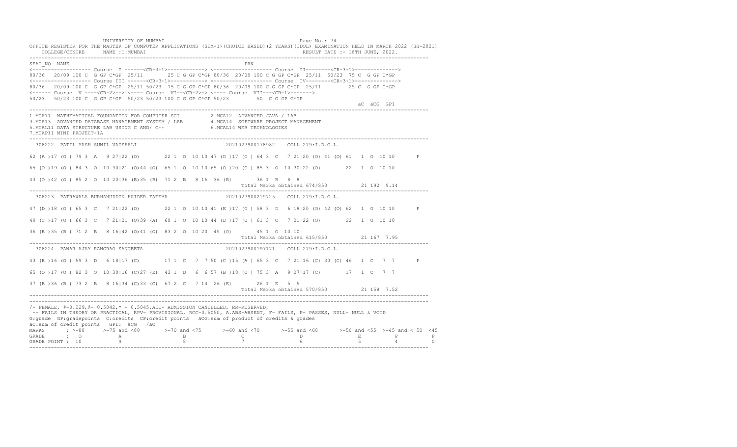UNIVERSITY OF MUMBAI

OFFICE REGISTER FOR THE MASTER OF COMPUTER APPLICATIONS (SEM-I)(CHOICE BASED)(2 YEARS)(IDOL) EXAMINATION HELD IN MARCH 2022 (SH-2021)

COLLEGE/CENTRE NAME :1:MUMBAI RESULT DATE :- 18TH JUNE, 2022.

```
SEAT_NO  NAME                                                     PRN
<------------------- Course  I ------<CR-3+1>------------>|<------------------- Course  II--------<CR-3+1>------------->
80/36  20/09 100 C  G GP C*GP  25/11        25 C G GP C*GP 80/36  20/09 100 C G GP C*GP  25/11  50/23  75 C  G GP C*GP
<------------------- Course III ------<CR-3+1>------------>|<------------------- Course  IV--------<CR-3+1>------------->
80/36   20/09 100 C  G GP C*GP  25/11 50/23  75 C G GP C*GP 80/36  20/09 100 C G GP C*GP  25/11        25 C  G GP C*GP
<------ Course  V ----<CR-2>-->|<---- Course  VI--<CR-2>->|<---- Course  VII---<CR-1>------->
50/23   50/23 100 C  G GP C*GP  50/23 50/23 100 C G GP C*GP 50/23        50  C G GP C*GP
                                                                                                   äC  äCG  GPI
```

1.MCA11 MATHEMATICAL FOUNDATION FOR COMPUTER SCI  
2.MCA12 ADVANCED JAVA / LAB  
3.MCA13 ADVANCED DATABASE MANAGEMENT SYSTEM / LAB  
4.MCA14 SOFTWARE PROJECT MANAGEMENT  
5.MCAL11 DATA STRUCTURE LAB USING C AND/ C++  
6.MCAL14 WEB TECHNOLOGIES  
7.MCAP11 MINI PROJECT-1A

```
308222  PATIL YASH SUNIL VAISHALI                          2021027900178982    COLL 279:I.D.O.L.

62 (A )17 (O ) 79 3  A   9 27|22 (O)        22 1  O  10 10|47 (D )17 (O ) 64 3  C   7 21|20 (O) 41 (O) 61  1  O  10 10       P

65 (O )19 (O ) 84 3  O  10 30|21 (O)44 (O)  65 1  O  10 10|65 (O )20 (O ) 85 3  O  10 30|22 (O)        22  1  O  10 10

43 (O )42 (O ) 85 2  O  10 20|36 (B)35 (B)  71 2  B   8 16 |36 (B)        36 1  B   8  8
                                                                     Total Marks obtained 674/850          21 192  9.14

308223  PATRAWALA BURHANUDDIN HAIDER FATEMA                2021027900219725    COLL 279:I.D.O.L.

47 (D )18 (O ) 65 3  C   7 21|22 (O)        22 1  O  10 10|41 (E )17 (O ) 58 3  D   6 18|20 (O) 42 (O) 62  1  O  10 10       P

49 (C )17 (O ) 66 3  C   7 21|21 (O)39 (A)  60 1  O  10 10|44 (D )17 (O ) 61 3  C   7 21|22 (O)        22  1  O  10 10

36 (B )35 (B ) 71 2  B   8 16|42 (O)41 (O)  83 2  O  10 20 |45 (O)        45 1  O  10 10
                                                                     Total Marks obtained 615/850          21 167  7.95

308224  PAWAR AJAY RANGRAO SANGEETA                        2021027900197171    COLL 279:I.D.O.L.

43 (E )16 (O ) 59 3  D   6 18|17 (C)        17 1  C   7  7|50 (C )15 (A ) 65 3  C   7 21|16 (C) 30 (C) 46  1  C   7  7       P

65 (O )17 (O ) 82 3  O  10 30|16 (C)27 (E)  43 1  D   6  6|57 (B )18 (O ) 75 3  A   9 27|17 (C)        17  1  C   7  7

37 (B )36 (B ) 73 2  B   8 16|34 (C)33 (C)  67 2  C   7 14 |26 (E)        26 1  E   5  5
                                                                     Total Marks obtained 570/850          21 158  7.52
```

/- FEMALE, #-0.229,@- 0.5042,* - 0.5045,ADC- ADMISSION CANCELLED, RR-RESERVED,  
-- FAILS IN THEORY OR PRACTICAL, RPV- PROVISIONAL, RCC-0.5050, A.ABS-ABSENT, F- FAILS, P- PASSES, NULL- NULL & VOID  
G:grade GP:gradepoints C:credits CP:credit points äCG:sum of product of credits & grades  
äC:sum of credit points GPI: äCG /äC

| MARKS | >=80 | >=75 and <80 | >=70 and <75 | >=60 and <70 | >=55 and <60 | >=50 and <55 | >=45 and < 50 | <45 |
|---|---|---|---|---|---|---|---|---|
| GRADE | O | A | B | C | D | E | P | F |
| GRADE POINT | 10 | 9 | 8 | 7 | 6 | 5 | 4 | 0 |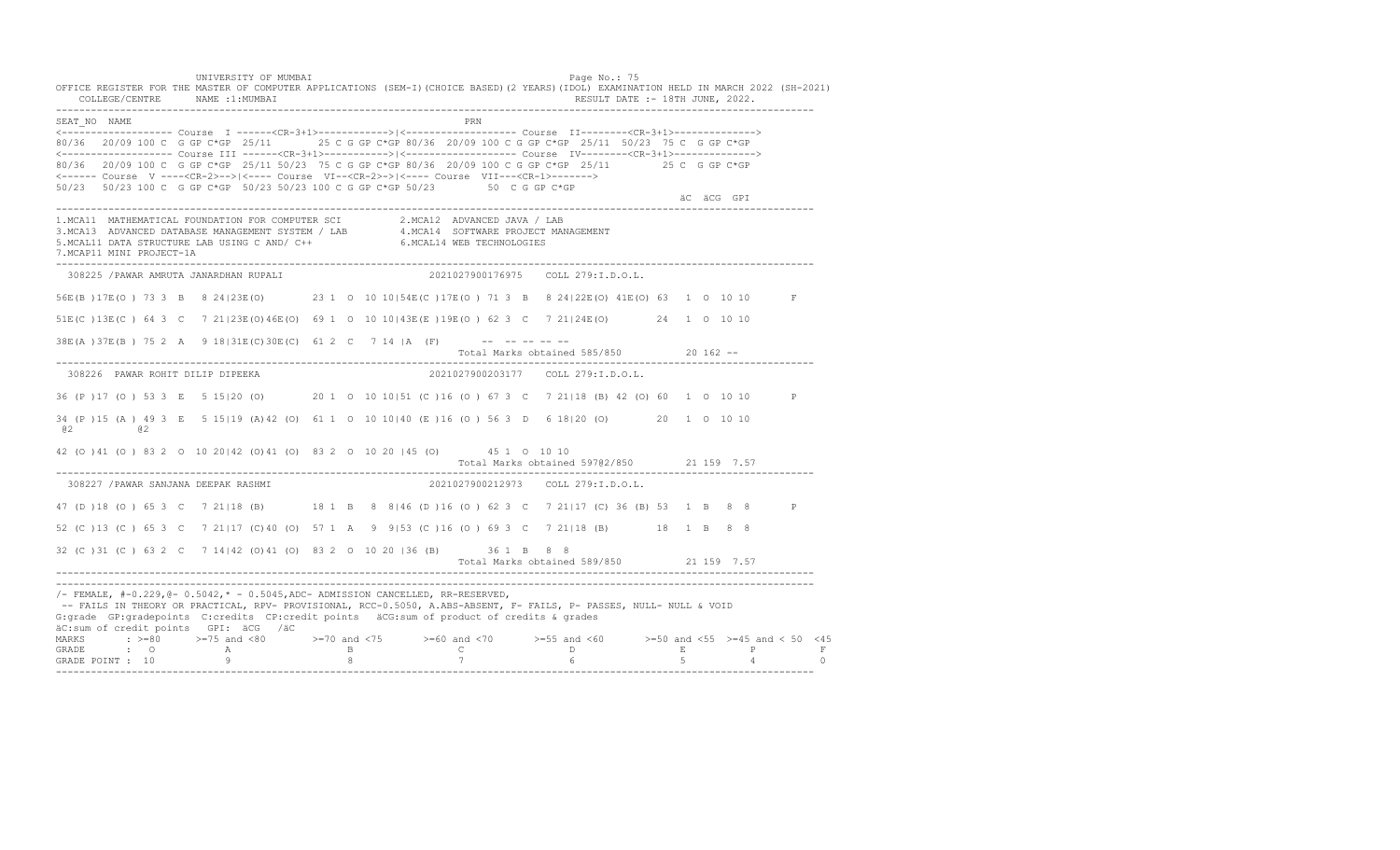UNIVERSITY OF MUMBAI

OFFICE REGISTER FOR THE MASTER OF COMPUTER APPLICATIONS (SEM-I)(CHOICE BASED)(2 YEARS)(IDOL) EXAMINATION HELD IN MARCH 2022 (SH-2021)

COLLEGE/CENTRE NAME :1:MUMBAI RESULT DATE :- 18TH JUNE, 2022.

```
SEAT_NO  NAME                                                        PRN
<------------------- Course  I ------<CR-3+1>------------>|<------------------- Course  II--------<CR-3+1>------------->
80/36  20/09 100 C  G GP C*GP  25/11      25 C G GP C*GP 80/36  20/09 100 C G GP C*GP  25/11  50/23  75 C  G GP C*GP
<------------------- Course III ------<CR-3+1>------------>|<------------------- Course  IV--------<CR-3+1>------------->
80/36  20/09 100 C  G GP C*GP  25/11 50/23  75 C G GP C*GP 80/36  20/09 100 C G GP C*GP  25/11          25 C  G GP C*GP
<------ Course  V ----<CR-2>-->|<---- Course  VI--<CR-2>->|<---- Course  VII---<CR-1>------->
50/23  50/23 100 C  G GP C*GP  50/23 50/23 100 C G GP C*GP 50/23         50  C G GP C*GP
                                                                                                     äC  äCG  GPI
```

1.MCA11 MATHEMATICAL FOUNDATION FOR COMPUTER SCI 2.MCA12 ADVANCED JAVA / LAB
3.MCA13 ADVANCED DATABASE MANAGEMENT SYSTEM / LAB 4.MCA14 SOFTWARE PROJECT MANAGEMENT
5.MCAL11 DATA STRUCTURE LAB USING C AND/ C++ 6.MCAL14 WEB TECHNOLOGIES
7.MCAP11 MINI PROJECT-1A

```
 308225 /PAWAR AMRUTA JANARDHAN RUPALI                        2021027900176975    COLL 279:I.D.O.L.

56E(B )17E(O ) 73 3  B   8 24|23E(O)       23 1  O  10 10|54E(C )17E(O ) 71 3  B   8 24|22E(O) 41E(O) 63  1  O  10 10       F

51E(C )13E(C ) 64 3  C   7 21|23E(O)46E(O)  69 1  O  10 10|43E(E )19E(O ) 62 3  C   7 21|24E(O)        24  1  O  10 10

38E(A )37E(B ) 75 2  A   9 18|31E(C)30E(C)  61 2  C   7 14 |A  (F)        -- -- -- -- --
                                                                    Total Marks obtained 585/850          20 162 --

 308226  PAWAR ROHIT DILIP DIPEEKA                            2021027900203177    COLL 279:I.D.O.L.

36 (P )17 (O ) 53 3  E   5 15|20 (O)       20 1  O  10 10|51 (C )16 (O ) 67 3  C   7 21|18 (B) 42 (O) 60  1  O  10 10       P

34 (P )15 (A ) 49 3  E   5 15|19 (A)42 (O)  61 1  O  10 10|40 (E )16 (O ) 56 3  D   6 18|20 (O)        20  1  O  10 10
 @2          @2

42 (O )41 (O ) 83 2  O  10 20|42 (O)41 (O)  83 2  O  10 20 |45 (O)        45 1  O  10 10
                                                                    Total Marks obtained 597@2/850        21 159  7.57

 308227 /PAWAR SANJANA DEEPAK RASHMI                          2021027900212973    COLL 279:I.D.O.L.

47 (D )18 (O ) 65 3  C   7 21|18 (B)       18 1  B   8  8|46 (D )16 (O ) 62 3  C   7 21|17 (C) 36 (B) 53  1  B   8  8       P

52 (C )13 (C ) 65 3  C   7 21|17 (C)40 (O)  57 1  A   9  9|53 (C )16 (O ) 69 3  C   7 21|18 (B)        18  1  B   8  8

32 (C )31 (C ) 63 2  C   7 14|42 (O)41 (O)  83 2  O  10 20 |36 (B)        36 1  B   8  8
                                                                    Total Marks obtained 589/850          21 159  7.57
```

/- FEMALE, #-0.229,@- 0.5042,* - 0.5045,ADC- ADMISSION CANCELLED, RR-RESERVED,
-- FAILS IN THEORY OR PRACTICAL, RPV- PROVISIONAL, RCC-0.5050, A.ABS-ABSENT, F- FAILS, P- PASSES, NULL- NULL & VOID
G:grade GP:gradepoints C:credits CP:credit points äCG:sum of product of credits & grades
äC:sum of credit points GPI: äCG /äC

| MARKS | : >=80 | >=75 and <80 | >=70 and <75 | >=60 and <70 | >=55 and <60 | >=50 and <55 | >=45 and < 50 | <45 |
|---|---|---|---|---|---|---|---|---|
| GRADE | : O | A | B | C | D | E | P | F |
| GRADE POINT | : 10 | 9 | 8 | 7 | 6 | 5 | 4 | 0 |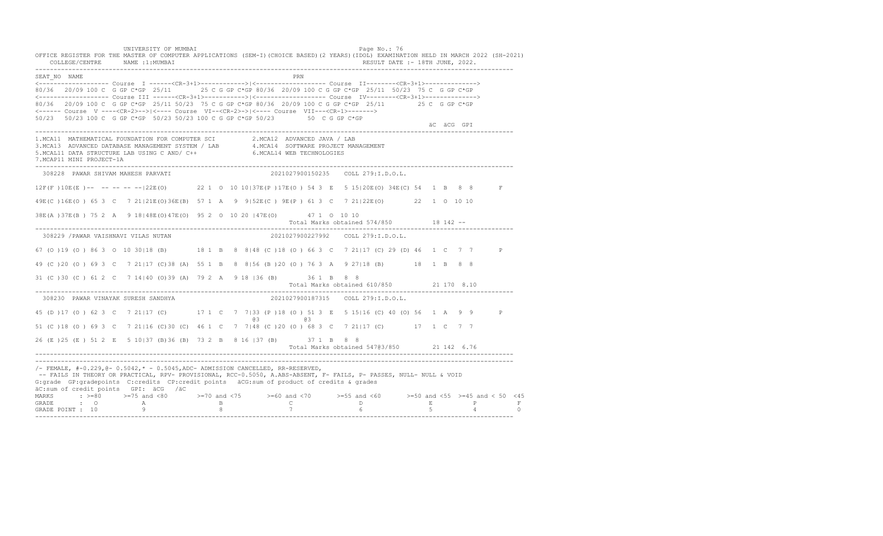```
UNIVERSITY OF MUMBAI                                                                Page No.: 76
OFFICE REGISTER FOR THE MASTER OF COMPUTER APPLICATIONS (SEM-I)(CHOICE BASED)(2 YEARS)(IDOL) EXAMINATION HELD IN MARCH 2022 (SH-2021)
    COLLEGE/CENTRE      NAME :1:MUMBAI                                                  RESULT DATE :- 18TH JUNE, 2022.
-------------------------------------------------------------------------------------------------------------------------------------
SEAT_NO  NAME                                                             PRN
<------------------- Course  I ------<CR-3+1>------------>|<------------------- Course  II--------<CR-3+1>------------->
80/36  20/09 100 C  G GP C*GP  25/11       25 C G GP C*GP 80/36  20/09 100 C G GP C*GP  25/11  50/23  75 C  G GP C*GP
<------------------- Course III ------<CR-3+1>------------>|<------------------- Course  IV--------<CR-3+1>------------->
80/36  20/09 100 C  G GP C*GP  25/11 50/23  75 C G GP C*GP 80/36  20/09 100 C G GP C*GP  25/11        25 C  G GP C*GP
<------ Course  V ----<CR-2>-->|<---- Course  VI--<CR-2>->|<---- Course  VII---<CR-1>------->
50/23  50/23 100 C  G GP C*GP  50/23 50/23 100 C G GP C*GP 50/23        50  C G GP C*GP
                                                                                                          äC  äCG  GPI
-------------------------------------------------------------------------------------------------------------------------------------
1.MCA11  MATHEMATICAL FOUNDATION FOR COMPUTER SCI          2.MCA12  ADVANCED JAVA / LAB
3.MCA13  ADVANCED DATABASE MANAGEMENT SYSTEM / LAB         4.MCA14  SOFTWARE PROJECT MANAGEMENT
5.MCAL11 DATA STRUCTURE LAB USING C AND/ C++               6.MCAL14 WEB TECHNOLOGIES
7.MCAP11 MINI PROJECT-1A
-------------------------------------------------------------------------------------------------------------------------------------
  308228  PAWAR SHIVAM MAHESH PARVATI                          2021027900150235    COLL 279:I.D.O.L.

12F(F )10E(E )--  -- -- -- --|22E(O)       22 1  O  10 10|37E(P )17E(O ) 54 3  E   5 15|20E(O) 34E(C) 54   1  B   8  8       F

49E(C )16E(O ) 65 3  C   7 21|21E(O)36E(B)  57 1  A   9  9|52E(C ) 9E(P ) 61 3  C   7 21|22E(O)        22   1  O  10 10

38E(A )37E(B ) 75 2  A   9 18|48E(O)47E(O)  95 2  O  10 20 |47E(O)       47 1  O  10 10
                                                                            Total Marks obtained 574/850          18 142 --
-------------------------------------------------------------------------------------------------------------------------------------
  308229 /PAWAR VAISHNAVI VILAS NUTAN                          2021027900227992    COLL 279:I.D.O.L.

67 (O )19 (O ) 86 3  O  10 30|18 (B)       18 1  B   8  8|48 (C )18 (O ) 66 3  C   7 21|17 (C) 29 (D) 46   1  C   7  7       P

49 (C )20 (O ) 69 3  C   7 21|17 (C)38 (A)  55 1  B   8  8|56 (B )20 (O ) 76 3  A   9 27|18 (B)        18   1  B   8  8

31 (C )30 (C ) 61 2  C   7 14|40 (O)39 (A)  79 2  A   9 18 |36 (B)       36 1  B   8  8
                                                                            Total Marks obtained 610/850          21 170  8.10
-------------------------------------------------------------------------------------------------------------------------------------
  308230  PAWAR VINAYAK SURESH SANDHYA                         2021027900187315    COLL 279:I.D.O.L.

45 (D )17 (O ) 62 3  C   7 21|17 (C)       17 1  C   7  7|33 (P )18 (O ) 51 3  E   5 15|16 (C) 40 (O) 56   1  A   9  9       P
                                                            @3          @3
51 (C )18 (O ) 69 3  C   7 21|16 (C)30 (C)  46 1  C   7  7|48 (C )20 (O ) 68 3  C   7 21|17 (C)        17   1  C   7  7

26 (E )25 (E ) 51 2  E   5 10|37 (B)36 (B)  73 2  B   8 16 |37 (B)       37 1  B   8  8
                                                                            Total Marks obtained 547@3/850        21 142  6.76
-------------------------------------------------------------------------------------------------------------------------------------
-------------------------------------------------------------------------------------------------------------------------------------
/- FEMALE, #-0.229,@- 0.5042,* - 0.5045,ADC- ADMISSION CANCELLED, RR-RESERVED,
 -- FAILS IN THEORY OR PRACTICAL, RPV- PROVISIONAL, RCC-0.5050, A.ABS-ABSENT, F- FAILS, P- PASSES, NULL- NULL & VOID
G:grade  GP:gradepoints  C:credits  CP:credit points   äCG:sum of product of credits & grades
äC:sum of credit points   GPI:  äCG   /äC
MARKS       : >=80      >=75 and <80       >=70 and <75       >=60 and <70       >=55 and <60       >=50 and <55  >=45 and < 50  <45
GRADE       :  O            A                  B                  C                  D                  E             P            F
GRADE POINT : 10            9                  8                  7                  6                  5             4            0
-------------------------------------------------------------------------------------------------------------------------------------
```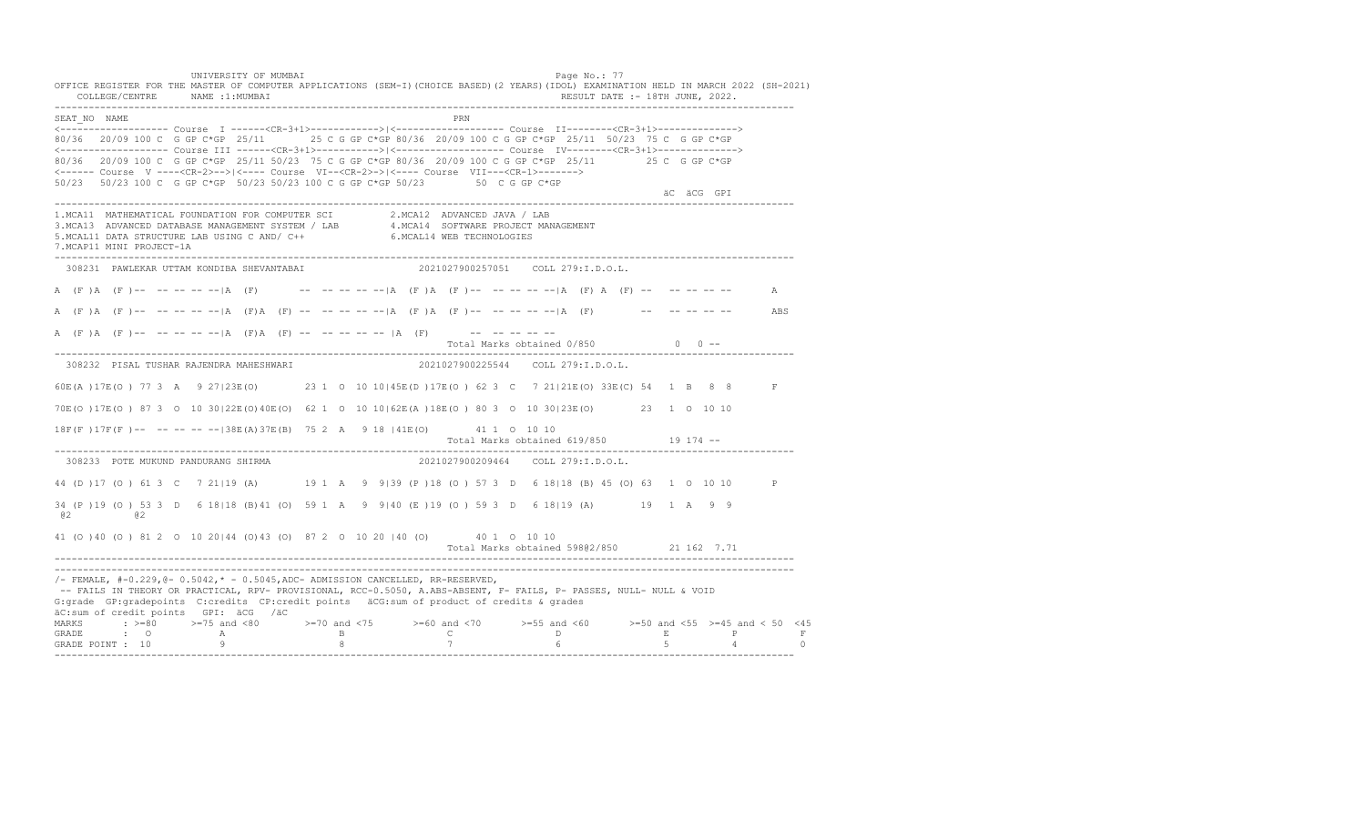```
UNIVERSITY OF MUMBAI                                                    Page No.: 77
OFFICE REGISTER FOR THE MASTER OF COMPUTER APPLICATIONS (SEM-I)(CHOICE BASED)(2 YEARS)(IDOL) EXAMINATION HELD IN MARCH 2022 (SH-2021)
    COLLEGE/CENTRE      NAME :1:MUMBAI                                                         RESULT DATE :- 18TH JUNE, 2022.
-----------------------------------------------------------------------------------------------------------------------------------
SEAT_NO  NAME                                                                PRN
<------------------- Course  I ------<CR-3+1>------------>|<------------------- Course  II--------<CR-3+1>------------->
80/36  20/09 100 C  G GP C*GP  25/11      25 C G GP C*GP 80/36  20/09 100 C G GP C*GP  25/11  50/23  75 C  G GP C*GP
<------------------- Course III ------<CR-3+1>----------->|<------------------- Course  IV--------<CR-3+1>------------->
80/36  20/09 100 C  G GP C*GP  25/11 50/23  75 C G GP C*GP 80/36  20/09 100 C G GP C*GP  25/11         25 C  G GP C*GP
<------ Course  V ----<CR-2>-->|<---- Course  VI--<CR-2>->|<---- Course  VII---<CR-1>------->
50/23  50/23 100 C  G GP C*GP  50/23 50/23 100 C G GP C*GP 50/23         50  C G GP C*GP
                                                                                                            äC  äCG  GPI
-----------------------------------------------------------------------------------------------------------------------------------
1.MCA11  MATHEMATICAL FOUNDATION FOR COMPUTER SCI          2.MCA12  ADVANCED JAVA / LAB
3.MCA13  ADVANCED DATABASE MANAGEMENT SYSTEM / LAB         4.MCA14  SOFTWARE PROJECT MANAGEMENT
5.MCAL11 DATA STRUCTURE LAB USING C AND/ C++               6.MCAL14 WEB TECHNOLOGIES
7.MCAP11 MINI PROJECT-1A
-----------------------------------------------------------------------------------------------------------------------------------
  308231  PAWLEKAR UTTAM KONDIBA SHEVANTABAI                    2021027900257051    COLL 279:I.D.O.L.

A  (F )A  (F )--  -- -- -- --|A  (F)       --  -- -- -- --|A  (F )A  (F )--  -- -- -- --|A  (F) A  (F) --   -- -- -- --       A

A  (F )A  (F )--  -- -- -- --|A  (F)A  (F) --  -- -- -- --|A  (F )A  (F )--  -- -- -- --|A  (F)        --   -- -- -- --       ABS

A  (F )A  (F )--  -- -- -- --|A  (F)A  (F) --  -- -- -- -- |A  (F)       --  -- -- -- --
                                                                     Total Marks obtained 0/850              0  0 --
-----------------------------------------------------------------------------------------------------------------------------------
  308232  PISAL TUSHAR RAJENDRA MAHESHWARI                      2021027900225544    COLL 279:I.D.O.L.

60E(A )17E(O ) 77 3  A   9 27|23E(O)        23 1  O  10 10|45E(D )17E(O ) 62 3  C   7 21|21E(O) 33E(C) 54   1  B   8  8       F

70E(O )17E(O ) 87 3  O  10 30|22E(O)40E(O)  62 1  O  10 10|62E(A )18E(O ) 80 3  O  10 30|23E(O)        23   1  O  10 10

18F(F )17F(F )--  -- -- -- --|38E(A)37E(B)  75 2  A   9 18 |41E(O)        41 1  O  10 10
                                                                     Total Marks obtained 619/850           19 174 --
-----------------------------------------------------------------------------------------------------------------------------------
  308233  POTE MUKUND PANDURANG SHIRMA                          2021027900209464    COLL 279:I.D.O.L.

44 (D )17 (O ) 61 3  C   7 21|19 (A)        19 1  A   9  9|39 (P )18 (O ) 57 3  D   6 18|18 (B) 45 (O) 63   1  O  10 10       P

34 (P )19 (O ) 53 3  D   6 18|18 (B)41 (O)  59 1  A   9  9|40 (E )19 (O ) 59 3  D   6 18|19 (A)        19   1  A   9  9
 @2          @2

41 (O )40 (O ) 81 2  O  10 20|44 (O)43 (O)  87 2  O  10 20 |40 (O)        40 1  O  10 10
                                                                     Total Marks obtained 598@2/850         21 162  7.71
-----------------------------------------------------------------------------------------------------------------------------------
-----------------------------------------------------------------------------------------------------------------------------------
/- FEMALE, #-0.229,@- 0.5042,* - 0.5045,ADC- ADMISSION CANCELLED, RR-RESERVED,
 -- FAILS IN THEORY OR PRACTICAL, RPV- PROVISIONAL, RCC-0.5050, A.ABS-ABSENT, F- FAILS, P- PASSES, NULL- NULL & VOID
G:grade  GP:gradepoints  C:credits  CP:credit points   äCG:sum of product of credits & grades
äC:sum of credit points   GPI:  äCG   /äC
MARKS       : >=80      >=75 and <80        >=70 and <75       >=60 and <70       >=55 and <60       >=50 and <55  >=45 and < 50  <45
GRADE       :  O            A                   B                  C                  D                  E             P          F
GRADE POINT : 10            9                   8                  7                  6                  5             4          0
-----------------------------------------------------------------------------------------------------------------------------------
```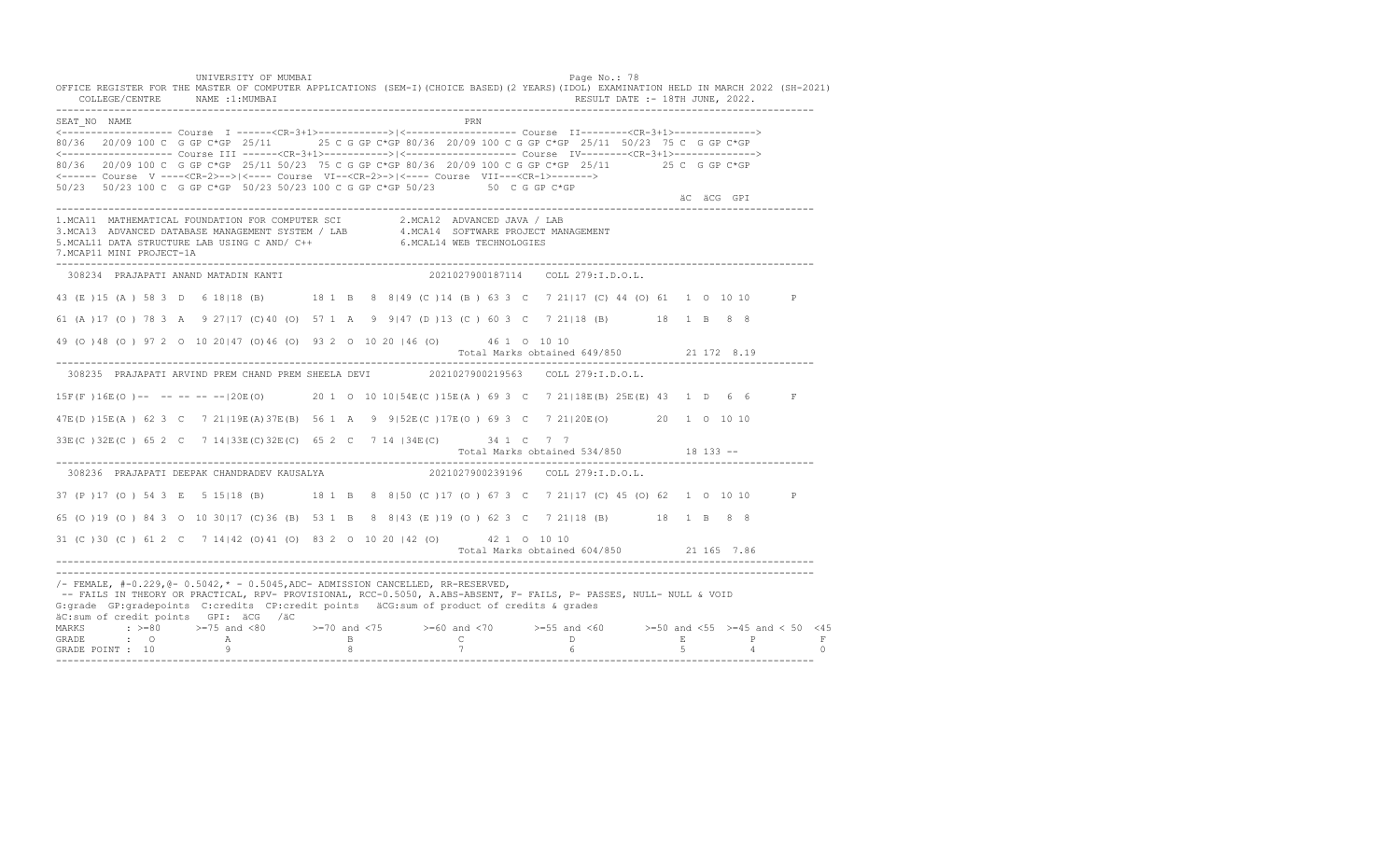UNIVERSITY OF MUMBAI

OFFICE REGISTER FOR THE MASTER OF COMPUTER APPLICATIONS (SEM-I)(CHOICE BASED)(2 YEARS)(IDOL) EXAMINATION HELD IN MARCH 2022 (SH-2021)

COLLEGE/CENTRE NAME :1:MUMBAI RESULT DATE :- 18TH JUNE, 2022.

```
SEAT_NO  NAME                                                        PRN
<------------------- Course  I ------<CR-3+1>------------>|<------------------- Course  II--------<CR-3+1>------------->
80/36  20/09 100 C  G GP C*GP  25/11      25 C G GP C*GP 80/36  20/09 100 C G GP C*GP  25/11  50/23  75 C  G GP C*GP
<------------------- Course III ------<CR-3+1>------------>|<------------------- Course  IV--------<CR-3+1>------------->
80/36  20/09 100 C  G GP C*GP  25/11 50/23  75 C G GP C*GP 80/36  20/09 100 C G GP C*GP  25/11        25 C  G GP C*GP
<------ Course  V ----<CR-2>-->|<---- Course  VI--<CR-2>->|<---- Course  VII---<CR-1>------->
50/23  50/23 100 C  G GP C*GP  50/23 50/23 100 C G GP C*GP 50/23        50  C G GP C*GP
                                                                                                  äC  äCG  GPI
```

1.MCA11 MATHEMATICAL FOUNDATION FOR COMPUTER SCI 2.MCA12 ADVANCED JAVA / LAB
3.MCA13 ADVANCED DATABASE MANAGEMENT SYSTEM / LAB 4.MCA14 SOFTWARE PROJECT MANAGEMENT
5.MCAL11 DATA STRUCTURE LAB USING C AND/ C++ 6.MCAL14 WEB TECHNOLOGIES
7.MCAP11 MINI PROJECT-1A

```
 308234  PRAJAPATI ANAND MATADIN KANTI                      2021027900187114    COLL 279:I.D.O.L.

43 (E )15 (A ) 58 3  D   6 18|18 (B)       18 1  B   8  8|49 (C )14 (B ) 63 3  C   7 21|17 (C) 44 (O) 61  1  O  10 10       P

61 (A )17 (O ) 78 3  A   9 27|17 (C)40 (O)  57 1  A   9  9|47 (D )13 (C ) 60 3  C   7 21|18 (B)       18  1  B   8  8

49 (O )48 (O ) 97 2  O  10 20|47 (O)46 (O)  93 2  O  10 20 |46 (O)       46 1  O  10 10
                                                                        Total Marks obtained 649/850          21 172  8.19

 308235  PRAJAPATI ARVIND PREM CHAND PREM SHEELA DEVI       2021027900219563    COLL 279:I.D.O.L.

15F(F )16E(O )--  -- -- -- --|20E(O)       20 1  O  10 10|54E(C )15E(A ) 69 3  C   7 21|18E(B) 25E(E) 43  1  D   6  6       F

47E(D )15E(A ) 62 3  C   7 21|19E(A)37E(B)  56 1  A   9  9|52E(C )17E(O ) 69 3  C   7 21|20E(O)       20  1  O  10 10

33E(C )32E(C ) 65 2  C   7 14|33E(C)32E(C)  65 2  C   7 14 |34E(C)       34 1  C   7  7
                                                                        Total Marks obtained 534/850          18 133 --

 308236  PRAJAPATI DEEPAK CHANDRADEV KAUSALYA               2021027900239196    COLL 279:I.D.O.L.

37 (P )17 (O ) 54 3  E   5 15|18 (B)       18 1  B   8  8|50 (C )17 (O ) 67 3  C   7 21|17 (C) 45 (O) 62  1  O  10 10       P

65 (O )19 (O ) 84 3  O  10 30|17 (C)36 (B)  53 1  B   8  8|43 (E )19 (O ) 62 3  C   7 21|18 (B)       18  1  B   8  8

31 (C )30 (C ) 61 2  C   7 14|42 (O)41 (O)  83 2  O  10 20 |42 (O)       42 1  O  10 10
                                                                        Total Marks obtained 604/850          21 165  7.86
```

/- FEMALE, #-0.229,@- 0.5042,* - 0.5045,ADC- ADMISSION CANCELLED, RR-RESERVED,
-- FAILS IN THEORY OR PRACTICAL, RPV- PROVISIONAL, RCC-0.5050, A.ABS-ABSENT, F- FAILS, P- PASSES, NULL- NULL & VOID
G:grade GP:gradepoints C:credits CP:credit points äCG:sum of product of credits & grades
äC:sum of credit points GPI: äCG /äC

| MARKS | >=80 | >=75 and <80 | >=70 and <75 | >=60 and <70 | >=55 and <60 | >=50 and <55 | >=45 and < 50 | <45 |
|---|---|---|---|---|---|---|---|---|
| GRADE | O | A | B | C | D | E | P | F |
| GRADE POINT | 10 | 9 | 8 | 7 | 6 | 5 | 4 | 0 |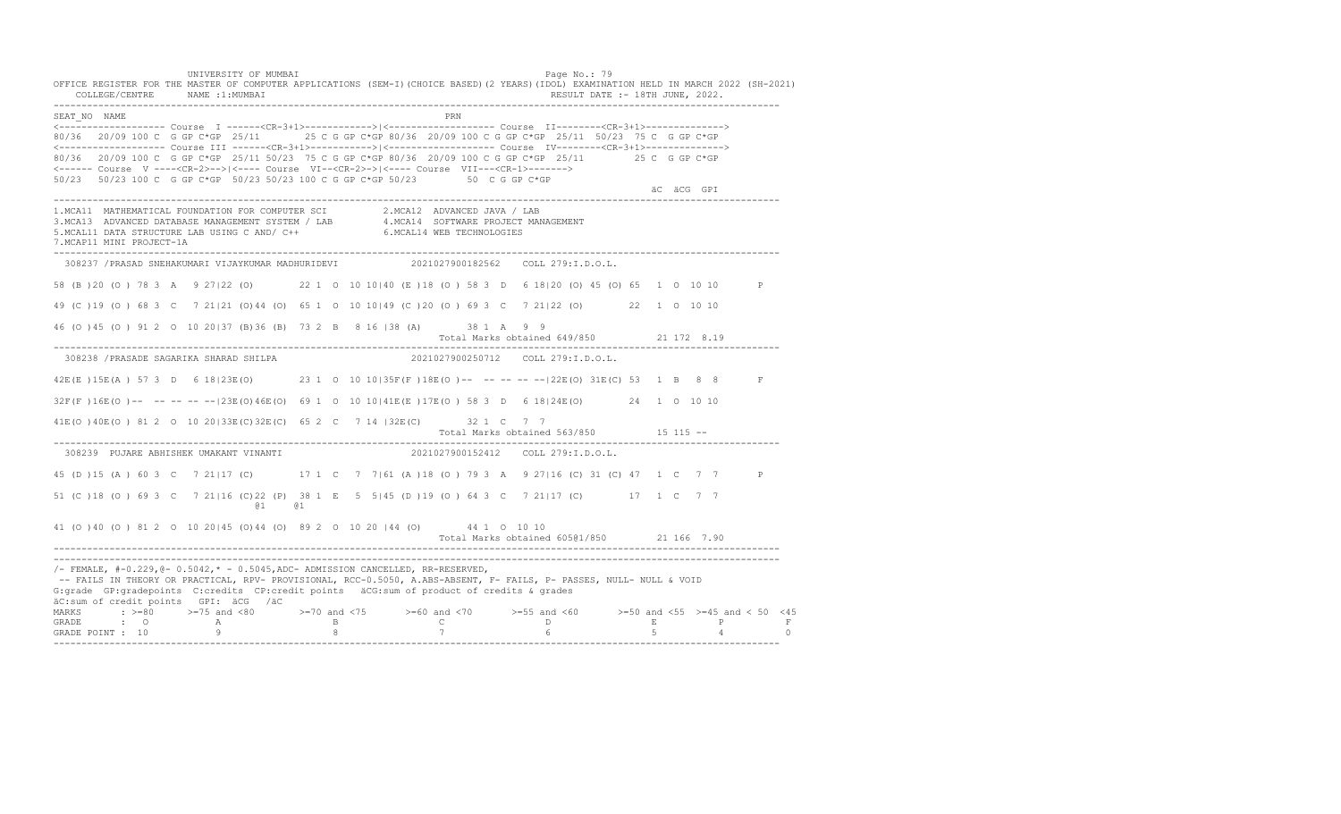UNIVERSITY OF MUMBAI

OFFICE REGISTER FOR THE MASTER OF COMPUTER APPLICATIONS (SEM-I)(CHOICE BASED)(2 YEARS)(IDOL) EXAMINATION HELD IN MARCH 2022 (SH-2021)

COLLEGE/CENTRE NAME :1:MUMBAI — RESULT DATE :- 18TH JUNE, 2022.

```
SEAT_NO  NAME                                                    PRN
<------------------- Course  I ------<CR-3+1>------------>|<------------------- Course  II--------<CR-3+1>------------->
80/36  20/09 100 C  G GP C*GP  25/11      25 C G GP C*GP 80/36  20/09 100 C G GP C*GP  25/11  50/23  75 C  G GP C*GP
<------------------- Course III ------<CR-3+1>------------>|<------------------- Course  IV--------<CR-3+1>------------->
80/36  20/09 100 C  G GP C*GP  25/11 50/23  75 C G GP C*GP 80/36  20/09 100 C G GP C*GP  25/11        25 C  G GP C*GP
<------ Course  V ----<CR-2>-->|<---- Course  VI--<CR-2>->|<---- Course  VII---<CR-1>------->
50/23  50/23 100 C  G GP C*GP  50/23 50/23 100 C G GP C*GP 50/23         50  C G GP C*GP
                                                                                                         äC  äCG  GPI
```

1.MCA11 MATHEMATICAL FOUNDATION FOR COMPUTER SCI  
2.MCA12 ADVANCED JAVA / LAB  
3.MCA13 ADVANCED DATABASE MANAGEMENT SYSTEM / LAB  
4.MCA14 SOFTWARE PROJECT MANAGEMENT  
5.MCAL11 DATA STRUCTURE LAB USING C AND/ C++  
6.MCAL14 WEB TECHNOLOGIES  
7.MCAP11 MINI PROJECT-1A

```
 308237 /PRASAD SNEHAKUMARI VIJAYKUMAR MADHURIDEVI           2021027900182562    COLL 279:I.D.O.L.

58 (B )20 (O ) 78 3  A   9 27|22 (O)       22 1  O  10 10|40 (E )18 (O ) 58 3  D   6 18|20 (O) 45 (O) 65  1  O  10 10       P

49 (C )19 (O ) 68 3  C   7 21|21 (O)44 (O)  65 1  O  10 10|49 (C )20 (O ) 69 3  C   7 21|22 (O)        22  1  O  10 10

46 (O )45 (O ) 91 2  O  10 20|37 (B)36 (B)  73 2  B   8 16 |38 (A)        38 1  A   9  9
                                                                   Total Marks obtained 649/850           21 172  8.19

 308238 /PRASADE SAGARIKA SHARAD SHILPA                      2021027900250712    COLL 279:I.D.O.L.

42E(E )15E(A ) 57 3  D   6 18|23E(O)       23 1  O  10 10|35F(F )18E(O )--  -- -- -- --|22E(O) 31E(C) 53  1  B   8  8       F

32F(F )16E(O )--  -- -- -- --|23E(O)46E(O)  69 1  O  10 10|41E(E )17E(O ) 58 3  D   6 18|24E(O)        24  1  O  10 10

41E(O )40E(O ) 81 2  O  10 20|33E(C)32E(C)  65 2  C   7 14 |32E(C)        32 1  C   7  7
                                                                   Total Marks obtained 563/850           15 115 --

 308239  PUJARE ABHISHEK UMAKANT VINANTI                     2021027900152412    COLL 279:I.D.O.L.

45 (D )15 (A ) 60 3  C   7 21|17 (C)       17 1  C   7  7|61 (A )18 (O ) 79 3  A   9 27|16 (C) 31 (C) 47  1  C   7  7       P

51 (C )18 (O ) 69 3  C   7 21|16 (C)22 (P)  38 1  E   5  5|45 (D )19 (O ) 64 3  C   7 21|17 (C)        17  1  C   7  7
                                   @1     @1

41 (O )40 (O ) 81 2  O  10 20|45 (O)44 (O)  89 2  O  10 20 |44 (O)        44 1  O  10 10
                                                                   Total Marks obtained 605@1/850         21 166  7.90
```

/- FEMALE, #-0.229,@- 0.5042,* - 0.5045,ADC- ADMISSION CANCELLED, RR-RESERVED,  
-- FAILS IN THEORY OR PRACTICAL, RPV- PROVISIONAL, RCC-0.5050, A.ABS-ABSENT, F- FAILS, P- PASSES, NULL- NULL & VOID  
G:grade GP:gradepoints C:credits CP:credit points äCG:sum of product of credits & grades  
äC:sum of credit points GPI: äCG /äC

| MARKS | : >=80 | >=75 and <80 | >=70 and <75 | >=60 and <70 | >=55 and <60 | >=50 and <55 | >=45 and < 50 | <45 |
|---|---|---|---|---|---|---|---|---|
| GRADE | : O | A | B | C | D | E | P | F |
| GRADE POINT | : 10 | 9 | 8 | 7 | 6 | 5 | 4 | 0 |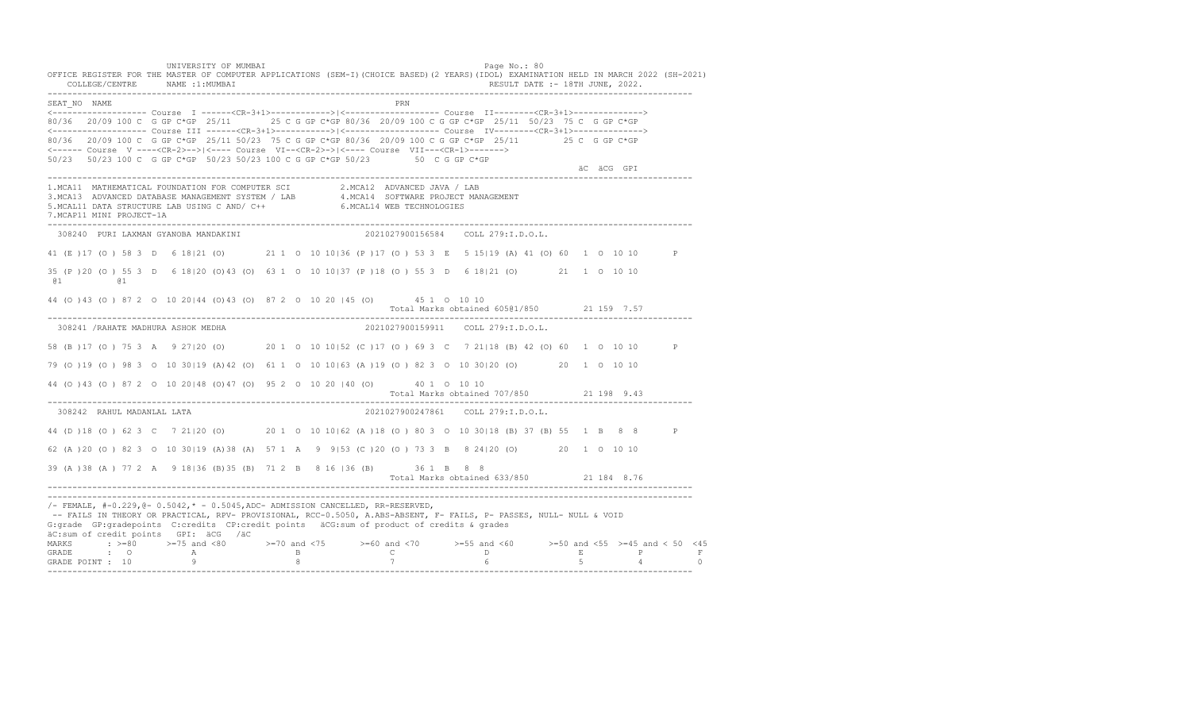UNIVERSITY OF MUMBAI

OFFICE REGISTER FOR THE MASTER OF COMPUTER APPLICATIONS (SEM-I)(CHOICE BASED)(2 YEARS)(IDOL) EXAMINATION HELD IN MARCH 2022 (SH-2021)

COLLEGE/CENTRE NAME :1:MUMBAI RESULT DATE :- 18TH JUNE, 2022.

```
SEAT_NO  NAME                                                      PRN
<------------------- Course  I ------<CR-3+1>------------>|<------------------- Course  II--------<CR-3+1>------------->
80/36  20/09 100 C  G GP C*GP  25/11      25 C G GP C*GP 80/36  20/09 100 C G GP C*GP  25/11  50/23  75 C  G GP C*GP
<------------------- Course III ------<CR-3+1>------------>|<------------------- Course  IV--------<CR-3+1>------------->
80/36  20/09 100 C  G GP C*GP  25/11 50/23  75 C G GP C*GP 80/36  20/09 100 C G GP C*GP  25/11         25 C  G GP C*GP
<------ Course  V ----<CR-2>-->|<---- Course  VI--<CR-2>->|<---- Course  VII---<CR-1>------->
50/23  50/23 100 C  G GP C*GP  50/23 50/23 100 C G GP C*GP 50/23        50  C G GP C*GP
                                                                                                          äC  äCG  GPI
```

1.MCA11 MATHEMATICAL FOUNDATION FOR COMPUTER SCI    2.MCA12 ADVANCED JAVA / LAB
3.MCA13 ADVANCED DATABASE MANAGEMENT SYSTEM / LAB    4.MCA14 SOFTWARE PROJECT MANAGEMENT
5.MCAL11 DATA STRUCTURE LAB USING C AND/ C++    6.MCAL14 WEB TECHNOLOGIES
7.MCAP11 MINI PROJECT-1A

```
 308240  PURI LAXMAN GYANOBA MANDAKINI                       2021027900156584    COLL 279:I.D.O.L.

41 (E )17 (O ) 58 3  D   6 18|21 (O)       21 1  O  10 10|36 (P )17 (O ) 53 3  E   5 15|19 (A) 41 (O) 60  1  O  10 10       P

35 (P )20 (O ) 55 3  D   6 18|20 (O)43 (O)  63 1  O  10 10|37 (P )18 (O ) 55 3  D   6 18|21 (O)       21  1  O  10 10
 @1          @1

44 (O )43 (O ) 87 2  O  10 20|44 (O)43 (O)  87 2  O  10 20 |45 (O)       45 1  O  10 10
                                                                  Total Marks obtained 605@1/850        21 159  7.57

 308241 /RAHATE MADHURA ASHOK MEDHA                          2021027900159911    COLL 279:I.D.O.L.

58 (B )17 (O ) 75 3  A   9 27|20 (O)       20 1  O  10 10|52 (C )17 (O ) 69 3  C   7 21|18 (B) 42 (O) 60  1  O  10 10       P

79 (O )19 (O ) 98 3  O  10 30|19 (A)42 (O)  61 1  O  10 10|63 (A )19 (O ) 82 3  O  10 30|20 (O)       20  1  O  10 10

44 (O )43 (O ) 87 2  O  10 20|48 (O)47 (O)  95 2  O  10 20 |40 (O)       40 1  O  10 10
                                                                  Total Marks obtained 707/850          21 198  9.43

 308242  RAHUL MADANLAL LATA                                 2021027900247861    COLL 279:I.D.O.L.

44 (D )18 (O ) 62 3  C   7 21|20 (O)       20 1  O  10 10|62 (A )18 (O ) 80 3  O  10 30|18 (B) 37 (B) 55  1  B   8  8       P

62 (A )20 (O ) 82 3  O  10 30|19 (A)38 (A)  57 1  A   9  9|53 (C )20 (O ) 73 3  B   8 24|20 (O)       20  1  O  10 10

39 (A )38 (A ) 77 2  A   9 18|36 (B)35 (B)  71 2  B   8 16 |36 (B)       36 1  B   8  8
                                                                  Total Marks obtained 633/850          21 184  8.76
```

/- FEMALE, #-0.229,@- 0.5042,* - 0.5045,ADC- ADMISSION CANCELLED, RR-RESERVED,
-- FAILS IN THEORY OR PRACTICAL, RPV- PROVISIONAL, RCC-0.5050, A.ABS-ABSENT, F- FAILS, P- PASSES, NULL- NULL & VOID
G:grade GP:gradepoints C:credits CP:credit points äCG:sum of product of credits & grades
äC:sum of credit points GPI: äCG /äC

| MARKS | : >=80 | >=75 and <80 | >=70 and <75 | >=60 and <70 | >=55 and <60 | >=50 and <55 | >=45 and < 50 | <45 |
|---|---|---|---|---|---|---|---|---|
| GRADE | : O | A | B | C | D | E | P | F |
| GRADE POINT | : 10 | 9 | 8 | 7 | 6 | 5 | 4 | 0 |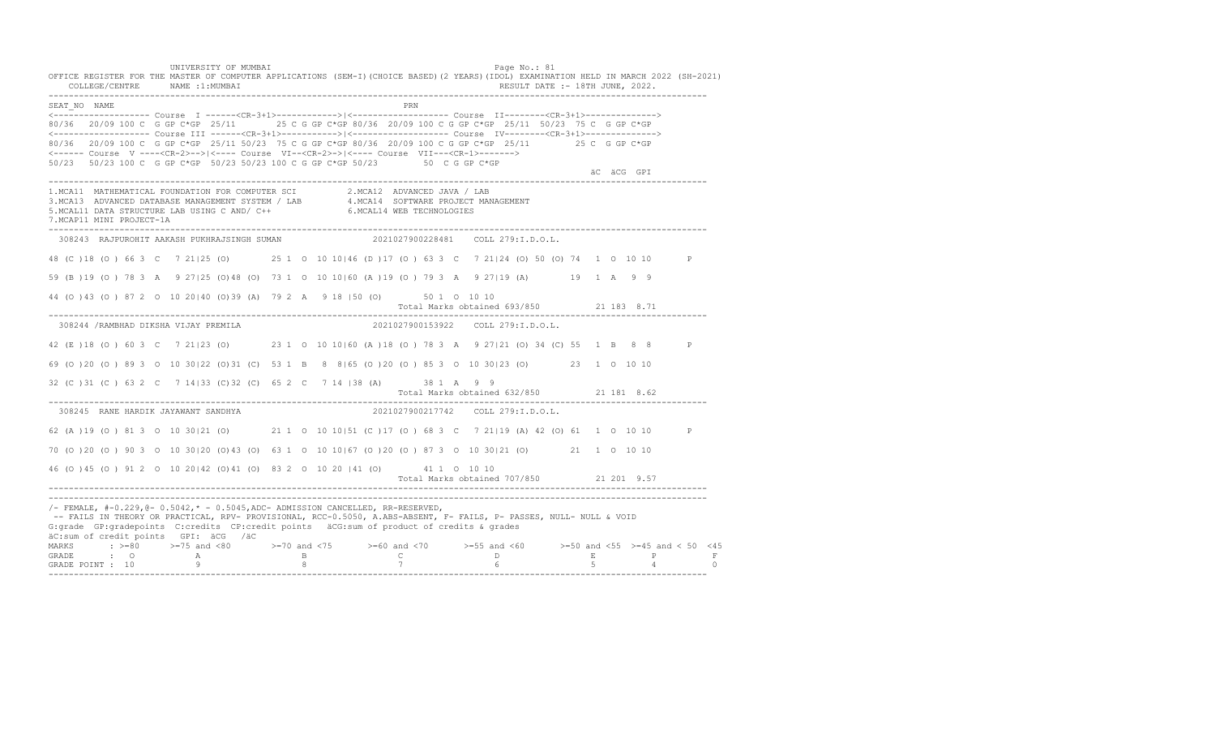UNIVERSITY OF MUMBAI

OFFICE REGISTER FOR THE MASTER OF COMPUTER APPLICATIONS (SEM-I)(CHOICE BASED)(2 YEARS)(IDOL) EXAMINATION HELD IN MARCH 2022 (SH-2021)

COLLEGE/CENTRE NAME :1:MUMBAI RESULT DATE :- 18TH JUNE, 2022.

```
SEAT_NO  NAME                                                          PRN
<------------------- Course  I ------<CR-3+1>------------>|<------------------- Course  II--------<CR-3+1>------------->
80/36  20/09 100 C  G GP C*GP  25/11       25 C G GP C*GP 80/36  20/09 100 C G GP C*GP  25/11  50/23  75 C  G GP C*GP
<------------------- Course III ------<CR-3+1>------------>|<------------------- Course  IV--------<CR-3+1>------------->
80/36  20/09 100 C  G GP C*GP  25/11 50/23  75 C G GP C*GP 80/36  20/09 100 C G GP C*GP  25/11        25 C  G GP C*GP
<------ Course  V ----<CR-2>-->|<---- Course  VI--<CR-2>->|<---- Course  VII---<CR-1>------->
50/23  50/23 100 C  G GP C*GP  50/23 50/23 100 C G GP C*GP 50/23        50  C G GP C*GP
                                                                                                          äC  äCG  GPI
```

1.MCA11 MATHEMATICAL FOUNDATION FOR COMPUTER SCI
2.MCA12 ADVANCED JAVA / LAB
3.MCA13 ADVANCED DATABASE MANAGEMENT SYSTEM / LAB
4.MCA14 SOFTWARE PROJECT MANAGEMENT
5.MCAL11 DATA STRUCTURE LAB USING C AND/ C++
6.MCAL14 WEB TECHNOLOGIES
7.MCAP11 MINI PROJECT-1A

```
 308243  RAJPUROHIT AAKASH PUKHRAJSINGH SUMAN              2021027900228481    COLL 279:I.D.O.L.

48 (C )18 (O ) 66 3  C   7 21|25 (O)       25 1  O  10 10|46 (D )17 (O ) 63 3  C   7 21|24 (O) 50 (O) 74  1  O  10 10       P

59 (B )19 (O ) 78 3  A   9 27|25 (O)48 (O)  73 1  O  10 10|60 (A )19 (O ) 79 3  A   9 27|19 (A)        19  1  A   9  9

44 (O )43 (O ) 87 2  O  10 20|40 (O)39 (A)  79 2  A   9 18 |50 (O)       50 1  O  10 10
                                                                     Total Marks obtained 693/850          21 183  8.71
```

```
 308244 /RAMBHAD DIKSHA VIJAY PREMILA                      2021027900153922    COLL 279:I.D.O.L.

42 (E )18 (O ) 60 3  C   7 21|23 (O)       23 1  O  10 10|60 (A )18 (O ) 78 3  A   9 27|21 (O) 34 (C) 55  1  B   8  8       P

69 (O )20 (O ) 89 3  O  10 30|22 (O)31 (C)  53 1  B   8  8|65 (O )20 (O ) 85 3  O  10 30|23 (O)        23  1  O  10 10

32 (C )31 (C ) 63 2  C   7 14|33 (C)32 (C)  65 2  C   7 14 |38 (A)       38 1  A   9  9
                                                                     Total Marks obtained 632/850          21 181  8.62
```

```
 308245  RANE HARDIK JAYAWANT SANDHYA                      2021027900217742    COLL 279:I.D.O.L.

62 (A )19 (O ) 81 3  O  10 30|21 (O)       21 1  O  10 10|51 (C )17 (O ) 68 3  C   7 21|19 (A) 42 (O) 61  1  O  10 10       P

70 (O )20 (O ) 90 3  O  10 30|20 (O)43 (O)  63 1  O  10 10|67 (O )20 (O ) 87 3  O  10 30|21 (O)        21  1  O  10 10

46 (O )45 (O ) 91 2  O  10 20|42 (O)41 (O)  83 2  O  10 20 |41 (O)       41 1  O  10 10
                                                                     Total Marks obtained 707/850          21 201  9.57
```

/- FEMALE, #-0.229,@- 0.5042,* - 0.5045,ADC- ADMISSION CANCELLED, RR-RESERVED,
-- FAILS IN THEORY OR PRACTICAL, RPV- PROVISIONAL, RCC-0.5050, A.ABS-ABSENT, F- FAILS, P- PASSES, NULL- NULL & VOID
G:grade GP:gradepoints C:credits CP:credit points äCG:sum of product of credits & grades
äC:sum of credit points GPI: äCG /äC

| MARKS | : >=80 | >=75 and <80 | >=70 and <75 | >=60 and <70 | >=55 and <60 | >=50 and <55 | >=45 and < 50 | <45 |
|---|---|---|---|---|---|---|---|---|
| GRADE | : O | A | B | C | D | E | P | F |
| GRADE POINT | : 10 | 9 | 8 | 7 | 6 | 5 | 4 | 0 |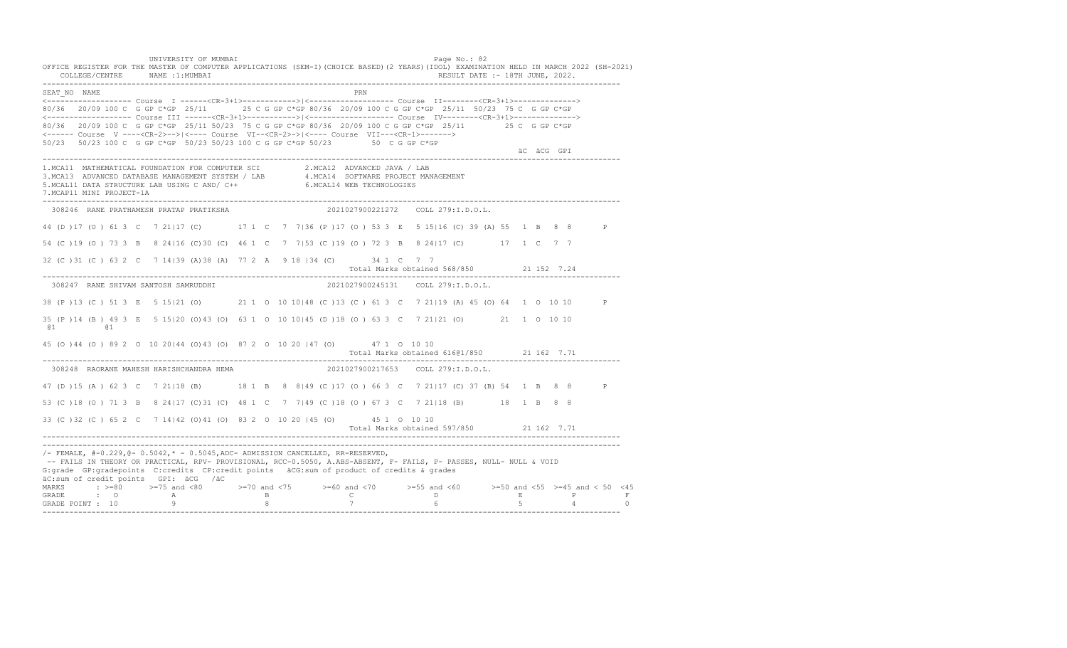UNIVERSITY OF MUMBAI

OFFICE REGISTER FOR THE MASTER OF COMPUTER APPLICATIONS (SEM-I)(CHOICE BASED)(2 YEARS)(IDOL) EXAMINATION HELD IN MARCH 2022 (SH-2021)

COLLEGE/CENTRE NAME :1:MUMBAI

RESULT DATE :- 18TH JUNE, 2022.

```
SEAT_NO  NAME                                                    PRN
<------------------- Course  I ------<CR-3+1>------------>|<------------------- Course  II--------<CR-3+1>------------->
80/36  20/09 100 C  G GP C*GP  25/11       25 C G GP C*GP 80/36  20/09 100 C G GP C*GP  25/11  50/23  75 C  G GP C*GP
<------------------- Course III ------<CR-3+1>------------>|<------------------- Course  IV--------<CR-3+1>------------->
80/36  20/09 100 C  G GP C*GP  25/11 50/23  75 C G GP C*GP 80/36  20/09 100 C G GP C*GP  25/11        25 C  G GP C*GP
<------ Course  V ----<CR-2>-->|<---- Course  VI--<CR-2>->|<---- Course  VII---<CR-1>------->
50/23  50/23 100 C  G GP C*GP  50/23 50/23 100 C G GP C*GP 50/23        50  C G GP C*GP
                                                                                                        äC  äCG  GPI
```

1.MCA11 MATHEMATICAL FOUNDATION FOR COMPUTER SCI
2.MCA12 ADVANCED JAVA / LAB
3.MCA13 ADVANCED DATABASE MANAGEMENT SYSTEM / LAB
4.MCA14 SOFTWARE PROJECT MANAGEMENT
5.MCAL11 DATA STRUCTURE LAB USING C AND/ C++
6.MCAL14 WEB TECHNOLOGIES
7.MCAP11 MINI PROJECT-1A

```
 308246  RANE PRATHAMESH PRATAP PRATIKSHA                    2021027900221272    COLL 279:I.D.O.L.

44 (D )17 (O ) 61 3  C   7 21|17 (C)       17 1  C   7  7|36 (P )17 (O ) 53 3  E   5 15|16 (C) 39 (A) 55  1  B   8  8       P

54 (C )19 (O ) 73 3  B   8 24|16 (C)30 (C)  46 1  C   7  7|53 (C )19 (O ) 72 3  B   8 24|17 (C)       17  1  C   7  7

32 (C )31 (C ) 63 2  C   7 14|39 (A)38 (A)  77 2  A   9 18 |34 (C)       34 1  C   7  7
                                                                   Total Marks obtained 568/850          21 152  7.24

 308247  RANE SHIVAM SANTOSH SAMRUDDHI                       2021027900245131    COLL 279:I.D.O.L.

38 (P )13 (C ) 51 3  E   5 15|21 (O)       21 1  O  10 10|48 (C )13 (C ) 61 3  C   7 21|19 (A) 45 (O) 64  1  O  10 10       P

35 (P )14 (B ) 49 3  E   5 15|20 (O)43 (O)  63 1  O  10 10|45 (D )18 (O ) 63 3  C   7 21|21 (O)       21  1  O  10 10
 @1          @1

45 (O )44 (O ) 89 2  O  10 20|44 (O)43 (O)  87 2  O  10 20 |47 (O)       47 1  O  10 10
                                                                   Total Marks obtained 616@1/850        21 162  7.71

 308248  RAORANE MAHESH HARISHCHANDRA HEMA                   2021027900217653    COLL 279:I.D.O.L.

47 (D )15 (A ) 62 3  C   7 21|18 (B)       18 1  B   8  8|49 (C )17 (O ) 66 3  C   7 21|17 (C) 37 (B) 54  1  B   8  8       P

53 (C )18 (O ) 71 3  B   8 24|17 (C)31 (C)  48 1  C   7  7|49 (C )18 (O ) 67 3  C   7 21|18 (B)       18  1  B   8  8

33 (C )32 (C ) 65 2  C   7 14|42 (O)41 (O)  83 2  O  10 20 |45 (O)       45 1  O  10 10
                                                                   Total Marks obtained 597/850          21 162  7.71
```

/- FEMALE, #-0.229,@- 0.5042,* - 0.5045,ADC- ADMISSION CANCELLED, RR-RESERVED,
-- FAILS IN THEORY OR PRACTICAL, RPV- PROVISIONAL, RCC-0.5050, A.ABS-ABSENT, F- FAILS, P- PASSES, NULL- NULL & VOID
G:grade GP:gradepoints C:credits CP:credit points äCG:sum of product of credits & grades
äC:sum of credit points GPI: äCG /äC

| MARKS | : >=80 | >=75 and <80 | >=70 and <75 | >=60 and <70 | >=55 and <60 | >=50 and <55 | >=45 and < 50 | <45 |
|---|---|---|---|---|---|---|---|---|
| GRADE | : O | A | B | C | D | E | P | F |
| GRADE POINT | : 10 | 9 | 8 | 7 | 6 | 5 | 4 | 0 |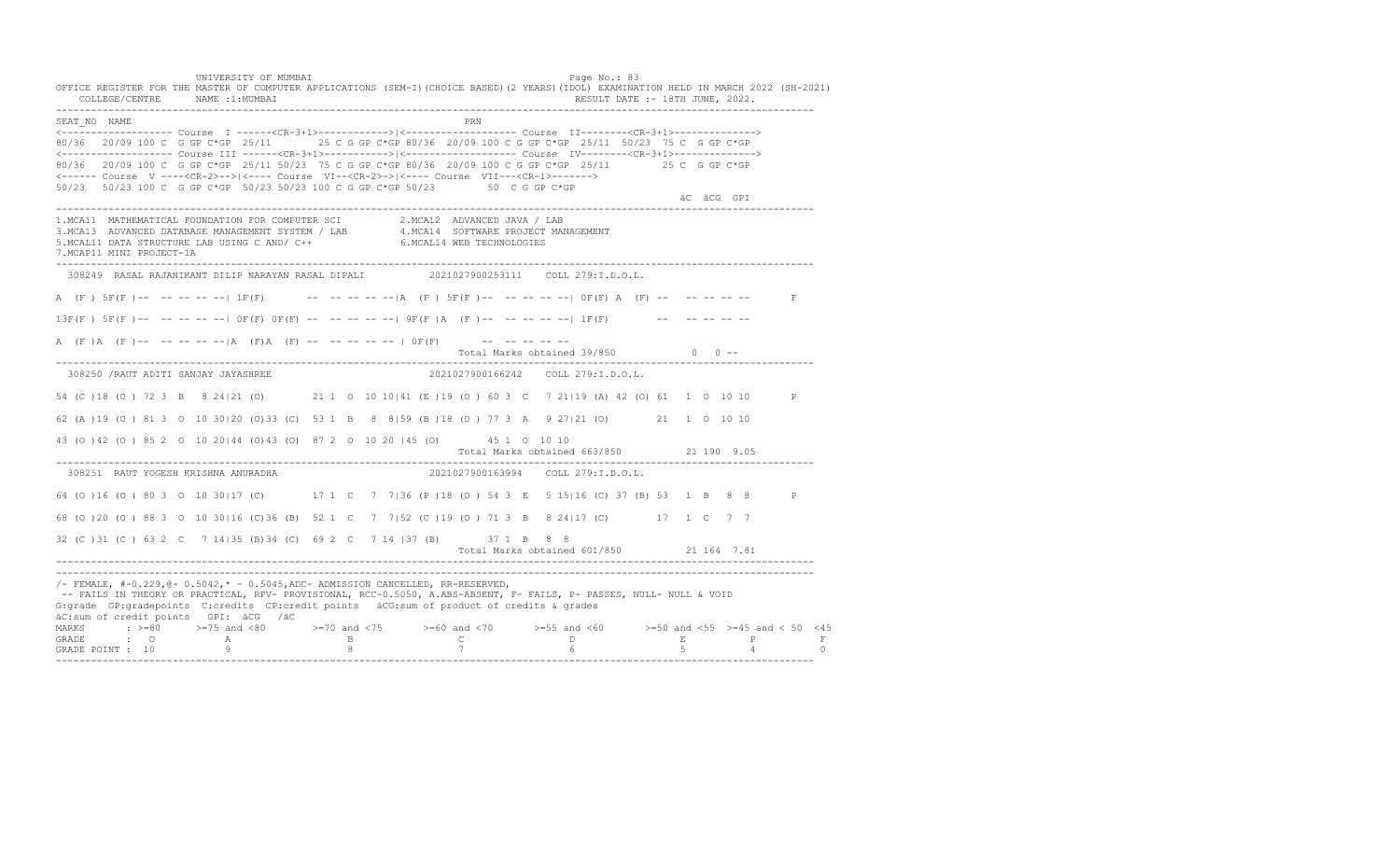```
                    UNIVERSITY OF MUMBAI                                                    Page No.: 83
OFFICE REGISTER FOR THE MASTER OF COMPUTER APPLICATIONS (SEM-I)(CHOICE BASED)(2 YEARS)(IDOL) EXAMINATION HELD IN MARCH 2022 (SH-2021)
    COLLEGE/CENTRE      NAME :1:MUMBAI                                                          RESULT DATE :- 18TH JUNE, 2022.
-------------------------------------------------------------------------------------------------------------------------------------
SEAT_NO  NAME                                                              PRN
<------------------- Course  I ------<CR-3+1>------------>|<------------------- Course  II--------<CR-3+1>------------->
80/36  20/09 100 C  G GP C*GP  25/11      25 C G GP C*GP 80/36  20/09 100 C G GP C*GP  25/11  50/23  75 C  G GP C*GP
<------------------- Course III ------<CR-3+1>------------>|<------------------- Course  IV--------<CR-3+1>------------->
80/36  20/09 100 C  G GP C*GP  25/11 50/23  75 C G GP C*GP 80/36  20/09 100 C G GP C*GP  25/11         25 C  G GP C*GP
<------ Course  V ----<CR-2>-->|<---- Course  VI--<CR-2>->|<---- Course  VII---<CR-1>------->
50/23  50/23 100 C  G GP C*GP  50/23 50/23 100 C G GP C*GP 50/23         50  C G GP C*GP
                                                                                                              äC  äCG  GPI
-------------------------------------------------------------------------------------------------------------------------------------
1.MCA11  MATHEMATICAL FOUNDATION FOR COMPUTER SCI          2.MCA12  ADVANCED JAVA / LAB
3.MCA13  ADVANCED DATABASE MANAGEMENT SYSTEM / LAB         4.MCA14  SOFTWARE PROJECT MANAGEMENT
5.MCAL11 DATA STRUCTURE LAB USING C AND/ C++              6.MCAL14 WEB TECHNOLOGIES
7.MCAP11 MINI PROJECT-1A
-------------------------------------------------------------------------------------------------------------------------------------
  308249  RASAL RAJANIKANT DILIP NARAYAN RASAL DIPALI           2021027900253111    COLL 279:I.D.O.L.

A  (F ) 5F(F )--  -- -- -- --| 1F(F)       --  -- -- -- --|A  (F ) 5F(F )--  -- -- -- --| 0F(F) A  (F) --  -- -- -- --       F

13F(F ) 5F(F )--  -- -- -- --| 0F(F) 0F(F) --  -- -- -- --| 9F(F )A  (F )--  -- -- -- --| 1F(F)        --  -- -- -- --

A  (F )A  (F )--  -- -- -- --|A  (F)A  (F) --  -- -- -- -- | 0F(F)       --  -- -- -- --
                                                                  Total Marks obtained 39/850            0  0 --
-------------------------------------------------------------------------------------------------------------------------------------
  308250 /RAUT ADITI SANJAY JAYASHREE                          2021027900166242    COLL 279:I.D.O.L.

54 (C )18 (O ) 72 3  B   8 24|21 (O)        21 1  O  10 10|41 (E )19 (O ) 60 3  C   7 21|19 (A) 42 (O) 61   1  O  10 10      P

62 (A )19 (O ) 81 3  O  10 30|20 (O)33 (C)  53 1  B   8  8|59 (B )18 (O ) 77 3  A   9 27|21 (O)        21   1  O  10 10

43 (O )42 (O ) 85 2  O  10 20|44 (O)43 (O)  87 2  O  10 20 |45 (O)        45 1  O  10 10
                                                                  Total Marks obtained 663/850          21 190  9.05
-------------------------------------------------------------------------------------------------------------------------------------
  308251  RAUT YOGESH KRISHNA ANURADHA                         2021027900163994    COLL 279:I.D.O.L.

64 (O )16 (O ) 80 3  O  10 30|17 (C)        17 1  C   7  7|36 (P )18 (O ) 54 3  E   5 15|16 (C) 37 (B) 53   1  B   8  8      P

68 (O )20 (O ) 88 3  O  10 30|16 (C)36 (B)  52 1  C   7  7|52 (C )19 (O ) 71 3  B   8 24|17 (C)        17   1  C   7  7

32 (C )31 (C ) 63 2  C   7 14|35 (B)34 (C)  69 2  C   7 14 |37 (B)        37 1  B   8  8
                                                                  Total Marks obtained 601/850          21 164  7.81
-------------------------------------------------------------------------------------------------------------------------------------
-------------------------------------------------------------------------------------------------------------------------------------
/- FEMALE, #-0.229,@- 0.5042,* - 0.5045,ADC- ADMISSION CANCELLED, RR-RESERVED,
 -- FAILS IN THEORY OR PRACTICAL, RPV- PROVISIONAL, RCC-0.5050, A.ABS-ABSENT, F- FAILS, P- PASSES, NULL- NULL & VOID
G:grade  GP:gradepoints  C:credits  CP:credit points   äCG:sum of product of credits & grades
äC:sum of credit points   GPI:  äCG   /äC
MARKS       : >=80      >=75 and <80       >=70 and <75       >=60 and <70       >=55 and <60       >=50 and <55  >=45 and < 50  <45
GRADE       :  O            A                  B                  C                  D                  E            P            F
GRADE POINT : 10            9                  8                  7                  6                  5            4            0
-------------------------------------------------------------------------------------------------------------------------------------
```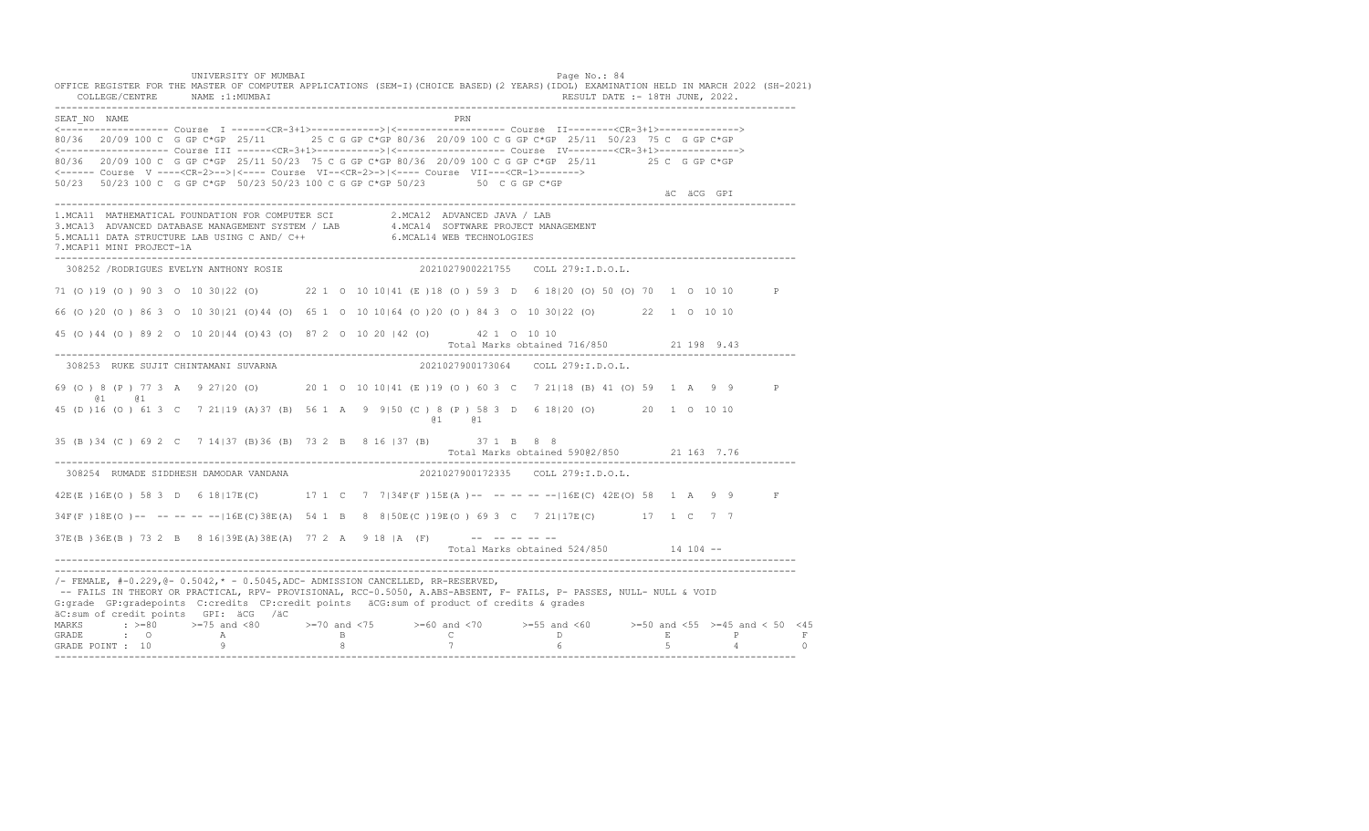UNIVERSITY OF MUMBAI

OFFICE REGISTER FOR THE MASTER OF COMPUTER APPLICATIONS (SEM-I)(CHOICE BASED)(2 YEARS)(IDOL) EXAMINATION HELD IN MARCH 2022 (SH-2021)

COLLEGE/CENTRE NAME :1:MUMBAI — RESULT DATE :- 18TH JUNE, 2022.

```
SEAT_NO  NAME                                                           PRN
<------------------- Course  I ------<CR-3+1>------------>|<------------------- Course  II--------<CR-3+1>------------->
80/36  20/09 100 C  G GP C*GP  25/11       25 C G GP C*GP 80/36  20/09 100 C G GP C*GP  25/11  50/23  75 C  G GP C*GP
<------------------- Course III ------<CR-3+1>----------->|<------------------- Course  IV--------<CR-3+1>------------->
80/36  20/09 100 C  G GP C*GP  25/11 50/23  75 C G GP C*GP 80/36  20/09 100 C G GP C*GP  25/11        25 C  G GP C*GP
<------ Course  V ----<CR-2>-->|<---- Course  VI--<CR-2>->|<---- Course  VII---<CR-1>------->
50/23  50/23 100 C  G GP C*GP  50/23 50/23 100 C G GP C*GP 50/23        50  C G GP C*GP
                                                                                                         äC  äCG  GPI
```

1.MCA11 MATHEMATICAL FOUNDATION FOR COMPUTER SCI
2.MCA12 ADVANCED JAVA / LAB
3.MCA13 ADVANCED DATABASE MANAGEMENT SYSTEM / LAB
4.MCA14 SOFTWARE PROJECT MANAGEMENT
5.MCAL11 DATA STRUCTURE LAB USING C AND/ C++
6.MCAL14 WEB TECHNOLOGIES
7.MCAP11 MINI PROJECT-1A

```
 308252 /RODRIGUES EVELYN ANTHONY ROSIE                    2021027900221755    COLL 279:I.D.O.L.

71 (O )19 (O ) 90 3  O  10 30|22 (O)       22 1  O  10 10|41 (E )18 (O ) 59 3  D   6 18|20 (O) 50 (O) 70  1  O  10 10       P

66 (O )20 (O ) 86 3  O  10 30|21 (O)44 (O)  65 1  O  10 10|64 (O )20 (O ) 84 3  O  10 30|22 (O)       22  1  O  10 10

45 (O )44 (O ) 89 2  O  10 20|44 (O)43 (O)  87 2  O  10 20 |42 (O)       42 1  O  10 10
                                                                      Total Marks obtained 716/850          21 198  9.43

 308253  RUKE SUJIT CHINTAMANI SUVARNA                     2021027900173064    COLL 279:I.D.O.L.

69 (O ) 8 (P ) 77 3  A   9 27|20 (O)       20 1  O  10 10|41 (E )19 (O ) 60 3  C   7 21|18 (B) 41 (O) 59  1  A   9  9       P
      @1     @1
45 (D )16 (O ) 61 3  C   7 21|19 (A)37 (B)  56 1  A   9  9|50 (C ) 8 (P ) 58 3  D   6 18|20 (O)       20  1  O  10 10
                                                            @1     @1

35 (B )34 (C ) 69 2  C   7 14|37 (B)36 (B)  73 2  B   8 16 |37 (B)       37 1  B   8  8
                                                                      Total Marks obtained 590@2/850        21 163  7.76

 308254  RUMADE SIDDHESH DAMODAR VANDANA                   2021027900172335    COLL 279:I.D.O.L.

42E(E )16E(O ) 58 3  D   6 18|17E(C)       17 1  C   7  7|34F(F )15E(A )--  -- -- -- --|16E(C) 42E(O) 58  1  A   9  9       F

34F(F )18E(O )--  -- -- -- --|16E(C)38E(A)  54 1  B   8  8|50E(C )19E(O ) 69 3  C   7 21|17E(C)       17  1  C   7  7

37E(B )36E(B ) 73 2  B   8 16|39E(A)38E(A)  77 2  A   9 18 |A  (F)       --  -- -- -- --
                                                                      Total Marks obtained 524/850          14 104  --
```

/- FEMALE, #-0.229,@- 0.5042,* - 0.5045,ADC- ADMISSION CANCELLED, RR-RESERVED,
-- FAILS IN THEORY OR PRACTICAL, RPV- PROVISIONAL, RCC-0.5050, A.ABS-ABSENT, F- FAILS, P- PASSES, NULL- NULL & VOID
G:grade GP:gradepoints C:credits CP:credit points äCG:sum of product of credits & grades
äC:sum of credit points GPI: äCG /äC

| MARKS | : >=80 | >=75 and <80 | >=70 and <75 | >=60 and <70 | >=55 and <60 | >=50 and <55 | >=45 and < 50 | <45 |
|---|---|---|---|---|---|---|---|---|
| GRADE | : O | A | B | C | D | E | P | F |
| GRADE POINT | : 10 | 9 | 8 | 7 | 6 | 5 | 4 | 0 |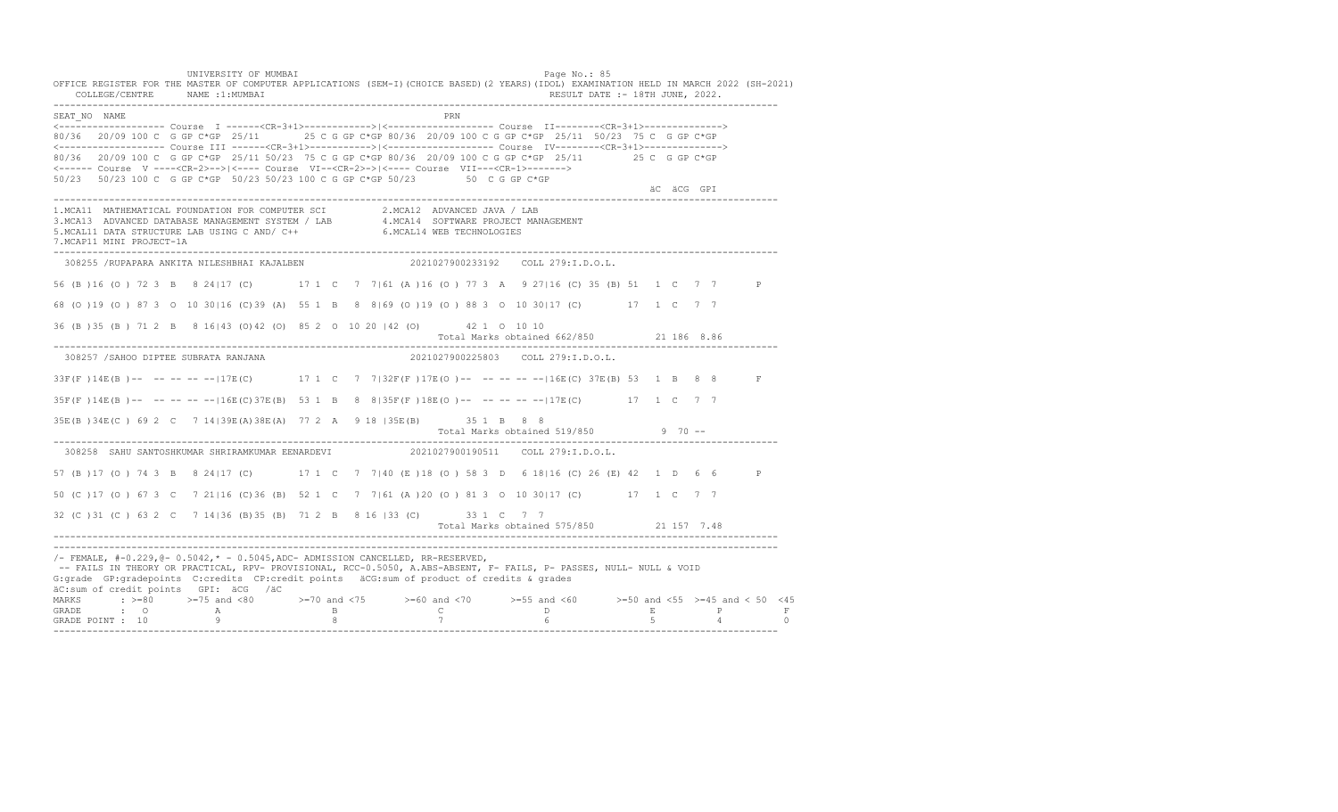```
UNIVERSITY OF MUMBAI                                                          Page No.: 85
OFFICE REGISTER FOR THE MASTER OF COMPUTER APPLICATIONS (SEM-I)(CHOICE BASED)(2 YEARS)(IDOL) EXAMINATION HELD IN MARCH 2022 (SH-2021)
    COLLEGE/CENTRE      NAME :1:MUMBAI                                                    RESULT DATE :- 18TH JUNE, 2022.
-------------------------------------------------------------------------------------------------------------------------------------
SEAT_NO  NAME                                                          PRN
<-------------------- Course  I ------<CR-3+1>------------>|<------------------- Course  II--------<CR-3+1>------------->
80/36  20/09 100 C  G GP C*GP  25/11      25 C G GP C*GP 80/36  20/09 100 C G GP C*GP  25/11  50/23  75 C  G GP C*GP
<-------------------- Course III ------<CR-3+1>------------>|<------------------- Course  IV--------<CR-3+1>------------->
80/36   20/09 100 C  G GP C*GP  25/11 50/23  75 C G GP C*GP 80/36  20/09 100 C G GP C*GP  25/11        25 C  G GP C*GP
<------ Course  V ----<CR-2>-->|<---- Course  VI--<CR-2>->|<---- Course  VII---<CR-1>------->
50/23   50/23 100 C  G GP C*GP  50/23 50/23 100 C G GP C*GP 50/23         50  C G GP C*GP
                                                                                                          äC  äCG  GPI
-------------------------------------------------------------------------------------------------------------------------------------
1.MCA11  MATHEMATICAL FOUNDATION FOR COMPUTER SCI          2.MCA12  ADVANCED JAVA / LAB
3.MCA13  ADVANCED DATABASE MANAGEMENT SYSTEM / LAB         4.MCA14  SOFTWARE PROJECT MANAGEMENT
5.MCAL11 DATA STRUCTURE LAB USING C AND/ C++               6.MCAL14 WEB TECHNOLOGIES
7.MCAP11 MINI PROJECT-1A
-------------------------------------------------------------------------------------------------------------------------------------
  308255 /RUPAPARA ANKITA NILESHBHAI KAJALBEN                  2021027900233192    COLL 279:I.D.O.L.

56 (B )16 (O ) 72 3  B   8 24|17 (C)       17 1  C   7  7|61 (A )16 (O ) 77 3  A   9 27|16 (C) 35 (B) 51  1  C   7  7       P

68 (O )19 (O ) 87 3  O  10 30|16 (C)39 (A)  55 1  B   8  8|69 (O )19 (O ) 88 3  O  10 30|17 (C)        17  1  C   7  7

36 (B )35 (B ) 71 2  B   8 16|43 (O)42 (O)  85 2  O  10 20 |42 (O)        42 1  O  10 10
                                                                          Total Marks obtained 662/850          21 186  8.86
-------------------------------------------------------------------------------------------------------------------------------------
  308257 /SAHOO DIPTEE SUBRATA RANJANA                         2021027900225803    COLL 279:I.D.O.L.

33F(F )14E(B )--  -- -- -- --|17E(C)       17 1  C   7  7|32F(F )17E(O )--  -- -- -- --|16E(C) 37E(B) 53  1  B   8  8       F

35F(F )14E(B )--  -- -- -- --|16E(C)37E(B)  53 1  B   8  8|35F(F )18E(O )--  -- -- -- --|17E(C)        17  1  C   7  7

35E(B )34E(C ) 69 2  C   7 14|39E(A)38E(A)  77 2  A   9 18 |35E(B)        35 1  B   8  8
                                                                          Total Marks obtained 519/850           9  70 --
-------------------------------------------------------------------------------------------------------------------------------------
  308258  SAHU SANTOSHKUMAR SHRIRAMKUMAR EENARDEVI             2021027900190511    COLL 279:I.D.O.L.

57 (B )17 (O ) 74 3  B   8 24|17 (C)       17 1  C   7  7|40 (E )18 (O ) 58 3  D   6 18|16 (C) 26 (E) 42  1  D   6  6       P

50 (C )17 (O ) 67 3  C   7 21|16 (C)36 (B)  52 1  C   7  7|61 (A )20 (O ) 81 3  O  10 30|17 (C)        17  1  C   7  7

32 (C )31 (C ) 63 2  C   7 14|36 (B)35 (B)  71 2  B   8 16 |33 (C)        33 1  C   7  7
                                                                          Total Marks obtained 575/850          21 157  7.48
-------------------------------------------------------------------------------------------------------------------------------------
-------------------------------------------------------------------------------------------------------------------------------------
/- FEMALE, #-0.229,@- 0.5042,* - 0.5045,ADC- ADMISSION CANCELLED, RR-RESERVED,
 -- FAILS IN THEORY OR PRACTICAL, RPV- PROVISIONAL, RCC-0.5050, A.ABS-ABSENT, F- FAILS, P- PASSES, NULL- NULL & VOID
G:grade  GP:gradepoints  C:credits  CP:credit points  äCG:sum of product of credits & grades
äC:sum of credit points   GPI:  äCG   /äC
MARKS       : >=80      >=75 and <80       >=70 and <75      >=60 and <70       >=55 and <60       >=50 and <55  >=45 and < 50  <45
GRADE       :  O             A                  B                 C                  D                  E             P           F
GRADE POINT : 10             9                  8                 7                  6                  5             4           0
-------------------------------------------------------------------------------------------------------------------------------------
```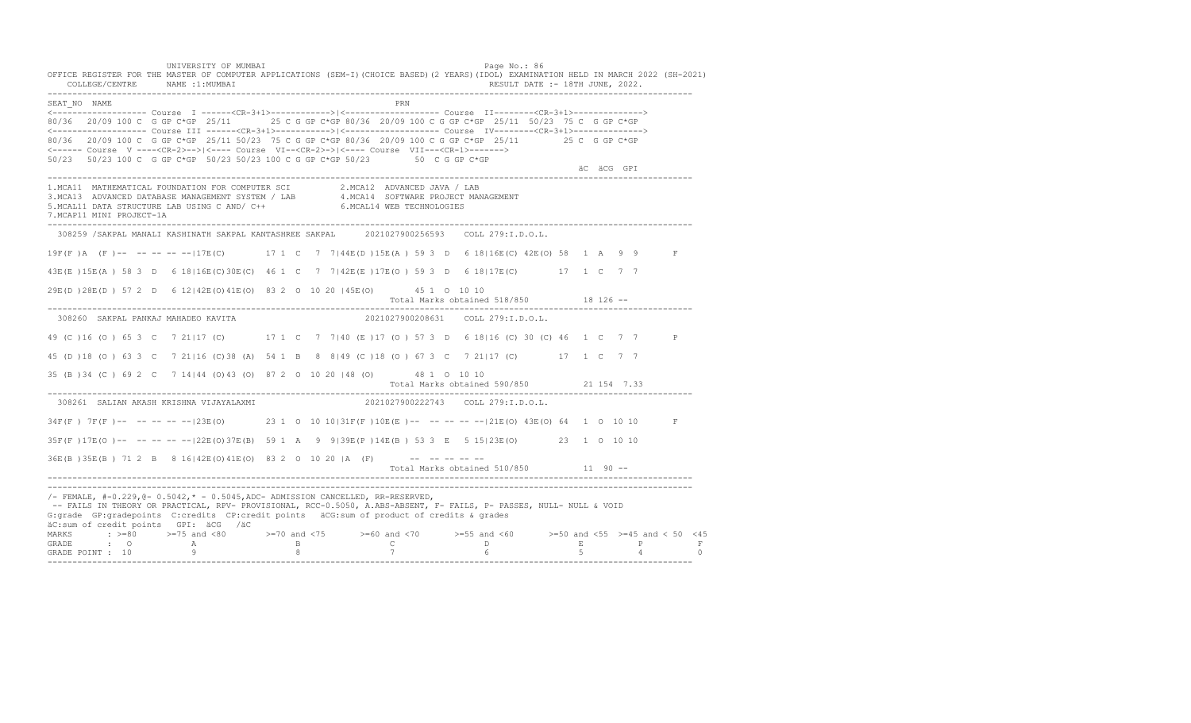UNIVERSITY OF MUMBAI

OFFICE REGISTER FOR THE MASTER OF COMPUTER APPLICATIONS (SEM-I)(CHOICE BASED)(2 YEARS)(IDOL) EXAMINATION HELD IN MARCH 2022 (SH-2021)

COLLEGE/CENTRE NAME :1:MUMBAI RESULT DATE :- 18TH JUNE, 2022.

```
SEAT_NO  NAME                                                          PRN
<------------------- Course  I ------<CR-3+1>------------>|<------------------- Course  II--------<CR-3+1>------------->
80/36  20/09 100 C  G GP C*GP  25/11     25 C G GP C*GP 80/36  20/09 100 C G GP C*GP  25/11  50/23  75 C  G GP C*GP
<------------------- Course III ------<CR-3+1>------------>|<------------------- Course  IV--------<CR-3+1>------------->
80/36   20/09 100 C  G GP C*GP  25/11 50/23  75 C G GP C*GP 80/36  20/09 100 C G GP C*GP  25/11         25 C  G GP C*GP
<------ Course  V ----<CR-2>-->|<---- Course  VI--<CR-2>->|<---- Course  VII---<CR-1>------->
50/23   50/23 100 C  G GP C*GP  50/23 50/23 100 C G GP C*GP 50/23         50  C G GP C*GP
                                                                                                          äC  äCG  GPI
```

1.MCA11 MATHEMATICAL FOUNDATION FOR COMPUTER SCI
2.MCA12 ADVANCED JAVA / LAB
3.MCA13 ADVANCED DATABASE MANAGEMENT SYSTEM / LAB
4.MCA14 SOFTWARE PROJECT MANAGEMENT
5.MCAL11 DATA STRUCTURE LAB USING C AND/ C++
6.MCAL14 WEB TECHNOLOGIES
7.MCAP11 MINI PROJECT-1A

```
 308259 /SAKPAL MANALI KASHINATH SAKPAL KANTASHREE SAKPAL      2021027900256593    COLL 279:I.D.O.L.

19F(F )A  (F )--  -- -- -- --|17E(C)       17 1  C   7  7|44E(D )15E(A ) 59 3  D   6 18|16E(C) 42E(O) 58  1  A   9  9       F

43E(E )15E(A ) 58 3  D   6 18|16E(C)30E(C)  46 1  C   7  7|42E(E )17E(O ) 59 3  D   6 18|17E(C)       17  1  C   7  7

29E(D )28E(D ) 57 2  D   6 12|42E(O)41E(O)  83 2  O  10 20 |45E(O)       45 1  O  10 10
                                                                          Total Marks obtained 518/850          18 126 --

 308260  SAKPAL PANKAJ MAHADEO KAVITA                         2021027900208631    COLL 279:I.D.O.L.

49 (C )16 (O ) 65 3  C   7 21|17 (C)       17 1  C   7  7|40 (E )17 (O ) 57 3  D   6 18|16 (C) 30 (C) 46  1  C   7  7       P

45 (D )18 (O ) 63 3  C   7 21|16 (C)38 (A)  54 1  B   8  8|49 (C )18 (O ) 67 3  C   7 21|17 (C)       17  1  C   7  7

35 (B )34 (C ) 69 2  C   7 14|44 (O)43 (O)  87 2  O  10 20 |48 (O)       48 1  O  10 10
                                                                          Total Marks obtained 590/850          21 154  7.33

 308261  SALIAN AKASH KRISHNA VIJAYALAXMI                     2021027900222743    COLL 279:I.D.O.L.

34F(F ) 7F(F )--  -- -- -- --|23E(O)       23 1  O  10 10|31F(F )10E(E )--  -- -- -- --|21E(O) 43E(O) 64  1  O  10 10       F

35F(F )17E(O )--  -- -- -- --|22E(O)37E(B)  59 1  A   9  9|39E(P )14E(B ) 53 3  E   5 15|23E(O)       23  1  O  10 10

36E(B )35E(B ) 71 2  B   8 16|42E(O)41E(O)  83 2  O  10 20 |A  (F)       --  -- -- -- --
                                                                          Total Marks obtained 510/850          11  90 --
```

/- FEMALE, #-0.229,@- 0.5042,* - 0.5045,ADC- ADMISSION CANCELLED, RR-RESERVED,
-- FAILS IN THEORY OR PRACTICAL, RPV- PROVISIONAL, RCC-0.5050, A.ABS-ABSENT, F- FAILS, P- PASSES, NULL- NULL & VOID
G:grade GP:gradepoints C:credits CP:credit points äCG:sum of product of credits & grades
äC:sum of credit points GPI: äCG /äC

| MARKS | : >=80 | >=75 and <80 | >=70 and <75 | >=60 and <70 | >=55 and <60 | >=50 and <55 | >=45 and < 50 | <45 |
|---|---|---|---|---|---|---|---|---|
| GRADE | : O | A | B | C | D | E | P | F |
| GRADE POINT | : 10 | 9 | 8 | 7 | 6 | 5 | 4 | 0 |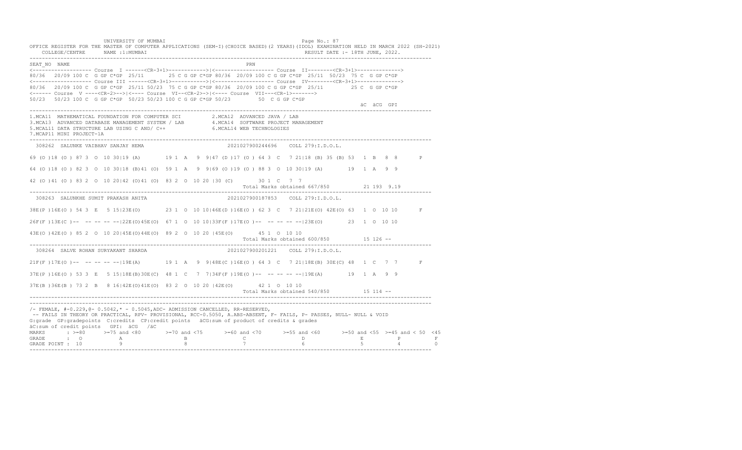UNIVERSITY OF MUMBAI

OFFICE REGISTER FOR THE MASTER OF COMPUTER APPLICATIONS (SEM-I)(CHOICE BASED)(2 YEARS)(IDOL) EXAMINATION HELD IN MARCH 2022 (SH-2021)

COLLEGE/CENTRE NAME :1:MUMBAI RESULT DATE :- 18TH JUNE, 2022.

```
SEAT_NO  NAME                                                          PRN
<------------------- Course  I ------<CR-3+1>------------>|<------------------- Course  II--------<CR-3+1>------------->
80/36  20/09 100 C  G GP C*GP  25/11     25 C G GP C*GP 80/36  20/09 100 C G GP C*GP  25/11  50/23  75 C  G GP C*GP
<------------------- Course III ------<CR-3+1>------------>|<------------------- Course  IV--------<CR-3+1>------------->
80/36  20/09 100 C  G GP C*GP  25/11 50/23  75 C G GP C*GP 80/36  20/09 100 C G GP C*GP  25/11        25 C  G GP C*GP
<------ Course  V ----<CR-2>-->|<---- Course  VI--<CR-2>->|<---- Course  VII---<CR-1>------->
50/23  50/23 100 C  G GP C*GP  50/23 50/23 100 C G GP C*GP 50/23        50  C G GP C*GP
                                                                                                        äC  äCG  GPI
```

1.MCA11 MATHEMATICAL FOUNDATION FOR COMPUTER SCI 2.MCA12 ADVANCED JAVA / LAB
3.MCA13 ADVANCED DATABASE MANAGEMENT SYSTEM / LAB 4.MCA14 SOFTWARE PROJECT MANAGEMENT
5.MCAL11 DATA STRUCTURE LAB USING C AND/ C++ 6.MCAL14 WEB TECHNOLOGIES
7.MCAP11 MINI PROJECT-1A

```
 308262  SALUNKE VAIBHAV SANJAY HEMA                        2021027900244696    COLL 279:I.D.O.L.

69 (O )18 (O ) 87 3  O  10 30|19 (A)       19 1  A   9  9|47 (D )17 (O ) 64 3  C   7 21|18 (B) 35 (B) 53   1  B   8  8       P

64 (O )18 (O ) 82 3  O  10 30|18 (B)41 (O)  59 1  A   9  9|69 (O )19 (O ) 88 3  O  10 30|19 (A)       19   1  A   9  9

42 (O )41 (O ) 83 2  O  10 20|42 (O)41 (O)  83 2  O  10 20 |30 (C)       30 1  C   7  7
                                                                      Total Marks obtained 667/850          21 193  9.19

 308263  SALUNKHE SUMIT PRAKASH ANITA                       2021027900187853    COLL 279:I.D.O.L.

38E(P )16E(O ) 54 3  E   5 15|23E(O)       23 1  O  10 10|46E(D )16E(O ) 62 3  C   7 21|21E(O) 42E(O) 63   1  O  10 10       F

26F(F )13E(C )--  -- -- -- --|22E(O)45E(O)  67 1  O  10 10|33F(F )17E(O )--  -- -- -- --|23E(O)       23   1  O  10 10

43E(O )42E(O ) 85 2  O  10 20|45E(O)44E(O)  89 2  O  10 20 |45E(O)       45 1  O  10 10
                                                                      Total Marks obtained 600/850          15 126 --

 308264  SALVE ROHAN SURYAKANT SHARDA                       2021027900201221    COLL 279:I.D.O.L.

21F(F )17E(O )--  -- -- -- --|19E(A)       19 1  A   9  9|48E(C )16E(O ) 64 3  C   7 21|18E(B) 30E(C) 48   1  C   7  7       F

37E(P )16E(O ) 53 3  E   5 15|18E(B)30E(C)  48 1  C   7  7|34F(F )19E(O )--  -- -- -- --|19E(A)       19   1  A   9  9

37E(B )36E(B ) 73 2  B   8 16|42E(O)41E(O)  83 2  O  10 20 |42E(O)       42 1  O  10 10
                                                                      Total Marks obtained 540/850          15 114 --
```

/- FEMALE, #-0.229,@- 0.5042,* - 0.5045,ADC- ADMISSION CANCELLED, RR-RESERVED,
-- FAILS IN THEORY OR PRACTICAL, RPV- PROVISIONAL, RCC-0.5050, A.ABS-ABSENT, F- FAILS, P- PASSES, NULL- NULL & VOID
G:grade GP:gradepoints C:credits CP:credit points äCG:sum of product of credits & grades
äC:sum of credit points GPI: äCG /äC

| MARKS | >=80 | >=75 and <80 | >=70 and <75 | >=60 and <70 | >=55 and <60 | >=50 and <55 | >=45 and < 50 | <45 |
|---|---|---|---|---|---|---|---|---|
| GRADE | O | A | B | C | D | E | P | F |
| GRADE POINT | 10 | 9 | 8 | 7 | 6 | 5 | 4 | 0 |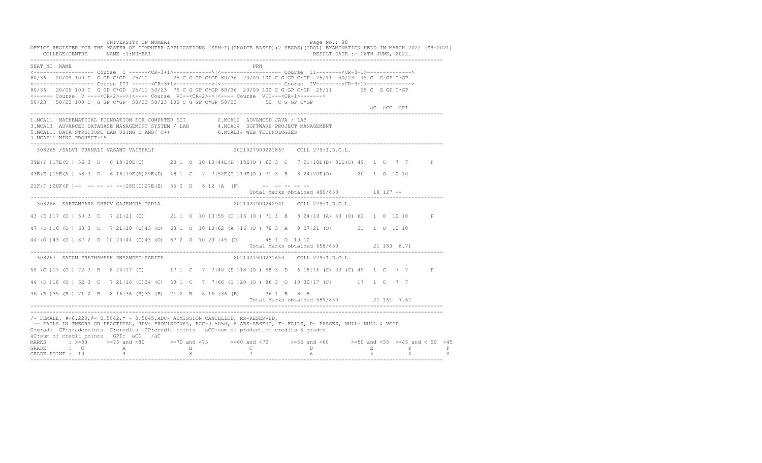UNIVERSITY OF MUMBAI

OFFICE REGISTER FOR THE MASTER OF COMPUTER APPLICATIONS (SEM-I)(CHOICE BASED)(2 YEARS)(IDOL) EXAMINATION HELD IN MARCH 2022 (SH-2021)

COLLEGE/CENTRE NAME :1:MUMBAI RESULT DATE :- 18TH JUNE, 2022.

```
SEAT_NO  NAME                                                  PRN
<------------------- Course  I ------<CR-3+1>------------>|<------------------- Course  II--------<CR-3+1>------------->
80/36  20/09 100 C  G GP C*GP  25/11      25 C G GP C*GP 80/36  20/09 100 C G GP C*GP  25/11  50/23  75 C  G GP C*GP
<------------------- Course III ------<CR-3+1>------------>|<------------------- Course  IV--------<CR-3+1>------------->
80/36  20/09 100 C  G GP C*GP  25/11 50/23  75 C G GP C*GP 80/36  20/09 100 C G GP C*GP  25/11         25 C  G GP C*GP
<------ Course  V ----<CR-2>-->|<---- Course  VI--<CR-2>->|<---- Course  VII---<CR-1>------->
50/23  50/23 100 C  G GP C*GP  50/23 50/23 100 C G GP C*GP 50/23         50  C G GP C*GP
                                                                                                    äC  äCG  GPI
```

1.MCA11 MATHEMATICAL FOUNDATION FOR COMPUTER SCI  2.MCA12 ADVANCED JAVA / LAB
3.MCA13 ADVANCED DATABASE MANAGEMENT SYSTEM / LAB  4.MCA14 SOFTWARE PROJECT MANAGEMENT
5.MCAL11 DATA STRUCTURE LAB USING C AND/ C++  6.MCAL14 WEB TECHNOLOGIES
7.MCAP11 MINI PROJECT-1A

```
 308265 /SALVI PRANALI VASANT VAISHALI                    2021027900221867    COLL 279:I.D.O.L.

39E(P )17E(O ) 56 3  D   6 18|20E(O)       20 1  O  10 10|44E(D )18E(O ) 62 3  C   7 21|18E(B) 31E(C) 49  1  C   7  7       F

43E(E )15E(A ) 58 3  D   6 18|19E(A)29E(D)  48 1  C   7  7|52E(C )19E(O ) 71 3  B   8 24|20E(O)       20  1  O  10 10

21F(F )20F(F )--  -- -- -- --|28E(D)27E(E)  55 2  D   6 12 |A  (F)       --  -- -- -- --
                                                               Total Marks obtained 480/850          18 127 --

 308266  SARTANPARA DHRUV GAJENDRA TARLA                  2021027900242941    COLL 279:I.D.O.L.

43 (E )17 (O ) 60 3  C   7 21|21 (O)       21 1  O  10 10|55 (C )16 (O ) 71 3  B   8 24|19 (A) 43 (O) 62  1  O  10 10       P

47 (D )16 (O ) 63 3  C   7 21|20 (O)43 (O)  63 1  O  10 10|62 (A )16 (O ) 78 3  A   9 27|21 (O)       21  1  O  10 10

44 (O )43 (O ) 87 2  O  10 20|44 (O)43 (O)  87 2  O  10 20 |45 (O)       45 1  O  10 10
                                                               Total Marks obtained 658/850          21 183  8.71

 308267  SATAM PRATHAMESH DNYANDEO SARITA                 2021027900231653    COLL 279:I.D.O.L.

55 (C )17 (O ) 72 3  B   8 24|17 (C)       17 1  C   7  7|40 (E )18 (O ) 58 3  D   6 18|16 (C) 33 (C) 49  1  C   7  7       P

44 (D )18 (O ) 62 3  C   7 21|16 (C)34 (C)  50 1  C   7  7|66 (O )20 (O ) 86 3  O  10 30|17 (C)       17  1  C   7  7

36 (B )35 (B ) 71 2  B   8 16|36 (B)35 (B)  71 2  B   8 16 |36 (B)       36 1  B   8  8
                                                               Total Marks obtained 589/850          21 161  7.67
```

/- FEMALE, #-0.229,@- 0.5042,* - 0.5045,ADC- ADMISSION CANCELLED, RR-RESERVED,
-- FAILS IN THEORY OR PRACTICAL, RPV- PROVISIONAL, RCC-0.5050, A.ABS-ABSENT, F- FAILS, P- PASSES, NULL- NULL & VOID
G:grade GP:gradepoints C:credits CP:credit points äCG:sum of product of credits & grades
äC:sum of credit points GPI: äCG /äC

| MARKS | : >=80 | >=75 and <80 | >=70 and <75 | >=60 and <70 | >=55 and <60 | >=50 and <55 | >=45 and < 50 | <45 |
|---|---|---|---|---|---|---|---|---|
| GRADE | : O | A | B | C | D | E | P | F |
| GRADE POINT | : 10 | 9 | 8 | 7 | 6 | 5 | 4 | 0 |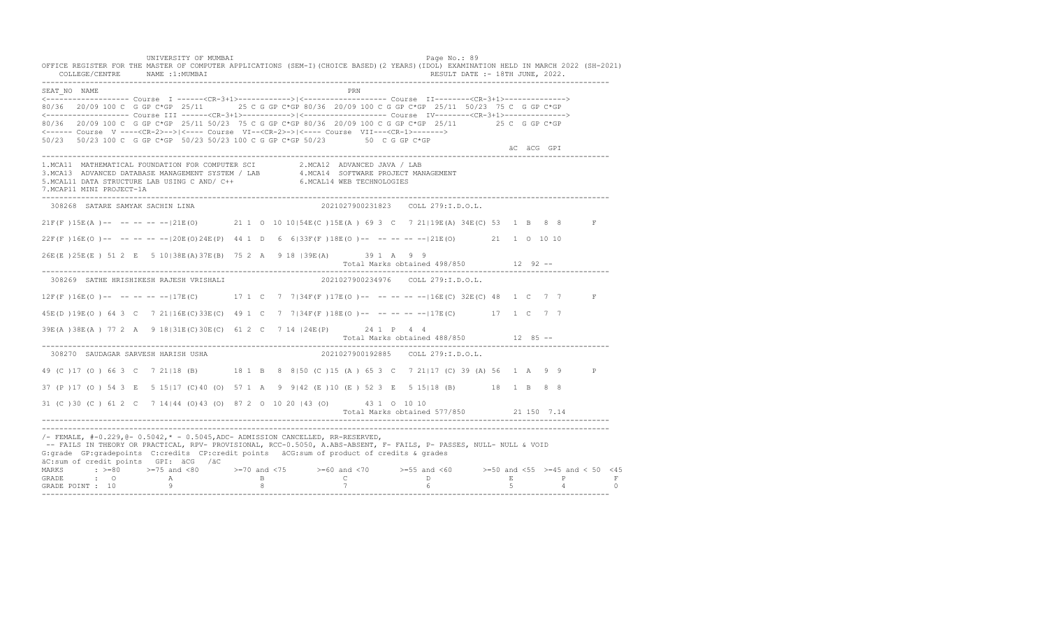UNIVERSITY OF MUMBAI

OFFICE REGISTER FOR THE MASTER OF COMPUTER APPLICATIONS (SEM-I)(CHOICE BASED)(2 YEARS)(IDOL) EXAMINATION HELD IN MARCH 2022 (SH-2021)

COLLEGE/CENTRE NAME :1:MUMBAI RESULT DATE :- 18TH JUNE, 2022.

```
SEAT_NO  NAME                                                   PRN
<------------------- Course  I ------<CR-3+1>------------>|<------------------- Course  II--------<CR-3+1>------------->
80/36  20/09 100 C  G GP C*GP  25/11      25 C G GP C*GP 80/36  20/09 100 C G GP C*GP  25/11  50/23  75 C  G GP C*GP
<------------------- Course III ------<CR-3+1>------------>|<------------------- Course  IV--------<CR-3+1>------------->
80/36  20/09 100 C  G GP C*GP  25/11 50/23  75 C G GP C*GP 80/36  20/09 100 C G GP C*GP  25/11         25 C  G GP C*GP
<------ Course  V ----<CR-2>-->|<---- Course  VI--<CR-2>->|<---- Course  VII---<CR-1>------->
50/23  50/23 100 C  G GP C*GP  50/23 50/23 100 C G GP C*GP 50/23         50  C G GP C*GP
                                                                                                   äC  äCG  GPI
```

1.MCA11 MATHEMATICAL FOUNDATION FOR COMPUTER SCI  2.MCA12 ADVANCED JAVA / LAB
3.MCA13 ADVANCED DATABASE MANAGEMENT SYSTEM / LAB  4.MCA14 SOFTWARE PROJECT MANAGEMENT
5.MCAL11 DATA STRUCTURE LAB USING C AND/ C++  6.MCAL14 WEB TECHNOLOGIES
7.MCAP11 MINI PROJECT-1A

```
 308268  SATARE SAMYAK SACHIN LINA                          2021027900231823    COLL 279:I.D.O.L.

21F(F )15E(A )-- -- -- -- --|21E(O)       21 1  O  10 10|54E(C )15E(A ) 69 3  C   7 21|19E(A) 34E(C) 53  1  B   8  8       F

22F(F )16E(O )-- -- -- -- --|20E(O)24E(P)  44 1  D   6  6|33F(F )18E(O )-- -- -- -- --|21E(O)       21  1  O  10 10

26E(E )25E(E ) 51 2  E   5 10|38E(A)37E(B)  75 2  A   9 18 |39E(A)       39 1  A   9  9
                                                                        Total Marks obtained 498/850          12  92 --

 308269  SATHE HRISHIKESH RAJESH VRISHALI                   2021027900234976    COLL 279:I.D.O.L.

12F(F )16E(O )-- -- -- -- --|17E(C)       17 1  C   7  7|34F(F )17E(O )-- -- -- -- --|16E(C) 32E(C) 48  1  C   7  7       F

45E(D )19E(O ) 64 3  C   7 21|16E(C)33E(C)  49 1  C   7  7|34F(F )18E(O )-- -- -- -- --|17E(C)       17  1  C   7  7

39E(A )38E(A ) 77 2  A   9 18|31E(C)30E(C)  61 2  C   7 14 |24E(P)       24 1  P   4  4
                                                                        Total Marks obtained 488/850          12  85 --

 308270  SAUDAGAR SARVESH HARISH USHA                       2021027900192885    COLL 279:I.D.O.L.

49 (C )17 (O ) 66 3  C   7 21|18 (B)       18 1  B   8  8|50 (C )15 (A ) 65 3  C   7 21|17 (C) 39 (A) 56  1  A   9  9       P

37 (P )17 (O ) 54 3  E   5 15|17 (C)40 (O)  57 1  A   9  9|42 (E )10 (E ) 52 3  E   5 15|18 (B)       18  1  B   8  8

31 (C )30 (C ) 61 2  C   7 14|44 (O)43 (O)  87 2  O  10 20 |43 (O)       43 1  O  10 10
                                                                        Total Marks obtained 577/850          21 150  7.14
```

/- FEMALE, #-0.229,@- 0.5042,* - 0.5045,ADC- ADMISSION CANCELLED, RR-RESERVED,
-- FAILS IN THEORY OR PRACTICAL, RPV- PROVISIONAL, RCC-0.5050, A.ABS-ABSENT, F- FAILS, P- PASSES, NULL- NULL & VOID
G:grade GP:gradepoints C:credits CP:credit points äCG:sum of product of credits & grades
äC:sum of credit points GPI: äCG /äC

| MARKS | >=80 | >=75 and <80 | >=70 and <75 | >=60 and <70 | >=55 and <60 | >=50 and <55 | >=45 and < 50 | <45 |
|---|---|---|---|---|---|---|---|---|
| GRADE | O | A | B | C | D | E | P | F |
| GRADE POINT | 10 | 9 | 8 | 7 | 6 | 5 | 4 | 0 |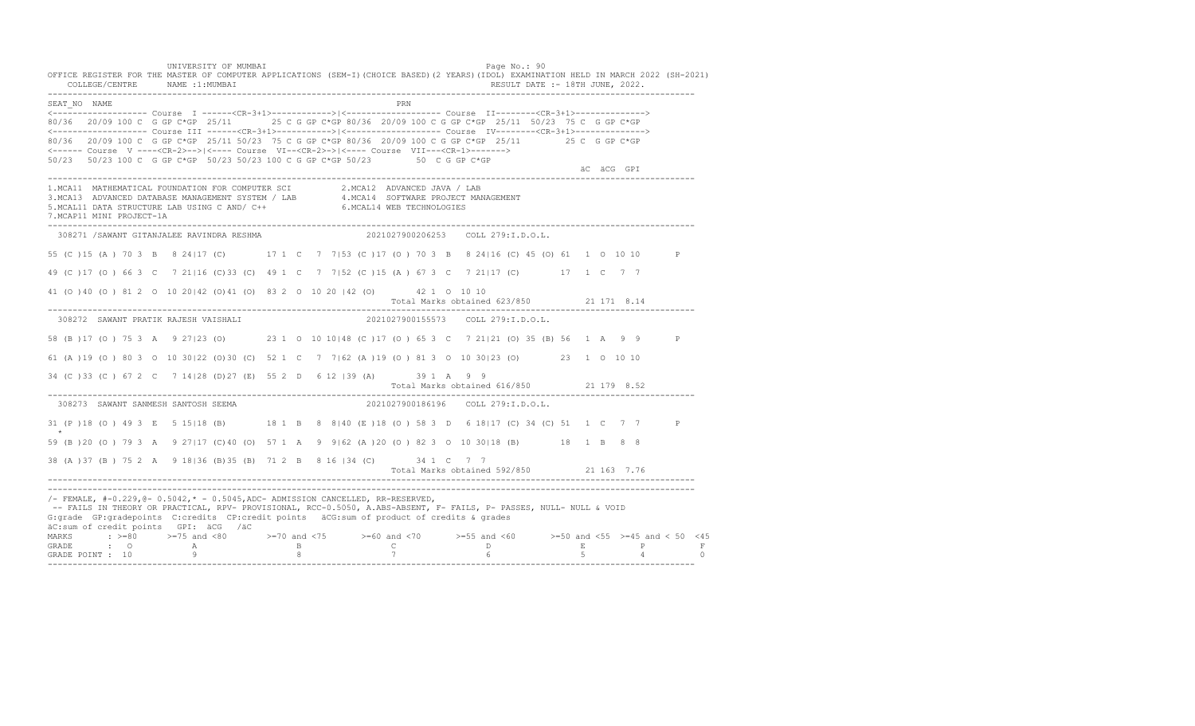UNIVERSITY OF MUMBAI

OFFICE REGISTER FOR THE MASTER OF COMPUTER APPLICATIONS (SEM-I)(CHOICE BASED)(2 YEARS)(IDOL) EXAMINATION HELD IN MARCH 2022 (SH-2021)

COLLEGE/CENTRE NAME :1:MUMBAI RESULT DATE :- 18TH JUNE, 2022.

```
SEAT_NO  NAME                                                        PRN
<------------------- Course  I ------<CR-3+1>------------>|<------------------- Course  II--------<CR-3+1>------------->
80/36  20/09 100 C  G GP C*GP  25/11      25 C G GP C*GP 80/36  20/09 100 C G GP C*GP  25/11  50/23  75 C  G GP C*GP
<------------------- Course III ------<CR-3+1>----------->|<------------------- Course  IV--------<CR-3+1>------------->
80/36  20/09 100 C  G GP C*GP  25/11 50/23  75 C G GP C*GP 80/36  20/09 100 C G GP C*GP  25/11         25 C  G GP C*GP
<------ Course  V ----<CR-2>-->|<---- Course  VI--<CR-2>->|<---- Course  VII---<CR-1>------->
50/23  50/23 100 C  G GP C*GP  50/23 50/23 100 C G GP C*GP 50/23         50  C G GP C*GP
                                                                                                        äC  äCG  GPI
```

1.MCA11 MATHEMATICAL FOUNDATION FOR COMPUTER SCI 2.MCA12 ADVANCED JAVA / LAB
3.MCA13 ADVANCED DATABASE MANAGEMENT SYSTEM / LAB 4.MCA14 SOFTWARE PROJECT MANAGEMENT
5.MCAL11 DATA STRUCTURE LAB USING C AND/ C++ 6.MCAL14 WEB TECHNOLOGIES
7.MCAP11 MINI PROJECT-1A

```
 308271 /SAWANT GITANJALEE RAVINDRA RESHMA                  2021027900206253    COLL 279:I.D.O.L.

55 (C )15 (A ) 70 3  B   8 24|17 (C)       17 1  C   7  7|53 (C )17 (O ) 70 3  B   8 24|16 (C) 45 (O) 61  1  O  10 10       P

49 (C )17 (O ) 66 3  C   7 21|16 (C)33 (C)  49 1  C   7  7|52 (C )15 (A ) 67 3  C   7 21|17 (C)        17  1  C   7  7

41 (O )40 (O ) 81 2  O  10 20|42 (O)41 (O)  83 2  O  10 20 |42 (O)       42 1  O  10 10
                                                                    Total Marks obtained 623/850          21 171  8.14
```

```
 308272  SAWANT PRATIK RAJESH VAISHALI                      2021027900155573    COLL 279:I.D.O.L.

58 (B )17 (O ) 75 3  A   9 27|23 (O)       23 1  O  10 10|48 (C )17 (O ) 65 3  C   7 21|21 (O) 35 (B) 56  1  A   9  9       P

61 (A )19 (O ) 80 3  O  10 30|22 (O)30 (C)  52 1  C   7  7|62 (A )19 (O ) 81 3  O  10 30|23 (O)        23  1  O  10 10

34 (C )33 (C ) 67 2  C   7 14|28 (D)27 (E)  55 2  D   6 12 |39 (A)       39 1  A   9  9
                                                                    Total Marks obtained 616/850          21 179  8.52
```

```
 308273  SAWANT SANMESH SANTOSH SEEMA                       2021027900186196    COLL 279:I.D.O.L.

31 (P )18 (O ) 49 3  E   5 15|18 (B)       18 1  B   8  8|40 (E )18 (O ) 58 3  D   6 18|17 (C) 34 (C) 51  1  C   7  7       P
   *
59 (B )20 (O ) 79 3  A   9 27|17 (C)40 (O)  57 1  A   9  9|62 (A )20 (O ) 82 3  O  10 30|18 (B)        18  1  B   8  8

38 (A )37 (B ) 75 2  A   9 18|36 (B)35 (B)  71 2  B   8 16 |34 (C)       34 1  C   7  7
                                                                    Total Marks obtained 592/850          21 163  7.76
```

/- FEMALE, #-0.229,@- 0.5042,* - 0.5045,ADC- ADMISSION CANCELLED, RR-RESERVED,
-- FAILS IN THEORY OR PRACTICAL, RPV- PROVISIONAL, RCC-0.5050, A.ABS-ABSENT, F- FAILS, P- PASSES, NULL- NULL & VOID
G:grade GP:gradepoints C:credits CP:credit points äCG:sum of product of credits & grades
äC:sum of credit points GPI: äCG /äC

| MARKS | >=80 | >=75 and <80 | >=70 and <75 | >=60 and <70 | >=55 and <60 | >=50 and <55 | >=45 and < 50 | <45 |
|---|---|---|---|---|---|---|---|---|
| GRADE | O | A | B | C | D | E | P | F |
| GRADE POINT | 10 | 9 | 8 | 7 | 6 | 5 | 4 | 0 |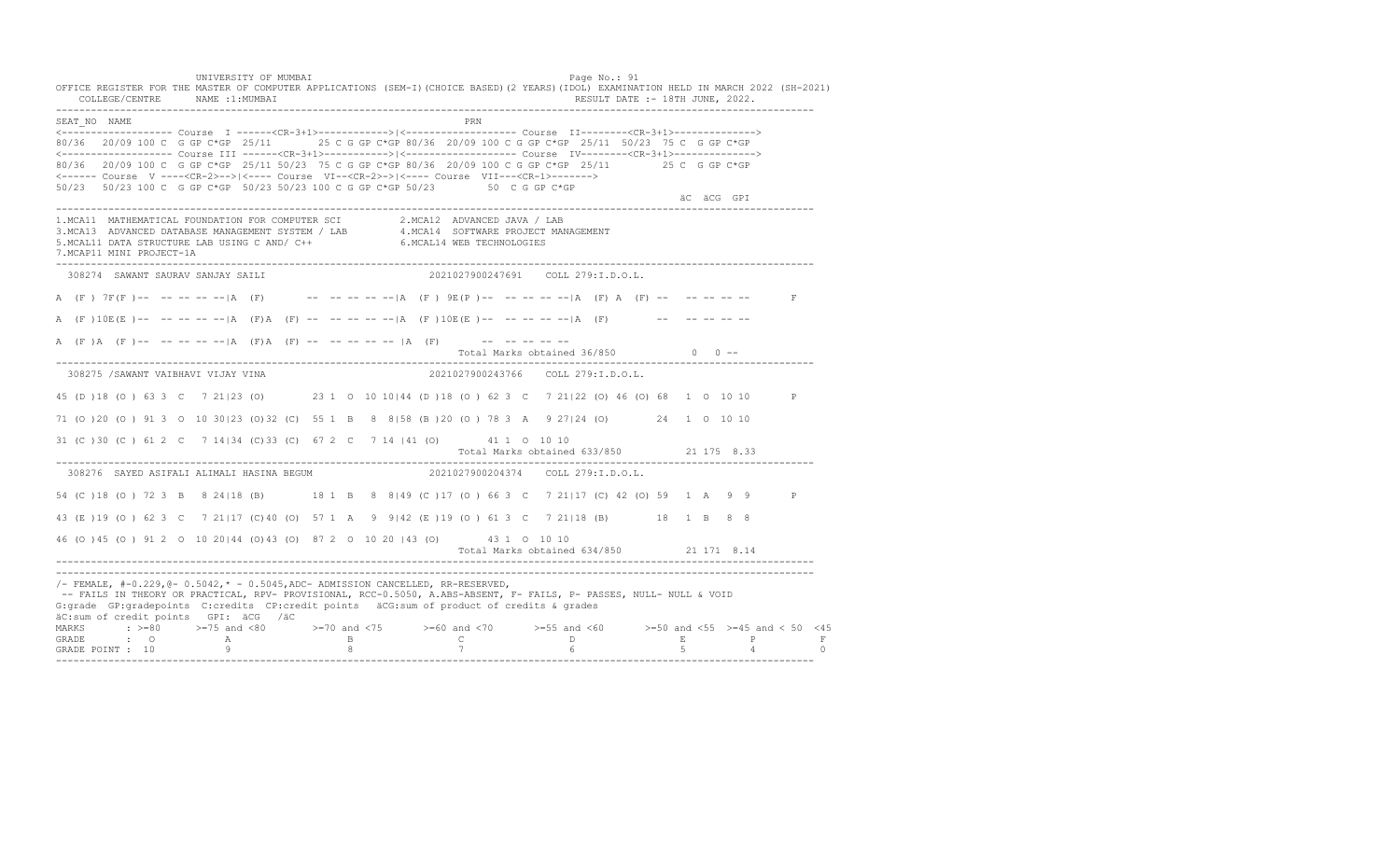UNIVERSITY OF MUMBAI

OFFICE REGISTER FOR THE MASTER OF COMPUTER APPLICATIONS (SEM-I)(CHOICE BASED)(2 YEARS)(IDOL) EXAMINATION HELD IN MARCH 2022 (SH-2021)

COLLEGE/CENTRE NAME :1:MUMBAI RESULT DATE :- 18TH JUNE, 2022.

```
SEAT_NO  NAME                                                     PRN
<------------------- Course  I ------<CR-3+1>------------>|<------------------- Course  II--------<CR-3+1>------------->
80/36  20/09 100 C  G GP C*GP  25/11     25 C G GP C*GP 80/36  20/09 100 C G GP C*GP  25/11  50/23  75 C  G GP C*GP
<------------------- Course III ------<CR-3+1>----------->|<------------------- Course  IV--------<CR-3+1>------------->
80/36  20/09 100 C  G GP C*GP  25/11 50/23  75 C G GP C*GP 80/36  20/09 100 C G GP C*GP  25/11        25 C  G GP C*GP
<------ Course  V ----<CR-2>-->|<---- Course  VI--<CR-2>->|<---- Course  VII---<CR-1>------->
50/23  50/23 100 C  G GP C*GP  50/23 50/23 100 C G GP C*GP 50/23        50  C G GP C*GP
                                                                                                    äC  äCG  GPI
```

1.MCA11 MATHEMATICAL FOUNDATION FOR COMPUTER SCI  
2.MCA12 ADVANCED JAVA / LAB  
3.MCA13 ADVANCED DATABASE MANAGEMENT SYSTEM / LAB  
4.MCA14 SOFTWARE PROJECT MANAGEMENT  
5.MCAL11 DATA STRUCTURE LAB USING C AND/ C++  
6.MCAL14 WEB TECHNOLOGIES  
7.MCAP11 MINI PROJECT-1A

```
308274  SAWANT SAURAV SANJAY SAILI                          2021027900247691    COLL 279:I.D.O.L.

A  (F ) 7F(F )--  -- -- -- --|A  (F)       --  -- -- -- --|A  (F ) 9E(P )--  -- -- -- --|A  (F) A  (F) --  -- -- -- --       F

A  (F )10E(E )--  -- -- -- --|A  (F)A  (F) --  -- -- -- --|A  (F )10E(E )--  -- -- -- --|A  (F)        --  -- -- -- --

A  (F )A  (F )--  -- -- -- --|A  (F)A  (F) --  -- -- -- -- |A  (F)       --  -- -- -- --
                                                              Total Marks obtained 36/850            0   0 --

308275 /SAWANT VAIBHAVI VIJAY VINA                          2021027900243766    COLL 279:I.D.O.L.

45 (D )18 (O ) 63 3  C   7 21|23 (O)        23 1  O  10 10|44 (D )18 (O ) 62 3  C   7 21|22 (O) 46 (O) 68  1  O  10 10      P

71 (O )20 (O ) 91 3  O  10 30|23 (O)32 (C)  55 1  B   8  8|58 (B )20 (O ) 78 3  A   9 27|24 (O)        24  1  O  10 10

31 (C )30 (C ) 61 2  C   7 14|34 (C)33 (C)  67 2  C   7 14 |41 (O)        41 1  O  10 10
                                                              Total Marks obtained 633/850          21 175  8.33

308276  SAYED ASIFALI ALIMALI HASINA BEGUM                  2021027900204374    COLL 279:I.D.O.L.

54 (C )18 (O ) 72 3  B   8 24|18 (B)        18 1  B   8  8|49 (C )17 (O ) 66 3  C   7 21|17 (C) 42 (O) 59  1  A   9  9      P

43 (E )19 (O ) 62 3  C   7 21|17 (C)40 (O)  57 1  A   9  9|42 (E )19 (O ) 61 3  C   7 21|18 (B)        18  1  B   8  8

46 (O )45 (O ) 91 2  O  10 20|44 (O)43 (O)  87 2  O  10 20 |43 (O)        43 1  O  10 10
                                                              Total Marks obtained 634/850          21 171  8.14
```

/- FEMALE, #-0.229,@- 0.5042,* - 0.5045,ADC- ADMISSION CANCELLED, RR-RESERVED,  
-- FAILS IN THEORY OR PRACTICAL, RPV- PROVISIONAL, RCC-0.5050, A.ABS-ABSENT, F- FAILS, P- PASSES, NULL- NULL & VOID  
G:grade GP:gradepoints C:credits CP:credit points äCG:sum of product of credits & grades  
äC:sum of credit points GPI: äCG /äC

| MARKS | >=80 | >=75 and <80 | >=70 and <75 | >=60 and <70 | >=55 and <60 | >=50 and <55 | >=45 and < 50 | <45 |
|---|---|---|---|---|---|---|---|---|
| GRADE | O | A | B | C | D | E | P | F |
| GRADE POINT | 10 | 9 | 8 | 7 | 6 | 5 | 4 | 0 |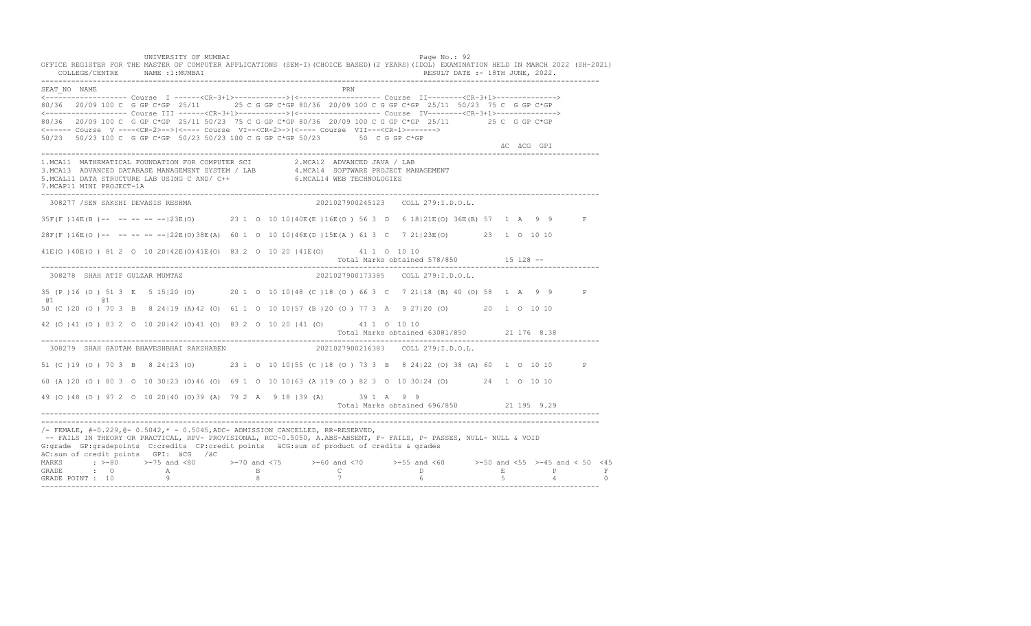UNIVERSITY OF MUMBAI

OFFICE REGISTER FOR THE MASTER OF COMPUTER APPLICATIONS (SEM-I)(CHOICE BASED)(2 YEARS)(IDOL) EXAMINATION HELD IN MARCH 2022 (SH-2021)

COLLEGE/CENTRE NAME :1:MUMBAI RESULT DATE :- 18TH JUNE, 2022.

```
SEAT_NO  NAME                                                        PRN
<------------------- Course  I ------<CR-3+1>------------>|<------------------- Course  II--------<CR-3+1>------------->
80/36  20/09 100 C  G GP C*GP  25/11      25 C G GP C*GP 80/36  20/09 100 C G GP C*GP  25/11  50/23  75 C  G GP C*GP
<------------------- Course III ------<CR-3+1>------------>|<------------------- Course  IV--------<CR-3+1>------------->
80/36  20/09 100 C  G GP C*GP  25/11 50/23  75 C G GP C*GP 80/36  20/09 100 C G GP C*GP  25/11        25 C  G GP C*GP
<------ Course  V ----<CR-2>-->|<---- Course  VI--<CR-2>->|<---- Course  VII---<CR-1>------->
50/23  50/23 100 C  G GP C*GP  50/23 50/23 100 C G GP C*GP 50/23         50  C G GP C*GP
                                                                                                            äC  äCG  GPI
```

1.MCA11 MATHEMATICAL FOUNDATION FOR COMPUTER SCI 2.MCA12 ADVANCED JAVA / LAB
3.MCA13 ADVANCED DATABASE MANAGEMENT SYSTEM / LAB 4.MCA14 SOFTWARE PROJECT MANAGEMENT
5.MCAL11 DATA STRUCTURE LAB USING C AND/ C++ 6.MCAL14 WEB TECHNOLOGIES
7.MCAP11 MINI PROJECT-1A

```
 308277 /SEN SAKSHI DEVASIS RESHMA                           2021027900245123    COLL 279:I.D.O.L.

35F(F )14E(B )--  -- -- -- --|23E(O)       23 1  O  10 10|40E(E )16E(O ) 56 3  D   6 18|21E(O) 36E(B) 57   1  A   9  9       F

28F(F )16E(O )--  -- -- -- --|22E(O)38E(A)  60 1  O  10 10|46E(D )15E(A ) 61 3  C   7 21|23E(O)        23   1  O  10 10

41E(O )40E(O ) 81 2  O  10 20|42E(O)41E(O)  83 2  O  10 20 |41E(O)        41 1  O  10 10
                                                                         Total Marks obtained 578/850          15 128 --
```

```
 308278  SHAH ATIF GULZAR MUMTAZ                             2021027900173385    COLL 279:I.D.O.L.

35 (P )16 (O ) 51 3  E   5 15|20 (O)       20 1  O  10 10|48 (C )18 (O ) 66 3  C   7 21|18 (B) 40 (O) 58   1  A   9  9       P
 @1          @1
50 (C )20 (O ) 70 3  B   8 24|19 (A)42 (O)  61 1  O  10 10|57 (B )20 (O ) 77 3  A   9 27|20 (O)        20   1  O  10 10

42 (O )41 (O ) 83 2  O  10 20|42 (O)41 (O)  83 2  O  10 20 |41 (O)        41 1  O  10 10
                                                                         Total Marks obtained 630@1/850        21 176  8.38
```

```
 308279  SHAH GAUTAM BHAVESHBHAI RAKSHABEN                   2021027900216383    COLL 279:I.D.O.L.

51 (C )19 (O ) 70 3  B   8 24|23 (O)       23 1  O  10 10|55 (C )18 (O ) 73 3  B   8 24|22 (O) 38 (A) 60   1  O  10 10       P

60 (A )20 (O ) 80 3  O  10 30|23 (O)46 (O)  69 1  O  10 10|63 (A )19 (O ) 82 3  O  10 30|24 (O)        24   1  O  10 10

49 (O )48 (O ) 97 2  O  10 20|40 (O)39 (A)  79 2  A   9 18 |39 (A)        39 1  A   9  9
                                                                         Total Marks obtained 696/850          21 195  9.29
```

/- FEMALE, #-0.229,@- 0.5042,* - 0.5045,ADC- ADMISSION CANCELLED, RR-RESERVED,
-- FAILS IN THEORY OR PRACTICAL, RPV- PROVISIONAL, RCC-0.5050, A.ABS-ABSENT, F- FAILS, P- PASSES, NULL- NULL & VOID
G:grade GP:gradepoints C:credits CP:credit points äCG:sum of product of credits & grades
äC:sum of credit points GPI: äCG /äC

| MARKS | >=80 | >=75 and <80 | >=70 and <75 | >=60 and <70 | >=55 and <60 | >=50 and <55 | >=45 and < 50 | <45 |
|---|---|---|---|---|---|---|---|---|
| GRADE | O | A | B | C | D | E | P | F |
| GRADE POINT | 10 | 9 | 8 | 7 | 6 | 5 | 4 | 0 |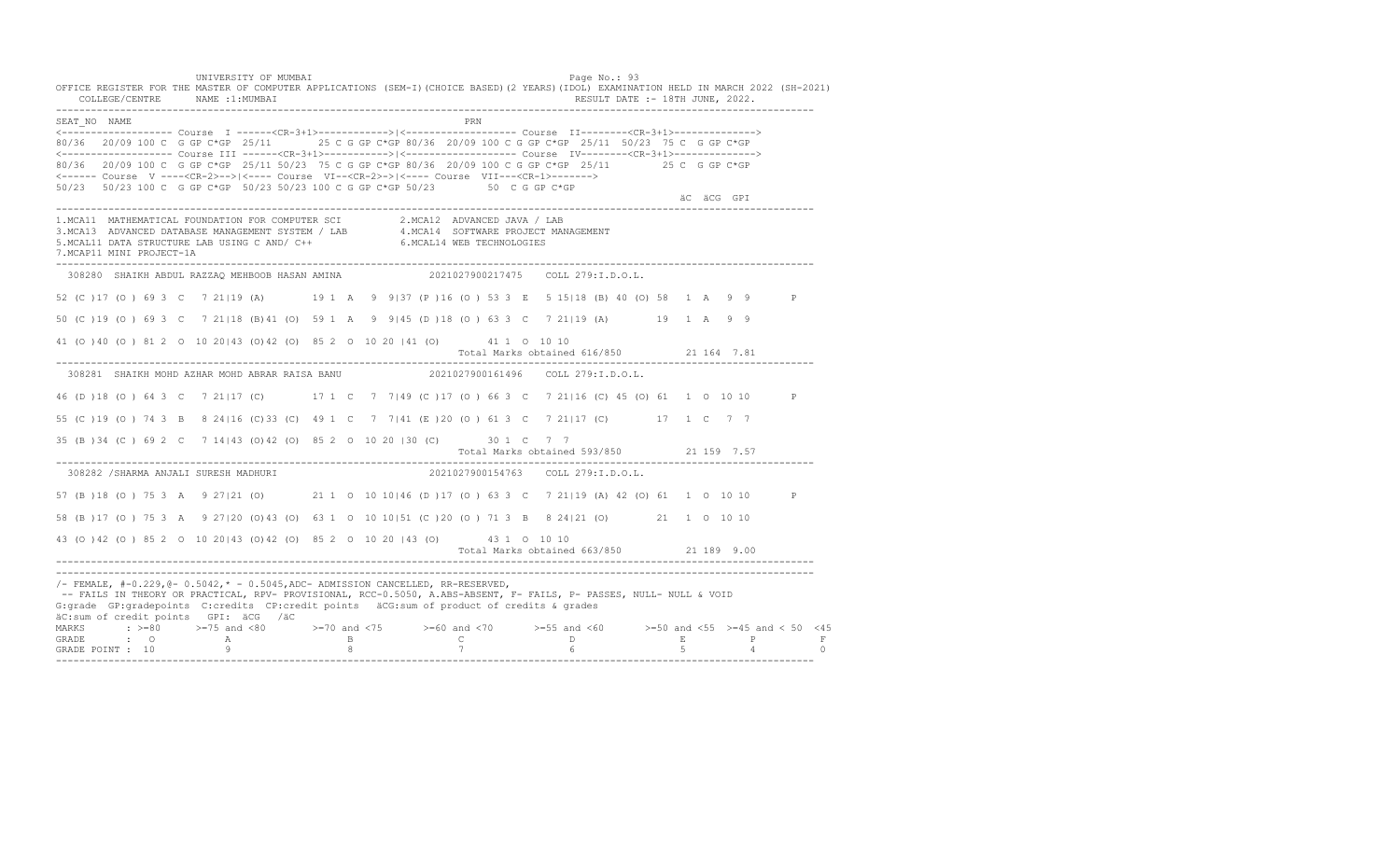UNIVERSITY OF MUMBAI

OFFICE REGISTER FOR THE MASTER OF COMPUTER APPLICATIONS (SEM-I)(CHOICE BASED)(2 YEARS)(IDOL) EXAMINATION HELD IN MARCH 2022 (SH-2021)

COLLEGE/CENTRE NAME :1:MUMBAI RESULT DATE :- 18TH JUNE, 2022.

```
SEAT_NO  NAME                                                          PRN
<------------------- Course  I ------<CR-3+1>------------>|<------------------- Course  II--------<CR-3+1>------------->
80/36  20/09 100 C  G GP C*GP  25/11      25 C G GP C*GP 80/36  20/09 100 C G GP C*GP  25/11  50/23  75 C  G GP C*GP
<------------------- Course III ------<CR-3+1>------------>|<------------------- Course  IV--------<CR-3+1>------------->
80/36   20/09 100 C  G GP C*GP  25/11 50/23  75 C G GP C*GP 80/36  20/09 100 C G GP C*GP  25/11         25 C  G GP C*GP
<------ Course  V ----<CR-2>-->|<---- Course  VI--<CR-2>->|<---- Course  VII---<CR-1>------->
50/23   50/23 100 C  G GP C*GP  50/23 50/23 100 C G GP C*GP 50/23         50  C G GP C*GP
                                                                                                         äC  äCG  GPI
```

1.MCA11 MATHEMATICAL FOUNDATION FOR COMPUTER SCI
2.MCA12 ADVANCED JAVA / LAB
3.MCA13 ADVANCED DATABASE MANAGEMENT SYSTEM / LAB
4.MCA14 SOFTWARE PROJECT MANAGEMENT
5.MCAL11 DATA STRUCTURE LAB USING C AND/ C++
6.MCAL14 WEB TECHNOLOGIES
7.MCAP11 MINI PROJECT-1A

```
 308280  SHAIKH ABDUL RAZZAQ MEHBOOB HASAN AMINA              2021027900217475    COLL 279:I.D.O.L.

52 (C )17 (O ) 69 3  C   7 21|19 (A)       19 1  A   9  9|37 (P )16 (O ) 53 3  E   5 15|18 (B) 40 (O) 58  1  A   9  9       P

50 (C )19 (O ) 69 3  C   7 21|18 (B)41 (O)  59 1  A   9  9|45 (D )18 (O ) 63 3  C   7 21|19 (A)        19  1  A   9  9

41 (O )40 (O ) 81 2  O  10 20|43 (O)42 (O)  85 2  O  10 20 |41 (O)       41 1  O  10 10
                                                                       Total Marks obtained 616/850          21 164  7.81
```

```
 308281  SHAIKH MOHD AZHAR MOHD ABRAR RAISA BANU              2021027900161496    COLL 279:I.D.O.L.

46 (D )18 (O ) 64 3  C   7 21|17 (C)       17 1  C   7  7|49 (C )17 (O ) 66 3  C   7 21|16 (C) 45 (O) 61  1  O  10 10       P

55 (C )19 (O ) 74 3  B   8 24|16 (C)33 (C)  49 1  C   7  7|41 (E )20 (O ) 61 3  C   7 21|17 (C)        17  1  C   7  7

35 (B )34 (C ) 69 2  C   7 14|43 (O)42 (O)  85 2  O  10 20 |30 (C)       30 1  C   7  7
                                                                       Total Marks obtained 593/850          21 159  7.57
```

```
 308282 /SHARMA ANJALI SURESH MADHURI                         2021027900154763    COLL 279:I.D.O.L.

57 (B )18 (O ) 75 3  A   9 27|21 (O)       21 1  O  10 10|46 (D )17 (O ) 63 3  C   7 21|19 (A) 42 (O) 61  1  O  10 10       P

58 (B )17 (O ) 75 3  A   9 27|20 (O)43 (O)  63 1  O  10 10|51 (C )20 (O ) 71 3  B   8 24|21 (O)        21  1  O  10 10

43 (O )42 (O ) 85 2  O  10 20|43 (O)42 (O)  85 2  O  10 20 |43 (O)       43 1  O  10 10
                                                                       Total Marks obtained 663/850          21 189  9.00
```

/- FEMALE, #-0.229,@- 0.5042,* - 0.5045,ADC- ADMISSION CANCELLED, RR-RESERVED,
-- FAILS IN THEORY OR PRACTICAL, RPV- PROVISIONAL, RCC-0.5050, A.ABS-ABSENT, F- FAILS, P- PASSES, NULL- NULL & VOID
G:grade GP:gradepoints C:credits CP:credit points äCG:sum of product of credits & grades
äC:sum of credit points GPI: äCG /äC

| MARKS | >=80 | >=75 and <80 | >=70 and <75 | >=60 and <70 | >=55 and <60 | >=50 and <55 | >=45 and < 50 | <45 |
|---|---|---|---|---|---|---|---|---|
| GRADE | O | A | B | C | D | E | P | F |
| GRADE POINT | 10 | 9 | 8 | 7 | 6 | 5 | 4 | 0 |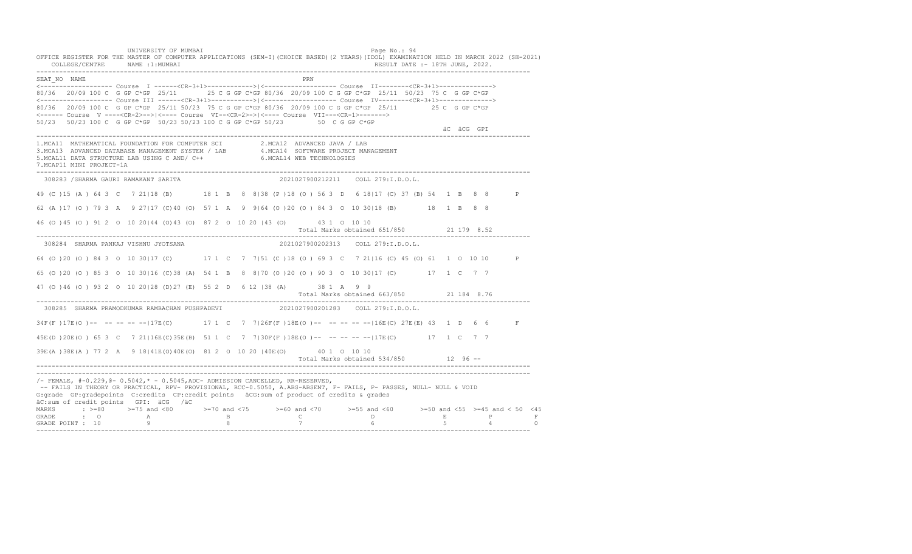UNIVERSITY OF MUMBAI

OFFICE REGISTER FOR THE MASTER OF COMPUTER APPLICATIONS (SEM-I)(CHOICE BASED)(2 YEARS)(IDOL) EXAMINATION HELD IN MARCH 2022 (SH-2021)

COLLEGE/CENTRE NAME :1:MUMBAI — RESULT DATE :- 18TH JUNE, 2022.

```
SEAT_NO  NAME                                                      PRN
<------------------- Course  I ------<CR-3+1>------------>|<------------------- Course  II--------<CR-3+1>------------->
80/36  20/09 100 C  G GP C*GP  25/11     25 C G GP C*GP 80/36  20/09 100 C G GP C*GP  25/11  50/23  75 C  G GP C*GP
<------------------- Course III ------<CR-3+1>------------>|<------------------- Course  IV--------<CR-3+1>------------->
80/36  20/09 100 C  G GP C*GP  25/11 50/23  75 C G GP C*GP 80/36  20/09 100 C G GP C*GP  25/11         25 C  G GP C*GP
<------ Course  V ----<CR-2>-->|<---- Course  VI--<CR-2>->|<---- Course  VII---<CR-1>------->
50/23  50/23 100 C  G GP C*GP  50/23 50/23 100 C G GP C*GP 50/23         50  C G GP C*GP
                                                                                                        äC  äCG  GPI
```

1.MCA11 MATHEMATICAL FOUNDATION FOR COMPUTER SCI  2.MCA12 ADVANCED JAVA / LAB
3.MCA13 ADVANCED DATABASE MANAGEMENT SYSTEM / LAB  4.MCA14 SOFTWARE PROJECT MANAGEMENT
5.MCAL11 DATA STRUCTURE LAB USING C AND/ C++  6.MCAL14 WEB TECHNOLOGIES
7.MCAP11 MINI PROJECT-1A

```
 308283 /SHARMA GAURI RAMAKANT SARITA                     2021027900212211    COLL 279:I.D.O.L.

49 (C )15 (A ) 64 3  C   7 21|18 (B)      18 1  B   8  8|38 (P )18 (O ) 56 3  D   6 18|17 (C) 37 (B) 54  1  B   8  8      P

62 (A )17 (O ) 79 3  A   9 27|17 (C)40 (O)  57 1  A   9  9|64 (O )20 (O ) 84 3  O  10 30|18 (B)       18  1  B   8  8

46 (O )45 (O ) 91 2  O  10 20|44 (O)43 (O)  87 2  O  10 20 |43 (O)       43 1  O  10 10
                                                                    Total Marks obtained 651/850          21 179  8.52
```

```
 308284  SHARMA PANKAJ VISHNU JYOTSANA                    2021027900202313    COLL 279:I.D.O.L.

64 (O )20 (O ) 84 3  O  10 30|17 (C)      17 1  C   7  7|51 (C )18 (O ) 69 3  C   7 21|16 (C) 45 (O) 61  1  O  10 10      P

65 (O )20 (O ) 85 3  O  10 30|16 (C)38 (A)  54 1  B   8  8|70 (O )20 (O ) 90 3  O  10 30|17 (C)       17  1  C   7  7

47 (O )46 (O ) 93 2  O  10 20|28 (D)27 (E)  55 2  D   6 12 |38 (A)       38 1  A   9  9
                                                                    Total Marks obtained 663/850          21 184  8.76
```

```
 308285  SHARMA PRAMODKUMAR RAMBACHAN PUSHPADEVI          2021027900201283    COLL 279:I.D.O.L.

34F(F )17E(O )--  -- -- -- --|17E(C)      17 1  C   7  7|26F(F )18E(O )--  -- -- -- --|16E(C) 27E(E) 43  1  D   6  6      F

45E(D )20E(O ) 65 3  C   7 21|16E(C)35E(B)  51 1  C   7  7|30F(F )18E(O )--  -- -- -- --|17E(C)       17  1  C   7  7

39E(A )38E(A ) 77 2  A   9 18|41E(O)40E(O)  81 2  O  10 20 |40E(O)       40 1  O  10 10
                                                                    Total Marks obtained 534/850          12  96 --
```

/- FEMALE, #-0.229,@- 0.5042,* - 0.5045,ADC- ADMISSION CANCELLED, RR-RESERVED,
-- FAILS IN THEORY OR PRACTICAL, RPV- PROVISIONAL, RCC-0.5050, A.ABS-ABSENT, F- FAILS, P- PASSES, NULL- NULL & VOID
G:grade GP:gradepoints C:credits CP:credit points äCG:sum of product of credits & grades
äC:sum of credit points GPI: äCG /äC

| MARKS | >=80 | >=75 and <80 | >=70 and <75 | >=60 and <70 | >=55 and <60 | >=50 and <55 | >=45 and < 50 | <45 |
|---|---|---|---|---|---|---|---|---|
| GRADE | O | A | B | C | D | E | P | F |
| GRADE POINT | 10 | 9 | 8 | 7 | 6 | 5 | 4 | 0 |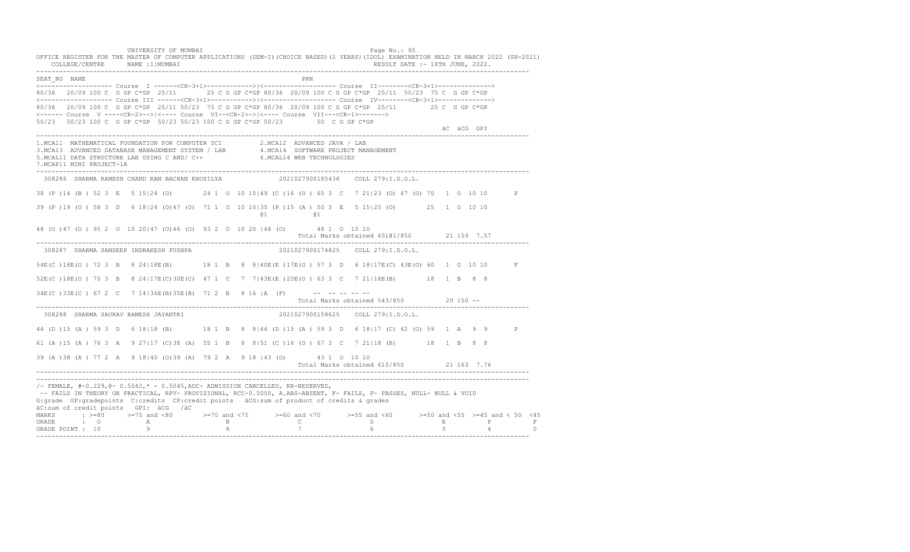UNIVERSITY OF MUMBAI

OFFICE REGISTER FOR THE MASTER OF COMPUTER APPLICATIONS (SEM-I)(CHOICE BASED)(2 YEARS)(IDOL) EXAMINATION HELD IN MARCH 2022 (SH-2021)

COLLEGE/CENTRE NAME :1:MUMBAI RESULT DATE :- 18TH JUNE, 2022.

```
SEAT_NO  NAME                                                      PRN
<------------------- Course  I ------<CR-3+1>------------>|<------------------- Course  II--------<CR-3+1>------------->
80/36  20/09 100 C  G GP C*GP  25/11       25 C G GP C*GP 80/36  20/09 100 C G GP C*GP  25/11  50/23  75 C  G GP C*GP
<------------------- Course III ------<CR-3+1>----------->|<------------------- Course  IV--------<CR-3+1>------------->
80/36  20/09 100 C  G GP C*GP  25/11 50/23  75 C G GP C*GP 80/36  20/09 100 C G GP C*GP  25/11         25 C  G GP C*GP
<------ Course  V ----<CR-2>-->|<---- Course  VI--<CR-2>->|<---- Course  VII---<CR-1>------->
50/23  50/23 100 C  G GP C*GP  50/23 50/23 100 C G GP C*GP 50/23         50  C G GP C*GP
                                                                                                         äC  äCG  GPI

1.MCA11  MATHEMATICAL FOUNDATION FOR COMPUTER SCI          2.MCA12  ADVANCED JAVA / LAB
3.MCA13  ADVANCED DATABASE MANAGEMENT SYSTEM / LAB         4.MCA14  SOFTWARE PROJECT MANAGEMENT
5.MCAL11 DATA STRUCTURE LAB USING C AND/ C++               6.MCAL14 WEB TECHNOLOGIES
7.MCAP11 MINI PROJECT-1A

  308286  SHARMA RAMESH CHAND RAM BACHAN KAUSILYA             2021027900185436    COLL 279:I.D.O.L.

38 (P )14 (B ) 52 3  E   5 15|24 (O)       24 1  O  10 10|49 (C )16 (O ) 65 3  C   7 21|23 (O) 47 (O) 70  1  O  10 10       P

39 (P )19 (O ) 58 3  D   6 18|24 (O)47 (O)  71 1  O  10 10|35 (P )15 (A ) 50 3  E   5 15|25 (O)        25  1  O  10 10
                                                   @1            @1

48 (O )47 (O ) 95 2  O  10 20|47 (O)46 (O)  93 2  O  10 20 |48 (O)       48 1  O  10 10
                                                                     Total Marks obtained 651@1/850         21 159  7.57

  308287  SHARMA SANDEEP INDRAKESH PUSHPA                     2021027900174825    COLL 279:I.D.O.L.

54E(C )18E(O ) 72 3  B   8 24|18E(B)       18 1  B   8  8|40E(E )17E(O ) 57 3  D   6 18|17E(C) 43E(O) 60  1  O  10 10       F

52E(C )18E(O ) 70 3  B   8 24|17E(C)30E(C)  47 1  C   7  7|43E(E )20E(O ) 63 3  C   7 21|18E(B)        18  1  B   8  8

34E(C )33E(C ) 67 2  C   7 14|36E(B)35E(B)  71 2  B   8 16 |A  (F)       --  -- -- -- --
                                                                     Total Marks obtained 543/850           20 150  --

  308288  SHARMA SAURAV RAMESH JAYANTRI                       2021027900158625    COLL 279:I.D.O.L.

44 (D )15 (A ) 59 3  D   6 18|18 (B)       18 1  B   8  8|44 (D )15 (A ) 59 3  D   6 18|17 (C) 42 (O) 59  1  A   9  9       P

61 (A )15 (A ) 76 3  A   9 27|17 (C)38 (A)  55 1  B   8  8|51 (C )16 (O ) 67 3  C   7 21|18 (B)        18  1  B   8  8

39 (A )38 (A ) 77 2  A   9 18|40 (O)39 (A)  79 2  A   9 18 |43 (O)       43 1  O  10 10
                                                                     Total Marks obtained 610/850           21 163  7.76
```

/- FEMALE, #-0.229,@- 0.5042,* - 0.5045,ADC- ADMISSION CANCELLED, RR-RESERVED,
 -- FAILS IN THEORY OR PRACTICAL, RPV- PROVISIONAL, RCC-0.5050, A.ABS-ABSENT, F- FAILS, P- PASSES, NULL- NULL & VOID
G:grade GP:gradepoints C:credits CP:credit points äCG:sum of product of credits & grades
äC:sum of credit points GPI: äCG /äC

| MARKS | >=80 | >=75 and <80 | >=70 and <75 | >=60 and <70 | >=55 and <60 | >=50 and <55 | >=45 and < 50 | <45 |
|---|---|---|---|---|---|---|---|---|
| GRADE | O | A | B | C | D | E | P | F |
| GRADE POINT | 10 | 9 | 8 | 7 | 6 | 5 | 4 | 0 |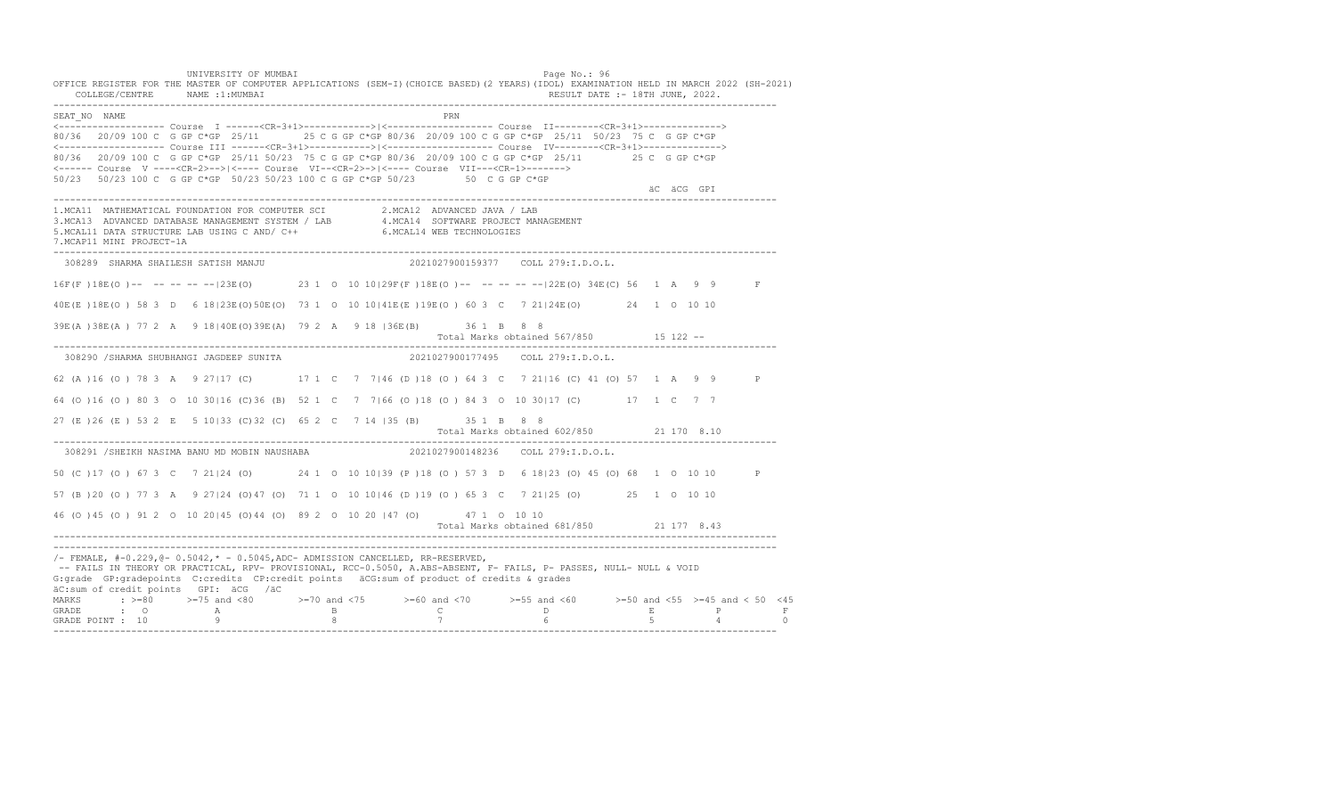UNIVERSITY OF MUMBAI

OFFICE REGISTER FOR THE MASTER OF COMPUTER APPLICATIONS (SEM-I)(CHOICE BASED)(2 YEARS)(IDOL) EXAMINATION HELD IN MARCH 2022 (SH-2021)

COLLEGE/CENTRE NAME :1:MUMBAI RESULT DATE :- 18TH JUNE, 2022.

```
SEAT_NO  NAME                                                       PRN
<------------------- Course  I ------<CR-3+1>------------>|<------------------- Course  II--------<CR-3+1>------------->
80/36  20/09 100 C  G GP C*GP  25/11      25 C G GP C*GP 80/36  20/09 100 C G GP C*GP  25/11  50/23  75 C  G GP C*GP
<------------------- Course III ------<CR-3+1>----------->|<------------------- Course  IV--------<CR-3+1>------------->
80/36  20/09 100 C  G GP C*GP  25/11 50/23  75 C G GP C*GP 80/36  20/09 100 C G GP C*GP  25/11        25 C  G GP C*GP
<------ Course  V ----<CR-2>-->|<---- Course  VI--<CR-2>->|<---- Course  VII---<CR-1>------->
50/23  50/23 100 C  G GP C*GP  50/23 50/23 100 C G GP C*GP 50/23        50  C G GP C*GP
                                                                                                     äC  äCG  GPI
```

1.MCA11 MATHEMATICAL FOUNDATION FOR COMPUTER SCI
2.MCA12 ADVANCED JAVA / LAB
3.MCA13 ADVANCED DATABASE MANAGEMENT SYSTEM / LAB
4.MCA14 SOFTWARE PROJECT MANAGEMENT
5.MCAL11 DATA STRUCTURE LAB USING C AND/ C++
6.MCAL14 WEB TECHNOLOGIES
7.MCAP11 MINI PROJECT-1A

```
 308289  SHARMA SHAILESH SATISH MANJU                       2021027900159377    COLL 279:I.D.O.L.

16F(F )18E(O )-- -- -- -- --|23E(O)       23 1  O  10 10|29F(F )18E(O )--  -- -- -- --|22E(O) 34E(C) 56  1  A   9  9       F

40E(E )18E(O ) 58 3  D   6 18|23E(O)50E(O)  73 1  O  10 10|41E(E )19E(O ) 60 3  C   7 21|24E(O)        24  1  O  10 10

39E(A )38E(A ) 77 2  A   9 18|40E(O)39E(A)  79 2  A   9 18 |36E(B)       36 1  B   8  8
                                                                      Total Marks obtained 567/850          15 122 --

 308290 /SHARMA SHUBHANGI JAGDEEP SUNITA                    2021027900177495    COLL 279:I.D.O.L.

62 (A )16 (O ) 78 3  A   9 27|17 (C)       17 1  C   7  7|46 (D )18 (O ) 64 3  C   7 21|16 (C) 41 (O) 57  1  A   9  9       P

64 (O )16 (O ) 80 3  O  10 30|16 (C)36 (B)  52 1  C   7  7|66 (O )18 (O ) 84 3  O  10 30|17 (C)        17  1  C   7  7

27 (E )26 (E ) 53 2  E   5 10|33 (C)32 (C)  65 2  C   7 14 |35 (B)       35 1  B   8  8
                                                                      Total Marks obtained 602/850          21 170  8.10

 308291 /SHEIKH NASIMA BANU MD MOBIN NAUSHABA               2021027900148236    COLL 279:I.D.O.L.

50 (C )17 (O ) 67 3  C   7 21|24 (O)       24 1  O  10 10|39 (P )18 (O ) 57 3  D   6 18|23 (O) 45 (O) 68  1  O  10 10       P

57 (B )20 (O ) 77 3  A   9 27|24 (O)47 (O)  71 1  O  10 10|46 (D )19 (O ) 65 3  C   7 21|25 (O)        25  1  O  10 10

46 (O )45 (O ) 91 2  O  10 20|45 (O)44 (O)  89 2  O  10 20 |47 (O)       47 1  O  10 10
                                                                      Total Marks obtained 681/850          21 177  8.43
```

/- FEMALE, #-0.229,@- 0.5042,* - 0.5045,ADC- ADMISSION CANCELLED, RR-RESERVED,
-- FAILS IN THEORY OR PRACTICAL, RPV- PROVISIONAL, RCC-0.5050, A.ABS-ABSENT, F- FAILS, P- PASSES, NULL- NULL & VOID
G:grade GP:gradepoints C:credits CP:credit points äCG:sum of product of credits & grades
äC:sum of credit points GPI: äCG /äC

| MARKS | >=80 | >=75 and <80 | >=70 and <75 | >=60 and <70 | >=55 and <60 | >=50 and <55 | >=45 and < 50 | <45 |
|---|---|---|---|---|---|---|---|---|
| GRADE | O | A | B | C | D | E | P | F |
| GRADE POINT | 10 | 9 | 8 | 7 | 6 | 5 | 4 | 0 |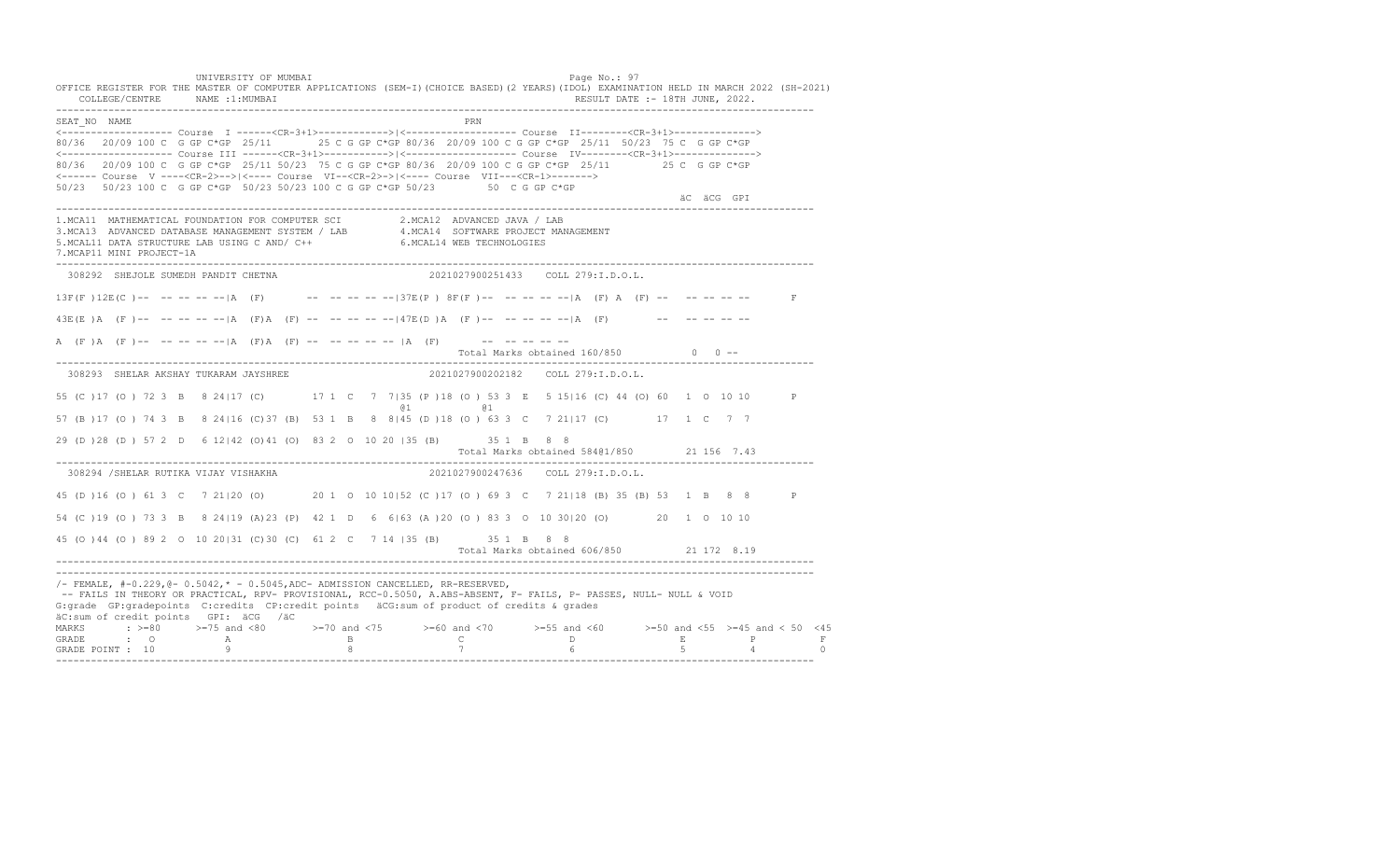```
                    UNIVERSITY OF MUMBAI                                                    Page No.: 97
OFFICE REGISTER FOR THE MASTER OF COMPUTER APPLICATIONS (SEM-I)(CHOICE BASED)(2 YEARS)(IDOL) EXAMINATION HELD IN MARCH 2022 (SH-2021)
    COLLEGE/CENTRE      NAME :1:MUMBAI                                                  RESULT DATE :- 18TH JUNE, 2022.
---------------------------------------------------------------------------------------------------------------------------------
SEAT_NO  NAME                                                           PRN
<------------------- Course  I ------<CR-3+1>------------>|<------------------- Course  II--------<CR-3+1>------------->
80/36  20/09 100 C  G GP C*GP  25/11     25 C G GP C*GP 80/36  20/09 100 C G GP C*GP  25/11  50/23  75 C  G GP C*GP
<------------------- Course III ------<CR-3+1>----------->|<------------------- Course  IV--------<CR-3+1>------------->
80/36   20/09 100 C  G GP C*GP  25/11 50/23  75 C G GP C*GP 80/36  20/09 100 C G GP C*GP  25/11        25 C  G GP C*GP
<------ Course  V ----<CR-2>-->|<---- Course  VI--<CR-2>-->|<---- Course  VII---<CR-1>------->
50/23  50/23 100 C  G GP C*GP  50/23 50/23 100 C G GP C*GP 50/23        50  C G GP C*GP
                                                                                                            äC  äCG  GPI
---------------------------------------------------------------------------------------------------------------------------------
1.MCA11  MATHEMATICAL FOUNDATION FOR COMPUTER SCI          2.MCA12  ADVANCED JAVA / LAB
3.MCA13  ADVANCED DATABASE MANAGEMENT SYSTEM / LAB         4.MCA14  SOFTWARE PROJECT MANAGEMENT
5.MCAL11 DATA STRUCTURE LAB USING C AND/ C++               6.MCAL14 WEB TECHNOLOGIES
7.MCAP11 MINI PROJECT-1A
---------------------------------------------------------------------------------------------------------------------------------
  308292  SHEJOLE SUMEDH PANDIT CHETNA                        2021027900251433    COLL 279:I.D.O.L.

13F(F )12E(C )--  -- -- -- --|A  (F)       --  -- -- -- --|37E(P ) 8F(F )--  -- -- -- --|A  (F) A  (F) --   -- -- -- --       F

43E(E )A  (F )--  -- -- -- --|A  (F)A  (F) --  -- -- -- --|47E(D )A  (F )--  -- -- -- --|A  (F)        --   -- -- -- --

A  (F )A  (F )--  -- -- -- --|A  (F)A  (F) --  -- -- -- -- |A  (F)       --  -- -- -- --
                                                                  Total Marks obtained 160/850           0  0 --
---------------------------------------------------------------------------------------------------------------------------------
  308293  SHELAR AKSHAY TUKARAM JAYSHREE                      2021027900202182    COLL 279:I.D.O.L.

55 (C )17 (O ) 72 3  B   8 24|17 (C)        17 1  C   7  7|35 (P )18 (O ) 53 3  E   5 15|16 (C) 44 (O) 60  1  O  10 10       P
                                                        @1            @1
57 (B )17 (O ) 74 3  B   8 24|16 (C)37 (B)  53 1  B   8  8|45 (D )18 (O ) 63 3  C   7 21|17 (C)        17  1  C   7  7

29 (D )28 (D ) 57 2  D   6 12|42 (O)41 (O)  83 2  O  10 20 |35 (B)        35 1  B   8  8
                                                                  Total Marks obtained 584@1/850        21 156  7.43
---------------------------------------------------------------------------------------------------------------------------------
  308294 /SHELAR RUTIKA VIJAY VISHAKHA                        2021027900247636    COLL 279:I.D.O.L.

45 (D )16 (O ) 61 3  C   7 21|20 (O)        20 1  O  10 10|52 (C )17 (O ) 69 3  C   7 21|18 (B) 35 (B) 53  1  B   8  8       P

54 (C )19 (O ) 73 3  B   8 24|19 (A)23 (P)  42 1  D   6  6|63 (A )20 (O ) 83 3  O  10 30|20 (O)        20  1  O  10 10

45 (O )44 (O ) 89 2  O  10 20|31 (C)30 (C)  61 2  C   7 14 |35 (B)        35 1  B   8  8
                                                                  Total Marks obtained 606/850          21 172  8.19
---------------------------------------------------------------------------------------------------------------------------------
---------------------------------------------------------------------------------------------------------------------------------
/- FEMALE, #-0.229,@- 0.5042,* - 0.5045,ADC- ADMISSION CANCELLED, RR-RESERVED,
 -- FAILS IN THEORY OR PRACTICAL, RPV- PROVISIONAL, RCC-0.5050, A.ABS-ABSENT, F- FAILS, P- PASSES, NULL- NULL & VOID
G:grade  GP:gradepoints  C:credits  CP:credit points  äCG:sum of product of credits & grades
äC:sum of credit points   GPI:  äCG   /äC
MARKS       : >=80      >=75 and <80       >=70 and <75       >=60 and <70       >=55 and <60       >=50 and <55  >=45 and < 50  <45
GRADE       :  O             A                  B                  C                  D                  E             P           F
GRADE POINT : 10             9                  8                  7                  6                  5             4           0
---------------------------------------------------------------------------------------------------------------------------------
```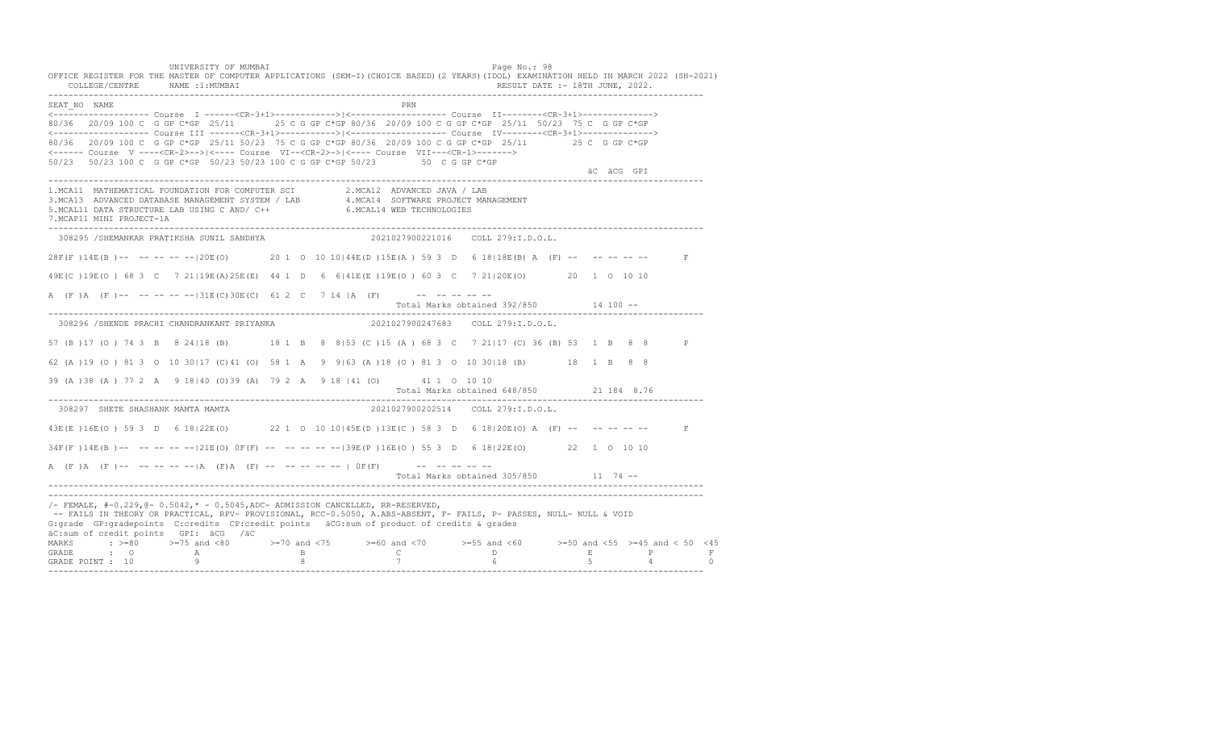```
                    UNIVERSITY OF MUMBAI                                                 Page No.: 98
OFFICE REGISTER FOR THE MASTER OF COMPUTER APPLICATIONS (SEM-I)(CHOICE BASED)(2 YEARS)(IDOL) EXAMINATION HELD IN MARCH 2022 (SH-2021)
    COLLEGE/CENTRE      NAME :1:MUMBAI                                                  RESULT DATE :- 18TH JUNE, 2022.
-------------------------------------------------------------------------------------------------------------------------------------
SEAT_NO  NAME                                                     PRN
<------------------- Course  I ------<CR-3+1>------------>|<------------------- Course  II--------<CR-3+1>------------->
80/36  20/09 100 C  G GP C*GP  25/11      25 C G GP C*GP 80/36  20/09 100 C G GP C*GP  25/11  50/23  75 C  G GP C*GP
<------------------- Course III ------<CR-3+1>------------>|<------------------- Course  IV--------<CR-3+1>------------->
80/36  20/09 100 C  G GP C*GP  25/11 50/23  75 C G GP C*GP 80/36  20/09 100 C G GP C*GP  25/11        25 C  G GP C*GP
<------ Course  V ----<CR-2>-->|<---- Course  VI--<CR-2>->|<---- Course  VII---<CR-1>------->
50/23  50/23 100 C  G GP C*GP  50/23 50/23 100 C G GP C*GP 50/23        50  C G GP C*GP
                                                                                                     äC  äCG  GPI
-------------------------------------------------------------------------------------------------------------------------------------
1.MCA11  MATHEMATICAL FOUNDATION FOR COMPUTER SCI          2.MCA12  ADVANCED JAVA / LAB
3.MCA13  ADVANCED DATABASE MANAGEMENT SYSTEM / LAB         4.MCA14  SOFTWARE PROJECT MANAGEMENT
5.MCAL11 DATA STRUCTURE LAB USING C AND/ C++               6.MCAL14 WEB TECHNOLOGIES
7.MCAP11 MINI PROJECT-1A
-------------------------------------------------------------------------------------------------------------------------------------
  308295 /SHEMANKAR PRATIKSHA SUNIL SANDHYA                    2021027900221016    COLL 279:I.D.O.L.

28F(F )14E(B )--  -- -- -- --|20E(O)       20 1  O  10 10|44E(D )15E(A ) 59 3  D   6 18|18E(B) A  (F) --   -- -- -- --       F

49E(C )19E(O ) 68 3  C   7 21|19E(A)25E(E)  44 1  D   6  6|41E(E )19E(O ) 60 3  C   7 21|20E(O)       20   1  O  10 10

A  (F )A  (F )--  -- -- -- --|31E(C)30E(C)  61 2  C   7 14 |A  (F)       --  -- -- -- --
                                                                   Total Marks obtained 392/850          14 100 --
-------------------------------------------------------------------------------------------------------------------------------------
  308296 /SHENDE PRACHI CHANDRANKANT PRIYANKA                  2021027900247683    COLL 279:I.D.O.L.

57 (B )17 (O ) 74 3  B   8 24|18 (B)       18 1  B   8  8|53 (C )15 (A ) 68 3  C   7 21|17 (C) 36 (B) 53   1  B   8  8       P

62 (A )19 (O ) 81 3  O  10 30|17 (C)41 (O)  58 1  A   9  9|63 (A )18 (O ) 81 3  O  10 30|18 (B)       18   1  B   8  8

39 (A )38 (A ) 77 2  A   9 18|40 (O)39 (A)  79 2  A   9 18 |41 (O)       41 1  O  10 10
                                                                   Total Marks obtained 648/850          21 184  8.76
-------------------------------------------------------------------------------------------------------------------------------------
  308297  SHETE SHASHANK MAMTA MAMTA                           2021027900202514    COLL 279:I.D.O.L.

43E(E )16E(O ) 59 3  D   6 18|22E(O)       22 1  O  10 10|45E(D )13E(C ) 58 3  D   6 18|20E(O) A  (F) --   -- -- -- --       F

34F(F )14E(B )--  -- -- -- --|21E(O) 0F(F) --  -- -- -- --|39E(P )16E(O ) 55 3  D   6 18|22E(O)       22   1  O  10 10

A  (F )A  (F )--  -- -- -- --|A  (F)A  (F) --  -- -- -- -- | 0F(F)      --  -- -- -- --
                                                                   Total Marks obtained 305/850          11  74 --
-------------------------------------------------------------------------------------------------------------------------------------
-------------------------------------------------------------------------------------------------------------------------------------
/- FEMALE, #-0.229,@- 0.5042,* - 0.5045,ADC- ADMISSION CANCELLED, RR-RESERVED,
 -- FAILS IN THEORY OR PRACTICAL, RPV- PROVISIONAL, RCC-0.5050, A.ABS-ABSENT, F- FAILS, P- PASSES, NULL- NULL & VOID
G:grade  GP:gradepoints  C:credits  CP:credit points   äCG:sum of product of credits & grades
äC:sum of credit points   GPI:  äCG   /äC
MARKS       : >=80      >=75 and <80        >=70 and <75       >=60 and <70       >=55 and <60       >=50 and <55  >=45 and < 50  <45
GRADE       :  O            A                   B                  C                  D                  E             P            F
GRADE POINT : 10            9                   8                  7                  6                  5             4            0
-------------------------------------------------------------------------------------------------------------------------------------
```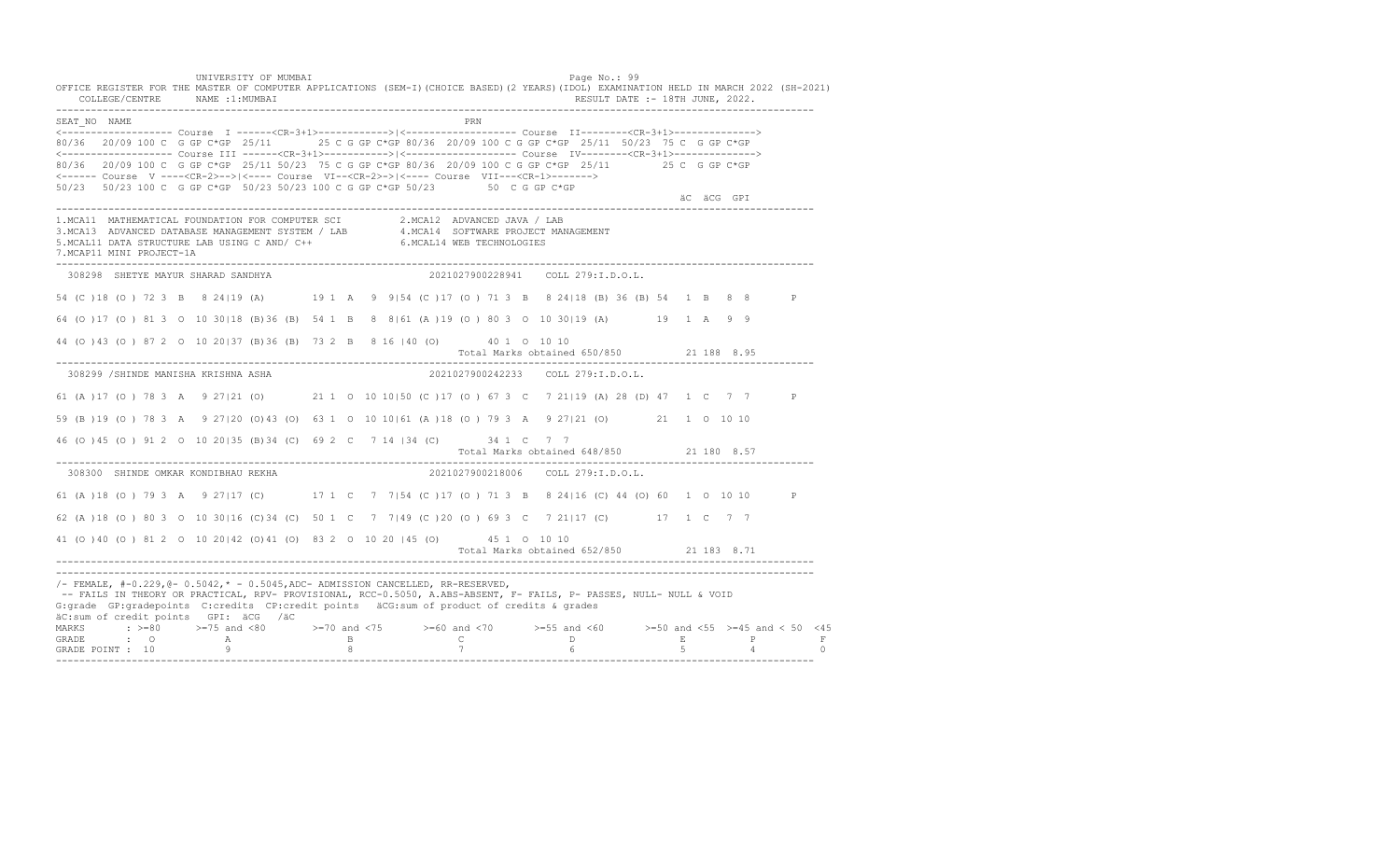UNIVERSITY OF MUMBAI
Page No.: 99

OFFICE REGISTER FOR THE MASTER OF COMPUTER APPLICATIONS (SEM-I)(CHOICE BASED)(2 YEARS)(IDOL) EXAMINATION HELD IN MARCH 2022 (SH-2021)

COLLEGE/CENTRE NAME :1:MUMBAI RESULT DATE :- 18TH JUNE, 2022.

```
SEAT_NO  NAME                                                          PRN
<------------------- Course  I ------<CR-3+1>------------>|<------------------- Course  II--------<CR-3+1>------------->
80/36  20/09 100 C  G GP C*GP  25/11     25 C G GP C*GP 80/36  20/09 100 C G GP C*GP  25/11  50/23  75 C  G GP C*GP
<------------------- Course III ------<CR-3+1>------------>|<------------------- Course  IV--------<CR-3+1>------------->
80/36  20/09 100 C  G GP C*GP  25/11 50/23  75 C G GP C*GP 80/36  20/09 100 C G GP C*GP  25/11        25 C  G GP C*GP
<------ Course  V ----<CR-2>-->|<---- Course  VI--<CR-2>->|<---- Course  VII---<CR-1>------->
50/23  50/23 100 C  G GP C*GP  50/23 50/23 100 C G GP C*GP 50/23        50  C G GP C*GP
                                                                                                     äC  äCG  GPI
```

1.MCA11 MATHEMATICAL FOUNDATION FOR COMPUTER SCI  2.MCA12 ADVANCED JAVA / LAB
3.MCA13 ADVANCED DATABASE MANAGEMENT SYSTEM / LAB  4.MCA14 SOFTWARE PROJECT MANAGEMENT
5.MCAL11 DATA STRUCTURE LAB USING C AND/ C++  6.MCAL14 WEB TECHNOLOGIES
7.MCAP11 MINI PROJECT-1A

```
 308298  SHETYE MAYUR SHARAD SANDHYA                        2021027900228941    COLL 279:I.D.O.L.

54 (C )18 (O ) 72 3  B   8 24|19 (A)       19 1  A   9  9|54 (C )17 (O ) 71 3  B   8 24|18 (B) 36 (B) 54  1  B   8  8       P

64 (O )17 (O ) 81 3  O  10 30|18 (B)36 (B)  54 1  B   8  8|61 (A )19 (O ) 80 3  O  10 30|19 (A)       19  1  A   9  9

44 (O )43 (O ) 87 2  O  10 20|37 (B)36 (B)  73 2  B   8 16 |40 (O)       40 1  O  10 10
                                                              Total Marks obtained 650/850          21 188  8.95

 308299 /SHINDE MANISHA KRISHNA ASHA                        2021027900242233    COLL 279:I.D.O.L.

61 (A )17 (O ) 78 3  A   9 27|21 (O)       21 1  O  10 10|50 (C )17 (O ) 67 3  C   7 21|19 (A) 28 (D) 47  1  C   7  7       P

59 (B )19 (O ) 78 3  A   9 27|20 (O)43 (O)  63 1  O  10 10|61 (A )18 (O ) 79 3  A   9 27|21 (O)       21  1  O  10 10

46 (O )45 (O ) 91 2  O  10 20|35 (B)34 (C)  69 2  C   7 14 |34 (C)       34 1  C   7  7
                                                              Total Marks obtained 648/850          21 180  8.57

 308300  SHINDE OMKAR KONDIBHAU REKHA                       2021027900218006    COLL 279:I.D.O.L.

61 (A )18 (O ) 79 3  A   9 27|17 (C)       17 1  C   7  7|54 (C )17 (O ) 71 3  B   8 24|16 (C) 44 (O) 60  1  O  10 10       P

62 (A )18 (O ) 80 3  O  10 30|16 (C)34 (C)  50 1  C   7  7|49 (C )20 (O ) 69 3  C   7 21|17 (C)       17  1  C   7  7

41 (O )40 (O ) 81 2  O  10 20|42 (O)41 (O)  83 2  O  10 20 |45 (O)       45 1  O  10 10
                                                              Total Marks obtained 652/850          21 183  8.71
```

/- FEMALE, #-0.229,@- 0.5042,* - 0.5045,ADC- ADMISSION CANCELLED, RR-RESERVED,
-- FAILS IN THEORY OR PRACTICAL, RPV- PROVISIONAL, RCC-0.5050, A.ABS-ABSENT, F- FAILS, P- PASSES, NULL- NULL & VOID
G:grade GP:gradepoints C:credits CP:credit points äCG:sum of product of credits & grades
äC:sum of credit points GPI: äCG /äC

| MARKS | : >=80 | >=75 and <80 | >=70 and <75 | >=60 and <70 | >=55 and <60 | >=50 and <55 | >=45 and < 50 | <45 |
|---|---|---|---|---|---|---|---|---|
| GRADE | : O | A | B | C | D | E | P | F |
| GRADE POINT | : 10 | 9 | 8 | 7 | 6 | 5 | 4 | 0 |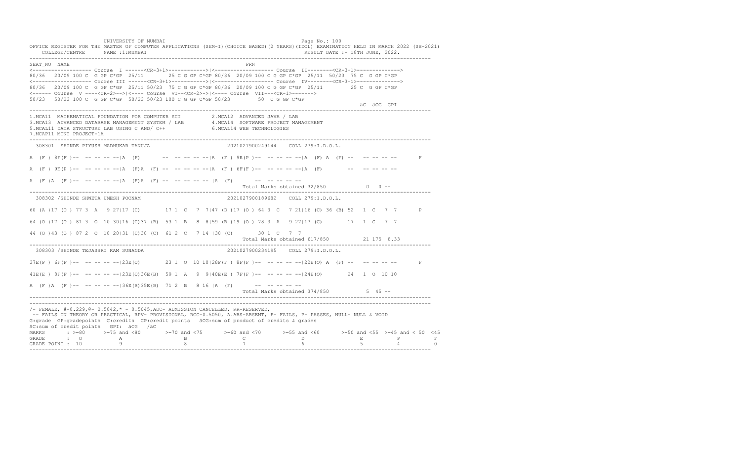UNIVERSITY OF MUMBAI Page No.: 100

OFFICE REGISTER FOR THE MASTER OF COMPUTER APPLICATIONS (SEM-I)(CHOICE BASED)(2 YEARS)(IDOL) EXAMINATION HELD IN MARCH 2022 (SH-2021)

COLLEGE/CENTRE NAME :1:MUMBAI RESULT DATE :- 18TH JUNE, 2022.

```
SEAT_NO  NAME                                                           PRN
<------------------- Course  I ------<CR-3+1>------------>|<------------------- Course  II--------<CR-3+1>------------->
80/36  20/09 100 C  G GP C*GP  25/11     25 C G GP C*GP 80/36  20/09 100 C G GP C*GP  25/11  50/23  75 C  G GP C*GP
<------------------- Course III ------<CR-3+1>------------>|<------------------- Course  IV--------<CR-3+1>------------->
80/36  20/09 100 C  G GP C*GP  25/11 50/23  75 C G GP C*GP 80/36  20/09 100 C G GP C*GP  25/11          25 C  G GP C*GP
<------ Course  V ----<CR-2>-->|<---- Course  VI--<CR-2>->|<---- Course  VII---<CR-1>------->
50/23  50/23 100 C  G GP C*GP  50/23 50/23 100 C G GP C*GP 50/23         50  C G GP C*GP
                                                                                                   äC  äCG  GPI
```

1.MCA11 MATHEMATICAL FOUNDATION FOR COMPUTER SCI 2.MCA12 ADVANCED JAVA / LAB
3.MCA13 ADVANCED DATABASE MANAGEMENT SYSTEM / LAB 4.MCA14 SOFTWARE PROJECT MANAGEMENT
5.MCAL11 DATA STRUCTURE LAB USING C AND/ C++ 6.MCAL14 WEB TECHNOLOGIES
7.MCAP11 MINI PROJECT-1A

```
 308301  SHINDE PIYUSH MADHUKAR TANUJA                          2021027900249144    COLL 279:I.D.O.L.

A  (F ) 8F(F )--  -- -- -- --|A  (F)        --  -- -- -- --|A  (F ) 9E(P )--  -- -- -- --|A  (F) A  (F) --   -- -- -- --       F

A  (F ) 9E(P )--  -- -- -- --|A  (F)A  (F)  --  -- -- -- --|A  (F ) 6F(F )--  -- -- -- --|A  (F)        --   -- -- -- --

A  (F )A  (F )--  -- -- -- --|A  (F)A  (F)  --  -- -- -- -- |A  (F)       --  -- -- -- --
                                                                 Total Marks obtained 32/850            0  0 --

 308302 /SHINDE SHWETA UMESH POONAM                             2021027900189682    COLL 279:I.D.O.L.

60 (A )17 (O ) 77 3  A   9 27|17 (C)        17 1  C   7  7|47 (D )17 (O ) 64 3  C   7 21|16 (C) 36 (B) 52   1  C   7  7       P

64 (O )17 (O ) 81 3  O  10 30|16 (C)37 (B)  53 1  B   8  8|59 (B )19 (O ) 78 3  A   9 27|17 (C)        17   1  C   7  7

44 (O )43 (O ) 87 2  O  10 20|31 (C)30 (C)  61 2  C   7 14 |30 (C)       30 1  C   7  7
                                                                 Total Marks obtained 617/850          21 175  8.33

 308303 /SHINDE TEJASHRI RAM SUNANDA                            2021027900234195    COLL 279:I.D.O.L.

37E(P ) 6F(F )--  -- -- -- --|23E(O)        23 1  O  10 10|28F(F ) 8F(F )--  -- -- -- --|22E(O) A  (F) --   -- -- -- --       F

41E(E ) 8F(F )--  -- -- -- --|23E(O)36E(B)  59 1  A   9  9|40E(E ) 7F(F )--  -- -- -- --|24E(O)        24   1  O  10 10

A  (F )A  (F )--  -- -- -- --|36E(B)35E(B)  71 2  B   8 16 |A  (F)       --  -- -- -- --
                                                                 Total Marks obtained 374/850            5  45 --
```

/- FEMALE, #-0.229,@- 0.5042,* - 0.5045,ADC- ADMISSION CANCELLED, RR-RESERVED,
-- FAILS IN THEORY OR PRACTICAL, RPV- PROVISIONAL, RCC-0.5050, A.ABS-ABSENT, F- FAILS, P- PASSES, NULL- NULL & VOID
G:grade GP:gradepoints C:credits CP:credit points äCG:sum of product of credits & grades
äC:sum of credit points GPI: äCG /äC

| MARKS | : >=80 | >=75 and <80 | >=70 and <75 | >=60 and <70 | >=55 and <60 | >=50 and <55 | >=45 and < 50 | <45 |
|---|---|---|---|---|---|---|---|---|
| GRADE | : O | A | B | C | D | E | P | F |
| GRADE POINT | : 10 | 9 | 8 | 7 | 6 | 5 | 4 | 0 |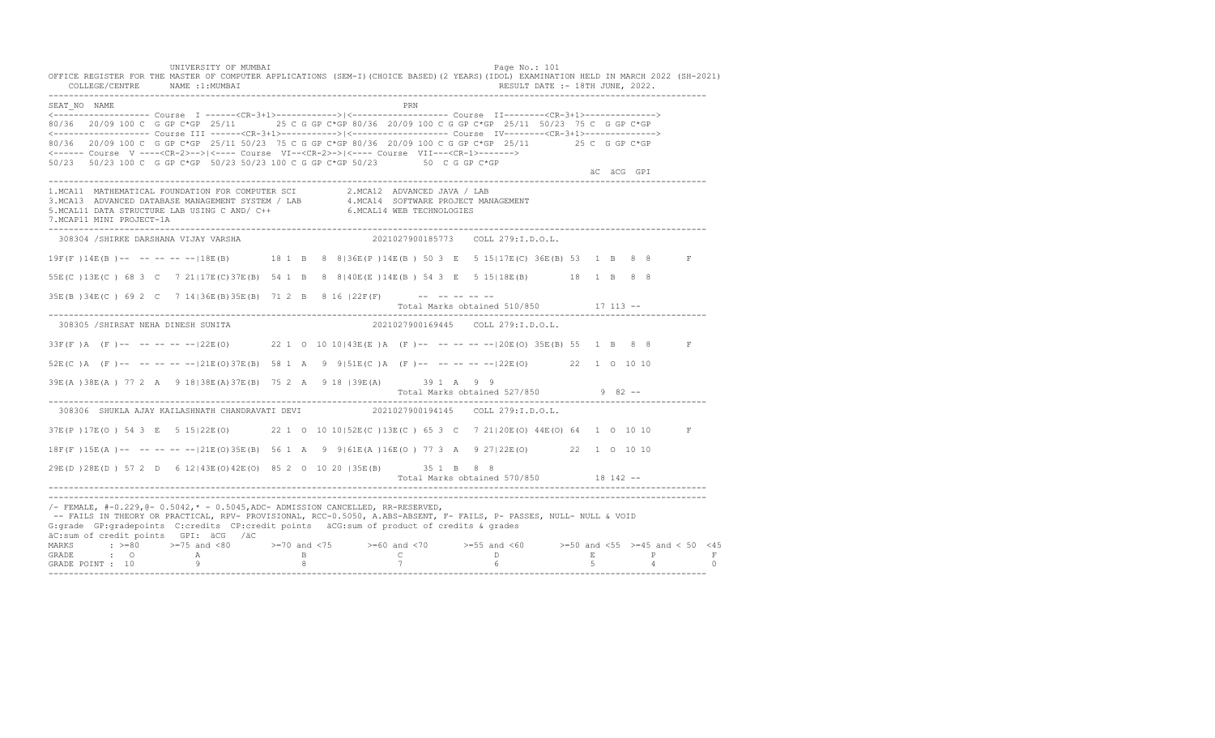UNIVERSITY OF MUMBAI

OFFICE REGISTER FOR THE MASTER OF COMPUTER APPLICATIONS (SEM-I)(CHOICE BASED)(2 YEARS)(IDOL) EXAMINATION HELD IN MARCH 2022 (SH-2021)

COLLEGE/CENTRE NAME :1:MUMBAI RESULT DATE :- 18TH JUNE, 2022.

```
SEAT_NO  NAME                                                              PRN
<------------------- Course  I ------<CR-3+1>------------>|<------------------- Course  II--------<CR-3+1>------------->
80/36  20/09 100 C  G GP C*GP  25/11      25 C G GP C*GP 80/36  20/09 100 C G GP C*GP  25/11  50/23  75 C  G GP C*GP
<------------------- Course III ------<CR-3+1>----------->|<------------------- Course  IV--------<CR-3+1>------------->
80/36  20/09 100 C  G GP C*GP  25/11 50/23  75 C G GP C*GP 80/36  20/09 100 C G GP C*GP  25/11        25 C  G GP C*GP
<------ Course  V ----<CR-2>-->|<---- Course  VI--<CR-2>->|<---- Course  VII---<CR-1>------->
50/23  50/23 100 C  G GP C*GP  50/23 50/23 100 C G GP C*GP 50/23         50  C G GP C*GP
                                                                                                          äC  äCG  GPI
```

1.MCA11 MATHEMATICAL FOUNDATION FOR COMPUTER SCI  
2.MCA12 ADVANCED JAVA / LAB  
3.MCA13 ADVANCED DATABASE MANAGEMENT SYSTEM / LAB  
4.MCA14 SOFTWARE PROJECT MANAGEMENT  
5.MCAL11 DATA STRUCTURE LAB USING C AND/ C++  
6.MCAL14 WEB TECHNOLOGIES  
7.MCAP11 MINI PROJECT-1A

```
 308304 /SHIRKE DARSHANA VIJAY VARSHA                         2021027900185773    COLL 279:I.D.O.L.

19F(F )14E(B )-- -- -- -- --|18E(B)       18 1  B   8  8|36E(P )14E(B ) 50 3  E   5 15|17E(C) 36E(B) 53  1  B   8  8       F

55E(C )13E(C ) 68 3  C   7 21|17E(C)37E(B)  54 1  B   8  8|40E(E )14E(B ) 54 3  E   5 15|18E(B)       18  1  B   8  8

35E(B )34E(C ) 69 2  C   7 14|36E(B)35E(B)  71 2  B   8 16 |22F(F)       -- -- -- -- --
                                                                 Total Marks obtained 510/850          17 113 --

 308305 /SHIRSAT NEHA DINESH SUNITA                           2021027900169445    COLL 279:I.D.O.L.

33F(F )A  (F )-- -- -- -- --|22E(O)       22 1  O  10 10|43E(E )A  (F )-- -- -- -- --|20E(O) 35E(B) 55  1  B   8  8       F

52E(C )A  (F )-- -- -- -- --|21E(O)37E(B)  58 1  A   9  9|51E(C )A  (F )-- -- -- -- --|22E(O)       22  1  O  10 10

39E(A )38E(A ) 77 2  A   9 18|38E(A)37E(B)  75 2  A   9 18 |39E(A)       39 1  A   9  9
                                                                 Total Marks obtained 527/850           9  82 --

 308306  SHUKLA AJAY KAILASHNATH CHANDRAVATI DEVI             2021027900194145    COLL 279:I.D.O.L.

37E(P )17E(O ) 54 3  E   5 15|22E(O)       22 1  O  10 10|52E(C )13E(C ) 65 3  C   7 21|20E(O) 44E(O) 64  1  O  10 10       F

18F(F )15E(A )-- -- -- -- --|21E(O)35E(B)  56 1  A   9  9|61E(A )16E(O ) 77 3  A   9 27|22E(O)       22  1  O  10 10

29E(D )28E(D ) 57 2  D   6 12|43E(O)42E(O)  85 2  O  10 20 |35E(B)       35 1  B   8  8
                                                                 Total Marks obtained 570/850          18 142 --
```

/- FEMALE, #-0.229,@- 0.5042,* - 0.5045,ADC- ADMISSION CANCELLED, RR-RESERVED,  
-- FAILS IN THEORY OR PRACTICAL, RPV- PROVISIONAL, RCC-0.5050, A.ABS-ABSENT, F- FAILS, P- PASSES, NULL- NULL & VOID  
G:grade GP:gradepoints C:credits CP:credit points äCG:sum of product of credits & grades  
äC:sum of credit points GPI: äCG /äC

| MARKS | >=80 | >=75 and <80 | >=70 and <75 | >=60 and <70 | >=55 and <60 | >=50 and <55 | >=45 and < 50 | <45 |
|---|---|---|---|---|---|---|---|---|
| GRADE | O | A | B | C | D | E | P | F |
| GRADE POINT | 10 | 9 | 8 | 7 | 6 | 5 | 4 | 0 |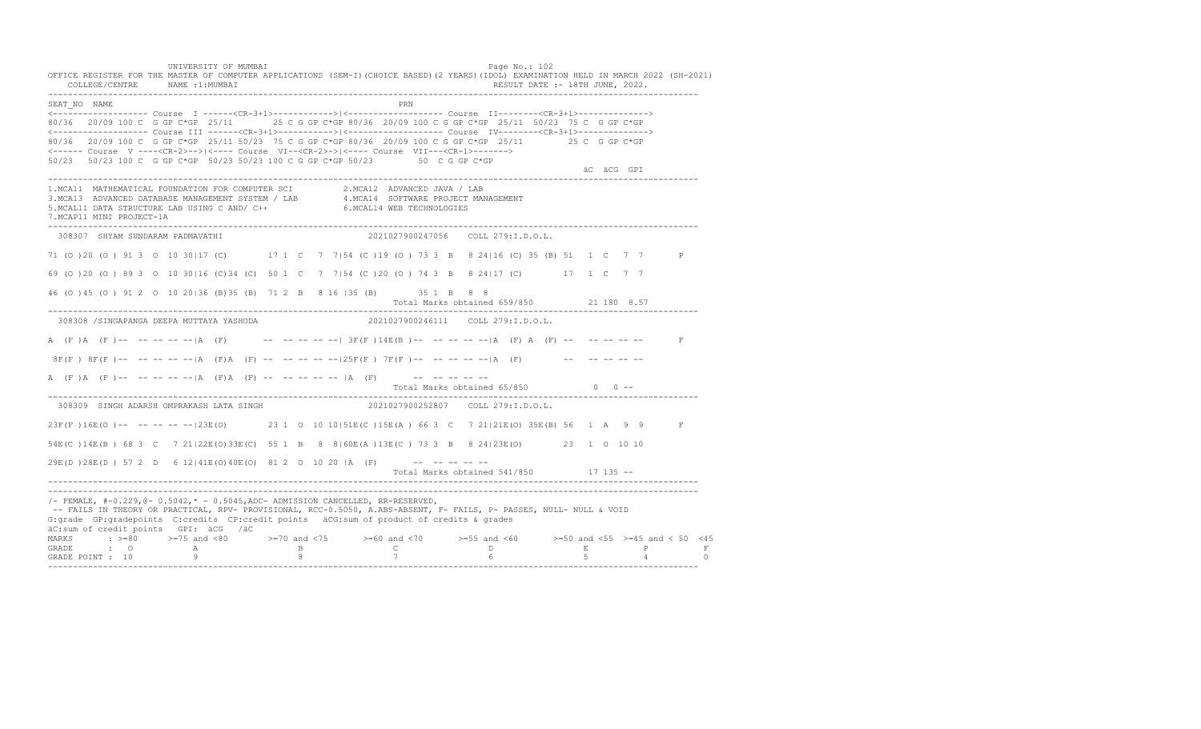UNIVERSITY OF MUMBAI

OFFICE REGISTER FOR THE MASTER OF COMPUTER APPLICATIONS (SEM-I)(CHOICE BASED)(2 YEARS)(IDOL) EXAMINATION HELD IN MARCH 2022 (SH-2021)

COLLEGE/CENTRE NAME :1:MUMBAI RESULT DATE :- 18TH JUNE, 2022.

```
SEAT_NO  NAME                                                   PRN
<------------------- Course  I ------<CR-3+1>------------>|<------------------- Course  II--------<CR-3+1>------------->
80/36  20/09 100 C  G GP C*GP  25/11     25 C G GP C*GP 80/36  20/09 100 C G GP C*GP  25/11  50/23  75 C  G GP C*GP
<------------------- Course III ------<CR-3+1>------------>|<------------------- Course  IV--------<CR-3+1>------------->
80/36  20/09 100 C  G GP C*GP  25/11 50/23  75 C G GP C*GP 80/36  20/09 100 C G GP C*GP  25/11        25 C  G GP C*GP
<------ Course  V ----<CR-2>-->|<---- Course  VI--<CR-2>->|<---- Course  VII---<CR-1>------->
50/23  50/23 100 C  G GP C*GP  50/23 50/23 100 C G GP C*GP 50/23        50  C G GP C*GP
                                                                                                          äC  äCG  GPI
------------------------------------------------------------------------------------------------------------------------
1.MCA11  MATHEMATICAL FOUNDATION FOR COMPUTER SCI          2.MCA12  ADVANCED JAVA / LAB
3.MCA13  ADVANCED DATABASE MANAGEMENT SYSTEM / LAB         4.MCA14  SOFTWARE PROJECT MANAGEMENT
5.MCAL11 DATA STRUCTURE LAB USING C AND/ C++               6.MCAL14 WEB TECHNOLOGIES
7.MCAP11 MINI PROJECT-1A
------------------------------------------------------------------------------------------------------------------------
 308307  SHYAM SUNDARAM PADMAVATHI                          2021027900247056    COLL 279:I.D.O.L.

71 (O )20 (O ) 91 3  O  10 30|17 (C)       17 1  C   7  7|54 (C )19 (O ) 73 3  B   8 24|16 (C) 35 (B) 51  1  C   7  7       P

69 (O )20 (O ) 89 3  O  10 30|16 (C)34 (C)  50 1  C   7  7|54 (C )20 (O ) 74 3  B   8 24|17 (C)        17  1  C   7  7

46 (O )45 (O ) 91 2  O  10 20|36 (B)35 (B)  71 2  B   8 16 |35 (B)       35 1  B   8  8
                                                            Total Marks obtained 659/850          21 180  8.57
------------------------------------------------------------------------------------------------------------------------
 308308 /SINGAPANGA DEEPA MUTTAYA YASHODA                   2021027900246111    COLL 279:I.D.O.L.

A  (F )A  (F )--  -- -- -- --|A  (F)       --  -- -- -- --| 3F(F )14E(B )--  -- -- -- --|A  (F) A  (F) --   -- -- -- --       F

 8F(F ) 8F(F )--  -- -- -- --|A  (F)A  (F) --  -- -- -- --|25F(F ) 7F(F )--  -- -- -- --|A  (F)        --   -- -- -- --

A  (F )A  (F )--  -- -- -- --|A  (F)A  (F) --  -- -- -- -- |A  (F)       --  -- -- -- --
                                                            Total Marks obtained 65/850            0   0 --
------------------------------------------------------------------------------------------------------------------------
 308309  SINGH ADARSH OMPRAKASH LATA SINGH                  2021027900252807    COLL 279:I.D.O.L.

23F(F )16E(O )--  -- -- -- --|23E(O)       23 1  O  10 10|51E(C )15E(A ) 66 3  C   7 21|21E(O) 35E(B) 56  1  A   9  9       F

54E(C )14E(B ) 68 3  C   7 21|22E(O)33E(C)  55 1  B   8  8|60E(A )13E(C ) 73 3  B   8 24|23E(O)        23  1  O  10 10

29E(D )28E(D ) 57 2  D   6 12|41E(O)40E(O)  81 2  O  10 20 |A  (F)       --  -- -- -- --
                                                            Total Marks obtained 541/850          17 135 --
------------------------------------------------------------------------------------------------------------------------
```

/- FEMALE, #-0.229,@- 0.5042,* - 0.5045,ADC- ADMISSION CANCELLED, RR-RESERVED,
-- FAILS IN THEORY OR PRACTICAL, RPV- PROVISIONAL, RCC-0.5050, A.ABS-ABSENT, F- FAILS, P- PASSES, NULL- NULL & VOID
G:grade GP:gradepoints C:credits CP:credit points äCG:sum of product of credits & grades
äC:sum of credit points GPI: äCG /äC

| MARKS | >=80 | >=75 and <80 | >=70 and <75 | >=60 and <70 | >=55 and <60 | >=50 and <55 | >=45 and < 50 | <45 |
|---|---|---|---|---|---|---|---|---|
| GRADE | O | A | B | C | D | E | P | F |
| GRADE POINT | 10 | 9 | 8 | 7 | 6 | 5 | 4 | 0 |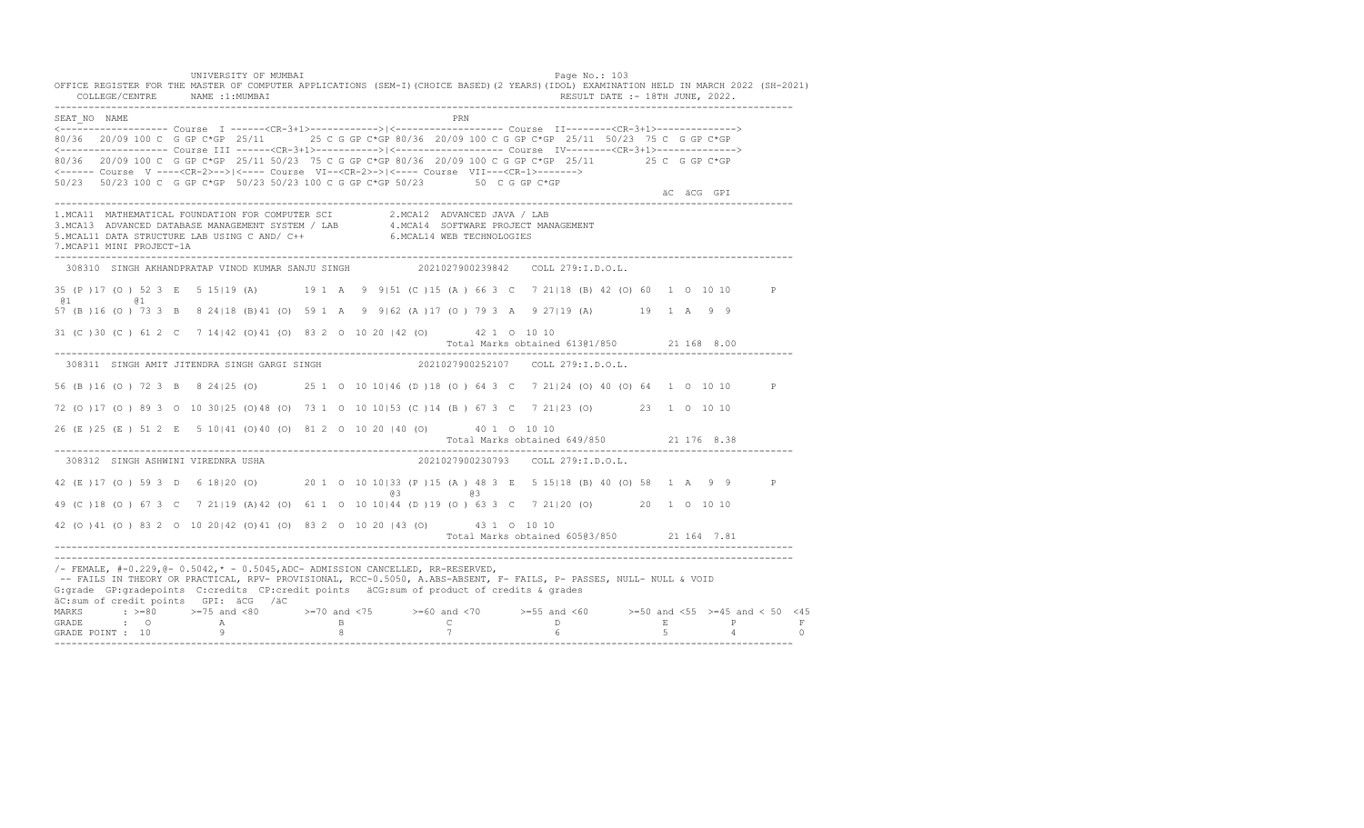UNIVERSITY OF MUMBAI

OFFICE REGISTER FOR THE MASTER OF COMPUTER APPLICATIONS (SEM-I)(CHOICE BASED)(2 YEARS)(IDOL) EXAMINATION HELD IN MARCH 2022 (SH-2021)

COLLEGE/CENTRE NAME :1:MUMBAI — RESULT DATE :- 18TH JUNE, 2022.

```
SEAT_NO  NAME                                                     PRN
<------------------- Course  I ------<CR-3+1>------------>|<------------------- Course  II--------<CR-3+1>------------->
80/36  20/09 100 C  G GP C*GP  25/11       25 C G GP C*GP 80/36  20/09 100 C G GP C*GP  25/11  50/23  75 C  G GP C*GP
<------------------- Course III ------<CR-3+1>------------>|<------------------- Course  IV--------<CR-3+1>------------->
80/36  20/09 100 C  G GP C*GP  25/11 50/23  75 C G GP C*GP 80/36  20/09 100 C G GP C*GP  25/11        25 C  G GP C*GP
<------ Course  V ----<CR-2>-->|<---- Course  VI--<CR-2>->|<---- Course  VII---<CR-1>------->
50/23  50/23 100 C  G GP C*GP  50/23 50/23 100 C G GP C*GP 50/23         50  C G GP C*GP
                                                                                                        äC  äCG  GPI
```

1.MCA11 MATHEMATICAL FOUNDATION FOR COMPUTER SCI  2.MCA12 ADVANCED JAVA / LAB
3.MCA13 ADVANCED DATABASE MANAGEMENT SYSTEM / LAB  4.MCA14 SOFTWARE PROJECT MANAGEMENT
5.MCAL11 DATA STRUCTURE LAB USING C AND/ C++  6.MCAL14 WEB TECHNOLOGIES
7.MCAP11 MINI PROJECT-1A

```
 308310  SINGH AKHANDPRATAP VINOD KUMAR SANJU SINGH           2021027900239842    COLL 279:I.D.O.L.

35 (P )17 (O ) 52 3  E   5 15|19 (A)       19 1  A   9  9|51 (C )15 (A ) 66 3  C   7 21|18 (B) 42 (O) 60   1  O  10 10       P
 @1          @1
57 (B )16 (O ) 73 3  B   8 24|18 (B)41 (O)  59 1  A   9  9|62 (A )17 (O ) 79 3  A   9 27|19 (A)        19  1  A   9  9

31 (C )30 (C ) 61 2  C   7 14|42 (O)41 (O)  83 2  O  10 20 |42 (O)       42 1  O  10 10
                                                                       Total Marks obtained 613@1/850        21 168  8.00

 308311  SINGH AMIT JITENDRA SINGH GARGI SINGH                 2021027900252107    COLL 279:I.D.O.L.

56 (B )16 (O ) 72 3  B   8 24|25 (O)       25 1  O  10 10|46 (D )18 (O ) 64 3  C   7 21|24 (O) 40 (O) 64   1  O  10 10       P

72 (O )17 (O ) 89 3  O  10 30|25 (O)48 (O)  73 1  O  10 10|53 (C )14 (B ) 67 3  C   7 21|23 (O)        23  1  O  10 10

26 (E )25 (E ) 51 2  E   5 10|41 (O)40 (O)  81 2  O  10 20 |40 (O)       40 1  O  10 10
                                                                       Total Marks obtained 649/850          21 176  8.38

 308312  SINGH ASHWINI VIREDNRA USHA                           2021027900230793    COLL 279:I.D.O.L.

42 (E )17 (O ) 59 3  D   6 18|20 (O)       20 1  O  10 10|33 (P )15 (A ) 48 3  E   5 15|18 (B) 40 (O) 58   1  A   9  9       P
                                                          @3          @3
49 (C )18 (O ) 67 3  C   7 21|19 (A)42 (O)  61 1  O  10 10|44 (D )19 (O ) 63 3  C   7 21|20 (O)        20  1  O  10 10

42 (O )41 (O ) 83 2  O  10 20|42 (O)41 (O)  83 2  O  10 20 |43 (O)       43 1  O  10 10
                                                                       Total Marks obtained 605@3/850        21 164  7.81
```

/- FEMALE, #-0.229,@- 0.5042,* - 0.5045,ADC- ADMISSION CANCELLED, RR-RESERVED,
-- FAILS IN THEORY OR PRACTICAL, RPV- PROVISIONAL, RCC-0.5050, A.ABS-ABSENT, F- FAILS, P- PASSES, NULL- NULL & VOID
G:grade GP:gradepoints C:credits CP:credit points äCG:sum of product of credits & grades
äC:sum of credit points GPI: äCG /äC

| MARKS | >=80 | >=75 and <80 | >=70 and <75 | >=60 and <70 | >=55 and <60 | >=50 and <55 | >=45 and < 50 | <45 |
|---|---|---|---|---|---|---|---|---|
| GRADE | O | A | B | C | D | E | P | F |
| GRADE POINT | 10 | 9 | 8 | 7 | 6 | 5 | 4 | 0 |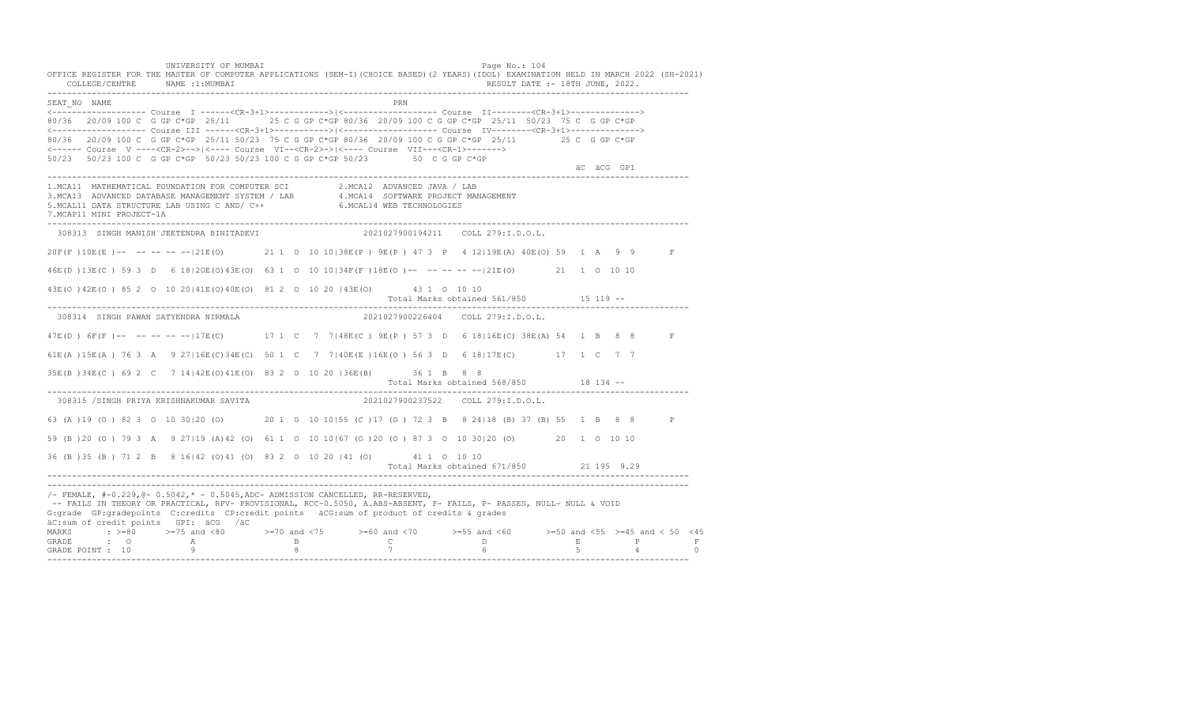UNIVERSITY OF MUMBAI

OFFICE REGISTER FOR THE MASTER OF COMPUTER APPLICATIONS (SEM-I)(CHOICE BASED)(2 YEARS)(IDOL) EXAMINATION HELD IN MARCH 2022 (SH-2021)

COLLEGE/CENTRE NAME :1:MUMBAI RESULT DATE :- 18TH JUNE, 2022.

```
SEAT_NO  NAME                                                    PRN
<------------------- Course  I ------<CR-3+1>----------->|<------------------ Course  II--------<CR-3+1>------------->
80/36  20/09 100 C  G GP C*GP  25/11     25 C G GP C*GP 80/36  20/09 100 C G GP C*GP  25/11  50/23  75 C  G GP C*GP
<------------------- Course III ------<CR-3+1>----------->|<------------------ Course  IV--------<CR-3+1>------------->
80/36  20/09 100 C  G GP C*GP  25/11 50/23  75 C G GP C*GP 80/36  20/09 100 C G GP C*GP  25/11        25 C  G GP C*GP
<------ Course  V ----<CR-2>-->|<---- Course  VI--<CR-2>->|<---- Course  VII---<CR-1>------->
50/23  50/23 100 C  G GP C*GP  50/23 50/23 100 C G GP C*GP 50/23        50  C G GP C*GP
                                                                                                   äC  äCG  GPI
```

1.MCA11 MATHEMATICAL FOUNDATION FOR COMPUTER SCI  2.MCA12 ADVANCED JAVA / LAB
3.MCA13 ADVANCED DATABASE MANAGEMENT SYSTEM / LAB  4.MCA14 SOFTWARE PROJECT MANAGEMENT
5.MCAL11 DATA STRUCTURE LAB USING C AND/ C++  6.MCAL14 WEB TECHNOLOGIES
7.MCAP11 MINI PROJECT-1A

```
 308313  SINGH MANISH JEETENDRA BINITADEVI                    2021027900194211    COLL 279:I.D.O.L.

20F(F )10E(E )--  -- -- -- --|21E(O)       21 1  O  10 10|38E(P ) 9E(P ) 47 3  P   4 12|19E(A) 40E(O) 59  1  A   9  9       F

46E(D )13E(C ) 59 3  D   6 18|20E(O)43E(O)  63 1  O  10 10|34F(F )18E(O )--  -- -- -- --|21E(O)       21  1  O  10 10

43E(O )42E(O ) 85 2  O  10 20|41E(O)40E(O)  81 2  O  10 20 |43E(O)       43 1  O  10 10
                                                                      Total Marks obtained 561/850          15 119 --
 308314  SINGH PAWAN SATYENDRA NIRMALA                        2021027900226404    COLL 279:I.D.O.L.

47E(D ) 6F(F )--  -- -- -- --|17E(C)       17 1  C   7  7|48E(C ) 9E(P ) 57 3  D   6 18|16E(C) 38E(A) 54  1  B   8  8       F

61E(A )15E(A ) 76 3  A   9 27|16E(C)34E(C)  50 1  C   7  7|40E(E )16E(O ) 56 3  D   6 18|17E(C)       17  1  C   7  7

35E(B )34E(C ) 69 2  C   7 14|42E(O)41E(O)  83 2  O  10 20 |36E(B)       36 1  B   8  8
                                                                      Total Marks obtained 568/850          18 134 --
 308315 /SINGH PRIYA KRISHNAKUMAR SAVITA                      2021027900237522    COLL 279:I.D.O.L.

63 (A )19 (O ) 82 3  O  10 30|20 (O)       20 1  O  10 10|55 (C )17 (O ) 72 3  B   8 24|18 (B) 37 (B) 55  1  B   8  8       P

59 (B )20 (O ) 79 3  A   9 27|19 (A)42 (O)  61 1  O  10 10|67 (O )20 (O ) 87 3  O  10 30|20 (O)       20  1  O  10 10

36 (B )35 (B ) 71 2  B   8 16|42 (O)41 (O)  83 2  O  10 20 |41 (O)       41 1  O  10 10
                                                                      Total Marks obtained 671/850          21 195  9.29
```

/- FEMALE, #-0.229,@- 0.5042,* - 0.5045,ADC- ADMISSION CANCELLED, RR-RESERVED,
-- FAILS IN THEORY OR PRACTICAL, RPV- PROVISIONAL, RCC-0.5050, A.ABS-ABSENT, F- FAILS, P- PASSES, NULL- NULL & VOID
G:grade GP:gradepoints C:credits CP:credit points äCG:sum of product of credits & grades
äC:sum of credit points GPI: äCG /äC

| MARKS | >=80 | >=75 and <80 | >=70 and <75 | >=60 and <70 | >=55 and <60 | >=50 and <55 | >=45 and < 50 | <45 |
|---|---|---|---|---|---|---|---|---|
| GRADE | O | A | B | C | D | E | P | F |
| GRADE POINT | 10 | 9 | 8 | 7 | 6 | 5 | 4 | 0 |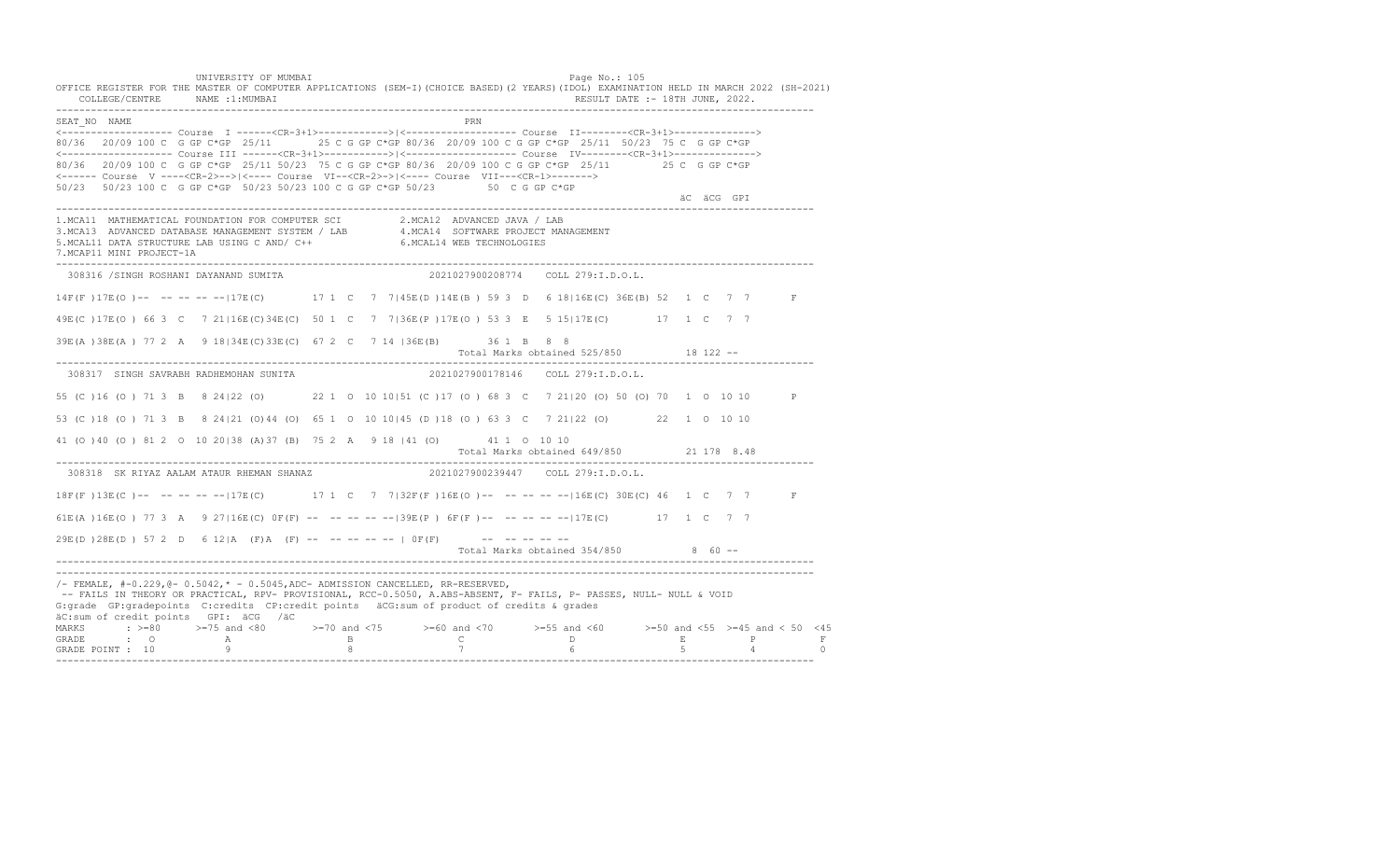UNIVERSITY OF MUMBAI

OFFICE REGISTER FOR THE MASTER OF COMPUTER APPLICATIONS (SEM-I)(CHOICE BASED)(2 YEARS)(IDOL) EXAMINATION HELD IN MARCH 2022 (SH-2021)

COLLEGE/CENTRE NAME :1:MUMBAI — RESULT DATE :- 18TH JUNE, 2022.

```
SEAT_NO  NAME                                                    PRN
<------------------- Course  I ------<CR-3+1>------------>|<------------------- Course  II--------<CR-3+1>------------->
80/36  20/09 100 C  G GP C*GP  25/11      25 C G GP C*GP 80/36  20/09 100 C G GP C*GP  25/11  50/23  75 C  G GP C*GP
<------------------- Course III ------<CR-3+1>------------>|<------------------- Course  IV--------<CR-3+1>------------->
80/36  20/09 100 C  G GP C*GP  25/11 50/23  75 C G GP C*GP 80/36  20/09 100 C G GP C*GP  25/11         25 C  G GP C*GP
<------ Course  V ----<CR-2>-->|<---- Course  VI--<CR-2>->|<---- Course  VII---<CR-1>------->
50/23  50/23 100 C  G GP C*GP  50/23 50/23 100 C G GP C*GP 50/23         50  C G GP C*GP
                                                                                                    äC  äCG  GPI
```

1.MCA11 MATHEMATICAL FOUNDATION FOR COMPUTER SCI 2.MCA12 ADVANCED JAVA / LAB
3.MCA13 ADVANCED DATABASE MANAGEMENT SYSTEM / LAB 4.MCA14 SOFTWARE PROJECT MANAGEMENT
5.MCAL11 DATA STRUCTURE LAB USING C AND/ C++ 6.MCAL14 WEB TECHNOLOGIES
7.MCAP11 MINI PROJECT-1A

```
 308316 /SINGH ROSHANI DAYANAND SUMITA                    2021027900208774    COLL 279:I.D.O.L.

14F(F )17E(O )-- -- -- -- --|17E(C)       17 1  C   7  7|45E(D )14E(B ) 59 3  D   6 18|16E(C) 36E(B) 52  1  C   7  7       F

49E(C )17E(O ) 66 3  C   7 21|16E(C)34E(C)  50 1  C   7  7|36E(P )17E(O ) 53 3  E   5 15|17E(C)       17  1  C   7  7

39E(A )38E(A ) 77 2  A   9 18|34E(C)33E(C)  67 2  C   7 14 |36E(B)       36 1  B   8  8
                                                                   Total Marks obtained 525/850          18 122 --

 308317  SINGH SAVRABH RADHEMOHAN SUNITA                  2021027900178146    COLL 279:I.D.O.L.

55 (C )16 (O ) 71 3  B   8 24|22 (O)       22 1  O  10 10|51 (C )17 (O ) 68 3  C   7 21|20 (O) 50 (O) 70  1  O  10 10       P

53 (C )18 (O ) 71 3  B   8 24|21 (O)44 (O)  65 1  O  10 10|45 (D )18 (O ) 63 3  C   7 21|22 (O)       22  1  O  10 10

41 (O )40 (O ) 81 2  O  10 20|38 (A)37 (B)  75 2  A   9 18 |41 (O)       41 1  O  10 10
                                                                   Total Marks obtained 649/850          21 178  8.48

 308318  SK RIYAZ AALAM ATAUR RHEMAN SHANAZ               2021027900239447    COLL 279:I.D.O.L.

18F(F )13E(C )-- -- -- -- --|17E(C)       17 1  C   7  7|32F(F )16E(O )-- -- -- -- --|16E(C) 30E(C) 46  1  C   7  7       F

61E(A )16E(O ) 77 3  A   9 27|16E(C) 0F(F) --  -- -- -- --|39E(P ) 6F(F )-- -- -- -- --|17E(C)       17  1  C   7  7

29E(D )28E(D ) 57 2  D   6 12|A  (F)A  (F) --  -- -- -- -- | 0F(F)       --  -- -- -- --
                                                                   Total Marks obtained 354/850           8  60 --
```

/- FEMALE, #-0.229,@- 0.5042,* - 0.5045,ADC- ADMISSION CANCELLED, RR-RESERVED,
-- FAILS IN THEORY OR PRACTICAL, RPV- PROVISIONAL, RCC-0.5050, A.ABS-ABSENT, F- FAILS, P- PASSES, NULL- NULL & VOID
G:grade GP:gradepoints C:credits CP:credit points äCG:sum of product of credits & grades
äC:sum of credit points GPI: äCG /äC

| MARKS | >=80 | >=75 and <80 | >=70 and <75 | >=60 and <70 | >=55 and <60 | >=50 and <55 | >=45 and < 50 | <45 |
|---|---|---|---|---|---|---|---|---|
| GRADE | O | A | B | C | D | E | P | F |
| GRADE POINT | 10 | 9 | 8 | 7 | 6 | 5 | 4 | 0 |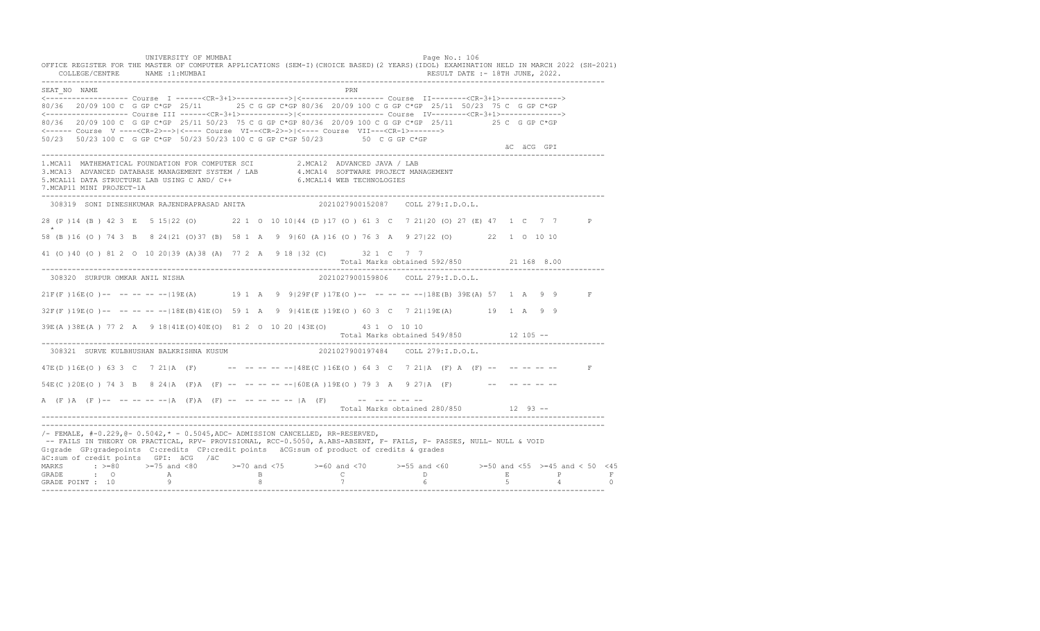UNIVERSITY OF MUMBAI

OFFICE REGISTER FOR THE MASTER OF COMPUTER APPLICATIONS (SEM-I)(CHOICE BASED)(2 YEARS)(IDOL) EXAMINATION HELD IN MARCH 2022 (SH-2021)

COLLEGE/CENTRE NAME :1:MUMBAI RESULT DATE :- 18TH JUNE, 2022.

```
SEAT_NO  NAME                                                        PRN
<------------------- Course  I ------<CR-3+1>------------>|<------------------- Course  II--------<CR-3+1>------------->
80/36  20/09 100 C  G GP C*GP  25/11      25 C G GP C*GP 80/36  20/09 100 C G GP C*GP  25/11  50/23  75 C  G GP C*GP
<------------------- Course III ------<CR-3+1>------------>|<------------------- Course  IV--------<CR-3+1>------------->
80/36  20/09 100 C  G GP C*GP  25/11 50/23  75 C G GP C*GP 80/36  20/09 100 C G GP C*GP  25/11         25 C  G GP C*GP
<------ Course  V ----<CR-2>-->|<---- Course  VI--<CR-2>->|<---- Course  VII---<CR-1>------->
50/23  50/23 100 C  G GP C*GP  50/23 50/23 100 C G GP C*GP 50/23        50  C G GP C*GP
                                                                                                          äC  äCG  GPI
```

1.MCA11 MATHEMATICAL FOUNDATION FOR COMPUTER SCI 2.MCA12 ADVANCED JAVA / LAB
3.MCA13 ADVANCED DATABASE MANAGEMENT SYSTEM / LAB 4.MCA14 SOFTWARE PROJECT MANAGEMENT
5.MCAL11 DATA STRUCTURE LAB USING C AND/ C++ 6.MCAL14 WEB TECHNOLOGIES
7.MCAP11 MINI PROJECT-1A

```
 308319  SONI DINESHKUMAR RAJENDRAPRASAD ANITA                2021027900152087    COLL 279:I.D.O.L.

28 (P )14 (B ) 42 3  E   5 15|22 (O)       22 1  O  10 10|44 (D )17 (O ) 61 3  C   7 21|20 (O) 27 (E) 47  1  C   7  7       P
 *
58 (B )16 (O ) 74 3  B   8 24|21 (O)37 (B)  58 1  A   9  9|60 (A )16 (O ) 76 3  A   9 27|22 (O)        22  1  O  10 10

41 (O )40 (O ) 81 2  O  10 20|39 (A)38 (A)  77 2  A   9 18 |32 (C)        32 1  C   7  7
                                                                    Total Marks obtained 592/850          21 168  8.00
```

```
 308320  SURPUR OMKAR ANIL NISHA                             2021027900159806    COLL 279:I.D.O.L.

21F(F )16E(O )--  -- -- -- --|19E(A)       19 1  A   9  9|29F(F )17E(O )--  -- -- -- --|18E(B) 39E(A) 57  1  A   9  9       F

32F(F )19E(O )--  -- -- -- --|18E(B)41E(O)  59 1  A   9  9|41E(E )19E(O ) 60 3  C   7 21|19E(A)        19  1  A   9  9

39E(A )38E(A ) 77 2  A   9 18|41E(O)40E(O)  81 2  O  10 20 |43E(O)        43 1  O  10 10
                                                                    Total Marks obtained 549/850          12 105 --
```

```
 308321  SURVE KULBHUSHAN BALKRISHNA KUSUM                   2021027900197484    COLL 279:I.D.O.L.

47E(D )16E(O ) 63 3  C   7 21|A  (F)       --  -- -- -- --|48E(C )16E(O ) 64 3  C   7 21|A  (F) A  (F) --  -- -- -- --       F

54E(C )20E(O ) 74 3  B   8 24|A  (F)A  (F) --  -- -- -- --|60E(A )19E(O ) 79 3  A   9 27|A  (F)        --  -- -- -- --

A  (F )A  (F )--  -- -- -- --|A  (F)A  (F) --  -- -- -- -- |A  (F)        --  -- -- -- --
                                                                    Total Marks obtained 280/850          12  93 --
```

/- FEMALE, #-0.229,@- 0.5042,* - 0.5045,ADC- ADMISSION CANCELLED, RR-RESERVED,
-- FAILS IN THEORY OR PRACTICAL, RPV- PROVISIONAL, RCC-0.5050, A.ABS-ABSENT, F- FAILS, P- PASSES, NULL- NULL & VOID
G:grade GP:gradepoints C:credits CP:credit points äCG:sum of product of credits & grades
äC:sum of credit points GPI: äCG /äC

| MARKS | : >=80 | >=75 and <80 | >=70 and <75 | >=60 and <70 | >=55 and <60 | >=50 and <55 | >=45 and < 50 | <45 |
|---|---|---|---|---|---|---|---|---|
| GRADE | : O | A | B | C | D | E | P | F |
| GRADE POINT | : 10 | 9 | 8 | 7 | 6 | 5 | 4 | 0 |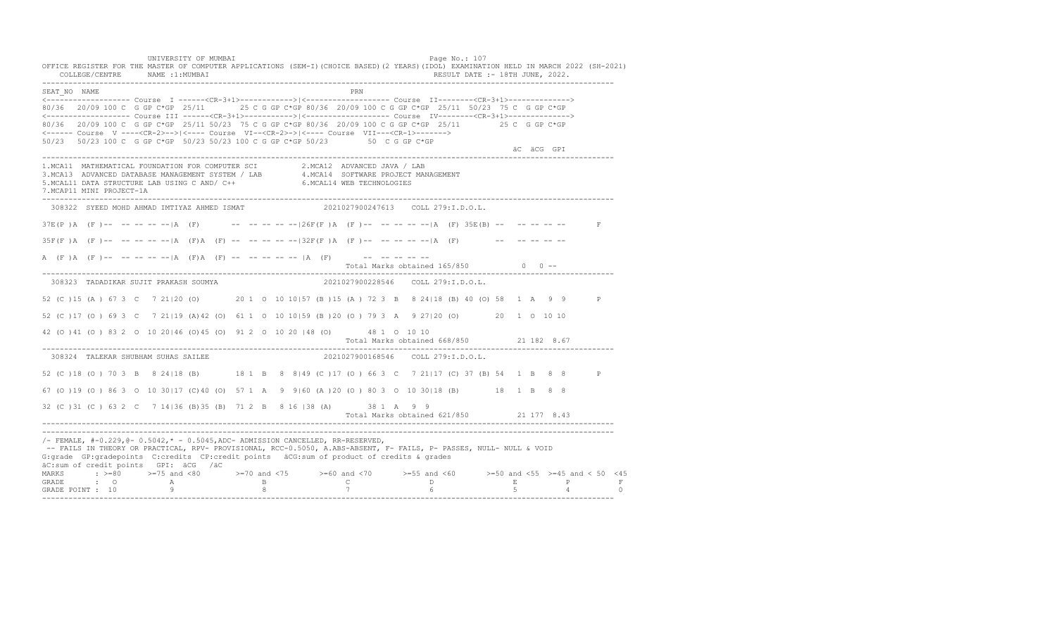UNIVERSITY OF MUMBAI

OFFICE REGISTER FOR THE MASTER OF COMPUTER APPLICATIONS (SEM-I)(CHOICE BASED)(2 YEARS)(IDOL) EXAMINATION HELD IN MARCH 2022 (SH-2021)

COLLEGE/CENTRE NAME :1:MUMBAI — RESULT DATE :- 18TH JUNE, 2022.

```
SEAT_NO NAME                                                   PRN
<------------------- Course  I ------<CR-3+1>------------>|<------------------- Course  II--------<CR-3+1>------------->
80/36  20/09 100 C  G GP C*GP  25/11      25 C G GP C*GP 80/36  20/09 100 C G GP C*GP  25/11  50/23  75 C  G GP C*GP
<------------------- Course III ------<CR-3+1>----------->|<------------------- Course  IV--------<CR-3+1>------------->
80/36  20/09 100 C  G GP C*GP  25/11 50/23  75 C G GP C*GP 80/36  20/09 100 C G GP C*GP  25/11        25 C  G GP C*GP
<------ Course  V ----<CR-2>-->|<---- Course  VI--<CR-2>->|<---- Course  VII---<CR-1>------->
50/23  50/23 100 C  G GP C*GP  50/23 50/23 100 C G GP C*GP 50/23        50  C G GP C*GP
                                                                                                  äC  äCG  GPI
```

1.MCA11 MATHEMATICAL FOUNDATION FOR COMPUTER SCI 2.MCA12 ADVANCED JAVA / LAB
3.MCA13 ADVANCED DATABASE MANAGEMENT SYSTEM / LAB 4.MCA14 SOFTWARE PROJECT MANAGEMENT
5.MCAL11 DATA STRUCTURE LAB USING C AND/ C++ 6.MCAL14 WEB TECHNOLOGIES
7.MCAP11 MINI PROJECT-1A

```
 308322  SYEED MOHD AHMAD IMTIYAZ AHMED ISMAT                2021027900247613    COLL 279:I.D.O.L.

37E(P )A  (F )--  -- -- -- --|A  (F)       --  -- -- -- --|26F(F )A  (F )--  -- -- -- --|A  (F) 35E(B) --   -- -- -- --       F

35F(F )A  (F )--  -- -- -- --|A  (F)A  (F) --  -- -- -- --|32F(F )A  (F )--  -- -- -- --|A  (F)        --   -- -- -- --

A  (F )A  (F )--  -- -- -- --|A  (F)A  (F) --  -- -- -- -- |A  (F)       --  -- -- -- --
                                                               Total Marks obtained 165/850           0  0 --

 308323  TADADIKAR SUJIT PRAKASH SOUMYA                     2021027900228546    COLL 279:I.D.O.L.

52 (C )15 (A ) 67 3  C   7 21|20 (O)       20 1  O  10 10|57 (B )15 (A ) 72 3  B   8 24|18 (B) 40 (O) 58  1  A   9  9       P

52 (C )17 (O ) 69 3  C   7 21|19 (A)42 (O)  61 1  O  10 10|59 (B )20 (O ) 79 3  A   9 27|20 (O)        20  1  O  10 10

42 (O )41 (O ) 83 2  O  10 20|46 (O)45 (O)  91 2  O  10 20 |48 (O)       48 1  O  10 10
                                                               Total Marks obtained 668/850          21 182  8.67

 308324  TALEKAR SHUBHAM SUHAS SAILEE                       2021027900168546    COLL 279:I.D.O.L.

52 (C )18 (O ) 70 3  B   8 24|18 (B)       18 1  B   8  8|49 (C )17 (O ) 66 3  C   7 21|17 (C) 37 (B) 54  1  B   8  8       P

67 (O )19 (O ) 86 3  O  10 30|17 (C)40 (O)  57 1  A   9  9|60 (A )20 (O ) 80 3  O  10 30|18 (B)        18  1  B   8  8

32 (C )31 (C ) 63 2  C   7 14|36 (B)35 (B)  71 2  B   8 16 |38 (A)       38 1  A   9  9
                                                               Total Marks obtained 621/850          21 177  8.43
```

/- FEMALE, #-0.229,@- 0.5042,* - 0.5045,ADC- ADMISSION CANCELLED, RR-RESERVED,
-- FAILS IN THEORY OR PRACTICAL, RPV- PROVISIONAL, RCC-0.5050, A.ABS-ABSENT, F- FAILS, P- PASSES, NULL- NULL & VOID
G:grade GP:gradepoints C:credits CP:credit points äCG:sum of product of credits & grades
äC:sum of credit points GPI: äCG /äC

| MARKS | >=80 | >=75 and <80 | >=70 and <75 | >=60 and <70 | >=55 and <60 | >=50 and <55 | >=45 and < 50 | <45 |
|---|---|---|---|---|---|---|---|---|
| GRADE | O | A | B | C | D | E | P | F |
| GRADE POINT | 10 | 9 | 8 | 7 | 6 | 5 | 4 | 0 |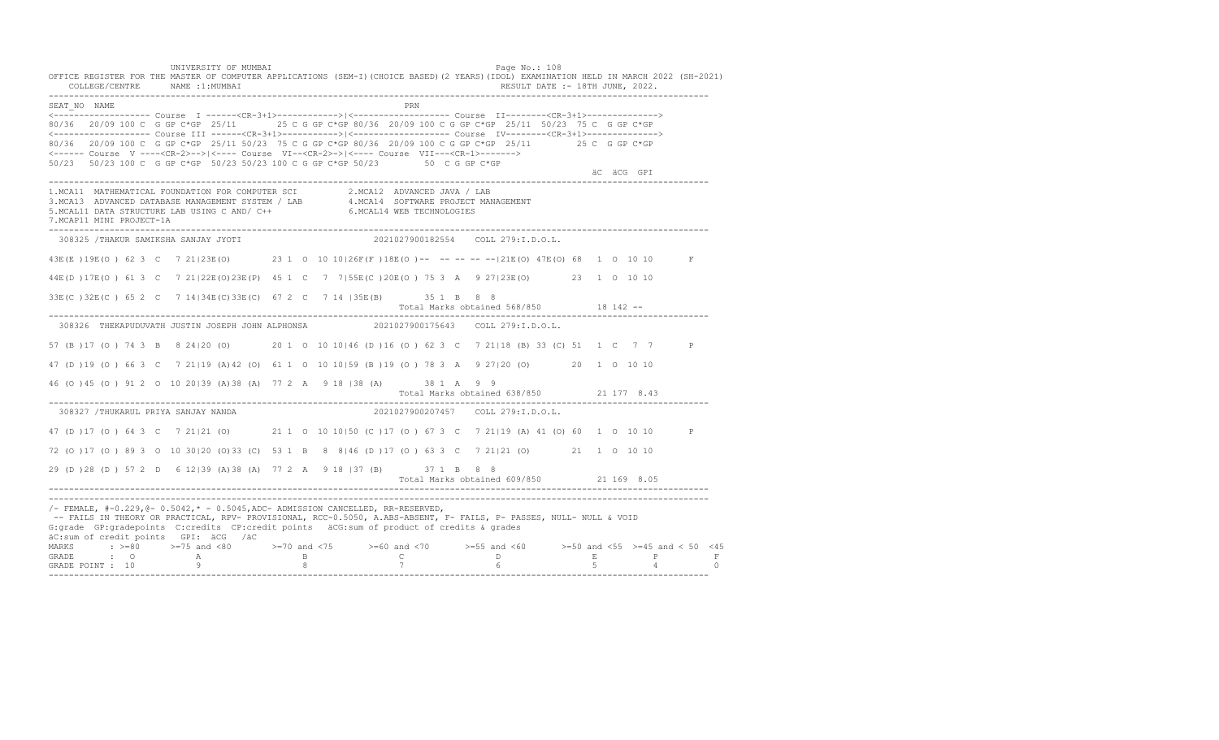UNIVERSITY OF MUMBAI

OFFICE REGISTER FOR THE MASTER OF COMPUTER APPLICATIONS (SEM-I)(CHOICE BASED)(2 YEARS)(IDOL) EXAMINATION HELD IN MARCH 2022 (SH-2021)

COLLEGE/CENTRE NAME :1:MUMBAI — RESULT DATE :- 18TH JUNE, 2022.

```
SEAT_NO  NAME                                                       PRN
<------------------- Course  I ------<CR-3+1>------------>|<------------------- Course  II--------<CR-3+1>------------->
80/36  20/09 100 C  G GP C*GP  25/11     25 C G GP C*GP 80/36  20/09 100 C G GP C*GP  25/11  50/23  75 C  G GP C*GP
<------------------- Course III ------<CR-3+1>----------->|<------------------- Course  IV--------<CR-3+1>------------->
80/36  20/09 100 C  G GP C*GP  25/11 50/23  75 C G GP C*GP 80/36  20/09 100 C G GP C*GP  25/11         25 C  G GP C*GP
<------ Course  V ----<CR-2>-->|<---- Course  VI--<CR-2>->|<---- Course  VII---<CR-1>------->
50/23  50/23 100 C  G GP C*GP  50/23 50/23 100 C G GP C*GP 50/23         50  C G GP C*GP
                                                                                                      äC  äCG  GPI
```

1.MCA11 MATHEMATICAL FOUNDATION FOR COMPUTER SCI  
2.MCA12 ADVANCED JAVA / LAB  
3.MCA13 ADVANCED DATABASE MANAGEMENT SYSTEM / LAB  
4.MCA14 SOFTWARE PROJECT MANAGEMENT  
5.MCAL11 DATA STRUCTURE LAB USING C AND/ C++  
6.MCAL14 WEB TECHNOLOGIES  
7.MCAP11 MINI PROJECT-1A

```
 308325 /THAKUR SAMIKSHA SANJAY JYOTI                       2021027900182554    COLL 279:I.D.O.L.

43E(E )19E(O ) 62 3  C   7 21|23E(O)       23 1  O  10 10|26F(F )18E(O )--  -- -- -- --|21E(O) 47E(O) 68  1  O  10 10       F

44E(D )17E(O ) 61 3  C   7 21|22E(O)23E(P)  45 1  C   7  7|55E(C )20E(O ) 75 3  A   9 27|23E(O)       23  1  O  10 10

33E(C )32E(C ) 65 2  C   7 14|34E(C)33E(C)  67 2  C   7 14 |35E(B)       35 1  B   8  8
                                                                     Total Marks obtained 568/850          18 142 --

 308326  THEKAPUDUVATH JUSTIN JOSEPH JOHN ALPHONSA          2021027900175643    COLL 279:I.D.O.L.

57 (B )17 (O ) 74 3  B   8 24|20 (O)       20 1  O  10 10|46 (D )16 (O ) 62 3  C   7 21|18 (B) 33 (C) 51  1  C   7  7       P

47 (D )19 (O ) 66 3  C   7 21|19 (A)42 (O)  61 1  O  10 10|59 (B )19 (O ) 78 3  A   9 27|20 (O)       20  1  O  10 10

46 (O )45 (O ) 91 2  O  10 20|39 (A)38 (A)  77 2  A   9 18 |38 (A)       38 1  A   9  9
                                                                     Total Marks obtained 638/850          21 177  8.43

 308327 /THUKARUL PRIYA SANJAY NANDA                         2021027900207457    COLL 279:I.D.O.L.

47 (D )17 (O ) 64 3  C   7 21|21 (O)       21 1  O  10 10|50 (C )17 (O ) 67 3  C   7 21|19 (A) 41 (O) 60  1  O  10 10       P

72 (O )17 (O ) 89 3  O  10 30|20 (O)33 (C)  53 1  B   8  8|46 (D )17 (O ) 63 3  C   7 21|21 (O)       21  1  O  10 10

29 (D )28 (D ) 57 2  D   6 12|39 (A)38 (A)  77 2  A   9 18 |37 (B)       37 1  B   8  8
                                                                     Total Marks obtained 609/850          21 169  8.05
```

/- FEMALE, #-0.229,@- 0.5042,* - 0.5045,ADC- ADMISSION CANCELLED, RR-RESERVED,  
-- FAILS IN THEORY OR PRACTICAL, RPV- PROVISIONAL, RCC-0.5050, A.ABS-ABSENT, F- FAILS, P- PASSES, NULL- NULL & VOID  
G:grade GP:gradepoints C:credits CP:credit points äCG:sum of product of credits & grades  
äC:sum of credit points GPI: äCG /äC

| MARKS | >=80 | >=75 and <80 | >=70 and <75 | >=60 and <70 | >=55 and <60 | >=50 and <55 | >=45 and < 50 | <45 |
|---|---|---|---|---|---|---|---|---|
| GRADE | O | A | B | C | D | E | P | F |
| GRADE POINT | 10 | 9 | 8 | 7 | 6 | 5 | 4 | 0 |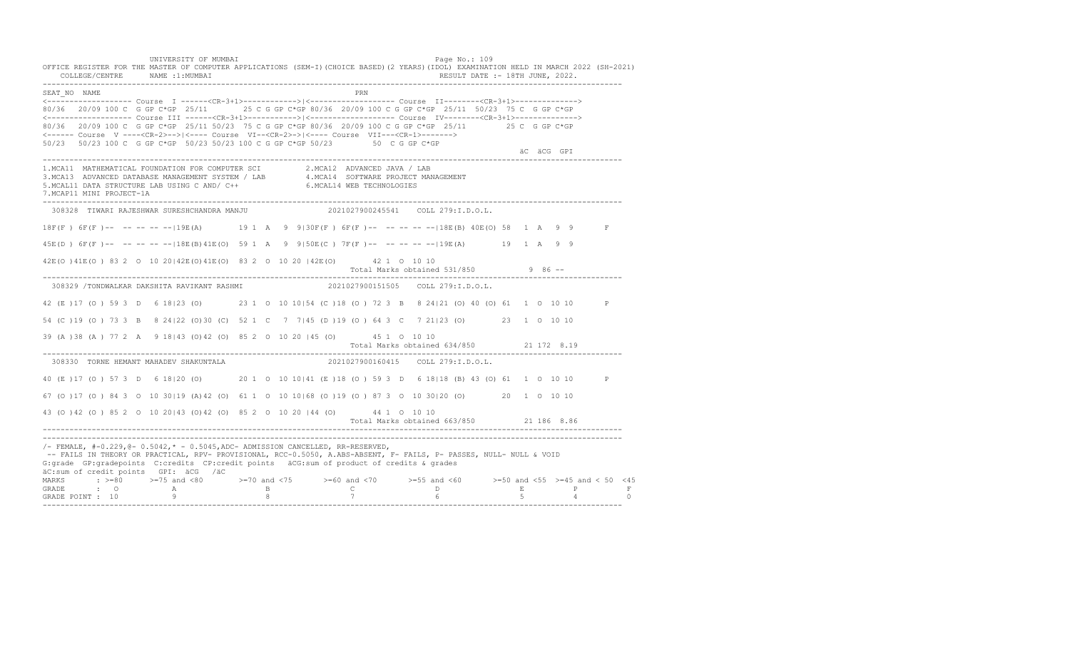UNIVERSITY OF MUMBAI

OFFICE REGISTER FOR THE MASTER OF COMPUTER APPLICATIONS (SEM-I)(CHOICE BASED)(2 YEARS)(IDOL) EXAMINATION HELD IN MARCH 2022 (SH-2021)

COLLEGE/CENTRE NAME :1:MUMBAI — RESULT DATE :- 18TH JUNE, 2022.

```
SEAT_NO  NAME                                                    PRN
<------------------- Course  I ------<CR-3+1>------------>|<------------------- Course  II--------<CR-3+1>------------->
80/36  20/09 100 C  G GP C*GP  25/11      25 C G GP C*GP 80/36  20/09 100 C G GP C*GP  25/11  50/23  75 C  G GP C*GP
<------------------- Course III ------<CR-3+1>----------->|<------------------- Course  IV--------<CR-3+1>------------->
80/36  20/09 100 C  G GP C*GP  25/11 50/23  75 C G GP C*GP 80/36  20/09 100 C G GP C*GP  25/11        25 C  G GP C*GP
<------ Course  V ----<CR-2>-->|<---- Course  VI--<CR-2>->|<---- Course  VII---<CR-1>------->
50/23  50/23 100 C  G GP C*GP  50/23 50/23 100 C G GP C*GP 50/23        50  C G GP C*GP
                                                                                                   äC  äCG  GPI
```

1.MCA11 MATHEMATICAL FOUNDATION FOR COMPUTER SCI  2.MCA12 ADVANCED JAVA / LAB
3.MCA13 ADVANCED DATABASE MANAGEMENT SYSTEM / LAB  4.MCA14 SOFTWARE PROJECT MANAGEMENT
5.MCAL11 DATA STRUCTURE LAB USING C AND/ C++  6.MCAL14 WEB TECHNOLOGIES
7.MCAP11 MINI PROJECT-1A

```
 308328  TIWARI RAJESHWAR SURESHCHANDRA MANJU                2021027900245541    COLL 279:I.D.O.L.

18F(F ) 6F(F )--  -- -- -- --|19E(A)       19 1  A   9  9|30F(F ) 6F(F )--  -- -- -- --|18E(B) 40E(O) 58   1  A   9  9       F

45E(D ) 6F(F )--  -- -- -- --|18E(B)41E(O)  59 1  A   9  9|50E(C ) 7F(F )--  -- -- -- --|19E(A)       19   1  A   9  9

42E(O )41E(O ) 83 2  O  10 20|42E(O)41E(O)  83 2  O  10 20 |42E(O)       42 1  O  10 10
                                                                   Total Marks obtained 531/850           9  86 --

 308329 /TONDWALKAR DAKSHITA RAVIKANT RASHMI                 2021027900151505    COLL 279:I.D.O.L.

42 (E )17 (O ) 59 3  D   6 18|23 (O)       23 1  O  10 10|54 (C )18 (O ) 72 3  B   8 24|21 (O) 40 (O) 61   1  O  10 10       P

54 (C )19 (O ) 73 3  B   8 24|22 (O)30 (C)  52 1  C   7  7|45 (D )19 (O ) 64 3  C   7 21|23 (O)       23   1  O  10 10

39 (A )38 (A ) 77 2  A   9 18|43 (O)42 (O)  85 2  O  10 20 |45 (O)       45 1  O  10 10
                                                                   Total Marks obtained 634/850          21 172  8.19

 308330  TORNE HEMANT MAHADEV SHAKUNTALA                     2021027900160415    COLL 279:I.D.O.L.

40 (E )17 (O ) 57 3  D   6 18|20 (O)       20 1  O  10 10|41 (E )18 (O ) 59 3  D   6 18|18 (B) 43 (O) 61   1  O  10 10       P

67 (O )17 (O ) 84 3  O  10 30|19 (A)42 (O)  61 1  O  10 10|68 (O )19 (O ) 87 3  O  10 30|20 (O)       20   1  O  10 10

43 (O )42 (O ) 85 2  O  10 20|43 (O)42 (O)  85 2  O  10 20 |44 (O)       44 1  O  10 10
                                                                   Total Marks obtained 663/850          21 186  8.86
```

/- FEMALE, #-0.229,@- 0.5042,* - 0.5045,ADC- ADMISSION CANCELLED, RR-RESERVED,
-- FAILS IN THEORY OR PRACTICAL, RPV- PROVISIONAL, RCC-0.5050, A.ABS-ABSENT, F- FAILS, P- PASSES, NULL- NULL & VOID
G:grade GP:gradepoints C:credits CP:credit points äCG:sum of product of credits & grades
äC:sum of credit points GPI: äCG /äC

| MARKS | >=80 | >=75 and <80 | >=70 and <75 | >=60 and <70 | >=55 and <60 | >=50 and <55 | >=45 and < 50 | <45 |
|---|---|---|---|---|---|---|---|---|
| GRADE | O | A | B | C | D | E | P | F |
| GRADE POINT | 10 | 9 | 8 | 7 | 6 | 5 | 4 | 0 |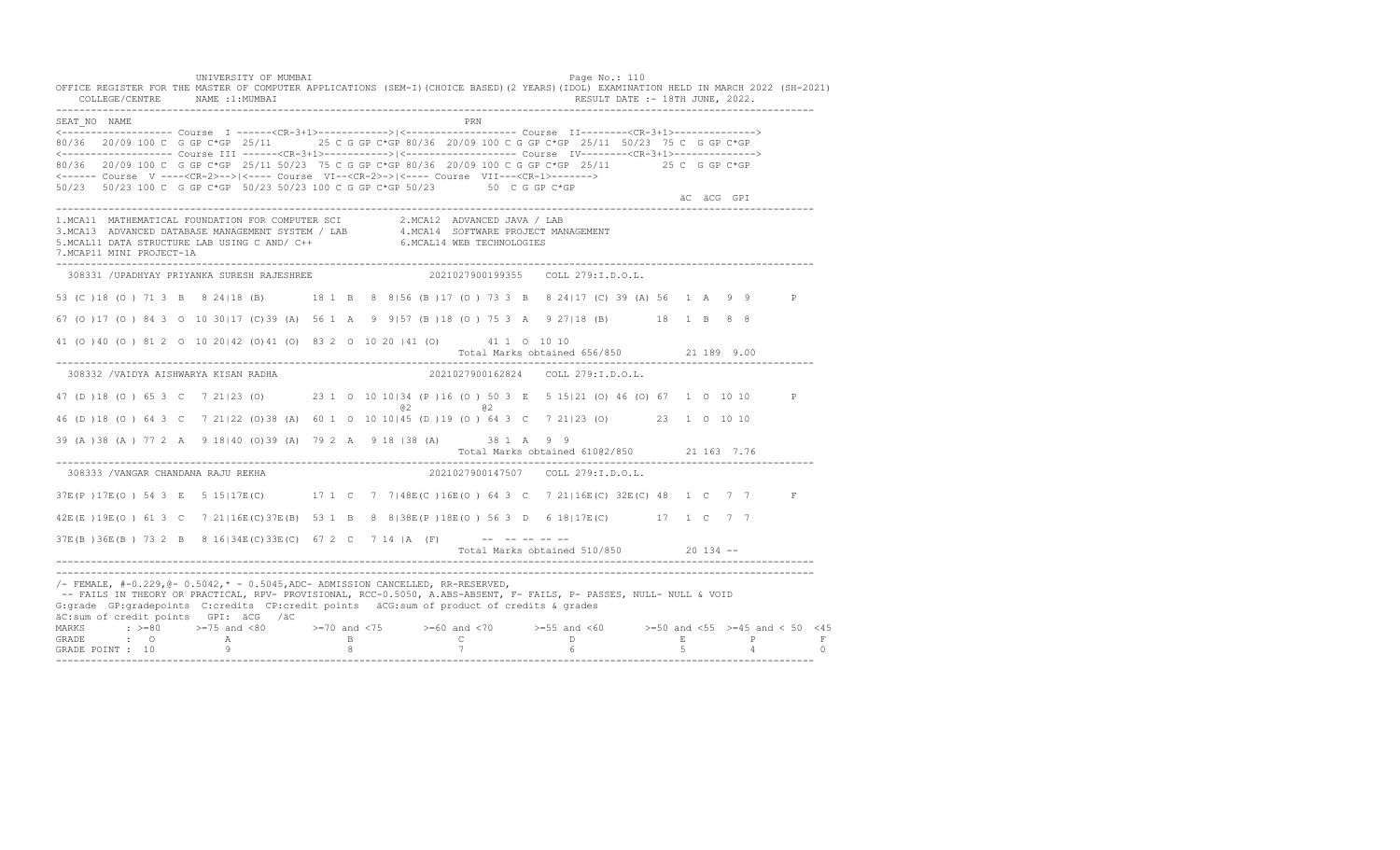UNIVERSITY OF MUMBAI

OFFICE REGISTER FOR THE MASTER OF COMPUTER APPLICATIONS (SEM-I)(CHOICE BASED)(2 YEARS)(IDOL) EXAMINATION HELD IN MARCH 2022 (SH-2021)

COLLEGE/CENTRE NAME :1:MUMBAI RESULT DATE :- 18TH JUNE, 2022.

```
SEAT_NO  NAME                                                         PRN
<------------------- Course  I ------<CR-3+1>------------>|<------------------- Course  II--------<CR-3+1>------------->
80/36  20/09 100 C  G GP C*GP  25/11       25 C G GP C*GP 80/36  20/09 100 C G GP C*GP  25/11  50/23  75 C  G GP C*GP
<------------------- Course III ------<CR-3+1>------------>|<------------------- Course  IV--------<CR-3+1>------------->
80/36  20/09 100 C  G GP C*GP  25/11 50/23  75 C G GP C*GP 80/36  20/09 100 C G GP C*GP  25/11        25 C  G GP C*GP
<------ Course  V ----<CR-2>-->|<---- Course  VI--<CR-2>->|<---- Course  VII---<CR-1>------->
50/23  50/23 100 C  G GP C*GP  50/23 50/23 100 C G GP C*GP 50/23        50  C G GP C*GP
                                                                                                    äC  äCG  GPI
----------------------------------------------------------------------------------------------------------------------
1.MCA11  MATHEMATICAL FOUNDATION FOR COMPUTER SCI          2.MCA12  ADVANCED JAVA / LAB
3.MCA13  ADVANCED DATABASE MANAGEMENT SYSTEM / LAB         4.MCA14  SOFTWARE PROJECT MANAGEMENT
5.MCAL11 DATA STRUCTURE LAB USING C AND/ C++               6.MCAL14 WEB TECHNOLOGIES
7.MCAP11 MINI PROJECT-1A
----------------------------------------------------------------------------------------------------------------------
 308331 /UPADHYAY PRIYANKA SURESH RAJESHREE                    2021027900199355    COLL 279:I.D.O.L.

53 (C )18 (O ) 71 3  B   8 24|18 (B)       18 1  B   8  8|56 (B )17 (O ) 73 3  B   8 24|17 (C) 39 (A) 56  1  A   9  9       P

67 (O )17 (O ) 84 3  O  10 30|17 (C)39 (A)  56 1  A   9  9|57 (B )18 (O ) 75 3  A   9 27|18 (B)       18  1  B   8  8

41 (O )40 (O ) 81 2  O  10 20|42 (O)41 (O)  83 2  O  10 20 |41 (O)       41 1  O  10 10
                                                                           Total Marks obtained 656/850          21 189  9.00
----------------------------------------------------------------------------------------------------------------------
 308332 /VAIDYA AISHWARYA KISAN RADHA                          2021027900162824    COLL 279:I.D.O.L.

47 (D )18 (O ) 65 3  C   7 21|23 (O)       23 1  O  10 10|34 (P )16 (O ) 50 3  E   5 15|21 (O) 46 (O) 67  1  O  10 10       P
                                                          @2          @2
46 (D )18 (O ) 64 3  C   7 21|22 (O)38 (A)  60 1  O  10 10|45 (D )19 (O ) 64 3  C   7 21|23 (O)       23  1  O  10 10

39 (A )38 (A ) 77 2  A   9 18|40 (O)39 (A)  79 2  A   9 18 |38 (A)       38 1  A   9  9
                                                                           Total Marks obtained 610@2/850        21 163  7.76
----------------------------------------------------------------------------------------------------------------------
 308333 /VANGAR CHANDANA RAJU REKHA                            2021027900147507    COLL 279:I.D.O.L.

37E(P )17E(O ) 54 3  E   5 15|17E(C)       17 1  C   7  7|48E(C )16E(O ) 64 3  C   7 21|16E(C) 32E(C) 48  1  C   7  7       F

42E(E )19E(O ) 61 3  C   7 21|16E(C)37E(B)  53 1  B   8  8|38E(P )18E(O ) 56 3  D   6 18|17E(C)       17  1  C   7  7

37E(B )36E(B ) 73 2  B   8 16|34E(C)33E(C)  67 2  C   7 14 |A  (F)       --  -- -- -- --
                                                                           Total Marks obtained 510/850          20 134  --
----------------------------------------------------------------------------------------------------------------------
----------------------------------------------------------------------------------------------------------------------
/- FEMALE, #-0.229,@- 0.5042,* - 0.5045,ADC- ADMISSION CANCELLED, RR-RESERVED,
 -- FAILS IN THEORY OR PRACTICAL, RPV- PROVISIONAL, RCC-0.5050, A.ABS-ABSENT, F- FAILS, P- PASSES, NULL- NULL & VOID
G:grade  GP:gradepoints  C:credits  CP:credit points   äCG:sum of product of credits & grades
äC:sum of credit points   GPI:  äCG   /äC
MARKS       : >=80      >=75 and <80       >=70 and <75       >=60 and <70       >=55 and <60       >=50 and <55  >=45 and < 50  <45
GRADE       :  O            A                  B                  C                  D                  E             P            F
GRADE POINT : 10            9                  8                  7                  6                  5             4            0
----------------------------------------------------------------------------------------------------------------------
```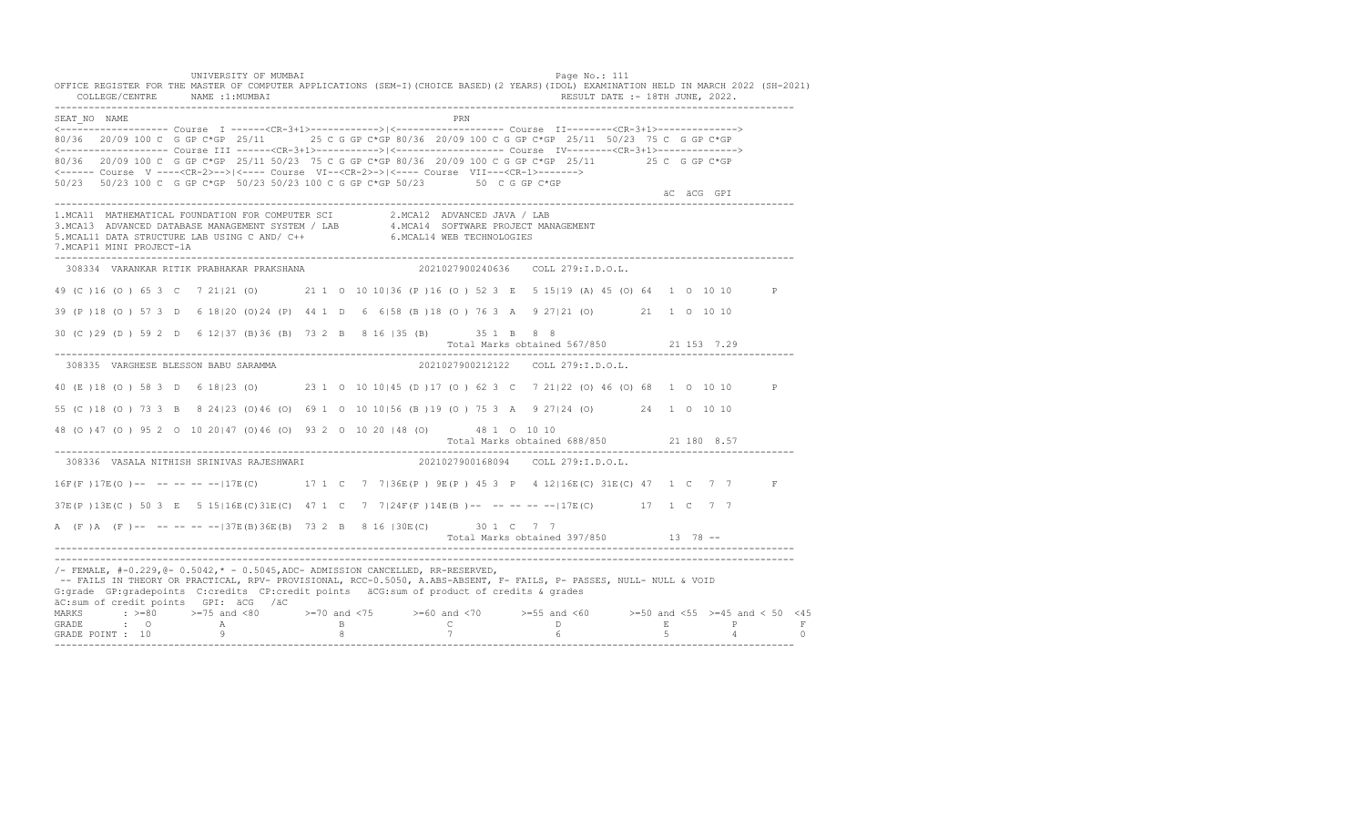UNIVERSITY OF MUMBAI

OFFICE REGISTER FOR THE MASTER OF COMPUTER APPLICATIONS (SEM-I)(CHOICE BASED)(2 YEARS)(IDOL) EXAMINATION HELD IN MARCH 2022 (SH-2021)

COLLEGE/CENTRE NAME :1:MUMBAI RESULT DATE :- 18TH JUNE, 2022.

```
SEAT_NO  NAME                                                        PRN
<------------------- Course  I ------<CR-3+1>------------>|<------------------- Course  II--------<CR-3+1>------------->
80/36  20/09 100 C  G GP C*GP  25/11       25 C G GP C*GP 80/36  20/09 100 C G GP C*GP  25/11  50/23  75 C  G GP C*GP
<------------------- Course III ------<CR-3+1>------------>|<------------------- Course  IV--------<CR-3+1>------------->
80/36  20/09 100 C  G GP C*GP  25/11 50/23  75 C G GP C*GP 80/36  20/09 100 C G GP C*GP  25/11        25 C  G GP C*GP
<------ Course  V ----<CR-2>-->|<---- Course  VI--<CR-2>->|<---- Course  VII---<CR-1>------->
50/23  50/23 100 C  G GP C*GP  50/23 50/23 100 C G GP C*GP 50/23        50  C G GP C*GP
                                                                                                    äC  äCG  GPI
```

1.MCA11 MATHEMATICAL FOUNDATION FOR COMPUTER SCI  2.MCA12 ADVANCED JAVA / LAB
3.MCA13 ADVANCED DATABASE MANAGEMENT SYSTEM / LAB  4.MCA14 SOFTWARE PROJECT MANAGEMENT
5.MCAL11 DATA STRUCTURE LAB USING C AND/ C++  6.MCAL14 WEB TECHNOLOGIES
7.MCAP11 MINI PROJECT-1A

```
 308334  VARANKAR RITIK PRABHAKAR PRAKSHANA                  2021027900240636    COLL 279:I.D.O.L.

49 (C )16 (O ) 65 3  C   7 21|21 (O)       21 1  O  10 10|36 (P )16 (O ) 52 3  E   5 15|19 (A) 45 (O) 64  1  O  10 10       P

39 (P )18 (O ) 57 3  D   6 18|20 (O)24 (P)  44 1  D   6  6|58 (B )18 (O ) 76 3  A   9 27|21 (O)       21  1  O  10 10

30 (C )29 (D ) 59 2  D   6 12|37 (B)36 (B)  73 2  B   8 16 |35 (B)       35 1  B   8  8
                                                                      Total Marks obtained 567/850          21 153  7.29
```

```
 308335  VARGHESE BLESSON BABU SARAMMA                       2021027900212122    COLL 279:I.D.O.L.

40 (E )18 (O ) 58 3  D   6 18|23 (O)       23 1  O  10 10|45 (D )17 (O ) 62 3  C   7 21|22 (O) 46 (O) 68  1  O  10 10       P

55 (C )18 (O ) 73 3  B   8 24|23 (O)46 (O)  69 1  O  10 10|56 (B )19 (O ) 75 3  A   9 27|24 (O)       24  1  O  10 10

48 (O )47 (O ) 95 2  O  10 20|47 (O)46 (O)  93 2  O  10 20 |48 (O)       48 1  O  10 10
                                                                      Total Marks obtained 688/850          21 180  8.57
```

```
 308336  VASALA NITHISH SRINIVAS RAJESHWARI                  2021027900168094    COLL 279:I.D.O.L.

16F(F )17E(O )--  -- -- -- --|17E(C)       17 1  C   7  7|36E(P ) 9E(P ) 45 3  P   4 12|16E(C) 31E(C) 47  1  C   7  7       F

37E(P )13E(C ) 50 3  E   5 15|16E(C)31E(C)  47 1  C   7  7|24F(F )14E(B )--  -- -- -- --|17E(C)       17  1  C   7  7

A  (F )A  (F )--  -- -- -- --|37E(B)36E(B)  73 2  B   8 16 |30E(C)       30 1  C   7  7
                                                                      Total Marks obtained 397/850          13  78  --
```

/- FEMALE, #-0.229,@- 0.5042,* - 0.5045,ADC- ADMISSION CANCELLED, RR-RESERVED,
-- FAILS IN THEORY OR PRACTICAL, RPV- PROVISIONAL, RCC-0.5050, A.ABS-ABSENT, F- FAILS, P- PASSES, NULL- NULL & VOID
G:grade GP:gradepoints C:credits CP:credit points äCG:sum of product of credits & grades
äC:sum of credit points GPI: äCG /äC

| MARKS | >=80 | >=75 and <80 | >=70 and <75 | >=60 and <70 | >=55 and <60 | >=50 and <55 | >=45 and < 50 | <45 |
|---|---|---|---|---|---|---|---|---|
| GRADE | O | A | B | C | D | E | P | F |
| GRADE POINT | 10 | 9 | 8 | 7 | 6 | 5 | 4 | 0 |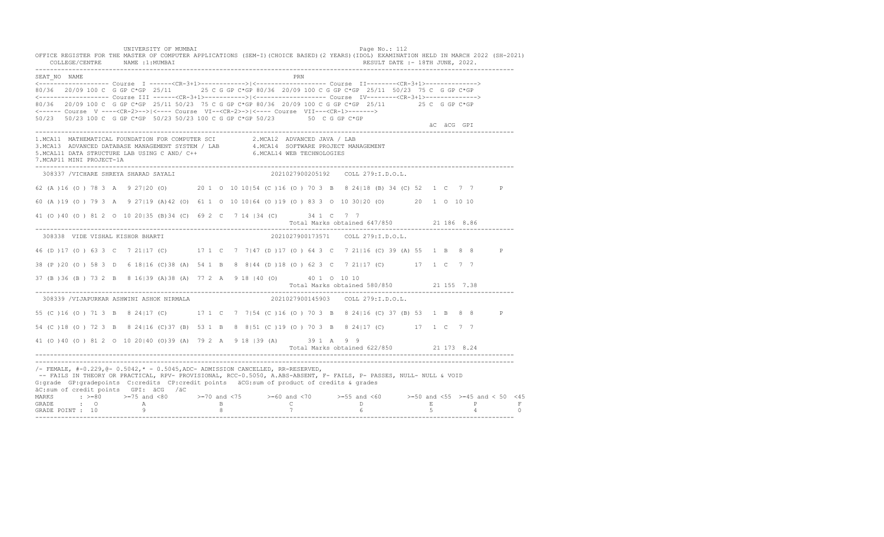UNIVERSITY OF MUMBAI

OFFICE REGISTER FOR THE MASTER OF COMPUTER APPLICATIONS (SEM-I)(CHOICE BASED)(2 YEARS)(IDOL) EXAMINATION HELD IN MARCH 2022 (SH-2021)

COLLEGE/CENTRE NAME :1:MUMBAI RESULT DATE :- 18TH JUNE, 2022.

```
SEAT_NO  NAME                                                         PRN
<------------------- Course  I ------<CR-3+1>------------>|<------------------- Course  II--------<CR-3+1>------------->
80/36  20/09 100 C  G GP C*GP  25/11     25 C G GP C*GP 80/36  20/09 100 C G GP C*GP  25/11  50/23  75 C  G GP C*GP
<------------------- Course III ------<CR-3+1>------------>|<------------------- Course  IV--------<CR-3+1>------------->
80/36  20/09 100 C  G GP C*GP  25/11 50/23  75 C G GP C*GP 80/36  20/09 100 C G GP C*GP  25/11         25 C  G GP C*GP
<------ Course  V ----<CR-2>-->|<---- Course  VI--<CR-2>->|<---- Course  VII---<CR-1>------->
50/23  50/23 100 C  G GP C*GP  50/23 50/23 100 C G GP C*GP 50/23         50  C G GP C*GP
                                                                                                        äC  äCG  GPI
```

1.MCA11 MATHEMATICAL FOUNDATION FOR COMPUTER SCI 2.MCA12 ADVANCED JAVA / LAB
3.MCA13 ADVANCED DATABASE MANAGEMENT SYSTEM / LAB 4.MCA14 SOFTWARE PROJECT MANAGEMENT
5.MCAL11 DATA STRUCTURE LAB USING C AND/ C++ 6.MCAL14 WEB TECHNOLOGIES
7.MCAP11 MINI PROJECT-1A

```
 308337 /VICHARE SHREYA SHARAD SAYALI                         2021027900205192    COLL 279:I.D.O.L.

62 (A )16 (O ) 78 3  A   9 27|20 (O)        20 1  O  10 10|54 (C )16 (O ) 70 3  B   8 24|18 (B) 34 (C) 52   1  C   7  7       P

60 (A )19 (O ) 79 3  A   9 27|19 (A)42 (O)  61 1  O  10 10|64 (O )19 (O ) 83 3  O  10 30|20 (O)        20   1  O  10 10

41 (O )40 (O ) 81 2  O  10 20|35 (B)34 (C)  69 2  C   7 14 |34 (C)       34 1  C   7  7
                                                                    Total Marks obtained 647/850          21 186  8.86

 308338  VIDE VISHAL KISHOR BHARTI                            2021027900173571    COLL 279:I.D.O.L.

46 (D )17 (O ) 63 3  C   7 21|17 (C)        17 1  C   7  7|47 (D )17 (O ) 64 3  C   7 21|16 (C) 39 (A) 55   1  B   8  8       P

38 (P )20 (O ) 58 3  D   6 18|16 (C)38 (A)  54 1  B   8  8|44 (D )18 (O ) 62 3  C   7 21|17 (C)        17   1  C   7  7

37 (B )36 (B ) 73 2  B   8 16|39 (A)38 (A)  77 2  A   9 18 |40 (O)       40 1  O  10 10
                                                                    Total Marks obtained 580/850          21 155  7.38

 308339 /VIJAPURKAR ASHWINI ASHOK NIRMALA                     2021027900145903    COLL 279:I.D.O.L.

55 (C )16 (O ) 71 3  B   8 24|17 (C)        17 1  C   7  7|54 (C )16 (O ) 70 3  B   8 24|16 (C) 37 (B) 53   1  B   8  8       P

54 (C )18 (O ) 72 3  B   8 24|16 (C)37 (B)  53 1  B   8  8|51 (C )19 (O ) 70 3  B   8 24|17 (C)        17   1  C   7  7

41 (O )40 (O ) 81 2  O  10 20|40 (O)39 (A)  79 2  A   9 18 |39 (A)       39 1  A   9  9
                                                                    Total Marks obtained 622/850          21 173  8.24
```

/- FEMALE, #-0.229,@- 0.5042,* - 0.5045,ADC- ADMISSION CANCELLED, RR-RESERVED,
-- FAILS IN THEORY OR PRACTICAL, RPV- PROVISIONAL, RCC-0.5050, A.ABS-ABSENT, F- FAILS, P- PASSES, NULL- NULL & VOID
G:grade GP:gradepoints C:credits CP:credit points äCG:sum of product of credits & grades
äC:sum of credit points GPI: äCG /äC

| MARKS | >=80 | >=75 and <80 | >=70 and <75 | >=60 and <70 | >=55 and <60 | >=50 and <55 | >=45 and < 50 | <45 |
|---|---|---|---|---|---|---|---|---|
| GRADE | O | A | B | C | D | E | P | F |
| GRADE POINT | 10 | 9 | 8 | 7 | 6 | 5 | 4 | 0 |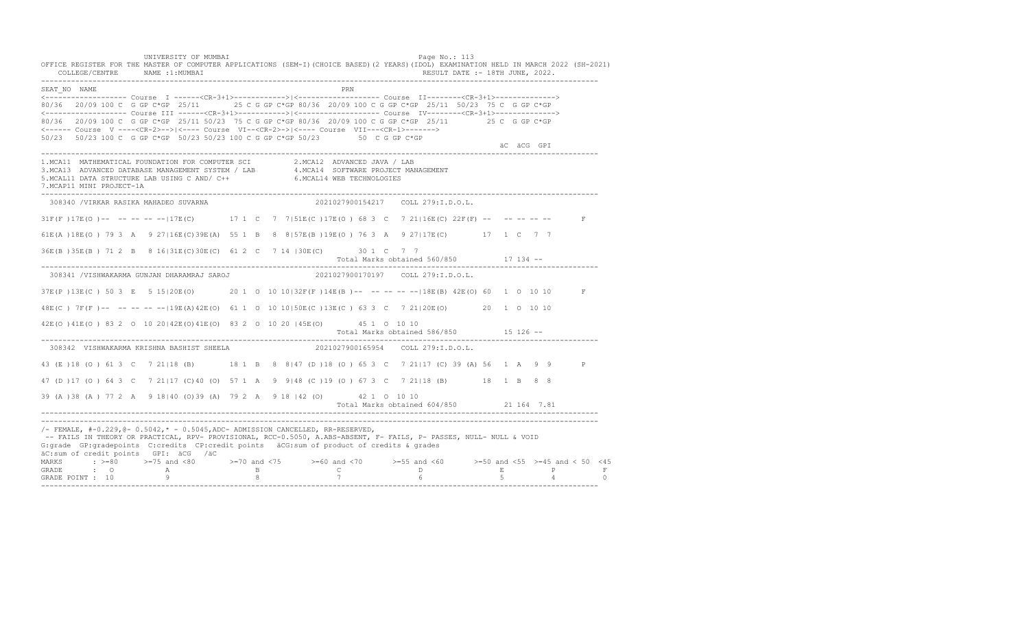UNIVERSITY OF MUMBAI

OFFICE REGISTER FOR THE MASTER OF COMPUTER APPLICATIONS (SEM-I)(CHOICE BASED)(2 YEARS)(IDOL) EXAMINATION HELD IN MARCH 2022 (SH-2021)

COLLEGE/CENTRE NAME :1:MUMBAI RESULT DATE :- 18TH JUNE, 2022.

```
SEAT_NO  NAME                                                        PRN
<------------------- Course  I ------<CR-3+1>------------>|<------------------- Course  II--------<CR-3+1>------------->
80/36  20/09 100 C  G GP C*GP  25/11     25 C G GP C*GP 80/36  20/09 100 C G GP C*GP  25/11  50/23  75 C  G GP C*GP
<------------------- Course III ------<CR-3+1>------------>|<------------------- Course  IV--------<CR-3+1>------------->
80/36  20/09 100 C  G GP C*GP  25/11 50/23  75 C G GP C*GP 80/36  20/09 100 C G GP C*GP  25/11         25 C  G GP C*GP
<------ Course  V ----<CR-2>-->|<---- Course  VI--<CR-2>->|<---- Course  VII---<CR-1>------->
50/23  50/23 100 C  G GP C*GP  50/23 50/23 100 C G GP C*GP 50/23         50  C G GP C*GP
                                                                                                        äC  äCG  GPI
```

1.MCA11 MATHEMATICAL FOUNDATION FOR COMPUTER SCI 2.MCA12 ADVANCED JAVA / LAB
3.MCA13 ADVANCED DATABASE MANAGEMENT SYSTEM / LAB 4.MCA14 SOFTWARE PROJECT MANAGEMENT
5.MCAL11 DATA STRUCTURE LAB USING C AND/ C++ 6.MCAL14 WEB TECHNOLOGIES
7.MCAP11 MINI PROJECT-1A

```
308340 /VIRKAR RASIKA MAHADEO SUVARNA                    2021027900154217    COLL 279:I.D.O.L.

31F(F )17E(O )--  -- -- -- --|17E(C)       17 1  C   7  7|51E(C )17E(O ) 68 3  C   7 21|16E(C) 22F(F) --   -- -- -- --       F

61E(A )18E(O ) 79 3  A   9 27|16E(C)39E(A)  55 1  B   8  8|57E(B )19E(O ) 76 3  A   9 27|17E(C)       17  1  C   7  7

36E(B )35E(B ) 71 2  B   8 16|31E(C)30E(C)  61 2  C   7 14 |30E(C)       30 1  C   7  7
                                                                   Total Marks obtained 560/850          17 134 --

308341 /VISHWAKARMA GUNJAN DHARAMRAJ SAROJ               2021027900170197    COLL 279:I.D.O.L.

37E(P )13E(C ) 50 3  E   5 15|20E(O)       20 1  O  10 10|32F(F )14E(B )--  -- -- -- --|18E(B) 42E(O) 60  1  O  10 10       F

48E(C ) 7F(F )--  -- -- -- --|19E(A)42E(O)  61 1  O  10 10|50E(C )13E(C ) 63 3  C   7 21|20E(O)       20  1  O  10 10

42E(O )41E(O ) 83 2  O  10 20|42E(O)41E(O)  83 2  O  10 20 |45E(O)       45 1  O  10 10
                                                                   Total Marks obtained 586/850          15 126 --

308342  VISHWAKARMA KRISHNA BASHIST SHEELA               2021027900165954    COLL 279:I.D.O.L.

43 (E )18 (O ) 61 3  C   7 21|18 (B)       18 1  B   8  8|47 (D )18 (O ) 65 3  C   7 21|17 (C) 39 (A) 56  1  A   9  9       P

47 (D )17 (O ) 64 3  C   7 21|17 (C)40 (O)  57 1  A   9  9|48 (C )19 (O ) 67 3  C   7 21|18 (B)       18  1  B   8  8

39 (A )38 (A ) 77 2  A   9 18|40 (O)39 (A)  79 2  A   9 18 |42 (O)       42 1  O  10 10
                                                                   Total Marks obtained 604/850          21 164  7.81
```

/- FEMALE, #-0.229,@- 0.5042,* - 0.5045,ADC- ADMISSION CANCELLED, RR-RESERVED,
-- FAILS IN THEORY OR PRACTICAL, RPV- PROVISIONAL, RCC-0.5050, A.ABS-ABSENT, F- FAILS, P- PASSES, NULL- NULL & VOID
G:grade GP:gradepoints C:credits CP:credit points äCG:sum of product of credits & grades
äC:sum of credit points GPI: äCG /äC

| MARKS | >=80 | >=75 and <80 | >=70 and <75 | >=60 and <70 | >=55 and <60 | >=50 and <55 | >=45 and < 50 | <45 |
|---|---|---|---|---|---|---|---|---|
| GRADE | O | A | B | C | D | E | P | F |
| GRADE POINT | 10 | 9 | 8 | 7 | 6 | 5 | 4 | 0 |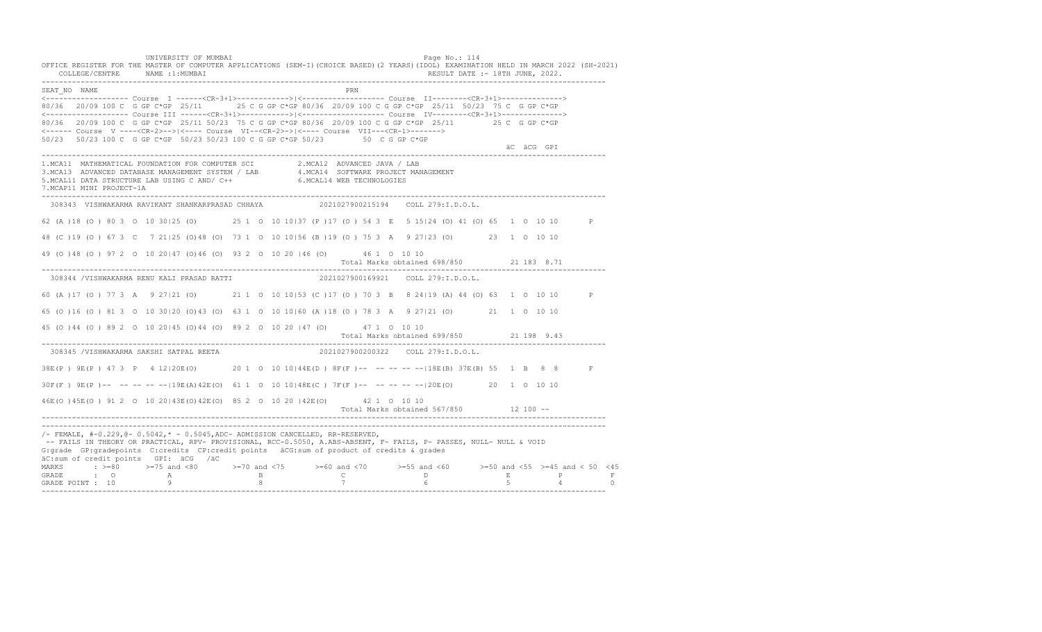UNIVERSITY OF MUMBAI

OFFICE REGISTER FOR THE MASTER OF COMPUTER APPLICATIONS (SEM-I)(CHOICE BASED)(2 YEARS)(IDOL) EXAMINATION HELD IN MARCH 2022 (SH-2021)

COLLEGE/CENTRE NAME :1:MUMBAI — RESULT DATE :- 18TH JUNE, 2022.

```
SEAT_NO  NAME                                                     PRN
<------------------- Course  I ------<CR-3+1>------------>|<------------------- Course  II--------<CR-3+1>------------->
80/36  20/09 100 C  G GP C*GP  25/11       25 C G GP C*GP 80/36  20/09 100 C G GP C*GP  25/11  50/23  75 C  G GP C*GP
<------------------- Course III ------<CR-3+1>----------->|<------------------- Course  IV--------<CR-3+1>------------->
80/36   20/09 100 C  G GP C*GP  25/11 50/23  75 C G GP C*GP 80/36  20/09 100 C G GP C*GP  25/11        25 C  G GP C*GP
<------ Course  V ----<CR-2>-->|<---- Course  VI--<CR-2>->|<---- Course  VII---<CR-1>------->
50/23   50/23 100 C  G GP C*GP  50/23 50/23 100 C G GP C*GP 50/23        50  C G GP C*GP
                                                                                                     äC  äCG  GPI
```

1.MCA11 MATHEMATICAL FOUNDATION FOR COMPUTER SCI
2.MCA12 ADVANCED JAVA / LAB
3.MCA13 ADVANCED DATABASE MANAGEMENT SYSTEM / LAB
4.MCA14 SOFTWARE PROJECT MANAGEMENT
5.MCAL11 DATA STRUCTURE LAB USING C AND/ C++
6.MCAL14 WEB TECHNOLOGIES
7.MCAP11 MINI PROJECT-1A

```
 308343  VISHWAKARMA RAVIKANT SHANKARPRASAD CHHAYA            2021027900215194    COLL 279:I.D.O.L.

62 (A )18 (O ) 80 3  O  10 30|25 (O)       25 1  O  10 10|37 (P )17 (O ) 54 3  E   5 15|24 (O) 41 (O) 65   1  O  10 10       P

48 (C )19 (O ) 67 3  C   7 21|25 (O)48 (O)  73 1  O  10 10|56 (B )19 (O ) 75 3  A   9 27|23 (O)        23   1  O  10 10

49 (O )48 (O ) 97 2  O  10 20|47 (O)46 (O)  93 2  O  10 20 |46 (O)       46 1  O  10 10
                                                                Total Marks obtained 698/850          21 183  8.71
```

```
 308344 /VISHWAKARMA RENU KALI PRASAD RATTI                   2021027900169921    COLL 279:I.D.O.L.

60 (A )17 (O ) 77 3  A   9 27|21 (O)       21 1  O  10 10|53 (C )17 (O ) 70 3  B   8 24|19 (A) 44 (O) 63   1  O  10 10       P

65 (O )16 (O ) 81 3  O  10 30|20 (O)43 (O)  63 1  O  10 10|60 (A )18 (O ) 78 3  A   9 27|21 (O)        21   1  O  10 10

45 (O )44 (O ) 89 2  O  10 20|45 (O)44 (O)  89 2  O  10 20 |47 (O)       47 1  O  10 10
                                                                Total Marks obtained 699/850          21 198  9.43
```

```
 308345 /VISHWAKARMA SAKSHI SATPAL REETA                      2021027900200322    COLL 279:I.D.O.L.

38E(P ) 9E(P ) 47 3  P   4 12|20E(O)       20 1  O  10 10|44E(D ) 8F(F )--  -- -- -- --|18E(B) 37E(B) 55   1  B   8  8       F

30F(F ) 9E(P )--  -- -- -- --|19E(A)42E(O)  61 1  O  10 10|48E(C ) 7F(F )--  -- -- -- --|20E(O)        20   1  O  10 10

46E(O )45E(O ) 91 2  O  10 20|43E(O)42E(O)  85 2  O  10 20 |42E(O)       42 1  O  10 10
                                                                Total Marks obtained 567/850          12 100  --
```

/- FEMALE, #-0.229,@- 0.5042,* - 0.5045,ADC- ADMISSION CANCELLED, RR-RESERVED,
-- FAILS IN THEORY OR PRACTICAL, RPV- PROVISIONAL, RCC-0.5050, A.ABS-ABSENT, F- FAILS, P- PASSES, NULL- NULL & VOID
G:grade GP:gradepoints C:credits CP:credit points äCG:sum of product of credits & grades
äC:sum of credit points GPI: äCG /äC

| MARKS | >=80 | >=75 and <80 | >=70 and <75 | >=60 and <70 | >=55 and <60 | >=50 and <55 | >=45 and < 50 | <45 |
|---|---|---|---|---|---|---|---|---|
| GRADE | O | A | B | C | D | E | P | F |
| GRADE POINT | 10 | 9 | 8 | 7 | 6 | 5 | 4 | 0 |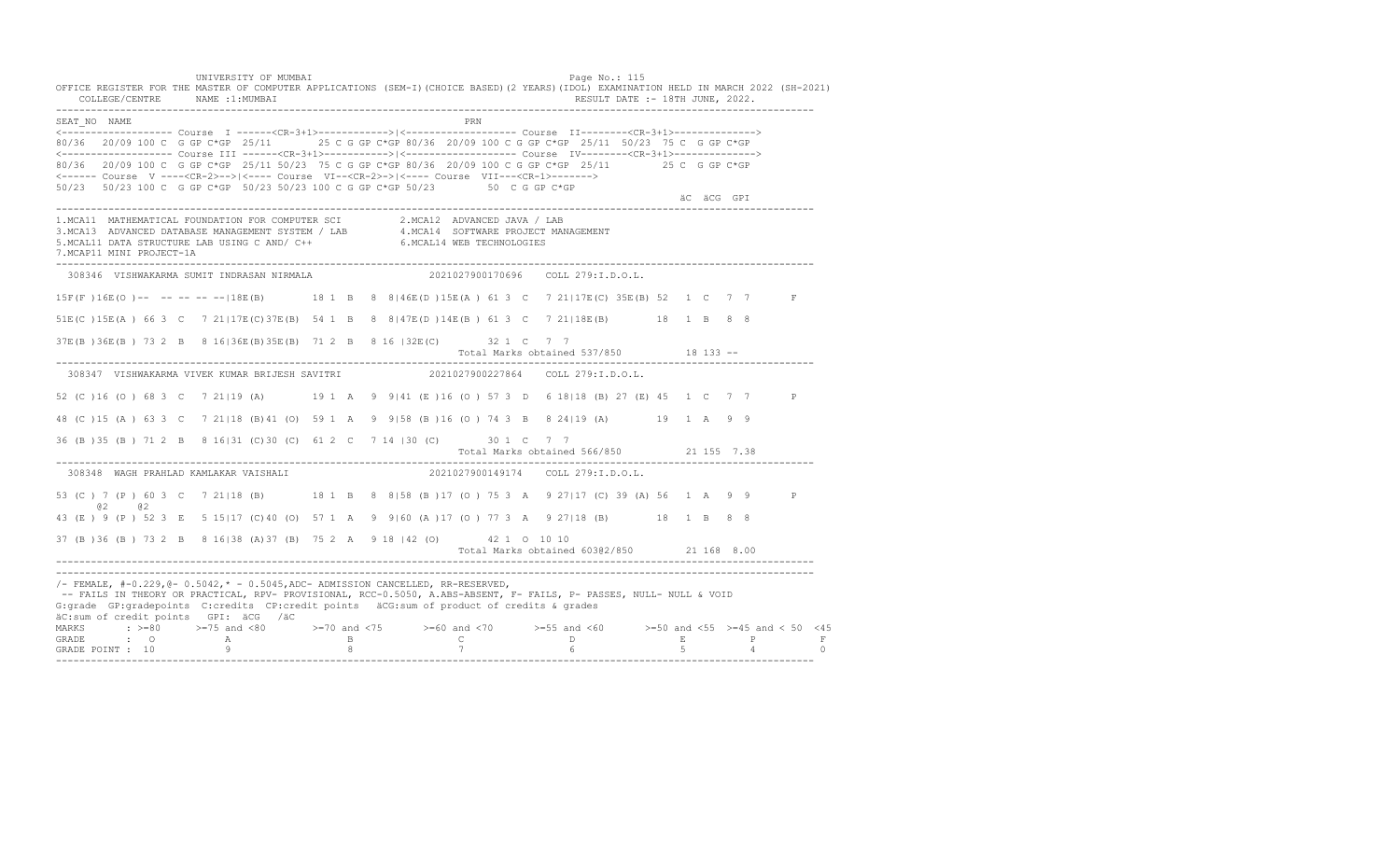UNIVERSITY OF MUMBAI

OFFICE REGISTER FOR THE MASTER OF COMPUTER APPLICATIONS (SEM-I)(CHOICE BASED)(2 YEARS)(IDOL) EXAMINATION HELD IN MARCH 2022 (SH-2021)

COLLEGE/CENTRE NAME :1:MUMBAI RESULT DATE :- 18TH JUNE, 2022.

```
SEAT_NO  NAME                                                        PRN
<------------------- Course  I ------<CR-3+1>------------>|<------------------- Course  II--------<CR-3+1>------------->
80/36  20/09 100 C  G GP C*GP  25/11        25 C G GP C*GP 80/36  20/09 100 C G GP C*GP  25/11  50/23  75 C  G GP C*GP
<------------------- Course III ------<CR-3+1>------------>|<------------------- Course  IV--------<CR-3+1>------------->
80/36  20/09 100 C  G GP C*GP  25/11 50/23  75 C G GP C*GP 80/36  20/09 100 C G GP C*GP  25/11         25 C  G GP C*GP
<------ Course  V ----<CR-2>-->|<---- Course  VI--<CR-2>->|<---- Course  VII---<CR-1>------->
50/23  50/23 100 C  G GP C*GP  50/23 50/23 100 C G GP C*GP 50/23         50  C G GP C*GP
                                                                                                   äC  äCG  GPI
```

1.MCA11 MATHEMATICAL FOUNDATION FOR COMPUTER SCI 2.MCA12 ADVANCED JAVA / LAB
3.MCA13 ADVANCED DATABASE MANAGEMENT SYSTEM / LAB 4.MCA14 SOFTWARE PROJECT MANAGEMENT
5.MCAL11 DATA STRUCTURE LAB USING C AND/ C++ 6.MCAL14 WEB TECHNOLOGIES
7.MCAP11 MINI PROJECT-1A

```
 308346  VISHWAKARMA SUMIT INDRASAN NIRMALA                   2021027900170696    COLL 279:I.D.O.L.

15F(F )16E(O )--  -- -- -- --|18E(B)       18 1  B   8  8|46E(D )15E(A ) 61 3  C   7 21|17E(C) 35E(B) 52   1  C   7  7       F

51E(C )15E(A ) 66 3  C   7 21|17E(C)37E(B)  54 1  B   8  8|47E(D )14E(B ) 61 3  C   7 21|18E(B)        18   1  B   8  8

37E(B )36E(B ) 73 2  B   8 16|36E(B)35E(B)  71 2  B   8 16 |32E(C)        32 1  C   7  7
                                                                   Total Marks obtained 537/850          18 133 --

 308347  VISHWAKARMA VIVEK KUMAR BRIJESH SAVITRI              2021027900227864    COLL 279:I.D.O.L.

52 (C )16 (O ) 68 3  C   7 21|19 (A)       19 1  A   9  9|41 (E )16 (O ) 57 3  D   6 18|18 (B) 27 (E) 45   1  C   7  7       P

48 (C )15 (A ) 63 3  C   7 21|18 (B)41 (O)  59 1  A   9  9|58 (B )16 (O ) 74 3  B   8 24|19 (A)        19   1  A   9  9

36 (B )35 (B ) 71 2  B   8 16|31 (C)30 (C)  61 2  C   7 14 |30 (C)        30 1  C   7  7
                                                                   Total Marks obtained 566/850          21 155  7.38

 308348  WAGH PRAHLAD KAMLAKAR VAISHALI                       2021027900149174    COLL 279:I.D.O.L.

53 (C ) 7 (P ) 60 3  C   7 21|18 (B)       18 1  B   8  8|58 (B )17 (O ) 75 3  A   9 27|17 (C) 39 (A) 56   1  A   9  9       P
      @2    @2
43 (E ) 9 (P ) 52 3  E   5 15|17 (C)40 (O)  57 1  A   9  9|60 (A )17 (O ) 77 3  A   9 27|18 (B)        18   1  B   8  8

37 (B )36 (B ) 73 2  B   8 16|38 (A)37 (B)  75 2  A   9 18 |42 (O)        42 1  O  10 10
                                                                   Total Marks obtained 603@2/850        21 168  8.00
```

/- FEMALE, #-0.229,@- 0.5042,* - 0.5045,ADC- ADMISSION CANCELLED, RR-RESERVED,
-- FAILS IN THEORY OR PRACTICAL, RPV- PROVISIONAL, RCC-0.5050, A.ABS-ABSENT, F- FAILS, P- PASSES, NULL- NULL & VOID
G:grade GP:gradepoints C:credits CP:credit points äCG:sum of product of credits & grades
äC:sum of credit points GPI: äCG /äC

| MARKS | >=80 | >=75 and <80 | >=70 and <75 | >=60 and <70 | >=55 and <60 | >=50 and <55 | >=45 and < 50 | <45 |
|---|---|---|---|---|---|---|---|---|
| GRADE | O | A | B | C | D | E | P | F |
| GRADE POINT | 10 | 9 | 8 | 7 | 6 | 5 | 4 | 0 |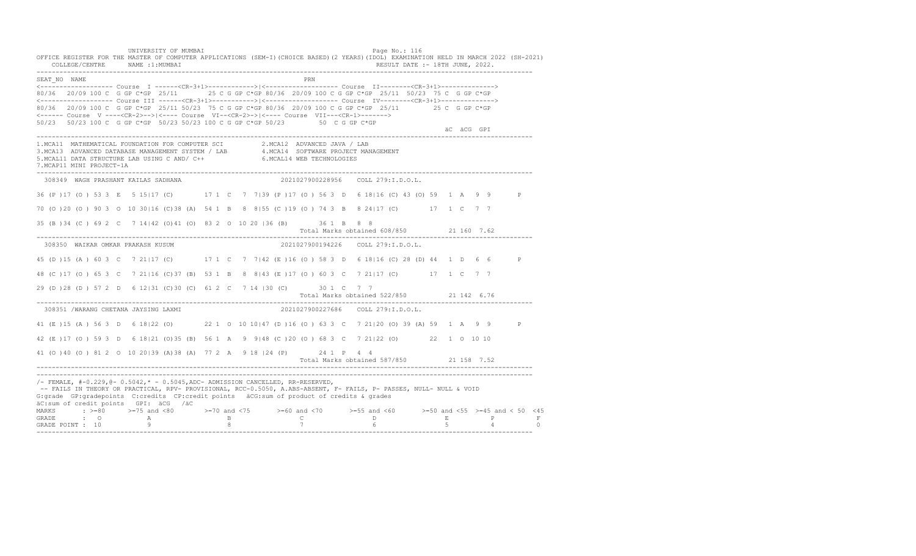```
UNIVERSITY OF MUMBAI                                                    Page No.: 116
OFFICE REGISTER FOR THE MASTER OF COMPUTER APPLICATIONS (SEM-I)(CHOICE BASED)(2 YEARS)(IDOL) EXAMINATION HELD IN MARCH 2022 (SH-2021)
    COLLEGE/CENTRE      NAME :1:MUMBAI                                               RESULT DATE :- 18TH JUNE, 2022.
-------------------------------------------------------------------------------------------------------------------------------------
SEAT_NO  NAME                                                           PRN
<------------------- Course  I ------<CR-3+1>------------>|<------------------- Course  II--------<CR-3+1>------------->
80/36  20/09 100 C  G GP C*GP  25/11       25 C G GP C*GP 80/36  20/09 100 C G GP C*GP  25/11  50/23  75 C  G GP C*GP
<------------------- Course III ------<CR-3+1>------------>|<------------------- Course  IV--------<CR-3+1>------------->
80/36   20/09 100 C  G GP C*GP  25/11 50/23  75 C G GP C*GP 80/36  20/09 100 C G GP C*GP  25/11         25 C  G GP C*GP
<------ Course  V ----<CR-2>-->|<---- Course  VI--<CR-2>->|<---- Course  VII---<CR-1>------->
50/23   50/23 100 C  G GP C*GP  50/23 50/23 100 C G GP C*GP 50/23         50  C G GP C*GP
                                                                                                            äC  äCG  GPI
-------------------------------------------------------------------------------------------------------------------------------------
1.MCA11  MATHEMATICAL FOUNDATION FOR COMPUTER SCI          2.MCA12  ADVANCED JAVA / LAB
3.MCA13  ADVANCED DATABASE MANAGEMENT SYSTEM / LAB         4.MCA14  SOFTWARE PROJECT MANAGEMENT
5.MCAL11 DATA STRUCTURE LAB USING C AND/ C++               6.MCAL14 WEB TECHNOLOGIES
7.MCAP11 MINI PROJECT-1A
-------------------------------------------------------------------------------------------------------------------------------------
  308349  WAGH PRASHANT KAILAS SADHANA                         2021027900228956    COLL 279:I.D.O.L.

36 (P )17 (O ) 53 3  E   5 15|17 (C)       17 1  C   7  7|39 (P )17 (O ) 56 3  D   6 18|16 (C) 43 (O) 59  1  A   9  9       P

70 (O )20 (O ) 90 3  O  10 30|16 (C)38 (A)  54 1  B   8  8|55 (C )19 (O ) 74 3  B   8 24|17 (C)       17  1  C   7  7

35 (B )34 (C ) 69 2  C   7 14|42 (O)41 (O)  83 2  O  10 20 |36 (B)       36 1  B   8  8
                                                                        Total Marks obtained 608/850          21 160  7.62
-------------------------------------------------------------------------------------------------------------------------------------
  308350  WAIKAR OMKAR PRAKASH KUSUM                           2021027900194226    COLL 279:I.D.O.L.

45 (D )15 (A ) 60 3  C   7 21|17 (C)       17 1  C   7  7|42 (E )16 (O ) 58 3  D   6 18|16 (C) 28 (D) 44  1  D   6  6       P

48 (C )17 (O ) 65 3  C   7 21|16 (C)37 (B)  53 1  B   8  8|43 (E )17 (O ) 60 3  C   7 21|17 (C)       17  1  C   7  7

29 (D )28 (D ) 57 2  D   6 12|31 (C)30 (C)  61 2  C   7 14 |30 (C)       30 1  C   7  7
                                                                        Total Marks obtained 522/850          21 142  6.76
-------------------------------------------------------------------------------------------------------------------------------------
  308351 /WARANG CHETANA JAYSING LAXMI                         2021027900227686    COLL 279:I.D.O.L.

41 (E )15 (A ) 56 3  D   6 18|22 (O)       22 1  O  10 10|47 (D )16 (O ) 63 3  C   7 21|20 (O) 39 (A) 59  1  A   9  9       P

42 (E )17 (O ) 59 3  D   6 18|21 (O)35 (B)  56 1  A   9  9|48 (C )20 (O ) 68 3  C   7 21|22 (O)       22  1  O  10 10

41 (O )40 (O ) 81 2  O  10 20|39 (A)38 (A)  77 2  A   9 18 |24 (P)       24 1  P   4  4
                                                                        Total Marks obtained 587/850          21 158  7.52
-------------------------------------------------------------------------------------------------------------------------------------
-------------------------------------------------------------------------------------------------------------------------------------
/- FEMALE, #-0.229,@- 0.5042,* - 0.5045,ADC- ADMISSION CANCELLED, RR-RESERVED,
 -- FAILS IN THEORY OR PRACTICAL, RPV- PROVISIONAL, RCC-0.5050, A.ABS-ABSENT, F- FAILS, P- PASSES, NULL- NULL & VOID
G:grade GP:gradepoints C:credits CP:credit points  äCG:sum of product of credits & grades
äC:sum of credit points  GPI: äCG  /äC
MARKS       : >=80      >=75 and <80       >=70 and <75       >=60 and <70       >=55 and <60       >=50 and <55  >=45 and < 50  <45
GRADE       :  O            A                  B                  C                  D                  E             P            F
GRADE POINT : 10            9                  8                  7                  6                  5             4            0
-------------------------------------------------------------------------------------------------------------------------------------
```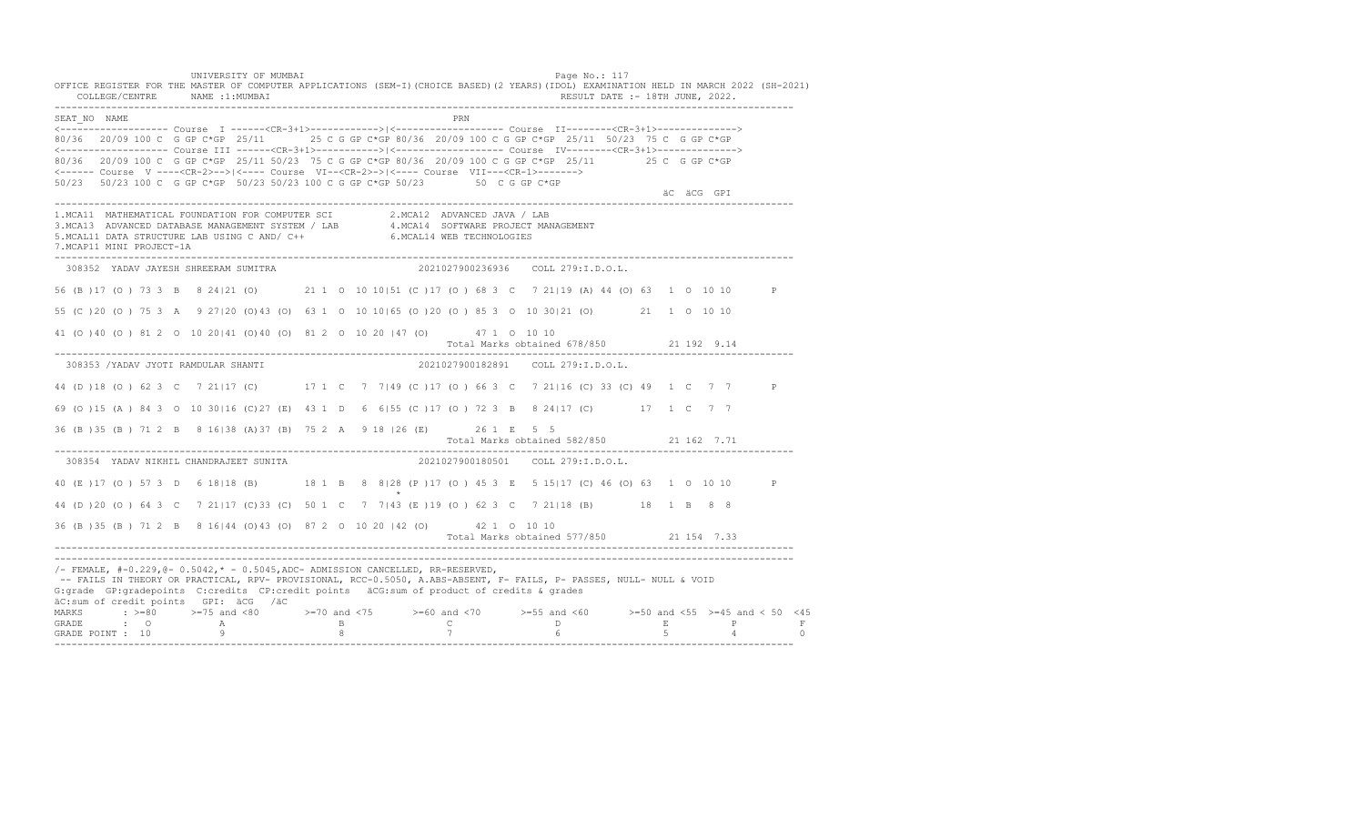UNIVERSITY OF MUMBAI

OFFICE REGISTER FOR THE MASTER OF COMPUTER APPLICATIONS (SEM-I)(CHOICE BASED)(2 YEARS)(IDOL) EXAMINATION HELD IN MARCH 2022 (SH-2021)

COLLEGE/CENTRE NAME :1:MUMBAI — RESULT DATE :- 18TH JUNE, 2022.

```
SEAT_NO  NAME                                                          PRN
<------------------- Course  I ------<CR-3+1>------------>|<------------------- Course  II--------<CR-3+1>------------->
80/36  20/09 100 C  G GP C*GP  25/11       25 C G GP C*GP 80/36  20/09 100 C G GP C*GP  25/11  50/23  75 C  G GP C*GP
<------------------- Course III ------<CR-3+1>------------>|<------------------- Course  IV--------<CR-3+1>------------->
80/36  20/09 100 C  G GP C*GP  25/11 50/23  75 C G GP C*GP 80/36  20/09 100 C G GP C*GP  25/11        25 C  G GP C*GP
<------ Course  V ----<CR-2>-->|<---- Course  VI--<CR-2>->|<---- Course  VII---<CR-1>------->
50/23  50/23 100 C  G GP C*GP  50/23 50/23 100 C G GP C*GP 50/23        50  C G GP C*GP
                                                                                                     äC  äCG  GPI
```

1.MCA11 MATHEMATICAL FOUNDATION FOR COMPUTER SCI
2.MCA12 ADVANCED JAVA / LAB
3.MCA13 ADVANCED DATABASE MANAGEMENT SYSTEM / LAB
4.MCA14 SOFTWARE PROJECT MANAGEMENT
5.MCAL11 DATA STRUCTURE LAB USING C AND/ C++
6.MCAL14 WEB TECHNOLOGIES
7.MCAP11 MINI PROJECT-1A

```
 308352  YADAV JAYESH SHREERAM SUMITRA                       2021027900236936    COLL 279:I.D.O.L.

56 (B )17 (O ) 73 3  B   8 24|21 (O)       21 1  O  10 10|51 (C )17 (O ) 68 3  C   7 21|19 (A) 44 (O) 63  1  O  10 10       P

55 (C )20 (O ) 75 3  A   9 27|20 (O)43 (O)  63 1  O  10 10|65 (O )20 (O ) 85 3  O  10 30|21 (O)       21  1  O  10 10

41 (O )40 (O ) 81 2  O  10 20|41 (O)40 (O)  81 2  O  10 20 |47 (O)       47 1  O  10 10
                                                                        Total Marks obtained 678/850          21 192  9.14

 308353 /YADAV JYOTI RAMDULAR SHANTI                         2021027900182891    COLL 279:I.D.O.L.

44 (D )18 (O ) 62 3  C   7 21|17 (C)       17 1  C   7  7|49 (C )17 (O ) 66 3  C   7 21|16 (C) 33 (C) 49  1  C   7  7       P

69 (O )15 (A ) 84 3  O  10 30|16 (C)27 (E)  43 1  D   6  6|55 (C )17 (O ) 72 3  B   8 24|17 (C)       17  1  C   7  7

36 (B )35 (B ) 71 2  B   8 16|38 (A)37 (B)  75 2  A   9 18 |26 (E)       26 1  E   5  5
                                                                        Total Marks obtained 582/850          21 162  7.71

 308354  YADAV NIKHIL CHANDRAJEET SUNITA                     2021027900180501    COLL 279:I.D.O.L.

40 (E )17 (O ) 57 3  D   6 18|18 (B)       18 1  B   8  8|28 (P )17 (O ) 45 3  E   5 15|17 (C) 46 (O) 63  1  O  10 10       P
                                                            *
44 (D )20 (O ) 64 3  C   7 21|17 (C)33 (C)  50 1  C   7  7|43 (E )19 (O ) 62 3  C   7 21|18 (B)       18  1  B   8  8

36 (B )35 (B ) 71 2  B   8 16|44 (O)43 (O)  87 2  O  10 20 |42 (O)       42 1  O  10 10
                                                                        Total Marks obtained 577/850          21 154  7.33
```

/- FEMALE, #-0.229,@- 0.5042,* - 0.5045,ADC- ADMISSION CANCELLED, RR-RESERVED,
-- FAILS IN THEORY OR PRACTICAL, RPV- PROVISIONAL, RCC-0.5050, A.ABS-ABSENT, F- FAILS, P- PASSES, NULL- NULL & VOID
G:grade GP:gradepoints C:credits CP:credit points äCG:sum of product of credits & grades
äC:sum of credit points GPI: äCG /äC

| MARKS | >=80 | >=75 and <80 | >=70 and <75 | >=60 and <70 | >=55 and <60 | >=50 and <55 | >=45 and < 50 | <45 |
|---|---|---|---|---|---|---|---|---|
| GRADE | O | A | B | C | D | E | P | F |
| GRADE POINT | 10 | 9 | 8 | 7 | 6 | 5 | 4 | 0 |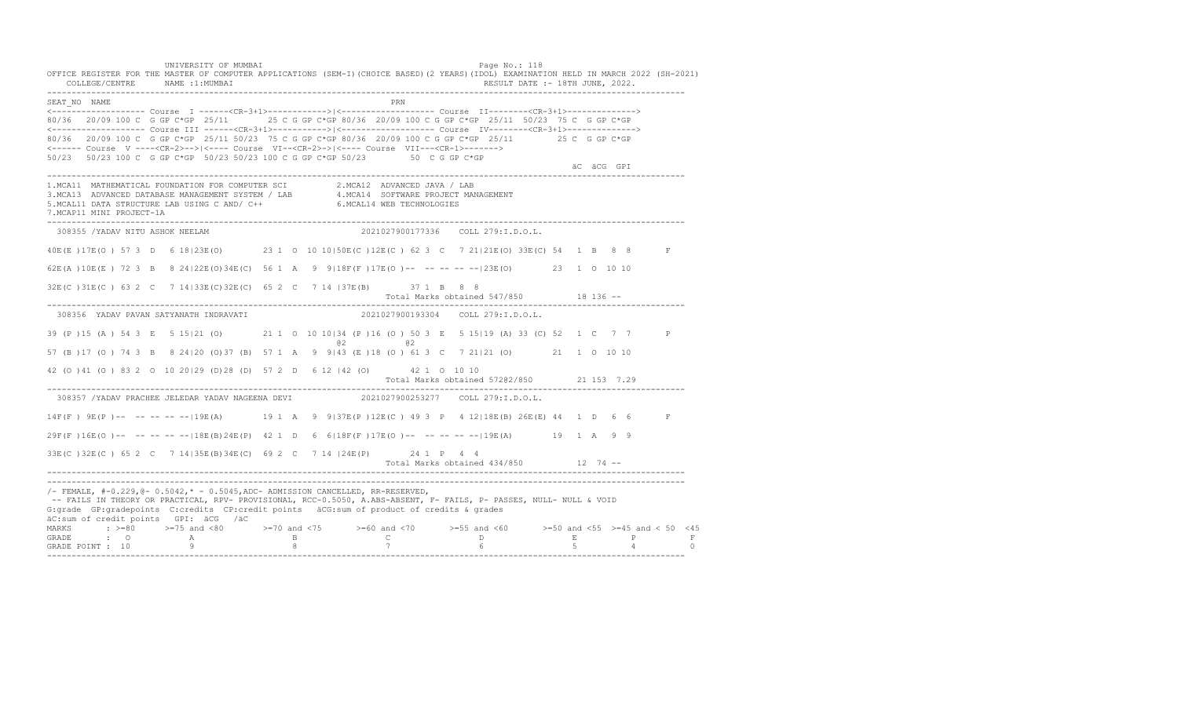UNIVERSITY OF MUMBAI

OFFICE REGISTER FOR THE MASTER OF COMPUTER APPLICATIONS (SEM-I)(CHOICE BASED)(2 YEARS)(IDOL) EXAMINATION HELD IN MARCH 2022 (SH-2021)

COLLEGE/CENTRE NAME :1:MUMBAI RESULT DATE :- 18TH JUNE, 2022.

```
SEAT_NO  NAME                                                        PRN
<------------------- Course  I ------<CR-3+1>------------>|<------------------- Course  II--------<CR-3+1>------------->
80/36  20/09 100 C  G GP C*GP  25/11       25 C G GP C*GP 80/36  20/09 100 C G GP C*GP  25/11  50/23  75 C  G GP C*GP
<------------------- Course III ------<CR-3+1>------------>|<------------------- Course  IV--------<CR-3+1>------------->
80/36  20/09 100 C  G GP C*GP  25/11 50/23  75 C G GP C*GP 80/36  20/09 100 C G GP C*GP  25/11        25 C  G GP C*GP
<------ Course  V ----<CR-2>-->|<---- Course  VI--<CR-2>-->|<---- Course  VII---<CR-1>------->
50/23  50/23 100 C  G GP C*GP  50/23 50/23 100 C G GP C*GP 50/23        50  C G GP C*GP
                                                                                                  äC  äCG  GPI
----------------------------------------------------------------------------------------------------------------------
1.MCA11  MATHEMATICAL FOUNDATION FOR COMPUTER SCI          2.MCA12  ADVANCED JAVA / LAB
3.MCA13  ADVANCED DATABASE MANAGEMENT SYSTEM / LAB         4.MCA14  SOFTWARE PROJECT MANAGEMENT
5.MCAL11 DATA STRUCTURE LAB USING C AND/ C++               6.MCAL14 WEB TECHNOLOGIES
7.MCAP11 MINI PROJECT-1A
----------------------------------------------------------------------------------------------------------------------
 308355 /YADAV NITU ASHOK NEELAM                              2021027900177336    COLL 279:I.D.O.L.

40E(E )17E(O ) 57 3  D   6 18|23E(O)       23 1  O  10 10|50E(C )12E(C ) 62 3  C   7 21|21E(O) 33E(C) 54  1  B   8  8       F

62E(A )10E(E ) 72 3  B   8 24|22E(O)34E(C)  56 1  A   9  9|18F(F )17E(O )--  -- -- -- --|23E(O)       23  1  O  10 10

32E(C )31E(C ) 63 2  C   7 14|33E(C)32E(C)  65 2  C   7 14 |37E(B)       37 1  B   8  8
                                                                      Total Marks obtained 547/850          18 136 --
----------------------------------------------------------------------------------------------------------------------
 308356  YADAV PAVAN SATYANATH INDRAVATI                      2021027900193304    COLL 279:I.D.O.L.

39 (P )15 (A ) 54 3  E   5 15|21 (O)       21 1  O  10 10|34 (P )16 (O ) 50 3  E   5 15|19 (A) 33 (C) 52  1  C   7  7       P
                                                          @2           @2
57 (B )17 (O ) 74 3  B   8 24|20 (O)37 (B)  57 1  A   9  9|43 (E )18 (O ) 61 3  C   7 21|21 (O)       21  1  O  10 10

42 (O )41 (O ) 83 2  O  10 20|29 (D)28 (D)  57 2  D   6 12 |42 (O)       42 1  O  10 10
                                                                      Total Marks obtained 572@2/850        21 153  7.29
----------------------------------------------------------------------------------------------------------------------
 308357 /YADAV PRACHEE JELEDAR YADAV NAGEENA DEVI             2021027900253277    COLL 279:I.D.O.L.

14F(F ) 9E(P )--  -- -- -- --|19E(A)       19 1  A   9  9|37E(P )12E(C ) 49 3  P   4 12|18E(B) 26E(E) 44  1  D   6  6       F

29F(F )16E(O )--  -- -- -- --|18E(B)24E(P)  42 1  D   6  6|18F(F )17E(O )--  -- -- -- --|19E(A)       19  1  A   9  9

33E(C )32E(C ) 65 2  C   7 14|35E(B)34E(C)  69 2  C   7 14 |24E(P)       24 1  P   4  4
                                                                      Total Marks obtained 434/850          12  74 --
----------------------------------------------------------------------------------------------------------------------
```

/- FEMALE, #-0.229,@- 0.5042,* - 0.5045,ADC- ADMISSION CANCELLED, RR-RESERVED,
-- FAILS IN THEORY OR PRACTICAL, RPV- PROVISIONAL, RCC-0.5050, A.ABS-ABSENT, F- FAILS, P- PASSES, NULL- NULL & VOID
G:grade GP:gradepoints C:credits CP:credit points äCG:sum of product of credits & grades
äC:sum of credit points GPI: äCG /äC

| MARKS | >=80 | >=75 and <80 | >=70 and <75 | >=60 and <70 | >=55 and <60 | >=50 and <55 | >=45 and < 50 | <45 |
|---|---|---|---|---|---|---|---|---|
| GRADE | O | A | B | C | D | E | P | F |
| GRADE POINT | 10 | 9 | 8 | 7 | 6 | 5 | 4 | 0 |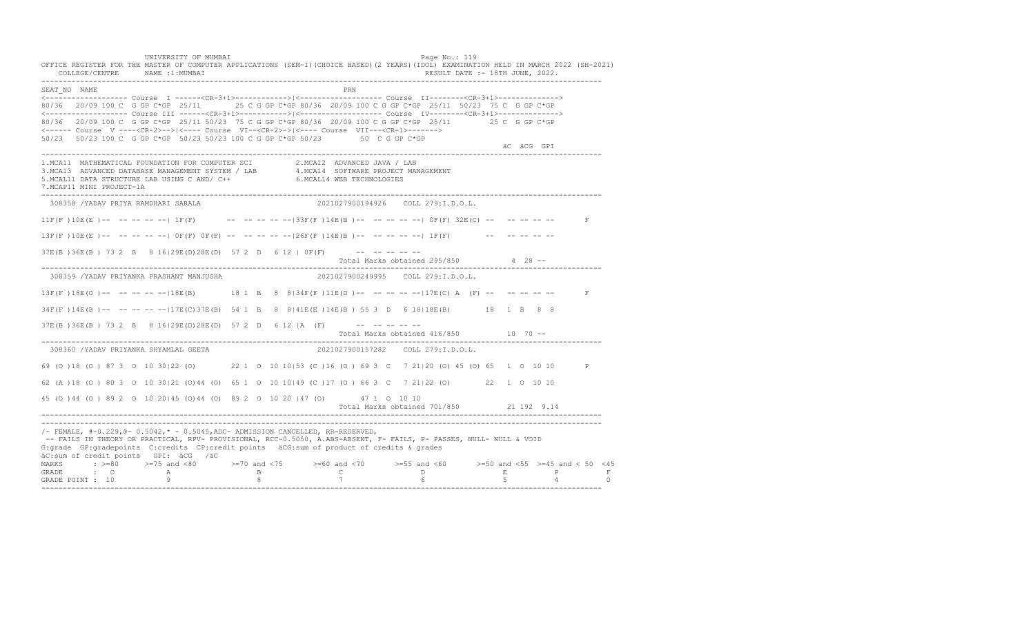```
                    UNIVERSITY OF MUMBAI                                                    Page No.: 119
OFFICE REGISTER FOR THE MASTER OF COMPUTER APPLICATIONS (SEM-I)(CHOICE BASED)(2 YEARS)(IDOL) EXAMINATION HELD IN MARCH 2022 (SH-2021)
    COLLEGE/CENTRE      NAME :1:MUMBAI                                                      RESULT DATE :- 18TH JUNE, 2022.
-------------------------------------------------------------------------------------------------------------------------------------
SEAT_NO  NAME                                                               PRN
<-------------------- Course  I ------<CR-3+1>------------>|<------------------- Course  II--------<CR-3+1>------------->
80/36  20/09 100 C  G GP C*GP  25/11      25 C G GP C*GP 80/36  20/09 100 C G GP C*GP  25/11  50/23  75 C  G GP C*GP
<-------------------- Course III ------<CR-3+1>----------->|<------------------- Course  IV--------<CR-3+1>------------->
80/36  20/09 100 C  G GP C*GP  25/11 50/23  75 C G GP C*GP 80/36  20/09 100 C G GP C*GP  25/11         25 C  G GP C*GP
<------ Course  V ----<CR-2>-->|<---- Course  VI--<CR-2>->|<---- Course  VII---<CR-1>------->
50/23  50/23 100 C  G GP C*GP  50/23 50/23 100 C G GP C*GP 50/23         50  C G GP C*GP
                                                                                                          äC  äCG  GPI
-------------------------------------------------------------------------------------------------------------------------------------
1.MCA11  MATHEMATICAL FOUNDATION FOR COMPUTER SCI          2.MCA12  ADVANCED JAVA / LAB
3.MCA13  ADVANCED DATABASE MANAGEMENT SYSTEM / LAB         4.MCA14  SOFTWARE PROJECT MANAGEMENT
5.MCAL11 DATA STRUCTURE LAB USING C AND/ C++               6.MCAL14 WEB TECHNOLOGIES
7.MCAP11 MINI PROJECT-1A
-------------------------------------------------------------------------------------------------------------------------------------
  308358 /YADAV PRIYA RAMDHARI SARALA                          2021027900194926    COLL 279:I.D.O.L.

11F(F )10E(E )--  -- -- -- --| 1F(F)       --  -- -- -- --|33F(F )14E(B )--  -- -- -- --| 0F(F) 32E(C) --   -- -- -- --       F

13F(F )10E(E )--  -- -- -- --| 0F(F) 0F(F) --  -- -- -- --|26F(F )14E(B )--  -- -- -- --| 1F(F)        --   -- -- -- --

37E(B )36E(B ) 73 2  B   8 16|29E(D)28E(D)  57 2  D   6 12 | 0F(F)       --  -- -- -- --
                                                                    Total Marks obtained 295/850           4  28 --
-------------------------------------------------------------------------------------------------------------------------------------
  308359 /YADAV PRIYANKA PRASHANT MANJUSHA                     2021027900249995    COLL 279:I.D.O.L.

13F(F )18E(O )--  -- -- -- --|18E(B)        18 1  B   8  8|34F(F )11E(D )--  -- -- -- --|17E(C) A  (F) --   -- -- -- --       F

34F(F )14E(B )--  -- -- -- --|17E(C)37E(B)  54 1  B   8  8|41E(E )14E(B ) 55 3  D   6 18|18E(B)        18   1  B   8  8

37E(B )36E(B ) 73 2  B   8 16|29E(D)28E(D)  57 2  D   6 12 |A  (F)       --  -- -- -- --
                                                                    Total Marks obtained 416/850          10  70 --
-------------------------------------------------------------------------------------------------------------------------------------
  308360 /YADAV PRIYANKA SHYAMLAL GEETA                        2021027900157282    COLL 279:I.D.O.L.

69 (O )18 (O ) 87 3  O  10 30|22 (O)        22 1  O  10 10|53 (C )16 (O ) 69 3  C   7 21|20 (O) 45 (O) 65   1  O  10 10       P

62 (A )18 (O ) 80 3  O  10 30|21 (O)44 (O)  65 1  O  10 10|49 (C )17 (O ) 66 3  C   7 21|22 (O)        22   1  O  10 10

45 (O )44 (O ) 89 2  O  10 20|45 (O)44 (O)  89 2  O  10 20 |47 (O)        47 1  O  10 10
                                                                    Total Marks obtained 701/850          21 192  9.14
-------------------------------------------------------------------------------------------------------------------------------------
-------------------------------------------------------------------------------------------------------------------------------------
/- FEMALE, #-0.229,@- 0.5042,* - 0.5045,ADC- ADMISSION CANCELLED, RR-RESERVED,
 -- FAILS IN THEORY OR PRACTICAL, RPV- PROVISIONAL, RCC-0.5050, A.ABS-ABSENT, F- FAILS, P- PASSES, NULL- NULL & VOID
G:grade  GP:gradepoints  C:credits  CP:credit points   äCG:sum of product of credits & grades
äC:sum of credit points   GPI:  äCG   /äC
MARKS       : >=80      >=75 and <80       >=70 and <75       >=60 and <70       >=55 and <60       >=50 and <55  >=45 and < 50  <45
GRADE       :  O             A                  B                  C                  D                  E             P            F
GRADE POINT : 10             9                  8                  7                  6                  5             4            0
-------------------------------------------------------------------------------------------------------------------------------------
```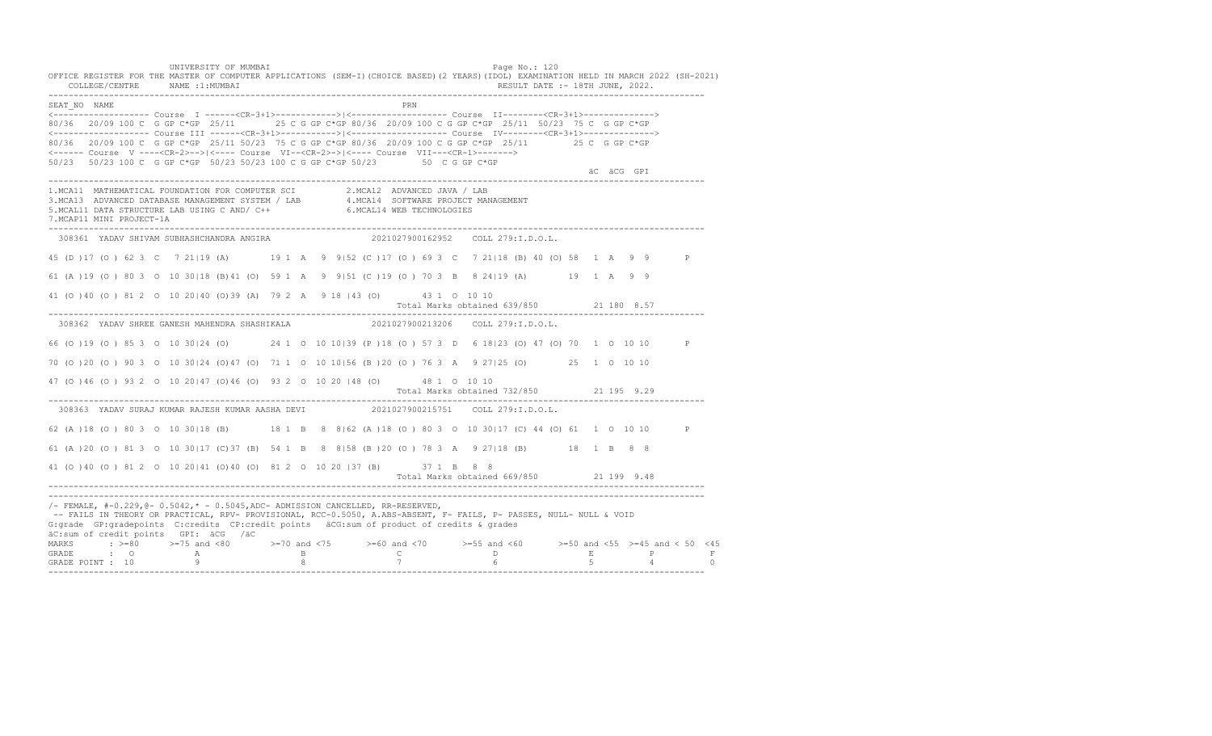UNIVERSITY OF MUMBAI

OFFICE REGISTER FOR THE MASTER OF COMPUTER APPLICATIONS (SEM-I)(CHOICE BASED)(2 YEARS)(IDOL) EXAMINATION HELD IN MARCH 2022 (SH-2021)

COLLEGE/CENTRE NAME :1:MUMBAI RESULT DATE :- 18TH JUNE, 2022.

```
SEAT_NO  NAME                                                                 PRN
<------------------- Course  I ------<CR-3+1>------------>|<------------------- Course  II--------<CR-3+1>------------->
80/36  20/09 100 C  G GP C*GP  25/11      25 C G GP C*GP 80/36  20/09 100 C G GP C*GP  25/11  50/23  75 C  G GP C*GP
<------------------- Course III ------<CR-3+1>------------>|<------------------- Course  IV--------<CR-3+1>------------->
80/36  20/09 100 C  G GP C*GP  25/11 50/23  75 C G GP C*GP 80/36  20/09 100 C G GP C*GP  25/11         25 C  G GP C*GP
<------ Course  V ----<CR-2>-->|<---- Course  VI--<CR-2>->|<---- Course  VII---<CR-1>------->
50/23   50/23 100 C  G GP C*GP  50/23 50/23 100 C G GP C*GP 50/23         50  C G GP C*GP
                                                                                                          äC  äCG  GPI
```

1.MCA11 MATHEMATICAL FOUNDATION FOR COMPUTER SCI 2.MCA12 ADVANCED JAVA / LAB
3.MCA13 ADVANCED DATABASE MANAGEMENT SYSTEM / LAB 4.MCA14 SOFTWARE PROJECT MANAGEMENT
5.MCAL11 DATA STRUCTURE LAB USING C AND/ C++ 6.MCAL14 WEB TECHNOLOGIES
7.MCAP11 MINI PROJECT-1A

```
 308361  YADAV SHIVAM SUBHASHCHANDRA ANGIRA                    2021027900162952    COLL 279:I.D.O.L.

45 (D )17 (O ) 62 3  C   7 21|19 (A)       19 1  A   9  9|52 (C )17 (O ) 69 3  C   7 21|18 (B) 40 (O) 58  1  A   9  9       P

61 (A )19 (O ) 80 3  O  10 30|18 (B)41 (O)  59 1  A   9  9|51 (C )19 (O ) 70 3  B   8 24|19 (A)       19  1  A   9  9

41 (O )40 (O ) 81 2  O  10 20|40 (O)39 (A)  79 2  A   9 18 |43 (O)       43 1  O  10 10
                                                                      Total Marks obtained 639/850          21 180  8.57

 308362  YADAV SHREE GANESH MAHENDRA SHASHIKALA               2021027900213206    COLL 279:I.D.O.L.

66 (O )19 (O ) 85 3  O  10 30|24 (O)       24 1  O  10 10|39 (P )18 (O ) 57 3  D   6 18|23 (O) 47 (O) 70  1  O  10 10       P

70 (O )20 (O ) 90 3  O  10 30|24 (O)47 (O)  71 1  O  10 10|56 (B )20 (O ) 76 3  A   9 27|25 (O)       25  1  O  10 10

47 (O )46 (O ) 93 2  O  10 20|47 (O)46 (O)  93 2  O  10 20 |48 (O)       48 1  O  10 10
                                                                      Total Marks obtained 732/850          21 195  9.29

 308363  YADAV SURAJ KUMAR RAJESH KUMAR AASHA DEVI            2021027900215751    COLL 279:I.D.O.L.

62 (A )18 (O ) 80 3  O  10 30|18 (B)       18 1  B   8  8|62 (A )18 (O ) 80 3  O  10 30|17 (C) 44 (O) 61  1  O  10 10       P

61 (A )20 (O ) 81 3  O  10 30|17 (C)37 (B)  54 1  B   8  8|58 (B )20 (O ) 78 3  A   9 27|18 (B)       18  1  B   8  8

41 (O )40 (O ) 81 2  O  10 20|41 (O)40 (O)  81 2  O  10 20 |37 (B)       37 1  B   8  8
                                                                      Total Marks obtained 669/850          21 199  9.48
```

/- FEMALE, #-0.229,@- 0.5042,* - 0.5045,ADC- ADMISSION CANCELLED, RR-RESERVED,
-- FAILS IN THEORY OR PRACTICAL, RPV- PROVISIONAL, RCC-0.5050, A.ABS-ABSENT, F- FAILS, P- PASSES, NULL- NULL & VOID
G:grade GP:gradepoints C:credits CP:credit points äCG:sum of product of credits & grades
äC:sum of credit points GPI: äCG /äC

| MARKS | >=80 | >=75 and <80 | >=70 and <75 | >=60 and <70 | >=55 and <60 | >=50 and <55 | >=45 and < 50 | <45 |
|---|---|---|---|---|---|---|---|---|
| GRADE | O | A | B | C | D | E | P | F |
| GRADE POINT | 10 | 9 | 8 | 7 | 6 | 5 | 4 | 0 |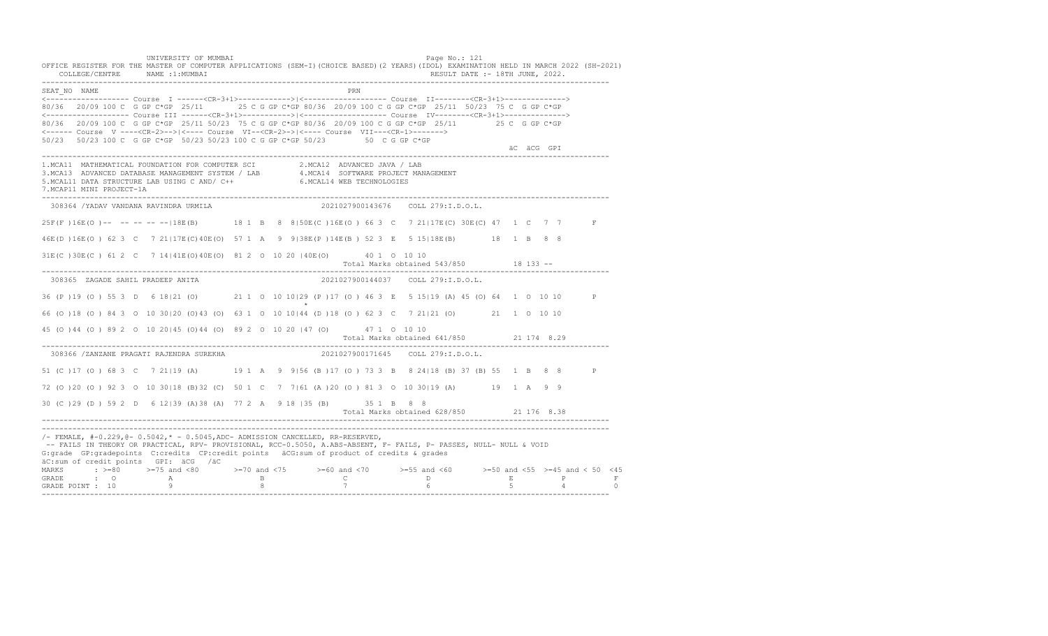UNIVERSITY OF MUMBAI

OFFICE REGISTER FOR THE MASTER OF COMPUTER APPLICATIONS (SEM-I)(CHOICE BASED)(2 YEARS)(IDOL) EXAMINATION HELD IN MARCH 2022 (SH-2021)

COLLEGE/CENTRE NAME :1:MUMBAI RESULT DATE :- 18TH JUNE, 2022.

```
SEAT_NO  NAME                                                       PRN
<------------------- Course  I ------<CR-3+1>------------>|<------------------- Course  II--------<CR-3+1>------------->
80/36  20/09 100 C  G GP C*GP  25/11      25 C G GP C*GP 80/36  20/09 100 C G GP C*GP  25/11  50/23  75 C  G GP C*GP
<------------------- Course III ------<CR-3+1>------------>|<------------------- Course  IV--------<CR-3+1>------------->
80/36  20/09 100 C  G GP C*GP  25/11 50/23  75 C G GP C*GP 80/36  20/09 100 C G GP C*GP  25/11       25 C  G GP C*GP
<------ Course  V ----<CR-2>-->|<---- Course  VI--<CR-2>->|<---- Course  VII---<CR-1>------->
50/23  50/23 100 C  G GP C*GP  50/23 50/23 100 C G GP C*GP 50/23        50  C G GP C*GP
                                                                                                          äC  äCG  GPI
------------------------------------------------------------------------------------------------------------------------
1.MCA11  MATHEMATICAL FOUNDATION FOR COMPUTER SCI          2.MCA12  ADVANCED JAVA / LAB
3.MCA13  ADVANCED DATABASE MANAGEMENT SYSTEM / LAB         4.MCA14  SOFTWARE PROJECT MANAGEMENT
5.MCAL11 DATA STRUCTURE LAB USING C AND/ C++               6.MCAL14 WEB TECHNOLOGIES
7.MCAP11 MINI PROJECT-1A
------------------------------------------------------------------------------------------------------------------------
 308364 /YADAV VANDANA RAVINDRA URMILA                      2021027900143676    COLL 279:I.D.O.L.

25F(F )16E(O )--  -- -- -- --|18E(B)       18 1  B   8  8|50E(C )16E(O ) 66 3  C   7 21|17E(C) 30E(C) 47  1  C   7  7       F

46E(D )16E(O ) 62 3  C   7 21|17E(C)40E(O)  57 1  A   9  9|38E(P )14E(B ) 52 3  E   5 15|18E(B)       18  1  B   8  8

31E(C )30E(C ) 61 2  C   7 14|41E(O)40E(O)  81 2  O  10 20 |40E(O)       40 1  O  10 10
                                                                        Total Marks obtained 543/850          18 133 --
------------------------------------------------------------------------------------------------------------------------
 308365  ZAGADE SAHIL PRADEEP ANITA                         2021027900144037    COLL 279:I.D.O.L.

36 (P )19 (O ) 55 3  D   6 18|21 (O)       21 1  O  10 10|29 (P )17 (O ) 46 3  E   5 15|19 (A) 45 (O) 64  1  O  10 10      P
                                                           *
66 (O )18 (O ) 84 3  O  10 30|20 (O)43 (O)  63 1  O  10 10|44 (D )18 (O ) 62 3  C   7 21|21 (O)       21  1  O  10 10

45 (O )44 (O ) 89 2  O  10 20|45 (O)44 (O)  89 2  O  10 20 |47 (O)       47 1  O  10 10
                                                                        Total Marks obtained 641/850          21 174  8.29
------------------------------------------------------------------------------------------------------------------------
 308366 /ZANZANE PRAGATI RAJENDRA SUREKHA                   2021027900171645    COLL 279:I.D.O.L.

51 (C )17 (O ) 68 3  C   7 21|19 (A)       19 1  A   9  9|56 (B )17 (O ) 73 3  B   8 24|18 (B) 37 (B) 55  1  B   8  8      P

72 (O )20 (O ) 92 3  O  10 30|18 (B)32 (C)  50 1  C   7  7|61 (A )20 (O ) 81 3  O  10 30|19 (A)       19  1  A   9  9

30 (C )29 (D ) 59 2  D   6 12|39 (A)38 (A)  77 2  A   9 18 |35 (B)       35 1  B   8  8
                                                                        Total Marks obtained 628/850          21 176  8.38
------------------------------------------------------------------------------------------------------------------------
------------------------------------------------------------------------------------------------------------------------
/- FEMALE, #-0.229,@- 0.5042,* - 0.5045,ADC- ADMISSION CANCELLED, RR-RESERVED,
 -- FAILS IN THEORY OR PRACTICAL, RPV- PROVISIONAL, RCC-0.5050, A.ABS-ABSENT, F- FAILS, P- PASSES, NULL- NULL & VOID
G:grade  GP:gradepoints  C:credits  CP:credit points   äCG:sum of product of credits & grades
äC:sum of credit points   GPI:  äCG   /äC
MARKS       : >=80      >=75 and <80        >=70 and <75       >=60 and <70       >=55 and <60       >=50 and <55  >=45 and < 50  <45
GRADE       :  O              A                  B                  C                  D                  E             P            F
GRADE POINT : 10              9                  8                  7                  6                  5             4            0
------------------------------------------------------------------------------------------------------------------------
```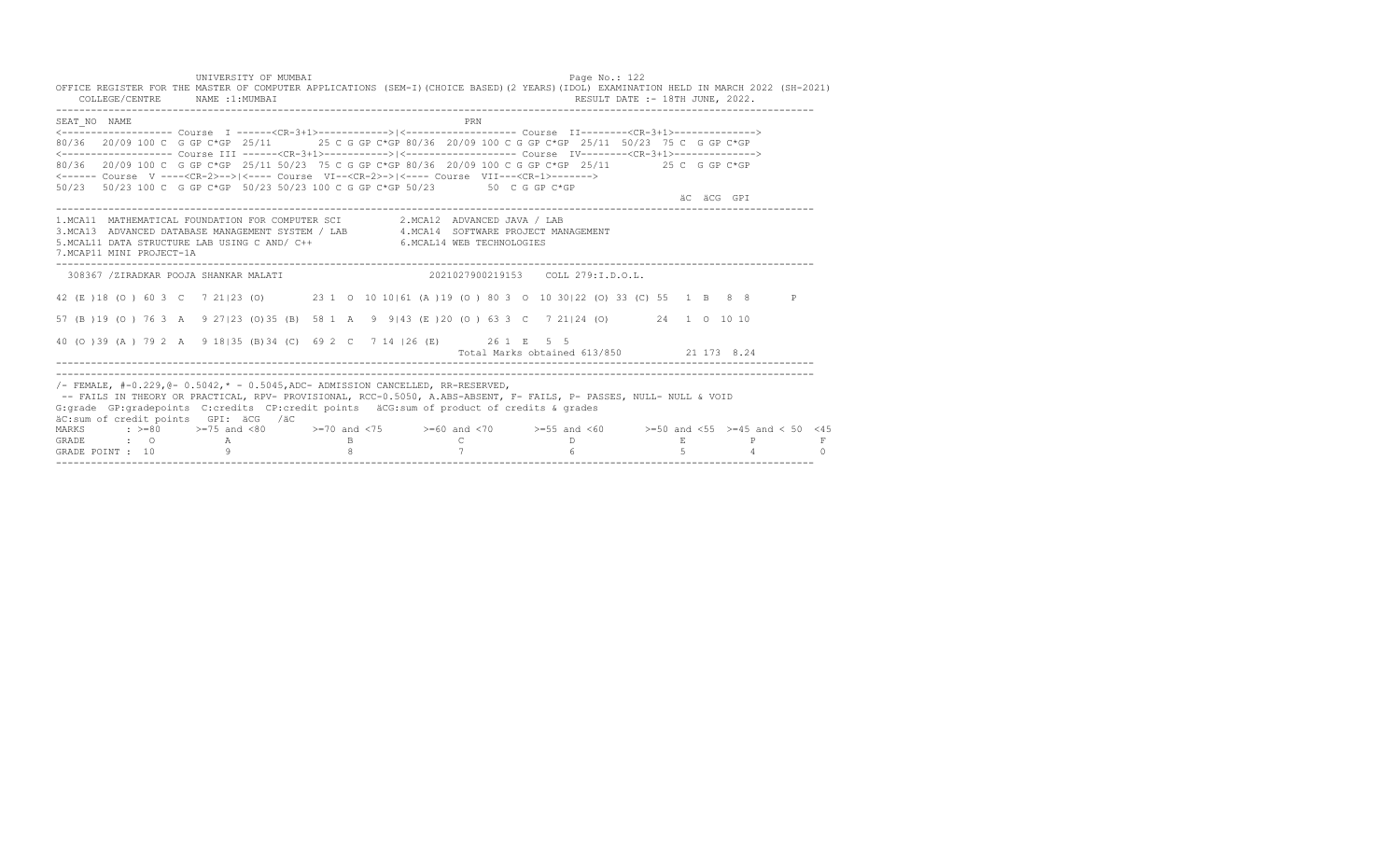UNIVERSITY OF MUMBAI

OFFICE REGISTER FOR THE MASTER OF COMPUTER APPLICATIONS (SEM-I)(CHOICE BASED)(2 YEARS)(IDOL) EXAMINATION HELD IN MARCH 2022 (SH-2021)

COLLEGE/CENTRE NAME :1:MUMBAI RESULT DATE :- 18TH JUNE, 2022.

```
-------------------------------------------------------------------------------------------------------------------------------
SEAT_NO  NAME                                                        PRN
<------------------- Course  I ------<CR-3+1>------------>|<------------------- Course  II--------<CR-3+1>------------->
80/36  20/09 100 C  G GP C*GP  25/11       25 C G GP C*GP 80/36  20/09 100 C G GP C*GP  25/11  50/23  75 C  G GP C*GP
<------------------- Course III ------<CR-3+1>----------->|<------------------- Course  IV--------<CR-3+1>------------->
80/36  20/09 100 C  G GP C*GP  25/11 50/23  75 C G GP C*GP 80/36  20/09 100 C G GP C*GP  25/11        25 C  G GP C*GP
<------ Course  V ----<CR-2>-->|<---- Course  VI--<CR-2>->|<---- Course  VII---<CR-1>------->
50/23  50/23 100 C  G GP C*GP  50/23 50/23 100 C G GP C*GP 50/23        50  C G GP C*GP
                                                                                                          äC  äCG  GPI
-------------------------------------------------------------------------------------------------------------------------------
1.MCA11  MATHEMATICAL FOUNDATION FOR COMPUTER SCI          2.MCA12  ADVANCED JAVA / LAB
3.MCA13  ADVANCED DATABASE MANAGEMENT SYSTEM / LAB         4.MCA14  SOFTWARE PROJECT MANAGEMENT
5.MCAL11 DATA STRUCTURE LAB USING C AND/ C++               6.MCAL14 WEB TECHNOLOGIES
7.MCAP11 MINI PROJECT-1A
-------------------------------------------------------------------------------------------------------------------------------
  308367 /ZIRADKAR POOJA SHANKAR MALATI                       2021027900219153    COLL 279:I.D.O.L.

42 (E )18 (O ) 60 3  C   7 21|23 (O)       23 1  O  10 10|61 (A )19 (O ) 80 3  O  10 30|22 (O) 33 (C) 55  1  B   8  8       P

57 (B )19 (O ) 76 3  A   9 27|23 (O)35 (B)  58 1  A   9  9|43 (E )20 (O ) 63 3  C   7 21|24 (O)        24  1  O  10 10

40 (O )39 (A ) 79 2  A   9 18|35 (B)34 (C)  69 2  C   7 14 |26 (E)       26 1  E   5  5
                                                                      Total Marks obtained 613/850          21 173  8.24
-------------------------------------------------------------------------------------------------------------------------------
-------------------------------------------------------------------------------------------------------------------------------
/- FEMALE, #-0.229,@- 0.5042,* - 0.5045,ADC- ADMISSION CANCELLED, RR-RESERVED,
 -- FAILS IN THEORY OR PRACTICAL, RPV- PROVISIONAL, RCC-0.5050, A.ABS-ABSENT, F- FAILS, P- PASSES, NULL- NULL & VOID
G:grade  GP:gradepoints  C:credits  CP:credit points   äCG:sum of product of credits & grades
äC:sum of credit points   GPI:  äCG   /äC
MARKS      : >=80     >=75 and <80       >=70 and <75      >=60 and <70      >=55 and <60      >=50 and <55  >=45 and < 50  <45
GRADE      :  O            A                  B                 C                 D                 E            P            F
GRADE POINT : 10           9                  8                 7                 6                 5            4            0
-------------------------------------------------------------------------------------------------------------------------------
```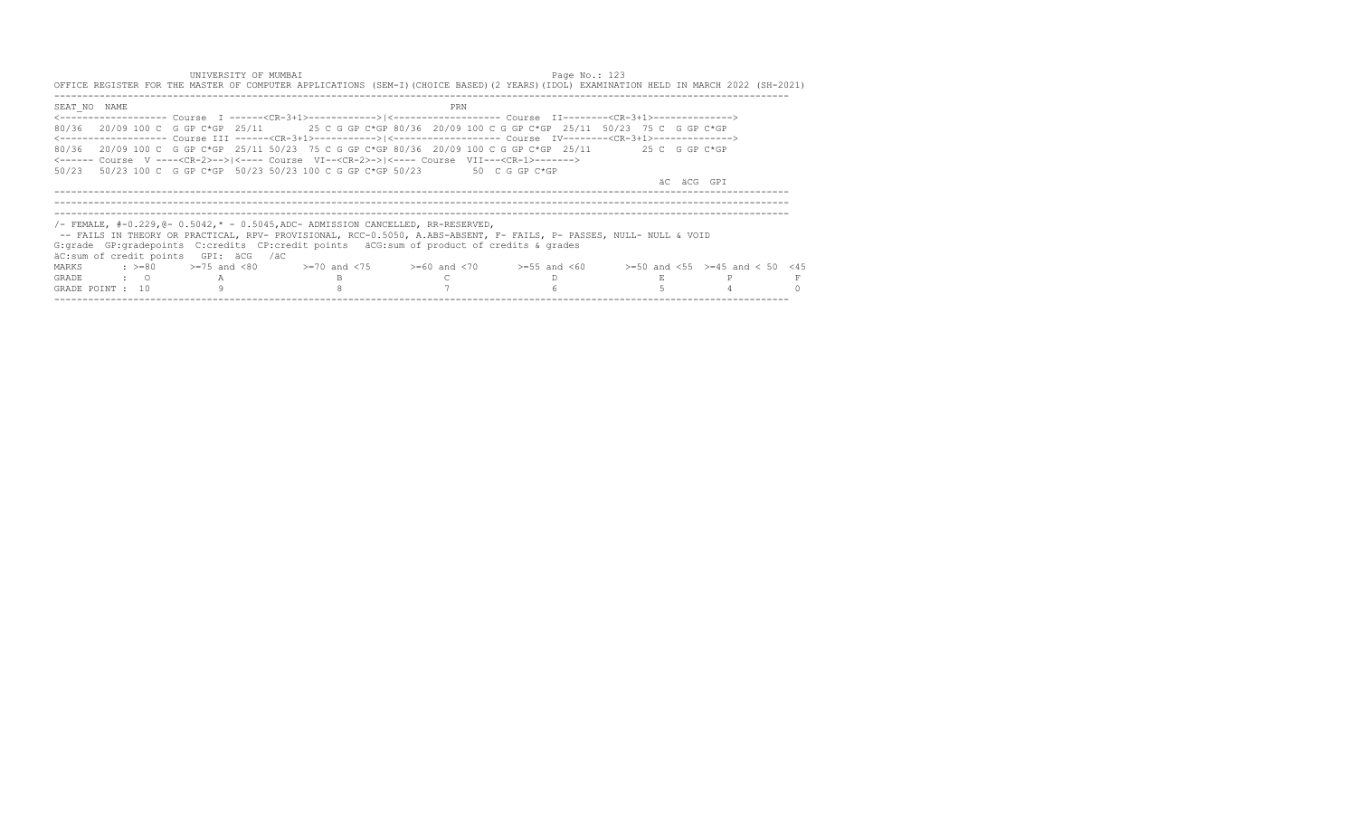UNIVERSITY OF MUMBAI

OFFICE REGISTER FOR THE MASTER OF COMPUTER APPLICATIONS (SEM-I)(CHOICE BASED)(2 YEARS)(IDOL) EXAMINATION HELD IN MARCH 2022 (SH-2021)

```
-----------------------------------------------------------------------------------------------------------------------------------
SEAT_NO  NAME                                                          PRN
<------------------- Course  I ------<CR-3+1>------------>|<------------------- Course  II--------<CR-3+1>-------------->
80/36   20/09 100 C  G GP C*GP  25/11       25 C G GP C*GP 80/36  20/09 100 C G GP C*GP  25/11  50/23  75 C  G GP C*GP
<------------------- Course III ------<CR-3+1>----------->|<------------------- Course  IV--------<CR-3+1>-------------->
80/36   20/09 100 C  G GP C*GP  25/11 50/23  75 C G GP C*GP 80/36  20/09 100 C G GP C*GP  25/11         25 C  G GP C*GP
<------ Course  V ----<CR-2>-->|<---- Course  VI--<CR-2>->|<---- Course  VII---<CR-1>------->
50/23   50/23 100 C  G GP C*GP  50/23 50/23 100 C G GP C*GP 50/23         50  C G GP C*GP
                                                                                                            äC  äCG  GPI
-----------------------------------------------------------------------------------------------------------------------------------
-----------------------------------------------------------------------------------------------------------------------------------
-----------------------------------------------------------------------------------------------------------------------------------
```

/- FEMALE, #-0.229,@- 0.5042,* - 0.5045,ADC- ADMISSION CANCELLED, RR-RESERVED,

-- FAILS IN THEORY OR PRACTICAL, RPV- PROVISIONAL, RCC-0.5050, A.ABS-ABSENT, F- FAILS, P- PASSES, NULL- NULL & VOID

G:grade GP:gradepoints C:credits CP:credit points äCG:sum of product of credits & grades

äC:sum of credit points GPI: äCG /äC

| | | | | | | | | |
|---|---|---|---|---|---|---|---|---|
| MARKS | : >=80 | >=75 and <80 | >=70 and <75 | >=60 and <70 | >=55 and <60 | >=50 and <55 | >=45 and < 50 | <45 |
| GRADE | : O | A | B | C | D | E | P | F |
| GRADE POINT : | 10 | 9 | 8 | 7 | 6 | 5 | 4 | 0 |